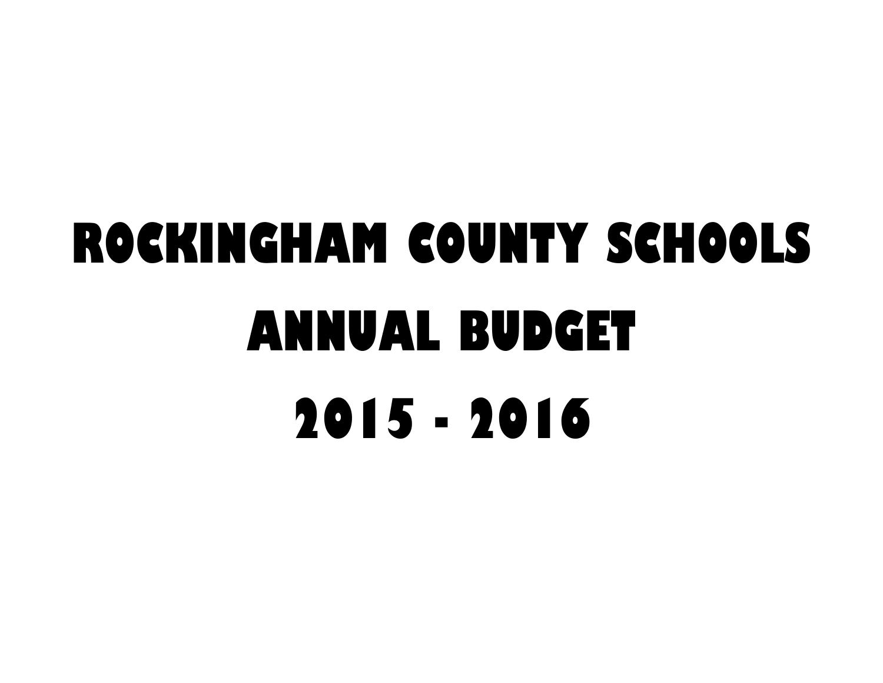# ROCKINGHAM COUNTY SCHOOLS

# ANNUAL BUDGET

# 2015 - 2016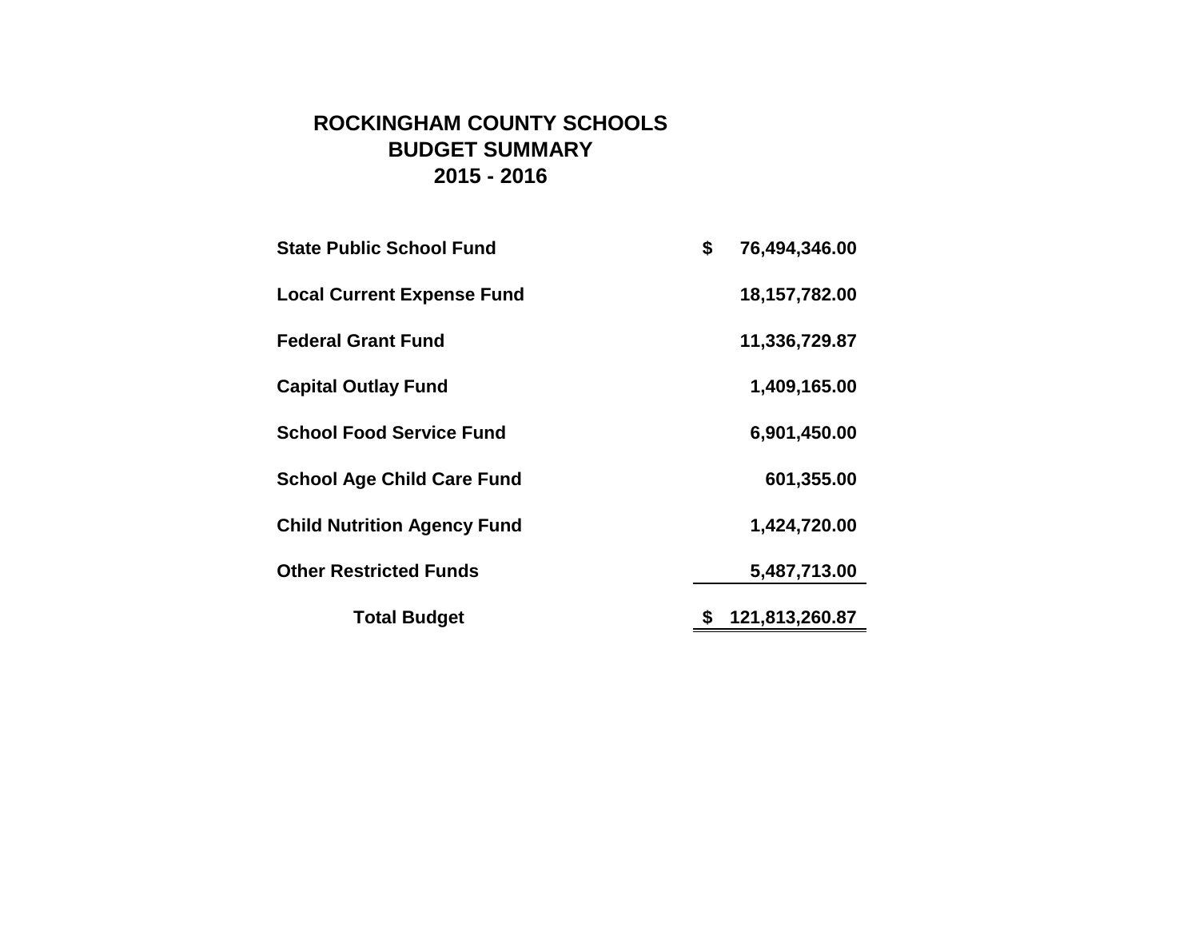# ROCKINGHAM COUNTY SCHOOLS
## BUDGET SUMMARY
## 2015 - 2016

| Fund | Amount |
|---|---|
| **State Public School Fund** | **$ 76,494,346.00** |
| **Local Current Expense Fund** | **18,157,782.00** |
| **Federal Grant Fund** | **11,336,729.87** |
| **Capital Outlay Fund** | **1,409,165.00** |
| **School Food Service Fund** | **6,901,450.00** |
| **School Age Child Care Fund** | **601,355.00** |
| **Child Nutrition Agency Fund** | **1,424,720.00** |
| **Other Restricted Funds** | **5,487,713.00** |
| **Total Budget** | **$ 121,813,260.87** |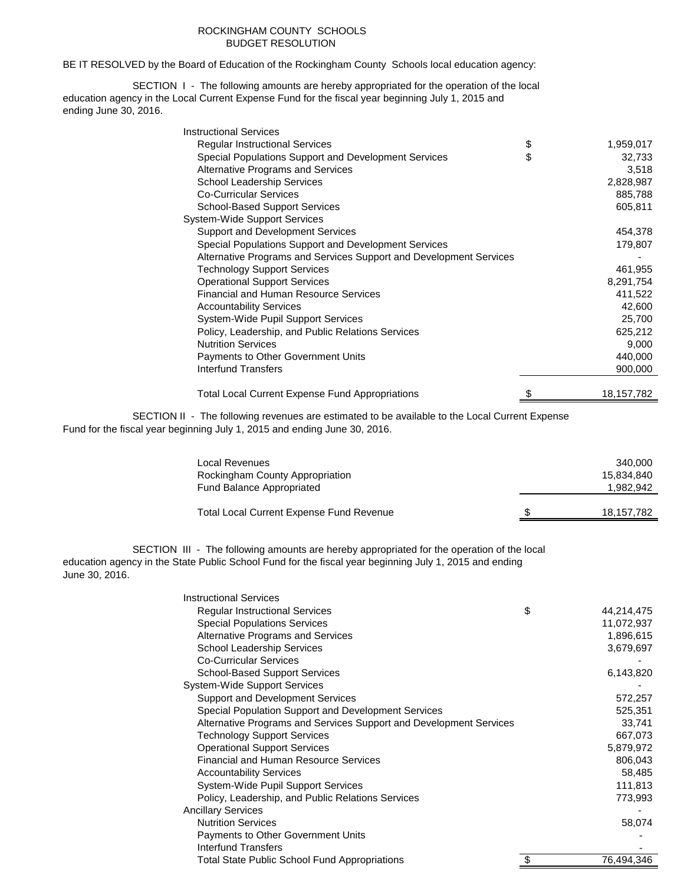# ROCKINGHAM COUNTY SCHOOLS
## BUDGET RESOLUTION

BE IT RESOLVED by the Board of Education of the Rockingham County Schools local education agency:

SECTION I - The following amounts are hereby appropriated for the operation of the local education agency in the Local Current Expense Fund for the fiscal year beginning July 1, 2015 and ending June 30, 2016.

| | | |
|---|---|---|
| **Instructional Services** | | |
| Regular Instructional Services | $ | 1,959,017 |
| Special Populations Support and Development Services | $ | 32,733 |
| Alternative Programs and Services | | 3,518 |
| School Leadership Services | | 2,828,987 |
| Co-Curricular Services | | 885,788 |
| School-Based Support Services | | 605,811 |
| **System-Wide Support Services** | | |
| Support and Development Services | | 454,378 |
| Special Populations Support and Development Services | | 179,807 |
| Alternative Programs and Services Support and Development Services | | - |
| Technology Support Services | | 461,955 |
| Operational Support Services | | 8,291,754 |
| Financial and Human Resource Services | | 411,522 |
| Accountability Services | | 42,600 |
| System-Wide Pupil Support Services | | 25,700 |
| Policy, Leadership, and Public Relations Services | | 625,212 |
| Nutrition Services | | 9,000 |
| Payments to Other Government Units | | 440,000 |
| Interfund Transfers | | 900,000 |
| Total Local Current Expense Fund Appropriations | $ | 18,157,782 |

SECTION II - The following revenues are estimated to be available to the Local Current Expense Fund for the fiscal year beginning July 1, 2015 and ending June 30, 2016.

| | | |
|---|---|---|
| Local Revenues | | 340,000 |
| Rockingham County Appropriation | | 15,834,840 |
| Fund Balance Appropriated | | 1,982,942 |
| Total Local Current Expense Fund Revenue | $ | 18,157,782 |

SECTION III - The following amounts are hereby appropriated for the operation of the local education agency in the State Public School Fund for the fiscal year beginning July 1, 2015 and ending June 30, 2016.

| | | |
|---|---|---|
| **Instructional Services** | | |
| Regular Instructional Services | $ | 44,214,475 |
| Special Populations Services | | 11,072,937 |
| Alternative Programs and Services | | 1,896,615 |
| School Leadership Services | | 3,679,697 |
| Co-Curricular Services | | - |
| School-Based Support Services | | 6,143,820 |
| **System-Wide Support Services** | | - |
| Support and Development Services | | 572,257 |
| Special Population Support and Development Services | | 525,351 |
| Alternative Programs and Services Support and Development Services | | 33,741 |
| Technology Support Services | | 667,073 |
| Operational Support Services | | 5,879,972 |
| Financial and Human Resource Services | | 806,043 |
| Accountability Services | | 58,485 |
| System-Wide Pupil Support Services | | 111,813 |
| Policy, Leadership, and Public Relations Services | | 773,993 |
| **Ancillary Services** | | - |
| Nutrition Services | | 58,074 |
| Payments to Other Government Units | | - |
| Interfund Transfers | | - |
| Total State Public School Fund Appropriations | $ | 76,494,346 |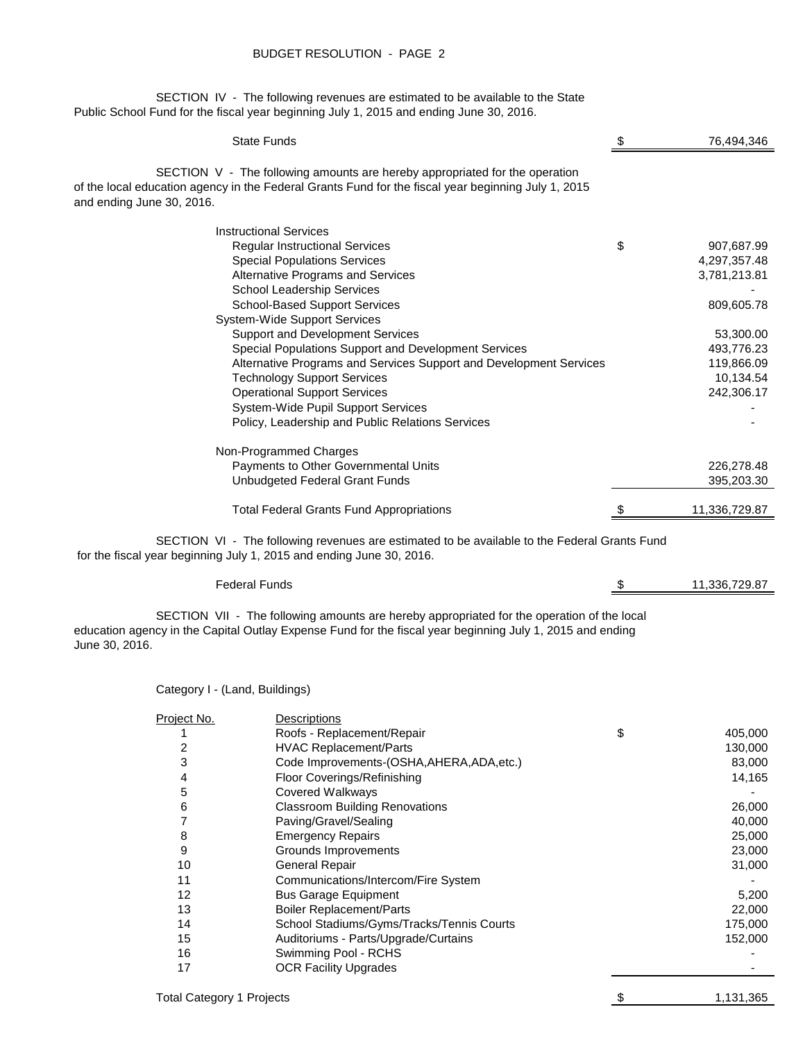BUDGET RESOLUTION - PAGE 2

SECTION IV - The following revenues are estimated to be available to the State Public School Fund for the fiscal year beginning July 1, 2015 and ending June 30, 2016.

| | | |
|---|---|---|
| State Funds | $ | 76,494,346 |

SECTION V - The following amounts are hereby appropriated for the operation of the local education agency in the Federal Grants Fund for the fiscal year beginning July 1, 2015 and ending June 30, 2016.

| | | |
|---|---|---|
| Instructional Services | | |
| Regular Instructional Services | $ | 907,687.99 |
| Special Populations Services | | 4,297,357.48 |
| Alternative Programs and Services | | 3,781,213.81 |
| School Leadership Services | | - |
| School-Based Support Services | | 809,605.78 |
| System-Wide Support Services | | |
| Support and Development Services | | 53,300.00 |
| Special Populations Support and Development Services | | 493,776.23 |
| Alternative Programs and Services Support and Development Services | | 119,866.09 |
| Technology Support Services | | 10,134.54 |
| Operational Support Services | | 242,306.17 |
| System-Wide Pupil Support Services | | - |
| Policy, Leadership and Public Relations Services | | - |
| Non-Programmed Charges | | |
| Payments to Other Governmental Units | | 226,278.48 |
| Unbudgeted Federal Grant Funds | | 395,203.30 |
| Total Federal Grants Fund Appropriations | $ | 11,336,729.87 |

SECTION VI - The following revenues are estimated to be available to the Federal Grants Fund for the fiscal year beginning July 1, 2015 and ending June 30, 2016.

| | | |
|---|---|---|
| Federal Funds | $ | 11,336,729.87 |

SECTION VII - The following amounts are hereby appropriated for the operation of the local education agency in the Capital Outlay Expense Fund for the fiscal year beginning July 1, 2015 and ending June 30, 2016.

Category I - (Land, Buildings)

| Project No. | Descriptions | | |
|---|---|---|---|
| 1 | Roofs - Replacement/Repair | $ | 405,000 |
| 2 | HVAC Replacement/Parts | | 130,000 |
| 3 | Code Improvements-(OSHA,AHERA,ADA,etc.) | | 83,000 |
| 4 | Floor Coverings/Refinishing | | 14,165 |
| 5 | Covered Walkways | | - |
| 6 | Classroom Building Renovations | | 26,000 |
| 7 | Paving/Gravel/Sealing | | 40,000 |
| 8 | Emergency Repairs | | 25,000 |
| 9 | Grounds Improvements | | 23,000 |
| 10 | General Repair | | 31,000 |
| 11 | Communications/Intercom/Fire System | | - |
| 12 | Bus Garage Equipment | | 5,200 |
| 13 | Boiler Replacement/Parts | | 22,000 |
| 14 | School Stadiums/Gyms/Tracks/Tennis Courts | | 175,000 |
| 15 | Auditoriums - Parts/Upgrade/Curtains | | 152,000 |
| 16 | Swimming Pool - RCHS | | - |
| 17 | OCR Facility Upgrades | | - |
| Total Category 1 Projects | | $ | 1,131,365 |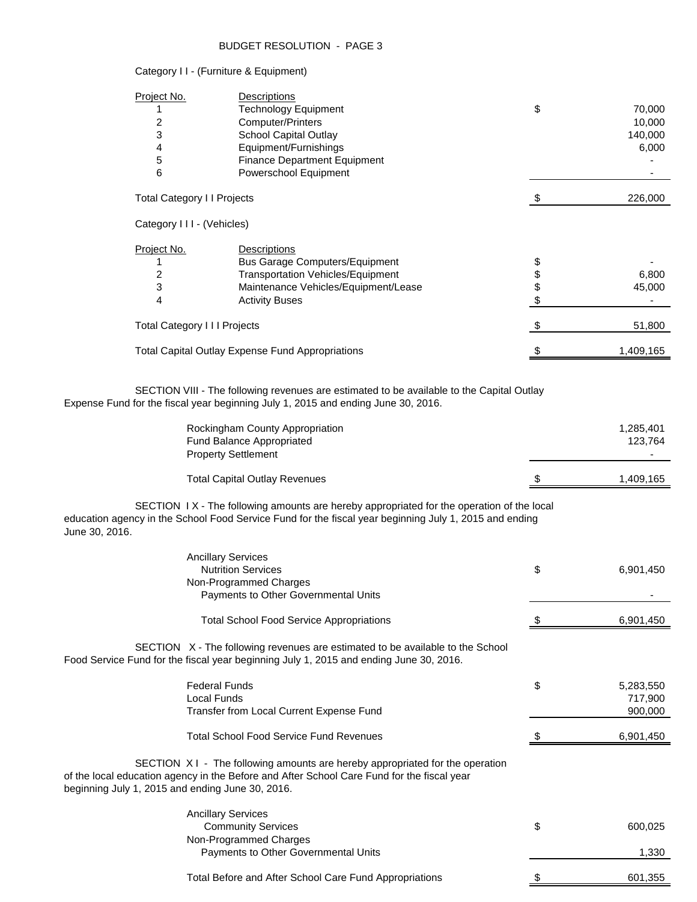BUDGET RESOLUTION - PAGE 3

Category I I - (Furniture & Equipment)

| Project No. | Descriptions | | |
|---|---|---|---|
| 1 | Technology Equipment | $ | 70,000 |
| 2 | Computer/Printers | | 10,000 |
| 3 | School Capital Outlay | | 140,000 |
| 4 | Equipment/Furnishings | | 6,000 |
| 5 | Finance Department Equipment | | - |
| 6 | Powerschool Equipment | | - |
| Total Category I I Projects | | $ | 226,000 |

Category I I I - (Vehicles)

| Project No. | Descriptions | | |
|---|---|---|---|
| 1 | Bus Garage Computers/Equipment | $ | - |
| 2 | Transportation Vehicles/Equipment | $ | 6,800 |
| 3 | Maintenance Vehicles/Equipment/Lease | $ | 45,000 |
| 4 | Activity Buses | $ | - |
| Total Category I I I Projects | | $ | 51,800 |
| Total Capital Outlay Expense Fund Appropriations | | $ | 1,409,165 |

SECTION VIII - The following revenues are estimated to be available to the Capital Outlay Expense Fund for the fiscal year beginning July 1, 2015 and ending June 30, 2016.

| | | |
|---|---|---|
| Rockingham County Appropriation | | 1,285,401 |
| Fund Balance Appropriated | | 123,764 |
| Property Settlement | | - |
| Total Capital Outlay Revenues | $ | 1,409,165 |

SECTION I X - The following amounts are hereby appropriated for the operation of the local education agency in the School Food Service Fund for the fiscal year beginning July 1, 2015 and ending June 30, 2016.

| | | |
|---|---|---|
| Ancillary Services | | |
| Nutrition Services | $ | 6,901,450 |
| Non-Programmed Charges | | |
| Payments to Other Governmental Units | | - |
| Total School Food Service Appropriations | $ | 6,901,450 |

SECTION X - The following revenues are estimated to be available to the School Food Service Fund for the fiscal year beginning July 1, 2015 and ending June 30, 2016.

| | | |
|---|---|---|
| Federal Funds | $ | 5,283,550 |
| Local Funds | | 717,900 |
| Transfer from Local Current Expense Fund | | 900,000 |
| Total School Food Service Fund Revenues | $ | 6,901,450 |

SECTION X I - The following amounts are hereby appropriated for the operation of the local education agency in the Before and After School Care Fund for the fiscal year beginning July 1, 2015 and ending June 30, 2016.

| | | |
|---|---|---|
| Ancillary Services | | |
| Community Services | $ | 600,025 |
| Non-Programmed Charges | | |
| Payments to Other Governmental Units | | 1,330 |
| Total Before and After School Care Fund Appropriations | $ | 601,355 |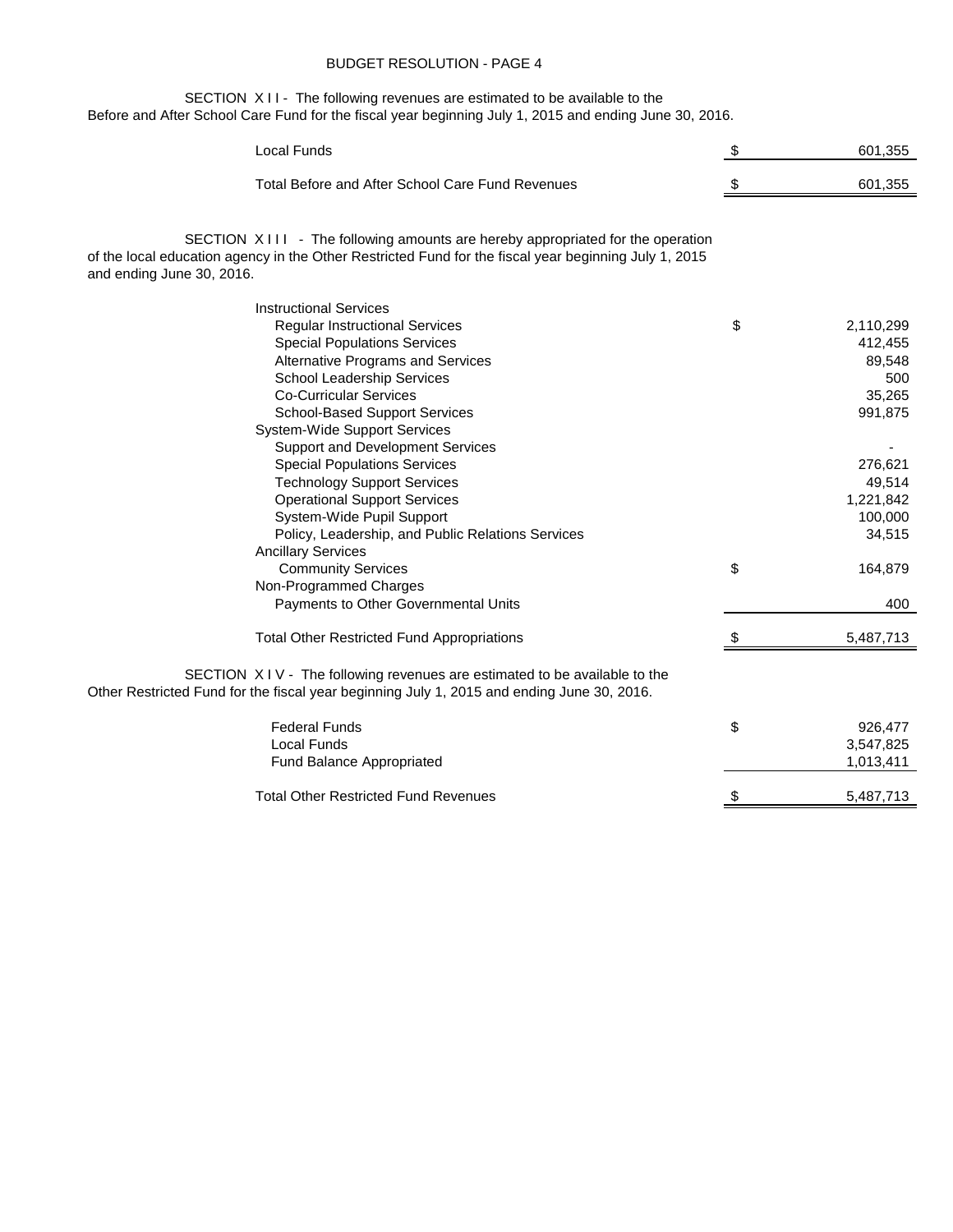## BUDGET RESOLUTION - PAGE 4

SECTION X I I - The following revenues are estimated to be available to the Before and After School Care Fund for the fiscal year beginning July 1, 2015 and ending June 30, 2016.

| | | |
|---|---|---|
| Local Funds | $ | 601,355 |
| Total Before and After School Care Fund Revenues | $ | 601,355 |

SECTION X I I I - The following amounts are hereby appropriated for the operation of the local education agency in the Other Restricted Fund for the fiscal year beginning July 1, 2015 and ending June 30, 2016.

| | | |
|---|---|---|
| Instructional Services | | |
| Regular Instructional Services | $ | 2,110,299 |
| Special Populations Services | | 412,455 |
| Alternative Programs and Services | | 89,548 |
| School Leadership Services | | 500 |
| Co-Curricular Services | | 35,265 |
| School-Based Support Services | | 991,875 |
| System-Wide Support Services | | |
| Support and Development Services | | - |
| Special Populations Services | | 276,621 |
| Technology Support Services | | 49,514 |
| Operational Support Services | | 1,221,842 |
| System-Wide Pupil Support | | 100,000 |
| Policy, Leadership, and Public Relations Services | | 34,515 |
| Ancillary Services | | |
| Community Services | $ | 164,879 |
| Non-Programmed Charges | | |
| Payments to Other Governmental Units | | 400 |
| Total Other Restricted Fund Appropriations | $ | 5,487,713 |

SECTION X I V - The following revenues are estimated to be available to the Other Restricted Fund for the fiscal year beginning July 1, 2015 and ending June 30, 2016.

| | | |
|---|---|---|
| Federal Funds | $ | 926,477 |
| Local Funds | | 3,547,825 |
| Fund Balance Appropriated | | 1,013,411 |
| Total Other Restricted Fund Revenues | $ | 5,487,713 |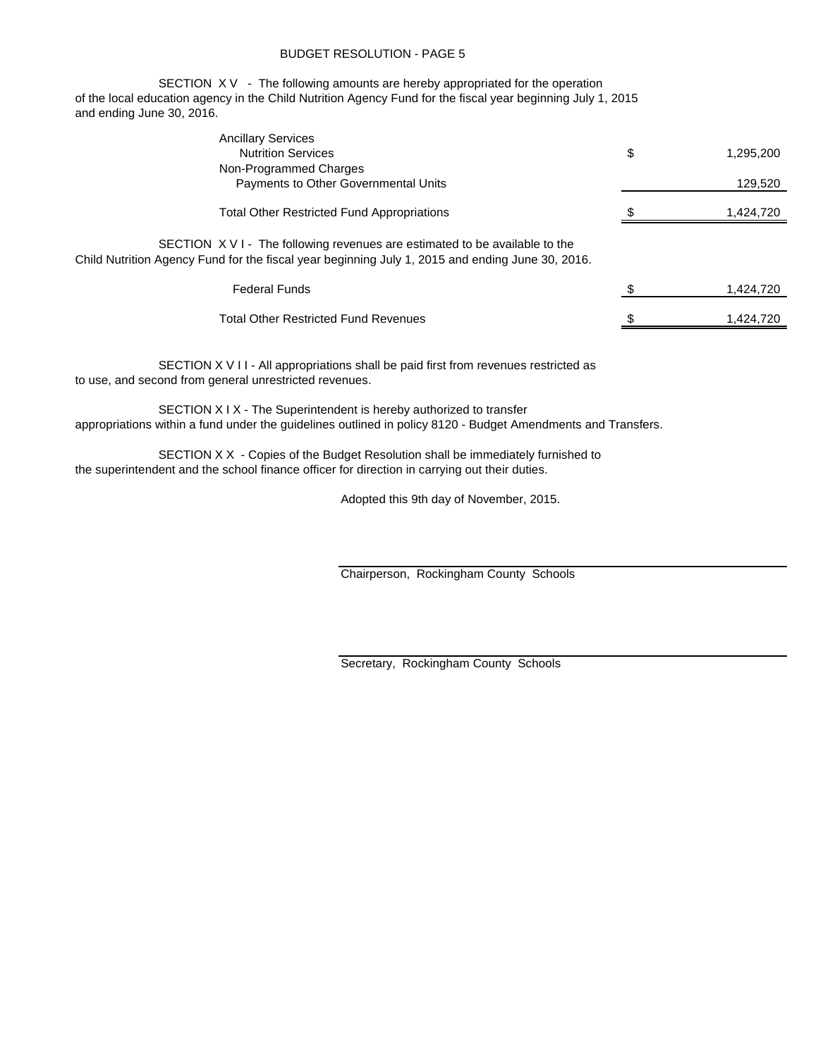BUDGET RESOLUTION - PAGE 5

SECTION X V - The following amounts are hereby appropriated for the operation of the local education agency in the Child Nutrition Agency Fund for the fiscal year beginning July 1, 2015 and ending June 30, 2016.

| | | |
|---|---|---|
| Ancillary Services | | |
| Nutrition Services | $ | 1,295,200 |
| Non-Programmed Charges | | |
| Payments to Other Governmental Units | | 129,520 |
| Total Other Restricted Fund Appropriations | $ | 1,424,720 |

SECTION X V I - The following revenues are estimated to be available to the Child Nutrition Agency Fund for the fiscal year beginning July 1, 2015 and ending June 30, 2016.

| | | |
|---|---|---|
| Federal Funds | $ | 1,424,720 |
| Total Other Restricted Fund Revenues | $ | 1,424,720 |

SECTION X V I I - All appropriations shall be paid first from revenues restricted as to use, and second from general unrestricted revenues.

SECTION X I X - The Superintendent is hereby authorized to transfer appropriations within a fund under the guidelines outlined in policy 8120 - Budget Amendments and Transfers.

SECTION X X - Copies of the Budget Resolution shall be immediately furnished to the superintendent and the school finance officer for direction in carrying out their duties.

Adopted this 9th day of November, 2015.

Chairperson, Rockingham County Schools

Secretary, Rockingham County Schools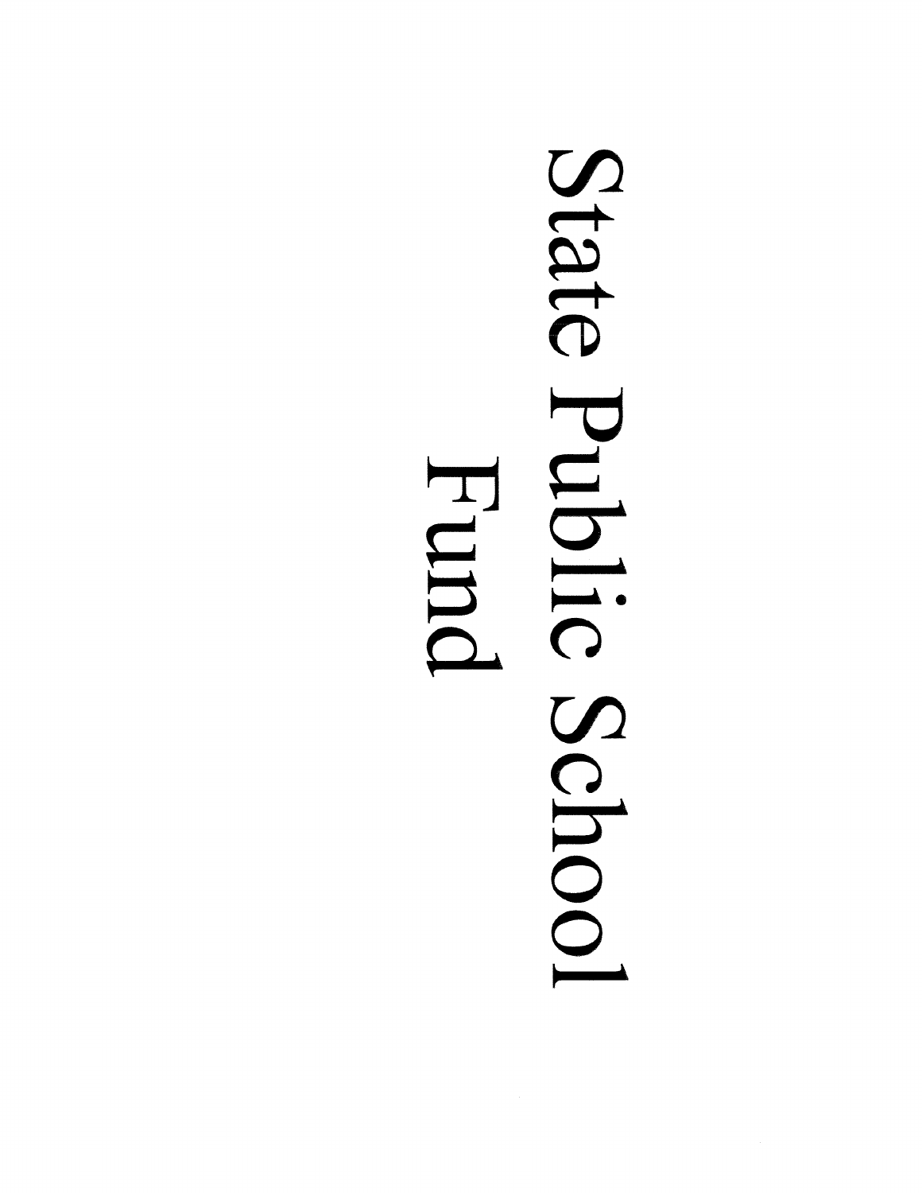# State Public School Fund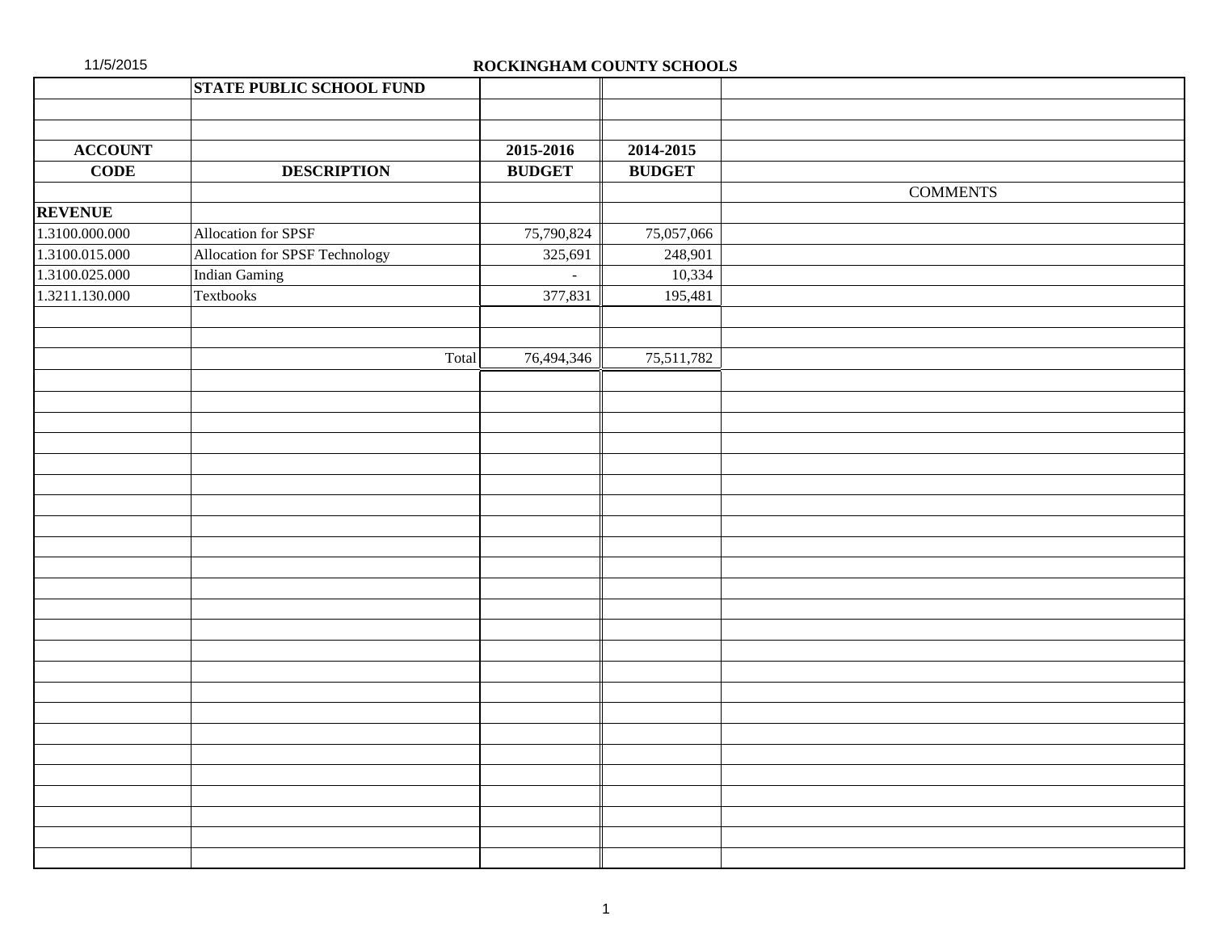11/5/2015

**ROCKINGHAM COUNTY SCHOOLS**

| | **STATE PUBLIC SCHOOL FUND** | | | |
|---|---|---|---|---|
| **ACCOUNT CODE** | **DESCRIPTION** | **2015-2016 BUDGET** | **2014-2015 BUDGET** | COMMENTS |
| **REVENUE** | | | | |
| 1.3100.000.000 | Allocation for SPSF | 75,790,824 | 75,057,066 | |
| 1.3100.015.000 | Allocation for SPSF Technology | 325,691 | 248,901 | |
| 1.3100.025.000 | Indian Gaming | - | 10,334 | |
| 1.3211.130.000 | Textbooks | 377,831 | 195,481 | |
| | Total | 76,494,346 | 75,511,782 | |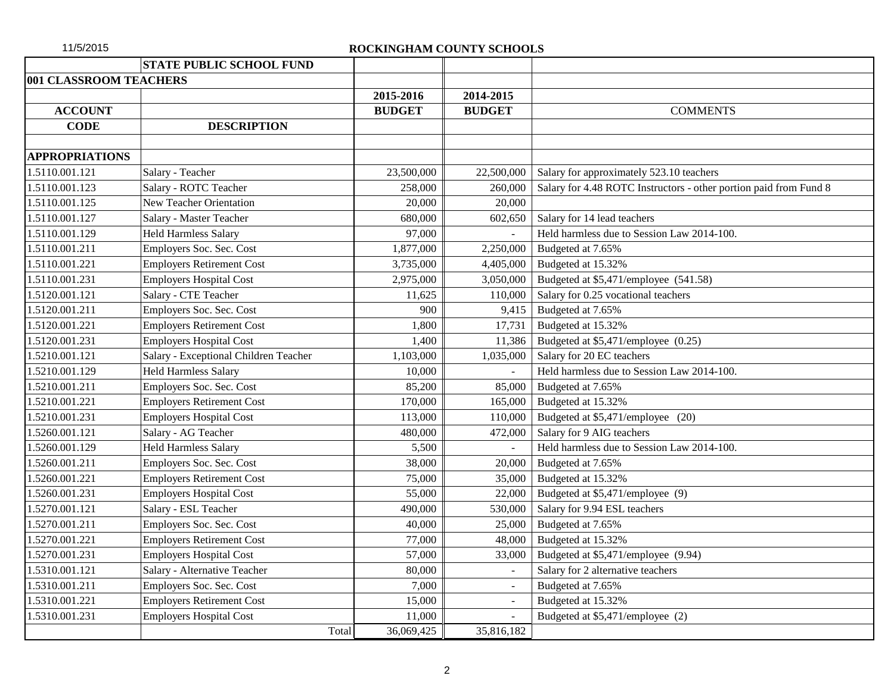# ROCKINGHAM COUNTY SCHOOLS

| | STATE PUBLIC SCHOOL FUND | | | |
|---|---|---|---|---|
| **001 CLASSROOM TEACHERS** | | | | |
| | | **2015-2016** | **2014-2015** | |
| **ACCOUNT** | | **BUDGET** | **BUDGET** | COMMENTS |
| **CODE** | **DESCRIPTION** | | | |
| | | | | |
| **APPROPRIATIONS** | | | | |
| 1.5110.001.121 | Salary - Teacher | 23,500,000 | 22,500,000 | Salary for approximately 523.10 teachers |
| 1.5110.001.123 | Salary - ROTC Teacher | 258,000 | 260,000 | Salary for 4.48 ROTC Instructors - other portion paid from Fund 8 |
| 1.5110.001.125 | New Teacher Orientation | 20,000 | 20,000 | |
| 1.5110.001.127 | Salary - Master Teacher | 680,000 | 602,650 | Salary for 14 lead teachers |
| 1.5110.001.129 | Held Harmless Salary | 97,000 | - | Held harmless due to Session Law 2014-100. |
| 1.5110.001.211 | Employers Soc. Sec. Cost | 1,877,000 | 2,250,000 | Budgeted at 7.65% |
| 1.5110.001.221 | Employers Retirement Cost | 3,735,000 | 4,405,000 | Budgeted at 15.32% |
| 1.5110.001.231 | Employers Hospital Cost | 2,975,000 | 3,050,000 | Budgeted at $5,471/employee (541.58) |
| 1.5120.001.121 | Salary - CTE Teacher | 11,625 | 110,000 | Salary for 0.25 vocational teachers |
| 1.5120.001.211 | Employers Soc. Sec. Cost | 900 | 9,415 | Budgeted at 7.65% |
| 1.5120.001.221 | Employers Retirement Cost | 1,800 | 17,731 | Budgeted at 15.32% |
| 1.5120.001.231 | Employers Hospital Cost | 1,400 | 11,386 | Budgeted at $5,471/employee (0.25) |
| 1.5210.001.121 | Salary - Exceptional Children Teacher | 1,103,000 | 1,035,000 | Salary for 20 EC teachers |
| 1.5210.001.129 | Held Harmless Salary | 10,000 | - | Held harmless due to Session Law 2014-100. |
| 1.5210.001.211 | Employers Soc. Sec. Cost | 85,200 | 85,000 | Budgeted at 7.65% |
| 1.5210.001.221 | Employers Retirement Cost | 170,000 | 165,000 | Budgeted at 15.32% |
| 1.5210.001.231 | Employers Hospital Cost | 113,000 | 110,000 | Budgeted at $5,471/employee (20) |
| 1.5260.001.121 | Salary - AG Teacher | 480,000 | 472,000 | Salary for 9 AIG teachers |
| 1.5260.001.129 | Held Harmless Salary | 5,500 | - | Held harmless due to Session Law 2014-100. |
| 1.5260.001.211 | Employers Soc. Sec. Cost | 38,000 | 20,000 | Budgeted at 7.65% |
| 1.5260.001.221 | Employers Retirement Cost | 75,000 | 35,000 | Budgeted at 15.32% |
| 1.5260.001.231 | Employers Hospital Cost | 55,000 | 22,000 | Budgeted at $5,471/employee (9) |
| 1.5270.001.121 | Salary - ESL Teacher | 490,000 | 530,000 | Salary for 9.94 ESL teachers |
| 1.5270.001.211 | Employers Soc. Sec. Cost | 40,000 | 25,000 | Budgeted at 7.65% |
| 1.5270.001.221 | Employers Retirement Cost | 77,000 | 48,000 | Budgeted at 15.32% |
| 1.5270.001.231 | Employers Hospital Cost | 57,000 | 33,000 | Budgeted at $5,471/employee (9.94) |
| 1.5310.001.121 | Salary - Alternative Teacher | 80,000 | - | Salary for 2 alternative teachers |
| 1.5310.001.211 | Employers Soc. Sec. Cost | 7,000 | - | Budgeted at 7.65% |
| 1.5310.001.221 | Employers Retirement Cost | 15,000 | - | Budgeted at 15.32% |
| 1.5310.001.231 | Employers Hospital Cost | 11,000 | - | Budgeted at $5,471/employee (2) |
| | Total | 36,069,425 | 35,816,182 | |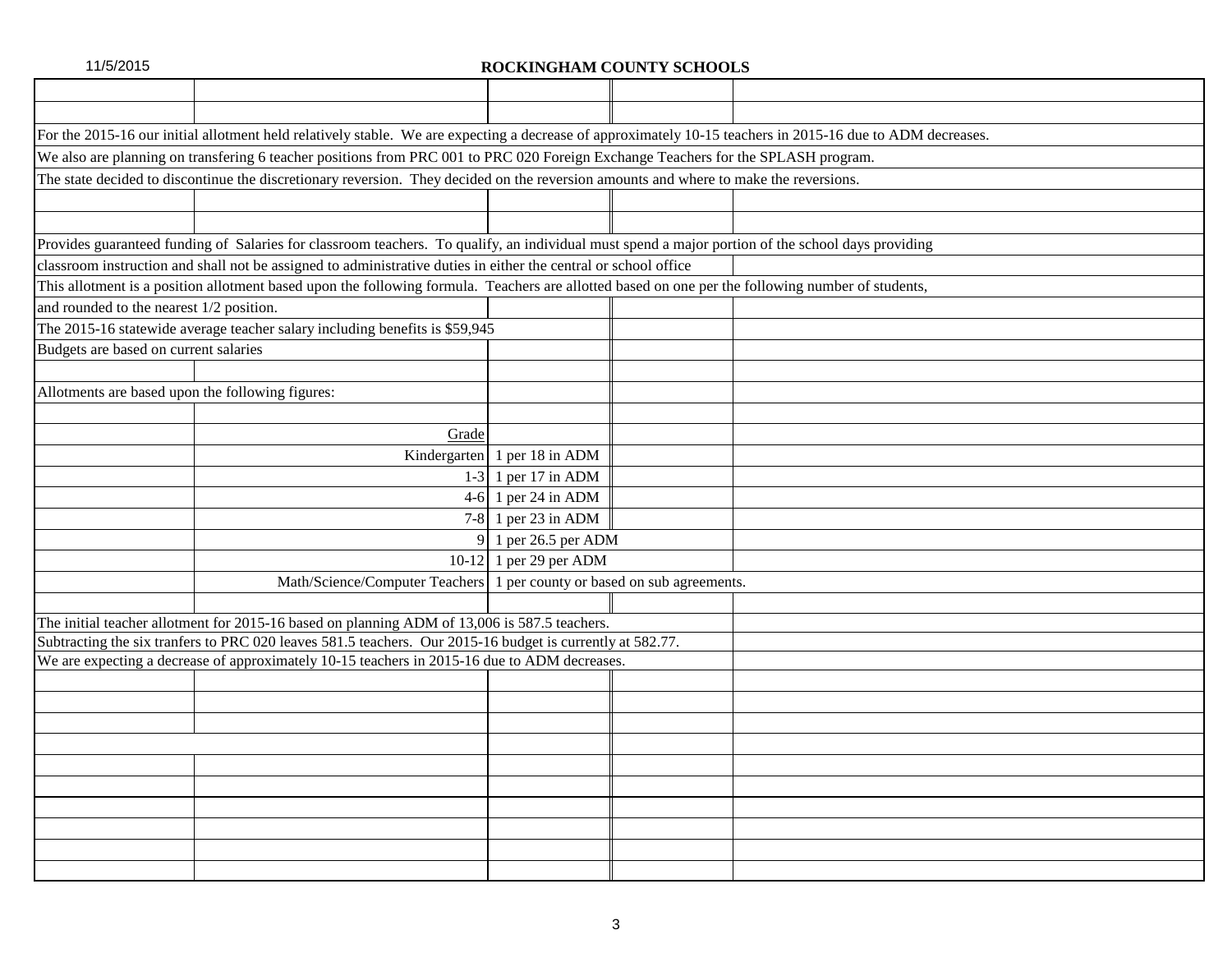# ROCKINGHAM COUNTY SCHOOLS

For the 2015-16 our initial allotment held relatively stable. We are expecting a decrease of approximately 10-15 teachers in 2015-16 due to ADM decreases.

We also are planning on transfering 6 teacher positions from PRC 001 to PRC 020 Foreign Exchange Teachers for the SPLASH program.

The state decided to discontinue the discretionary reversion. They decided on the reversion amounts and where to make the reversions.

Provides guaranteed funding of Salaries for classroom teachers. To qualify, an individual must spend a major portion of the school days providing classroom instruction and shall not be assigned to administrative duties in either the central or school office

This allotment is a position allotment based upon the following formula. Teachers are allotted based on one per the following number of students, and rounded to the nearest 1/2 position.

The 2015-16 statewide average teacher salary including benefits is $59,945

Budgets are based on current salaries

Allotments are based upon the following figures:

| Grade | |
|---|---|
| Kindergarten | 1 per 18 in ADM |
| 1-3 | 1 per 17 in ADM |
| 4-6 | 1 per 24 in ADM |
| 7-8 | 1 per 23 in ADM |
| 9 | 1 per 26.5 per ADM |
| 10-12 | 1 per 29 per ADM |
| Math/Science/Computer Teachers | 1 per county or based on sub agreements. |

The initial teacher allotment for 2015-16 based on planning ADM of 13,006 is 587.5 teachers.

Subtracting the six tranfers to PRC 020 leaves 581.5 teachers. Our 2015-16 budget is currently at 582.77.

We are expecting a decrease of approximately 10-15 teachers in 2015-16 due to ADM decreases.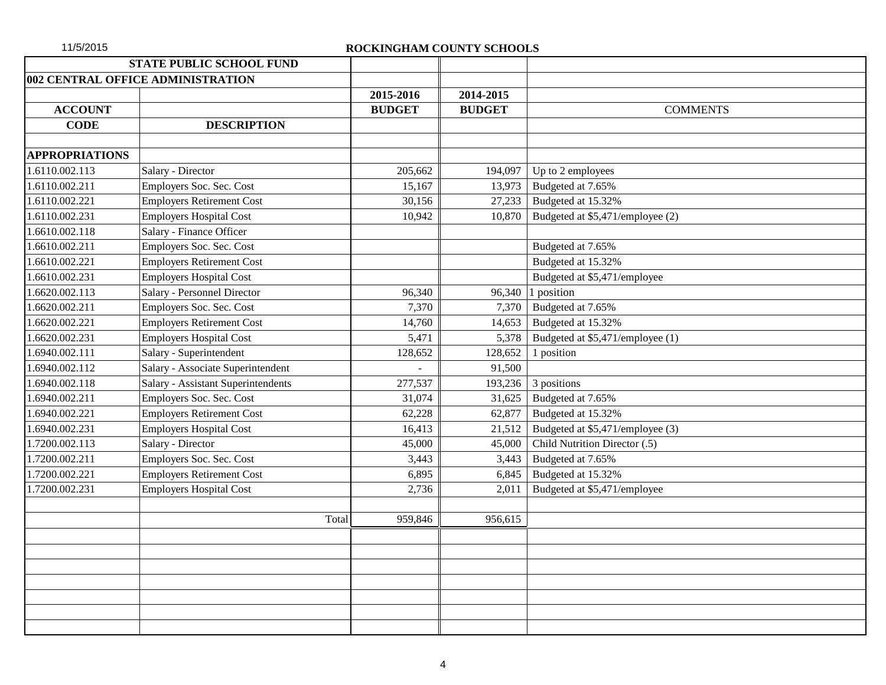11/5/2015

# ROCKINGHAM COUNTY SCHOOLS

| STATE PUBLIC SCHOOL FUND | | | | |
|---|---|---|---|---|
| **002 CENTRAL OFFICE ADMINISTRATION** | | | | |
| | | **2015-2016** | **2014-2015** | |
| **ACCOUNT** | | **BUDGET** | **BUDGET** | COMMENTS |
| **CODE** | **DESCRIPTION** | | | |
| | | | | |
| **APPROPRIATIONS** | | | | |
| 1.6110.002.113 | Salary - Director | 205,662 | 194,097 | Up to 2 employees |
| 1.6110.002.211 | Employers Soc. Sec. Cost | 15,167 | 13,973 | Budgeted at 7.65% |
| 1.6110.002.221 | Employers Retirement Cost | 30,156 | 27,233 | Budgeted at 15.32% |
| 1.6110.002.231 | Employers Hospital Cost | 10,942 | 10,870 | Budgeted at $5,471/employee (2) |
| 1.6610.002.118 | Salary - Finance Officer | | | |
| 1.6610.002.211 | Employers Soc. Sec. Cost | | | Budgeted at 7.65% |
| 1.6610.002.221 | Employers Retirement Cost | | | Budgeted at 15.32% |
| 1.6610.002.231 | Employers Hospital Cost | | | Budgeted at $5,471/employee |
| 1.6620.002.113 | Salary - Personnel Director | 96,340 | 96,340 | 1 position |
| 1.6620.002.211 | Employers Soc. Sec. Cost | 7,370 | 7,370 | Budgeted at 7.65% |
| 1.6620.002.221 | Employers Retirement Cost | 14,760 | 14,653 | Budgeted at 15.32% |
| 1.6620.002.231 | Employers Hospital Cost | 5,471 | 5,378 | Budgeted at $5,471/employee (1) |
| 1.6940.002.111 | Salary - Superintendent | 128,652 | 128,652 | 1 position |
| 1.6940.002.112 | Salary - Associate Superintendent | - | 91,500 | |
| 1.6940.002.118 | Salary - Assistant Superintendents | 277,537 | 193,236 | 3 positions |
| 1.6940.002.211 | Employers Soc. Sec. Cost | 31,074 | 31,625 | Budgeted at 7.65% |
| 1.6940.002.221 | Employers Retirement Cost | 62,228 | 62,877 | Budgeted at 15.32% |
| 1.6940.002.231 | Employers Hospital Cost | 16,413 | 21,512 | Budgeted at $5,471/employee (3) |
| 1.7200.002.113 | Salary - Director | 45,000 | 45,000 | Child Nutrition Director (.5) |
| 1.7200.002.211 | Employers Soc. Sec. Cost | 3,443 | 3,443 | Budgeted at 7.65% |
| 1.7200.002.221 | Employers Retirement Cost | 6,895 | 6,845 | Budgeted at 15.32% |
| 1.7200.002.231 | Employers Hospital Cost | 2,736 | 2,011 | Budgeted at $5,471/employee |
| | | | | |
| | Total | 959,846 | 956,615 | |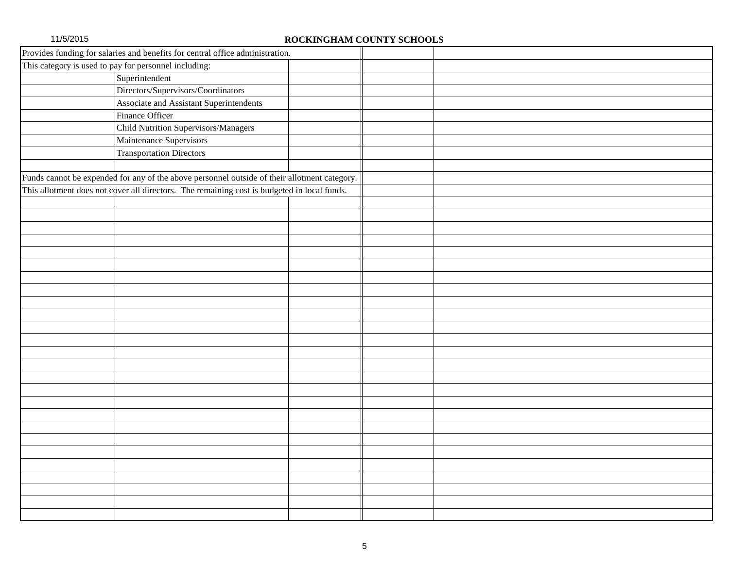## ROCKINGHAM COUNTY SCHOOLS

Provides funding for salaries and benefits for central office administration.

This category is used to pay for personnel including:

- Superintendent
- Directors/Supervisors/Coordinators
- Associate and Assistant Superintendents
- Finance Officer
- Child Nutrition Supervisors/Managers
- Maintenance Supervisors
- Transportation Directors

Funds cannot be expended for any of the above personnel outside of their allotment category.

This allotment does not cover all directors. The remaining cost is budgeted in local funds.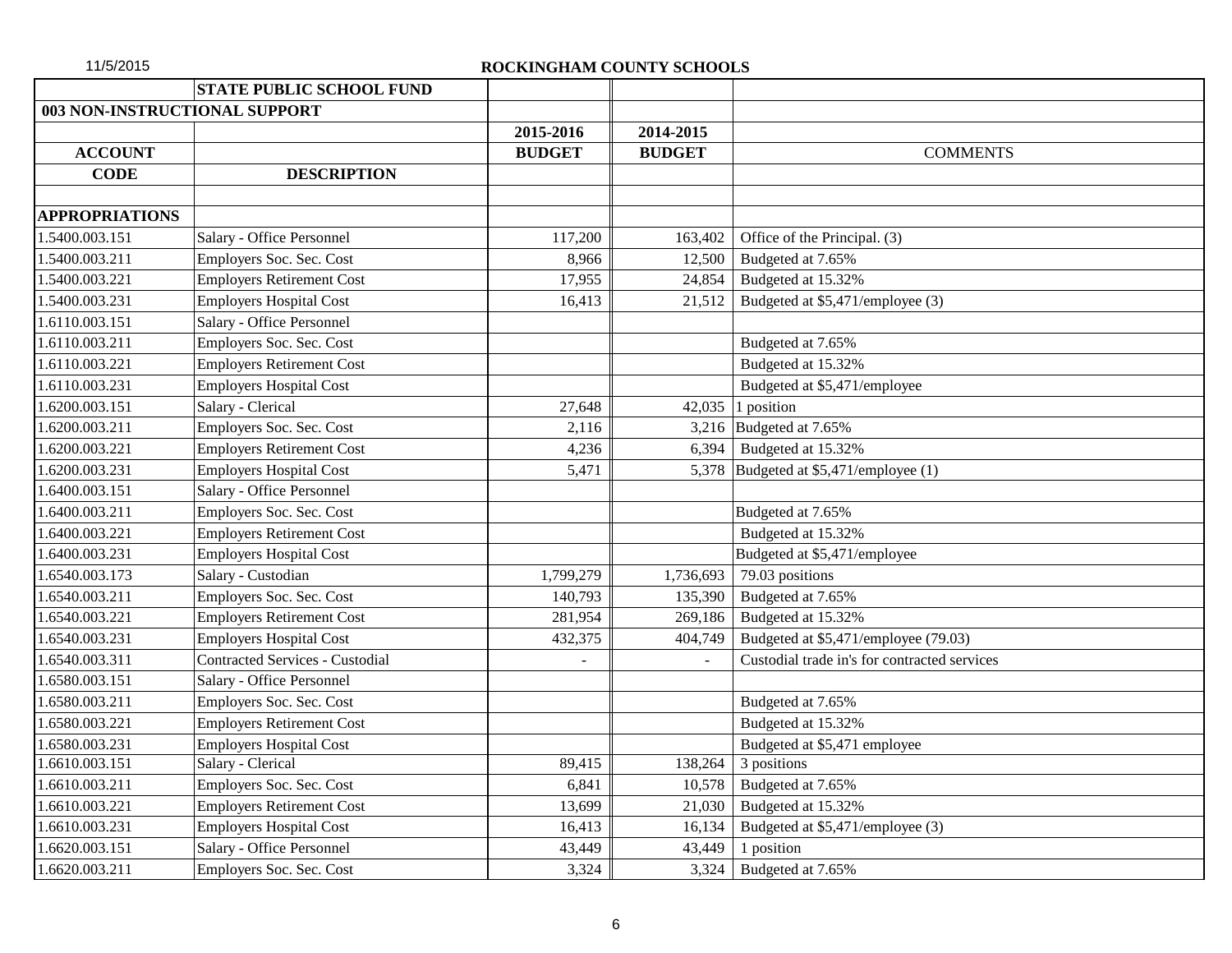## ROCKINGHAM COUNTY SCHOOLS

| | STATE PUBLIC SCHOOL FUND | | | |
|---|---|---|---|---|
| 003 NON-INSTRUCTIONAL SUPPORT | | | | |
| | | 2015-2016 | 2014-2015 | |
| ACCOUNT | | BUDGET | BUDGET | COMMENTS |
| CODE | DESCRIPTION | | | |
| | | | | |
| APPROPRIATIONS | | | | |
| 1.5400.003.151 | Salary - Office Personnel | 117,200 | 163,402 | Office of the Principal. (3) |
| 1.5400.003.211 | Employers Soc. Sec. Cost | 8,966 | 12,500 | Budgeted at 7.65% |
| 1.5400.003.221 | Employers Retirement Cost | 17,955 | 24,854 | Budgeted at 15.32% |
| 1.5400.003.231 | Employers Hospital Cost | 16,413 | 21,512 | Budgeted at $5,471/employee (3) |
| 1.6110.003.151 | Salary - Office Personnel | | | |
| 1.6110.003.211 | Employers Soc. Sec. Cost | | | Budgeted at 7.65% |
| 1.6110.003.221 | Employers Retirement Cost | | | Budgeted at 15.32% |
| 1.6110.003.231 | Employers Hospital Cost | | | Budgeted at $5,471/employee |
| 1.6200.003.151 | Salary - Clerical | 27,648 | 42,035 | 1 position |
| 1.6200.003.211 | Employers Soc. Sec. Cost | 2,116 | 3,216 | Budgeted at 7.65% |
| 1.6200.003.221 | Employers Retirement Cost | 4,236 | 6,394 | Budgeted at 15.32% |
| 1.6200.003.231 | Employers Hospital Cost | 5,471 | 5,378 | Budgeted at $5,471/employee (1) |
| 1.6400.003.151 | Salary - Office Personnel | | | |
| 1.6400.003.211 | Employers Soc. Sec. Cost | | | Budgeted at 7.65% |
| 1.6400.003.221 | Employers Retirement Cost | | | Budgeted at 15.32% |
| 1.6400.003.231 | Employers Hospital Cost | | | Budgeted at $5,471/employee |
| 1.6540.003.173 | Salary - Custodian | 1,799,279 | 1,736,693 | 79.03 positions |
| 1.6540.003.211 | Employers Soc. Sec. Cost | 140,793 | 135,390 | Budgeted at 7.65% |
| 1.6540.003.221 | Employers Retirement Cost | 281,954 | 269,186 | Budgeted at 15.32% |
| 1.6540.003.231 | Employers Hospital Cost | 432,375 | 404,749 | Budgeted at $5,471/employee (79.03) |
| 1.6540.003.311 | Contracted Services - Custodial | - | - | Custodial trade in's for contracted services |
| 1.6580.003.151 | Salary - Office Personnel | | | |
| 1.6580.003.211 | Employers Soc. Sec. Cost | | | Budgeted at 7.65% |
| 1.6580.003.221 | Employers Retirement Cost | | | Budgeted at 15.32% |
| 1.6580.003.231 | Employers Hospital Cost | | | Budgeted at $5,471 employee |
| 1.6610.003.151 | Salary - Clerical | 89,415 | 138,264 | 3 positions |
| 1.6610.003.211 | Employers Soc. Sec. Cost | 6,841 | 10,578 | Budgeted at 7.65% |
| 1.6610.003.221 | Employers Retirement Cost | 13,699 | 21,030 | Budgeted at 15.32% |
| 1.6610.003.231 | Employers Hospital Cost | 16,413 | 16,134 | Budgeted at $5,471/employee (3) |
| 1.6620.003.151 | Salary - Office Personnel | 43,449 | 43,449 | 1 position |
| 1.6620.003.211 | Employers Soc. Sec. Cost | 3,324 | 3,324 | Budgeted at 7.65% |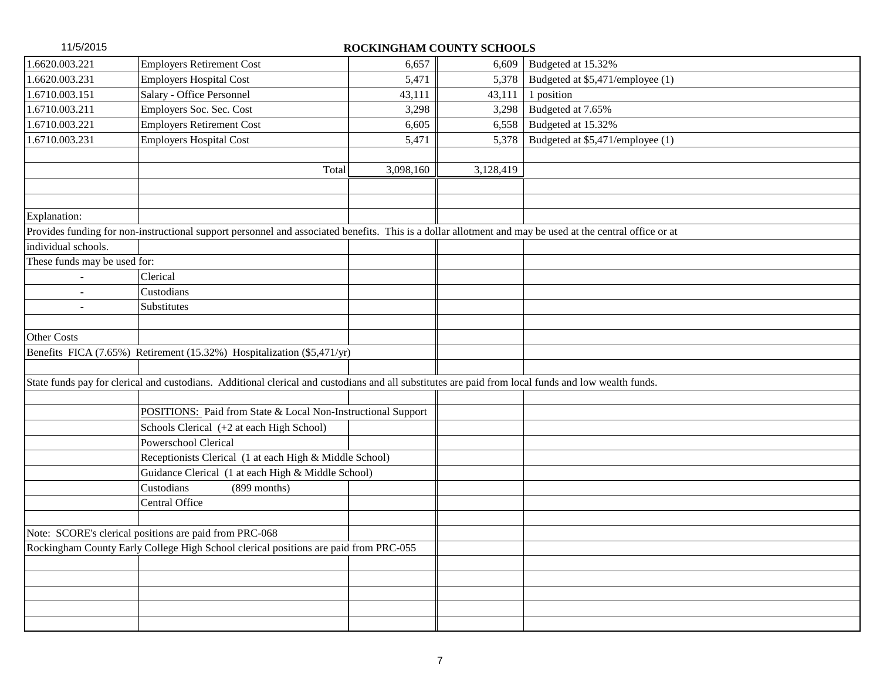| | | | | |
|---|---|---|---|---|
| 1.6620.003.221 | Employers Retirement Cost | 6,657 | 6,609 | Budgeted at 15.32% |
| 1.6620.003.231 | Employers Hospital Cost | 5,471 | 5,378 | Budgeted at $5,471/employee (1) |
| 1.6710.003.151 | Salary - Office Personnel | 43,111 | 43,111 | 1 position |
| 1.6710.003.211 | Employers Soc. Sec. Cost | 3,298 | 3,298 | Budgeted at 7.65% |
| 1.6710.003.221 | Employers Retirement Cost | 6,605 | 6,558 | Budgeted at 15.32% |
| 1.6710.003.231 | Employers Hospital Cost | 5,471 | 5,378 | Budgeted at $5,471/employee (1) |
| | Total | 3,098,160 | 3,128,419 | |

Explanation:

Provides funding for non-instructional support personnel and associated benefits. This is a dollar allotment and may be used at the central office or at individual schools.

These funds may be used for:

- Clerical
- Custodians
- Substitutes

Other Costs

Benefits FICA (7.65%) Retirement (15.32%) Hospitalization ($5,471/yr)

State funds pay for clerical and custodians. Additional clerical and custodians and all substitutes are paid from local funds and low wealth funds.

POSITIONS: Paid from State & Local Non-Instructional Support

- Schools Clerical (+2 at each High School)
- Powerschool Clerical
- Receptionists Clerical (1 at each High & Middle School)
- Guidance Clerical (1 at each High & Middle School)
- Custodians (899 months)
- Central Office

Note: SCORE's clerical positions are paid from PRC-068

Rockingham County Early College High School clerical positions are paid from PRC-055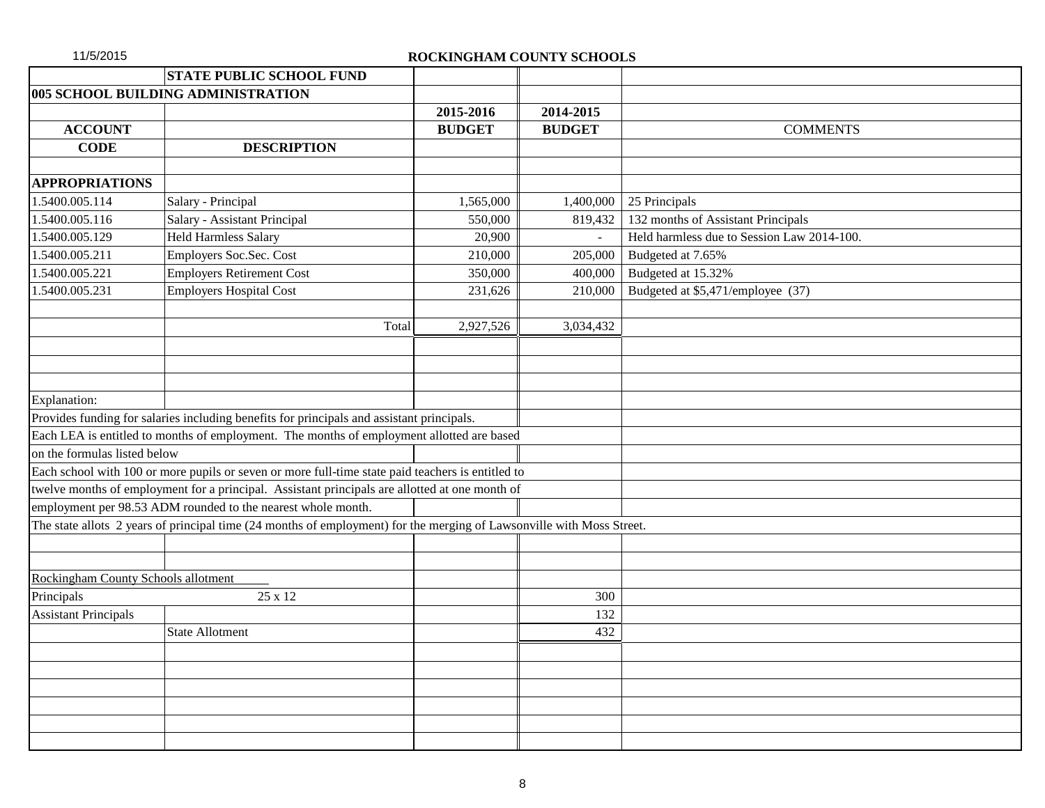11/5/2015

**ROCKINGHAM COUNTY SCHOOLS**

| | STATE PUBLIC SCHOOL FUND | | | |
|---|---|---|---|---|
| **005 SCHOOL BUILDING ADMINISTRATION** | | | | |
| | | **2015-2016** | **2014-2015** | |
| **ACCOUNT** | | **BUDGET** | **BUDGET** | COMMENTS |
| **CODE** | **DESCRIPTION** | | | |
| **APPROPRIATIONS** | | | | |
| 1.5400.005.114 | Salary - Principal | 1,565,000 | 1,400,000 | 25 Principals |
| 1.5400.005.116 | Salary - Assistant Principal | 550,000 | 819,432 | 132 months of Assistant Principals |
| 1.5400.005.129 | Held Harmless Salary | 20,900 | - | Held harmless due to Session Law 2014-100. |
| 1.5400.005.211 | Employers Soc.Sec. Cost | 210,000 | 205,000 | Budgeted at 7.65% |
| 1.5400.005.221 | Employers Retirement Cost | 350,000 | 400,000 | Budgeted at 15.32% |
| 1.5400.005.231 | Employers Hospital Cost | 231,626 | 210,000 | Budgeted at $5,471/employee (37) |
| | Total | 2,927,526 | 3,034,432 | |

Explanation:

Provides funding for salaries including benefits for principals and assistant principals.

Each LEA is entitled to months of employment. The months of employment allotted are based on the formulas listed below

Each school with 100 or more pupils or seven or more full-time state paid teachers is entitled to twelve months of employment for a principal. Assistant principals are allotted at one month of employment per 98.53 ADM rounded to the nearest whole month.

The state allots 2 years of principal time (24 months of employment) for the merging of Lawsonville with Moss Street.

Rockingham County Schools allotment

| | | |
|---|---|---|
| Principals | 25 x 12 | 300 |
| Assistant Principals | | 132 |
| | State Allotment | 432 |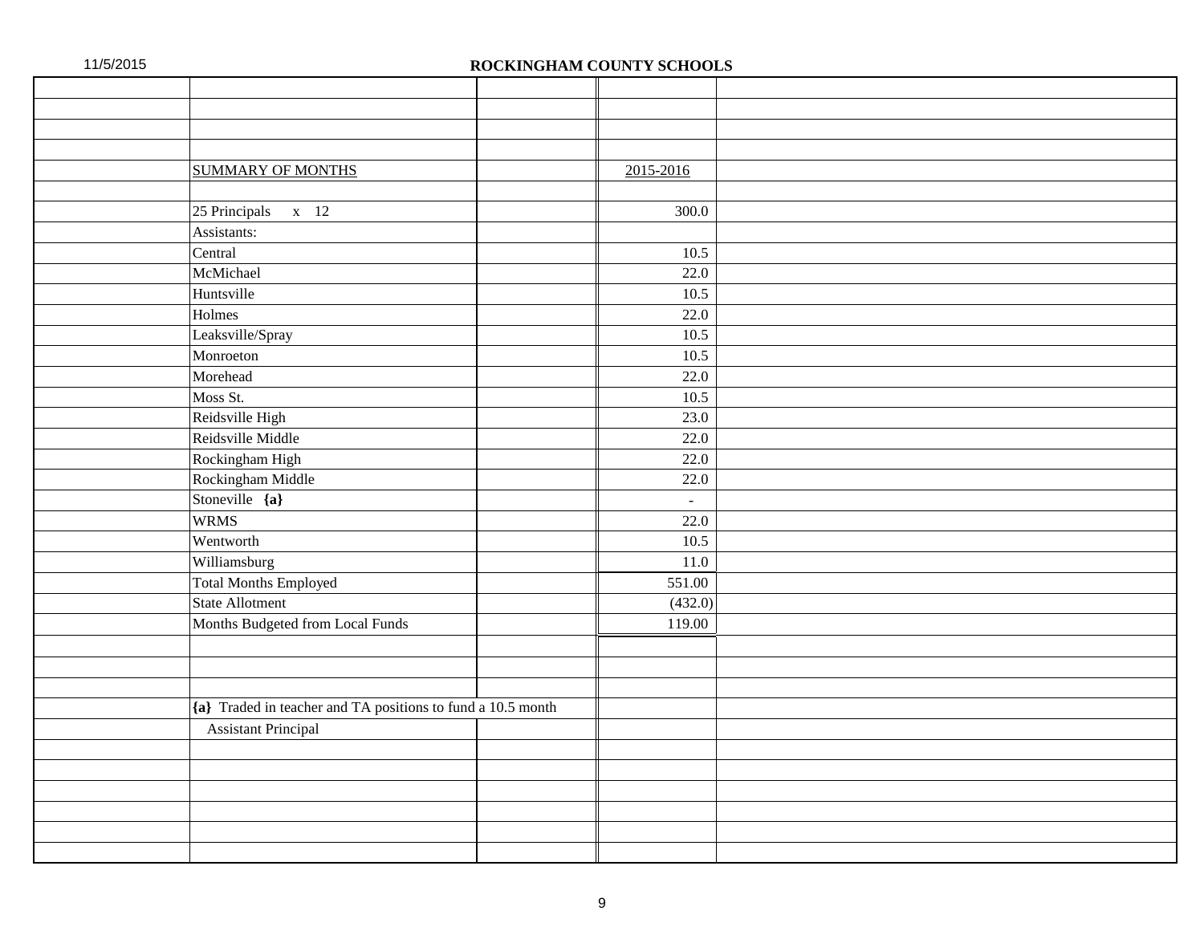**ROCKINGHAM COUNTY SCHOOLS**

| SUMMARY OF MONTHS | 2015-2016 |
|---|---|
| 25 Principals x 12 | 300.0 |
| Assistants: | |
| Central | 10.5 |
| McMichael | 22.0 |
| Huntsville | 10.5 |
| Holmes | 22.0 |
| Leaksville/Spray | 10.5 |
| Monroeton | 10.5 |
| Morehead | 22.0 |
| Moss St. | 10.5 |
| Reidsville High | 23.0 |
| Reidsville Middle | 22.0 |
| Rockingham High | 22.0 |
| Rockingham Middle | 22.0 |
| Stoneville **{a}** | - |
| WRMS | 22.0 |
| Wentworth | 10.5 |
| Williamsburg | 11.0 |
| Total Months Employed | 551.00 |
| State Allotment | (432.0) |
| Months Budgeted from Local Funds | 119.00 |

**{a}** Traded in teacher and TA positions to fund a 10.5 month Assistant Principal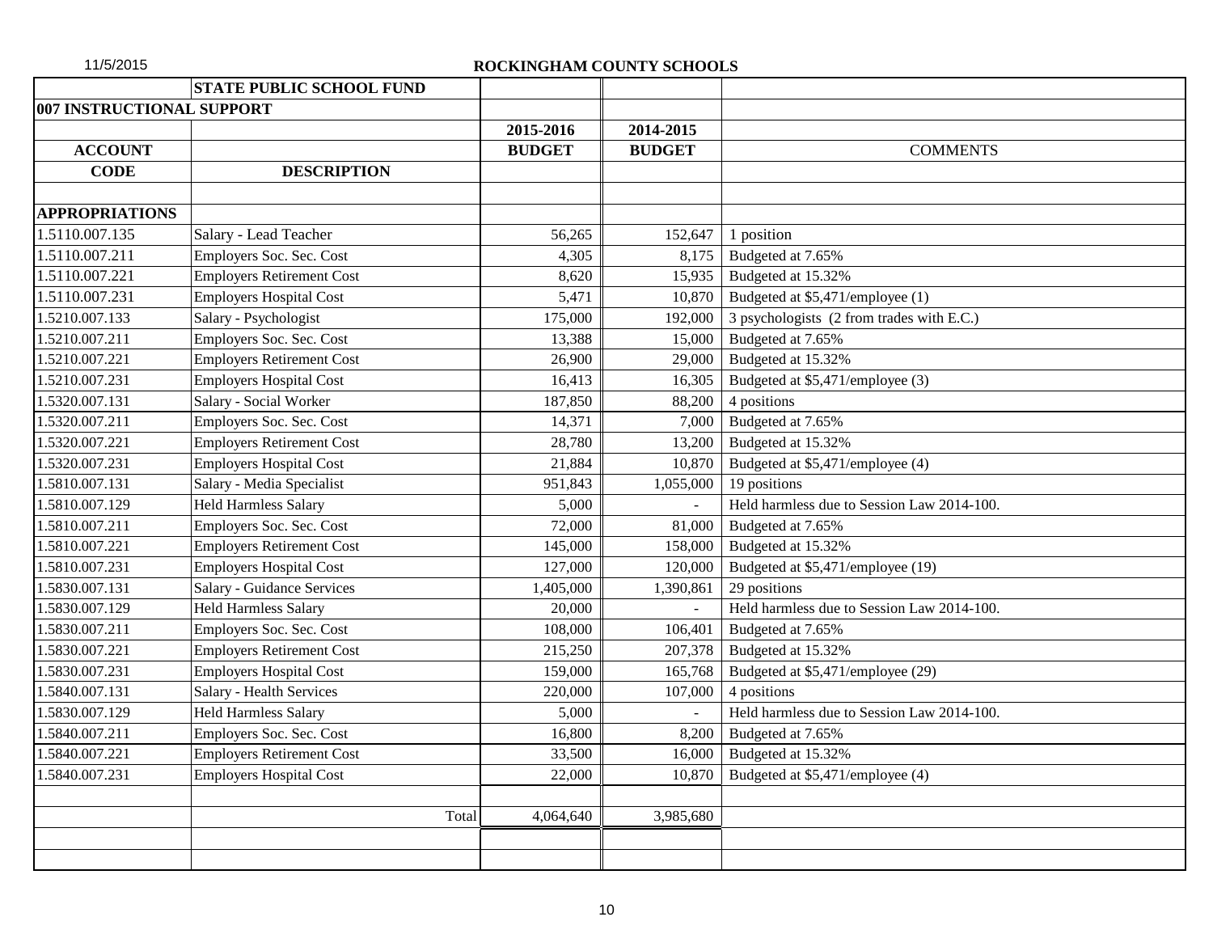## ROCKINGHAM COUNTY SCHOOLS

| | STATE PUBLIC SCHOOL FUND | | | |
|---|---|---|---|---|
| **007 INSTRUCTIONAL SUPPORT** | | | | |
| | | **2015-2016** | **2014-2015** | |
| **ACCOUNT** | | **BUDGET** | **BUDGET** | COMMENTS |
| **CODE** | **DESCRIPTION** | | | |
| | | | | |
| **APPROPRIATIONS** | | | | |
| 1.5110.007.135 | Salary - Lead Teacher | 56,265 | 152,647 | 1 position |
| 1.5110.007.211 | Employers Soc. Sec. Cost | 4,305 | 8,175 | Budgeted at 7.65% |
| 1.5110.007.221 | Employers Retirement Cost | 8,620 | 15,935 | Budgeted at 15.32% |
| 1.5110.007.231 | Employers Hospital Cost | 5,471 | 10,870 | Budgeted at $5,471/employee (1) |
| 1.5210.007.133 | Salary - Psychologist | 175,000 | 192,000 | 3 psychologists (2 from trades with E.C.) |
| 1.5210.007.211 | Employers Soc. Sec. Cost | 13,388 | 15,000 | Budgeted at 7.65% |
| 1.5210.007.221 | Employers Retirement Cost | 26,900 | 29,000 | Budgeted at 15.32% |
| 1.5210.007.231 | Employers Hospital Cost | 16,413 | 16,305 | Budgeted at $5,471/employee (3) |
| 1.5320.007.131 | Salary - Social Worker | 187,850 | 88,200 | 4 positions |
| 1.5320.007.211 | Employers Soc. Sec. Cost | 14,371 | 7,000 | Budgeted at 7.65% |
| 1.5320.007.221 | Employers Retirement Cost | 28,780 | 13,200 | Budgeted at 15.32% |
| 1.5320.007.231 | Employers Hospital Cost | 21,884 | 10,870 | Budgeted at $5,471/employee (4) |
| 1.5810.007.131 | Salary - Media Specialist | 951,843 | 1,055,000 | 19 positions |
| 1.5810.007.129 | Held Harmless Salary | 5,000 | - | Held harmless due to Session Law 2014-100. |
| 1.5810.007.211 | Employers Soc. Sec. Cost | 72,000 | 81,000 | Budgeted at 7.65% |
| 1.5810.007.221 | Employers Retirement Cost | 145,000 | 158,000 | Budgeted at 15.32% |
| 1.5810.007.231 | Employers Hospital Cost | 127,000 | 120,000 | Budgeted at $5,471/employee (19) |
| 1.5830.007.131 | Salary - Guidance Services | 1,405,000 | 1,390,861 | 29 positions |
| 1.5830.007.129 | Held Harmless Salary | 20,000 | - | Held harmless due to Session Law 2014-100. |
| 1.5830.007.211 | Employers Soc. Sec. Cost | 108,000 | 106,401 | Budgeted at 7.65% |
| 1.5830.007.221 | Employers Retirement Cost | 215,250 | 207,378 | Budgeted at 15.32% |
| 1.5830.007.231 | Employers Hospital Cost | 159,000 | 165,768 | Budgeted at $5,471/employee (29) |
| 1.5840.007.131 | Salary - Health Services | 220,000 | 107,000 | 4 positions |
| 1.5830.007.129 | Held Harmless Salary | 5,000 | - | Held harmless due to Session Law 2014-100. |
| 1.5840.007.211 | Employers Soc. Sec. Cost | 16,800 | 8,200 | Budgeted at 7.65% |
| 1.5840.007.221 | Employers Retirement Cost | 33,500 | 16,000 | Budgeted at 15.32% |
| 1.5840.007.231 | Employers Hospital Cost | 22,000 | 10,870 | Budgeted at $5,471/employee (4) |
| | | | | |
| | Total | 4,064,640 | 3,985,680 | |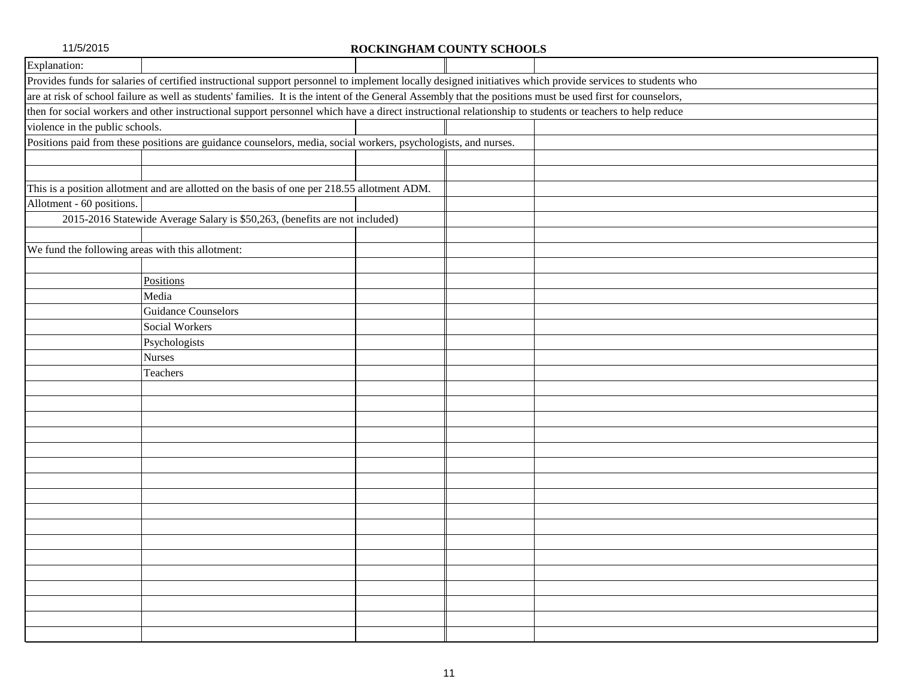**ROCKINGHAM COUNTY SCHOOLS**

Explanation:

Provides funds for salaries of certified instructional support personnel to implement locally designed initiatives which provide services to students who are at risk of school failure as well as students' families. It is the intent of the General Assembly that the positions must be used first for counselors, then for social workers and other instructional support personnel which have a direct instructional relationship to students or teachers to help reduce violence in the public schools.

Positions paid from these positions are guidance counselors, media, social workers, psychologists, and nurses.

This is a position allotment and are allotted on the basis of one per 218.55 allotment ADM.

Allotment - 60 positions.

2015-2016 Statewide Average Salary is $50,263, (benefits are not included)

We fund the following areas with this allotment:

<u>Positions</u>

- Media
- Guidance Counselors
- Social Workers
- Psychologists
- Nurses
- Teachers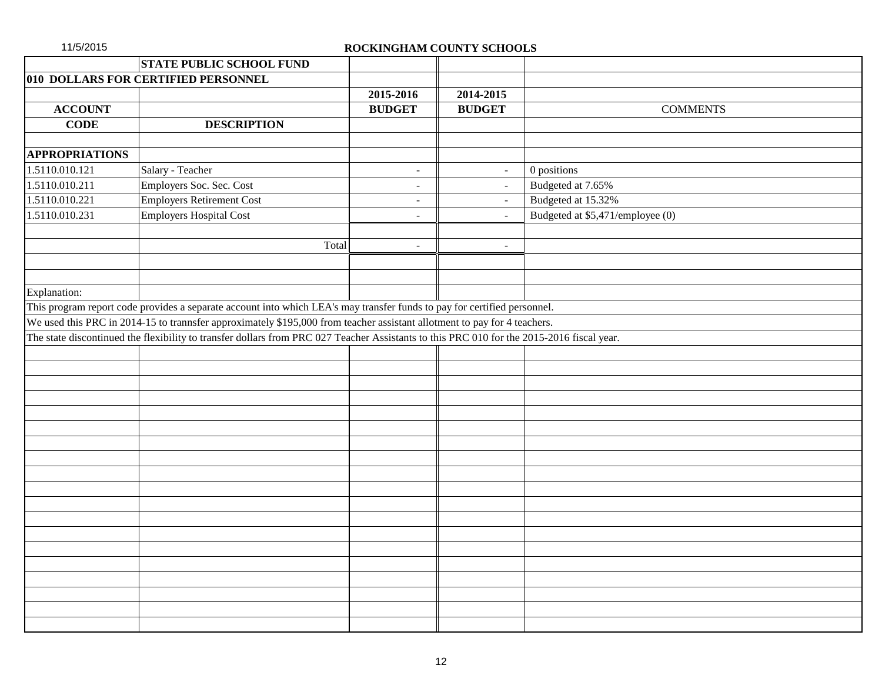11/5/2015

## ROCKINGHAM COUNTY SCHOOLS

| | STATE PUBLIC SCHOOL FUND | | | |
|---|---|---|---|---|
| **010 DOLLARS FOR CERTIFIED PERSONNEL** | | | | |
| | | **2015-2016** | **2014-2015** | |
| **ACCOUNT** | | **BUDGET** | **BUDGET** | COMMENTS |
| **CODE** | **DESCRIPTION** | | | |
| | | | | |
| **APPROPRIATIONS** | | | | |
| 1.5110.010.121 | Salary - Teacher | - | - | 0 positions |
| 1.5110.010.211 | Employers Soc. Sec. Cost | - | - | Budgeted at 7.65% |
| 1.5110.010.221 | Employers Retirement Cost | - | - | Budgeted at 15.32% |
| 1.5110.010.231 | Employers Hospital Cost | - | - | Budgeted at $5,471/employee (0) |
| | | | | |
| | Total | - | - | |

Explanation:

This program report code provides a separate account into which LEA's may transfer funds to pay for certified personnel.

We used this PRC in 2014-15 to trannsfer approximately $195,000 from teacher assistant allotment to pay for 4 teachers.

The state discontinued the flexibility to transfer dollars from PRC 027 Teacher Assistants to this PRC 010 for the 2015-2016 fiscal year.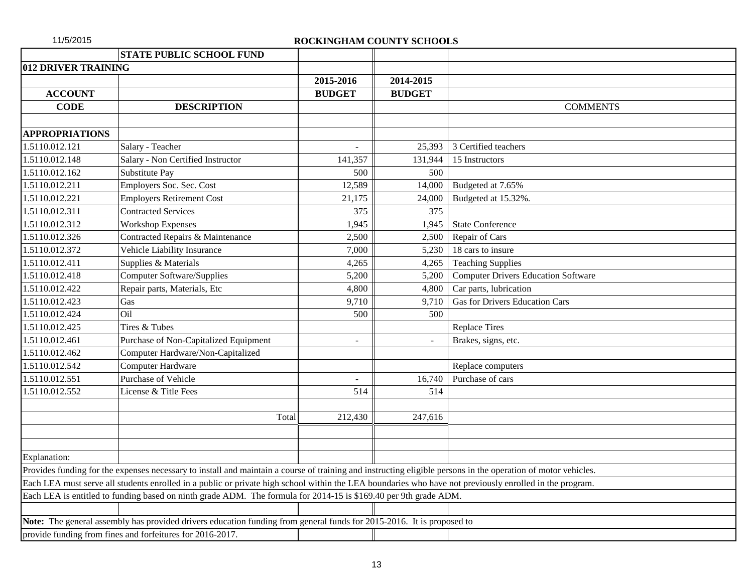11/5/2015

## ROCKINGHAM COUNTY SCHOOLS

| | **STATE PUBLIC SCHOOL FUND** | | | |
|---|---|---|---|---|
| **012 DRIVER TRAINING** | | | | |
| | | **2015-2016** | **2014-2015** | |
| **ACCOUNT** | | **BUDGET** | **BUDGET** | |
| **CODE** | **DESCRIPTION** | | | COMMENTS |
| | | | | |
| **APPROPRIATIONS** | | | | |
| 1.5110.012.121 | Salary - Teacher | - | 25,393 | 3 Certified teachers |
| 1.5110.012.148 | Salary - Non Certified Instructor | 141,357 | 131,944 | 15 Instructors |
| 1.5110.012.162 | Substitute Pay | 500 | 500 | |
| 1.5110.012.211 | Employers Soc. Sec. Cost | 12,589 | 14,000 | Budgeted at 7.65% |
| 1.5110.012.221 | Employers Retirement Cost | 21,175 | 24,000 | Budgeted at 15.32%. |
| 1.5110.012.311 | Contracted Services | 375 | 375 | |
| 1.5110.012.312 | Workshop Expenses | 1,945 | 1,945 | State Conference |
| 1.5110.012.326 | Contracted Repairs & Maintenance | 2,500 | 2,500 | Repair of Cars |
| 1.5110.012.372 | Vehicle Liability Insurance | 7,000 | 5,230 | 18 cars to insure |
| 1.5110.012.411 | Supplies & Materials | 4,265 | 4,265 | Teaching Supplies |
| 1.5110.012.418 | Computer Software/Supplies | 5,200 | 5,200 | Computer Drivers Education Software |
| 1.5110.012.422 | Repair parts, Materials, Etc | 4,800 | 4,800 | Car parts, lubrication |
| 1.5110.012.423 | Gas | 9,710 | 9,710 | Gas for Drivers Education Cars |
| 1.5110.012.424 | Oil | 500 | 500 | |
| 1.5110.012.425 | Tires & Tubes | | | Replace Tires |
| 1.5110.012.461 | Purchase of Non-Capitalized Equipment | - | - | Brakes, signs, etc. |
| 1.5110.012.462 | Computer Hardware/Non-Capitalized | | | |
| 1.5110.012.542 | Computer Hardware | | | Replace computers |
| 1.5110.012.551 | Purchase of Vehicle | - | 16,740 | Purchase of cars |
| 1.5110.012.552 | License & Title Fees | 514 | 514 | |
| | | | | |
| | Total | 212,430 | 247,616 | |

Explanation:

Provides funding for the expenses necessary to install and maintain a course of training and instructing eligible persons in the operation of motor vehicles.

Each LEA must serve all students enrolled in a public or private high school within the LEA boundaries who have not previously enrolled in the program.

Each LEA is entitled to funding based on ninth grade ADM. The formula for 2014-15 is $169.40 per 9th grade ADM.

**Note:** The general assembly has provided drivers education funding from general funds for 2015-2016. It is proposed to provide funding from fines and forfeitures for 2016-2017.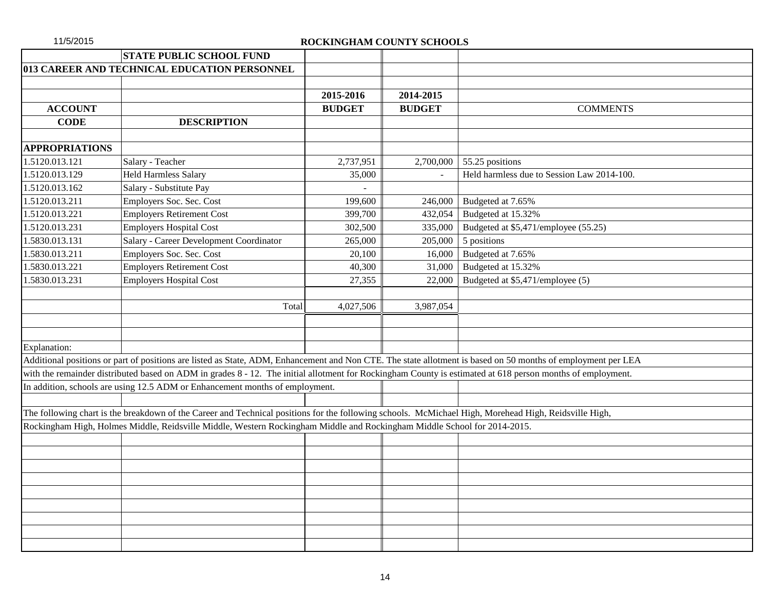**ROCKINGHAM COUNTY SCHOOLS**

**STATE PUBLIC SCHOOL FUND**

**013 CAREER AND TECHNICAL EDUCATION PERSONNEL**

| ACCOUNT CODE | DESCRIPTION | 2015-2016 BUDGET | 2014-2015 BUDGET | COMMENTS |
|---|---|---|---|---|
| **APPROPRIATIONS** | | | | |
| 1.5120.013.121 | Salary - Teacher | 2,737,951 | 2,700,000 | 55.25 positions |
| 1.5120.013.129 | Held Harmless Salary | 35,000 | - | Held harmless due to Session Law 2014-100. |
| 1.5120.013.162 | Salary - Substitute Pay | - | | |
| 1.5120.013.211 | Employers Soc. Sec. Cost | 199,600 | 246,000 | Budgeted at 7.65% |
| 1.5120.013.221 | Employers Retirement Cost | 399,700 | 432,054 | Budgeted at 15.32% |
| 1.5120.013.231 | Employers Hospital Cost | 302,500 | 335,000 | Budgeted at $5,471/employee (55.25) |
| 1.5830.013.131 | Salary - Career Development Coordinator | 265,000 | 205,000 | 5 positions |
| 1.5830.013.211 | Employers Soc. Sec. Cost | 20,100 | 16,000 | Budgeted at 7.65% |
| 1.5830.013.221 | Employers Retirement Cost | 40,300 | 31,000 | Budgeted at 15.32% |
| 1.5830.013.231 | Employers Hospital Cost | 27,355 | 22,000 | Budgeted at $5,471/employee (5) |
| | Total | 4,027,506 | 3,987,054 | |

Explanation:

Additional positions or part of positions are listed as State, ADM, Enhancement and Non CTE. The state allotment is based on 50 months of employment per LEA with the remainder distributed based on ADM in grades 8 - 12. The initial allotment for Rockingham County is estimated at 618 person months of employment. In addition, schools are using 12.5 ADM or Enhancement months of employment.

The following chart is the breakdown of the Career and Technical positions for the following schools. McMichael High, Morehead High, Reidsville High, Rockingham High, Holmes Middle, Reidsville Middle, Western Rockingham Middle and Rockingham Middle School for 2014-2015.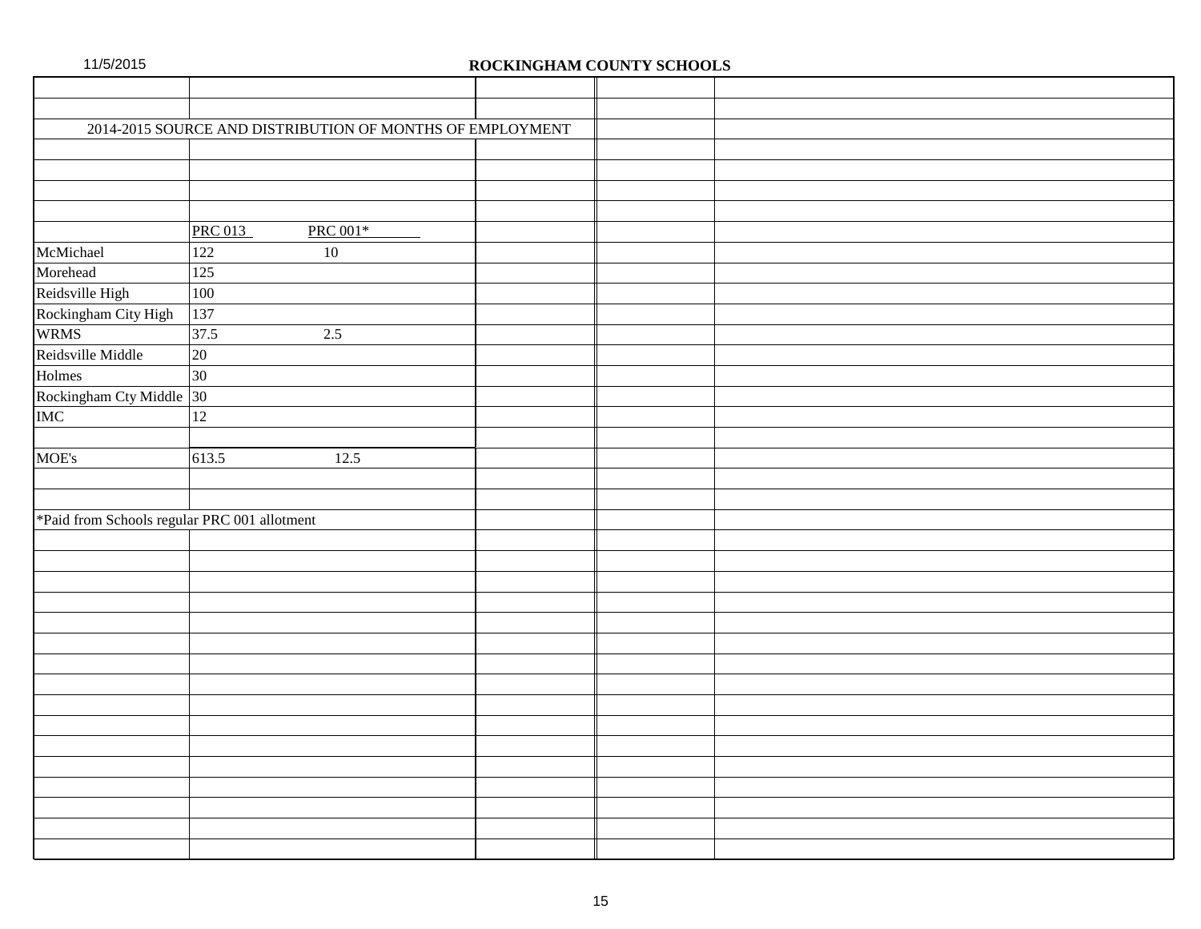11/5/2015

**ROCKINGHAM COUNTY SCHOOLS**

2014-2015 SOURCE AND DISTRIBUTION OF MONTHS OF EMPLOYMENT

| | PRC 013 | PRC 001* |
|---|---|---|
| McMichael | 122 | 10 |
| Morehead | 125 | |
| Reidsville High | 100 | |
| Rockingham City High | 137 | |
| WRMS | 37.5 | 2.5 |
| Reidsville Middle | 20 | |
| Holmes | 30 | |
| Rockingham Cty Middle | 30 | |
| IMC | 12 | |
| | | |
| MOE's | 613.5 | 12.5 |

*Paid from Schools regular PRC 001 allotment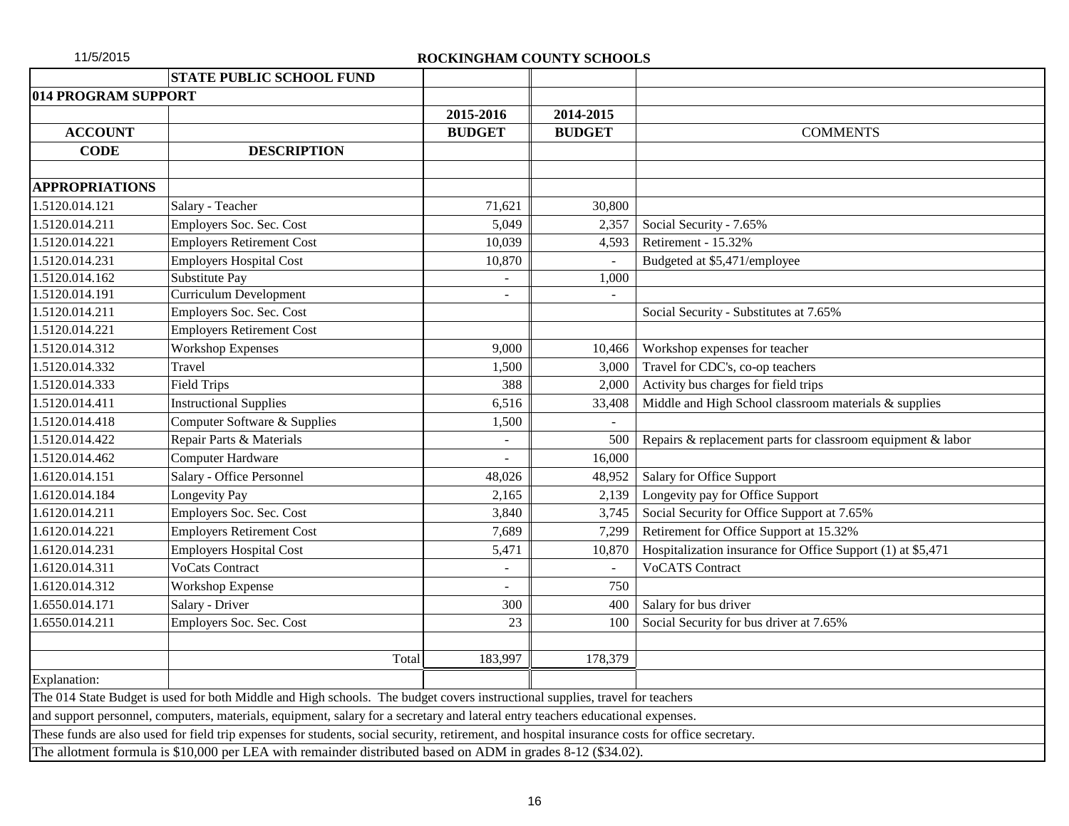11/5/2015

ROCKINGHAM COUNTY SCHOOLS

| | STATE PUBLIC SCHOOL FUND | | | |
|---|---|---|---|---|
| **014 PROGRAM SUPPORT** | | | | |
| | | **2015-2016** | **2014-2015** | |
| **ACCOUNT** | | **BUDGET** | **BUDGET** | COMMENTS |
| **CODE** | **DESCRIPTION** | | | |
| | | | | |
| **APPROPRIATIONS** | | | | |
| 1.5120.014.121 | Salary - Teacher | 71,621 | 30,800 | |
| 1.5120.014.211 | Employers Soc. Sec. Cost | 5,049 | 2,357 | Social Security - 7.65% |
| 1.5120.014.221 | Employers Retirement Cost | 10,039 | 4,593 | Retirement - 15.32% |
| 1.5120.014.231 | Employers Hospital Cost | 10,870 | - | Budgeted at $5,471/employee |
| 1.5120.014.162 | Substitute Pay | - | 1,000 | |
| 1.5120.014.191 | Curriculum Development | - | - | |
| 1.5120.014.211 | Employers Soc. Sec. Cost | | | Social Security - Substitutes at 7.65% |
| 1.5120.014.221 | Employers Retirement Cost | | | |
| 1.5120.014.312 | Workshop Expenses | 9,000 | 10,466 | Workshop expenses for teacher |
| 1.5120.014.332 | Travel | 1,500 | 3,000 | Travel for CDC's, co-op teachers |
| 1.5120.014.333 | Field Trips | 388 | 2,000 | Activity bus charges for field trips |
| 1.5120.014.411 | Instructional Supplies | 6,516 | 33,408 | Middle and High School classroom materials & supplies |
| 1.5120.014.418 | Computer Software & Supplies | 1,500 | - | |
| 1.5120.014.422 | Repair Parts & Materials | - | 500 | Repairs & replacement parts for classroom equipment & labor |
| 1.5120.014.462 | Computer Hardware | - | 16,000 | |
| 1.6120.014.151 | Salary - Office Personnel | 48,026 | 48,952 | Salary for Office Support |
| 1.6120.014.184 | Longevity Pay | 2,165 | 2,139 | Longevity pay for Office Support |
| 1.6120.014.211 | Employers Soc. Sec. Cost | 3,840 | 3,745 | Social Security for Office Support at 7.65% |
| 1.6120.014.221 | Employers Retirement Cost | 7,689 | 7,299 | Retirement for Office Support at 15.32% |
| 1.6120.014.231 | Employers Hospital Cost | 5,471 | 10,870 | Hospitalization insurance for Office Support (1) at $5,471 |
| 1.6120.014.311 | VoCats Contract | - | - | VoCATS Contract |
| 1.6120.014.312 | Workshop Expense | - | 750 | |
| 1.6550.014.171 | Salary - Driver | 300 | 400 | Salary for bus driver |
| 1.6550.014.211 | Employers Soc. Sec. Cost | 23 | 100 | Social Security for bus driver at 7.65% |
| | | | | |
| | Total | 183,997 | 178,379 | |

Explanation:

The 014 State Budget is used for both Middle and High schools. The budget covers instructional supplies, travel for teachers and support personnel, computers, materials, equipment, salary for a secretary and lateral entry teachers educational expenses. These funds are also used for field trip expenses for students, social security, retirement, and hospital insurance costs for office secretary. The allotment formula is $10,000 per LEA with remainder distributed based on ADM in grades 8-12 ($34.02).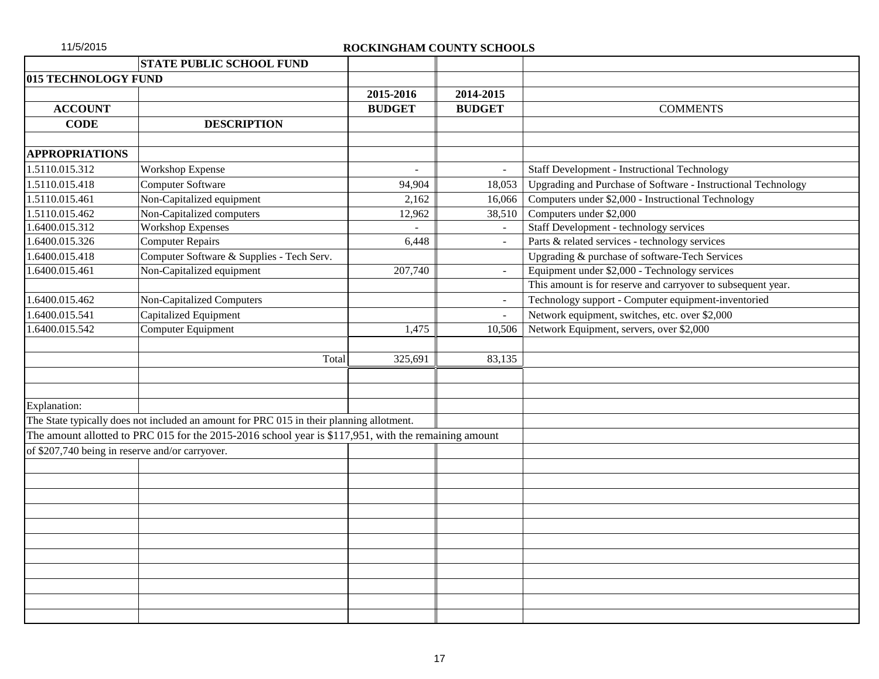11/5/2015

**ROCKINGHAM COUNTY SCHOOLS**

| | **STATE PUBLIC SCHOOL FUND** | | | |
|---|---|---|---|---|
| **015 TECHNOLOGY FUND** | | | | |
| | | **2015-2016** | **2014-2015** | |
| **ACCOUNT** | | **BUDGET** | **BUDGET** | **COMMENTS** |
| **CODE** | **DESCRIPTION** | | | |
| | | | | |
| **APPROPRIATIONS** | | | | |
| 1.5110.015.312 | Workshop Expense | - | - | Staff Development - Instructional Technology |
| 1.5110.015.418 | Computer Software | 94,904 | 18,053 | Upgrading and Purchase of Software - Instructional Technology |
| 1.5110.015.461 | Non-Capitalized equipment | 2,162 | 16,066 | Computers under $2,000 - Instructional Technology |
| 1.5110.015.462 | Non-Capitalized computers | 12,962 | 38,510 | Computers under $2,000 |
| 1.6400.015.312 | Workshop Expenses | - | - | Staff Development - technology services |
| 1.6400.015.326 | Computer Repairs | 6,448 | - | Parts & related services - technology services |
| 1.6400.015.418 | Computer Software & Supplies - Tech Serv. | | | Upgrading & purchase of software-Tech Services |
| 1.6400.015.461 | Non-Capitalized equipment | 207,740 | - | Equipment under $2,000 - Technology services |
| | | | | This amount is for reserve and carryover to subsequent year. |
| 1.6400.015.462 | Non-Capitalized Computers | | - | Technology support - Computer equipment-inventoried |
| 1.6400.015.541 | Capitalized Equipment | | - | Network equipment, switches, etc. over $2,000 |
| 1.6400.015.542 | Computer Equipment | 1,475 | 10,506 | Network Equipment, servers, over $2,000 |
| | | | | |
| | Total | 325,691 | 83,135 | |

Explanation:

The State typically does not included an amount for PRC 015 in their planning allotment.

The amount allotted to PRC 015 for the 2015-2016 school year is $117,951, with the remaining amount of $207,740 being in reserve and/or carryover.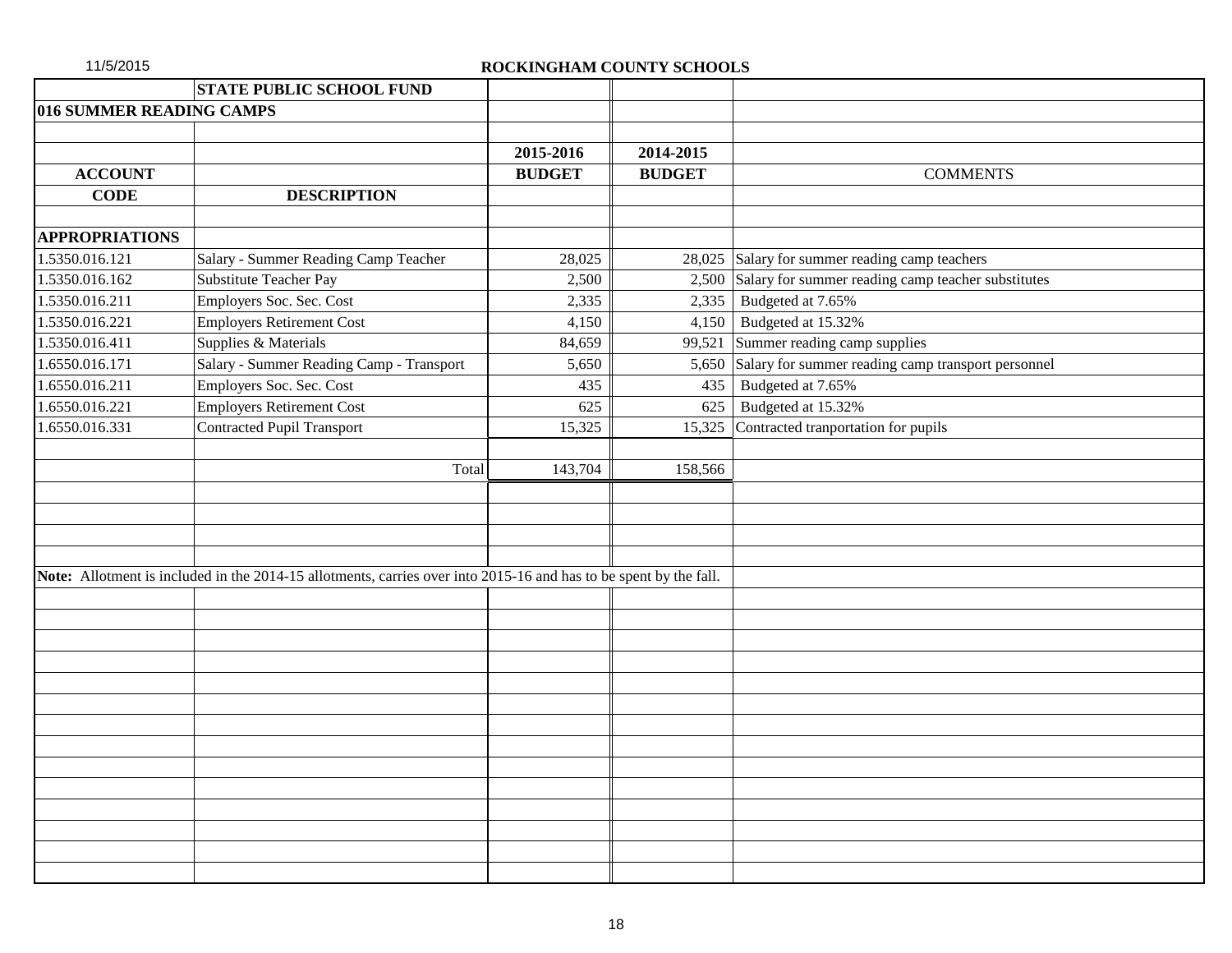# ROCKINGHAM COUNTY SCHOOLS

## STATE PUBLIC SCHOOL FUND

### 016 SUMMER READING CAMPS

| ACCOUNT CODE | DESCRIPTION | 2015-2016 BUDGET | 2014-2015 BUDGET | COMMENTS |
|---|---|---|---|---|
| **APPROPRIATIONS** | | | | |
| 1.5350.016.121 | Salary - Summer Reading Camp Teacher | 28,025 | 28,025 | Salary for summer reading camp teachers |
| 1.5350.016.162 | Substitute Teacher Pay | 2,500 | 2,500 | Salary for summer reading camp teacher substitutes |
| 1.5350.016.211 | Employers Soc. Sec. Cost | 2,335 | 2,335 | Budgeted at 7.65% |
| 1.5350.016.221 | Employers Retirement Cost | 4,150 | 4,150 | Budgeted at 15.32% |
| 1.5350.016.411 | Supplies & Materials | 84,659 | 99,521 | Summer reading camp supplies |
| 1.6550.016.171 | Salary - Summer Reading Camp - Transport | 5,650 | 5,650 | Salary for summer reading camp transport personnel |
| 1.6550.016.211 | Employers Soc. Sec. Cost | 435 | 435 | Budgeted at 7.65% |
| 1.6550.016.221 | Employers Retirement Cost | 625 | 625 | Budgeted at 15.32% |
| 1.6550.016.331 | Contracted Pupil Transport | 15,325 | 15,325 | Contracted tranportation for pupils |
| | Total | 143,704 | 158,566 | |

**Note:** Allotment is included in the 2014-15 allotments, carries over into 2015-16 and has to be spent by the fall.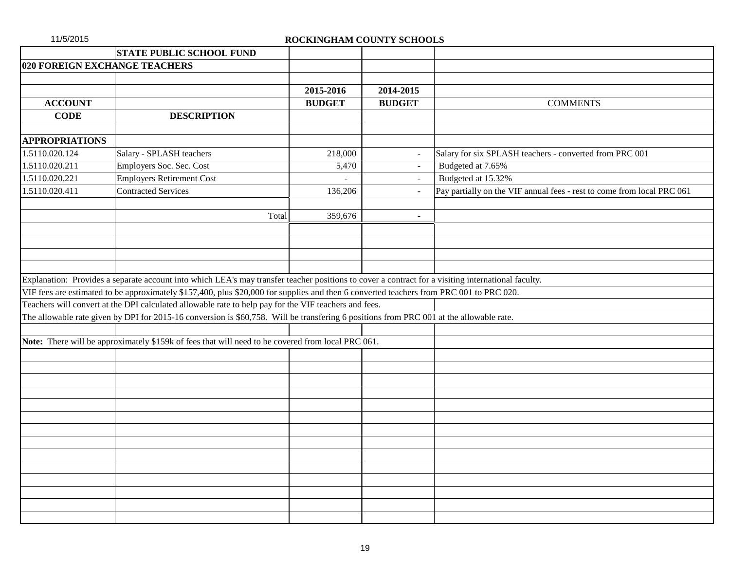11/5/2015

# ROCKINGHAM COUNTY SCHOOLS

## STATE PUBLIC SCHOOL FUND

### 020 FOREIGN EXCHANGE TEACHERS

| ACCOUNT CODE | DESCRIPTION | 2015-2016 BUDGET | 2014-2015 BUDGET | COMMENTS |
|---|---|---|---|---|
| **APPROPRIATIONS** | | | | |
| 1.5110.020.124 | Salary - SPLASH teachers | 218,000 | - | Salary for six SPLASH teachers - converted from PRC 001 |
| 1.5110.020.211 | Employers Soc. Sec. Cost | 5,470 | - | Budgeted at 7.65% |
| 1.5110.020.221 | Employers Retirement Cost | - | - | Budgeted at 15.32% |
| 1.5110.020.411 | Contracted Services | 136,206 | - | Pay partially on the VIF annual fees - rest to come from local PRC 061 |
| | Total | 359,676 | - | |

Explanation: Provides a separate account into which LEA's may transfer teacher positions to cover a contract for a visiting international faculty.

VIF fees are estimated to be approximately $157,400, plus $20,000 for supplies and then 6 converted teachers from PRC 001 to PRC 020.

Teachers will convert at the DPI calculated allowable rate to help pay for the VIF teachers and fees.

The allowable rate given by DPI for 2015-16 conversion is $60,758. Will be transfering 6 positions from PRC 001 at the allowable rate.

**Note:** There will be approximately $159k of fees that will need to be covered from local PRC 061.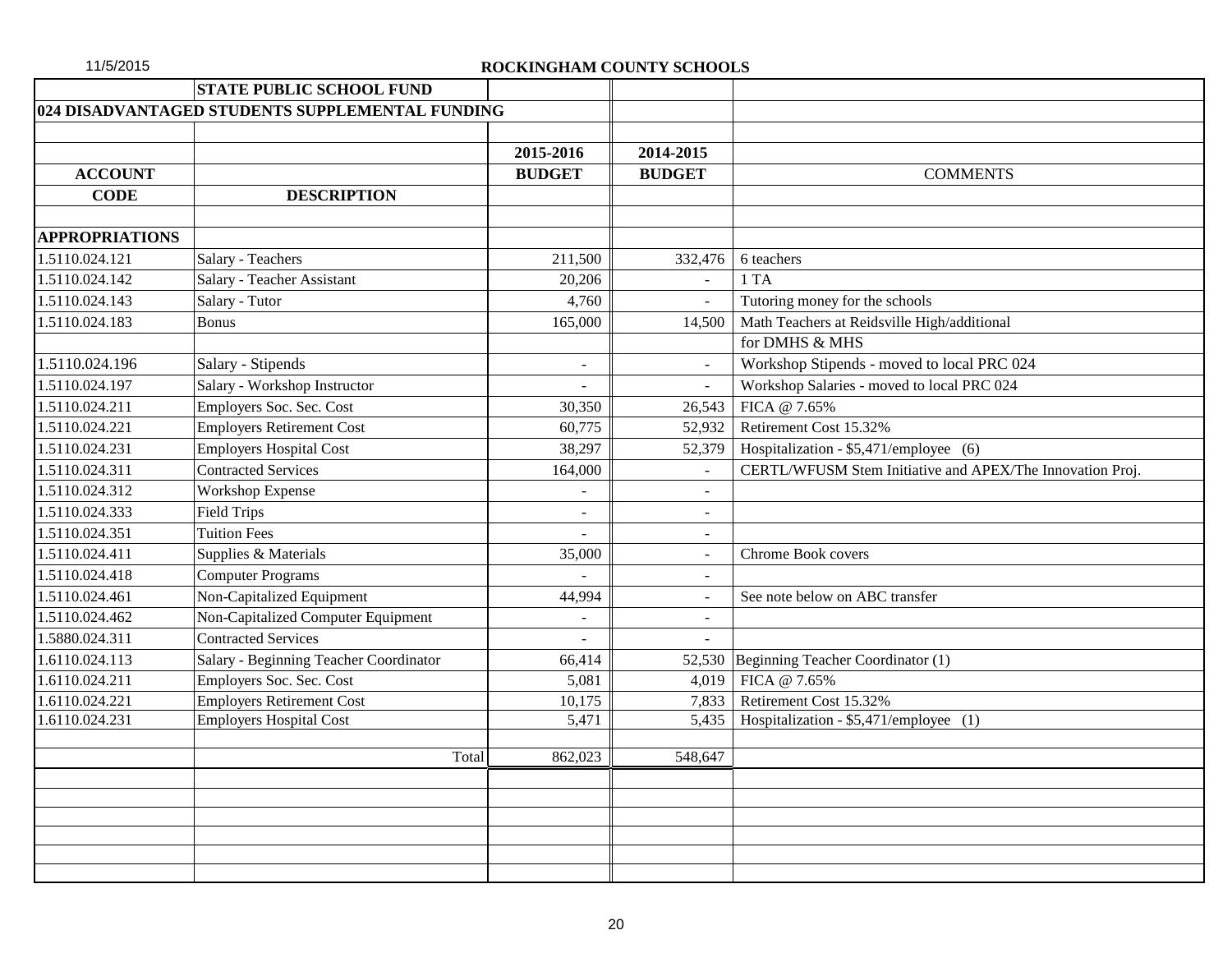11/5/2015

**ROCKINGHAM COUNTY SCHOOLS**

| | **STATE PUBLIC SCHOOL FUND** | | | |
|---|---|---|---|---|
| **024 DISADVANTAGED STUDENTS SUPPLEMENTAL FUNDING** | | | | |
| | | | | |
| | | **2015-2016** | **2014-2015** | |
| **ACCOUNT** | | **BUDGET** | **BUDGET** | COMMENTS |
| **CODE** | **DESCRIPTION** | | | |
| | | | | |
| **APPROPRIATIONS** | | | | |
| 1.5110.024.121 | Salary - Teachers | 211,500 | 332,476 | 6 teachers |
| 1.5110.024.142 | Salary - Teacher Assistant | 20,206 | - | 1 TA |
| 1.5110.024.143 | Salary - Tutor | 4,760 | - | Tutoring money for the schools |
| 1.5110.024.183 | Bonus | 165,000 | 14,500 | Math Teachers at Reidsville High/additional |
| | | | | for DMHS & MHS |
| 1.5110.024.196 | Salary - Stipends | - | - | Workshop Stipends - moved to local PRC 024 |
| 1.5110.024.197 | Salary - Workshop Instructor | - | - | Workshop Salaries - moved to local PRC 024 |
| 1.5110.024.211 | Employers Soc. Sec. Cost | 30,350 | 26,543 | FICA @ 7.65% |
| 1.5110.024.221 | Employers Retirement Cost | 60,775 | 52,932 | Retirement Cost 15.32% |
| 1.5110.024.231 | Employers Hospital Cost | 38,297 | 52,379 | Hospitalization - $5,471/employee (6) |
| 1.5110.024.311 | Contracted Services | 164,000 | - | CERTL/WFUSM Stem Initiative and APEX/The Innovation Proj. |
| 1.5110.024.312 | Workshop Expense | - | - | |
| 1.5110.024.333 | Field Trips | - | - | |
| 1.5110.024.351 | Tuition Fees | - | - | |
| 1.5110.024.411 | Supplies & Materials | 35,000 | - | Chrome Book covers |
| 1.5110.024.418 | Computer Programs | - | - | |
| 1.5110.024.461 | Non-Capitalized Equipment | 44,994 | - | See note below on ABC transfer |
| 1.5110.024.462 | Non-Capitalized Computer Equipment | - | - | |
| 1.5880.024.311 | Contracted Services | - | - | |
| 1.6110.024.113 | Salary - Beginning Teacher Coordinator | 66,414 | 52,530 | Beginning Teacher Coordinator (1) |
| 1.6110.024.211 | Employers Soc. Sec. Cost | 5,081 | 4,019 | FICA @ 7.65% |
| 1.6110.024.221 | Employers Retirement Cost | 10,175 | 7,833 | Retirement Cost 15.32% |
| 1.6110.024.231 | Employers Hospital Cost | 5,471 | 5,435 | Hospitalization - $5,471/employee (1) |
| | | | | |
| | Total | 862,023 | 548,647 | |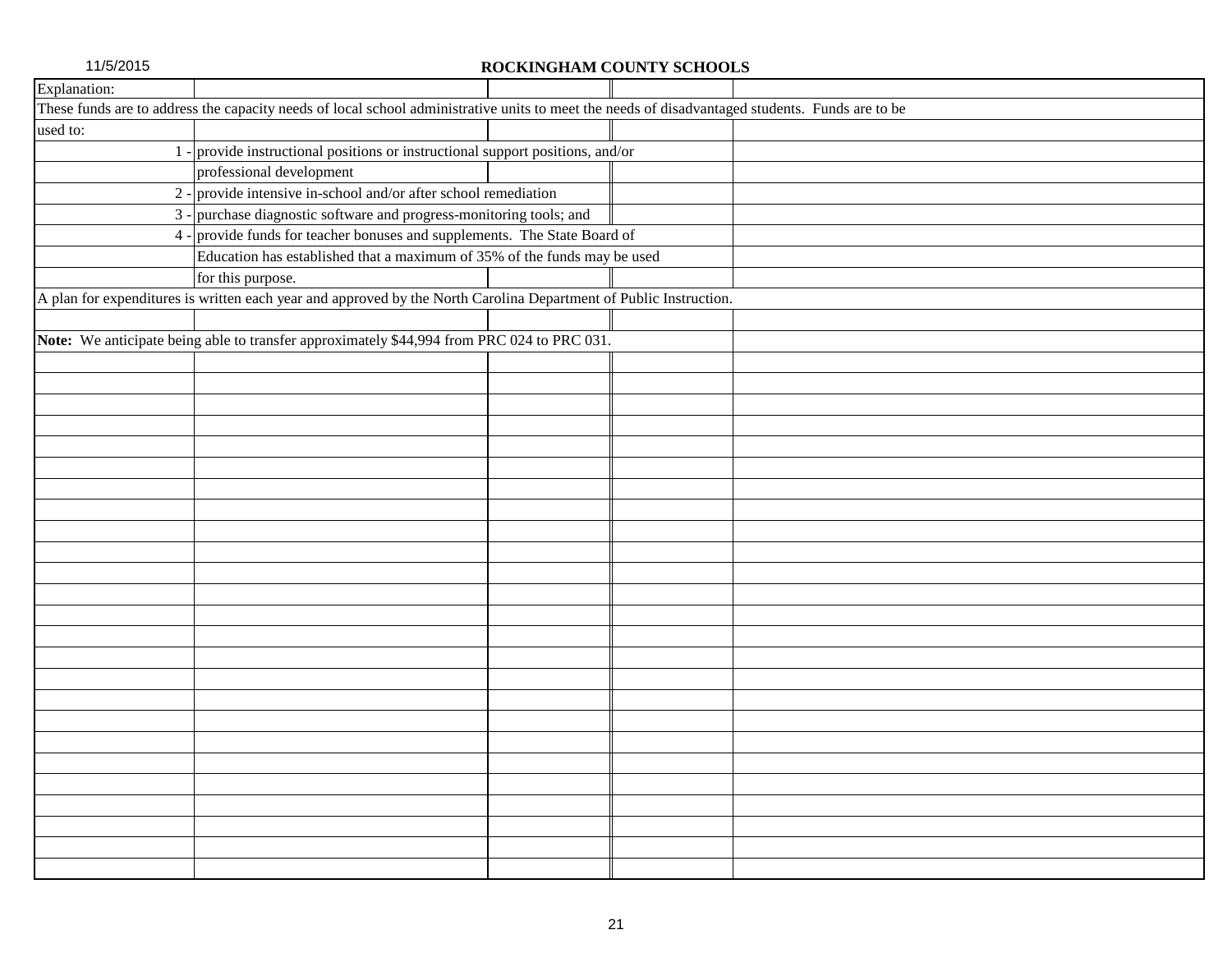**ROCKINGHAM COUNTY SCHOOLS**

Explanation:

These funds are to address the capacity needs of local school administrative units to meet the needs of disadvantaged students. Funds are to be used to:

1 - provide instructional positions or instructional support positions, and/or professional development

2 - provide intensive in-school and/or after school remediation

3 - purchase diagnostic software and progress-monitoring tools; and

4 - provide funds for teacher bonuses and supplements. The State Board of Education has established that a maximum of 35% of the funds may be used for this purpose.

A plan for expenditures is written each year and approved by the North Carolina Department of Public Instruction.

**Note:** We anticipate being able to transfer approximately $44,994 from PRC 024 to PRC 031.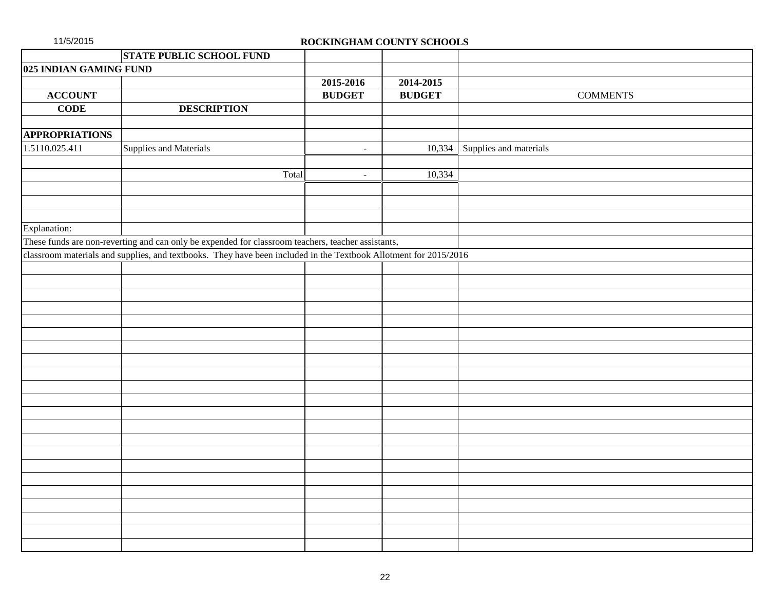# ROCKINGHAM COUNTY SCHOOLS

| | STATE PUBLIC SCHOOL FUND | | | |
|---|---|---|---|---|
| **025 INDIAN GAMING FUND** | | | | |
| | | **2015-2016** | **2014-2015** | |
| **ACCOUNT** | | **BUDGET** | **BUDGET** | COMMENTS |
| **CODE** | **DESCRIPTION** | | | |
| **APPROPRIATIONS** | | | | |
| 1.5110.025.411 | Supplies and Materials | - | 10,334 | Supplies and materials |
| | Total | - | 10,334 | |

Explanation:

These funds are non-reverting and can only be expended for classroom teachers, teacher assistants, classroom materials and supplies, and textbooks. They have been included in the Textbook Allotment for 2015/2016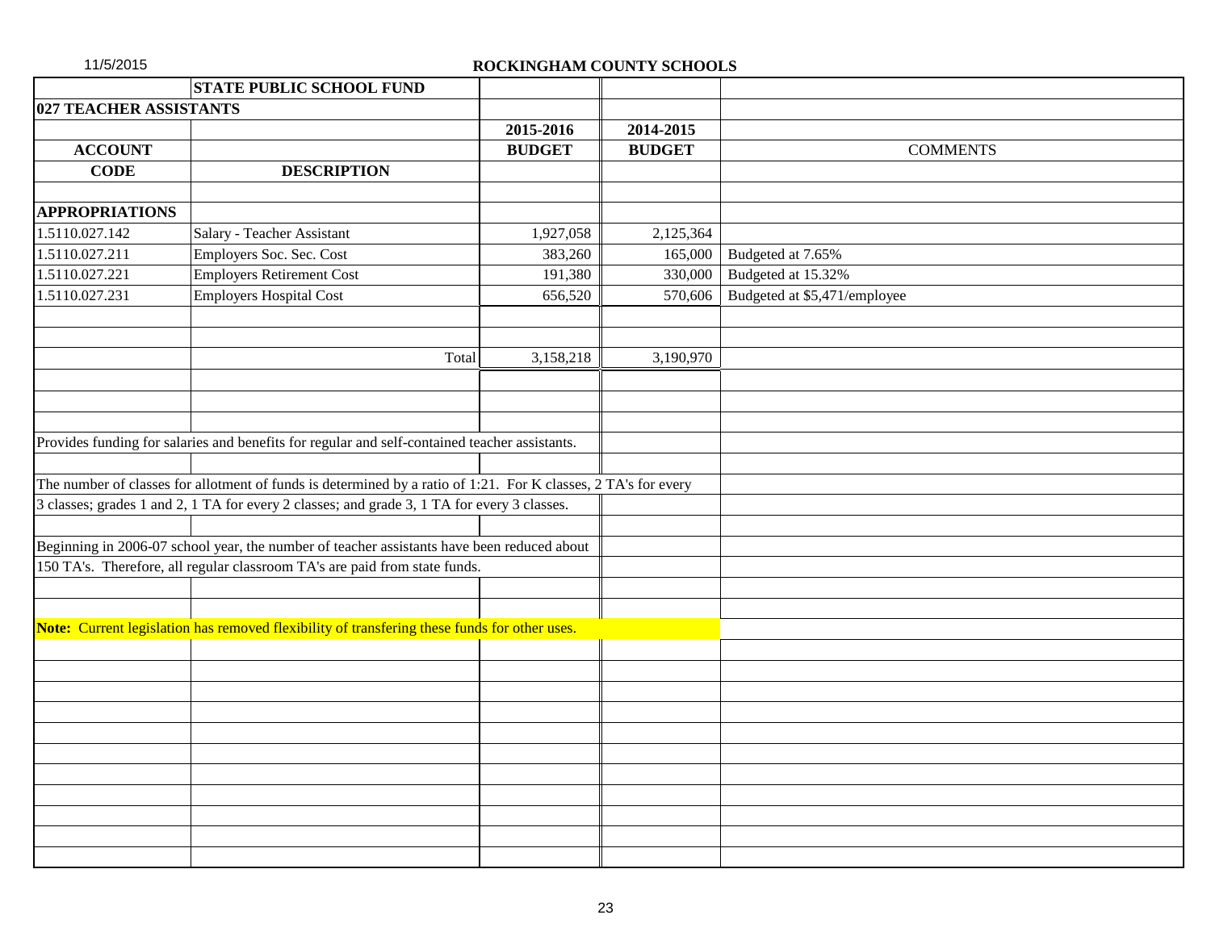**ROCKINGHAM COUNTY SCHOOLS**

**STATE PUBLIC SCHOOL FUND**

**027 TEACHER ASSISTANTS**

| ACCOUNT CODE | DESCRIPTION | 2015-2016 BUDGET | 2014-2015 BUDGET | COMMENTS |
|---|---|---|---|---|
| **APPROPRIATIONS** | | | | |
| 1.5110.027.142 | Salary - Teacher Assistant | 1,927,058 | 2,125,364 | |
| 1.5110.027.211 | Employers Soc. Sec. Cost | 383,260 | 165,000 | Budgeted at 7.65% |
| 1.5110.027.221 | Employers Retirement Cost | 191,380 | 330,000 | Budgeted at 15.32% |
| 1.5110.027.231 | Employers Hospital Cost | 656,520 | 570,606 | Budgeted at $5,471/employee |
| | Total | 3,158,218 | 3,190,970 | |

Provides funding for salaries and benefits for regular and self-contained teacher assistants.

The number of classes for allotment of funds is determined by a ratio of 1:21. For K classes, 2 TA's for every 3 classes; grades 1 and 2, 1 TA for every 2 classes; and grade 3, 1 TA for every 3 classes.

Beginning in 2006-07 school year, the number of teacher assistants have been reduced about 150 TA's. Therefore, all regular classroom TA's are paid from state funds.

**Note:** Current legislation has removed flexibility of transfering these funds for other uses.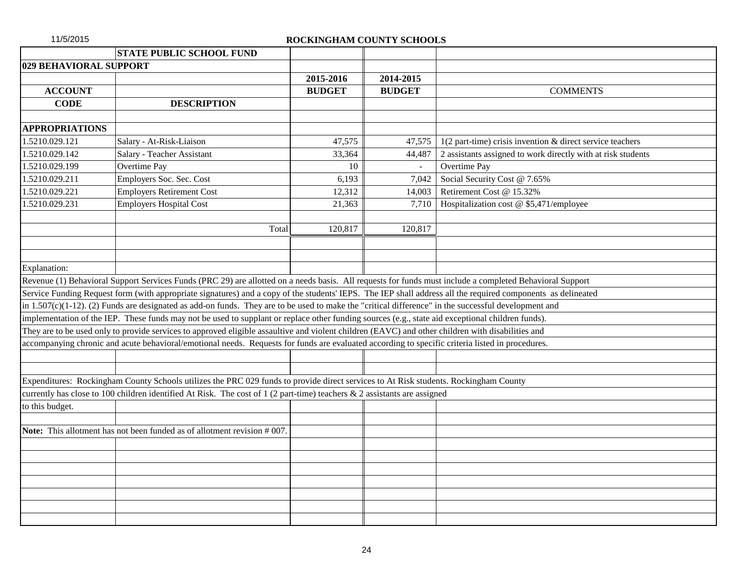**ROCKINGHAM COUNTY SCHOOLS**

| | STATE PUBLIC SCHOOL FUND | | | |
|---|---|---|---|---|
| **029 BEHAVIORAL SUPPORT** | | | | |
| | | **2015-2016** | **2014-2015** | |
| **ACCOUNT** | | **BUDGET** | **BUDGET** | COMMENTS |
| **CODE** | **DESCRIPTION** | | | |
| **APPROPRIATIONS** | | | | |
| 1.5210.029.121 | Salary - At-Risk-Liaison | 47,575 | 47,575 | 1(2 part-time) crisis invention & direct service teachers |
| 1.5210.029.142 | Salary - Teacher Assistant | 33,364 | 44,487 | 2 assistants assigned to work directly with at risk students |
| 1.5210.029.199 | Overtime Pay | 10 | - | Overtime Pay |
| 1.5210.029.211 | Employers Soc. Sec. Cost | 6,193 | 7,042 | Social Security Cost @ 7.65% |
| 1.5210.029.221 | Employers Retirement Cost | 12,312 | 14,003 | Retirement Cost @ 15.32% |
| 1.5210.029.231 | Employers Hospital Cost | 21,363 | 7,710 | Hospitalization cost @ $5,471/employee |
| | Total | 120,817 | 120,817 | |

Explanation:

Revenue (1) Behavioral Support Services Funds (PRC 29) are allotted on a needs basis. All requests for funds must include a completed Behavioral Support Service Funding Request form (with appropriate signatures) and a copy of the students' IEPS. The IEP shall address all the required components as delineated in 1.507(c)(1-12). (2) Funds are designated as add-on funds. They are to be used to make the "critical difference" in the successful development and implementation of the IEP. These funds may not be used to supplant or replace other funding sources (e.g., state aid exceptional children funds). They are to be used only to provide services to approved eligible assaultive and violent children (EAVC) and other children with disabilities and accompanying chronic and acute behavioral/emotional needs. Requests for funds are evaluated according to specific criteria listed in procedures.

Expenditures: Rockingham County Schools utilizes the PRC 029 funds to provide direct services to At Risk students. Rockingham County currently has close to 100 children identified At Risk. The cost of 1 (2 part-time) teachers & 2 assistants are assigned to this budget.

**Note:** This allotment has not been funded as of allotment revision # 007.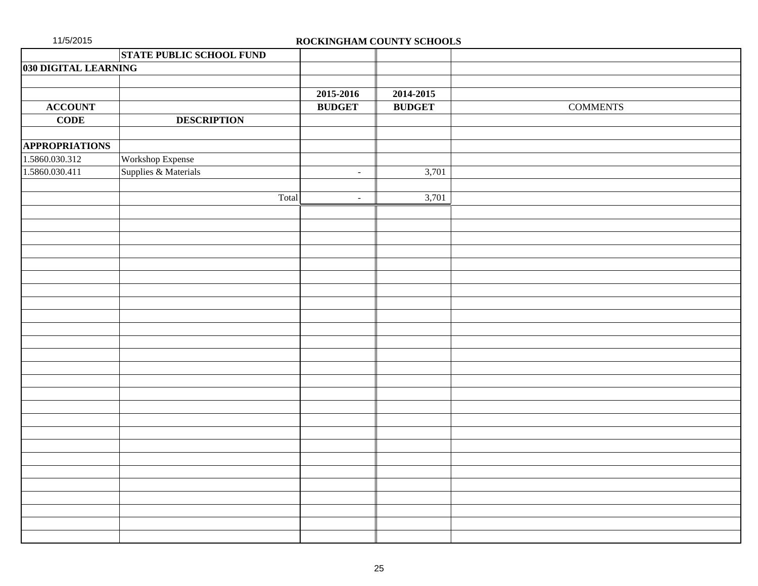ROCKINGHAM COUNTY SCHOOLS

| | STATE PUBLIC SCHOOL FUND | | | |
|---|---|---|---|---|
| **030 DIGITAL LEARNING** | | | | |
| | | | | |
| | | **2015-2016** | **2014-2015** | |
| **ACCOUNT** | | **BUDGET** | **BUDGET** | COMMENTS |
| **CODE** | **DESCRIPTION** | | | |
| | | | | |
| **APPROPRIATIONS** | | | | |
| 1.5860.030.312 | Workshop Expense | | | |
| 1.5860.030.411 | Supplies & Materials | - | 3,701 | |
| | | | | |
| | Total | - | 3,701 | |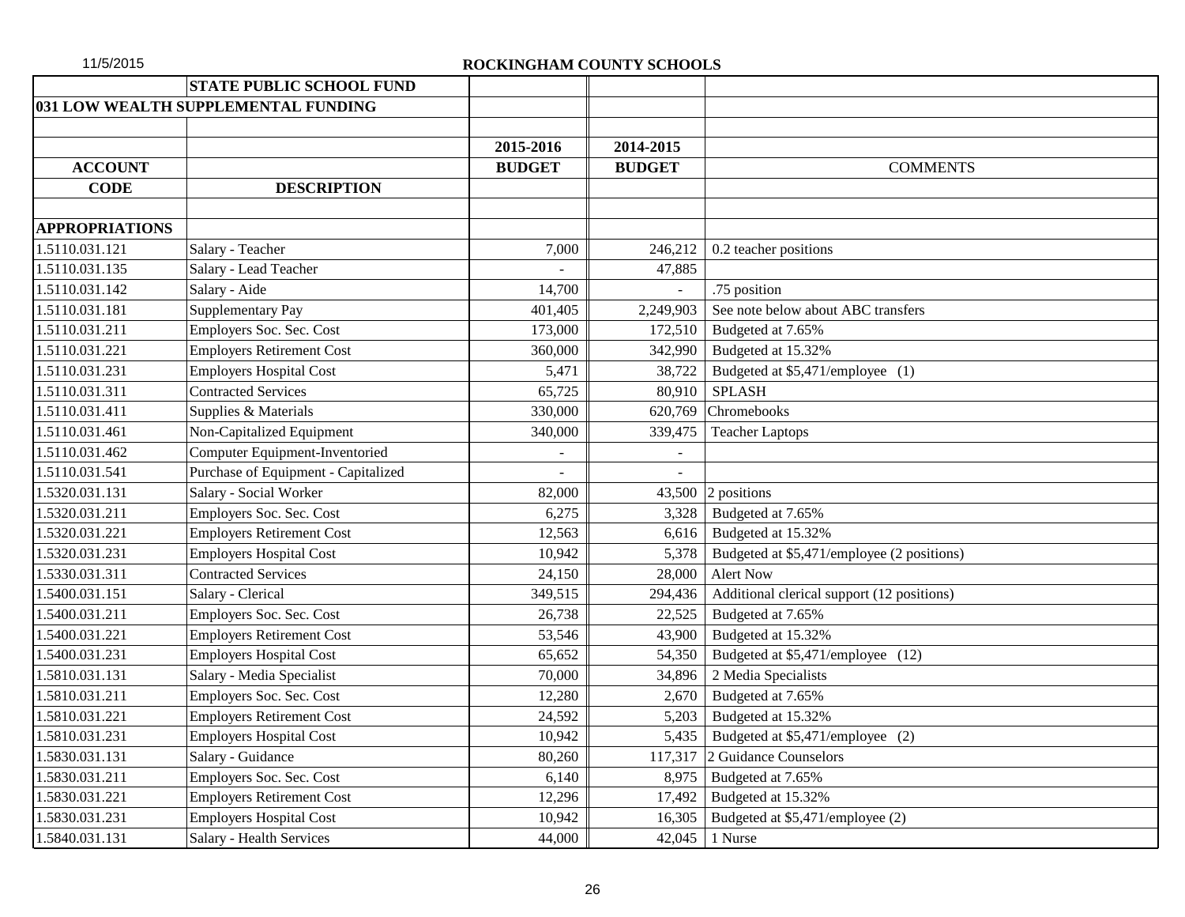**ROCKINGHAM COUNTY SCHOOLS**

11/5/2015

| | STATE PUBLIC SCHOOL FUND | | | |
|---|---|---|---|---|
| 031 LOW WEALTH SUPPLEMENTAL FUNDING | | | | |
| | | | | |
| | | 2015-2016 | 2014-2015 | |
| ACCOUNT | | BUDGET | BUDGET | COMMENTS |
| CODE | DESCRIPTION | | | |
| | | | | |
| APPROPRIATIONS | | | | |
| 1.5110.031.121 | Salary - Teacher | 7,000 | 246,212 | 0.2 teacher positions |
| 1.5110.031.135 | Salary - Lead Teacher | - | 47,885 | |
| 1.5110.031.142 | Salary - Aide | 14,700 | - | .75 position |
| 1.5110.031.181 | Supplementary Pay | 401,405 | 2,249,903 | See note below about ABC transfers |
| 1.5110.031.211 | Employers Soc. Sec. Cost | 173,000 | 172,510 | Budgeted at 7.65% |
| 1.5110.031.221 | Employers Retirement Cost | 360,000 | 342,990 | Budgeted at 15.32% |
| 1.5110.031.231 | Employers Hospital Cost | 5,471 | 38,722 | Budgeted at $5,471/employee (1) |
| 1.5110.031.311 | Contracted Services | 65,725 | 80,910 | SPLASH |
| 1.5110.031.411 | Supplies & Materials | 330,000 | 620,769 | Chromebooks |
| 1.5110.031.461 | Non-Capitalized Equipment | 340,000 | 339,475 | Teacher Laptops |
| 1.5110.031.462 | Computer Equipment-Inventoried | - | - | |
| 1.5110.031.541 | Purchase of Equipment - Capitalized | - | - | |
| 1.5320.031.131 | Salary - Social Worker | 82,000 | 43,500 | 2 positions |
| 1.5320.031.211 | Employers Soc. Sec. Cost | 6,275 | 3,328 | Budgeted at 7.65% |
| 1.5320.031.221 | Employers Retirement Cost | 12,563 | 6,616 | Budgeted at 15.32% |
| 1.5320.031.231 | Employers Hospital Cost | 10,942 | 5,378 | Budgeted at $5,471/employee (2 positions) |
| 1.5330.031.311 | Contracted Services | 24,150 | 28,000 | Alert Now |
| 1.5400.031.151 | Salary - Clerical | 349,515 | 294,436 | Additional clerical support (12 positions) |
| 1.5400.031.211 | Employers Soc. Sec. Cost | 26,738 | 22,525 | Budgeted at 7.65% |
| 1.5400.031.221 | Employers Retirement Cost | 53,546 | 43,900 | Budgeted at 15.32% |
| 1.5400.031.231 | Employers Hospital Cost | 65,652 | 54,350 | Budgeted at $5,471/employee (12) |
| 1.5810.031.131 | Salary - Media Specialist | 70,000 | 34,896 | 2 Media Specialists |
| 1.5810.031.211 | Employers Soc. Sec. Cost | 12,280 | 2,670 | Budgeted at 7.65% |
| 1.5810.031.221 | Employers Retirement Cost | 24,592 | 5,203 | Budgeted at 15.32% |
| 1.5810.031.231 | Employers Hospital Cost | 10,942 | 5,435 | Budgeted at $5,471/employee (2) |
| 1.5830.031.131 | Salary - Guidance | 80,260 | 117,317 | 2 Guidance Counselors |
| 1.5830.031.211 | Employers Soc. Sec. Cost | 6,140 | 8,975 | Budgeted at 7.65% |
| 1.5830.031.221 | Employers Retirement Cost | 12,296 | 17,492 | Budgeted at 15.32% |
| 1.5830.031.231 | Employers Hospital Cost | 10,942 | 16,305 | Budgeted at $5,471/employee (2) |
| 1.5840.031.131 | Salary - Health Services | 44,000 | 42,045 | 1 Nurse |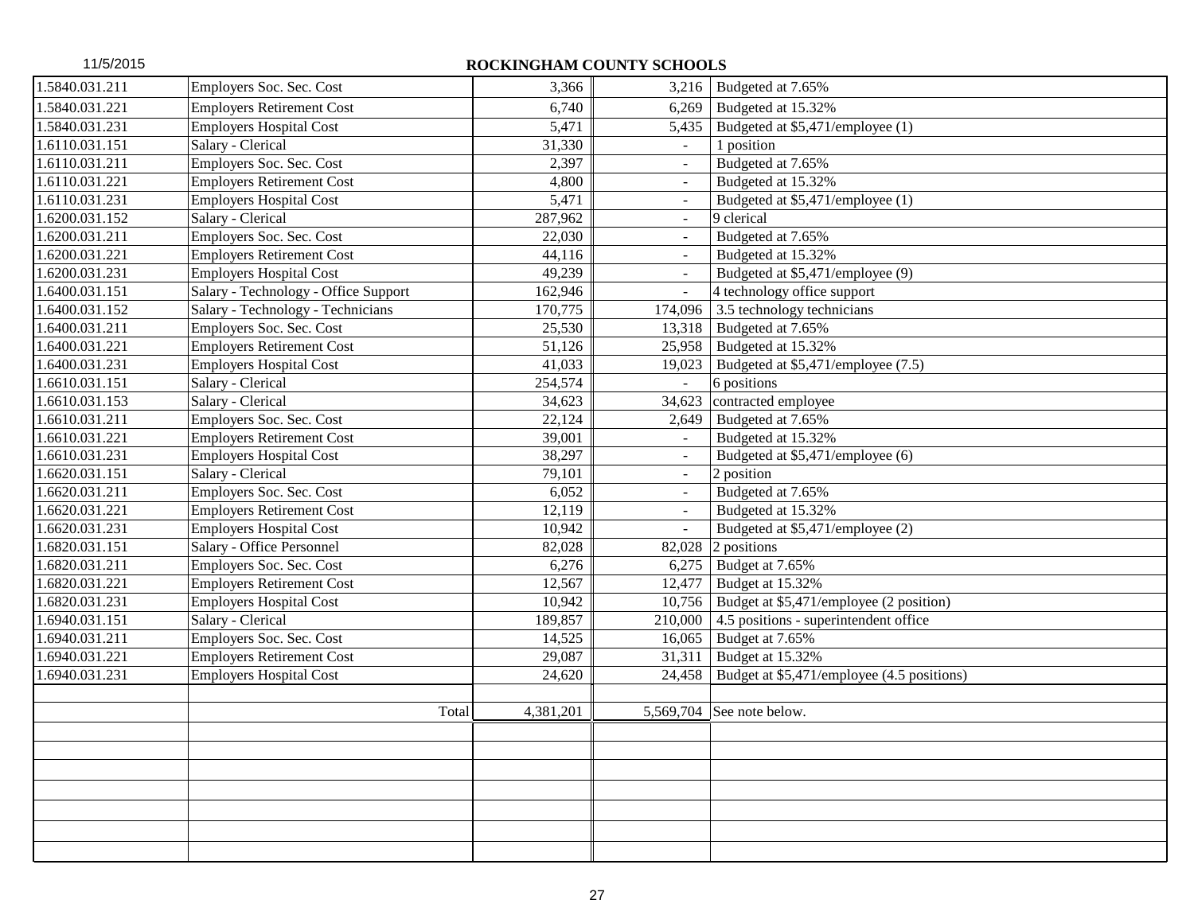**ROCKINGHAM COUNTY SCHOOLS**

| | | | | |
|---|---|---|---|---|
| 1.5840.031.211 | Employers Soc. Sec. Cost | 3,366 | 3,216 | Budgeted at 7.65% |
| 1.5840.031.221 | Employers Retirement Cost | 6,740 | 6,269 | Budgeted at 15.32% |
| 1.5840.031.231 | Employers Hospital Cost | 5,471 | 5,435 | Budgeted at $5,471/employee (1) |
| 1.6110.031.151 | Salary - Clerical | 31,330 | - | 1 position |
| 1.6110.031.211 | Employers Soc. Sec. Cost | 2,397 | - | Budgeted at 7.65% |
| 1.6110.031.221 | Employers Retirement Cost | 4,800 | - | Budgeted at 15.32% |
| 1.6110.031.231 | Employers Hospital Cost | 5,471 | - | Budgeted at $5,471/employee (1) |
| 1.6200.031.152 | Salary - Clerical | 287,962 | - | 9 clerical |
| 1.6200.031.211 | Employers Soc. Sec. Cost | 22,030 | - | Budgeted at 7.65% |
| 1.6200.031.221 | Employers Retirement Cost | 44,116 | - | Budgeted at 15.32% |
| 1.6200.031.231 | Employers Hospital Cost | 49,239 | - | Budgeted at $5,471/employee (9) |
| 1.6400.031.151 | Salary - Technology - Office Support | 162,946 | - | 4 technology office support |
| 1.6400.031.152 | Salary - Technology - Technicians | 170,775 | 174,096 | 3.5 technology technicians |
| 1.6400.031.211 | Employers Soc. Sec. Cost | 25,530 | 13,318 | Budgeted at 7.65% |
| 1.6400.031.221 | Employers Retirement Cost | 51,126 | 25,958 | Budgeted at 15.32% |
| 1.6400.031.231 | Employers Hospital Cost | 41,033 | 19,023 | Budgeted at $5,471/employee (7.5) |
| 1.6610.031.151 | Salary - Clerical | 254,574 | - | 6 positions |
| 1.6610.031.153 | Salary - Clerical | 34,623 | 34,623 | contracted employee |
| 1.6610.031.211 | Employers Soc. Sec. Cost | 22,124 | 2,649 | Budgeted at 7.65% |
| 1.6610.031.221 | Employers Retirement Cost | 39,001 | - | Budgeted at 15.32% |
| 1.6610.031.231 | Employers Hospital Cost | 38,297 | - | Budgeted at $5,471/employee (6) |
| 1.6620.031.151 | Salary - Clerical | 79,101 | - | 2 position |
| 1.6620.031.211 | Employers Soc. Sec. Cost | 6,052 | - | Budgeted at 7.65% |
| 1.6620.031.221 | Employers Retirement Cost | 12,119 | - | Budgeted at 15.32% |
| 1.6620.031.231 | Employers Hospital Cost | 10,942 | - | Budgeted at $5,471/employee (2) |
| 1.6820.031.151 | Salary - Office Personnel | 82,028 | 82,028 | 2 positions |
| 1.6820.031.211 | Employers Soc. Sec. Cost | 6,276 | 6,275 | Budget at 7.65% |
| 1.6820.031.221 | Employers Retirement Cost | 12,567 | 12,477 | Budget at 15.32% |
| 1.6820.031.231 | Employers Hospital Cost | 10,942 | 10,756 | Budget at $5,471/employee (2 position) |
| 1.6940.031.151 | Salary - Clerical | 189,857 | 210,000 | 4.5 positions - superintendent office |
| 1.6940.031.211 | Employers Soc. Sec. Cost | 14,525 | 16,065 | Budget at 7.65% |
| 1.6940.031.221 | Employers Retirement Cost | 29,087 | 31,311 | Budget at 15.32% |
| 1.6940.031.231 | Employers Hospital Cost | 24,620 | 24,458 | Budget at $5,471/employee (4.5 positions) |
| | | | | |
| | Total | 4,381,201 | 5,569,704 | See note below. |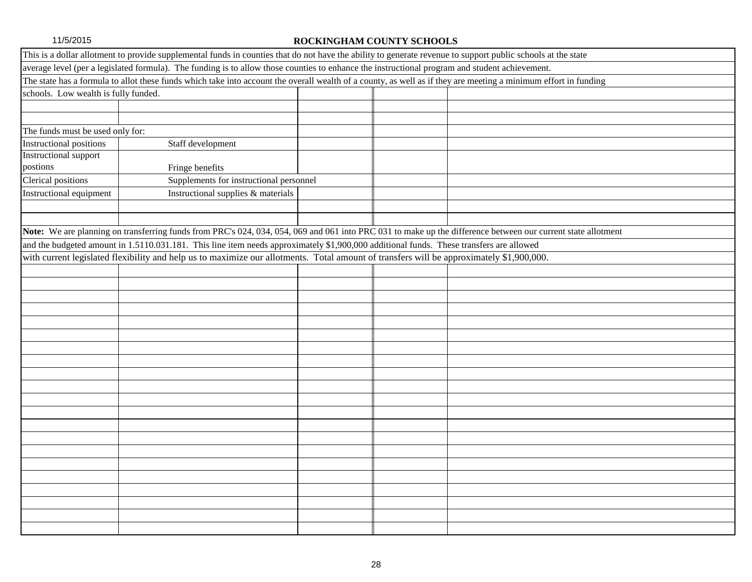# ROCKINGHAM COUNTY SCHOOLS

This is a dollar allotment to provide supplemental funds in counties that do not have the ability to generate revenue to support public schools at the state average level (per a legislated formula). The funding is to allow those counties to enhance the instructional program and student achievement.

The state has a formula to allot these funds which take into account the overall wealth of a county, as well as if they are meeting a minimum effort in funding schools. Low wealth is fully funded.

The funds must be used only for:

| | |
|---|---|
| Instructional positions | Staff development |
| Instructional support postions | Fringe benefits |
| Clerical positions | Supplements for instructional personnel |
| Instructional equipment | Instructional supplies & materials |

**Note:** We are planning on transferring funds from PRC's 024, 034, 054, 069 and 061 into PRC 031 to make up the difference between our current state allotment and the budgeted amount in 1.5110.031.181. This line item needs approximately $1,900,000 additional funds. These transfers are allowed with current legislated flexibility and help us to maximize our allotments. Total amount of transfers will be approximately $1,900,000.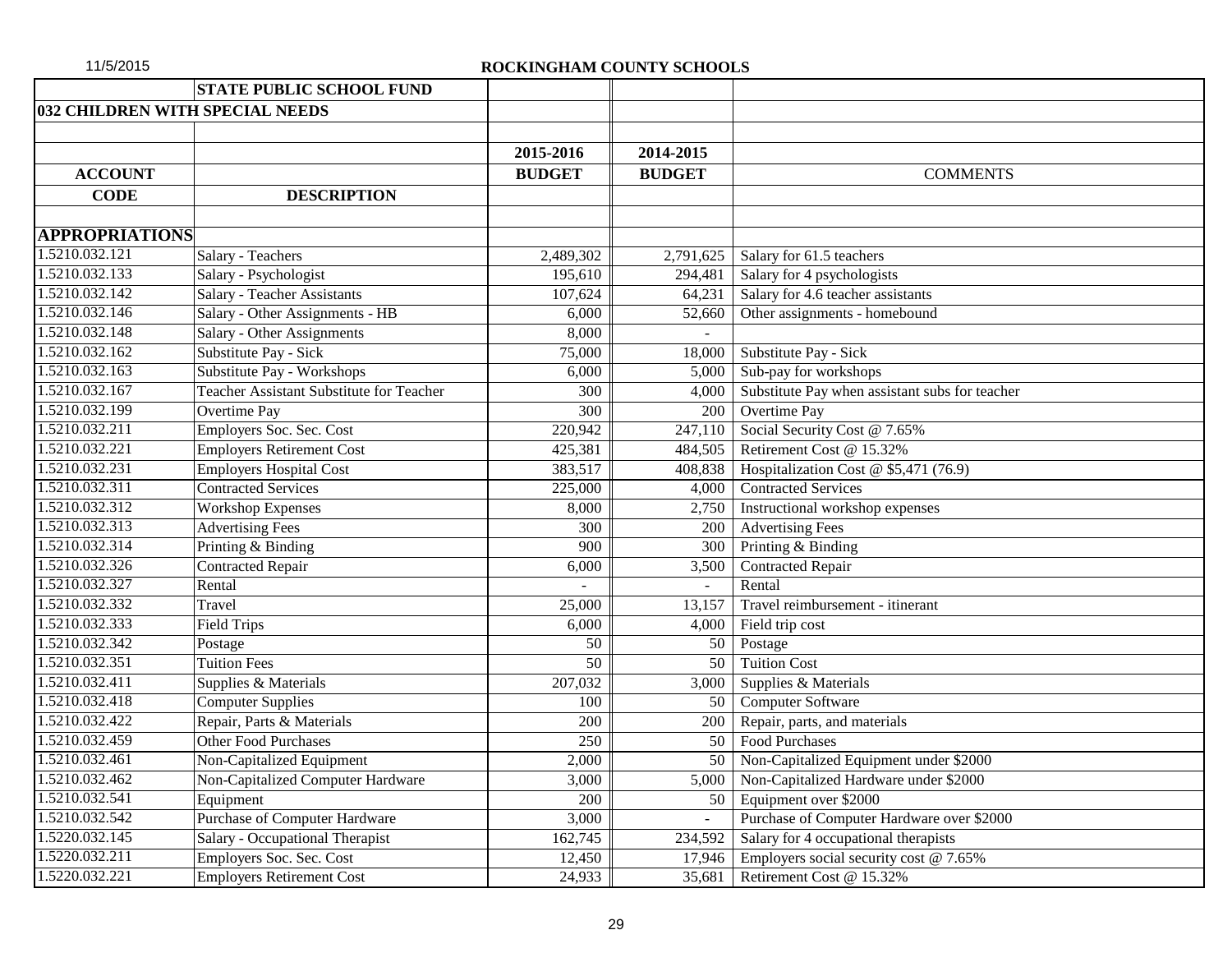11/5/2015

**ROCKINGHAM COUNTY SCHOOLS**

| ACCOUNT CODE | DESCRIPTION | 2015-2016 BUDGET | 2014-2015 BUDGET | COMMENTS |
|---|---|---|---|---|
| | **STATE PUBLIC SCHOOL FUND** | | | |
| **032 CHILDREN WITH SPECIAL NEEDS** | | | | |
| **APPROPRIATIONS** | | | | |
| 1.5210.032.121 | Salary - Teachers | 2,489,302 | 2,791,625 | Salary for 61.5 teachers |
| 1.5210.032.133 | Salary - Psychologist | 195,610 | 294,481 | Salary for 4 psychologists |
| 1.5210.032.142 | Salary - Teacher Assistants | 107,624 | 64,231 | Salary for 4.6 teacher assistants |
| 1.5210.032.146 | Salary - Other Assignments - HB | 6,000 | 52,660 | Other assignments - homebound |
| 1.5210.032.148 | Salary - Other Assignments | 8,000 | - | |
| 1.5210.032.162 | Substitute Pay - Sick | 75,000 | 18,000 | Substitute Pay - Sick |
| 1.5210.032.163 | Substitute Pay - Workshops | 6,000 | 5,000 | Sub-pay for workshops |
| 1.5210.032.167 | Teacher Assistant Substitute for Teacher | 300 | 4,000 | Substitute Pay when assistant subs for teacher |
| 1.5210.032.199 | Overtime Pay | 300 | 200 | Overtime Pay |
| 1.5210.032.211 | Employers Soc. Sec. Cost | 220,942 | 247,110 | Social Security Cost @ 7.65% |
| 1.5210.032.221 | Employers Retirement Cost | 425,381 | 484,505 | Retirement Cost @ 15.32% |
| 1.5210.032.231 | Employers Hospital Cost | 383,517 | 408,838 | Hospitalization Cost @ $5,471 (76.9) |
| 1.5210.032.311 | Contracted Services | 225,000 | 4,000 | Contracted Services |
| 1.5210.032.312 | Workshop Expenses | 8,000 | 2,750 | Instructional workshop expenses |
| 1.5210.032.313 | Advertising Fees | 300 | 200 | Advertising Fees |
| 1.5210.032.314 | Printing & Binding | 900 | 300 | Printing & Binding |
| 1.5210.032.326 | Contracted Repair | 6,000 | 3,500 | Contracted Repair |
| 1.5210.032.327 | Rental | - | - | Rental |
| 1.5210.032.332 | Travel | 25,000 | 13,157 | Travel reimbursement - itinerant |
| 1.5210.032.333 | Field Trips | 6,000 | 4,000 | Field trip cost |
| 1.5210.032.342 | Postage | 50 | 50 | Postage |
| 1.5210.032.351 | Tuition Fees | 50 | 50 | Tuition Cost |
| 1.5210.032.411 | Supplies & Materials | 207,032 | 3,000 | Supplies & Materials |
| 1.5210.032.418 | Computer Supplies | 100 | 50 | Computer Software |
| 1.5210.032.422 | Repair, Parts & Materials | 200 | 200 | Repair, parts, and materials |
| 1.5210.032.459 | Other Food Purchases | 250 | 50 | Food Purchases |
| 1.5210.032.461 | Non-Capitalized Equipment | 2,000 | 50 | Non-Capitalized Equipment under $2000 |
| 1.5210.032.462 | Non-Capitalized Computer Hardware | 3,000 | 5,000 | Non-Capitalized Hardware under $2000 |
| 1.5210.032.541 | Equipment | 200 | 50 | Equipment over $2000 |
| 1.5210.032.542 | Purchase of Computer Hardware | 3,000 | - | Purchase of Computer Hardware over $2000 |
| 1.5220.032.145 | Salary - Occupational Therapist | 162,745 | 234,592 | Salary for 4 occupational therapists |
| 1.5220.032.211 | Employers Soc. Sec. Cost | 12,450 | 17,946 | Employers social security cost @ 7.65% |
| 1.5220.032.221 | Employers Retirement Cost | 24,933 | 35,681 | Retirement Cost @ 15.32% |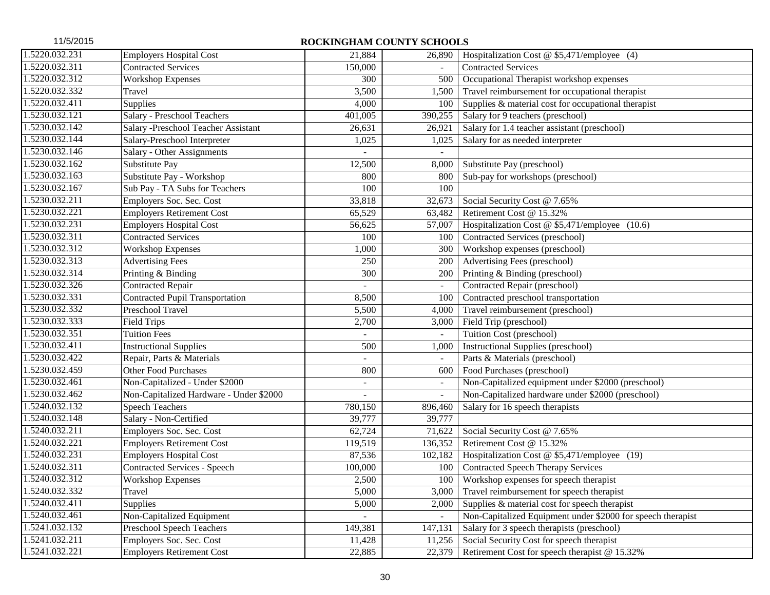11/5/2015

**ROCKINGHAM COUNTY SCHOOLS**

| | | | | |
|---|---|---|---|---|
| 1.5220.032.231 | Employers Hospital Cost | 21,884 | 26,890 | Hospitalization Cost @ $5,471/employee (4) |
| 1.5220.032.311 | Contracted Services | 150,000 | - | Contracted Services |
| 1.5220.032.312 | Workshop Expenses | 300 | 500 | Occupational Therapist workshop expenses |
| 1.5220.032.332 | Travel | 3,500 | 1,500 | Travel reimbursement for occupational therapist |
| 1.5220.032.411 | Supplies | 4,000 | 100 | Supplies & material cost for occupational therapist |
| 1.5230.032.121 | Salary - Preschool Teachers | 401,005 | 390,255 | Salary for 9 teachers (preschool) |
| 1.5230.032.142 | Salary -Preschool Teacher Assistant | 26,631 | 26,921 | Salary for 1.4 teacher assistant (preschool) |
| 1.5230.032.144 | Salary-Preschool Interpreter | 1,025 | 1,025 | Salary for as needed interpreter |
| 1.5230.032.146 | Salary - Other Assignments | - | - | |
| 1.5230.032.162 | Substitute Pay | 12,500 | 8,000 | Substitute Pay (preschool) |
| 1.5230.032.163 | Substitute Pay - Workshop | 800 | 800 | Sub-pay for workshops (preschool) |
| 1.5230.032.167 | Sub Pay - TA Subs for Teachers | 100 | 100 | |
| 1.5230.032.211 | Employers Soc. Sec. Cost | 33,818 | 32,673 | Social Security Cost @ 7.65% |
| 1.5230.032.221 | Employers Retirement Cost | 65,529 | 63,482 | Retirement Cost @ 15.32% |
| 1.5230.032.231 | Employers Hospital Cost | 56,625 | 57,007 | Hospitalization Cost @ $5,471/employee (10.6) |
| 1.5230.032.311 | Contracted Services | 100 | 100 | Contracted Services (preschool) |
| 1.5230.032.312 | Workshop Expenses | 1,000 | 300 | Workshop expenses (preschool) |
| 1.5230.032.313 | Advertising Fees | 250 | 200 | Advertising Fees (preschool) |
| 1.5230.032.314 | Printing & Binding | 300 | 200 | Printing & Binding (preschool) |
| 1.5230.032.326 | Contracted Repair | - | - | Contracted Repair (preschool) |
| 1.5230.032.331 | Contracted Pupil Transportation | 8,500 | 100 | Contracted preschool transportation |
| 1.5230.032.332 | Preschool Travel | 5,500 | 4,000 | Travel reimbursement (preschool) |
| 1.5230.032.333 | Field Trips | 2,700 | 3,000 | Field Trip (preschool) |
| 1.5230.032.351 | Tuition Fees | - | - | Tuition Cost (preschool) |
| 1.5230.032.411 | Instructional Supplies | 500 | 1,000 | Instructional Supplies (preschool) |
| 1.5230.032.422 | Repair, Parts & Materials | - | - | Parts & Materials (preschool) |
| 1.5230.032.459 | Other Food Purchases | 800 | 600 | Food Purchases (preschool) |
| 1.5230.032.461 | Non-Capitalized - Under $2000 | - | - | Non-Capitalized equipment under $2000 (preschool) |
| 1.5230.032.462 | Non-Capitalized Hardware - Under $2000 | - | - | Non-Capitalized hardware under $2000 (preschool) |
| 1.5240.032.132 | Speech Teachers | 780,150 | 896,460 | Salary for 16 speech therapists |
| 1.5240.032.148 | Salary - Non-Certified | 39,777 | 39,777 | |
| 1.5240.032.211 | Employers Soc. Sec. Cost | 62,724 | 71,622 | Social Security Cost @ 7.65% |
| 1.5240.032.221 | Employers Retirement Cost | 119,519 | 136,352 | Retirement Cost @ 15.32% |
| 1.5240.032.231 | Employers Hospital Cost | 87,536 | 102,182 | Hospitalization Cost @ $5,471/employee (19) |
| 1.5240.032.311 | Contracted Services - Speech | 100,000 | 100 | Contracted Speech Therapy Services |
| 1.5240.032.312 | Workshop Expenses | 2,500 | 100 | Workshop expenses for speech therapist |
| 1.5240.032.332 | Travel | 5,000 | 3,000 | Travel reimbursement for speech therapist |
| 1.5240.032.411 | Supplies | 5,000 | 2,000 | Supplies & material cost for speech therapist |
| 1.5240.032.461 | Non-Capitalized Equipment | - | - | Non-Capitalized Equipment under $2000 for speech therapist |
| 1.5241.032.132 | Preschool Speech Teachers | 149,381 | 147,131 | Salary for 3 speech therapists (preschool) |
| 1.5241.032.211 | Employers Soc. Sec. Cost | 11,428 | 11,256 | Social Security Cost for speech therapist |
| 1.5241.032.221 | Employers Retirement Cost | 22,885 | 22,379 | Retirement Cost for speech therapist @ 15.32% |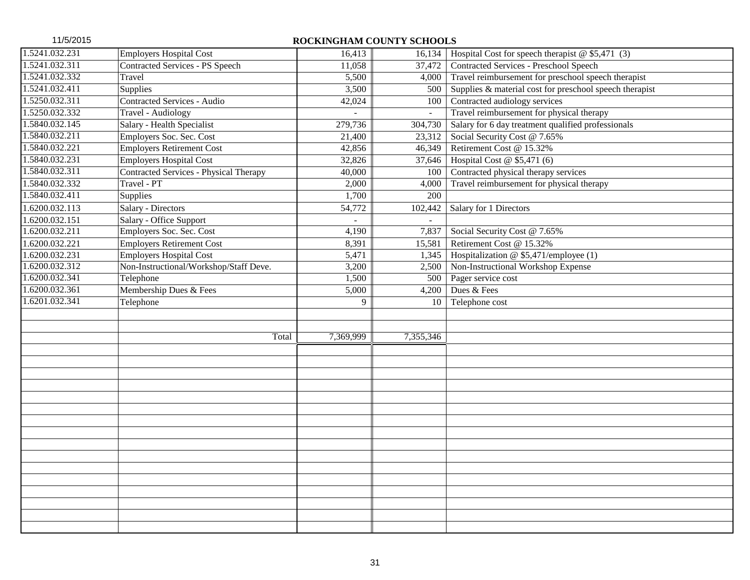11/5/2015

**ROCKINGHAM COUNTY SCHOOLS**

| | | | | |
|---|---|---|---|---|
| 1.5241.032.231 | Employers Hospital Cost | 16,413 | 16,134 | Hospital Cost for speech therapist @ $5,471 (3) |
| 1.5241.032.311 | Contracted Services - PS Speech | 11,058 | 37,472 | Contracted Services - Preschool Speech |
| 1.5241.032.332 | Travel | 5,500 | 4,000 | Travel reimbursement for preschool speech therapist |
| 1.5241.032.411 | Supplies | 3,500 | 500 | Supplies & material cost for preschool speech therapist |
| 1.5250.032.311 | Contracted Services - Audio | 42,024 | 100 | Contracted audiology services |
| 1.5250.032.332 | Travel - Audiology | - | - | Travel reimbursement for physical therapy |
| 1.5840.032.145 | Salary - Health Specialist | 279,736 | 304,730 | Salary for 6 day treatment qualified professionals |
| 1.5840.032.211 | Employers Soc. Sec. Cost | 21,400 | 23,312 | Social Security Cost @ 7.65% |
| 1.5840.032.221 | Employers Retirement Cost | 42,856 | 46,349 | Retirement Cost @ 15.32% |
| 1.5840.032.231 | Employers Hospital Cost | 32,826 | 37,646 | Hospital Cost @ $5,471 (6) |
| 1.5840.032.311 | Contracted Services - Physical Therapy | 40,000 | 100 | Contracted physical therapy services |
| 1.5840.032.332 | Travel - PT | 2,000 | 4,000 | Travel reimbursement for physical therapy |
| 1.5840.032.411 | Supplies | 1,700 | 200 | |
| 1.6200.032.113 | Salary - Directors | 54,772 | 102,442 | Salary for 1 Directors |
| 1.6200.032.151 | Salary - Office Support | - | - | |
| 1.6200.032.211 | Employers Soc. Sec. Cost | 4,190 | 7,837 | Social Security Cost @ 7.65% |
| 1.6200.032.221 | Employers Retirement Cost | 8,391 | 15,581 | Retirement Cost @ 15.32% |
| 1.6200.032.231 | Employers Hospital Cost | 5,471 | 1,345 | Hospitalization @ $5,471/employee (1) |
| 1.6200.032.312 | Non-Instructional/Workshop/Staff Deve. | 3,200 | 2,500 | Non-Instructional Workshop Expense |
| 1.6200.032.341 | Telephone | 1,500 | 500 | Pager service cost |
| 1.6200.032.361 | Membership Dues & Fees | 5,000 | 4,200 | Dues & Fees |
| 1.6201.032.341 | Telephone | 9 | 10 | Telephone cost |
| | | | | |
| | | | | |
| | Total | 7,369,999 | 7,355,346 | |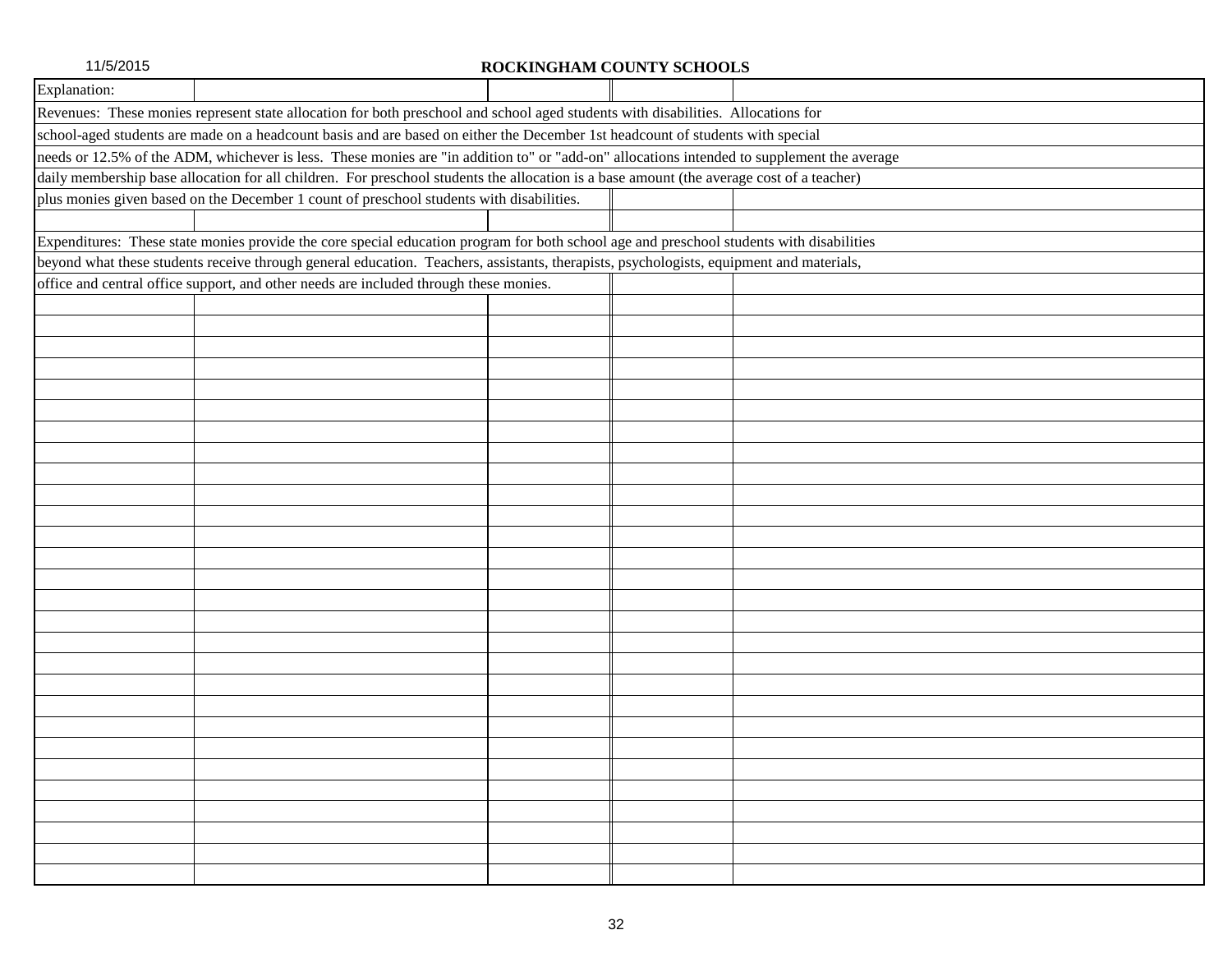# ROCKINGHAM COUNTY SCHOOLS

Explanation:

Revenues: These monies represent state allocation for both preschool and school aged students with disabilities. Allocations for school-aged students are made on a headcount basis and are based on either the December 1st headcount of students with special needs or 12.5% of the ADM, whichever is less. These monies are "in addition to" or "add-on" allocations intended to supplement the average daily membership base allocation for all children. For preschool students the allocation is a base amount (the average cost of a teacher) plus monies given based on the December 1 count of preschool students with disabilities.

Expenditures: These state monies provide the core special education program for both school age and preschool students with disabilities beyond what these students receive through general education. Teachers, assistants, therapists, psychologists, equipment and materials, office and central office support, and other needs are included through these monies.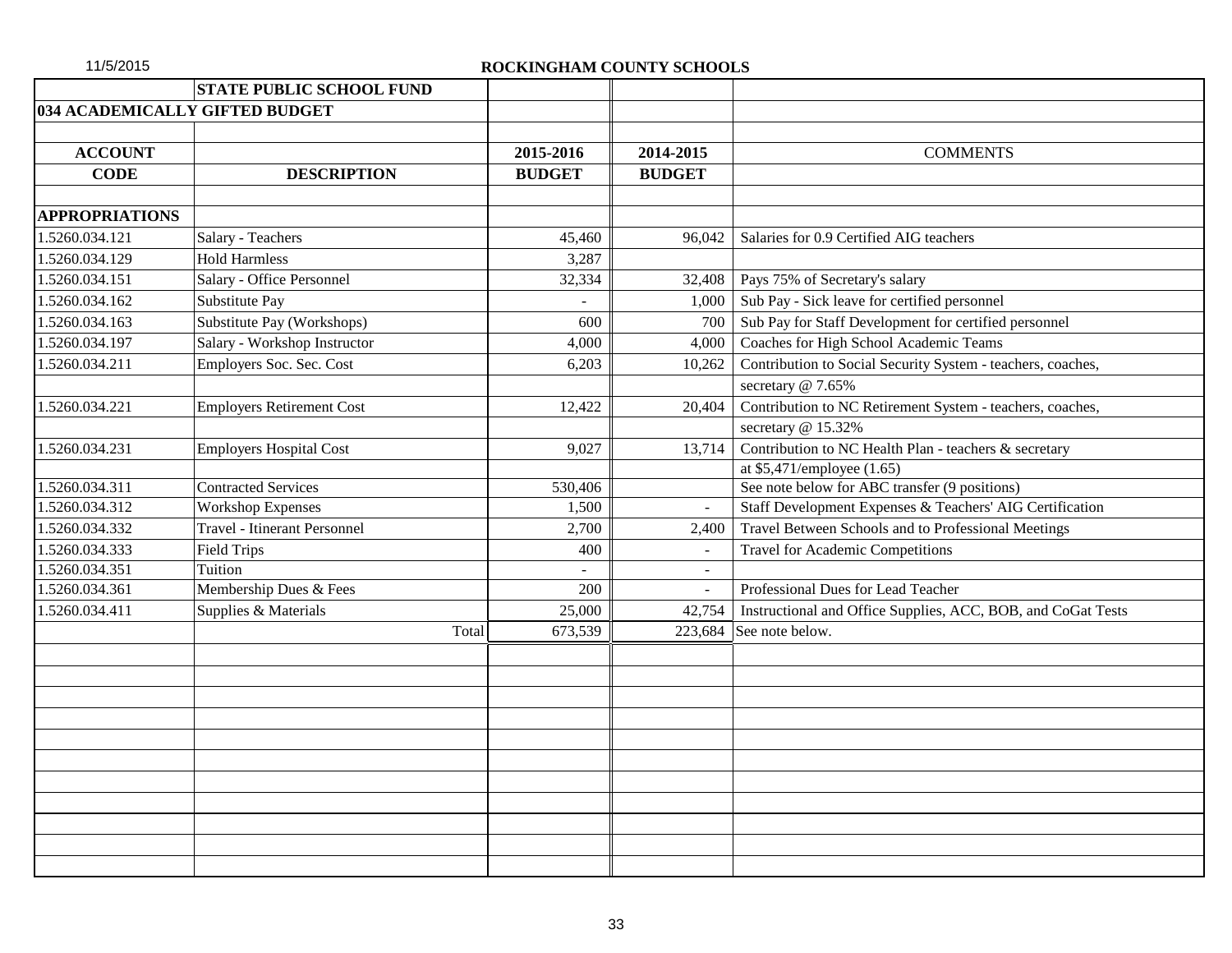**ROCKINGHAM COUNTY SCHOOLS**

| | STATE PUBLIC SCHOOL FUND | | | |
|---|---|---|---|---|
| **034 ACADEMICALLY GIFTED BUDGET** | | | | |
| | | | | |
| **ACCOUNT** | | **2015-2016** | **2014-2015** | **COMMENTS** |
| **CODE** | **DESCRIPTION** | **BUDGET** | **BUDGET** | |
| | | | | |
| **APPROPRIATIONS** | | | | |
| 1.5260.034.121 | Salary - Teachers | 45,460 | 96,042 | Salaries for 0.9 Certified AIG teachers |
| 1.5260.034.129 | Hold Harmless | 3,287 | | |
| 1.5260.034.151 | Salary - Office Personnel | 32,334 | 32,408 | Pays 75% of Secretary's salary |
| 1.5260.034.162 | Substitute Pay | - | 1,000 | Sub Pay - Sick leave for certified personnel |
| 1.5260.034.163 | Substitute Pay (Workshops) | 600 | 700 | Sub Pay for Staff Development for certified personnel |
| 1.5260.034.197 | Salary - Workshop Instructor | 4,000 | 4,000 | Coaches for High School Academic Teams |
| 1.5260.034.211 | Employers Soc. Sec. Cost | 6,203 | 10,262 | Contribution to Social Security System - teachers, coaches, |
| | | | | secretary @ 7.65% |
| 1.5260.034.221 | Employers Retirement Cost | 12,422 | 20,404 | Contribution to NC Retirement System - teachers, coaches, |
| | | | | secretary @ 15.32% |
| 1.5260.034.231 | Employers Hospital Cost | 9,027 | 13,714 | Contribution to NC Health Plan - teachers & secretary |
| | | | | at $5,471/employee (1.65) |
| 1.5260.034.311 | Contracted Services | 530,406 | | See note below for ABC transfer (9 positions) |
| 1.5260.034.312 | Workshop Expenses | 1,500 | - | Staff Development Expenses & Teachers' AIG Certification |
| 1.5260.034.332 | Travel - Itinerant Personnel | 2,700 | 2,400 | Travel Between Schools and to Professional Meetings |
| 1.5260.034.333 | Field Trips | 400 | - | Travel for Academic Competitions |
| 1.5260.034.351 | Tuition | - | - | |
| 1.5260.034.361 | Membership Dues & Fees | 200 | - | Professional Dues for Lead Teacher |
| 1.5260.034.411 | Supplies & Materials | 25,000 | 42,754 | Instructional and Office Supplies, ACC, BOB, and CoGat Tests |
| | Total | 673,539 | 223,684 | See note below. |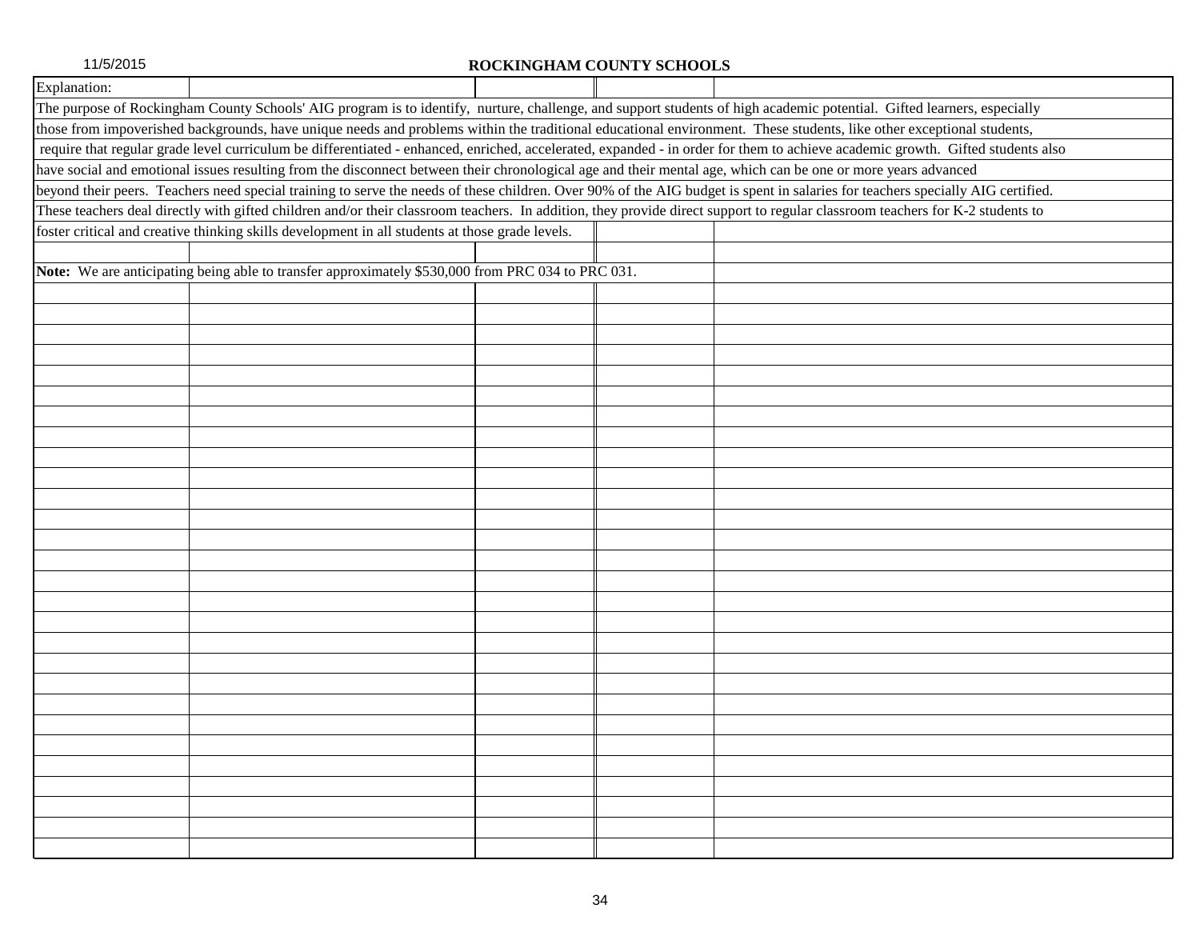# ROCKINGHAM COUNTY SCHOOLS

Explanation:

The purpose of Rockingham County Schools' AIG program is to identify, nurture, challenge, and support students of high academic potential. Gifted learners, especially those from impoverished backgrounds, have unique needs and problems within the traditional educational environment. These students, like other exceptional students, require that regular grade level curriculum be differentiated - enhanced, enriched, accelerated, expanded - in order for them to achieve academic growth. Gifted students also have social and emotional issues resulting from the disconnect between their chronological age and their mental age, which can be one or more years advanced beyond their peers. Teachers need special training to serve the needs of these children. Over 90% of the AIG budget is spent in salaries for teachers specially AIG certified. These teachers deal directly with gifted children and/or their classroom teachers. In addition, they provide direct support to regular classroom teachers for K-2 students to foster critical and creative thinking skills development in all students at those grade levels.

**Note:** We are anticipating being able to transfer approximately $530,000 from PRC 034 to PRC 031.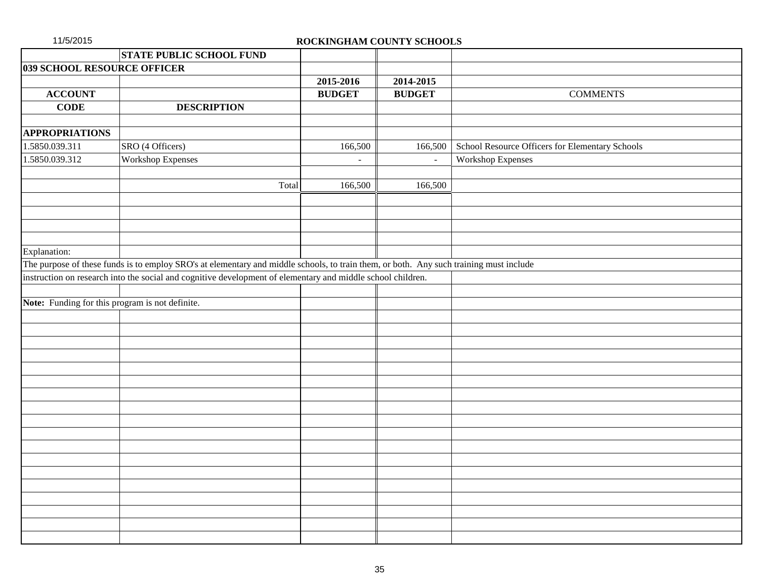ROCKINGHAM COUNTY SCHOOLS

| | STATE PUBLIC SCHOOL FUND | | | |
|---|---|---|---|---|
| **039 SCHOOL RESOURCE OFFICER** | | | | |
| | | **2015-2016** | **2014-2015** | |
| **ACCOUNT** | | **BUDGET** | **BUDGET** | COMMENTS |
| **CODE** | **DESCRIPTION** | | | |
| **APPROPRIATIONS** | | | | |
| 1.5850.039.311 | SRO (4 Officers) | 166,500 | 166,500 | School Resource Officers for Elementary Schools |
| 1.5850.039.312 | Workshop Expenses | - | - | Workshop Expenses |
| | Total | 166,500 | 166,500 | |

Explanation:

The purpose of these funds is to employ SRO's at elementary and middle schools, to train them, or both. Any such training must include instruction on research into the social and cognitive development of elementary and middle school children.

**Note:** Funding for this program is not definite.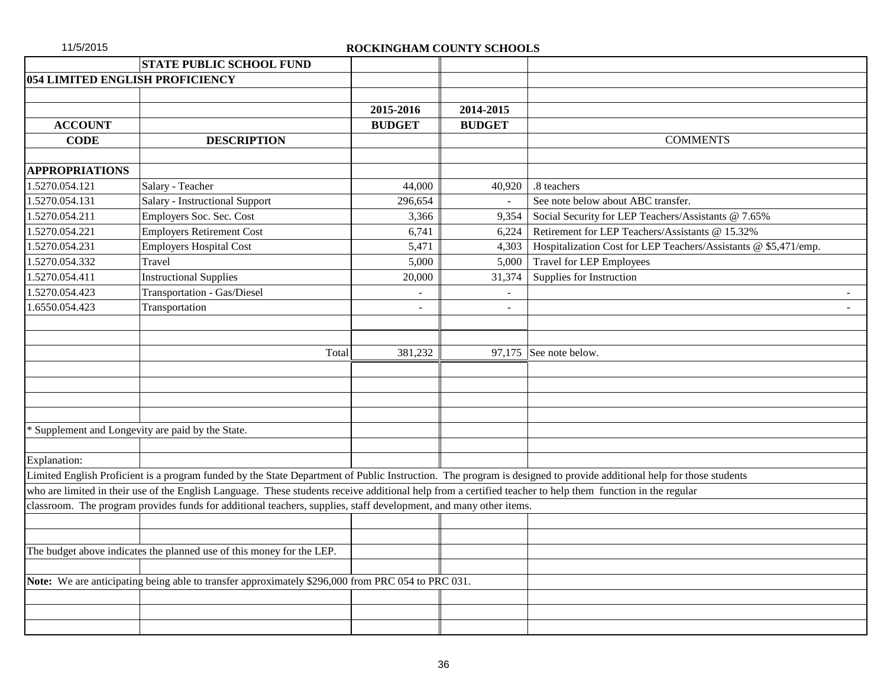ROCKINGHAM COUNTY SCHOOLS

| | STATE PUBLIC SCHOOL FUND | | | |
|---|---|---|---|---|
| **054 LIMITED ENGLISH PROFICIENCY** | | | | |
| | | **2015-2016** | **2014-2015** | |
| **ACCOUNT** | | **BUDGET** | **BUDGET** | |
| **CODE** | **DESCRIPTION** | | | COMMENTS |
| **APPROPRIATIONS** | | | | |
| 1.5270.054.121 | Salary - Teacher | 44,000 | 40,920 | .8 teachers |
| 1.5270.054.131 | Salary - Instructional Support | 296,654 | - | See note below about ABC transfer. |
| 1.5270.054.211 | Employers Soc. Sec. Cost | 3,366 | 9,354 | Social Security for LEP Teachers/Assistants @ 7.65% |
| 1.5270.054.221 | Employers Retirement Cost | 6,741 | 6,224 | Retirement for LEP Teachers/Assistants @ 15.32% |
| 1.5270.054.231 | Employers Hospital Cost | 5,471 | 4,303 | Hospitalization Cost for LEP Teachers/Assistants @ $5,471/emp. |
| 1.5270.054.332 | Travel | 5,000 | 5,000 | Travel for LEP Employees |
| 1.5270.054.411 | Instructional Supplies | 20,000 | 31,374 | Supplies for Instruction |
| 1.5270.054.423 | Transportation - Gas/Diesel | - | - | - |
| 1.6550.054.423 | Transportation | - | - | - |
| | Total | 381,232 | 97,175 | See note below. |

* Supplement and Longevity are paid by the State.

Explanation:

Limited English Proficient is a program funded by the State Department of Public Instruction. The program is designed to provide additional help for those students who are limited in their use of the English Language. These students receive additional help from a certified teacher to help them function in the regular classroom. The program provides funds for additional teachers, supplies, staff development, and many other items.

The budget above indicates the planned use of this money for the LEP.

**Note:** We are anticipating being able to transfer approximately $296,000 from PRC 054 to PRC 031.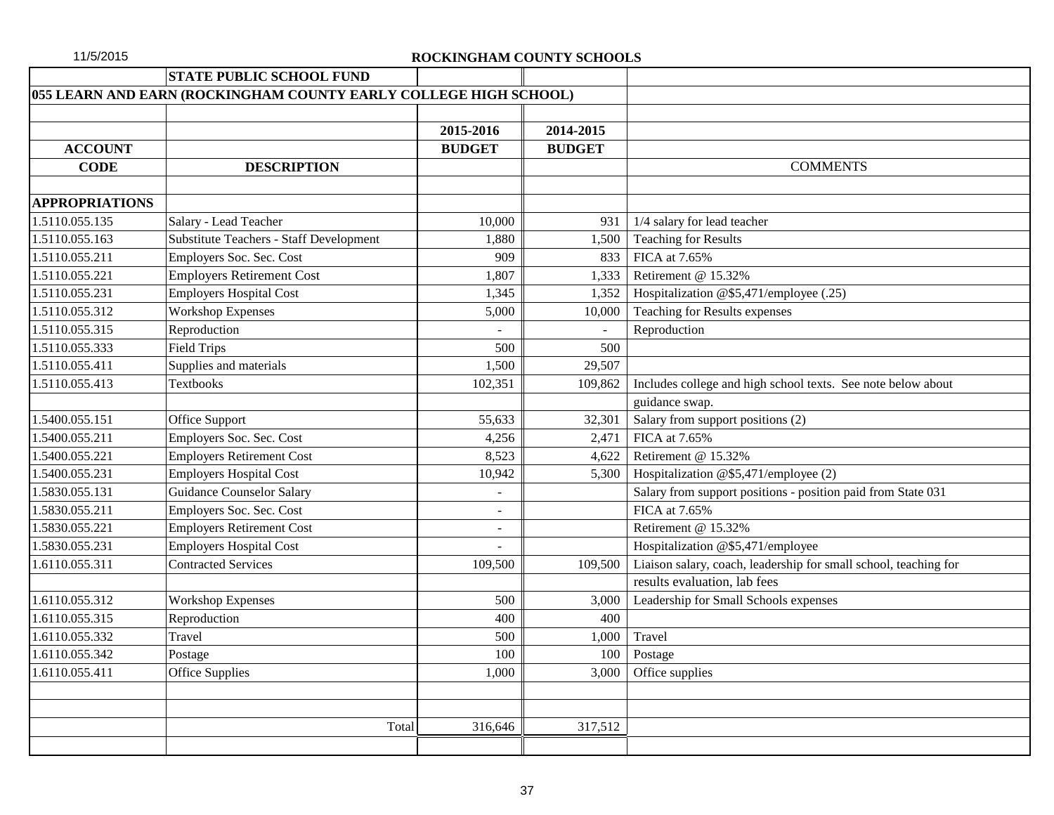ROCKINGHAM COUNTY SCHOOLS

| | STATE PUBLIC SCHOOL FUND | | | |
|---|---|---|---|---|
| **055 LEARN AND EARN (ROCKINGHAM COUNTY EARLY COLLEGE HIGH SCHOOL)** | | | | |
| | | **2015-2016** | **2014-2015** | |
| **ACCOUNT** | | **BUDGET** | **BUDGET** | |
| **CODE** | **DESCRIPTION** | | | COMMENTS |
| **APPROPRIATIONS** | | | | |
| 1.5110.055.135 | Salary - Lead Teacher | 10,000 | 931 | 1/4 salary for lead teacher |
| 1.5110.055.163 | Substitute Teachers - Staff Development | 1,880 | 1,500 | Teaching for Results |
| 1.5110.055.211 | Employers Soc. Sec. Cost | 909 | 833 | FICA at 7.65% |
| 1.5110.055.221 | Employers Retirement Cost | 1,807 | 1,333 | Retirement @ 15.32% |
| 1.5110.055.231 | Employers Hospital Cost | 1,345 | 1,352 | Hospitalization @$5,471/employee (.25) |
| 1.5110.055.312 | Workshop Expenses | 5,000 | 10,000 | Teaching for Results expenses |
| 1.5110.055.315 | Reproduction | - | - | Reproduction |
| 1.5110.055.333 | Field Trips | 500 | 500 | |
| 1.5110.055.411 | Supplies and materials | 1,500 | 29,507 | |
| 1.5110.055.413 | Textbooks | 102,351 | 109,862 | Includes college and high school texts. See note below about guidance swap. |
| 1.5400.055.151 | Office Support | 55,633 | 32,301 | Salary from support positions (2) |
| 1.5400.055.211 | Employers Soc. Sec. Cost | 4,256 | 2,471 | FICA at 7.65% |
| 1.5400.055.221 | Employers Retirement Cost | 8,523 | 4,622 | Retirement @ 15.32% |
| 1.5400.055.231 | Employers Hospital Cost | 10,942 | 5,300 | Hospitalization @$5,471/employee (2) |
| 1.5830.055.131 | Guidance Counselor Salary | - | | Salary from support positions - position paid from State 031 |
| 1.5830.055.211 | Employers Soc. Sec. Cost | - | | FICA at 7.65% |
| 1.5830.055.221 | Employers Retirement Cost | - | | Retirement @ 15.32% |
| 1.5830.055.231 | Employers Hospital Cost | - | | Hospitalization @$5,471/employee |
| 1.6110.055.311 | Contracted Services | 109,500 | 109,500 | Liaison salary, coach, leadership for small school, teaching for results evaluation, lab fees |
| 1.6110.055.312 | Workshop Expenses | 500 | 3,000 | Leadership for Small Schools expenses |
| 1.6110.055.315 | Reproduction | 400 | 400 | |
| 1.6110.055.332 | Travel | 500 | 1,000 | Travel |
| 1.6110.055.342 | Postage | 100 | 100 | Postage |
| 1.6110.055.411 | Office Supplies | 1,000 | 3,000 | Office supplies |
| | Total | 316,646 | 317,512 | |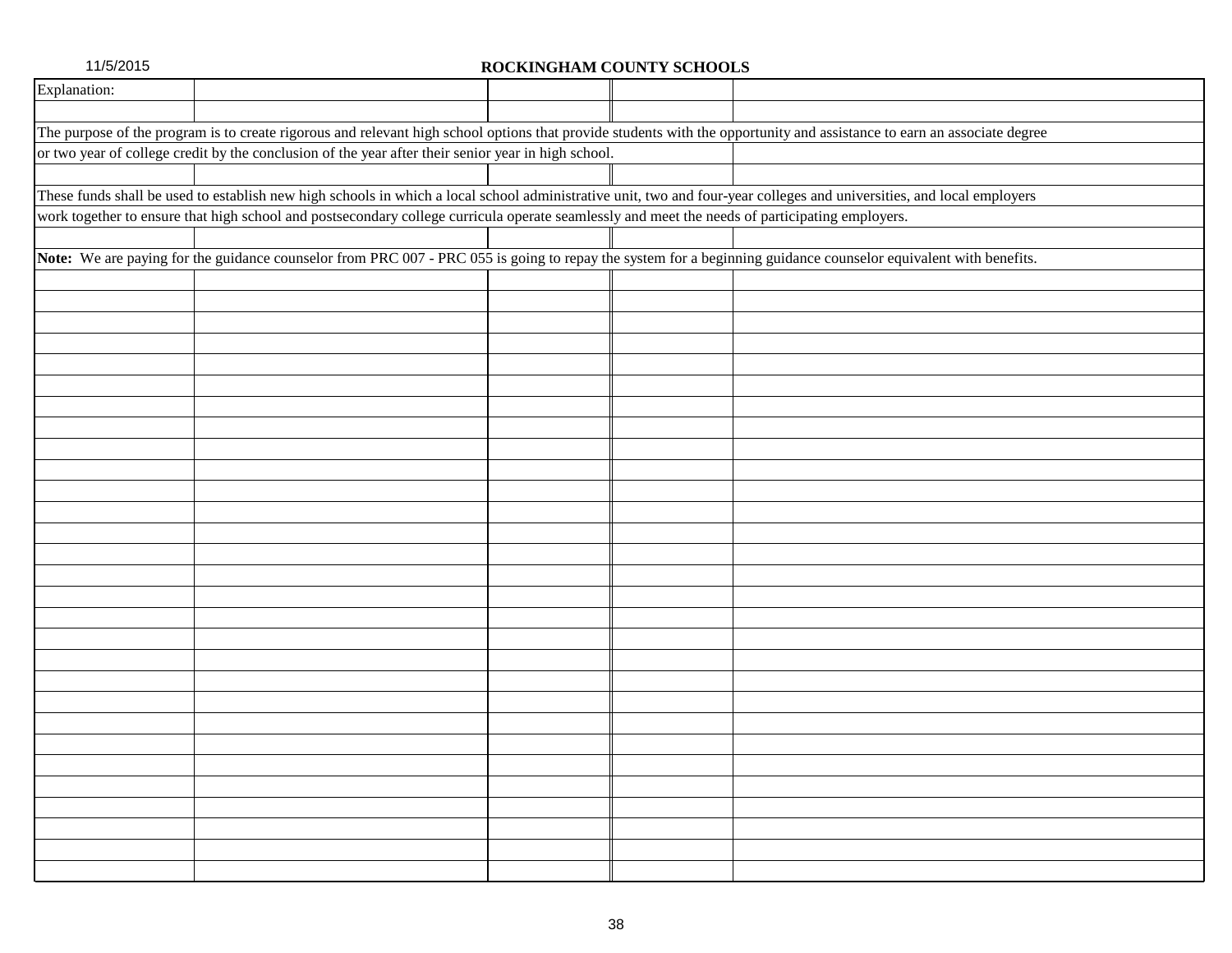11/5/2015

**ROCKINGHAM COUNTY SCHOOLS**

Explanation:

The purpose of the program is to create rigorous and relevant high school options that provide students with the opportunity and assistance to earn an associate degree or two year of college credit by the conclusion of the year after their senior year in high school.

These funds shall be used to establish new high schools in which a local school administrative unit, two and four-year colleges and universities, and local employers work together to ensure that high school and postsecondary college curricula operate seamlessly and meet the needs of participating employers.

**Note:** We are paying for the guidance counselor from PRC 007 - PRC 055 is going to repay the system for a beginning guidance counselor equivalent with benefits.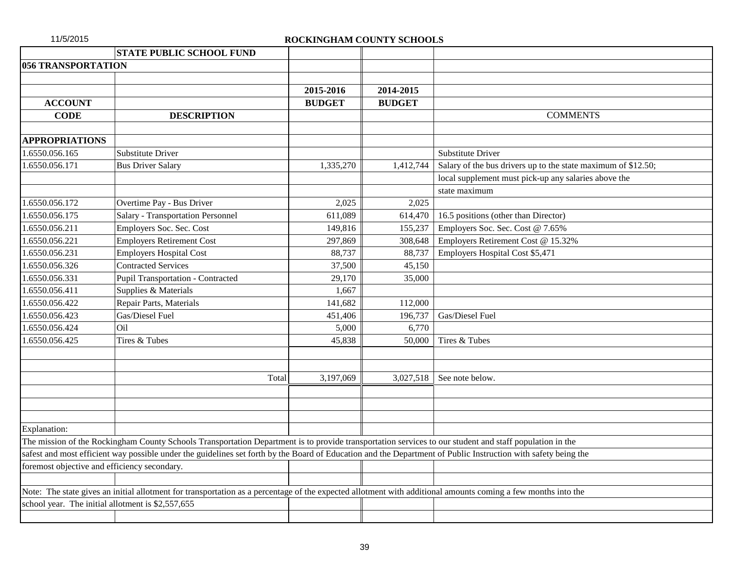ROCKINGHAM COUNTY SCHOOLS

| | STATE PUBLIC SCHOOL FUND | | | |
|---|---|---|---|---|
| **056 TRANSPORTATION** | | | | |
| | | | | |
| | | **2015-2016** | **2014-2015** | |
| **ACCOUNT** | | **BUDGET** | **BUDGET** | |
| **CODE** | **DESCRIPTION** | | | COMMENTS |
| | | | | |
| **APPROPRIATIONS** | | | | |
| 1.6550.056.165 | Substitute Driver | | | Substitute Driver |
| 1.6550.056.171 | Bus Driver Salary | 1,335,270 | 1,412,744 | Salary of the bus drivers up to the state maximum of $12.50; |
| | | | | local supplement must pick-up any salaries above the |
| | | | | state maximum |
| 1.6550.056.172 | Overtime Pay - Bus Driver | 2,025 | 2,025 | |
| 1.6550.056.175 | Salary - Transportation Personnel | 611,089 | 614,470 | 16.5 positions (other than Director) |
| 1.6550.056.211 | Employers Soc. Sec. Cost | 149,816 | 155,237 | Employers Soc. Sec. Cost @ 7.65% |
| 1.6550.056.221 | Employers Retirement Cost | 297,869 | 308,648 | Employers Retirement Cost @ 15.32% |
| 1.6550.056.231 | Employers Hospital Cost | 88,737 | 88,737 | Employers Hospital Cost $5,471 |
| 1.6550.056.326 | Contracted Services | 37,500 | 45,150 | |
| 1.6550.056.331 | Pupil Transportation - Contracted | 29,170 | 35,000 | |
| 1.6550.056.411 | Supplies & Materials | 1,667 | | |
| 1.6550.056.422 | Repair Parts, Materials | 141,682 | 112,000 | |
| 1.6550.056.423 | Gas/Diesel Fuel | 451,406 | 196,737 | Gas/Diesel Fuel |
| 1.6550.056.424 | Oil | 5,000 | 6,770 | |
| 1.6550.056.425 | Tires & Tubes | 45,838 | 50,000 | Tires & Tubes |
| | | | | |
| | | | | |
| | Total | 3,197,069 | 3,027,518 | See note below. |

Explanation:

The mission of the Rockingham County Schools Transportation Department is to provide transportation services to our student and staff population in the safest and most efficient way possible under the guidelines set forth by the Board of Education and the Department of Public Instruction with safety being the foremost objective and efficiency secondary.

Note: The state gives an initial allotment for transportation as a percentage of the expected allotment with additional amounts coming a few months into the school year. The initial allotment is $2,557,655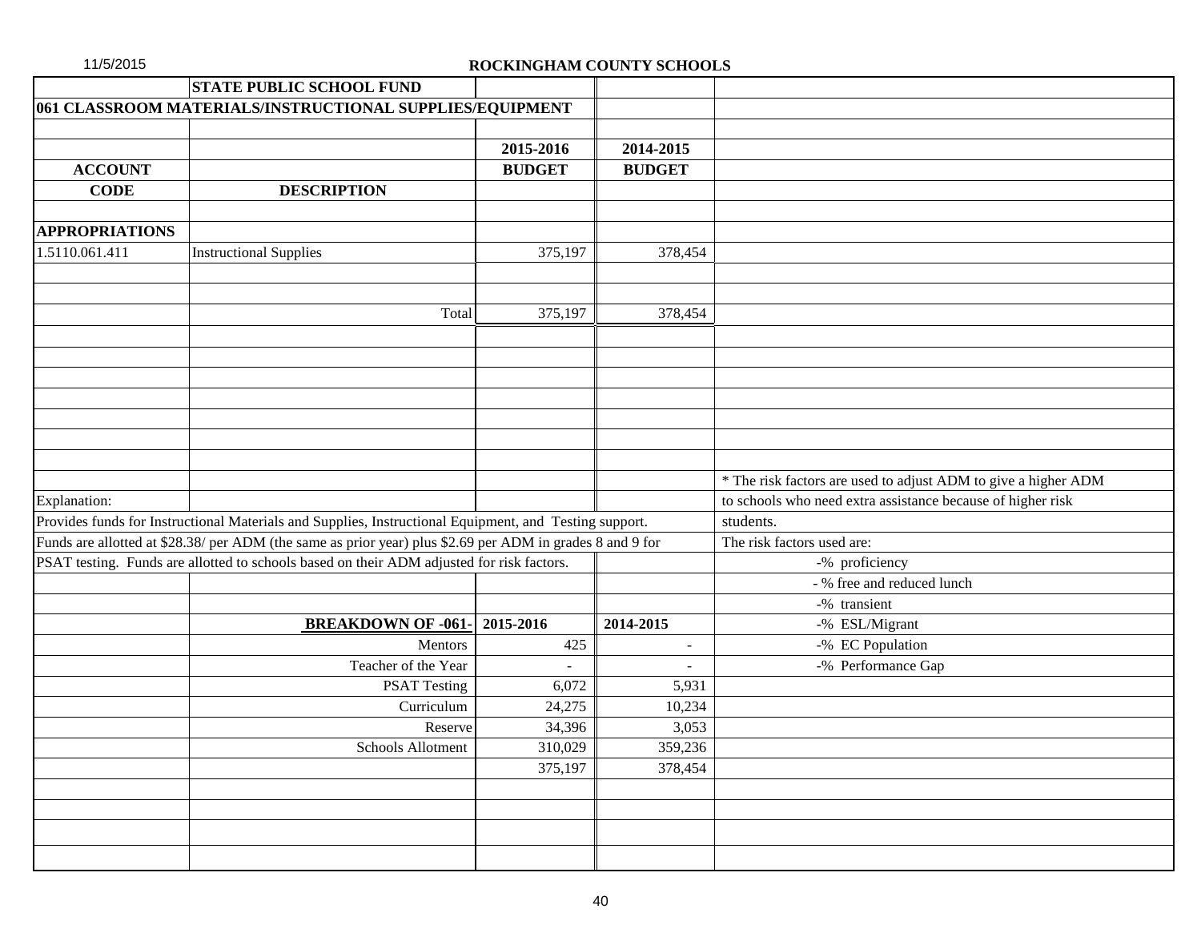11/5/2015

# ROCKINGHAM COUNTY SCHOOLS

## STATE PUBLIC SCHOOL FUND

### 061 CLASSROOM MATERIALS/INSTRUCTIONAL SUPPLIES/EQUIPMENT

| ACCOUNT CODE | DESCRIPTION | 2015-2016 BUDGET | 2014-2015 BUDGET |
|---|---|---|---|
| **APPROPRIATIONS** | | | |
| 1.5110.061.411 | Instructional Supplies | 375,197 | 378,454 |
| | Total | 375,197 | 378,454 |

Explanation:

Provides funds for Instructional Materials and Supplies, Instructional Equipment, and Testing support.
Funds are allotted at $28.38/ per ADM (the same as prior year) plus $2.69 per ADM in grades 8 and 9 for PSAT testing. Funds are allotted to schools based on their ADM adjusted for risk factors.

| BREAKDOWN OF -061- | 2015-2016 | 2014-2015 |
|---|---|---|
| Mentors | 425 | - |
| Teacher of the Year | - | - |
| PSAT Testing | 6,072 | 5,931 |
| Curriculum | 24,275 | 10,234 |
| Reserve | 34,396 | 3,053 |
| Schools Allotment | 310,029 | 359,236 |
| | 375,197 | 378,454 |

* The risk factors are used to adjust ADM to give a higher ADM to schools who need extra assistance because of higher risk students.

The risk factors used are:

- % proficiency
- % free and reduced lunch
- % transient
- % ESL/Migrant
- % EC Population
- % Performance Gap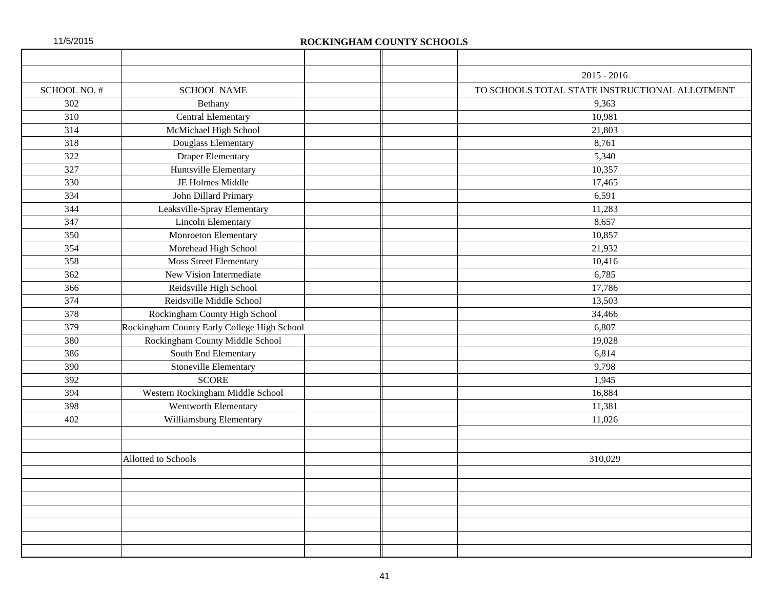11/5/2015

**ROCKINGHAM COUNTY SCHOOLS**

| | | | | |
|---|---|---|---|---|
| | | | | 2015 - 2016 |
| SCHOOL NO. # | SCHOOL NAME | | | TO SCHOOLS TOTAL STATE INSTRUCTIONAL ALLOTMENT |
| 302 | Bethany | | | 9,363 |
| 310 | Central Elementary | | | 10,981 |
| 314 | McMichael High School | | | 21,803 |
| 318 | Douglass Elementary | | | 8,761 |
| 322 | Draper Elementary | | | 5,340 |
| 327 | Huntsville Elementary | | | 10,357 |
| 330 | JE Holmes Middle | | | 17,465 |
| 334 | John Dillard Primary | | | 6,591 |
| 344 | Leaksville-Spray Elementary | | | 11,283 |
| 347 | Lincoln Elementary | | | 8,657 |
| 350 | Monroeton Elementary | | | 10,857 |
| 354 | Morehead High School | | | 21,932 |
| 358 | Moss Street Elementary | | | 10,416 |
| 362 | New Vision Intermediate | | | 6,785 |
| 366 | Reidsville High School | | | 17,786 |
| 374 | Reidsville Middle School | | | 13,503 |
| 378 | Rockingham County High School | | | 34,466 |
| 379 | Rockingham County Early College High School | | | 6,807 |
| 380 | Rockingham County Middle School | | | 19,028 |
| 386 | South End Elementary | | | 6,814 |
| 390 | Stoneville Elementary | | | 9,798 |
| 392 | SCORE | | | 1,945 |
| 394 | Western Rockingham Middle School | | | 16,884 |
| 398 | Wentworth Elementary | | | 11,381 |
| 402 | Williamsburg Elementary | | | 11,026 |
| | | | | |
| | | | | |
| | Allotted to Schools | | | 310,029 |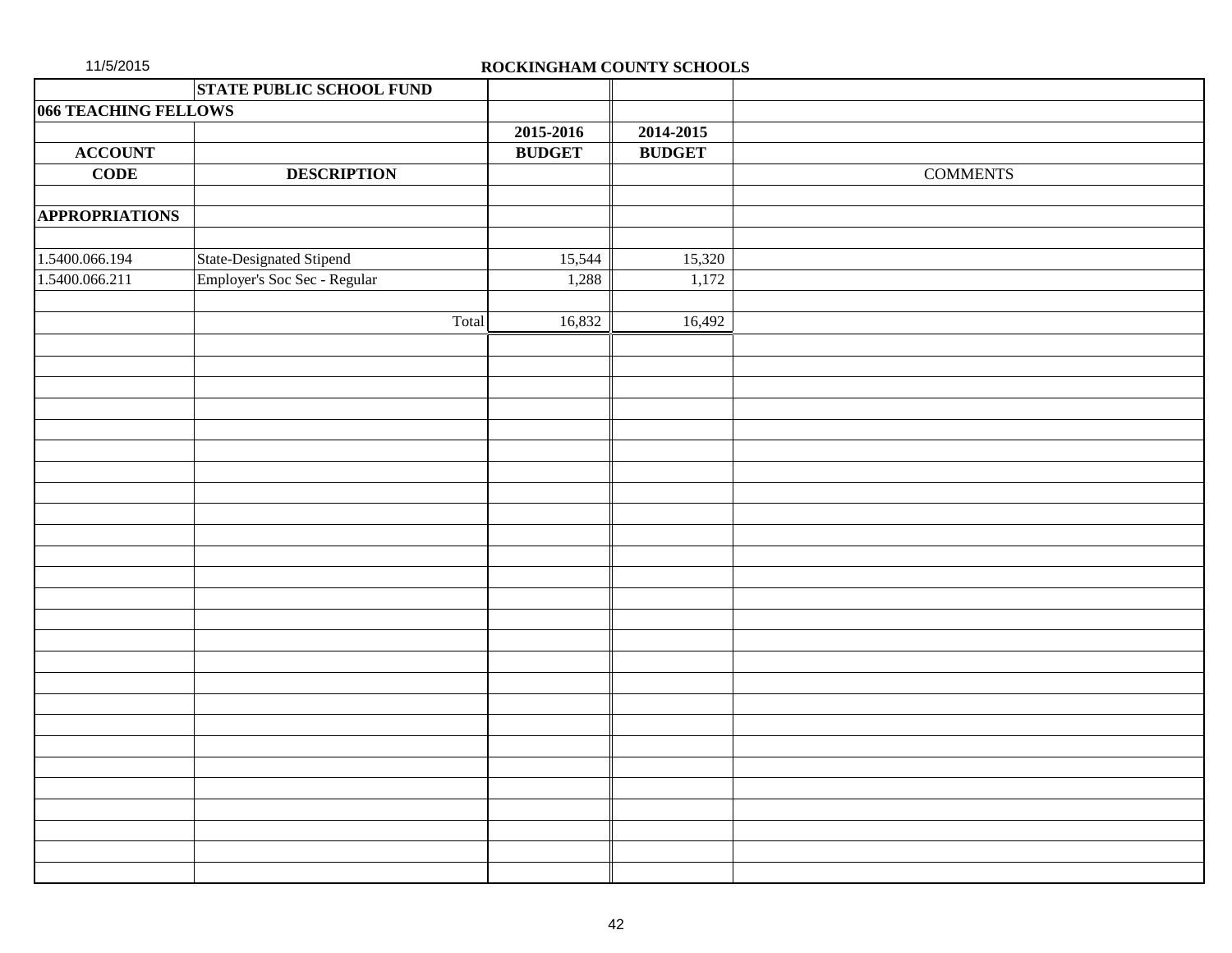## ROCKINGHAM COUNTY SCHOOLS

| | STATE PUBLIC SCHOOL FUND | | | |
|---|---|---|---|---|
| **066 TEACHING FELLOWS** | | | | |
| | | **2015-2016** | **2014-2015** | |
| **ACCOUNT** | | **BUDGET** | **BUDGET** | |
| **CODE** | **DESCRIPTION** | | | COMMENTS |
| | | | | |
| **APPROPRIATIONS** | | | | |
| | | | | |
| 1.5400.066.194 | State-Designated Stipend | 15,544 | 15,320 | |
| 1.5400.066.211 | Employer's Soc Sec - Regular | 1,288 | 1,172 | |
| | | | | |
| | Total | 16,832 | 16,492 | |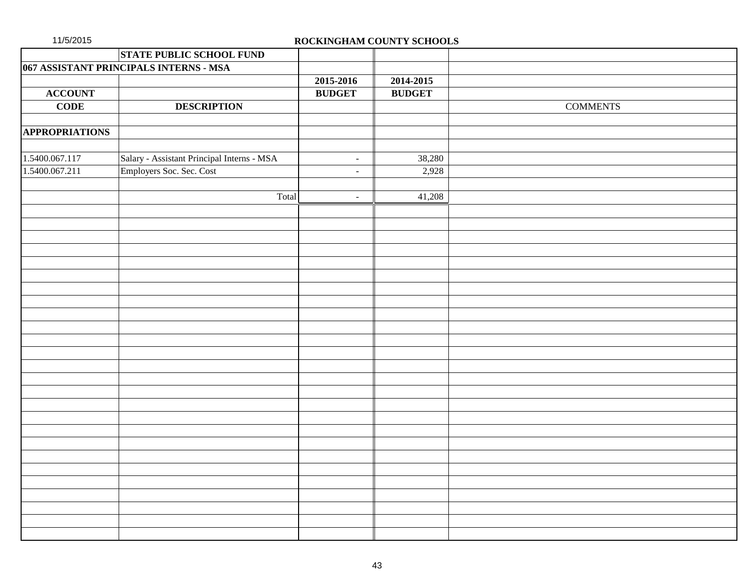ROCKINGHAM COUNTY SCHOOLS

| | STATE PUBLIC SCHOOL FUND | | | |
|---|---|---|---|---|
| **067 ASSISTANT PRINCIPALS INTERNS - MSA** | | | | |
| | | **2015-2016** | **2014-2015** | |
| **ACCOUNT** | | **BUDGET** | **BUDGET** | |
| **CODE** | **DESCRIPTION** | | | COMMENTS |
| | | | | |
| **APPROPRIATIONS** | | | | |
| | | | | |
| 1.5400.067.117 | Salary - Assistant Principal Interns - MSA | - | 38,280 | |
| 1.5400.067.211 | Employers Soc. Sec. Cost | - | 2,928 | |
| | | | | |
| | Total | - | 41,208 | |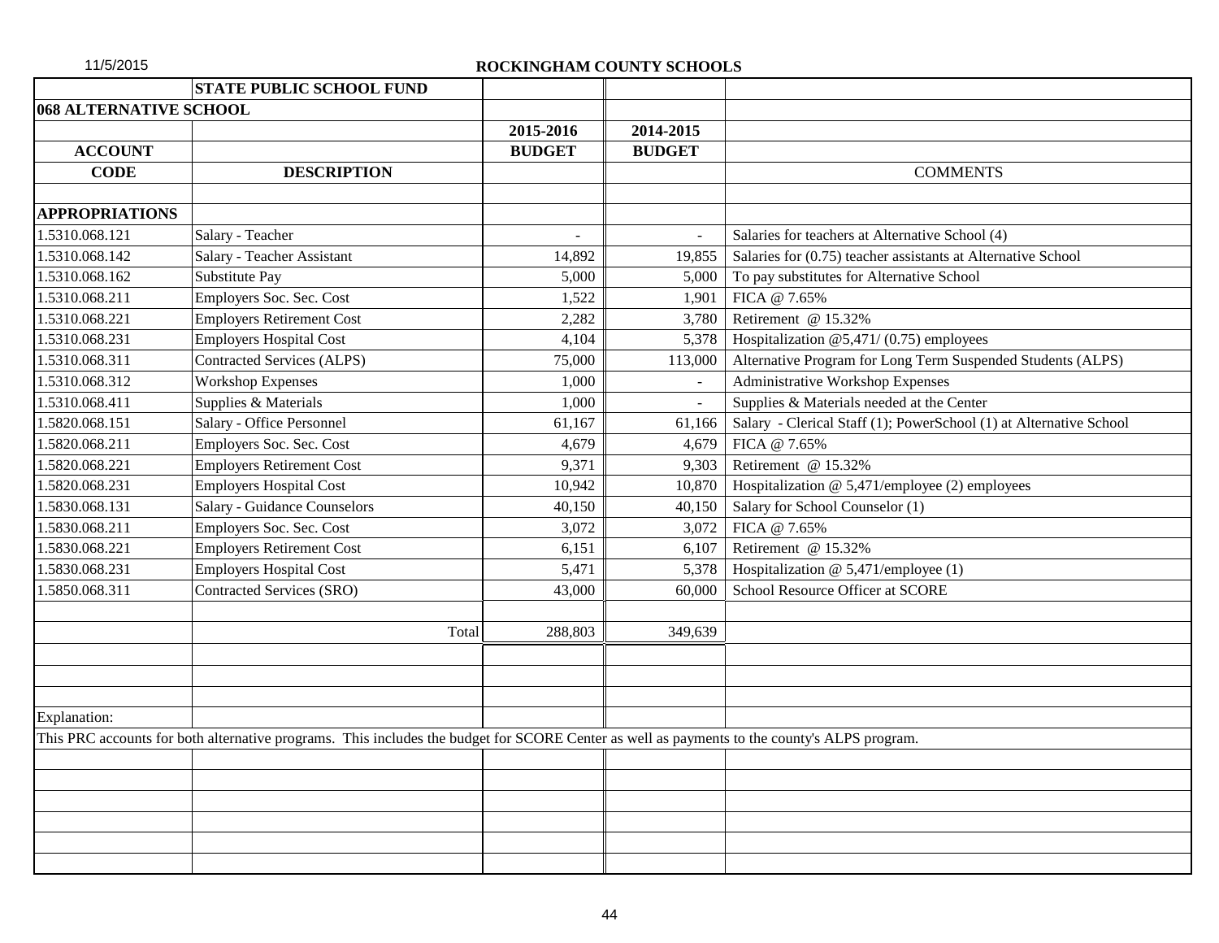11/5/2015

# ROCKINGHAM COUNTY SCHOOLS

| | STATE PUBLIC SCHOOL FUND | | | |
|---|---|---|---|---|
| **068 ALTERNATIVE SCHOOL** | | | | |
| | | **2015-2016** | **2014-2015** | |
| **ACCOUNT** | | **BUDGET** | **BUDGET** | |
| **CODE** | **DESCRIPTION** | | | COMMENTS |
| **APPROPRIATIONS** | | | | |
| 1.5310.068.121 | Salary - Teacher | - | - | Salaries for teachers at Alternative School (4) |
| 1.5310.068.142 | Salary - Teacher Assistant | 14,892 | 19,855 | Salaries for (0.75) teacher assistants at Alternative School |
| 1.5310.068.162 | Substitute Pay | 5,000 | 5,000 | To pay substitutes for Alternative School |
| 1.5310.068.211 | Employers Soc. Sec. Cost | 1,522 | 1,901 | FICA @ 7.65% |
| 1.5310.068.221 | Employers Retirement Cost | 2,282 | 3,780 | Retirement @ 15.32% |
| 1.5310.068.231 | Employers Hospital Cost | 4,104 | 5,378 | Hospitalization @5,471/ (0.75) employees |
| 1.5310.068.311 | Contracted Services (ALPS) | 75,000 | 113,000 | Alternative Program for Long Term Suspended Students (ALPS) |
| 1.5310.068.312 | Workshop Expenses | 1,000 | - | Administrative Workshop Expenses |
| 1.5310.068.411 | Supplies & Materials | 1,000 | - | Supplies & Materials needed at the Center |
| 1.5820.068.151 | Salary - Office Personnel | 61,167 | 61,166 | Salary - Clerical Staff (1); PowerSchool (1) at Alternative School |
| 1.5820.068.211 | Employers Soc. Sec. Cost | 4,679 | 4,679 | FICA @ 7.65% |
| 1.5820.068.221 | Employers Retirement Cost | 9,371 | 9,303 | Retirement @ 15.32% |
| 1.5820.068.231 | Employers Hospital Cost | 10,942 | 10,870 | Hospitalization @ 5,471/employee (2) employees |
| 1.5830.068.131 | Salary - Guidance Counselors | 40,150 | 40,150 | Salary for School Counselor (1) |
| 1.5830.068.211 | Employers Soc. Sec. Cost | 3,072 | 3,072 | FICA @ 7.65% |
| 1.5830.068.221 | Employers Retirement Cost | 6,151 | 6,107 | Retirement @ 15.32% |
| 1.5830.068.231 | Employers Hospital Cost | 5,471 | 5,378 | Hospitalization @ 5,471/employee (1) |
| 1.5850.068.311 | Contracted Services (SRO) | 43,000 | 60,000 | School Resource Officer at SCORE |
| | Total | 288,803 | 349,639 | |

Explanation:

This PRC accounts for both alternative programs. This includes the budget for SCORE Center as well as payments to the county's ALPS program.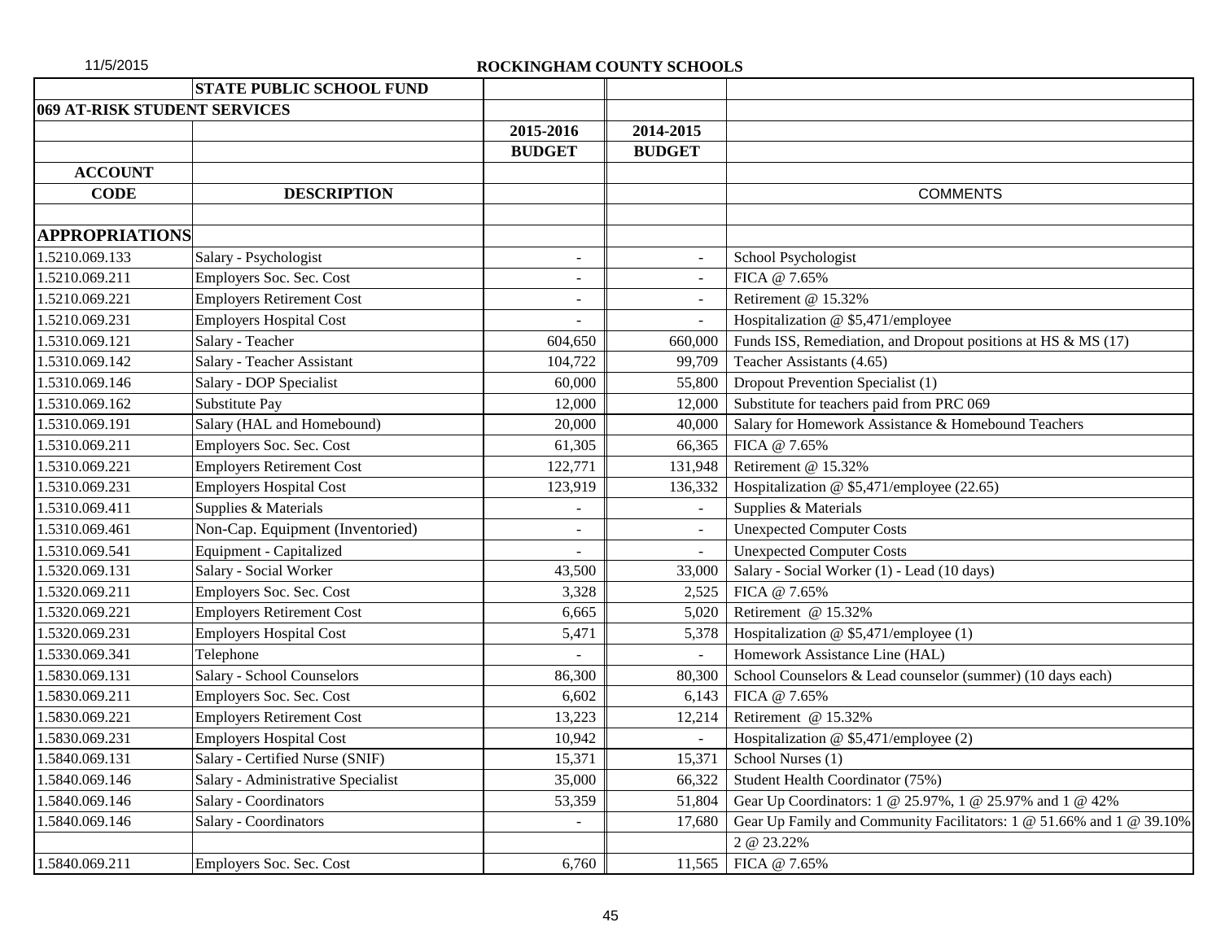ROCKINGHAM COUNTY SCHOOLS

| | STATE PUBLIC SCHOOL FUND | | | |
|---|---|---|---|---|
| **069 AT-RISK STUDENT SERVICES** | | | | |
| | | **2015-2016** | **2014-2015** | |
| | | **BUDGET** | **BUDGET** | |
| **ACCOUNT** | | | | |
| **CODE** | **DESCRIPTION** | | | COMMENTS |
| | | | | |
| **APPROPRIATIONS** | | | | |
| 1.5210.069.133 | Salary - Psychologist | - | - | School Psychologist |
| 1.5210.069.211 | Employers Soc. Sec. Cost | - | - | FICA @ 7.65% |
| 1.5210.069.221 | Employers Retirement Cost | - | - | Retirement @ 15.32% |
| 1.5210.069.231 | Employers Hospital Cost | - | - | Hospitalization @ $5,471/employee |
| 1.5310.069.121 | Salary - Teacher | 604,650 | 660,000 | Funds ISS, Remediation, and Dropout positions at HS & MS (17) |
| 1.5310.069.142 | Salary - Teacher Assistant | 104,722 | 99,709 | Teacher Assistants (4.65) |
| 1.5310.069.146 | Salary - DOP Specialist | 60,000 | 55,800 | Dropout Prevention Specialist (1) |
| 1.5310.069.162 | Substitute Pay | 12,000 | 12,000 | Substitute for teachers paid from PRC 069 |
| 1.5310.069.191 | Salary (HAL and Homebound) | 20,000 | 40,000 | Salary for Homework Assistance & Homebound Teachers |
| 1.5310.069.211 | Employers Soc. Sec. Cost | 61,305 | 66,365 | FICA @ 7.65% |
| 1.5310.069.221 | Employers Retirement Cost | 122,771 | 131,948 | Retirement @ 15.32% |
| 1.5310.069.231 | Employers Hospital Cost | 123,919 | 136,332 | Hospitalization @ $5,471/employee (22.65) |
| 1.5310.069.411 | Supplies & Materials | - | - | Supplies & Materials |
| 1.5310.069.461 | Non-Cap. Equipment (Inventoried) | - | - | Unexpected Computer Costs |
| 1.5310.069.541 | Equipment - Capitalized | - | - | Unexpected Computer Costs |
| 1.5320.069.131 | Salary - Social Worker | 43,500 | 33,000 | Salary - Social Worker (1) - Lead (10 days) |
| 1.5320.069.211 | Employers Soc. Sec. Cost | 3,328 | 2,525 | FICA @ 7.65% |
| 1.5320.069.221 | Employers Retirement Cost | 6,665 | 5,020 | Retirement @ 15.32% |
| 1.5320.069.231 | Employers Hospital Cost | 5,471 | 5,378 | Hospitalization @ $5,471/employee (1) |
| 1.5330.069.341 | Telephone | - | - | Homework Assistance Line (HAL) |
| 1.5830.069.131 | Salary - School Counselors | 86,300 | 80,300 | School Counselors & Lead counselor (summer) (10 days each) |
| 1.5830.069.211 | Employers Soc. Sec. Cost | 6,602 | 6,143 | FICA @ 7.65% |
| 1.5830.069.221 | Employers Retirement Cost | 13,223 | 12,214 | Retirement @ 15.32% |
| 1.5830.069.231 | Employers Hospital Cost | 10,942 | - | Hospitalization @ $5,471/employee (2) |
| 1.5840.069.131 | Salary - Certified Nurse (SNIF) | 15,371 | 15,371 | School Nurses (1) |
| 1.5840.069.146 | Salary - Administrative Specialist | 35,000 | 66,322 | Student Health Coordinator (75%) |
| 1.5840.069.146 | Salary - Coordinators | 53,359 | 51,804 | Gear Up Coordinators: 1 @ 25.97%, 1 @ 25.97% and 1 @ 42% |
| 1.5840.069.146 | Salary - Coordinators | - | 17,680 | Gear Up Family and Community Facilitators: 1 @ 51.66% and 1 @ 39.10% |
| | | | | 2 @ 23.22% |
| 1.5840.069.211 | Employers Soc. Sec. Cost | 6,760 | 11,565 | FICA @ 7.65% |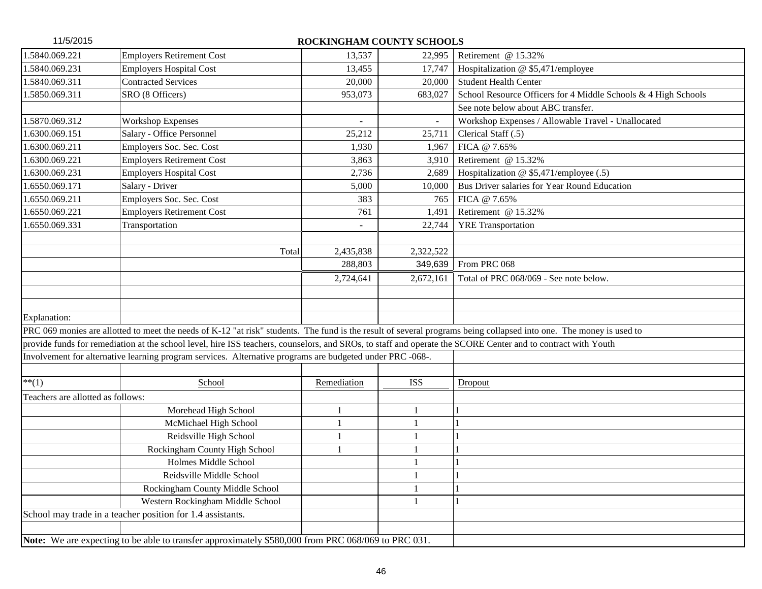11/5/2015

**ROCKINGHAM COUNTY SCHOOLS**

| | | | | |
|---|---|---|---|---|
| 1.5840.069.221 | Employers Retirement Cost | 13,537 | 22,995 | Retirement @ 15.32% |
| 1.5840.069.231 | Employers Hospital Cost | 13,455 | 17,747 | Hospitalization @ $5,471/employee |
| 1.5840.069.311 | Contracted Services | 20,000 | 20,000 | Student Health Center |
| 1.5850.069.311 | SRO (8 Officers) | 953,073 | 683,027 | School Resource Officers for 4 Middle Schools & 4 High Schools |
| | | | | See note below about ABC transfer. |
| 1.5870.069.312 | Workshop Expenses | - | - | Workshop Expenses / Allowable Travel - Unallocated |
| 1.6300.069.151 | Salary - Office Personnel | 25,212 | 25,711 | Clerical Staff (.5) |
| 1.6300.069.211 | Employers Soc. Sec. Cost | 1,930 | 1,967 | FICA @ 7.65% |
| 1.6300.069.221 | Employers Retirement Cost | 3,863 | 3,910 | Retirement @ 15.32% |
| 1.6300.069.231 | Employers Hospital Cost | 2,736 | 2,689 | Hospitalization @ $5,471/employee (.5) |
| 1.6550.069.171 | Salary - Driver | 5,000 | 10,000 | Bus Driver salaries for Year Round Education |
| 1.6550.069.211 | Employers Soc. Sec. Cost | 383 | 765 | FICA @ 7.65% |
| 1.6550.069.221 | Employers Retirement Cost | 761 | 1,491 | Retirement @ 15.32% |
| 1.6550.069.331 | Transportation | - | 22,744 | YRE Transportation |
| | | | | |
| | Total | 2,435,838 | 2,322,522 | |
| | | 288,803 | 349,639 | From PRC 068 |
| | | 2,724,641 | 2,672,161 | Total of PRC 068/069 - See note below. |

Explanation:

PRC 069 monies are allotted to meet the needs of K-12 "at risk" students. The fund is the result of several programs being collapsed into one. The money is used to provide funds for remediation at the school level, hire ISS teachers, counselors, and SROs, to staff and operate the SCORE Center and to contract with Youth Involvement for alternative learning program services. Alternative programs are budgeted under PRC -068-.

| **(1) | School | Remediation | ISS | Dropout |
|---|---|---|---|---|
| Teachers are allotted as follows: | | | | |
| | Morehead High School | 1 | 1 | 1 |
| | McMichael High School | 1 | 1 | 1 |
| | Reidsville High School | 1 | 1 | 1 |
| | Rockingham County High School | 1 | 1 | 1 |
| | Holmes Middle School | | 1 | 1 |
| | Reidsville Middle School | | 1 | 1 |
| | Rockingham County Middle School | | 1 | 1 |
| | Western Rockingham Middle School | | 1 | 1 |

School may trade in a teacher position for 1.4 assistants.

**Note:** We are expecting to be able to transfer approximately $580,000 from PRC 068/069 to PRC 031.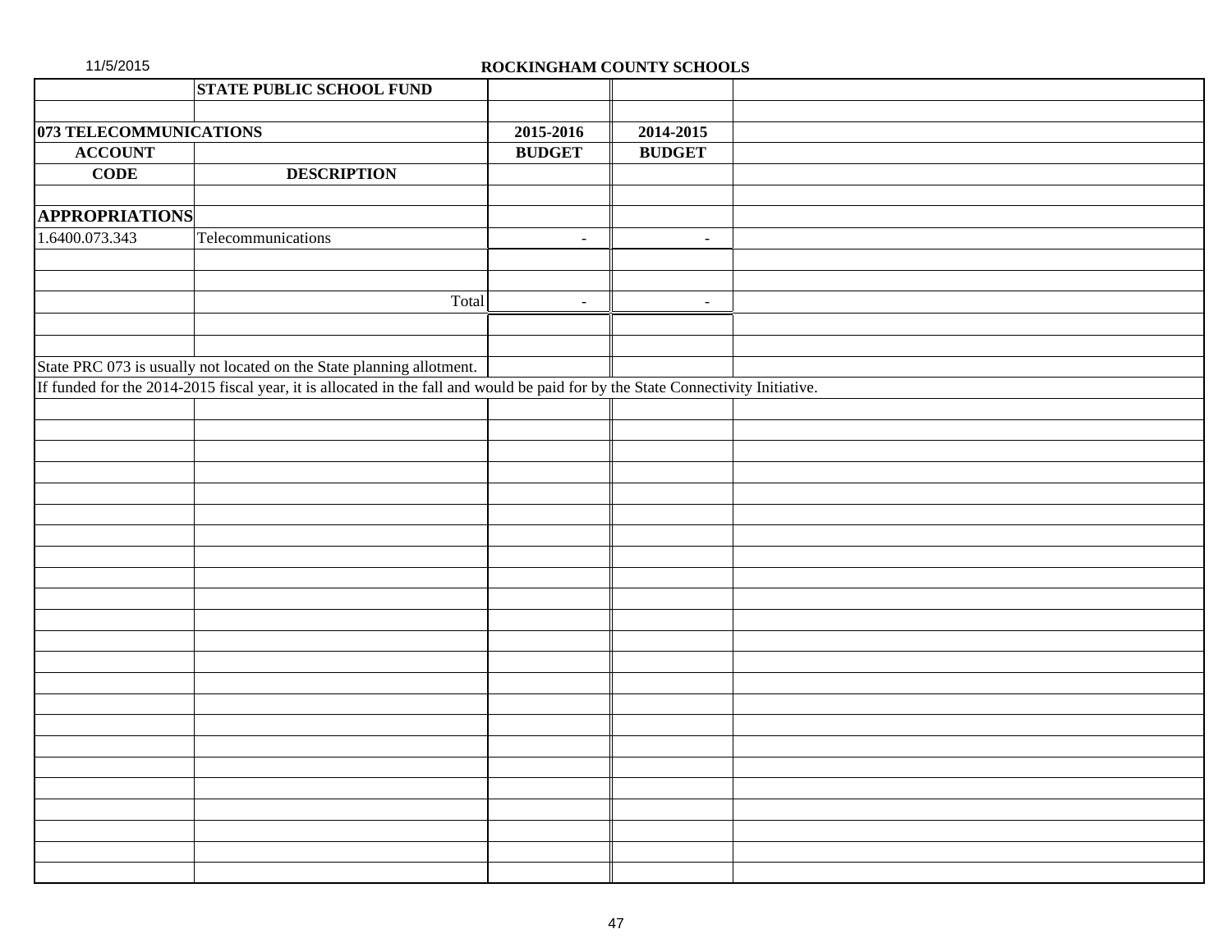ROCKINGHAM COUNTY SCHOOLS

| | STATE PUBLIC SCHOOL FUND | | | |
|---|---|---|---|---|
| | | | | |
| **073 TELECOMMUNICATIONS** | | **2015-2016** | **2014-2015** | |
| **ACCOUNT** | | **BUDGET** | **BUDGET** | |
| **CODE** | **DESCRIPTION** | | | |
| | | | | |
| **APPROPRIATIONS** | | | | |
| 1.6400.073.343 | Telecommunications | - | - | |
| | | | | |
| | | | | |
| | Total | - | - | |

State PRC 073 is usually not located on the State planning allotment.

If funded for the 2014-2015 fiscal year, it is allocated in the fall and would be paid for by the State Connectivity Initiative.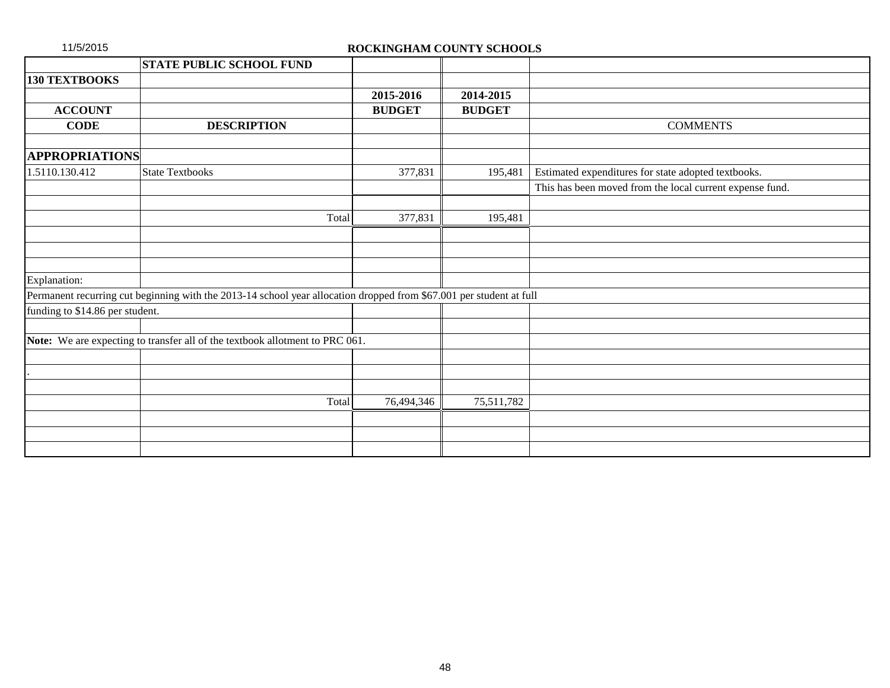ROCKINGHAM COUNTY SCHOOLS

| | STATE PUBLIC SCHOOL FUND | | | |
|---|---|---|---|---|
| **130 TEXTBOOKS** | | | | |
| | | **2015-2016** | **2014-2015** | |
| **ACCOUNT** | | **BUDGET** | **BUDGET** | |
| **CODE** | **DESCRIPTION** | | | COMMENTS |
| | | | | |
| **APPROPRIATIONS** | | | | |
| 1.5110.130.412 | State Textbooks | 377,831 | 195,481 | Estimated expenditures for state adopted textbooks. |
| | | | | This has been moved from the local current expense fund. |
| | | | | |
| | Total | 377,831 | 195,481 | |

Explanation:

Permanent recurring cut beginning with the 2013-14 school year allocation dropped from $67.001 per student at full funding to $14.86 per student.

**Note:** We are expecting to transfer all of the textbook allotment to PRC 061.

.

| | | 2015-2016 | 2014-2015 | |
|---|---|---|---|---|
| | Total | 76,494,346 | 75,511,782 | |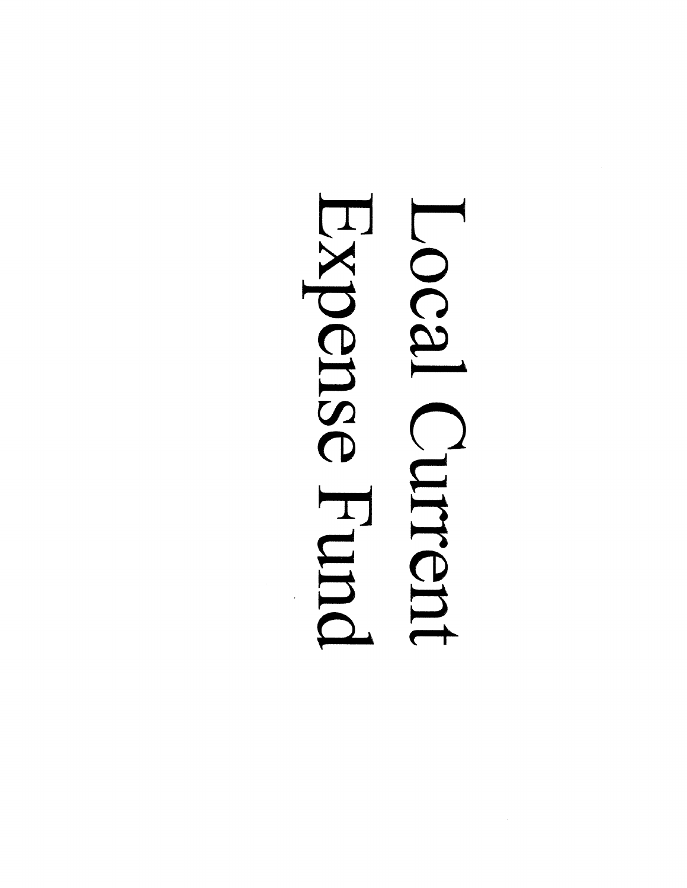# Local Current Expense Fund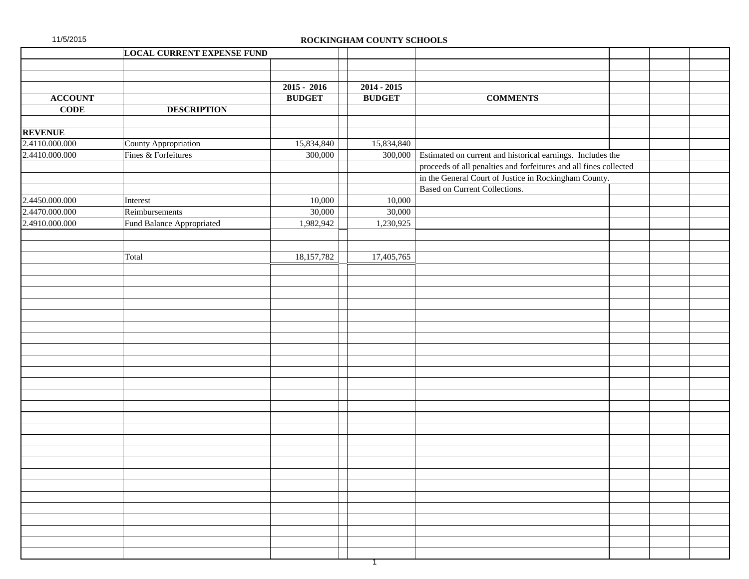11/5/2015

# ROCKINGHAM COUNTY SCHOOLS

## LOCAL CURRENT EXPENSE FUND

| ACCOUNT CODE | DESCRIPTION | 2015 - 2016 BUDGET | 2014 - 2015 BUDGET | COMMENTS |
|---|---|---|---|---|
| **REVENUE** | | | | |
| 2.4110.000.000 | County Appropriation | 15,834,840 | 15,834,840 | |
| 2.4410.000.000 | Fines & Forfeitures | 300,000 | 300,000 | Estimated on current and historical earnings. Includes the proceeds of all penalties and forfeitures and all fines collected in the General Court of Justice in Rockingham County. Based on Current Collections. |
| 2.4450.000.000 | Interest | 10,000 | 10,000 | |
| 2.4470.000.000 | Reimbursements | 30,000 | 30,000 | |
| 2.4910.000.000 | Fund Balance Appropriated | 1,982,942 | 1,230,925 | |
| | Total | 18,157,782 | 17,405,765 | |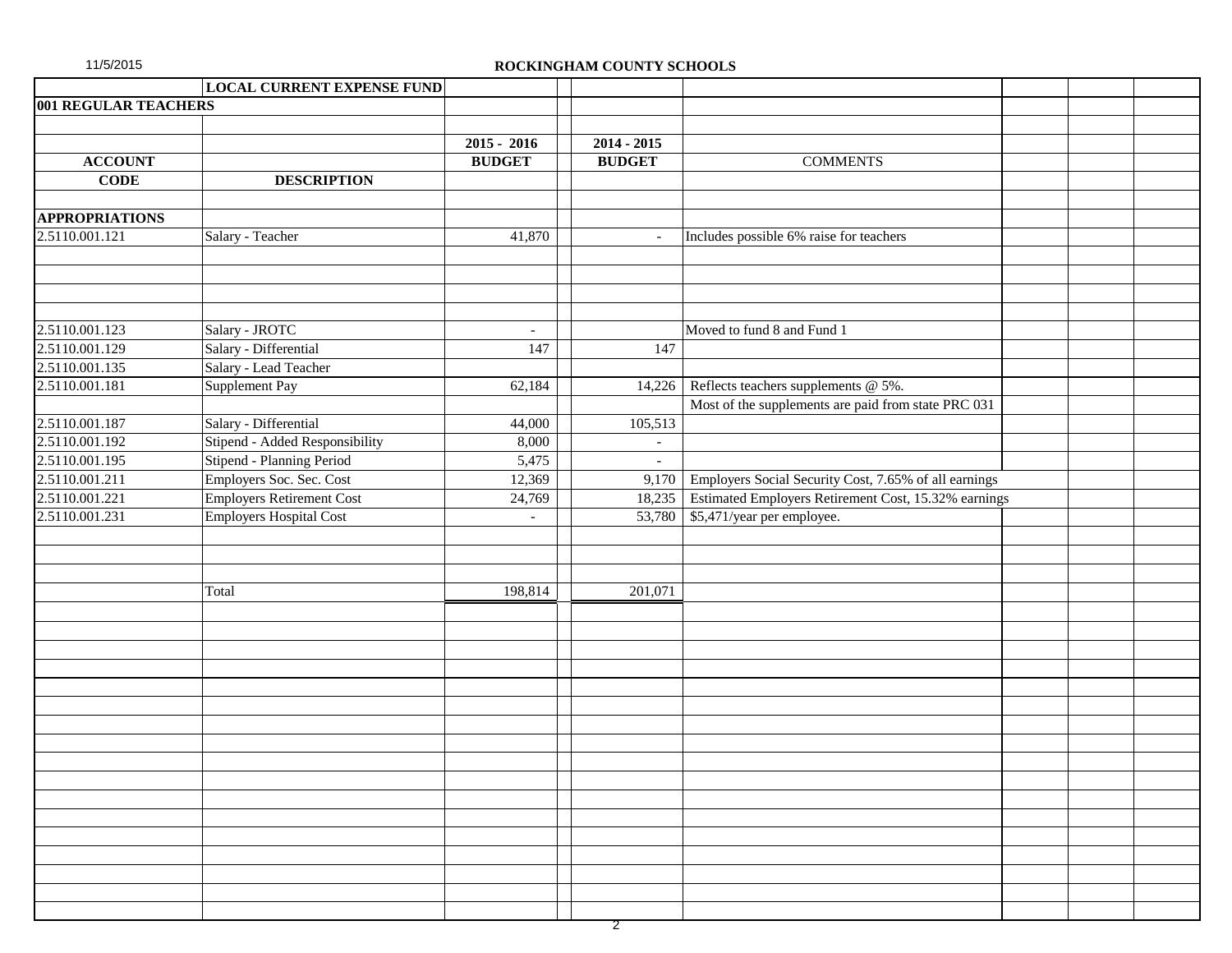ROCKINGHAM COUNTY SCHOOLS

| | LOCAL CURRENT EXPENSE FUND | | | |
|---|---|---|---|---|
| **001 REGULAR TEACHERS** | | | | |
| | | **2015 - 2016** | **2014 - 2015** | |
| **ACCOUNT** | | **BUDGET** | **BUDGET** | COMMENTS |
| **CODE** | **DESCRIPTION** | | | |
| **APPROPRIATIONS** | | | | |
| 2.5110.001.121 | Salary - Teacher | 41,870 | - | Includes possible 6% raise for teachers |
| 2.5110.001.123 | Salary - JROTC | - | | Moved to fund 8 and Fund 1 |
| 2.5110.001.129 | Salary - Differential | 147 | 147 | |
| 2.5110.001.135 | Salary - Lead Teacher | | | |
| 2.5110.001.181 | Supplement Pay | 62,184 | 14,226 | Reflects teachers supplements @ 5%. |
| | | | | Most of the supplements are paid from state PRC 031 |
| 2.5110.001.187 | Salary - Differential | 44,000 | 105,513 | |
| 2.5110.001.192 | Stipend - Added Responsibility | 8,000 | - | |
| 2.5110.001.195 | Stipend - Planning Period | 5,475 | - | |
| 2.5110.001.211 | Employers Soc. Sec. Cost | 12,369 | 9,170 | Employers Social Security Cost, 7.65% of all earnings |
| 2.5110.001.221 | Employers Retirement Cost | 24,769 | 18,235 | Estimated Employers Retirement Cost, 15.32% earnings |
| 2.5110.001.231 | Employers Hospital Cost | - | 53,780 | $5,471/year per employee. |
| | Total | 198,814 | 201,071 | |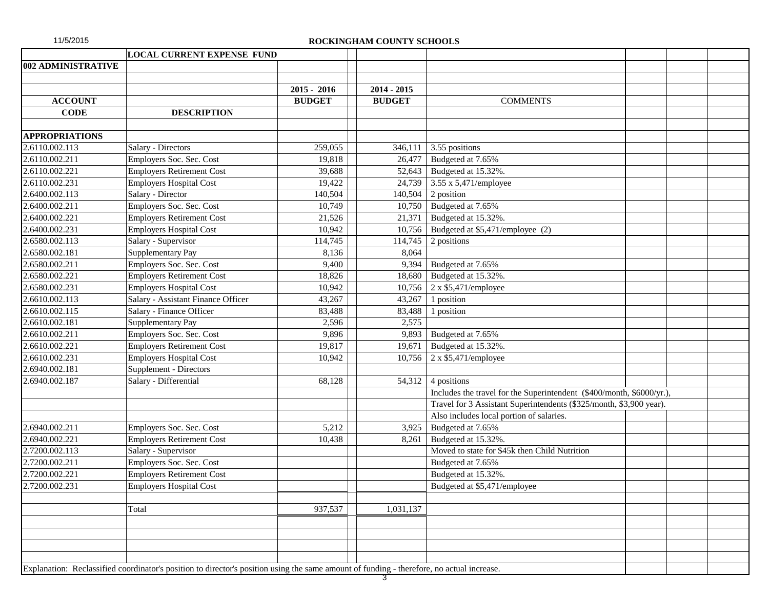11/5/2015

## ROCKINGHAM COUNTY SCHOOLS

**LOCAL CURRENT EXPENSE FUND**

**002 ADMINISTRATIVE**

| ACCOUNT CODE | DESCRIPTION | 2015 - 2016 BUDGET | 2014 - 2015 BUDGET | COMMENTS |
|---|---|---|---|---|
| **APPROPRIATIONS** | | | | |
| 2.6110.002.113 | Salary - Directors | 259,055 | 346,111 | 3.55 positions |
| 2.6110.002.211 | Employers Soc. Sec. Cost | 19,818 | 26,477 | Budgeted at 7.65% |
| 2.6110.002.221 | Employers Retirement Cost | 39,688 | 52,643 | Budgeted at 15.32%. |
| 2.6110.002.231 | Employers Hospital Cost | 19,422 | 24,739 | 3.55 x 5,471/employee |
| 2.6400.002.113 | Salary - Director | 140,504 | 140,504 | 2 position |
| 2.6400.002.211 | Employers Soc. Sec. Cost | 10,749 | 10,750 | Budgeted at 7.65% |
| 2.6400.002.221 | Employers Retirement Cost | 21,526 | 21,371 | Budgeted at 15.32%. |
| 2.6400.002.231 | Employers Hospital Cost | 10,942 | 10,756 | Budgeted at $5,471/employee (2) |
| 2.6580.002.113 | Salary - Supervisor | 114,745 | 114,745 | 2 positions |
| 2.6580.002.181 | Supplementary Pay | 8,136 | 8,064 | |
| 2.6580.002.211 | Employers Soc. Sec. Cost | 9,400 | 9,394 | Budgeted at 7.65% |
| 2.6580.002.221 | Employers Retirement Cost | 18,826 | 18,680 | Budgeted at 15.32%. |
| 2.6580.002.231 | Employers Hospital Cost | 10,942 | 10,756 | 2 x $5,471/employee |
| 2.6610.002.113 | Salary - Assistant Finance Officer | 43,267 | 43,267 | 1 position |
| 2.6610.002.115 | Salary - Finance Officer | 83,488 | 83,488 | 1 position |
| 2.6610.002.181 | Supplementary Pay | 2,596 | 2,575 | |
| 2.6610.002.211 | Employers Soc. Sec. Cost | 9,896 | 9,893 | Budgeted at 7.65% |
| 2.6610.002.221 | Employers Retirement Cost | 19,817 | 19,671 | Budgeted at 15.32%. |
| 2.6610.002.231 | Employers Hospital Cost | 10,942 | 10,756 | 2 x $5,471/employee |
| 2.6940.002.181 | Supplement - Directors | | | |
| 2.6940.002.187 | Salary - Differential | 68,128 | 54,312 | 4 positions |
| | | | | Includes the travel for the Superintendent ($400/month, $6000/yr.), |
| | | | | Travel for 3 Assistant Superintendents ($325/month, $3,900 year). |
| | | | | Also includes local portion of salaries. |
| 2.6940.002.211 | Employers Soc. Sec. Cost | 5,212 | 3,925 | Budgeted at 7.65% |
| 2.6940.002.221 | Employers Retirement Cost | 10,438 | 8,261 | Budgeted at 15.32%. |
| 2.7200.002.113 | Salary - Supervisor | | | Moved to state for $45k then Child Nutrition |
| 2.7200.002.211 | Employers Soc. Sec. Cost | | | Budgeted at 7.65% |
| 2.7200.002.221 | Employers Retirement Cost | | | Budgeted at 15.32%. |
| 2.7200.002.231 | Employers Hospital Cost | | | Budgeted at $5,471/employee |
| | Total | 937,537 | 1,031,137 | |

Explanation: Reclassified coordinator's position to director's position using the same amount of funding - therefore, no actual increase.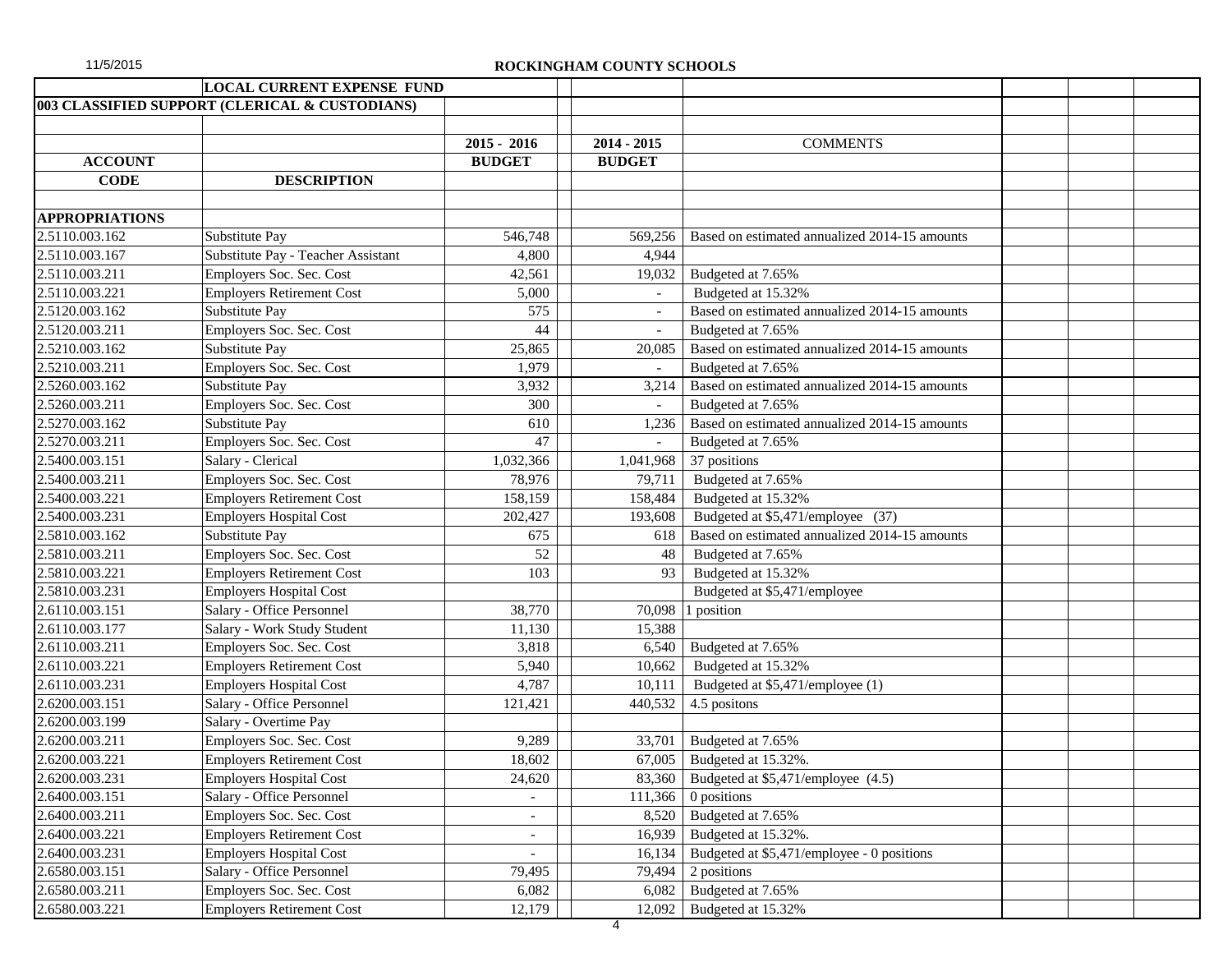# ROCKINGHAM COUNTY SCHOOLS

11/5/2015

| | LOCAL CURRENT EXPENSE FUND | | | | | | |
|---|---|---|---|---|---|---|---|
| 003 CLASSIFIED SUPPORT (CLERICAL & CUSTODIANS) | | | | | | | |
| | | 2015 - 2016 | 2014 - 2015 | COMMENTS | | | |
| ACCOUNT | | BUDGET | BUDGET | | | | |
| CODE | DESCRIPTION | | | | | | |
| APPROPRIATIONS | | | | | | | |
| 2.5110.003.162 | Substitute Pay | 546,748 | 569,256 | Based on estimated annualized 2014-15 amounts | | | |
| 2.5110.003.167 | Substitute Pay - Teacher Assistant | 4,800 | 4,944 | | | | |
| 2.5110.003.211 | Employers Soc. Sec. Cost | 42,561 | 19,032 | Budgeted at 7.65% | | | |
| 2.5110.003.221 | Employers Retirement Cost | 5,000 | - | Budgeted at 15.32% | | | |
| 2.5120.003.162 | Substitute Pay | 575 | - | Based on estimated annualized 2014-15 amounts | | | |
| 2.5120.003.211 | Employers Soc. Sec. Cost | 44 | - | Budgeted at 7.65% | | | |
| 2.5210.003.162 | Substitute Pay | 25,865 | 20,085 | Based on estimated annualized 2014-15 amounts | | | |
| 2.5210.003.211 | Employers Soc. Sec. Cost | 1,979 | - | Budgeted at 7.65% | | | |
| 2.5260.003.162 | Substitute Pay | 3,932 | 3,214 | Based on estimated annualized 2014-15 amounts | | | |
| 2.5260.003.211 | Employers Soc. Sec. Cost | 300 | - | Budgeted at 7.65% | | | |
| 2.5270.003.162 | Substitute Pay | 610 | 1,236 | Based on estimated annualized 2014-15 amounts | | | |
| 2.5270.003.211 | Employers Soc. Sec. Cost | 47 | - | Budgeted at 7.65% | | | |
| 2.5400.003.151 | Salary - Clerical | 1,032,366 | 1,041,968 | 37 positions | | | |
| 2.5400.003.211 | Employers Soc. Sec. Cost | 78,976 | 79,711 | Budgeted at 7.65% | | | |
| 2.5400.003.221 | Employers Retirement Cost | 158,159 | 158,484 | Budgeted at 15.32% | | | |
| 2.5400.003.231 | Employers Hospital Cost | 202,427 | 193,608 | Budgeted at $5,471/employee (37) | | | |
| 2.5810.003.162 | Substitute Pay | 675 | 618 | Based on estimated annualized 2014-15 amounts | | | |
| 2.5810.003.211 | Employers Soc. Sec. Cost | 52 | 48 | Budgeted at 7.65% | | | |
| 2.5810.003.221 | Employers Retirement Cost | 103 | 93 | Budgeted at 15.32% | | | |
| 2.5810.003.231 | Employers Hospital Cost | | | Budgeted at $5,471/employee | | | |
| 2.6110.003.151 | Salary - Office Personnel | 38,770 | 70,098 | 1 position | | | |
| 2.6110.003.177 | Salary - Work Study Student | 11,130 | 15,388 | | | | |
| 2.6110.003.211 | Employers Soc. Sec. Cost | 3,818 | 6,540 | Budgeted at 7.65% | | | |
| 2.6110.003.221 | Employers Retirement Cost | 5,940 | 10,662 | Budgeted at 15.32% | | | |
| 2.6110.003.231 | Employers Hospital Cost | 4,787 | 10,111 | Budgeted at $5,471/employee (1) | | | |
| 2.6200.003.151 | Salary - Office Personnel | 121,421 | 440,532 | 4.5 positons | | | |
| 2.6200.003.199 | Salary - Overtime Pay | | | | | | |
| 2.6200.003.211 | Employers Soc. Sec. Cost | 9,289 | 33,701 | Budgeted at 7.65% | | | |
| 2.6200.003.221 | Employers Retirement Cost | 18,602 | 67,005 | Budgeted at 15.32%. | | | |
| 2.6200.003.231 | Employers Hospital Cost | 24,620 | 83,360 | Budgeted at $5,471/employee (4.5) | | | |
| 2.6400.003.151 | Salary - Office Personnel | - | 111,366 | 0 positions | | | |
| 2.6400.003.211 | Employers Soc. Sec. Cost | - | 8,520 | Budgeted at 7.65% | | | |
| 2.6400.003.221 | Employers Retirement Cost | - | 16,939 | Budgeted at 15.32%. | | | |
| 2.6400.003.231 | Employers Hospital Cost | - | 16,134 | Budgeted at $5,471/employee - 0 positions | | | |
| 2.6580.003.151 | Salary - Office Personnel | 79,495 | 79,494 | 2 positions | | | |
| 2.6580.003.211 | Employers Soc. Sec. Cost | 6,082 | 6,082 | Budgeted at 7.65% | | | |
| 2.6580.003.221 | Employers Retirement Cost | 12,179 | 12,092 | Budgeted at 15.32% | | | |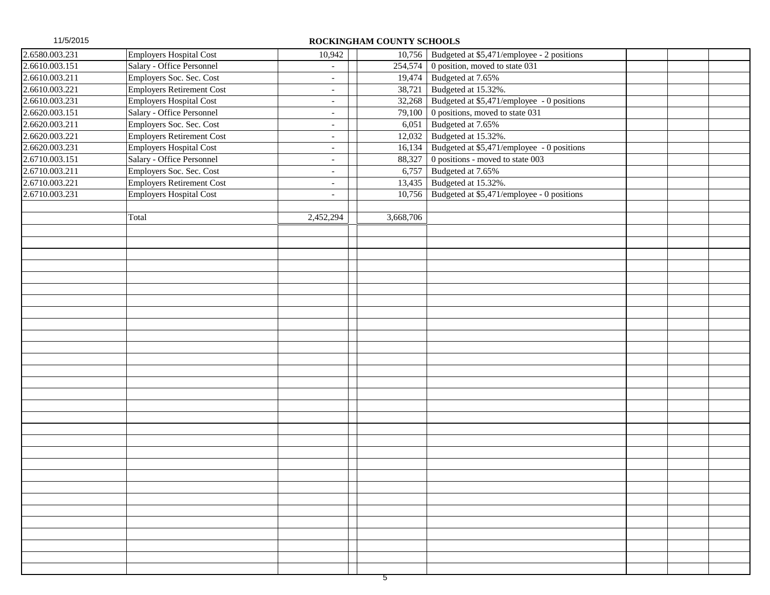**ROCKINGHAM COUNTY SCHOOLS**

| | | | | | | | | |
|---|---|---|---|---|---|---|---|---|
| 2.6580.003.231 | Employers Hospital Cost | 10,942 | | 10,756 | Budgeted at $5,471/employee - 2 positions | | | |
| 2.6610.003.151 | Salary - Office Personnel | - | | 254,574 | 0 position, moved to state 031 | | | |
| 2.6610.003.211 | Employers Soc. Sec. Cost | - | | 19,474 | Budgeted at 7.65% | | | |
| 2.6610.003.221 | Employers Retirement Cost | - | | 38,721 | Budgeted at 15.32%. | | | |
| 2.6610.003.231 | Employers Hospital Cost | - | | 32,268 | Budgeted at $5,471/employee - 0 positions | | | |
| 2.6620.003.151 | Salary - Office Personnel | - | | 79,100 | 0 positions, moved to state 031 | | | |
| 2.6620.003.211 | Employers Soc. Sec. Cost | - | | 6,051 | Budgeted at 7.65% | | | |
| 2.6620.003.221 | Employers Retirement Cost | - | | 12,032 | Budgeted at 15.32%. | | | |
| 2.6620.003.231 | Employers Hospital Cost | - | | 16,134 | Budgeted at $5,471/employee - 0 positions | | | |
| 2.6710.003.151 | Salary - Office Personnel | - | | 88,327 | 0 positions - moved to state 003 | | | |
| 2.6710.003.211 | Employers Soc. Sec. Cost | - | | 6,757 | Budgeted at 7.65% | | | |
| 2.6710.003.221 | Employers Retirement Cost | - | | 13,435 | Budgeted at 15.32%. | | | |
| 2.6710.003.231 | Employers Hospital Cost | - | | 10,756 | Budgeted at $5,471/employee - 0 positions | | | |
| | | | | | | | | |
| | Total | 2,452,294 | | 3,668,706 | | | | |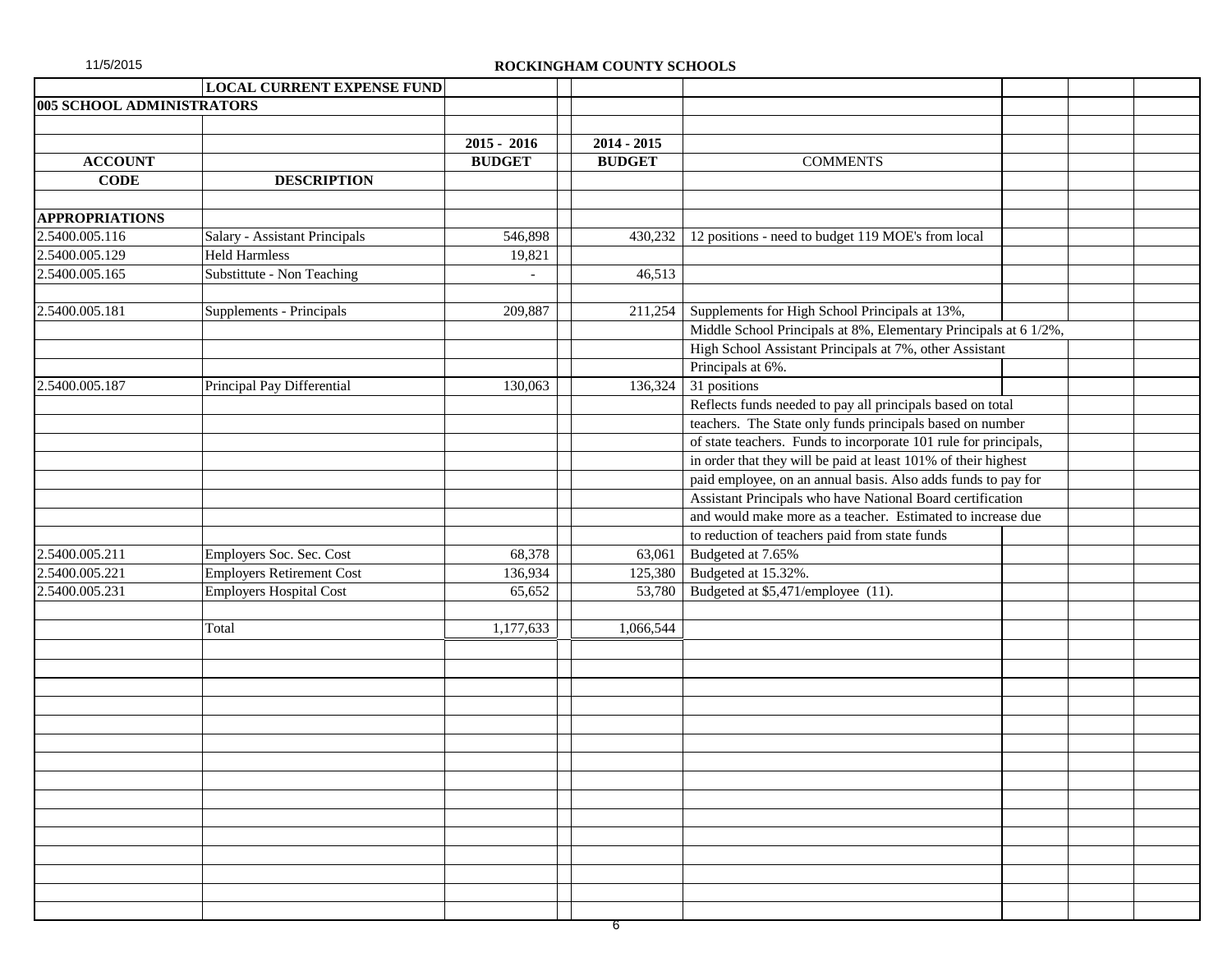**ROCKINGHAM COUNTY SCHOOLS**

| | LOCAL CURRENT EXPENSE FUND | | | |
|---|---|---|---|---|
| **005 SCHOOL ADMINISTRATORS** | | | | |
| | | **2015 - 2016** | **2014 - 2015** | |
| **ACCOUNT** | | **BUDGET** | **BUDGET** | COMMENTS |
| **CODE** | **DESCRIPTION** | | | |
| **APPROPRIATIONS** | | | | |
| 2.5400.005.116 | Salary - Assistant Principals | 546,898 | 430,232 | 12 positions - need to budget 119 MOE's from local |
| 2.5400.005.129 | Held Harmless | 19,821 | | |
| 2.5400.005.165 | Substittute - Non Teaching | - | 46,513 | |
| 2.5400.005.181 | Supplements - Principals | 209,887 | 211,254 | Supplements for High School Principals at 13%, Middle School Principals at 8%, Elementary Principals at 6 1/2%, High School Assistant Principals at 7%, other Assistant Principals at 6%. |
| 2.5400.005.187 | Principal Pay Differential | 130,063 | 136,324 | 31 positions Reflects funds needed to pay all principals based on total teachers. The State only funds principals based on number of state teachers. Funds to incorporate 101 rule for principals, in order that they will be paid at least 101% of their highest paid employee, on an annual basis. Also adds funds to pay for Assistant Principals who have National Board certification and would make more as a teacher. Estimated to increase due to reduction of teachers paid from state funds |
| 2.5400.005.211 | Employers Soc. Sec. Cost | 68,378 | 63,061 | Budgeted at 7.65% |
| 2.5400.005.221 | Employers Retirement Cost | 136,934 | 125,380 | Budgeted at 15.32%. |
| 2.5400.005.231 | Employers Hospital Cost | 65,652 | 53,780 | Budgeted at $5,471/employee (11). |
| | Total | 1,177,633 | 1,066,544 | |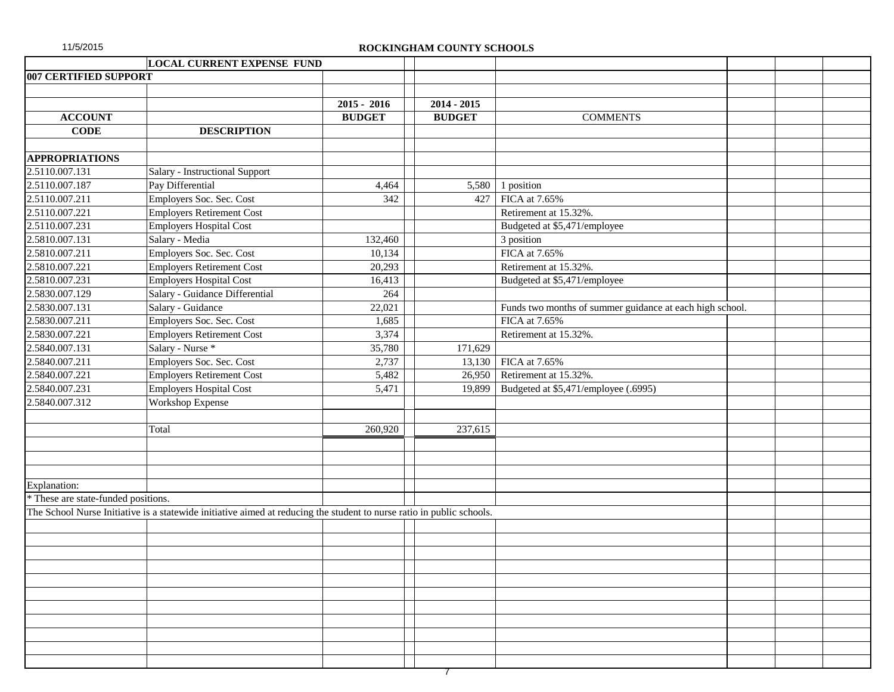11/5/2015

**ROCKINGHAM COUNTY SCHOOLS**

| | LOCAL CURRENT EXPENSE FUND | | |
|---|---|---|---|---|
| **007 CERTIFIED SUPPORT** | | | | |
| | | **2015 - 2016** | **2014 - 2015** | |
| **ACCOUNT** | | **BUDGET** | **BUDGET** | COMMENTS |
| **CODE** | **DESCRIPTION** | | | |
| **APPROPRIATIONS** | | | | |
| 2.5110.007.131 | Salary - Instructional Support | | | |
| 2.5110.007.187 | Pay Differential | 4,464 | 5,580 | 1 position |
| 2.5110.007.211 | Employers Soc. Sec. Cost | 342 | 427 | FICA at 7.65% |
| 2.5110.007.221 | Employers Retirement Cost | | | Retirement at 15.32%. |
| 2.5110.007.231 | Employers Hospital Cost | | | Budgeted at $5,471/employee |
| 2.5810.007.131 | Salary - Media | 132,460 | | 3 position |
| 2.5810.007.211 | Employers Soc. Sec. Cost | 10,134 | | FICA at 7.65% |
| 2.5810.007.221 | Employers Retirement Cost | 20,293 | | Retirement at 15.32%. |
| 2.5810.007.231 | Employers Hospital Cost | 16,413 | | Budgeted at $5,471/employee |
| 2.5830.007.129 | Salary - Guidance Differential | 264 | | |
| 2.5830.007.131 | Salary - Guidance | 22,021 | | Funds two months of summer guidance at each high school. |
| 2.5830.007.211 | Employers Soc. Sec. Cost | 1,685 | | FICA at 7.65% |
| 2.5830.007.221 | Employers Retirement Cost | 3,374 | | Retirement at 15.32%. |
| 2.5840.007.131 | Salary - Nurse * | 35,780 | 171,629 | |
| 2.5840.007.211 | Employers Soc. Sec. Cost | 2,737 | 13,130 | FICA at 7.65% |
| 2.5840.007.221 | Employers Retirement Cost | 5,482 | 26,950 | Retirement at 15.32%. |
| 2.5840.007.231 | Employers Hospital Cost | 5,471 | 19,899 | Budgeted at $5,471/employee (.6995) |
| 2.5840.007.312 | Workshop Expense | | | |
| | Total | 260,920 | 237,615 | |

Explanation:

* These are state-funded positions.

The School Nurse Initiative is a statewide initiative aimed at reducing the student to nurse ratio in public schools.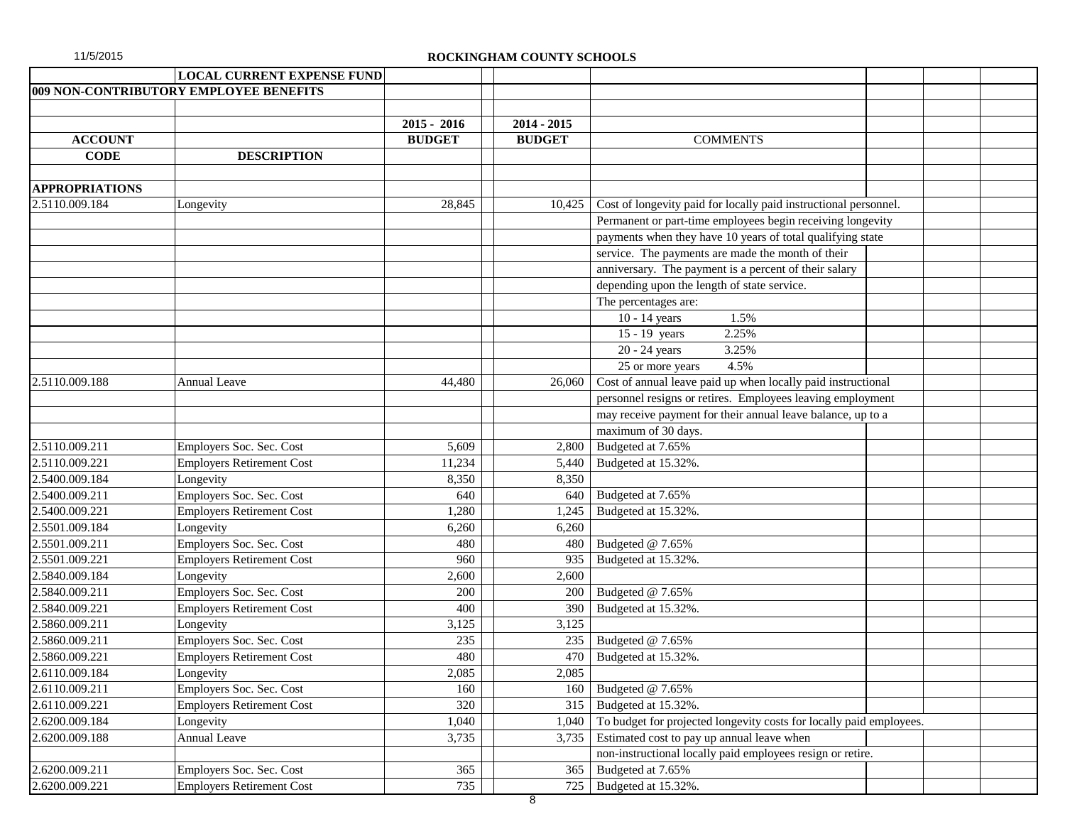**ROCKINGHAM COUNTY SCHOOLS**

| | LOCAL CURRENT EXPENSE FUND | | | |
|---|---|---|---|---|
| **009 NON-CONTRIBUTORY EMPLOYEE BENEFITS** | | | | |
| | | **2015 - 2016** | **2014 - 2015** | |
| **ACCOUNT** | | **BUDGET** | **BUDGET** | COMMENTS |
| **CODE** | **DESCRIPTION** | | | |
| **APPROPRIATIONS** | | | | |
| 2.5110.009.184 | Longevity | 28,845 | 10,425 | Cost of longevity paid for locally paid instructional personnel. |
| | | | | Permanent or part-time employees begin receiving longevity |
| | | | | payments when they have 10 years of total qualifying state |
| | | | | service. The payments are made the month of their |
| | | | | anniversary. The payment is a percent of their salary |
| | | | | depending upon the length of state service. |
| | | | | The percentages are: |
| | | | | 10 - 14 years 1.5% |
| | | | | 15 - 19 years 2.25% |
| | | | | 20 - 24 years 3.25% |
| | | | | 25 or more years 4.5% |
| 2.5110.009.188 | Annual Leave | 44,480 | 26,060 | Cost of annual leave paid up when locally paid instructional |
| | | | | personnel resigns or retires. Employees leaving employment |
| | | | | may receive payment for their annual leave balance, up to a |
| | | | | maximum of 30 days. |
| 2.5110.009.211 | Employers Soc. Sec. Cost | 5,609 | 2,800 | Budgeted at 7.65% |
| 2.5110.009.221 | Employers Retirement Cost | 11,234 | 5,440 | Budgeted at 15.32%. |
| 2.5400.009.184 | Longevity | 8,350 | 8,350 | |
| 2.5400.009.211 | Employers Soc. Sec. Cost | 640 | 640 | Budgeted at 7.65% |
| 2.5400.009.221 | Employers Retirement Cost | 1,280 | 1,245 | Budgeted at 15.32%. |
| 2.5501.009.184 | Longevity | 6,260 | 6,260 | |
| 2.5501.009.211 | Employers Soc. Sec. Cost | 480 | 480 | Budgeted @ 7.65% |
| 2.5501.009.221 | Employers Retirement Cost | 960 | 935 | Budgeted at 15.32%. |
| 2.5840.009.184 | Longevity | 2,600 | 2,600 | |
| 2.5840.009.211 | Employers Soc. Sec. Cost | 200 | 200 | Budgeted @ 7.65% |
| 2.5840.009.221 | Employers Retirement Cost | 400 | 390 | Budgeted at 15.32%. |
| 2.5860.009.211 | Longevity | 3,125 | 3,125 | |
| 2.5860.009.211 | Employers Soc. Sec. Cost | 235 | 235 | Budgeted @ 7.65% |
| 2.5860.009.221 | Employers Retirement Cost | 480 | 470 | Budgeted at 15.32%. |
| 2.6110.009.184 | Longevity | 2,085 | 2,085 | |
| 2.6110.009.211 | Employers Soc. Sec. Cost | 160 | 160 | Budgeted @ 7.65% |
| 2.6110.009.221 | Employers Retirement Cost | 320 | 315 | Budgeted at 15.32%. |
| 2.6200.009.184 | Longevity | 1,040 | 1,040 | To budget for projected longevity costs for locally paid employees. |
| 2.6200.009.188 | Annual Leave | 3,735 | 3,735 | Estimated cost to pay up annual leave when |
| | | | | non-instructional locally paid employees resign or retire. |
| 2.6200.009.211 | Employers Soc. Sec. Cost | 365 | 365 | Budgeted at 7.65% |
| 2.6200.009.221 | Employers Retirement Cost | 735 | 725 | Budgeted at 15.32%. |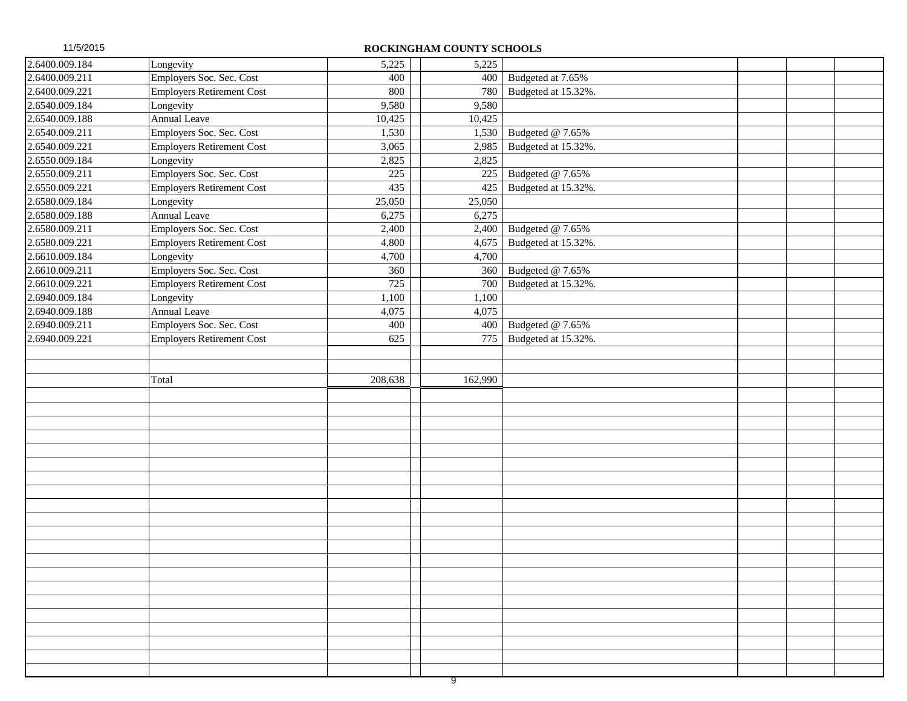**ROCKINGHAM COUNTY SCHOOLS**

11/5/2015

| | | | | | | | | |
|---|---|---|---|---|---|---|---|---|
| 2.6400.009.184 | Longevity | 5,225 | | 5,225 | | | | |
| 2.6400.009.211 | Employers Soc. Sec. Cost | 400 | | 400 | Budgeted at 7.65% | | | |
| 2.6400.009.221 | Employers Retirement Cost | 800 | | 780 | Budgeted at 15.32%. | | | |
| 2.6540.009.184 | Longevity | 9,580 | | 9,580 | | | | |
| 2.6540.009.188 | Annual Leave | 10,425 | | 10,425 | | | | |
| 2.6540.009.211 | Employers Soc. Sec. Cost | 1,530 | | 1,530 | Budgeted @ 7.65% | | | |
| 2.6540.009.221 | Employers Retirement Cost | 3,065 | | 2,985 | Budgeted at 15.32%. | | | |
| 2.6550.009.184 | Longevity | 2,825 | | 2,825 | | | | |
| 2.6550.009.211 | Employers Soc. Sec. Cost | 225 | | 225 | Budgeted @ 7.65% | | | |
| 2.6550.009.221 | Employers Retirement Cost | 435 | | 425 | Budgeted at 15.32%. | | | |
| 2.6580.009.184 | Longevity | 25,050 | | 25,050 | | | | |
| 2.6580.009.188 | Annual Leave | 6,275 | | 6,275 | | | | |
| 2.6580.009.211 | Employers Soc. Sec. Cost | 2,400 | | 2,400 | Budgeted @ 7.65% | | | |
| 2.6580.009.221 | Employers Retirement Cost | 4,800 | | 4,675 | Budgeted at 15.32%. | | | |
| 2.6610.009.184 | Longevity | 4,700 | | 4,700 | | | | |
| 2.6610.009.211 | Employers Soc. Sec. Cost | 360 | | 360 | Budgeted @ 7.65% | | | |
| 2.6610.009.221 | Employers Retirement Cost | 725 | | 700 | Budgeted at 15.32%. | | | |
| 2.6940.009.184 | Longevity | 1,100 | | 1,100 | | | | |
| 2.6940.009.188 | Annual Leave | 4,075 | | 4,075 | | | | |
| 2.6940.009.211 | Employers Soc. Sec. Cost | 400 | | 400 | Budgeted @ 7.65% | | | |
| 2.6940.009.221 | Employers Retirement Cost | 625 | | 775 | Budgeted at 15.32%. | | | |
| | | | | | | | | |
| | | | | | | | | |
| | Total | 208,638 | | 162,990 | | | | |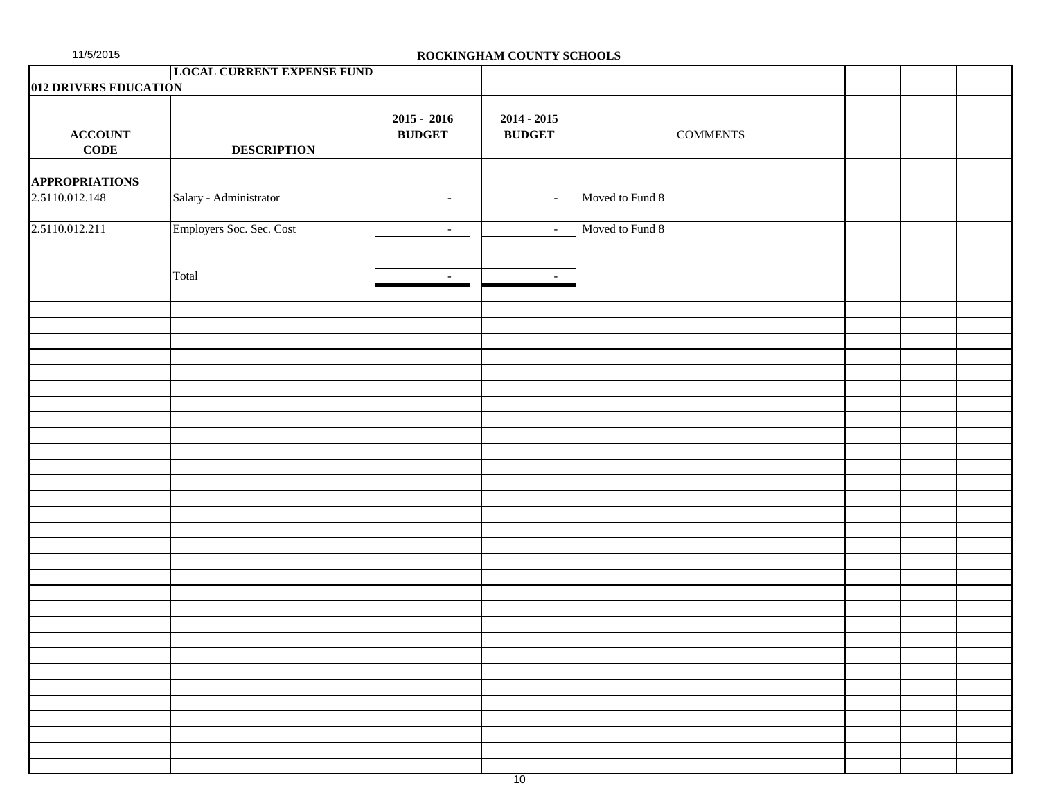ROCKINGHAM COUNTY SCHOOLS

**LOCAL CURRENT EXPENSE FUND**

**012 DRIVERS EDUCATION**

| ACCOUNT CODE | DESCRIPTION | 2015 - 2016 BUDGET | 2014 - 2015 BUDGET | COMMENTS |
|---|---|---|---|---|
| **APPROPRIATIONS** | | | | |
| 2.5110.012.148 | Salary - Administrator | - | - | Moved to Fund 8 |
| 2.5110.012.211 | Employers Soc. Sec. Cost | - | - | Moved to Fund 8 |
| | Total | - | - | |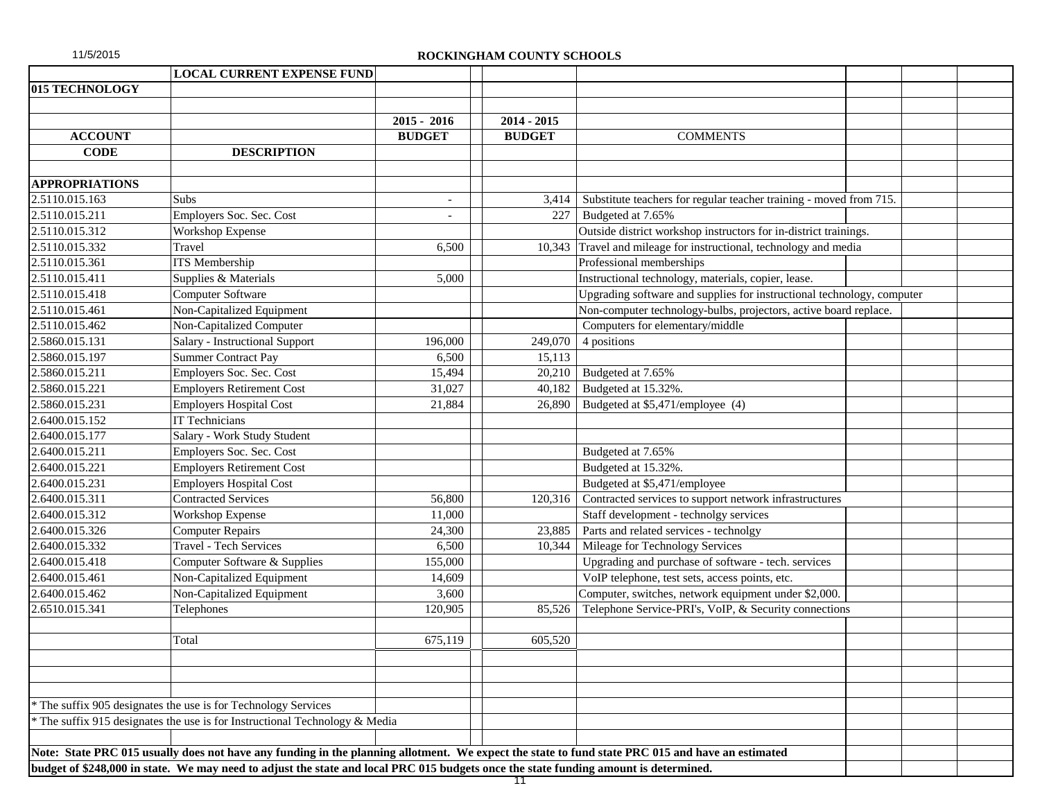11/5/2015

## ROCKINGHAM COUNTY SCHOOLS

| | LOCAL CURRENT EXPENSE FUND | | | |
|---|---|---|---|---|
| **015 TECHNOLOGY** | | | | |
| | | **2015 - 2016** | **2014 - 2015** | |
| **ACCOUNT** | | **BUDGET** | **BUDGET** | COMMENTS |
| **CODE** | **DESCRIPTION** | | | |
| **APPROPRIATIONS** | | | | |
| 2.5110.015.163 | Subs | - | 3,414 | Substitute teachers for regular teacher training - moved from 715. |
| 2.5110.015.211 | Employers Soc. Sec. Cost | - | 227 | Budgeted at 7.65% |
| 2.5110.015.312 | Workshop Expense | | | Outside district workshop instructors for in-district trainings. |
| 2.5110.015.332 | Travel | 6,500 | 10,343 | Travel and mileage for instructional, technology and media |
| 2.5110.015.361 | ITS Membership | | | Professional memberships |
| 2.5110.015.411 | Supplies & Materials | 5,000 | | Instructional technology, materials, copier, lease. |
| 2.5110.015.418 | Computer Software | | | Upgrading software and supplies for instructional technology, computer |
| 2.5110.015.461 | Non-Capitalized Equipment | | | Non-computer technology-bulbs, projectors, active board replace. |
| 2.5110.015.462 | Non-Capitalized Computer | | | Computers for elementary/middle |
| 2.5860.015.131 | Salary - Instructional Support | 196,000 | 249,070 | 4 positions |
| 2.5860.015.197 | Summer Contract Pay | 6,500 | 15,113 | |
| 2.5860.015.211 | Employers Soc. Sec. Cost | 15,494 | 20,210 | Budgeted at 7.65% |
| 2.5860.015.221 | Employers Retirement Cost | 31,027 | 40,182 | Budgeted at 15.32%. |
| 2.5860.015.231 | Employers Hospital Cost | 21,884 | 26,890 | Budgeted at $5,471/employee (4) |
| 2.6400.015.152 | IT Technicians | | | |
| 2.6400.015.177 | Salary - Work Study Student | | | |
| 2.6400.015.211 | Employers Soc. Sec. Cost | | | Budgeted at 7.65% |
| 2.6400.015.221 | Employers Retirement Cost | | | Budgeted at 15.32%. |
| 2.6400.015.231 | Employers Hospital Cost | | | Budgeted at $5,471/employee |
| 2.6400.015.311 | Contracted Services | 56,800 | 120,316 | Contracted services to support network infrastructures |
| 2.6400.015.312 | Workshop Expense | 11,000 | | Staff development - technolgy services |
| 2.6400.015.326 | Computer Repairs | 24,300 | 23,885 | Parts and related services - technolgy |
| 2.6400.015.332 | Travel - Tech Services | 6,500 | 10,344 | Mileage for Technology Services |
| 2.6400.015.418 | Computer Software & Supplies | 155,000 | | Upgrading and purchase of software - tech. services |
| 2.6400.015.461 | Non-Capitalized Equipment | 14,609 | | VoIP telephone, test sets, access points, etc. |
| 2.6400.015.462 | Non-Capitalized Equipment | 3,600 | | Computer, switches, network equipment under $2,000. |
| 2.6510.015.341 | Telephones | 120,905 | 85,526 | Telephone Service-PRI's, VoIP, & Security connections |
| | Total | 675,119 | 605,520 | |

* The suffix 905 designates the use is for Technology Services
* The suffix 915 designates the use is for Instructional Technology & Media

**Note: State PRC 015 usually does not have any funding in the planning allotment. We expect the state to fund state PRC 015 and have an estimated budget of $248,000 in state. We may need to adjust the state and local PRC 015 budgets once the state funding amount is determined.**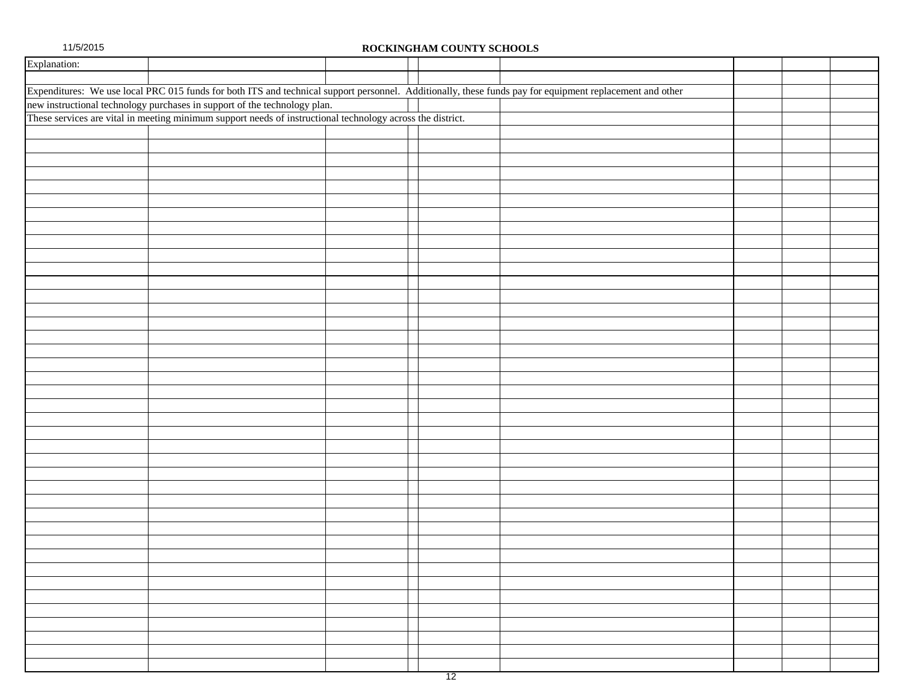**ROCKINGHAM COUNTY SCHOOLS**

Explanation:

Expenditures: We use local PRC 015 funds for both ITS and technical support personnel. Additionally, these funds pay for equipment replacement and other new instructional technology purchases in support of the technology plan.

These services are vital in meeting minimum support needs of instructional technology across the district.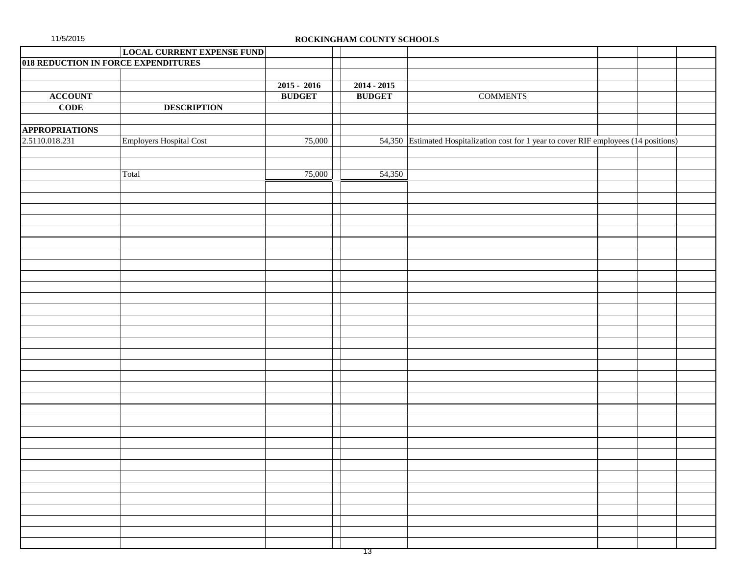ROCKINGHAM COUNTY SCHOOLS

**LOCAL CURRENT EXPENSE FUND**

**018 REDUCTION IN FORCE EXPENDITURES**

| ACCOUNT CODE | DESCRIPTION | 2015 - 2016 BUDGET | 2014 - 2015 BUDGET | COMMENTS |
|---|---|---|---|---|
| **APPROPRIATIONS** | | | | |
| 2.5110.018.231 | Employers Hospital Cost | 75,000 | 54,350 | Estimated Hospitalization cost for 1 year to cover RIF employees (14 positions) |
| | Total | 75,000 | 54,350 | |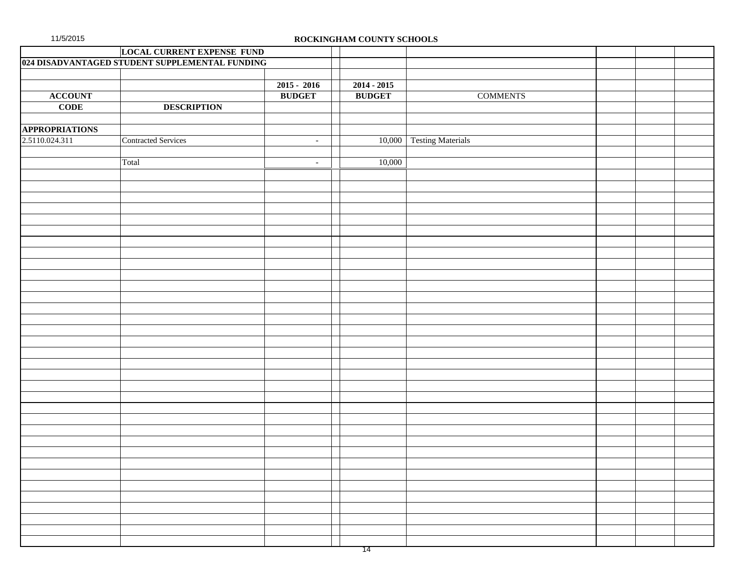ROCKINGHAM COUNTY SCHOOLS

**LOCAL CURRENT EXPENSE FUND**

**024 DISADVANTAGED STUDENT SUPPLEMENTAL FUNDING**

| ACCOUNT CODE | DESCRIPTION | 2015 - 2016 BUDGET | 2014 - 2015 BUDGET | COMMENTS |
|---|---|---|---|---|
| **APPROPRIATIONS** | | | | |
| 2.5110.024.311 | Contracted Services | - | 10,000 | Testing Materials |
| | | | | |
| | Total | - | 10,000 | |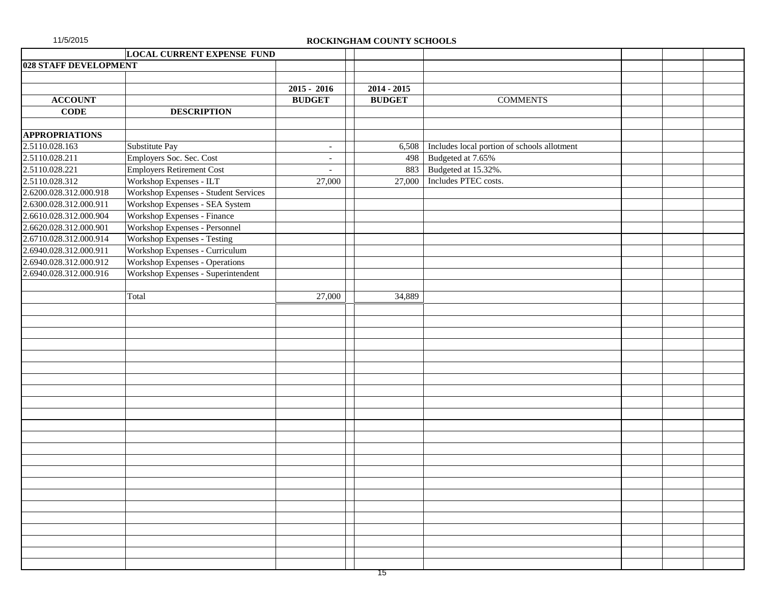11/5/2015

## ROCKINGHAM COUNTY SCHOOLS

| | LOCAL CURRENT EXPENSE FUND | | | |
|---|---|---|---|---|
| **028 STAFF DEVELOPMENT** | | | | |
| | | **2015 - 2016** | **2014 - 2015** | |
| **ACCOUNT** | | **BUDGET** | **BUDGET** | COMMENTS |
| **CODE** | **DESCRIPTION** | | | |
| **APPROPRIATIONS** | | | | |
| 2.5110.028.163 | Substitute Pay | - | 6,508 | Includes local portion of schools allotment |
| 2.5110.028.211 | Employers Soc. Sec. Cost | - | 498 | Budgeted at 7.65% |
| 2.5110.028.221 | Employers Retirement Cost | - | 883 | Budgeted at 15.32%. |
| 2.5110.028.312 | Workshop Expenses - ILT | 27,000 | 27,000 | Includes PTEC costs. |
| 2.6200.028.312.000.918 | Workshop Expenses - Student Services | | | |
| 2.6300.028.312.000.911 | Workshop Expenses - SEA System | | | |
| 2.6610.028.312.000.904 | Workshop Expenses - Finance | | | |
| 2.6620.028.312.000.901 | Workshop Expenses - Personnel | | | |
| 2.6710.028.312.000.914 | Workshop Expenses - Testing | | | |
| 2.6940.028.312.000.911 | Workshop Expenses - Curriculum | | | |
| 2.6940.028.312.000.912 | Workshop Expenses - Operations | | | |
| 2.6940.028.312.000.916 | Workshop Expenses - Superintendent | | | |
| | Total | 27,000 | 34,889 | |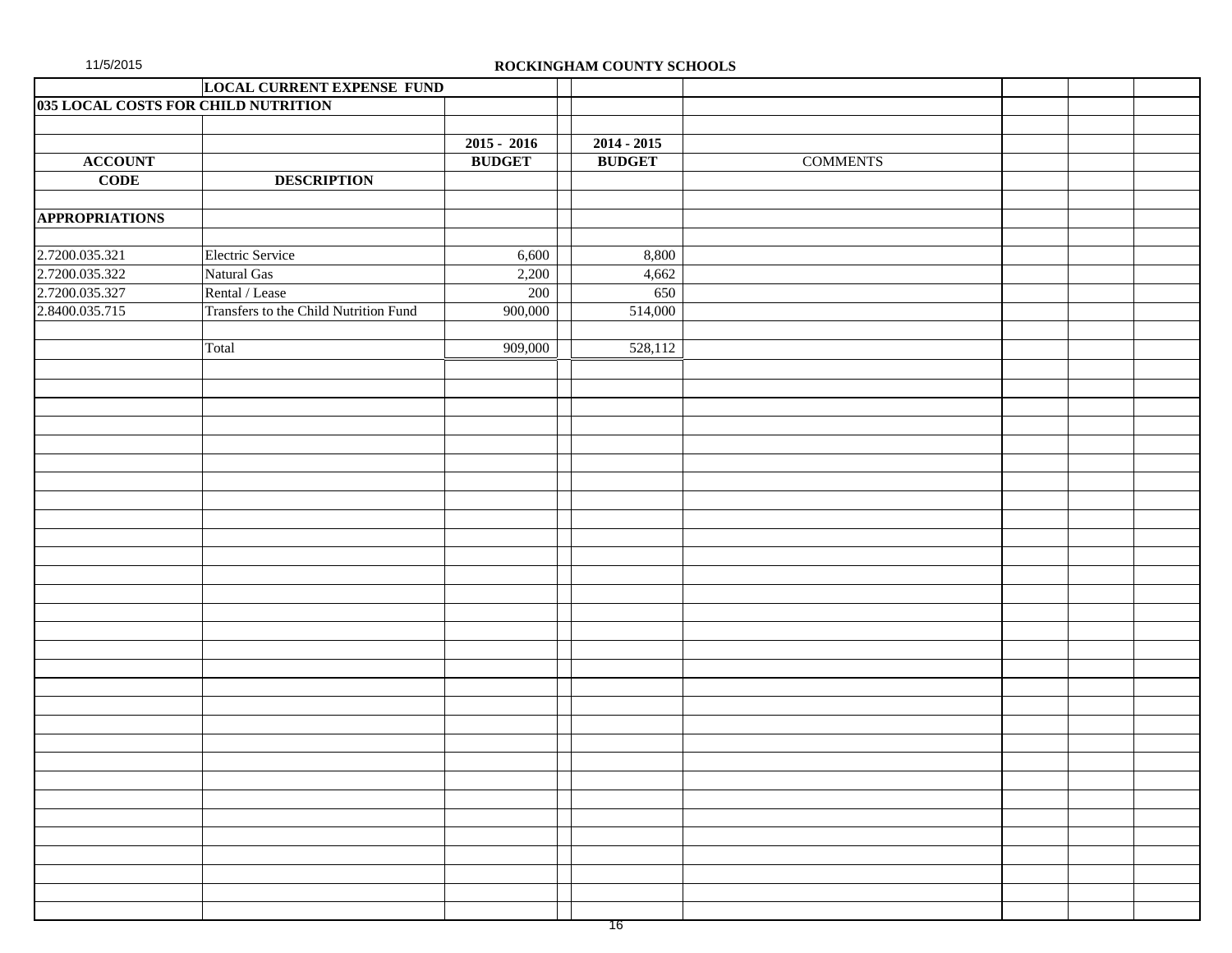11/5/2015

**ROCKINGHAM COUNTY SCHOOLS**

**LOCAL CURRENT EXPENSE FUND**

**035 LOCAL COSTS FOR CHILD NUTRITION**

| ACCOUNT CODE | DESCRIPTION | 2015 - 2016 BUDGET | 2014 - 2015 BUDGET | COMMENTS |
|---|---|---|---|---|
| **APPROPRIATIONS** | | | | |
| 2.7200.035.321 | Electric Service | 6,600 | 8,800 | |
| 2.7200.035.322 | Natural Gas | 2,200 | 4,662 | |
| 2.7200.035.327 | Rental / Lease | 200 | 650 | |
| 2.8400.035.715 | Transfers to the Child Nutrition Fund | 900,000 | 514,000 | |
| | Total | 909,000 | 528,112 | |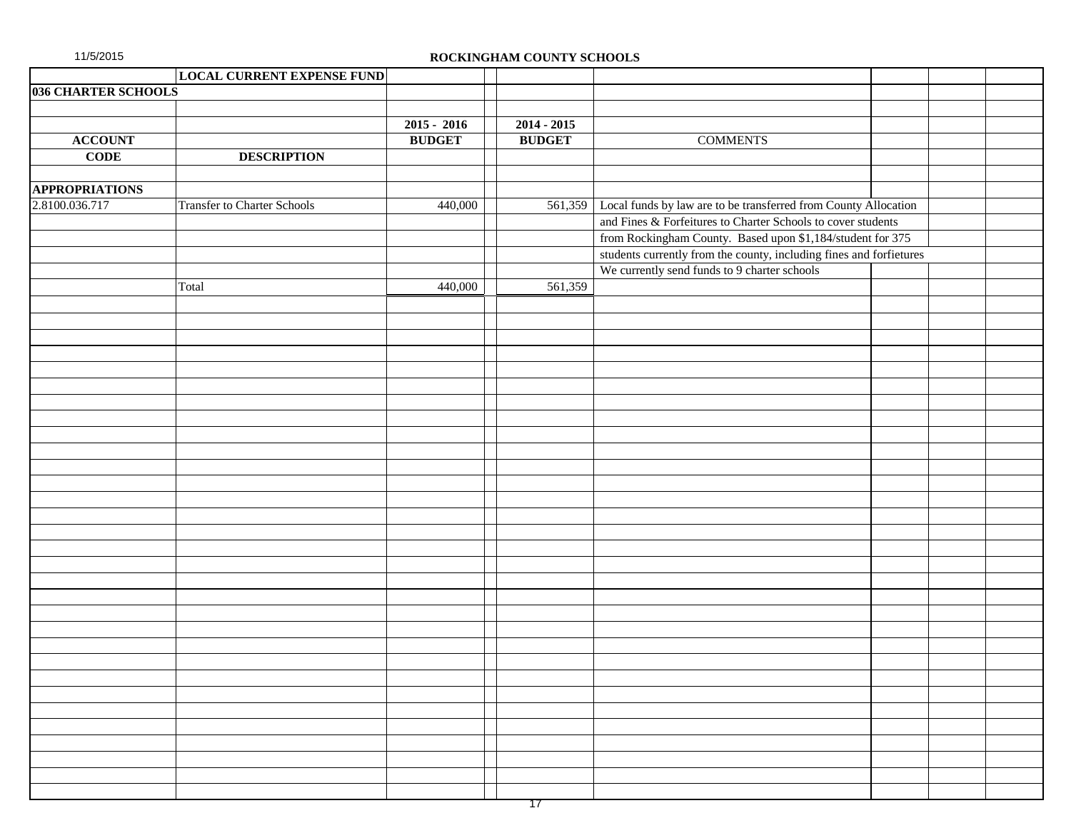11/5/2015

## ROCKINGHAM COUNTY SCHOOLS

| | LOCAL CURRENT EXPENSE FUND | | | |
|---|---|---|---|---|
| **036 CHARTER SCHOOLS** | | | | |
| | | **2015 - 2016** | **2014 - 2015** | |
| **ACCOUNT** | | **BUDGET** | **BUDGET** | COMMENTS |
| **CODE** | **DESCRIPTION** | | | |
| **APPROPRIATIONS** | | | | |
| 2.8100.036.717 | Transfer to Charter Schools | 440,000 | 561,359 | Local funds by law are to be transferred from County Allocation |
| | | | | and Fines & Forfeitures to Charter Schools to cover students |
| | | | | from Rockingham County. Based upon $1,184/student for 375 |
| | | | | students currently from the county, including fines and forfietures |
| | | | | We currently send funds to 9 charter schools |
| | Total | 440,000 | 561,359 | |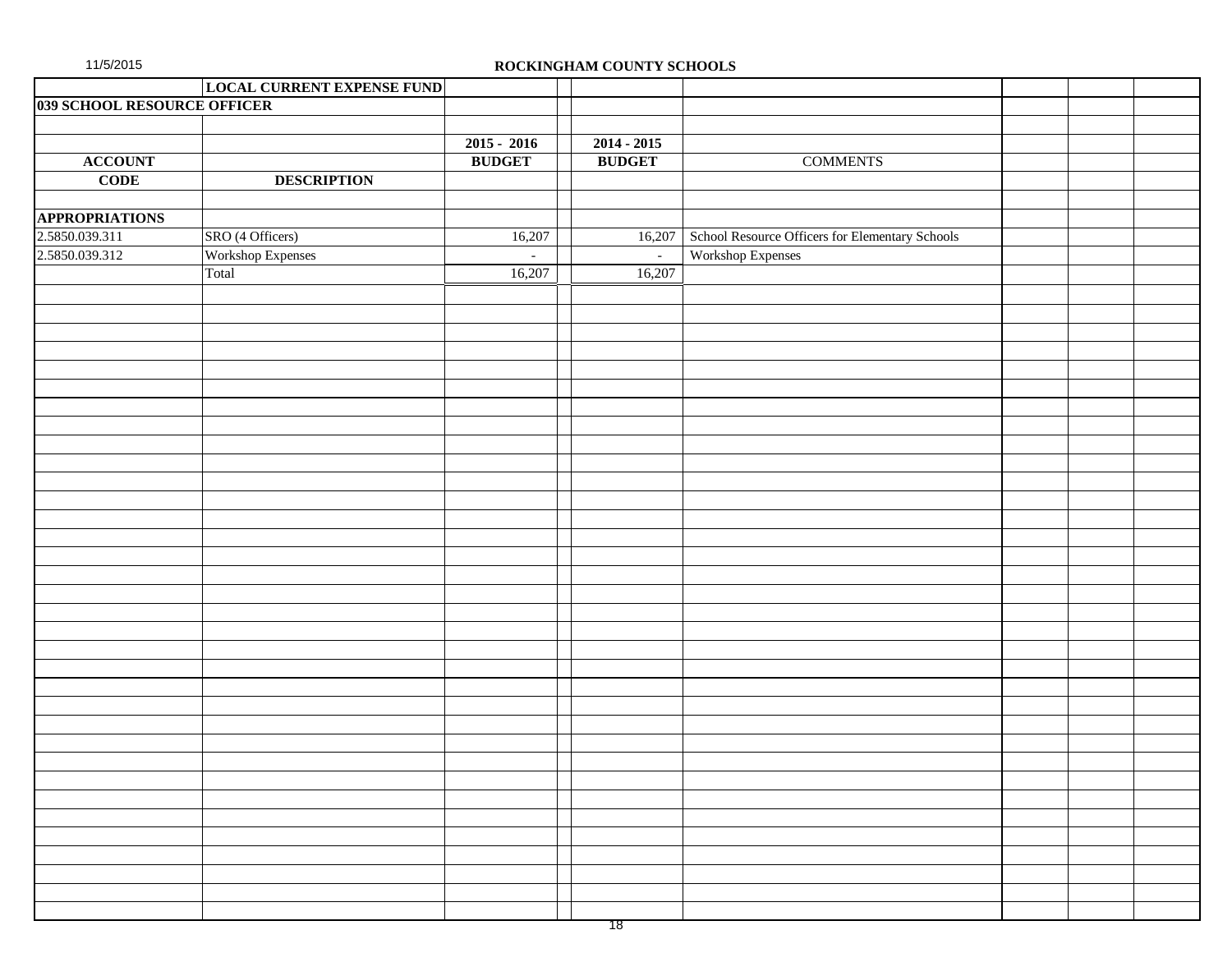# ROCKINGHAM COUNTY SCHOOLS

**LOCAL CURRENT EXPENSE FUND**

**039 SCHOOL RESOURCE OFFICER**

| ACCOUNT CODE | DESCRIPTION | 2015 - 2016 BUDGET | 2014 - 2015 BUDGET | COMMENTS |
|---|---|---|---|---|
| **APPROPRIATIONS** | | | | |
| 2.5850.039.311 | SRO (4 Officers) | 16,207 | 16,207 | School Resource Officers for Elementary Schools |
| 2.5850.039.312 | Workshop Expenses | - | - | Workshop Expenses |
| | Total | 16,207 | 16,207 | |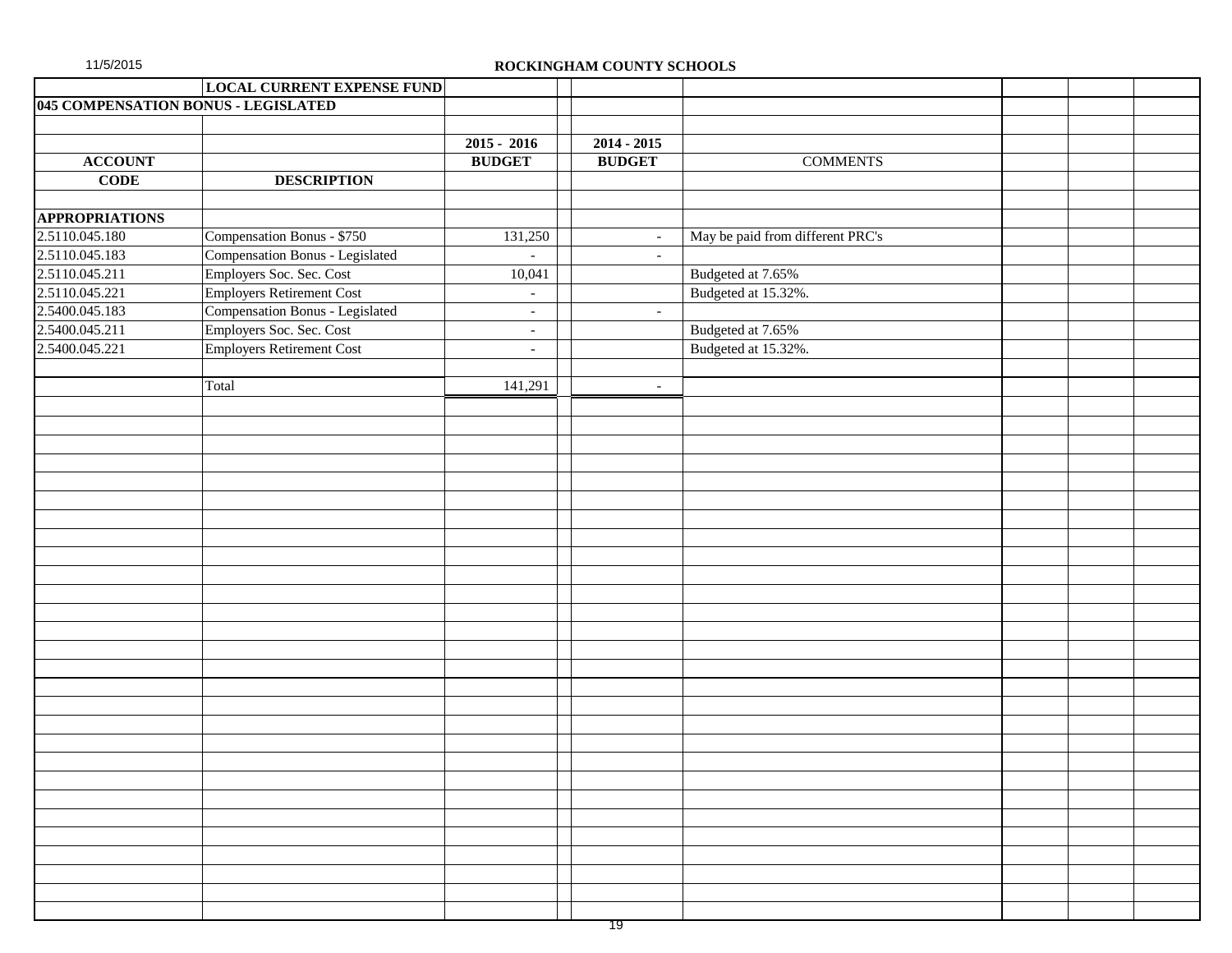ROCKINGHAM COUNTY SCHOOLS

| | LOCAL CURRENT EXPENSE FUND | | | |
|---|---|---|---|---|
| **045 COMPENSATION BONUS - LEGISLATED** | | | | |
| | | | | |
| | | **2015 - 2016** | **2014 - 2015** | |
| **ACCOUNT** | | **BUDGET** | **BUDGET** | COMMENTS |
| **CODE** | **DESCRIPTION** | | | |
| | | | | |
| **APPROPRIATIONS** | | | | |
| 2.5110.045.180 | Compensation Bonus - $750 | 131,250 | - | May be paid from different PRC's |
| 2.5110.045.183 | Compensation Bonus - Legislated | - | - | |
| 2.5110.045.211 | Employers Soc. Sec. Cost | 10,041 | | Budgeted at 7.65% |
| 2.5110.045.221 | Employers Retirement Cost | - | | Budgeted at 15.32%. |
| 2.5400.045.183 | Compensation Bonus - Legislated | - | - | |
| 2.5400.045.211 | Employers Soc. Sec. Cost | - | | Budgeted at 7.65% |
| 2.5400.045.221 | Employers Retirement Cost | - | | Budgeted at 15.32%. |
| | | | | |
| | Total | 141,291 | - | |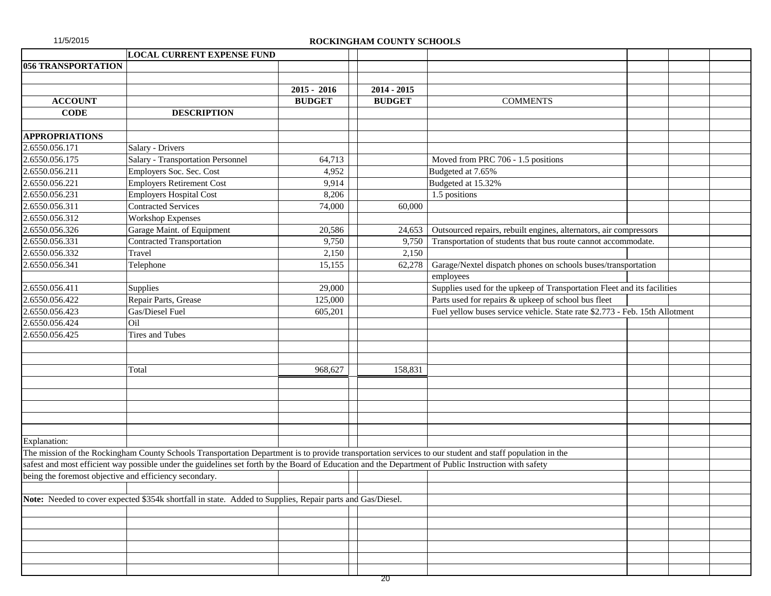**ROCKINGHAM COUNTY SCHOOLS**

| | LOCAL CURRENT EXPENSE FUND | | | |
|---|---|---|---|---|
| **056 TRANSPORTATION** | | | | |
| | | **2015 - 2016** | **2014 - 2015** | |
| **ACCOUNT** | | **BUDGET** | **BUDGET** | COMMENTS |
| **CODE** | **DESCRIPTION** | | | |
| **APPROPRIATIONS** | | | | |
| 2.6550.056.171 | Salary - Drivers | | | |
| 2.6550.056.175 | Salary - Transportation Personnel | 64,713 | | Moved from PRC 706 - 1.5 positions |
| 2.6550.056.211 | Employers Soc. Sec. Cost | 4,952 | | Budgeted at 7.65% |
| 2.6550.056.221 | Employers Retirement Cost | 9,914 | | Budgeted at 15.32% |
| 2.6550.056.231 | Employers Hospital Cost | 8,206 | | 1.5 positions |
| 2.6550.056.311 | Contracted Services | 74,000 | 60,000 | |
| 2.6550.056.312 | Workshop Expenses | | | |
| 2.6550.056.326 | Garage Maint. of Equipment | 20,586 | 24,653 | Outsourced repairs, rebuilt engines, alternators, air compressors |
| 2.6550.056.331 | Contracted Transportation | 9,750 | 9,750 | Transportation of students that bus route cannot accommodate. |
| 2.6550.056.332 | Travel | 2,150 | 2,150 | |
| 2.6550.056.341 | Telephone | 15,155 | 62,278 | Garage/Nextel dispatch phones on schools buses/transportation employees |
| 2.6550.056.411 | Supplies | 29,000 | | Supplies used for the upkeep of Transportation Fleet and its facilities |
| 2.6550.056.422 | Repair Parts, Grease | 125,000 | | Parts used for repairs & upkeep of school bus fleet |
| 2.6550.056.423 | Gas/Diesel Fuel | 605,201 | | Fuel yellow buses service vehicle. State rate $2.773 - Feb. 15th Allotment |
| 2.6550.056.424 | Oil | | | |
| 2.6550.056.425 | Tires and Tubes | | | |
| | Total | 968,627 | 158,831 | |

Explanation:

The mission of the Rockingham County Schools Transportation Department is to provide transportation services to our student and staff population in the safest and most efficient way possible under the guidelines set forth by the Board of Education and the Department of Public Instruction with safety being the foremost objective and efficiency secondary.

**Note:** Needed to cover expected $354k shortfall in state. Added to Supplies, Repair parts and Gas/Diesel.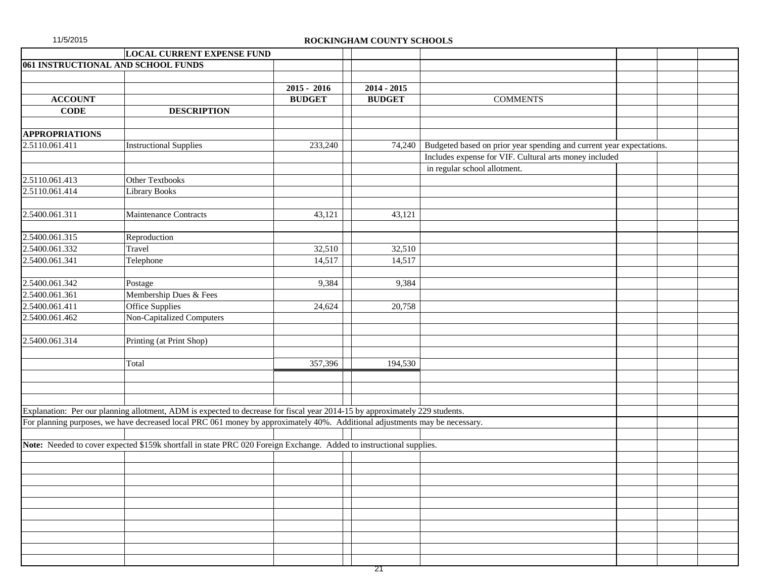11/5/2015

**ROCKINGHAM COUNTY SCHOOLS**

| | LOCAL CURRENT EXPENSE FUND | | | |
|---|---|---|---|---|
| **061 INSTRUCTIONAL AND SCHOOL FUNDS** | | | | |
| | | **2015 - 2016** | **2014 - 2015** | |
| **ACCOUNT** | | **BUDGET** | **BUDGET** | COMMENTS |
| **CODE** | **DESCRIPTION** | | | |
| **APPROPRIATIONS** | | | | |
| 2.5110.061.411 | Instructional Supplies | 233,240 | 74,240 | Budgeted based on prior year spending and current year expectations. |
| | | | | Includes expense for VIF. Cultural arts money included |
| | | | | in regular school allotment. |
| 2.5110.061.413 | Other Textbooks | | | |
| 2.5110.061.414 | Library Books | | | |
| 2.5400.061.311 | Maintenance Contracts | 43,121 | 43,121 | |
| 2.5400.061.315 | Reproduction | | | |
| 2.5400.061.332 | Travel | 32,510 | 32,510 | |
| 2.5400.061.341 | Telephone | 14,517 | 14,517 | |
| 2.5400.061.342 | Postage | 9,384 | 9,384 | |
| 2.5400.061.361 | Membership Dues & Fees | | | |
| 2.5400.061.411 | Office Supplies | 24,624 | 20,758 | |
| 2.5400.061.462 | Non-Capitalized Computers | | | |
| 2.5400.061.314 | Printing (at Print Shop) | | | |
| | Total | 357,396 | 194,530 | |

Explanation: Per our planning allotment, ADM is expected to decrease for fiscal year 2014-15 by approximately 229 students.
For planning purposes, we have decreased local PRC 061 money by approximately 40%. Additional adjustments may be necessary.

**Note:** Needed to cover expected $159k shortfall in state PRC 020 Foreign Exchange. Added to instructional supplies.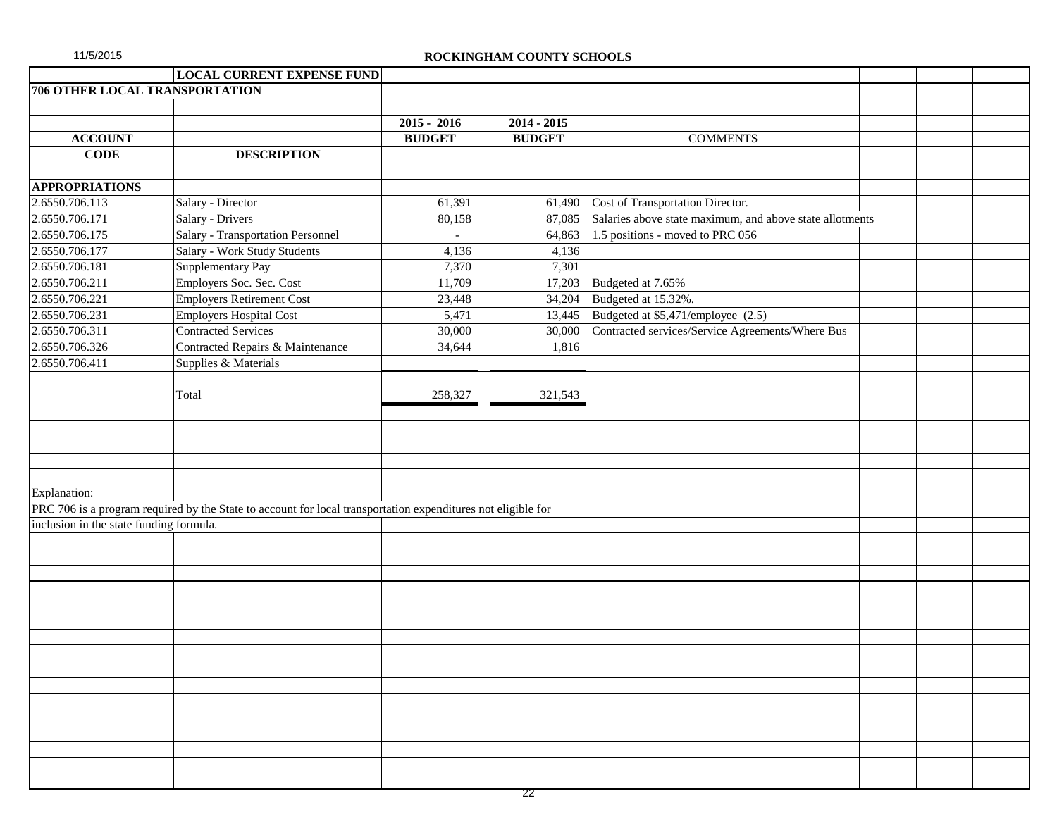## ROCKINGHAM COUNTY SCHOOLS

**LOCAL CURRENT EXPENSE FUND**

**706 OTHER LOCAL TRANSPORTATION**

| ACCOUNT CODE | DESCRIPTION | 2015 - 2016 BUDGET | 2014 - 2015 BUDGET | COMMENTS |
|---|---|---|---|---|
| **APPROPRIATIONS** | | | | |
| 2.6550.706.113 | Salary - Director | 61,391 | 61,490 | Cost of Transportation Director. |
| 2.6550.706.171 | Salary - Drivers | 80,158 | 87,085 | Salaries above state maximum, and above state allotments |
| 2.6550.706.175 | Salary - Transportation Personnel | - | 64,863 | 1.5 positions - moved to PRC 056 |
| 2.6550.706.177 | Salary - Work Study Students | 4,136 | 4,136 | |
| 2.6550.706.181 | Supplementary Pay | 7,370 | 7,301 | |
| 2.6550.706.211 | Employers Soc. Sec. Cost | 11,709 | 17,203 | Budgeted at 7.65% |
| 2.6550.706.221 | Employers Retirement Cost | 23,448 | 34,204 | Budgeted at 15.32%. |
| 2.6550.706.231 | Employers Hospital Cost | 5,471 | 13,445 | Budgeted at $5,471/employee (2.5) |
| 2.6550.706.311 | Contracted Services | 30,000 | 30,000 | Contracted services/Service Agreements/Where Bus |
| 2.6550.706.326 | Contracted Repairs & Maintenance | 34,644 | 1,816 | |
| 2.6550.706.411 | Supplies & Materials | | | |
| | Total | 258,327 | 321,543 | |

Explanation:

PRC 706 is a program required by the State to account for local transportation expenditures not eligible for inclusion in the state funding formula.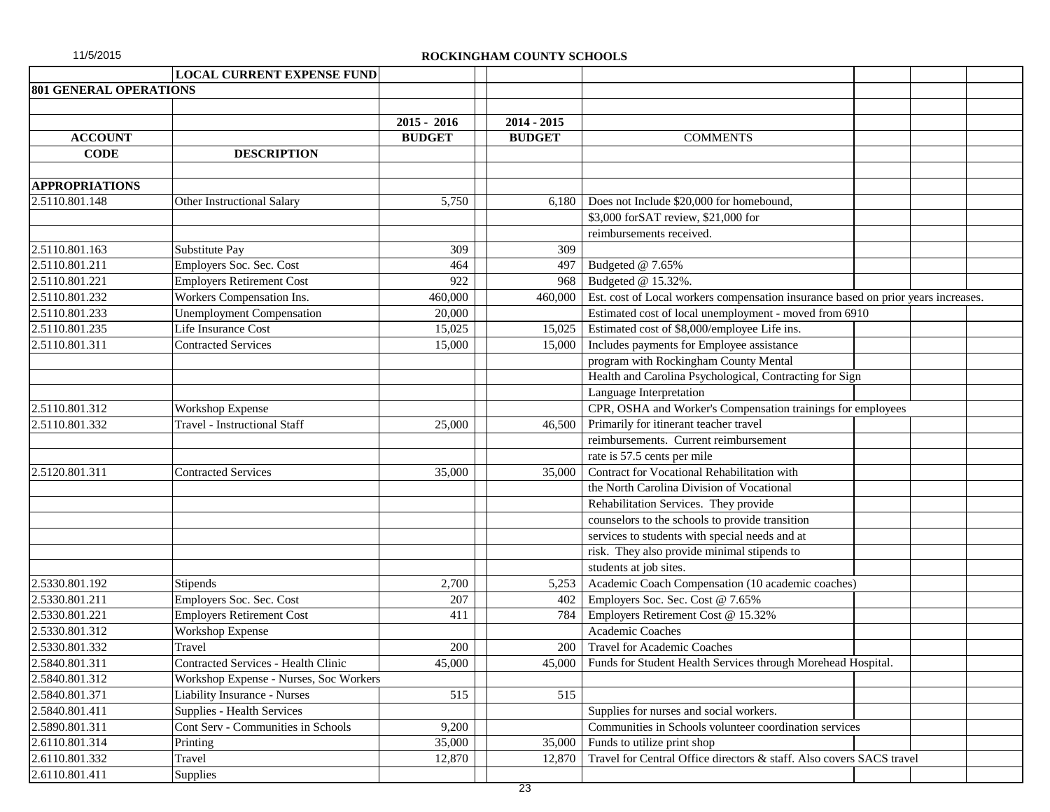11/5/2015

**ROCKINGHAM COUNTY SCHOOLS**

| | LOCAL CURRENT EXPENSE FUND | | | |
|---|---|---|---|---|
| **801 GENERAL OPERATIONS** | | | | |
| | | | | |
| | | **2015 - 2016** | **2014 - 2015** | |
| **ACCOUNT** | | **BUDGET** | **BUDGET** | COMMENTS |
| **CODE** | **DESCRIPTION** | | | |
| | | | | |
| **APPROPRIATIONS** | | | | |
| 2.5110.801.148 | Other Instructional Salary | 5,750 | 6,180 | Does not Include $20,000 for homebound, |
| | | | | $3,000 forSAT review, $21,000 for |
| | | | | reimbursements received. |
| 2.5110.801.163 | Substitute Pay | 309 | 309 | |
| 2.5110.801.211 | Employers Soc. Sec. Cost | 464 | 497 | Budgeted @ 7.65% |
| 2.5110.801.221 | Employers Retirement Cost | 922 | 968 | Budgeted @ 15.32%. |
| 2.5110.801.232 | Workers Compensation Ins. | 460,000 | 460,000 | Est. cost of Local workers compensation insurance based on prior years increases. |
| 2.5110.801.233 | Unemployment Compensation | 20,000 | | Estimated cost of local unemployment - moved from 6910 |
| 2.5110.801.235 | Life Insurance Cost | 15,025 | 15,025 | Estimated cost of $8,000/employee Life ins. |
| 2.5110.801.311 | Contracted Services | 15,000 | 15,000 | Includes payments for Employee assistance |
| | | | | program with Rockingham County Mental |
| | | | | Health and Carolina Psychological, Contracting for Sign |
| | | | | Language Interpretation |
| 2.5110.801.312 | Workshop Expense | | | CPR, OSHA and Worker's Compensation trainings for employees |
| 2.5110.801.332 | Travel - Instructional Staff | 25,000 | 46,500 | Primarily for itinerant teacher travel |
| | | | | reimbursements. Current reimbursement |
| | | | | rate is 57.5 cents per mile |
| 2.5120.801.311 | Contracted Services | 35,000 | 35,000 | Contract for Vocational Rehabilitation with |
| | | | | the North Carolina Division of Vocational |
| | | | | Rehabilitation Services. They provide |
| | | | | counselors to the schools to provide transition |
| | | | | services to students with special needs and at |
| | | | | risk. They also provide minimal stipends to |
| | | | | students at job sites. |
| 2.5330.801.192 | Stipends | 2,700 | 5,253 | Academic Coach Compensation (10 academic coaches) |
| 2.5330.801.211 | Employers Soc. Sec. Cost | 207 | 402 | Employers Soc. Sec. Cost @ 7.65% |
| 2.5330.801.221 | Employers Retirement Cost | 411 | 784 | Employers Retirement Cost @ 15.32% |
| 2.5330.801.312 | Workshop Expense | | | Academic Coaches |
| 2.5330.801.332 | Travel | 200 | 200 | Travel for Academic Coaches |
| 2.5840.801.311 | Contracted Services - Health Clinic | 45,000 | 45,000 | Funds for Student Health Services through Morehead Hospital. |
| 2.5840.801.312 | Workshop Expense - Nurses, Soc Workers | | | |
| 2.5840.801.371 | Liability Insurance - Nurses | 515 | 515 | |
| 2.5840.801.411 | Supplies - Health Services | | | Supplies for nurses and social workers. |
| 2.5890.801.311 | Cont Serv - Communities in Schools | 9,200 | | Communities in Schools volunteer coordination services |
| 2.6110.801.314 | Printing | 35,000 | 35,000 | Funds to utilize print shop |
| 2.6110.801.332 | Travel | 12,870 | 12,870 | Travel for Central Office directors & staff. Also covers SACS travel |
| 2.6110.801.411 | Supplies | | | |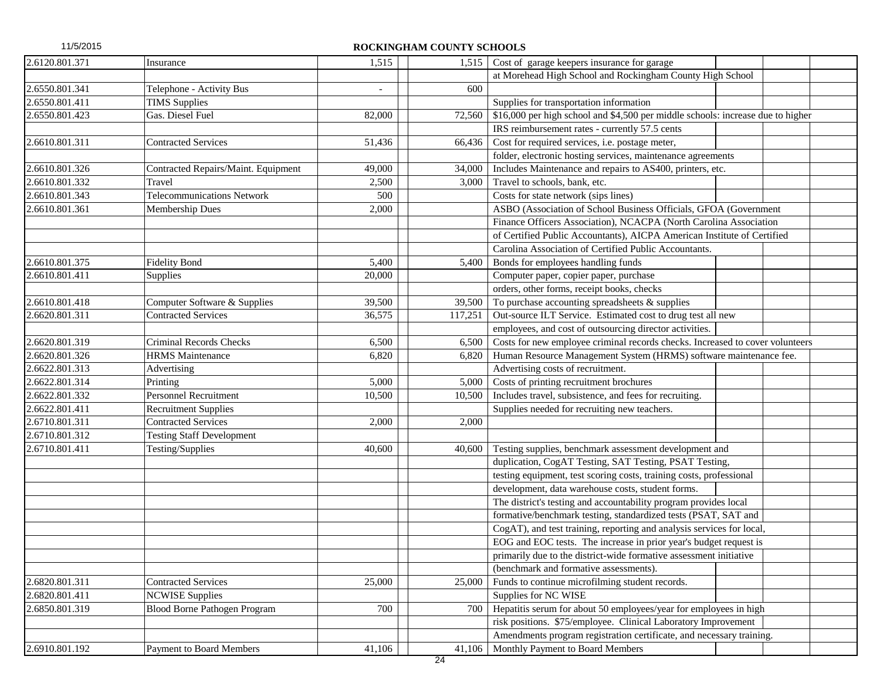11/5/2015

**ROCKINGHAM COUNTY SCHOOLS**

| | | | | | | | | |
|---|---|---|---|---|---|---|---|---|
| 2.6120.801.371 | Insurance | 1,515 | | 1,515 | Cost of garage keepers insurance for garage | | | |
| | | | | | at Morehead High School and Rockingham County High School | | | |
| 2.6550.801.341 | Telephone - Activity Bus | - | | 600 | | | | |
| 2.6550.801.411 | TIMS Supplies | | | | Supplies for transportation information | | | |
| 2.6550.801.423 | Gas. Diesel Fuel | 82,000 | | 72,560 | $16,000 per high school and $4,500 per middle schools: increase due to higher | | | |
| | | | | | IRS reimbursement rates - currently 57.5 cents | | | |
| 2.6610.801.311 | Contracted Services | 51,436 | | 66,436 | Cost for required services, i.e. postage meter, | | | |
| | | | | | folder, electronic hosting services, maintenance agreements | | | |
| 2.6610.801.326 | Contracted Repairs/Maint. Equipment | 49,000 | | 34,000 | Includes Maintenance and repairs to AS400, printers, etc. | | | |
| 2.6610.801.332 | Travel | 2,500 | | 3,000 | Travel to schools, bank, etc. | | | |
| 2.6610.801.343 | Telecommunications Network | 500 | | | Costs for state network (sips lines) | | | |
| 2.6610.801.361 | Membership Dues | 2,000 | | | ASBO (Association of School Business Officials, GFOA (Government | | | |
| | | | | | Finance Officers Association), NCACPA (North Carolina Association | | | |
| | | | | | of Certified Public Accountants), AICPA American Institute of Certified | | | |
| | | | | | Carolina Association of Certified Public Accountants. | | | |
| 2.6610.801.375 | Fidelity Bond | 5,400 | | 5,400 | Bonds for employees handling funds | | | |
| 2.6610.801.411 | Supplies | 20,000 | | | Computer paper, copier paper, purchase | | | |
| | | | | | orders, other forms, receipt books, checks | | | |
| 2.6610.801.418 | Computer Software & Supplies | 39,500 | | 39,500 | To purchase accounting spreadsheets & supplies | | | |
| 2.6620.801.311 | Contracted Services | 36,575 | | 117,251 | Out-source ILT Service. Estimated cost to drug test all new | | | |
| | | | | | employees, and cost of outsourcing director activities. | | | |
| 2.6620.801.319 | Criminal Records Checks | 6,500 | | 6,500 | Costs for new employee criminal records checks. Increased to cover volunteers | | | |
| 2.6620.801.326 | HRMS Maintenance | 6,820 | | 6,820 | Human Resource Management System (HRMS) software maintenance fee. | | | |
| 2.6622.801.313 | Advertising | | | | Advertising costs of recruitment. | | | |
| 2.6622.801.314 | Printing | 5,000 | | 5,000 | Costs of printing recruitment brochures | | | |
| 2.6622.801.332 | Personnel Recruitment | 10,500 | | 10,500 | Includes travel, subsistence, and fees for recruiting. | | | |
| 2.6622.801.411 | Recruitment Supplies | | | | Supplies needed for recruiting new teachers. | | | |
| 2.6710.801.311 | Contracted Services | 2,000 | | 2,000 | | | | |
| 2.6710.801.312 | Testing Staff Development | | | | | | | |
| 2.6710.801.411 | Testing/Supplies | 40,600 | | 40,600 | Testing supplies, benchmark assessment development and | | | |
| | | | | | duplication, CogAT Testing, SAT Testing, PSAT Testing, | | | |
| | | | | | testing equipment, test scoring costs, training costs, professional | | | |
| | | | | | development, data warehouse costs, student forms. | | | |
| | | | | | The district's testing and accountability program provides local | | | |
| | | | | | formative/benchmark testing, standardized tests (PSAT, SAT and | | | |
| | | | | | CogAT), and test training, reporting and analysis services for local, | | | |
| | | | | | EOG and EOC tests. The increase in prior year's budget request is | | | |
| | | | | | primarily due to the district-wide formative assessment initiative | | | |
| | | | | | (benchmark and formative assessments). | | | |
| 2.6820.801.311 | Contracted Services | 25,000 | | 25,000 | Funds to continue microfilming student records. | | | |
| 2.6820.801.411 | NCWISE Supplies | | | | Supplies for NC WISE | | | |
| 2.6850.801.319 | Blood Borne Pathogen Program | 700 | | 700 | Hepatitis serum for about 50 employees/year for employees in high | | | |
| | | | | | risk positions. $75/employee. Clinical Laboratory Improvement | | | |
| | | | | | Amendments program registration certificate, and necessary training. | | | |
| 2.6910.801.192 | Payment to Board Members | 41,106 | | 41,106 | Monthly Payment to Board Members | | | |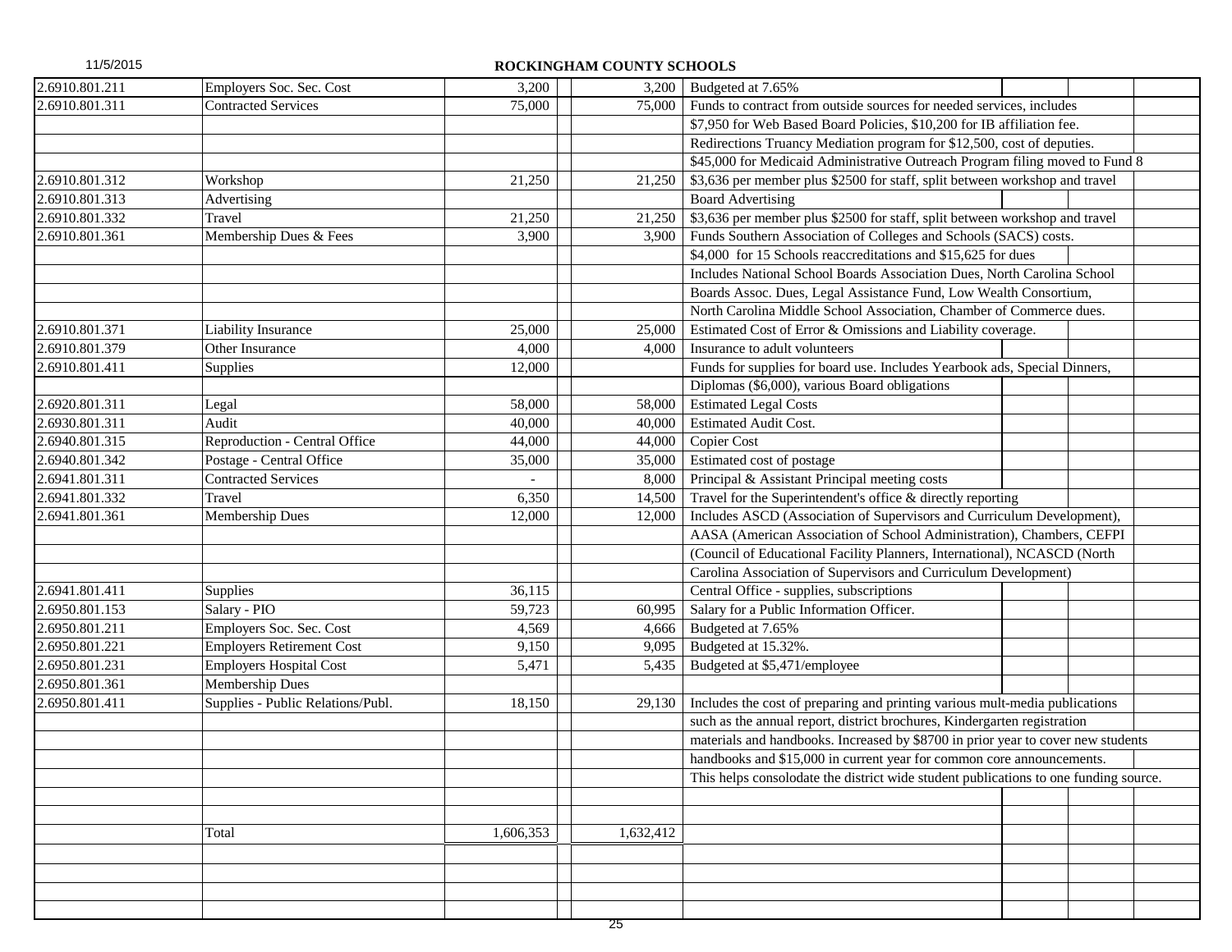## ROCKINGHAM COUNTY SCHOOLS

| Account | Description | | | | Notes |
|---|---|---|---|---|---|
| 2.6910.801.211 | Employers Soc. Sec. Cost | 3,200 | | 3,200 | Budgeted at 7.65% |
| 2.6910.801.311 | Contracted Services | 75,000 | | 75,000 | Funds to contract from outside sources for needed services, includes |
| | | | | | $7,950 for Web Based Board Policies, $10,200 for IB affiliation fee. |
| | | | | | Redirections Truancy Mediation program for $12,500, cost of deputies. |
| | | | | | $45,000 for Medicaid Administrative Outreach Program filing moved to Fund 8 |
| 2.6910.801.312 | Workshop | 21,250 | | 21,250 | $3,636 per member plus $2500 for staff, split between workshop and travel |
| 2.6910.801.313 | Advertising | | | | Board Advertising |
| 2.6910.801.332 | Travel | 21,250 | | 21,250 | $3,636 per member plus $2500 for staff, split between workshop and travel |
| 2.6910.801.361 | Membership Dues & Fees | 3,900 | | 3,900 | Funds Southern Association of Colleges and Schools (SACS) costs. |
| | | | | | $4,000 for 15 Schools reaccreditations and $15,625 for dues |
| | | | | | Includes National School Boards Association Dues, North Carolina School |
| | | | | | Boards Assoc. Dues, Legal Assistance Fund, Low Wealth Consortium, |
| | | | | | North Carolina Middle School Association, Chamber of Commerce dues. |
| 2.6910.801.371 | Liability Insurance | 25,000 | | 25,000 | Estimated Cost of Error & Omissions and Liability coverage. |
| 2.6910.801.379 | Other Insurance | 4,000 | | 4,000 | Insurance to adult volunteers |
| 2.6910.801.411 | Supplies | 12,000 | | | Funds for supplies for board use. Includes Yearbook ads, Special Dinners, |
| | | | | | Diplomas ($6,000), various Board obligations |
| 2.6920.801.311 | Legal | 58,000 | | 58,000 | Estimated Legal Costs |
| 2.6930.801.311 | Audit | 40,000 | | 40,000 | Estimated Audit Cost. |
| 2.6940.801.315 | Reproduction - Central Office | 44,000 | | 44,000 | Copier Cost |
| 2.6940.801.342 | Postage - Central Office | 35,000 | | 35,000 | Estimated cost of postage |
| 2.6941.801.311 | Contracted Services | - | | 8,000 | Principal & Assistant Principal meeting costs |
| 2.6941.801.332 | Travel | 6,350 | | 14,500 | Travel for the Superintendent's office & directly reporting |
| 2.6941.801.361 | Membership Dues | 12,000 | | 12,000 | Includes ASCD (Association of Supervisors and Curriculum Development), |
| | | | | | AASA (American Association of School Administration), Chambers, CEFPI |
| | | | | | (Council of Educational Facility Planners, International), NCASCD (North |
| | | | | | Carolina Association of Supervisors and Curriculum Development) |
| 2.6941.801.411 | Supplies | 36,115 | | | Central Office - supplies, subscriptions |
| 2.6950.801.153 | Salary - PIO | 59,723 | | 60,995 | Salary for a Public Information Officer. |
| 2.6950.801.211 | Employers Soc. Sec. Cost | 4,569 | | 4,666 | Budgeted at 7.65% |
| 2.6950.801.221 | Employers Retirement Cost | 9,150 | | 9,095 | Budgeted at 15.32%. |
| 2.6950.801.231 | Employers Hospital Cost | 5,471 | | 5,435 | Budgeted at $5,471/employee |
| 2.6950.801.361 | Membership Dues | | | | |
| 2.6950.801.411 | Supplies - Public Relations/Publ. | 18,150 | | 29,130 | Includes the cost of preparing and printing various mult-media publications |
| | | | | | such as the annual report, district brochures, Kindergarten registration |
| | | | | | materials and handbooks. Increased by $8700 in prior year to cover new students |
| | | | | | handbooks and $15,000 in current year for common core announcements. |
| | | | | | This helps consolodate the district wide student publications to one funding source. |
| | Total | 1,606,353 | | 1,632,412 | |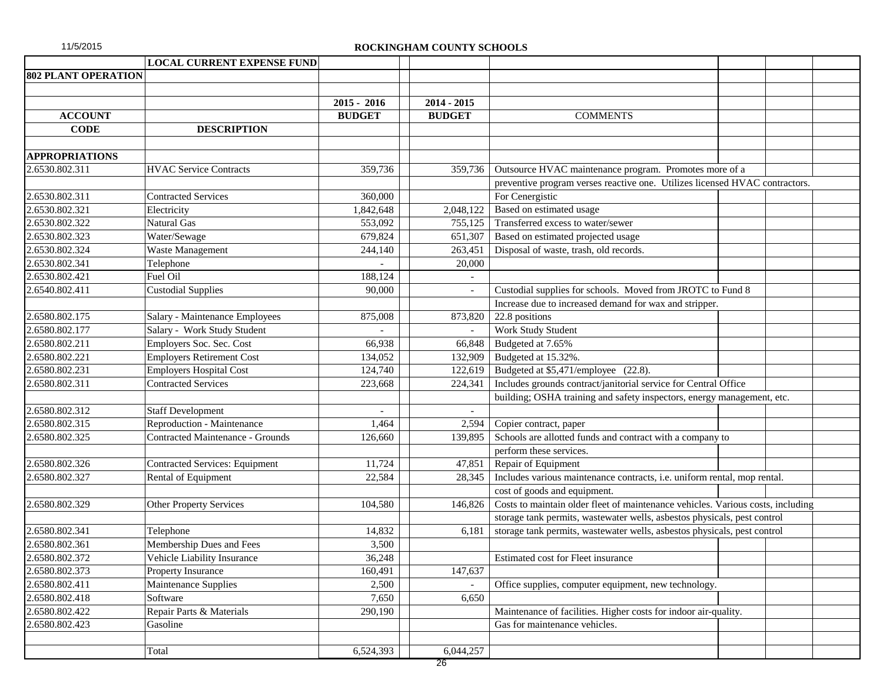11/5/2015

**ROCKINGHAM COUNTY SCHOOLS**

| | LOCAL CURRENT EXPENSE FUND | | | |
|---|---|---|---|---|
| **802 PLANT OPERATION** | | | | |
| | | | | |
| | | **2015 - 2016** | **2014 - 2015** | |
| **ACCOUNT** | | **BUDGET** | **BUDGET** | COMMENTS |
| **CODE** | **DESCRIPTION** | | | |
| | | | | |
| **APPROPRIATIONS** | | | | |
| 2.6530.802.311 | HVAC Service Contracts | 359,736 | 359,736 | Outsource HVAC maintenance program. Promotes more of a |
| | | | | preventive program verses reactive one. Utilizes licensed HVAC contractors. |
| 2.6530.802.311 | Contracted Services | 360,000 | | For Cenergistic |
| 2.6530.802.321 | Electricity | 1,842,648 | 2,048,122 | Based on estimated usage |
| 2.6530.802.322 | Natural Gas | 553,092 | 755,125 | Transferred excess to water/sewer |
| 2.6530.802.323 | Water/Sewage | 679,824 | 651,307 | Based on estimated projected usage |
| 2.6530.802.324 | Waste Management | 244,140 | 263,451 | Disposal of waste, trash, old records. |
| 2.6530.802.341 | Telephone | - | 20,000 | |
| 2.6530.802.421 | Fuel Oil | 188,124 | - | |
| 2.6540.802.411 | Custodial Supplies | 90,000 | - | Custodial supplies for schools. Moved from JROTC to Fund 8 |
| | | | | Increase due to increased demand for wax and stripper. |
| 2.6580.802.175 | Salary - Maintenance Employees | 875,008 | 873,820 | 22.8 positions |
| 2.6580.802.177 | Salary - Work Study Student | - | - | Work Study Student |
| 2.6580.802.211 | Employers Soc. Sec. Cost | 66,938 | 66,848 | Budgeted at 7.65% |
| 2.6580.802.221 | Employers Retirement Cost | 134,052 | 132,909 | Budgeted at 15.32%. |
| 2.6580.802.231 | Employers Hospital Cost | 124,740 | 122,619 | Budgeted at $5,471/employee (22.8). |
| 2.6580.802.311 | Contracted Services | 223,668 | 224,341 | Includes grounds contract/janitorial service for Central Office |
| | | | | building; OSHA training and safety inspectors, energy management, etc. |
| 2.6580.802.312 | Staff Development | - | - | |
| 2.6580.802.315 | Reproduction - Maintenance | 1,464 | 2,594 | Copier contract, paper |
| 2.6580.802.325 | Contracted Maintenance - Grounds | 126,660 | 139,895 | Schools are allotted funds and contract with a company to |
| | | | | perform these services. |
| 2.6580.802.326 | Contracted Services: Equipment | 11,724 | 47,851 | Repair of Equipment |
| 2.6580.802.327 | Rental of Equipment | 22,584 | 28,345 | Includes various maintenance contracts, i.e. uniform rental, mop rental. |
| | | | | cost of goods and equipment. |
| 2.6580.802.329 | Other Property Services | 104,580 | 146,826 | Costs to maintain older fleet of maintenance vehicles. Various costs, including |
| | | | | storage tank permits, wastewater wells, asbestos physicals, pest control |
| 2.6580.802.341 | Telephone | 14,832 | 6,181 | storage tank permits, wastewater wells, asbestos physicals, pest control |
| 2.6580.802.361 | Membership Dues and Fees | 3,500 | | |
| 2.6580.802.372 | Vehicle Liability Insurance | 36,248 | | Estimated cost for Fleet insurance |
| 2.6580.802.373 | Property Insurance | 160,491 | 147,637 | |
| 2.6580.802.411 | Maintenance Supplies | 2,500 | - | Office supplies, computer equipment, new technology. |
| 2.6580.802.418 | Software | 7,650 | 6,650 | |
| 2.6580.802.422 | Repair Parts & Materials | 290,190 | | Maintenance of facilities. Higher costs for indoor air-quality. |
| 2.6580.802.423 | Gasoline | | | Gas for maintenance vehicles. |
| | | | | |
| | Total | 6,524,393 | 6,044,257 | |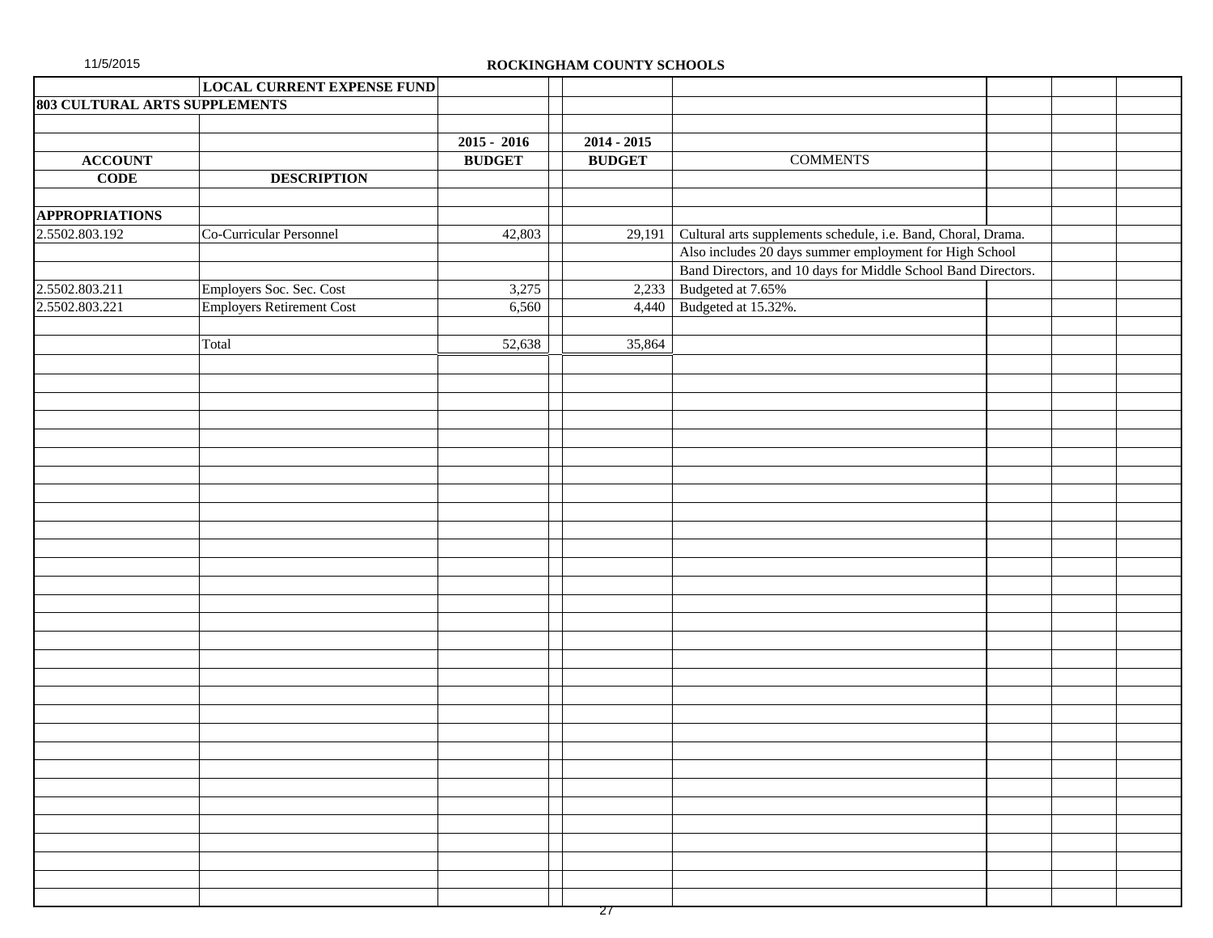**ROCKINGHAM COUNTY SCHOOLS**

**LOCAL CURRENT EXPENSE FUND**

**803 CULTURAL ARTS SUPPLEMENTS**

| ACCOUNT CODE | DESCRIPTION | 2015 - 2016 BUDGET | 2014 - 2015 BUDGET | COMMENTS |
|---|---|---|---|---|
| **APPROPRIATIONS** | | | | |
| 2.5502.803.192 | Co-Curricular Personnel | 42,803 | 29,191 | Cultural arts supplements schedule, i.e. Band, Choral, Drama. Also includes 20 days summer employment for High School Band Directors, and 10 days for Middle School Band Directors. |
| 2.5502.803.211 | Employers Soc. Sec. Cost | 3,275 | 2,233 | Budgeted at 7.65% |
| 2.5502.803.221 | Employers Retirement Cost | 6,560 | 4,440 | Budgeted at 15.32%. |
| | Total | 52,638 | 35,864 | |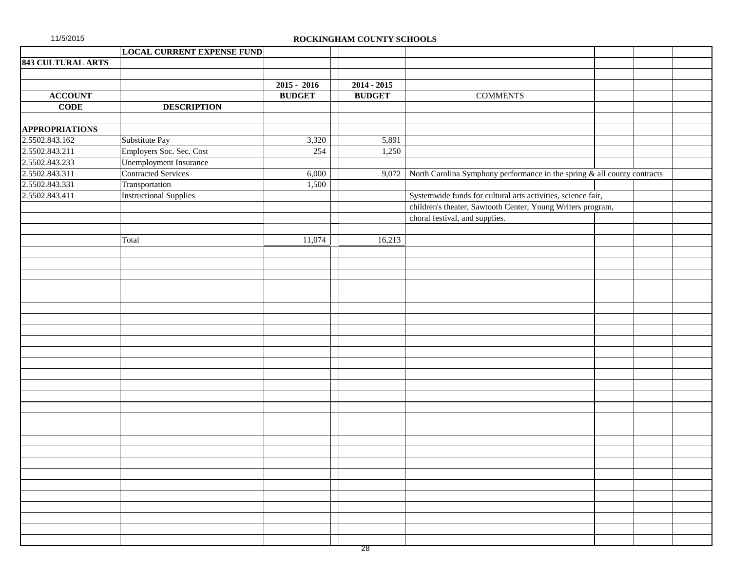ROCKINGHAM COUNTY SCHOOLS

LOCAL CURRENT EXPENSE FUND

**843 CULTURAL ARTS**

| ACCOUNT CODE | DESCRIPTION | 2015 - 2016 BUDGET | 2014 - 2015 BUDGET | COMMENTS |
|---|---|---|---|---|
| **APPROPRIATIONS** | | | | |
| 2.5502.843.162 | Substitute Pay | 3,320 | 5,891 | |
| 2.5502.843.211 | Employers Soc. Sec. Cost | 254 | 1,250 | |
| 2.5502.843.233 | Unemployment Insurance | | | |
| 2.5502.843.311 | Contracted Services | 6,000 | 9,072 | North Carolina Symphony performance in the spring & all county contracts |
| 2.5502.843.331 | Transportation | 1,500 | | |
| 2.5502.843.411 | Instructional Supplies | | | Systemwide funds for cultural arts activities, science fair, children's theater, Sawtooth Center, Young Writers program, choral festival, and supplies. |
| | Total | 11,074 | 16,213 | |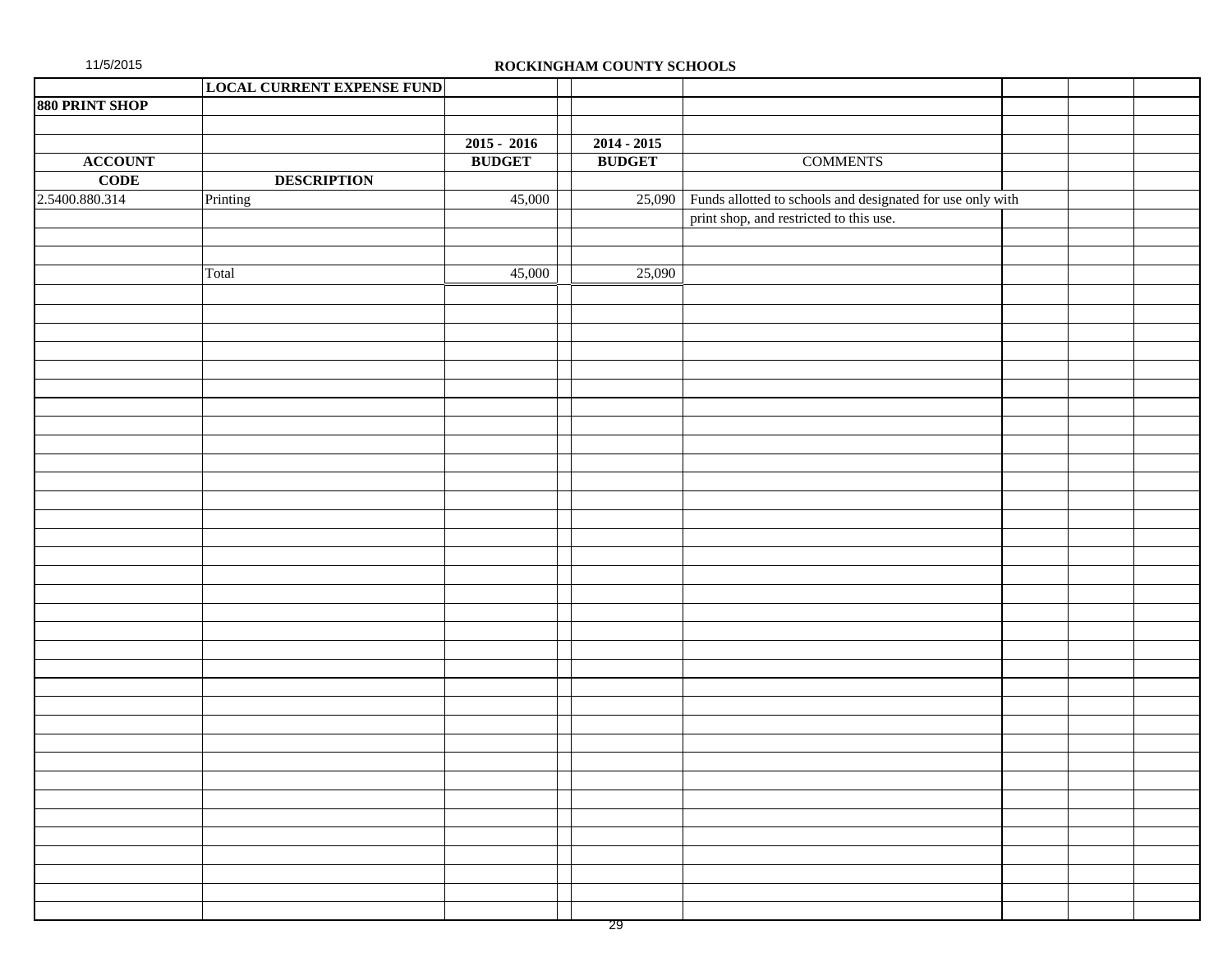ROCKINGHAM COUNTY SCHOOLS

| | LOCAL CURRENT EXPENSE FUND | | | |
|---|---|---|---|---|
| **880 PRINT SHOP** | | | | |
| | | **2015 - 2016** | **2014 - 2015** | |
| **ACCOUNT** | | **BUDGET** | **BUDGET** | COMMENTS |
| **CODE** | **DESCRIPTION** | | | |
| 2.5400.880.314 | Printing | 45,000 | 25,090 | Funds allotted to schools and designated for use only with print shop, and restricted to this use. |
| | Total | 45,000 | 25,090 | |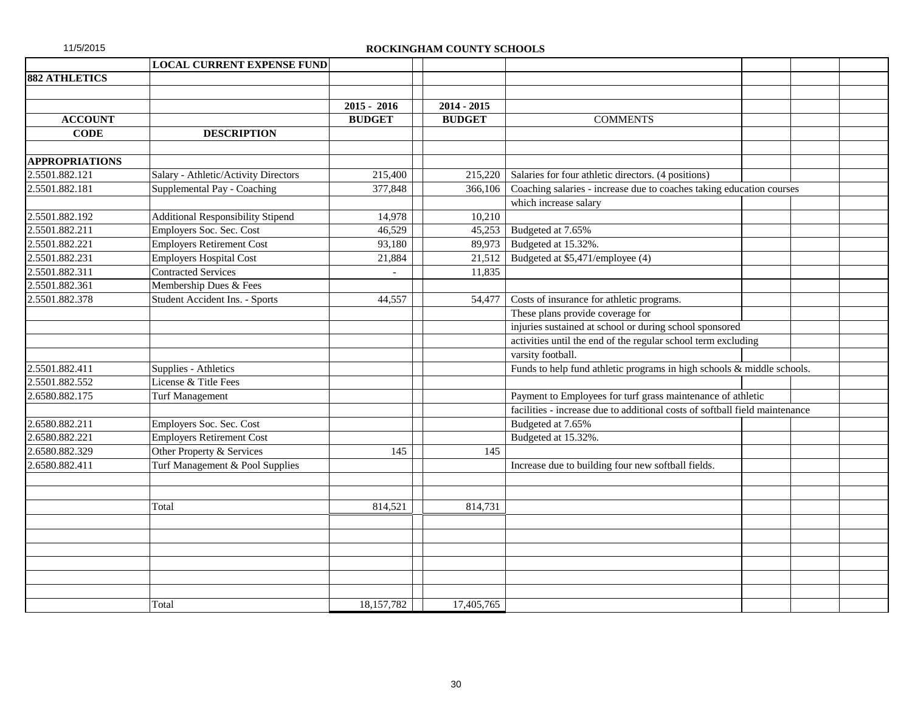**ROCKINGHAM COUNTY SCHOOLS**

| | LOCAL CURRENT EXPENSE FUND | | | |
|---|---|---|---|---|
| **882 ATHLETICS** | | | | |
| | | **2015 - 2016** | **2014 - 2015** | |
| **ACCOUNT** | | **BUDGET** | **BUDGET** | COMMENTS |
| **CODE** | **DESCRIPTION** | | | |
| **APPROPRIATIONS** | | | | |
| 2.5501.882.121 | Salary - Athletic/Activity Directors | 215,400 | 215,220 | Salaries for four athletic directors. (4 positions) |
| 2.5501.882.181 | Supplemental Pay - Coaching | 377,848 | 366,106 | Coaching salaries - increase due to coaches taking education courses |
| | | | | which increase salary |
| 2.5501.882.192 | Additional Responsibility Stipend | 14,978 | 10,210 | |
| 2.5501.882.211 | Employers Soc. Sec. Cost | 46,529 | 45,253 | Budgeted at 7.65% |
| 2.5501.882.221 | Employers Retirement Cost | 93,180 | 89,973 | Budgeted at 15.32%. |
| 2.5501.882.231 | Employers Hospital Cost | 21,884 | 21,512 | Budgeted at $5,471/employee (4) |
| 2.5501.882.311 | Contracted Services | - | 11,835 | |
| 2.5501.882.361 | Membership Dues & Fees | | | |
| 2.5501.882.378 | Student Accident Ins. - Sports | 44,557 | 54,477 | Costs of insurance for athletic programs. |
| | | | | These plans provide coverage for |
| | | | | injuries sustained at school or during school sponsored |
| | | | | activities until the end of the regular school term excluding |
| | | | | varsity football. |
| 2.5501.882.411 | Supplies - Athletics | | | Funds to help fund athletic programs in high schools & middle schools. |
| 2.5501.882.552 | License & Title Fees | | | |
| 2.6580.882.175 | Turf Management | | | Payment to Employees for turf grass maintenance of athletic |
| | | | | facilities - increase due to additional costs of softball field maintenance |
| 2.6580.882.211 | Employers Soc. Sec. Cost | | | Budgeted at 7.65% |
| 2.6580.882.221 | Employers Retirement Cost | | | Budgeted at 15.32%. |
| 2.6580.882.329 | Other Property & Services | 145 | 145 | |
| 2.6580.882.411 | Turf Management & Pool Supplies | | | Increase due to building four new softball fields. |
| | Total | 814,521 | 814,731 | |
| | Total | 18,157,782 | 17,405,765 | |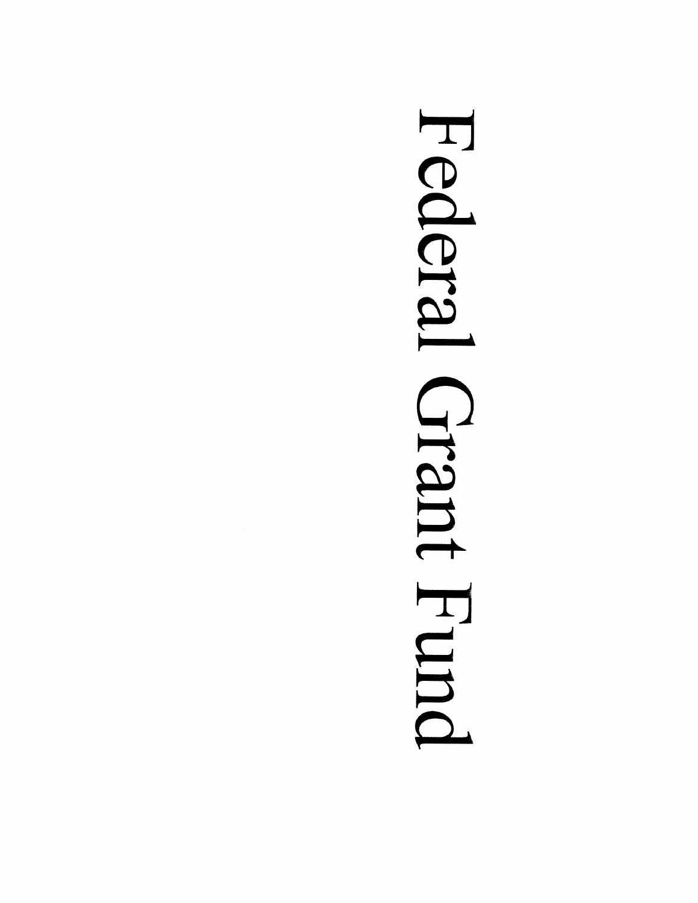# Federal Grant Fund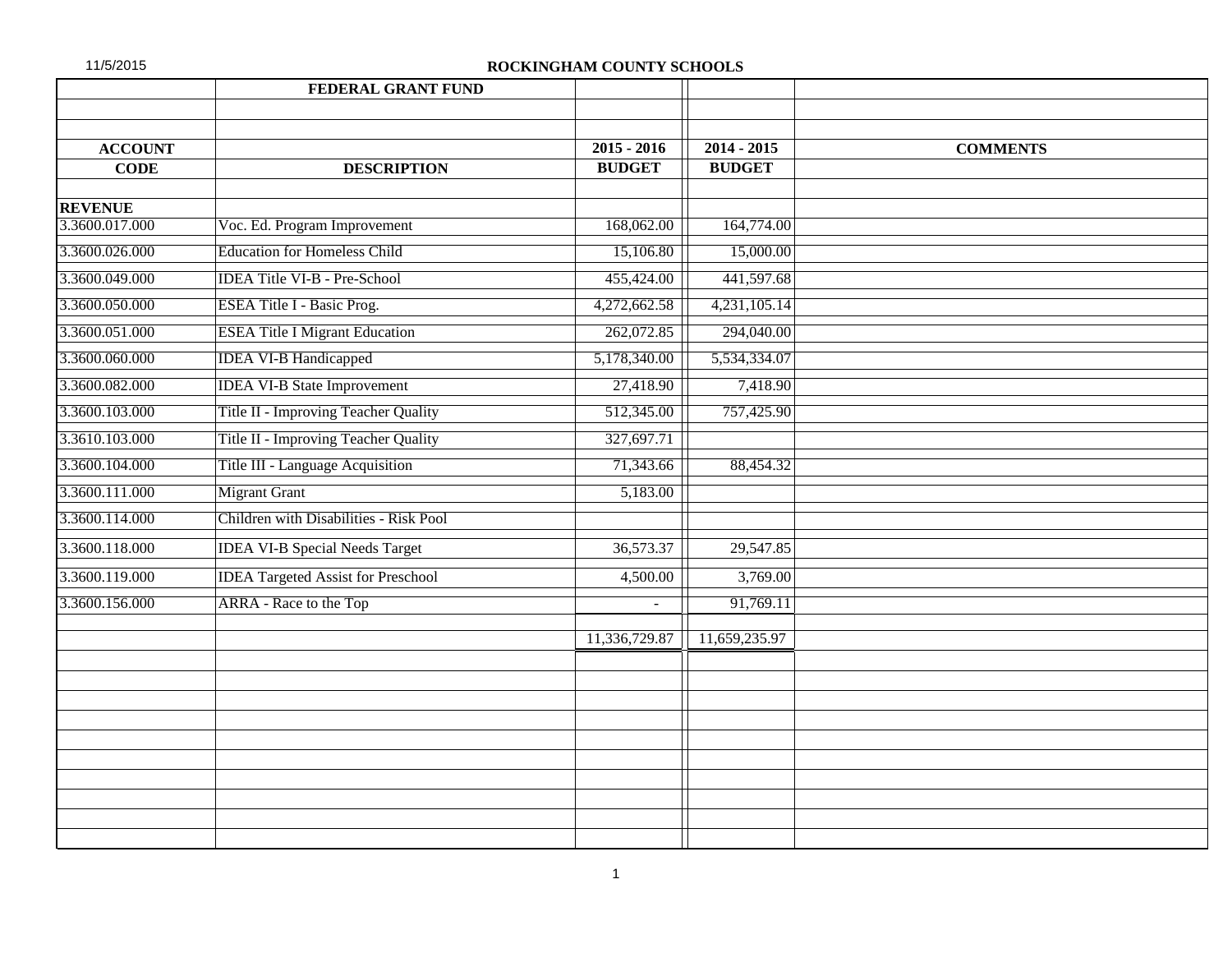11/5/2015

## ROCKINGHAM COUNTY SCHOOLS

| ACCOUNT CODE | FEDERAL GRANT FUND<br>DESCRIPTION | 2015 - 2016 BUDGET | 2014 - 2015 BUDGET | COMMENTS |
|---|---|---|---|---|
| **REVENUE** | | | | |
| 3.3600.017.000 | Voc. Ed. Program Improvement | 168,062.00 | 164,774.00 | |
| 3.3600.026.000 | Education for Homeless Child | 15,106.80 | 15,000.00 | |
| 3.3600.049.000 | IDEA Title VI-B - Pre-School | 455,424.00 | 441,597.68 | |
| 3.3600.050.000 | ESEA Title I - Basic Prog. | 4,272,662.58 | 4,231,105.14 | |
| 3.3600.051.000 | ESEA Title I Migrant Education | 262,072.85 | 294,040.00 | |
| 3.3600.060.000 | IDEA VI-B Handicapped | 5,178,340.00 | 5,534,334.07 | |
| 3.3600.082.000 | IDEA VI-B State Improvement | 27,418.90 | 7,418.90 | |
| 3.3600.103.000 | Title II - Improving Teacher Quality | 512,345.00 | 757,425.90 | |
| 3.3610.103.000 | Title II - Improving Teacher Quality | 327,697.71 | | |
| 3.3600.104.000 | Title III - Language Acquisition | 71,343.66 | 88,454.32 | |
| 3.3600.111.000 | Migrant Grant | 5,183.00 | | |
| 3.3600.114.000 | Children with Disabilities - Risk Pool | | | |
| 3.3600.118.000 | IDEA VI-B Special Needs Target | 36,573.37 | 29,547.85 | |
| 3.3600.119.000 | IDEA Targeted Assist for Preschool | 4,500.00 | 3,769.00 | |
| 3.3600.156.000 | ARRA - Race to the Top | - | 91,769.11 | |
| | | 11,336,729.87 | 11,659,235.97 | |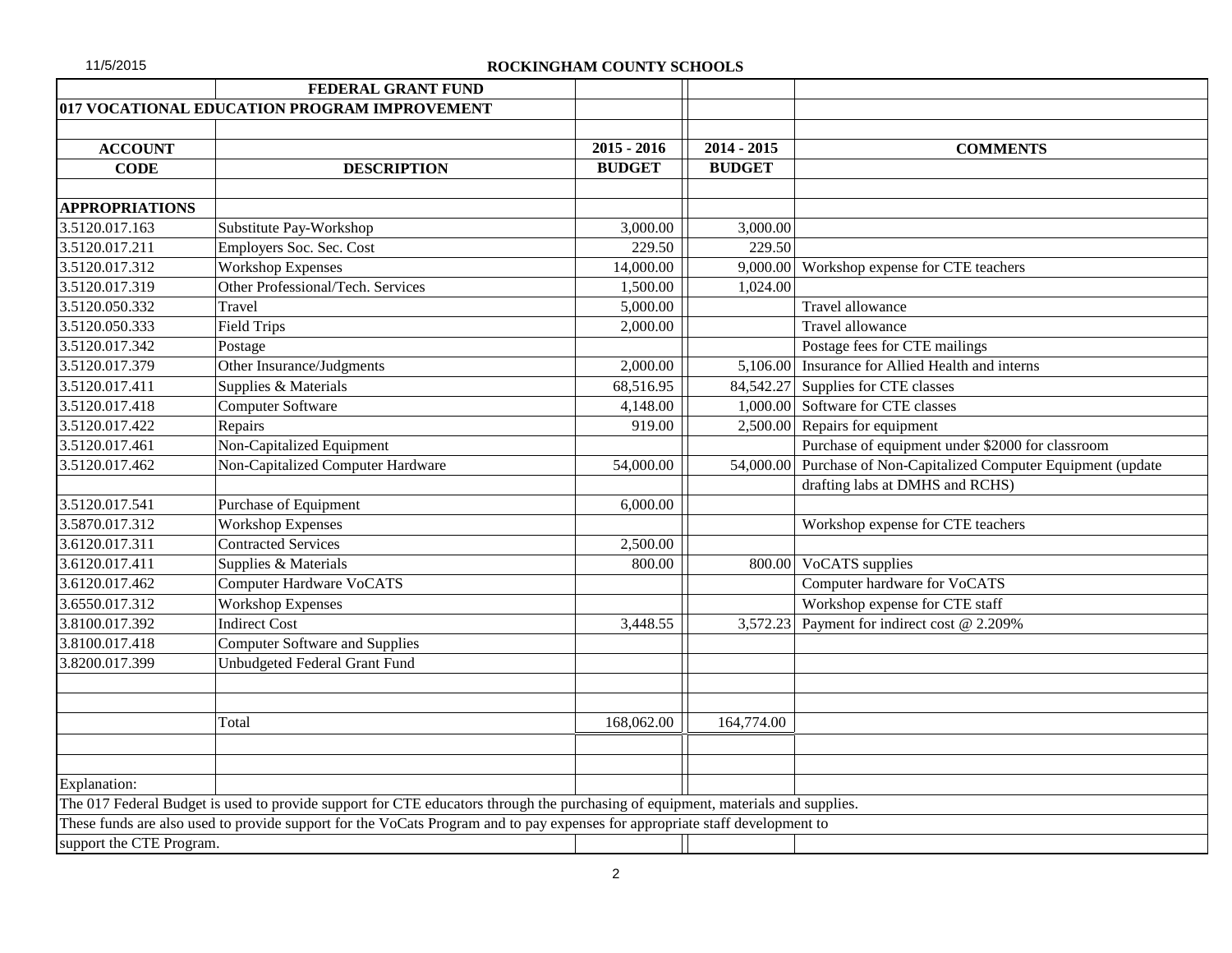11/5/2015

## ROCKINGHAM COUNTY SCHOOLS

| | FEDERAL GRANT FUND | | | |
|---|---|---|---|---|
| **017 VOCATIONAL EDUCATION PROGRAM IMPROVEMENT** | | | | |
| | | | | |
| **ACCOUNT** | | **2015 - 2016** | **2014 - 2015** | **COMMENTS** |
| **CODE** | **DESCRIPTION** | **BUDGET** | **BUDGET** | |
| | | | | |
| **APPROPRIATIONS** | | | | |
| 3.5120.017.163 | Substitute Pay-Workshop | 3,000.00 | 3,000.00 | |
| 3.5120.017.211 | Employers Soc. Sec. Cost | 229.50 | 229.50 | |
| 3.5120.017.312 | Workshop Expenses | 14,000.00 | 9,000.00 | Workshop expense for CTE teachers |
| 3.5120.017.319 | Other Professional/Tech. Services | 1,500.00 | 1,024.00 | |
| 3.5120.050.332 | Travel | 5,000.00 | | Travel allowance |
| 3.5120.050.333 | Field Trips | 2,000.00 | | Travel allowance |
| 3.5120.017.342 | Postage | | | Postage fees for CTE mailings |
| 3.5120.017.379 | Other Insurance/Judgments | 2,000.00 | 5,106.00 | Insurance for Allied Health and interns |
| 3.5120.017.411 | Supplies & Materials | 68,516.95 | 84,542.27 | Supplies for CTE classes |
| 3.5120.017.418 | Computer Software | 4,148.00 | 1,000.00 | Software for CTE classes |
| 3.5120.017.422 | Repairs | 919.00 | 2,500.00 | Repairs for equipment |
| 3.5120.017.461 | Non-Capitalized Equipment | | | Purchase of equipment under $2000 for classroom |
| 3.5120.017.462 | Non-Capitalized Computer Hardware | 54,000.00 | 54,000.00 | Purchase of Non-Capitalized Computer Equipment (update |
| | | | | drafting labs at DMHS and RCHS) |
| 3.5120.017.541 | Purchase of Equipment | 6,000.00 | | |
| 3.5870.017.312 | Workshop Expenses | | | Workshop expense for CTE teachers |
| 3.6120.017.311 | Contracted Services | 2,500.00 | | |
| 3.6120.017.411 | Supplies & Materials | 800.00 | 800.00 | VoCATS supplies |
| 3.6120.017.462 | Computer Hardware VoCATS | | | Computer hardware for VoCATS |
| 3.6550.017.312 | Workshop Expenses | | | Workshop expense for CTE staff |
| 3.8100.017.392 | Indirect Cost | 3,448.55 | 3,572.23 | Payment for indirect cost @ 2.209% |
| 3.8100.017.418 | Computer Software and Supplies | | | |
| 3.8200.017.399 | Unbudgeted Federal Grant Fund | | | |
| | | | | |
| | | | | |
| | Total | 168,062.00 | 164,774.00 | |

Explanation:

The 017 Federal Budget is used to provide support for CTE educators through the purchasing of equipment, materials and supplies. These funds are also used to provide support for the VoCats Program and to pay expenses for appropriate staff development to support the CTE Program.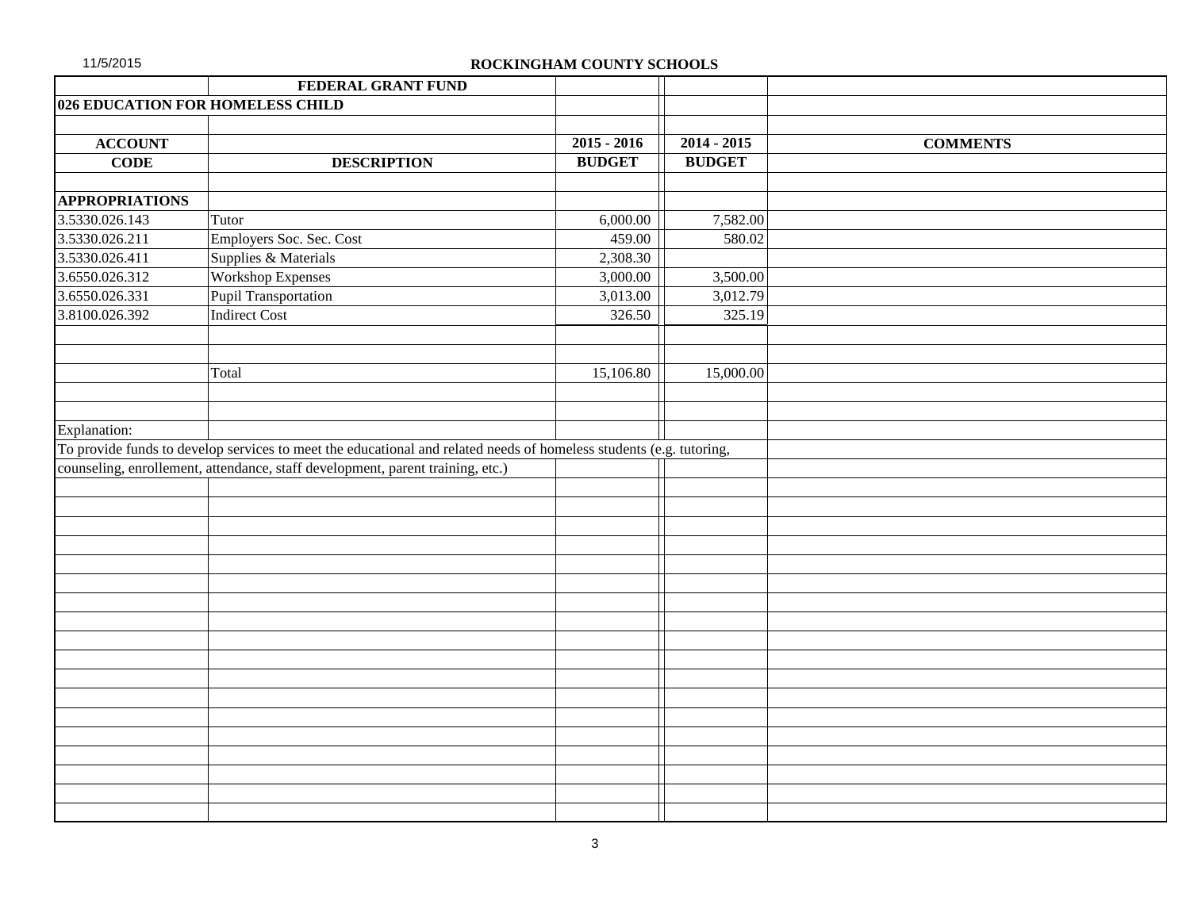11/5/2015

## ROCKINGHAM COUNTY SCHOOLS

### FEDERAL GRANT FUND

**026 EDUCATION FOR HOMELESS CHILD**

| ACCOUNT CODE | DESCRIPTION | 2015 - 2016 BUDGET | 2014 - 2015 BUDGET | COMMENTS |
|---|---|---|---|---|
| **APPROPRIATIONS** | | | | |
| 3.5330.026.143 | Tutor | 6,000.00 | 7,582.00 | |
| 3.5330.026.211 | Employers Soc. Sec. Cost | 459.00 | 580.02 | |
| 3.5330.026.411 | Supplies & Materials | 2,308.30 | | |
| 3.6550.026.312 | Workshop Expenses | 3,000.00 | 3,500.00 | |
| 3.6550.026.331 | Pupil Transportation | 3,013.00 | 3,012.79 | |
| 3.8100.026.392 | Indirect Cost | 326.50 | 325.19 | |
| | Total | 15,106.80 | 15,000.00 | |

Explanation:

To provide funds to develop services to meet the educational and related needs of homeless students (e.g. tutoring, counseling, enrollement, attendance, staff development, parent training, etc.)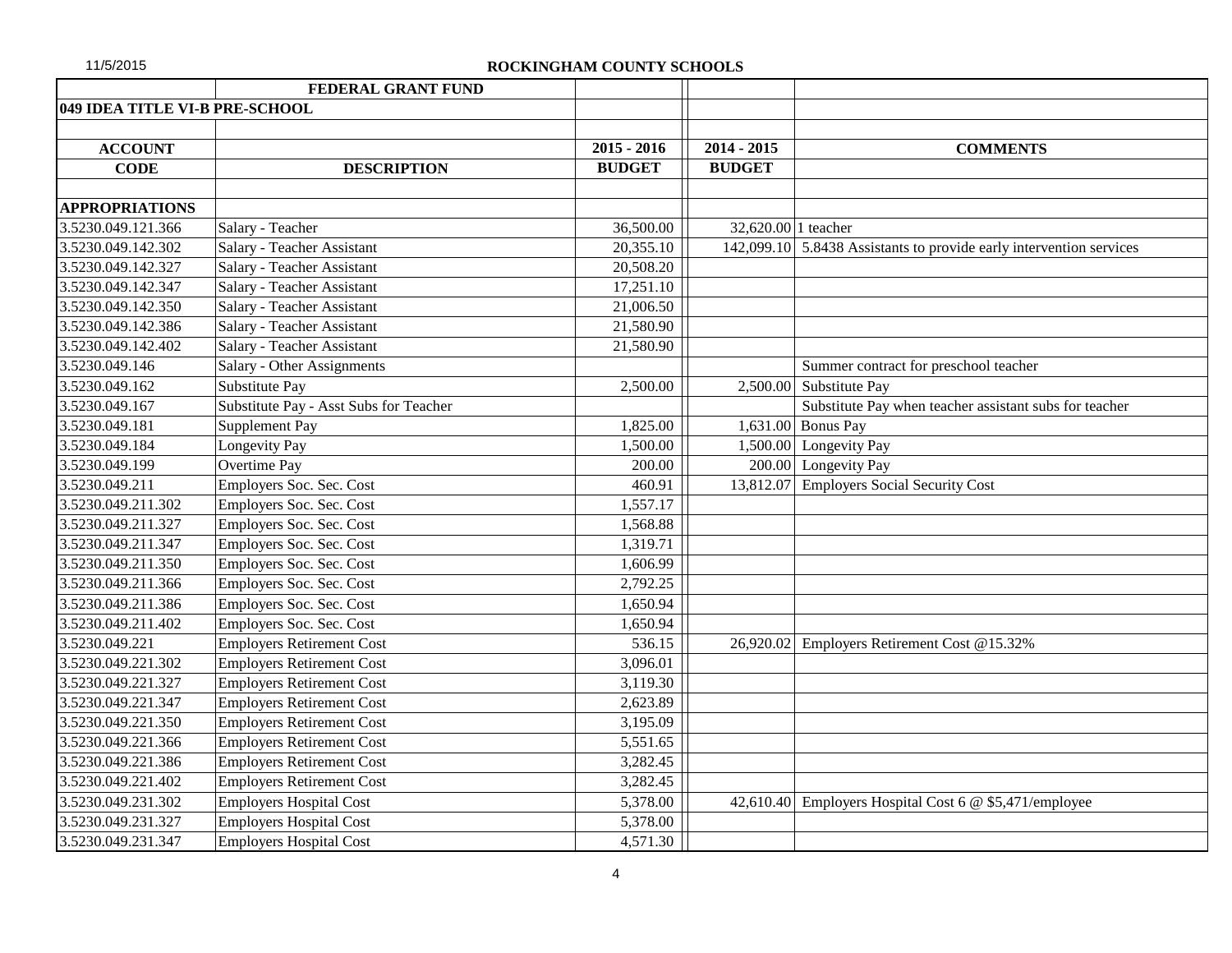11/5/2015

## ROCKINGHAM COUNTY SCHOOLS

| | FEDERAL GRANT FUND | | | |
|---|---|---|---|---|
| **049 IDEA TITLE VI-B PRE-SCHOOL** | | | | |
| | | | | |
| **ACCOUNT** | | **2015 - 2016** | **2014 - 2015** | **COMMENTS** |
| **CODE** | **DESCRIPTION** | **BUDGET** | **BUDGET** | |
| | | | | |
| **APPROPRIATIONS** | | | | |
| 3.5230.049.121.366 | Salary - Teacher | 36,500.00 | 32,620.00 | 1 teacher |
| 3.5230.049.142.302 | Salary - Teacher Assistant | 20,355.10 | 142,099.10 | 5.8438 Assistants to provide early intervention services |
| 3.5230.049.142.327 | Salary - Teacher Assistant | 20,508.20 | | |
| 3.5230.049.142.347 | Salary - Teacher Assistant | 17,251.10 | | |
| 3.5230.049.142.350 | Salary - Teacher Assistant | 21,006.50 | | |
| 3.5230.049.142.386 | Salary - Teacher Assistant | 21,580.90 | | |
| 3.5230.049.142.402 | Salary - Teacher Assistant | 21,580.90 | | |
| 3.5230.049.146 | Salary - Other Assignments | | | Summer contract for preschool teacher |
| 3.5230.049.162 | Substitute Pay | 2,500.00 | 2,500.00 | Substitute Pay |
| 3.5230.049.167 | Substitute Pay - Asst Subs for Teacher | | | Substitute Pay when teacher assistant subs for teacher |
| 3.5230.049.181 | Supplement Pay | 1,825.00 | 1,631.00 | Bonus Pay |
| 3.5230.049.184 | Longevity Pay | 1,500.00 | 1,500.00 | Longevity Pay |
| 3.5230.049.199 | Overtime Pay | 200.00 | 200.00 | Longevity Pay |
| 3.5230.049.211 | Employers Soc. Sec. Cost | 460.91 | 13,812.07 | Employers Social Security Cost |
| 3.5230.049.211.302 | Employers Soc. Sec. Cost | 1,557.17 | | |
| 3.5230.049.211.327 | Employers Soc. Sec. Cost | 1,568.88 | | |
| 3.5230.049.211.347 | Employers Soc. Sec. Cost | 1,319.71 | | |
| 3.5230.049.211.350 | Employers Soc. Sec. Cost | 1,606.99 | | |
| 3.5230.049.211.366 | Employers Soc. Sec. Cost | 2,792.25 | | |
| 3.5230.049.211.386 | Employers Soc. Sec. Cost | 1,650.94 | | |
| 3.5230.049.211.402 | Employers Soc. Sec. Cost | 1,650.94 | | |
| 3.5230.049.221 | Employers Retirement Cost | 536.15 | 26,920.02 | Employers Retirement Cost @15.32% |
| 3.5230.049.221.302 | Employers Retirement Cost | 3,096.01 | | |
| 3.5230.049.221.327 | Employers Retirement Cost | 3,119.30 | | |
| 3.5230.049.221.347 | Employers Retirement Cost | 2,623.89 | | |
| 3.5230.049.221.350 | Employers Retirement Cost | 3,195.09 | | |
| 3.5230.049.221.366 | Employers Retirement Cost | 5,551.65 | | |
| 3.5230.049.221.386 | Employers Retirement Cost | 3,282.45 | | |
| 3.5230.049.221.402 | Employers Retirement Cost | 3,282.45 | | |
| 3.5230.049.231.302 | Employers Hospital Cost | 5,378.00 | 42,610.40 | Employers Hospital Cost 6 @ $5,471/employee |
| 3.5230.049.231.327 | Employers Hospital Cost | 5,378.00 | | |
| 3.5230.049.231.347 | Employers Hospital Cost | 4,571.30 | | |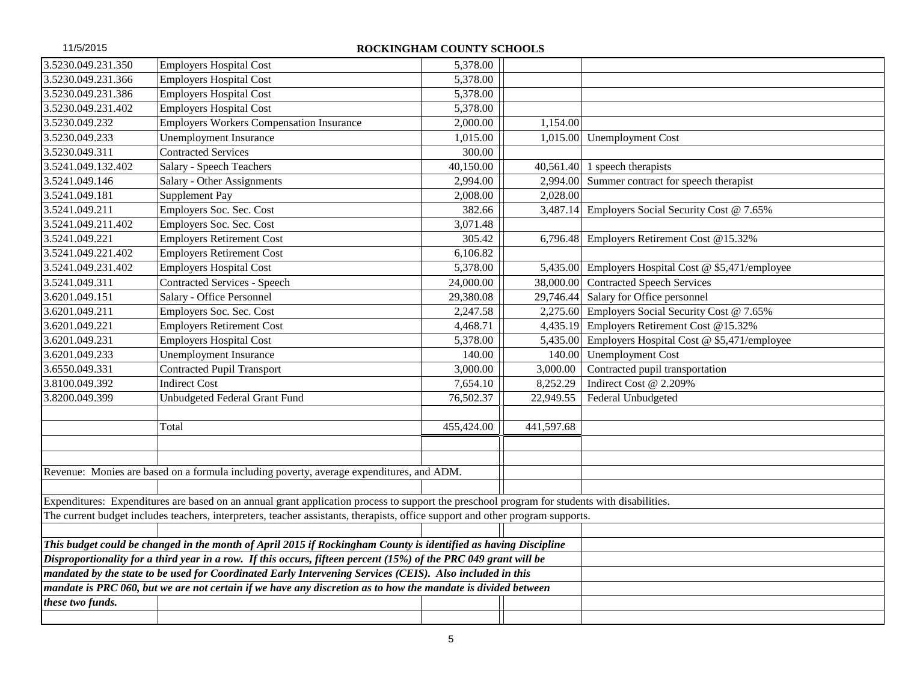# ROCKINGHAM COUNTY SCHOOLS

| | | | | |
|---|---|---|---|---|
| 3.5230.049.231.350 | Employers Hospital Cost | 5,378.00 | | |
| 3.5230.049.231.366 | Employers Hospital Cost | 5,378.00 | | |
| 3.5230.049.231.386 | Employers Hospital Cost | 5,378.00 | | |
| 3.5230.049.231.402 | Employers Hospital Cost | 5,378.00 | | |
| 3.5230.049.232 | Employers Workers Compensation Insurance | 2,000.00 | 1,154.00 | |
| 3.5230.049.233 | Unemployment Insurance | 1,015.00 | 1,015.00 | Unemployment Cost |
| 3.5230.049.311 | Contracted Services | 300.00 | | |
| 3.5241.049.132.402 | Salary - Speech Teachers | 40,150.00 | 40,561.40 | 1 speech therapists |
| 3.5241.049.146 | Salary - Other Assignments | 2,994.00 | 2,994.00 | Summer contract for speech therapist |
| 3.5241.049.181 | Supplement Pay | 2,008.00 | 2,028.00 | |
| 3.5241.049.211 | Employers Soc. Sec. Cost | 382.66 | 3,487.14 | Employers Social Security Cost @ 7.65% |
| 3.5241.049.211.402 | Employers Soc. Sec. Cost | 3,071.48 | | |
| 3.5241.049.221 | Employers Retirement Cost | 305.42 | 6,796.48 | Employers Retirement Cost @15.32% |
| 3.5241.049.221.402 | Employers Retirement Cost | 6,106.82 | | |
| 3.5241.049.231.402 | Employers Hospital Cost | 5,378.00 | 5,435.00 | Employers Hospital Cost @ $5,471/employee |
| 3.5241.049.311 | Contracted Services - Speech | 24,000.00 | 38,000.00 | Contracted Speech Services |
| 3.6201.049.151 | Salary - Office Personnel | 29,380.08 | 29,746.44 | Salary for Office personnel |
| 3.6201.049.211 | Employers Soc. Sec. Cost | 2,247.58 | 2,275.60 | Employers Social Security Cost @ 7.65% |
| 3.6201.049.221 | Employers Retirement Cost | 4,468.71 | 4,435.19 | Employers Retirement Cost @15.32% |
| 3.6201.049.231 | Employers Hospital Cost | 5,378.00 | 5,435.00 | Employers Hospital Cost @ $5,471/employee |
| 3.6201.049.233 | Unemployment Insurance | 140.00 | 140.00 | Unemployment Cost |
| 3.6550.049.331 | Contracted Pupil Transport | 3,000.00 | 3,000.00 | Contracted pupil transportation |
| 3.8100.049.392 | Indirect Cost | 7,654.10 | 8,252.29 | Indirect Cost @ 2.209% |
| 3.8200.049.399 | Unbudgeted Federal Grant Fund | 76,502.37 | 22,949.55 | Federal Unbudgeted |
| | | | | |
| | Total | 455,424.00 | 441,597.68 | |

Revenue: Monies are based on a formula including poverty, average expenditures, and ADM.

Expenditures: Expenditures are based on an annual grant application process to support the preschool program for students with disabilities.
The current budget includes teachers, interpreters, teacher assistants, therapists, office support and other program supports.

***This budget could be changed in the month of April 2015 if Rockingham County is identified as having Discipline Disproportionality for a third year in a row. If this occurs, fifteen percent (15%) of the PRC 049 grant will be mandated by the state to be used for Coordinated Early Intervening Services (CEIS). Also included in this mandate is PRC 060, but we are not certain if we have any discretion as to how the mandate is divided between these two funds.***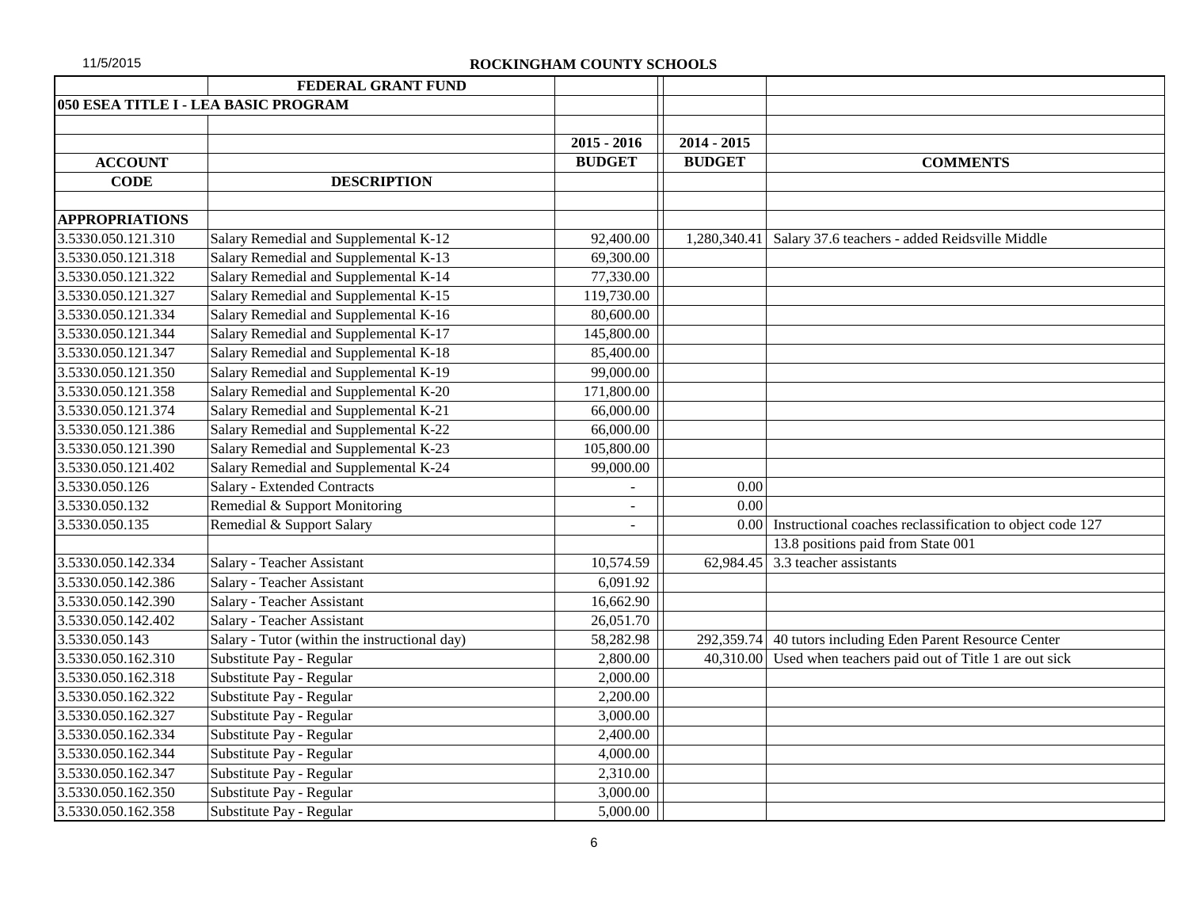11/5/2015

**ROCKINGHAM COUNTY SCHOOLS**

| | FEDERAL GRANT FUND | | | |
|---|---|---|---|---|
| 050 ESEA TITLE I - LEA BASIC PROGRAM | | | | |
| | | | | |
| | | 2015 - 2016 | 2014 - 2015 | |
| ACCOUNT | | BUDGET | BUDGET | COMMENTS |
| CODE | DESCRIPTION | | | |
| | | | | |
| APPROPRIATIONS | | | | |
| 3.5330.050.121.310 | Salary Remedial and Supplemental K-12 | 92,400.00 | 1,280,340.41 | Salary 37.6 teachers - added Reidsville Middle |
| 3.5330.050.121.318 | Salary Remedial and Supplemental K-13 | 69,300.00 | | |
| 3.5330.050.121.322 | Salary Remedial and Supplemental K-14 | 77,330.00 | | |
| 3.5330.050.121.327 | Salary Remedial and Supplemental K-15 | 119,730.00 | | |
| 3.5330.050.121.334 | Salary Remedial and Supplemental K-16 | 80,600.00 | | |
| 3.5330.050.121.344 | Salary Remedial and Supplemental K-17 | 145,800.00 | | |
| 3.5330.050.121.347 | Salary Remedial and Supplemental K-18 | 85,400.00 | | |
| 3.5330.050.121.350 | Salary Remedial and Supplemental K-19 | 99,000.00 | | |
| 3.5330.050.121.358 | Salary Remedial and Supplemental K-20 | 171,800.00 | | |
| 3.5330.050.121.374 | Salary Remedial and Supplemental K-21 | 66,000.00 | | |
| 3.5330.050.121.386 | Salary Remedial and Supplemental K-22 | 66,000.00 | | |
| 3.5330.050.121.390 | Salary Remedial and Supplemental K-23 | 105,800.00 | | |
| 3.5330.050.121.402 | Salary Remedial and Supplemental K-24 | 99,000.00 | | |
| 3.5330.050.126 | Salary - Extended Contracts | - | 0.00 | |
| 3.5330.050.132 | Remedial & Support Monitoring | - | 0.00 | |
| 3.5330.050.135 | Remedial & Support Salary | - | 0.00 | Instructional coaches reclassification to object code 127 |
| | | | | 13.8 positions paid from State 001 |
| 3.5330.050.142.334 | Salary - Teacher Assistant | 10,574.59 | 62,984.45 | 3.3 teacher assistants |
| 3.5330.050.142.386 | Salary - Teacher Assistant | 6,091.92 | | |
| 3.5330.050.142.390 | Salary - Teacher Assistant | 16,662.90 | | |
| 3.5330.050.142.402 | Salary - Teacher Assistant | 26,051.70 | | |
| 3.5330.050.143 | Salary - Tutor (within the instructional day) | 58,282.98 | 292,359.74 | 40 tutors including Eden Parent Resource Center |
| 3.5330.050.162.310 | Substitute Pay - Regular | 2,800.00 | 40,310.00 | Used when teachers paid out of Title 1 are out sick |
| 3.5330.050.162.318 | Substitute Pay - Regular | 2,000.00 | | |
| 3.5330.050.162.322 | Substitute Pay - Regular | 2,200.00 | | |
| 3.5330.050.162.327 | Substitute Pay - Regular | 3,000.00 | | |
| 3.5330.050.162.334 | Substitute Pay - Regular | 2,400.00 | | |
| 3.5330.050.162.344 | Substitute Pay - Regular | 4,000.00 | | |
| 3.5330.050.162.347 | Substitute Pay - Regular | 2,310.00 | | |
| 3.5330.050.162.350 | Substitute Pay - Regular | 3,000.00 | | |
| 3.5330.050.162.358 | Substitute Pay - Regular | 5,000.00 | | |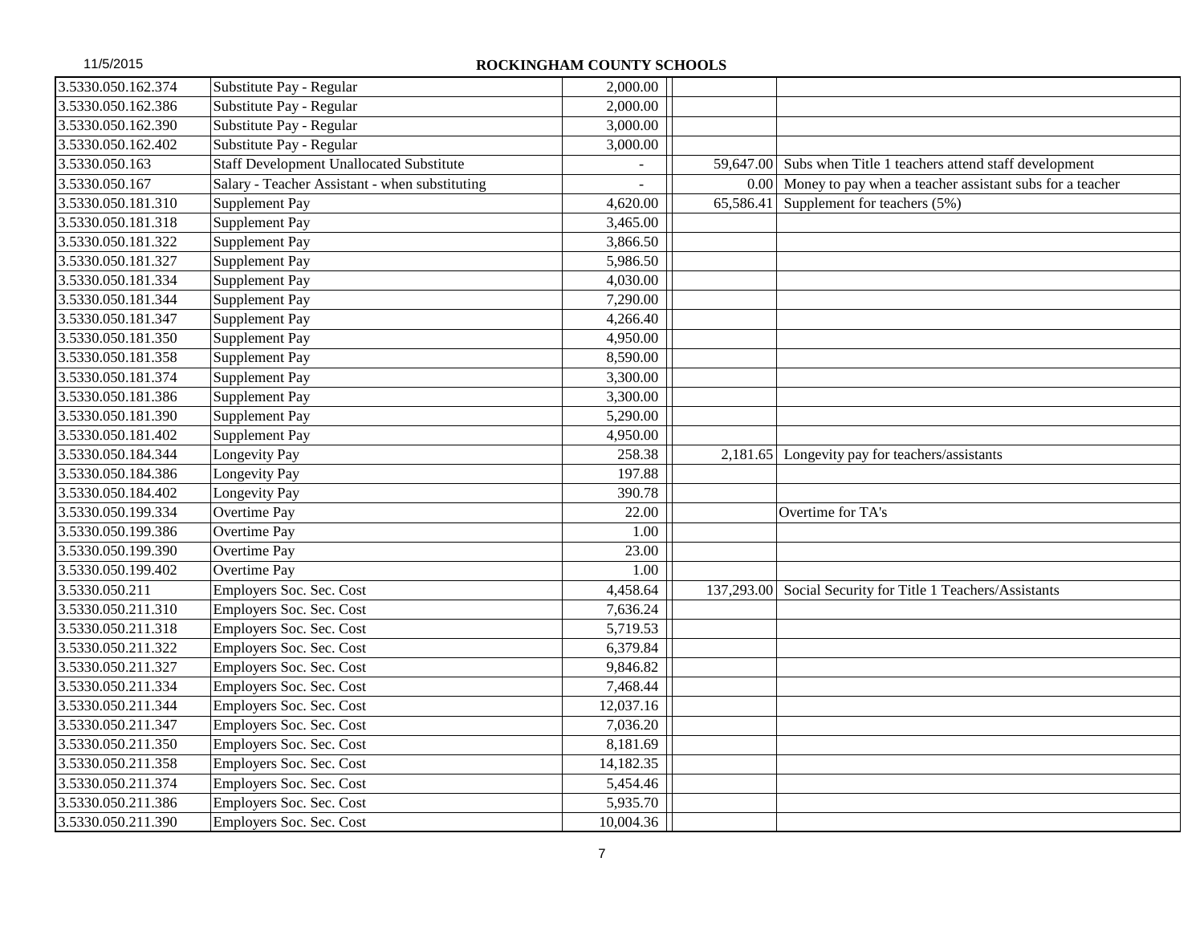**ROCKINGHAM COUNTY SCHOOLS**

| | | | | |
|---|---|---|---|---|
| 3.5330.050.162.374 | Substitute Pay - Regular | 2,000.00 | | |
| 3.5330.050.162.386 | Substitute Pay - Regular | 2,000.00 | | |
| 3.5330.050.162.390 | Substitute Pay - Regular | 3,000.00 | | |
| 3.5330.050.162.402 | Substitute Pay - Regular | 3,000.00 | | |
| 3.5330.050.163 | Staff Development Unallocated Substitute | - | 59,647.00 | Subs when Title 1 teachers attend staff development |
| 3.5330.050.167 | Salary - Teacher Assistant - when substituting | - | 0.00 | Money to pay when a teacher assistant subs for a teacher |
| 3.5330.050.181.310 | Supplement Pay | 4,620.00 | 65,586.41 | Supplement for teachers (5%) |
| 3.5330.050.181.318 | Supplement Pay | 3,465.00 | | |
| 3.5330.050.181.322 | Supplement Pay | 3,866.50 | | |
| 3.5330.050.181.327 | Supplement Pay | 5,986.50 | | |
| 3.5330.050.181.334 | Supplement Pay | 4,030.00 | | |
| 3.5330.050.181.344 | Supplement Pay | 7,290.00 | | |
| 3.5330.050.181.347 | Supplement Pay | 4,266.40 | | |
| 3.5330.050.181.350 | Supplement Pay | 4,950.00 | | |
| 3.5330.050.181.358 | Supplement Pay | 8,590.00 | | |
| 3.5330.050.181.374 | Supplement Pay | 3,300.00 | | |
| 3.5330.050.181.386 | Supplement Pay | 3,300.00 | | |
| 3.5330.050.181.390 | Supplement Pay | 5,290.00 | | |
| 3.5330.050.181.402 | Supplement Pay | 4,950.00 | | |
| 3.5330.050.184.344 | Longevity Pay | 258.38 | 2,181.65 | Longevity pay for teachers/assistants |
| 3.5330.050.184.386 | Longevity Pay | 197.88 | | |
| 3.5330.050.184.402 | Longevity Pay | 390.78 | | |
| 3.5330.050.199.334 | Overtime Pay | 22.00 | | Overtime for TA's |
| 3.5330.050.199.386 | Overtime Pay | 1.00 | | |
| 3.5330.050.199.390 | Overtime Pay | 23.00 | | |
| 3.5330.050.199.402 | Overtime Pay | 1.00 | | |
| 3.5330.050.211 | Employers Soc. Sec. Cost | 4,458.64 | 137,293.00 | Social Security for Title 1 Teachers/Assistants |
| 3.5330.050.211.310 | Employers Soc. Sec. Cost | 7,636.24 | | |
| 3.5330.050.211.318 | Employers Soc. Sec. Cost | 5,719.53 | | |
| 3.5330.050.211.322 | Employers Soc. Sec. Cost | 6,379.84 | | |
| 3.5330.050.211.327 | Employers Soc. Sec. Cost | 9,846.82 | | |
| 3.5330.050.211.334 | Employers Soc. Sec. Cost | 7,468.44 | | |
| 3.5330.050.211.344 | Employers Soc. Sec. Cost | 12,037.16 | | |
| 3.5330.050.211.347 | Employers Soc. Sec. Cost | 7,036.20 | | |
| 3.5330.050.211.350 | Employers Soc. Sec. Cost | 8,181.69 | | |
| 3.5330.050.211.358 | Employers Soc. Sec. Cost | 14,182.35 | | |
| 3.5330.050.211.374 | Employers Soc. Sec. Cost | 5,454.46 | | |
| 3.5330.050.211.386 | Employers Soc. Sec. Cost | 5,935.70 | | |
| 3.5330.050.211.390 | Employers Soc. Sec. Cost | 10,004.36 | | |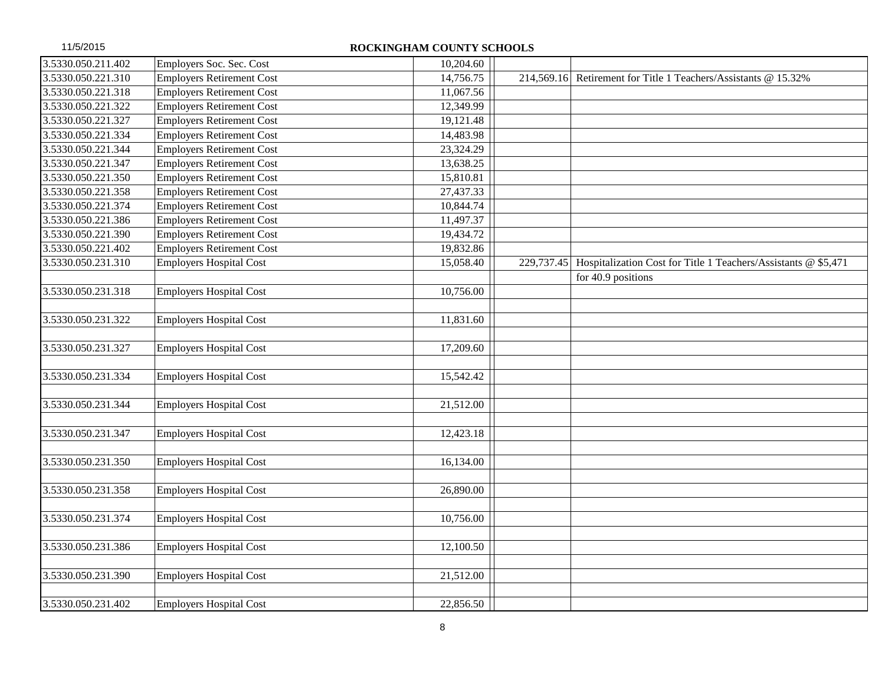**ROCKINGHAM COUNTY SCHOOLS**

| | | | | |
|---|---|---|---|---|
| 3.5330.050.211.402 | Employers Soc. Sec. Cost | 10,204.60 | | |
| 3.5330.050.221.310 | Employers Retirement Cost | 14,756.75 | 214,569.16 | Retirement for Title 1 Teachers/Assistants @ 15.32% |
| 3.5330.050.221.318 | Employers Retirement Cost | 11,067.56 | | |
| 3.5330.050.221.322 | Employers Retirement Cost | 12,349.99 | | |
| 3.5330.050.221.327 | Employers Retirement Cost | 19,121.48 | | |
| 3.5330.050.221.334 | Employers Retirement Cost | 14,483.98 | | |
| 3.5330.050.221.344 | Employers Retirement Cost | 23,324.29 | | |
| 3.5330.050.221.347 | Employers Retirement Cost | 13,638.25 | | |
| 3.5330.050.221.350 | Employers Retirement Cost | 15,810.81 | | |
| 3.5330.050.221.358 | Employers Retirement Cost | 27,437.33 | | |
| 3.5330.050.221.374 | Employers Retirement Cost | 10,844.74 | | |
| 3.5330.050.221.386 | Employers Retirement Cost | 11,497.37 | | |
| 3.5330.050.221.390 | Employers Retirement Cost | 19,434.72 | | |
| 3.5330.050.221.402 | Employers Retirement Cost | 19,832.86 | | |
| 3.5330.050.231.310 | Employers Hospital Cost | 15,058.40 | 229,737.45 | Hospitalization Cost for Title 1 Teachers/Assistants @ $5,471 |
| | | | | for 40.9 positions |
| 3.5330.050.231.318 | Employers Hospital Cost | 10,756.00 | | |
| | | | | |
| 3.5330.050.231.322 | Employers Hospital Cost | 11,831.60 | | |
| | | | | |
| 3.5330.050.231.327 | Employers Hospital Cost | 17,209.60 | | |
| | | | | |
| 3.5330.050.231.334 | Employers Hospital Cost | 15,542.42 | | |
| | | | | |
| 3.5330.050.231.344 | Employers Hospital Cost | 21,512.00 | | |
| | | | | |
| 3.5330.050.231.347 | Employers Hospital Cost | 12,423.18 | | |
| | | | | |
| 3.5330.050.231.350 | Employers Hospital Cost | 16,134.00 | | |
| | | | | |
| 3.5330.050.231.358 | Employers Hospital Cost | 26,890.00 | | |
| | | | | |
| 3.5330.050.231.374 | Employers Hospital Cost | 10,756.00 | | |
| | | | | |
| 3.5330.050.231.386 | Employers Hospital Cost | 12,100.50 | | |
| | | | | |
| 3.5330.050.231.390 | Employers Hospital Cost | 21,512.00 | | |
| | | | | |
| 3.5330.050.231.402 | Employers Hospital Cost | 22,856.50 | | |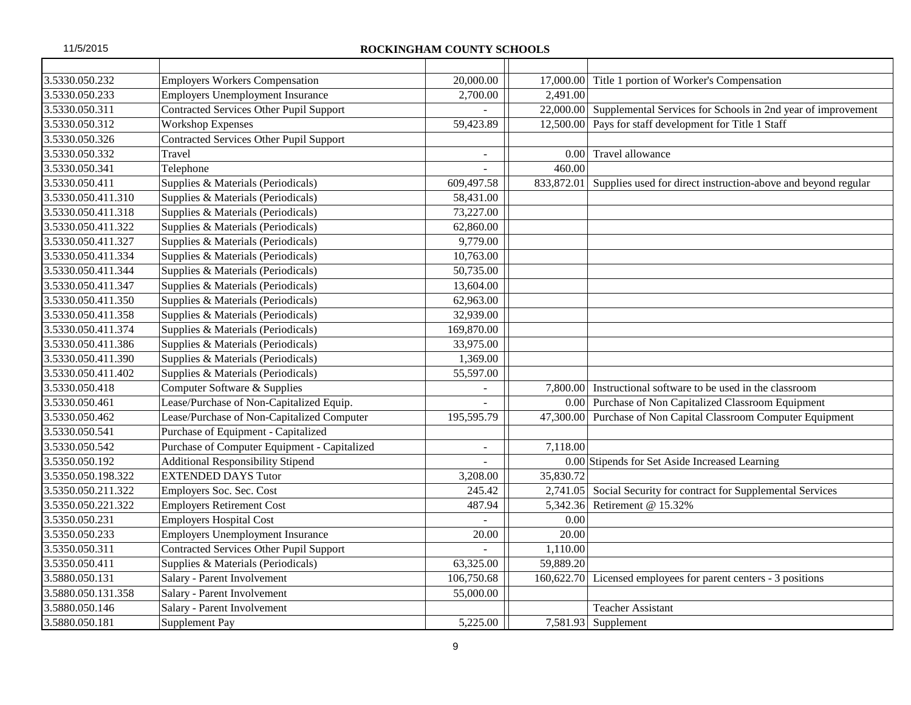# ROCKINGHAM COUNTY SCHOOLS

| | | | | |
|---|---|---|---|---|
| 3.5330.050.232 | Employers Workers Compensation | 20,000.00 | 17,000.00 | Title 1 portion of Worker's Compensation |
| 3.5330.050.233 | Employers Unemployment Insurance | 2,700.00 | 2,491.00 | |
| 3.5330.050.311 | Contracted Services Other Pupil Support | - | 22,000.00 | Supplemental Services for Schools in 2nd year of improvement |
| 3.5330.050.312 | Workshop Expenses | 59,423.89 | 12,500.00 | Pays for staff development for Title 1 Staff |
| 3.5330.050.326 | Contracted Services Other Pupil Support | | | |
| 3.5330.050.332 | Travel | - | 0.00 | Travel allowance |
| 3.5330.050.341 | Telephone | - | 460.00 | |
| 3.5330.050.411 | Supplies & Materials (Periodicals) | 609,497.58 | 833,872.01 | Supplies used for direct instruction-above and beyond regular |
| 3.5330.050.411.310 | Supplies & Materials (Periodicals) | 58,431.00 | | |
| 3.5330.050.411.318 | Supplies & Materials (Periodicals) | 73,227.00 | | |
| 3.5330.050.411.322 | Supplies & Materials (Periodicals) | 62,860.00 | | |
| 3.5330.050.411.327 | Supplies & Materials (Periodicals) | 9,779.00 | | |
| 3.5330.050.411.334 | Supplies & Materials (Periodicals) | 10,763.00 | | |
| 3.5330.050.411.344 | Supplies & Materials (Periodicals) | 50,735.00 | | |
| 3.5330.050.411.347 | Supplies & Materials (Periodicals) | 13,604.00 | | |
| 3.5330.050.411.350 | Supplies & Materials (Periodicals) | 62,963.00 | | |
| 3.5330.050.411.358 | Supplies & Materials (Periodicals) | 32,939.00 | | |
| 3.5330.050.411.374 | Supplies & Materials (Periodicals) | 169,870.00 | | |
| 3.5330.050.411.386 | Supplies & Materials (Periodicals) | 33,975.00 | | |
| 3.5330.050.411.390 | Supplies & Materials (Periodicals) | 1,369.00 | | |
| 3.5330.050.411.402 | Supplies & Materials (Periodicals) | 55,597.00 | | |
| 3.5330.050.418 | Computer Software & Supplies | - | 7,800.00 | Instructional software to be used in the classroom |
| 3.5330.050.461 | Lease/Purchase of Non-Capitalized Equip. | - | 0.00 | Purchase of Non Capitalized Classroom Equipment |
| 3.5330.050.462 | Lease/Purchase of Non-Capitalized Computer | 195,595.79 | 47,300.00 | Purchase of Non Capital Classroom Computer Equipment |
| 3.5330.050.541 | Purchase of Equipment - Capitalized | | | |
| 3.5330.050.542 | Purchase of Computer Equipment - Capitalized | - | 7,118.00 | |
| 3.5350.050.192 | Additional Responsibility Stipend | - | 0.00 | Stipends for Set Aside Increased Learning |
| 3.5350.050.198.322 | EXTENDED DAYS Tutor | 3,208.00 | 35,830.72 | |
| 3.5350.050.211.322 | Employers Soc. Sec. Cost | 245.42 | 2,741.05 | Social Security for contract for Supplemental Services |
| 3.5350.050.221.322 | Employers Retirement Cost | 487.94 | 5,342.36 | Retirement @ 15.32% |
| 3.5350.050.231 | Employers Hospital Cost | - | 0.00 | |
| 3.5350.050.233 | Employers Unemployment Insurance | 20.00 | 20.00 | |
| 3.5350.050.311 | Contracted Services Other Pupil Support | - | 1,110.00 | |
| 3.5350.050.411 | Supplies & Materials (Periodicals) | 63,325.00 | 59,889.20 | |
| 3.5880.050.131 | Salary - Parent Involvement | 106,750.68 | 160,622.70 | Licensed employees for parent centers - 3 positions |
| 3.5880.050.131.358 | Salary - Parent Involvement | 55,000.00 | | |
| 3.5880.050.146 | Salary - Parent Involvement | | | Teacher Assistant |
| 3.5880.050.181 | Supplement Pay | 5,225.00 | 7,581.93 | Supplement |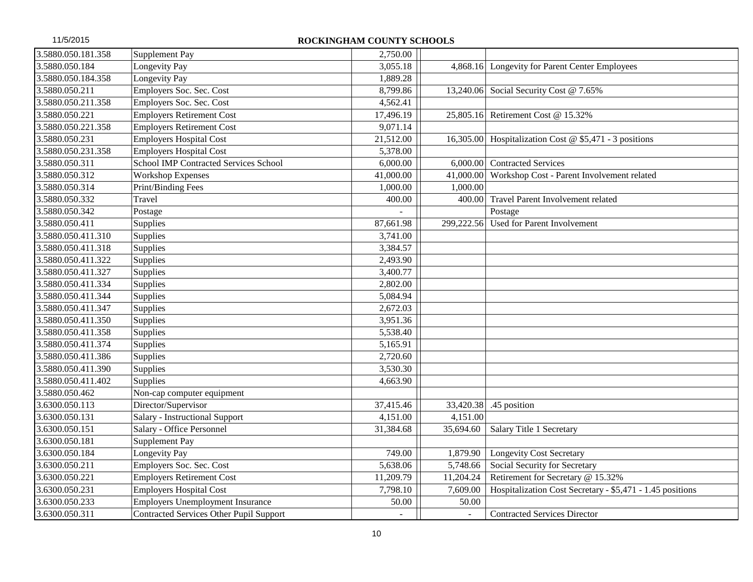ROCKINGHAM COUNTY SCHOOLS

| | | | | |
|---|---|---|---|---|
| 3.5880.050.181.358 | Supplement Pay | 2,750.00 | | |
| 3.5880.050.184 | Longevity Pay | 3,055.18 | 4,868.16 | Longevity for Parent Center Employees |
| 3.5880.050.184.358 | Longevity Pay | 1,889.28 | | |
| 3.5880.050.211 | Employers Soc. Sec. Cost | 8,799.86 | 13,240.06 | Social Security Cost @ 7.65% |
| 3.5880.050.211.358 | Employers Soc. Sec. Cost | 4,562.41 | | |
| 3.5880.050.221 | Employers Retirement Cost | 17,496.19 | 25,805.16 | Retirement Cost @ 15.32% |
| 3.5880.050.221.358 | Employers Retirement Cost | 9,071.14 | | |
| 3.5880.050.231 | Employers Hospital Cost | 21,512.00 | 16,305.00 | Hospitalization Cost @ $5,471 - 3 positions |
| 3.5880.050.231.358 | Employers Hospital Cost | 5,378.00 | | |
| 3.5880.050.311 | School IMP Contracted Services School | 6,000.00 | 6,000.00 | Contracted Services |
| 3.5880.050.312 | Workshop Expenses | 41,000.00 | 41,000.00 | Workshop Cost - Parent Involvement related |
| 3.5880.050.314 | Print/Binding Fees | 1,000.00 | 1,000.00 | |
| 3.5880.050.332 | Travel | 400.00 | 400.00 | Travel Parent Involvement related |
| 3.5880.050.342 | Postage | - | | Postage |
| 3.5880.050.411 | Supplies | 87,661.98 | 299,222.56 | Used for Parent Involvement |
| 3.5880.050.411.310 | Supplies | 3,741.00 | | |
| 3.5880.050.411.318 | Supplies | 3,384.57 | | |
| 3.5880.050.411.322 | Supplies | 2,493.90 | | |
| 3.5880.050.411.327 | Supplies | 3,400.77 | | |
| 3.5880.050.411.334 | Supplies | 2,802.00 | | |
| 3.5880.050.411.344 | Supplies | 5,084.94 | | |
| 3.5880.050.411.347 | Supplies | 2,672.03 | | |
| 3.5880.050.411.350 | Supplies | 3,951.36 | | |
| 3.5880.050.411.358 | Supplies | 5,538.40 | | |
| 3.5880.050.411.374 | Supplies | 5,165.91 | | |
| 3.5880.050.411.386 | Supplies | 2,720.60 | | |
| 3.5880.050.411.390 | Supplies | 3,530.30 | | |
| 3.5880.050.411.402 | Supplies | 4,663.90 | | |
| 3.5880.050.462 | Non-cap computer equipment | | | |
| 3.6300.050.113 | Director/Supervisor | 37,415.46 | 33,420.38 | .45 position |
| 3.6300.050.131 | Salary - Instructional Support | 4,151.00 | 4,151.00 | |
| 3.6300.050.151 | Salary - Office Personnel | 31,384.68 | 35,694.60 | Salary Title 1 Secretary |
| 3.6300.050.181 | Supplement Pay | | | |
| 3.6300.050.184 | Longevity Pay | 749.00 | 1,879.90 | Longevity Cost Secretary |
| 3.6300.050.211 | Employers Soc. Sec. Cost | 5,638.06 | 5,748.66 | Social Security for Secretary |
| 3.6300.050.221 | Employers Retirement Cost | 11,209.79 | 11,204.24 | Retirement for Secretary @ 15.32% |
| 3.6300.050.231 | Employers Hospital Cost | 7,798.10 | 7,609.00 | Hospitalization Cost Secretary - $5,471 - 1.45 positions |
| 3.6300.050.233 | Employers Unemployment Insurance | 50.00 | 50.00 | |
| 3.6300.050.311 | Contracted Services Other Pupil Support | - | - | Contracted Services Director |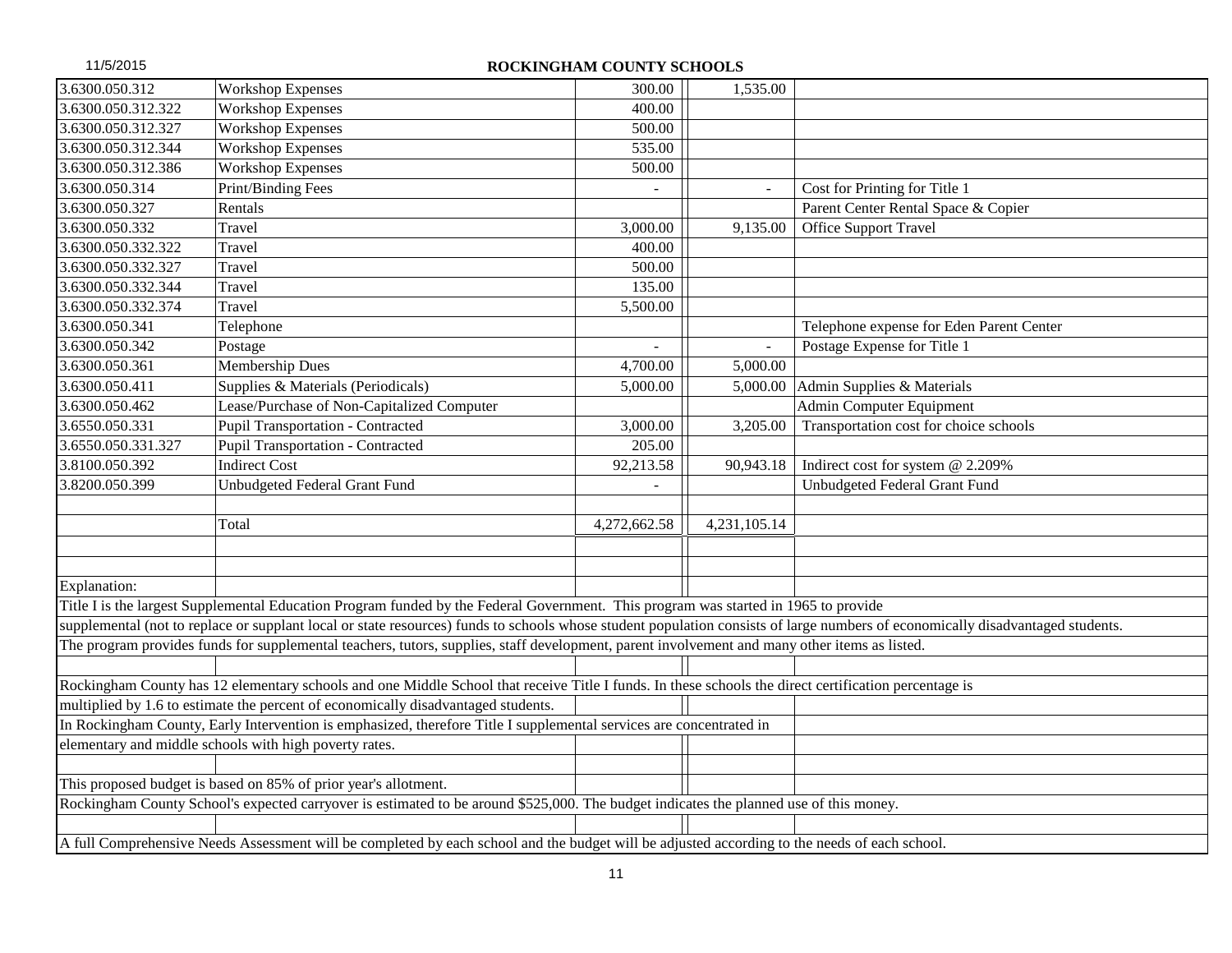## ROCKINGHAM COUNTY SCHOOLS

| | | | | |
|---|---|---|---|---|
| 3.6300.050.312 | Workshop Expenses | 300.00 | 1,535.00 | |
| 3.6300.050.312.322 | Workshop Expenses | 400.00 | | |
| 3.6300.050.312.327 | Workshop Expenses | 500.00 | | |
| 3.6300.050.312.344 | Workshop Expenses | 535.00 | | |
| 3.6300.050.312.386 | Workshop Expenses | 500.00 | | |
| 3.6300.050.314 | Print/Binding Fees | - | - | Cost for Printing for Title 1 |
| 3.6300.050.327 | Rentals | | | Parent Center Rental Space & Copier |
| 3.6300.050.332 | Travel | 3,000.00 | 9,135.00 | Office Support Travel |
| 3.6300.050.332.322 | Travel | 400.00 | | |
| 3.6300.050.332.327 | Travel | 500.00 | | |
| 3.6300.050.332.344 | Travel | 135.00 | | |
| 3.6300.050.332.374 | Travel | 5,500.00 | | |
| 3.6300.050.341 | Telephone | | | Telephone expense for Eden Parent Center |
| 3.6300.050.342 | Postage | - | - | Postage Expense for Title 1 |
| 3.6300.050.361 | Membership Dues | 4,700.00 | 5,000.00 | |
| 3.6300.050.411 | Supplies & Materials (Periodicals) | 5,000.00 | 5,000.00 | Admin Supplies & Materials |
| 3.6300.050.462 | Lease/Purchase of Non-Capitalized Computer | | | Admin Computer Equipment |
| 3.6550.050.331 | Pupil Transportation - Contracted | 3,000.00 | 3,205.00 | Transportation cost for choice schools |
| 3.6550.050.331.327 | Pupil Transportation - Contracted | 205.00 | | |
| 3.8100.050.392 | Indirect Cost | 92,213.58 | 90,943.18 | Indirect cost for system @ 2.209% |
| 3.8200.050.399 | Unbudgeted Federal Grant Fund | - | | Unbudgeted Federal Grant Fund |
| | | | | |
| | Total | 4,272,662.58 | 4,231,105.14 | |

Explanation:

Title I is the largest Supplemental Education Program funded by the Federal Government. This program was started in 1965 to provide supplemental (not to replace or supplant local or state resources) funds to schools whose student population consists of large numbers of economically disadvantaged students. The program provides funds for supplemental teachers, tutors, supplies, staff development, parent involvement and many other items as listed.

Rockingham County has 12 elementary schools and one Middle School that receive Title I funds. In these schools the direct certification percentage is multiplied by 1.6 to estimate the percent of economically disadvantaged students.

In Rockingham County, Early Intervention is emphasized, therefore Title I supplemental services are concentrated in elementary and middle schools with high poverty rates.

This proposed budget is based on 85% of prior year's allotment.

Rockingham County School's expected carryover is estimated to be around $525,000. The budget indicates the planned use of this money.

A full Comprehensive Needs Assessment will be completed by each school and the budget will be adjusted according to the needs of each school.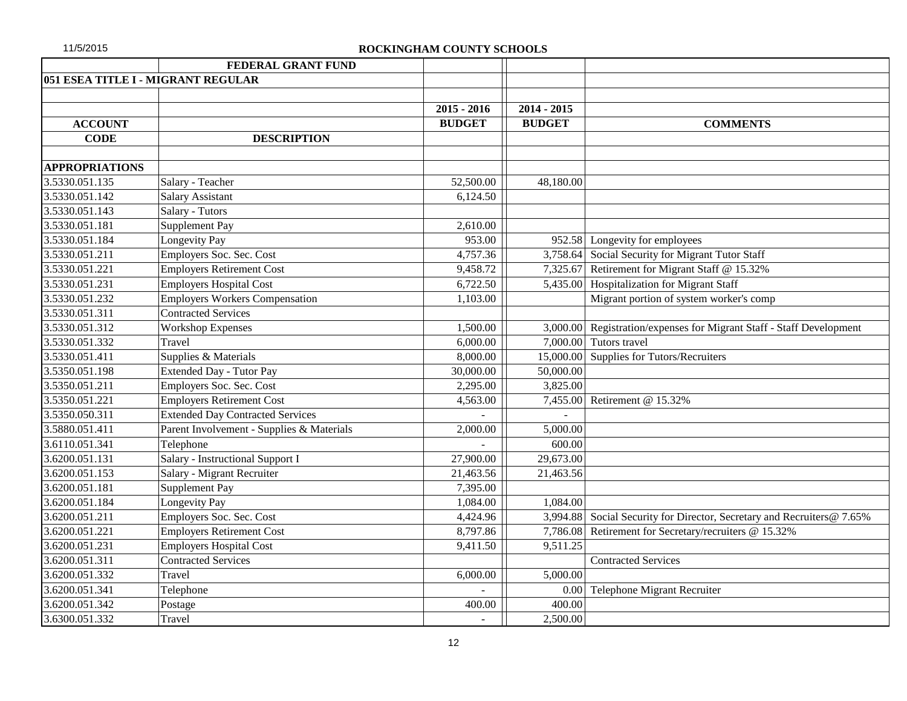11/5/2015

## ROCKINGHAM COUNTY SCHOOLS

| | FEDERAL GRANT FUND | | | |
|---|---|---|---|---|
| **051 ESEA TITLE I - MIGRANT REGULAR** | | | | |
| | | | | |
| | | **2015 - 2016** | **2014 - 2015** | |
| **ACCOUNT** | | **BUDGET** | **BUDGET** | **COMMENTS** |
| **CODE** | **DESCRIPTION** | | | |
| | | | | |
| **APPROPRIATIONS** | | | | |
| 3.5330.051.135 | Salary - Teacher | 52,500.00 | 48,180.00 | |
| 3.5330.051.142 | Salary Assistant | 6,124.50 | | |
| 3.5330.051.143 | Salary - Tutors | | | |
| 3.5330.051.181 | Supplement Pay | 2,610.00 | | |
| 3.5330.051.184 | Longevity Pay | 953.00 | 952.58 | Longevity for employees |
| 3.5330.051.211 | Employers Soc. Sec. Cost | 4,757.36 | 3,758.64 | Social Security for Migrant Tutor Staff |
| 3.5330.051.221 | Employers Retirement Cost | 9,458.72 | 7,325.67 | Retirement for Migrant Staff @ 15.32% |
| 3.5330.051.231 | Employers Hospital Cost | 6,722.50 | 5,435.00 | Hospitalization for Migrant Staff |
| 3.5330.051.232 | Employers Workers Compensation | 1,103.00 | | Migrant portion of system worker's comp |
| 3.5330.051.311 | Contracted Services | | | |
| 3.5330.051.312 | Workshop Expenses | 1,500.00 | 3,000.00 | Registration/expenses for Migrant Staff - Staff Development |
| 3.5330.051.332 | Travel | 6,000.00 | 7,000.00 | Tutors travel |
| 3.5330.051.411 | Supplies & Materials | 8,000.00 | 15,000.00 | Supplies for Tutors/Recruiters |
| 3.5350.051.198 | Extended Day - Tutor Pay | 30,000.00 | 50,000.00 | |
| 3.5350.051.211 | Employers Soc. Sec. Cost | 2,295.00 | 3,825.00 | |
| 3.5350.051.221 | Employers Retirement Cost | 4,563.00 | 7,455.00 | Retirement @ 15.32% |
| 3.5350.050.311 | Extended Day Contracted Services | - | - | |
| 3.5880.051.411 | Parent Involvement - Supplies & Materials | 2,000.00 | 5,000.00 | |
| 3.6110.051.341 | Telephone | - | 600.00 | |
| 3.6200.051.131 | Salary - Instructional Support I | 27,900.00 | 29,673.00 | |
| 3.6200.051.153 | Salary - Migrant Recruiter | 21,463.56 | 21,463.56 | |
| 3.6200.051.181 | Supplement Pay | 7,395.00 | | |
| 3.6200.051.184 | Longevity Pay | 1,084.00 | 1,084.00 | |
| 3.6200.051.211 | Employers Soc. Sec. Cost | 4,424.96 | 3,994.88 | Social Security for Director, Secretary and Recruiters@ 7.65% |
| 3.6200.051.221 | Employers Retirement Cost | 8,797.86 | 7,786.08 | Retirement for Secretary/recruiters @ 15.32% |
| 3.6200.051.231 | Employers Hospital Cost | 9,411.50 | 9,511.25 | |
| 3.6200.051.311 | Contracted Services | | | Contracted Services |
| 3.6200.051.332 | Travel | 6,000.00 | 5,000.00 | |
| 3.6200.051.341 | Telephone | - | 0.00 | Telephone Migrant Recruiter |
| 3.6200.051.342 | Postage | 400.00 | 400.00 | |
| 3.6300.051.332 | Travel | - | 2,500.00 | |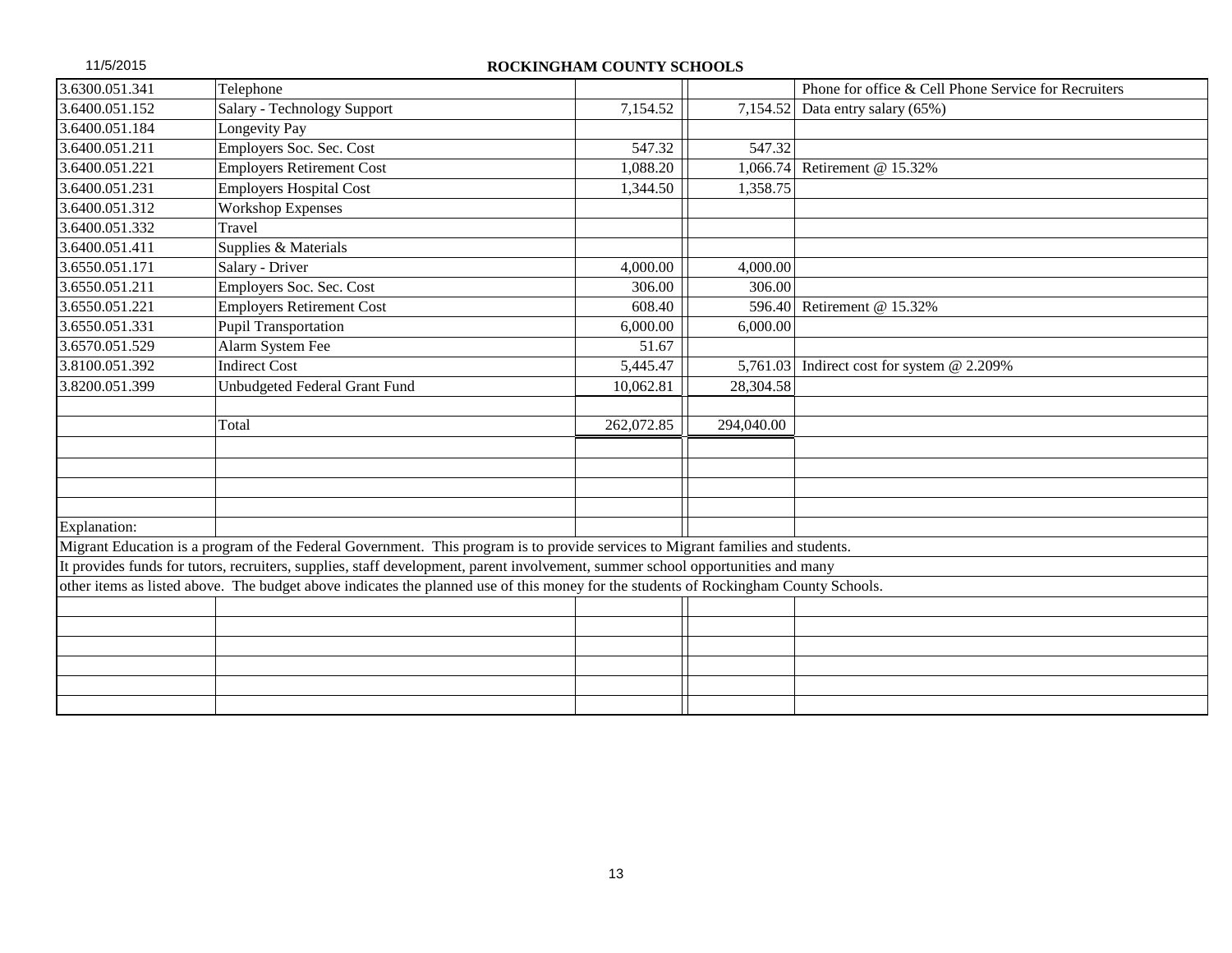## ROCKINGHAM COUNTY SCHOOLS

| | | | | |
|---|---|---|---|---|
| 3.6300.051.341 | Telephone | | | Phone for office & Cell Phone Service for Recruiters |
| 3.6400.051.152 | Salary - Technology Support | 7,154.52 | 7,154.52 | Data entry salary (65%) |
| 3.6400.051.184 | Longevity Pay | | | |
| 3.6400.051.211 | Employers Soc. Sec. Cost | 547.32 | 547.32 | |
| 3.6400.051.221 | Employers Retirement Cost | 1,088.20 | 1,066.74 | Retirement @ 15.32% |
| 3.6400.051.231 | Employers Hospital Cost | 1,344.50 | 1,358.75 | |
| 3.6400.051.312 | Workshop Expenses | | | |
| 3.6400.051.332 | Travel | | | |
| 3.6400.051.411 | Supplies & Materials | | | |
| 3.6550.051.171 | Salary - Driver | 4,000.00 | 4,000.00 | |
| 3.6550.051.211 | Employers Soc. Sec. Cost | 306.00 | 306.00 | |
| 3.6550.051.221 | Employers Retirement Cost | 608.40 | 596.40 | Retirement @ 15.32% |
| 3.6550.051.331 | Pupil Transportation | 6,000.00 | 6,000.00 | |
| 3.6570.051.529 | Alarm System Fee | 51.67 | | |
| 3.8100.051.392 | Indirect Cost | 5,445.47 | 5,761.03 | Indirect cost for system @ 2.209% |
| 3.8200.051.399 | Unbudgeted Federal Grant Fund | 10,062.81 | 28,304.58 | |
| | | | | |
| | Total | 262,072.85 | 294,040.00 | |

Explanation:

Migrant Education is a program of the Federal Government. This program is to provide services to Migrant families and students.
It provides funds for tutors, recruiters, supplies, staff development, parent involvement, summer school opportunities and many
other items as listed above. The budget above indicates the planned use of this money for the students of Rockingham County Schools.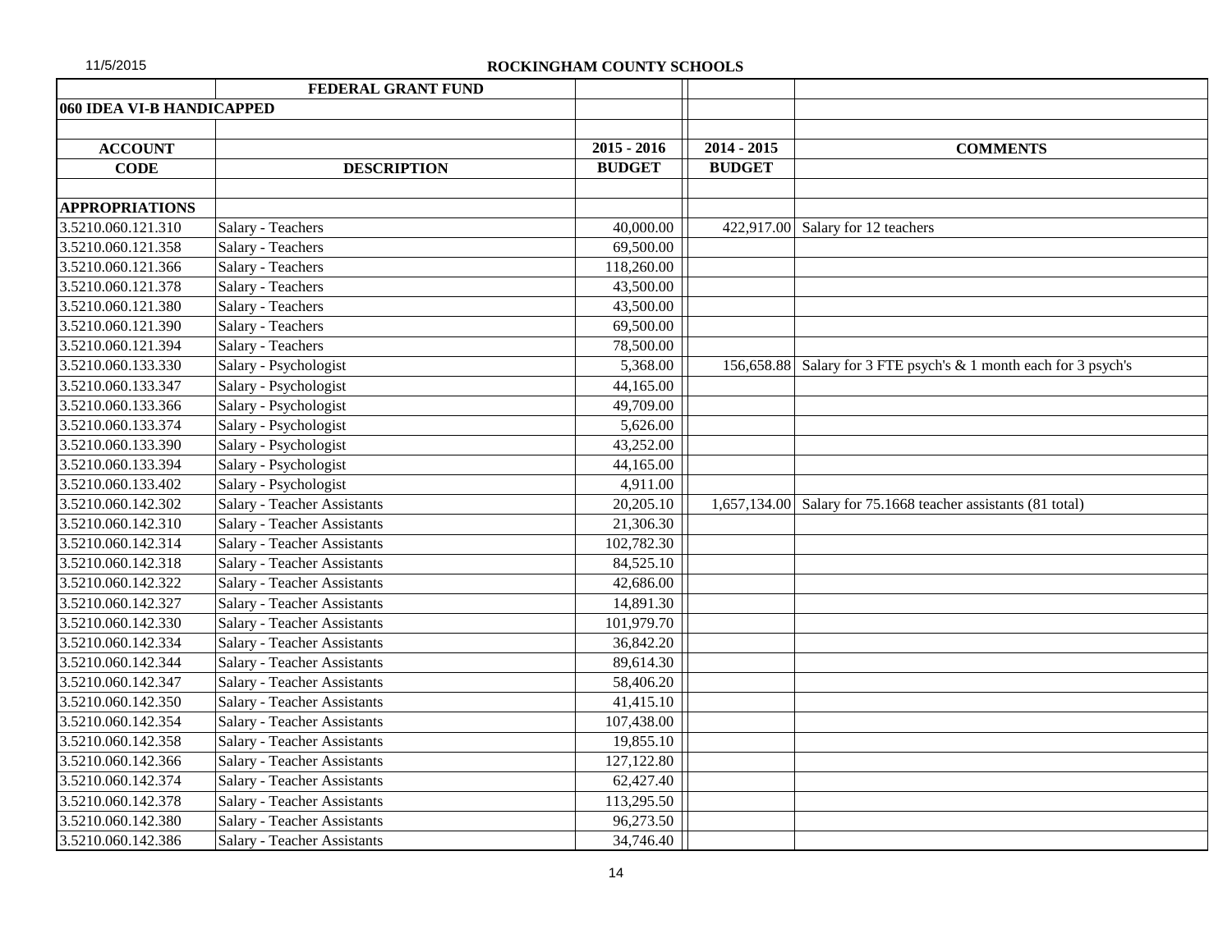## ROCKINGHAM COUNTY SCHOOLS

| | FEDERAL GRANT FUND | | | |
|---|---|---|---|---|
| **060 IDEA VI-B HANDICAPPED** | | | | |
| | | | | |
| **ACCOUNT** | | **2015 - 2016** | **2014 - 2015** | **COMMENTS** |
| **CODE** | **DESCRIPTION** | **BUDGET** | **BUDGET** | |
| | | | | |
| **APPROPRIATIONS** | | | | |
| 3.5210.060.121.310 | Salary - Teachers | 40,000.00 | 422,917.00 | Salary for 12 teachers |
| 3.5210.060.121.358 | Salary - Teachers | 69,500.00 | | |
| 3.5210.060.121.366 | Salary - Teachers | 118,260.00 | | |
| 3.5210.060.121.378 | Salary - Teachers | 43,500.00 | | |
| 3.5210.060.121.380 | Salary - Teachers | 43,500.00 | | |
| 3.5210.060.121.390 | Salary - Teachers | 69,500.00 | | |
| 3.5210.060.121.394 | Salary - Teachers | 78,500.00 | | |
| 3.5210.060.133.330 | Salary - Psychologist | 5,368.00 | 156,658.88 | Salary for 3 FTE psych's & 1 month each for 3 psych's |
| 3.5210.060.133.347 | Salary - Psychologist | 44,165.00 | | |
| 3.5210.060.133.366 | Salary - Psychologist | 49,709.00 | | |
| 3.5210.060.133.374 | Salary - Psychologist | 5,626.00 | | |
| 3.5210.060.133.390 | Salary - Psychologist | 43,252.00 | | |
| 3.5210.060.133.394 | Salary - Psychologist | 44,165.00 | | |
| 3.5210.060.133.402 | Salary - Psychologist | 4,911.00 | | |
| 3.5210.060.142.302 | Salary - Teacher Assistants | 20,205.10 | 1,657,134.00 | Salary for 75.1668 teacher assistants (81 total) |
| 3.5210.060.142.310 | Salary - Teacher Assistants | 21,306.30 | | |
| 3.5210.060.142.314 | Salary - Teacher Assistants | 102,782.30 | | |
| 3.5210.060.142.318 | Salary - Teacher Assistants | 84,525.10 | | |
| 3.5210.060.142.322 | Salary - Teacher Assistants | 42,686.00 | | |
| 3.5210.060.142.327 | Salary - Teacher Assistants | 14,891.30 | | |
| 3.5210.060.142.330 | Salary - Teacher Assistants | 101,979.70 | | |
| 3.5210.060.142.334 | Salary - Teacher Assistants | 36,842.20 | | |
| 3.5210.060.142.344 | Salary - Teacher Assistants | 89,614.30 | | |
| 3.5210.060.142.347 | Salary - Teacher Assistants | 58,406.20 | | |
| 3.5210.060.142.350 | Salary - Teacher Assistants | 41,415.10 | | |
| 3.5210.060.142.354 | Salary - Teacher Assistants | 107,438.00 | | |
| 3.5210.060.142.358 | Salary - Teacher Assistants | 19,855.10 | | |
| 3.5210.060.142.366 | Salary - Teacher Assistants | 127,122.80 | | |
| 3.5210.060.142.374 | Salary - Teacher Assistants | 62,427.40 | | |
| 3.5210.060.142.378 | Salary - Teacher Assistants | 113,295.50 | | |
| 3.5210.060.142.380 | Salary - Teacher Assistants | 96,273.50 | | |
| 3.5210.060.142.386 | Salary - Teacher Assistants | 34,746.40 | | |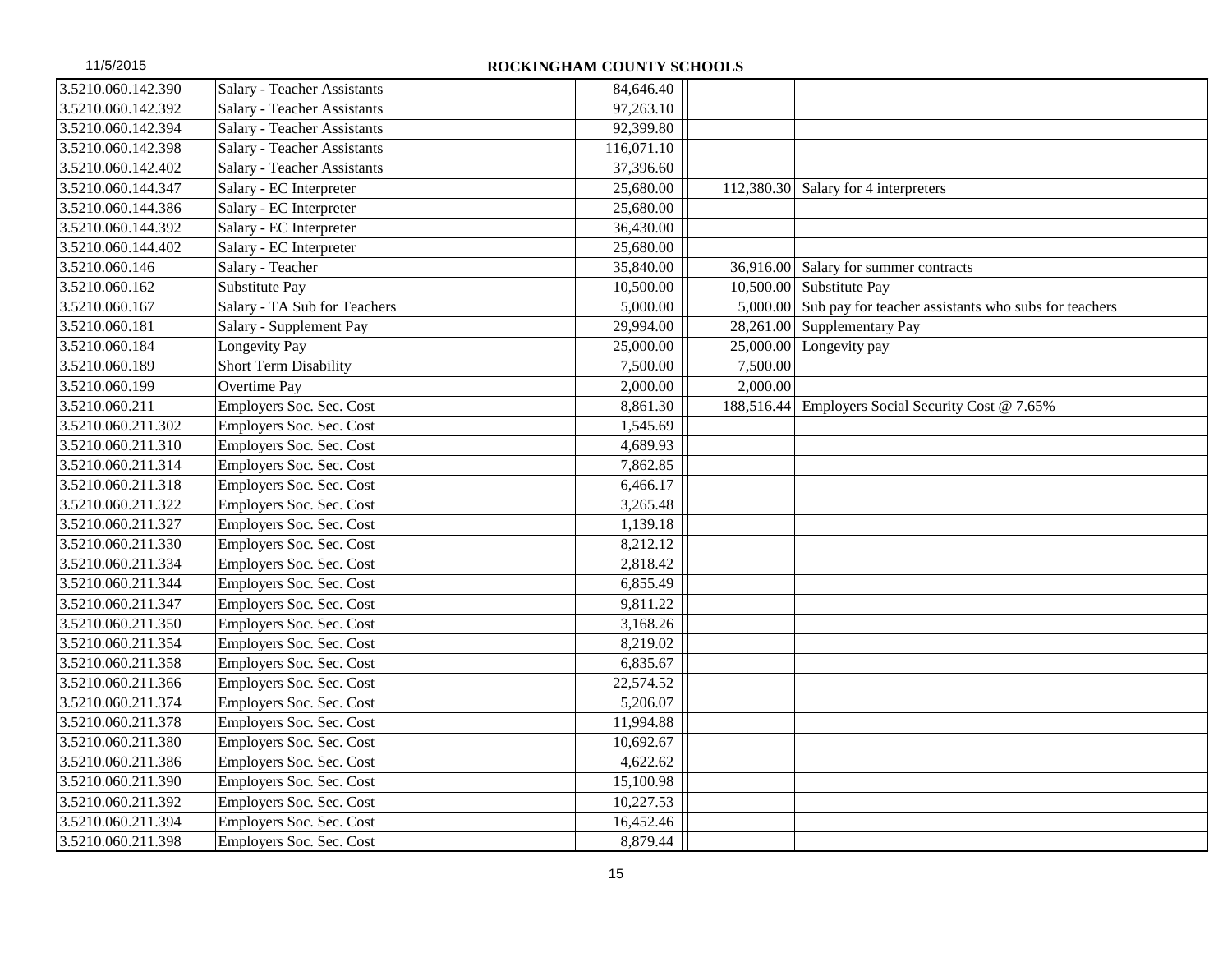## ROCKINGHAM COUNTY SCHOOLS

| | | | | |
|---|---|---|---|---|
| 3.5210.060.142.390 | Salary - Teacher Assistants | 84,646.40 | | |
| 3.5210.060.142.392 | Salary - Teacher Assistants | 97,263.10 | | |
| 3.5210.060.142.394 | Salary - Teacher Assistants | 92,399.80 | | |
| 3.5210.060.142.398 | Salary - Teacher Assistants | 116,071.10 | | |
| 3.5210.060.142.402 | Salary - Teacher Assistants | 37,396.60 | | |
| 3.5210.060.144.347 | Salary - EC Interpreter | 25,680.00 | 112,380.30 | Salary for 4 interpreters |
| 3.5210.060.144.386 | Salary - EC Interpreter | 25,680.00 | | |
| 3.5210.060.144.392 | Salary - EC Interpreter | 36,430.00 | | |
| 3.5210.060.144.402 | Salary - EC Interpreter | 25,680.00 | | |
| 3.5210.060.146 | Salary - Teacher | 35,840.00 | 36,916.00 | Salary for summer contracts |
| 3.5210.060.162 | Substitute Pay | 10,500.00 | 10,500.00 | Substitute Pay |
| 3.5210.060.167 | Salary - TA Sub for Teachers | 5,000.00 | 5,000.00 | Sub pay for teacher assistants who subs for teachers |
| 3.5210.060.181 | Salary - Supplement Pay | 29,994.00 | 28,261.00 | Supplementary Pay |
| 3.5210.060.184 | Longevity Pay | 25,000.00 | 25,000.00 | Longevity pay |
| 3.5210.060.189 | Short Term Disability | 7,500.00 | 7,500.00 | |
| 3.5210.060.199 | Overtime Pay | 2,000.00 | 2,000.00 | |
| 3.5210.060.211 | Employers Soc. Sec. Cost | 8,861.30 | 188,516.44 | Employers Social Security Cost @ 7.65% |
| 3.5210.060.211.302 | Employers Soc. Sec. Cost | 1,545.69 | | |
| 3.5210.060.211.310 | Employers Soc. Sec. Cost | 4,689.93 | | |
| 3.5210.060.211.314 | Employers Soc. Sec. Cost | 7,862.85 | | |
| 3.5210.060.211.318 | Employers Soc. Sec. Cost | 6,466.17 | | |
| 3.5210.060.211.322 | Employers Soc. Sec. Cost | 3,265.48 | | |
| 3.5210.060.211.327 | Employers Soc. Sec. Cost | 1,139.18 | | |
| 3.5210.060.211.330 | Employers Soc. Sec. Cost | 8,212.12 | | |
| 3.5210.060.211.334 | Employers Soc. Sec. Cost | 2,818.42 | | |
| 3.5210.060.211.344 | Employers Soc. Sec. Cost | 6,855.49 | | |
| 3.5210.060.211.347 | Employers Soc. Sec. Cost | 9,811.22 | | |
| 3.5210.060.211.350 | Employers Soc. Sec. Cost | 3,168.26 | | |
| 3.5210.060.211.354 | Employers Soc. Sec. Cost | 8,219.02 | | |
| 3.5210.060.211.358 | Employers Soc. Sec. Cost | 6,835.67 | | |
| 3.5210.060.211.366 | Employers Soc. Sec. Cost | 22,574.52 | | |
| 3.5210.060.211.374 | Employers Soc. Sec. Cost | 5,206.07 | | |
| 3.5210.060.211.378 | Employers Soc. Sec. Cost | 11,994.88 | | |
| 3.5210.060.211.380 | Employers Soc. Sec. Cost | 10,692.67 | | |
| 3.5210.060.211.386 | Employers Soc. Sec. Cost | 4,622.62 | | |
| 3.5210.060.211.390 | Employers Soc. Sec. Cost | 15,100.98 | | |
| 3.5210.060.211.392 | Employers Soc. Sec. Cost | 10,227.53 | | |
| 3.5210.060.211.394 | Employers Soc. Sec. Cost | 16,452.46 | | |
| 3.5210.060.211.398 | Employers Soc. Sec. Cost | 8,879.44 | | |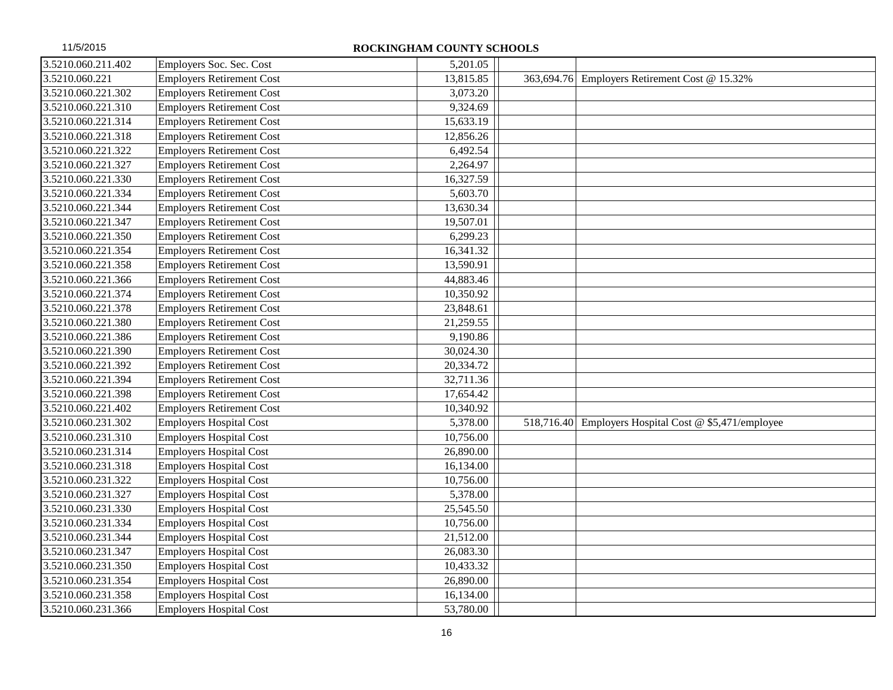## ROCKINGHAM COUNTY SCHOOLS

| | | | | |
|---|---|---|---|---|
| 3.5210.060.211.402 | Employers Soc. Sec. Cost | 5,201.05 | | |
| 3.5210.060.221 | Employers Retirement Cost | 13,815.85 | 363,694.76 | Employers Retirement Cost @ 15.32% |
| 3.5210.060.221.302 | Employers Retirement Cost | 3,073.20 | | |
| 3.5210.060.221.310 | Employers Retirement Cost | 9,324.69 | | |
| 3.5210.060.221.314 | Employers Retirement Cost | 15,633.19 | | |
| 3.5210.060.221.318 | Employers Retirement Cost | 12,856.26 | | |
| 3.5210.060.221.322 | Employers Retirement Cost | 6,492.54 | | |
| 3.5210.060.221.327 | Employers Retirement Cost | 2,264.97 | | |
| 3.5210.060.221.330 | Employers Retirement Cost | 16,327.59 | | |
| 3.5210.060.221.334 | Employers Retirement Cost | 5,603.70 | | |
| 3.5210.060.221.344 | Employers Retirement Cost | 13,630.34 | | |
| 3.5210.060.221.347 | Employers Retirement Cost | 19,507.01 | | |
| 3.5210.060.221.350 | Employers Retirement Cost | 6,299.23 | | |
| 3.5210.060.221.354 | Employers Retirement Cost | 16,341.32 | | |
| 3.5210.060.221.358 | Employers Retirement Cost | 13,590.91 | | |
| 3.5210.060.221.366 | Employers Retirement Cost | 44,883.46 | | |
| 3.5210.060.221.374 | Employers Retirement Cost | 10,350.92 | | |
| 3.5210.060.221.378 | Employers Retirement Cost | 23,848.61 | | |
| 3.5210.060.221.380 | Employers Retirement Cost | 21,259.55 | | |
| 3.5210.060.221.386 | Employers Retirement Cost | 9,190.86 | | |
| 3.5210.060.221.390 | Employers Retirement Cost | 30,024.30 | | |
| 3.5210.060.221.392 | Employers Retirement Cost | 20,334.72 | | |
| 3.5210.060.221.394 | Employers Retirement Cost | 32,711.36 | | |
| 3.5210.060.221.398 | Employers Retirement Cost | 17,654.42 | | |
| 3.5210.060.221.402 | Employers Retirement Cost | 10,340.92 | | |
| 3.5210.060.231.302 | Employers Hospital Cost | 5,378.00 | 518,716.40 | Employers Hospital Cost @ $5,471/employee |
| 3.5210.060.231.310 | Employers Hospital Cost | 10,756.00 | | |
| 3.5210.060.231.314 | Employers Hospital Cost | 26,890.00 | | |
| 3.5210.060.231.318 | Employers Hospital Cost | 16,134.00 | | |
| 3.5210.060.231.322 | Employers Hospital Cost | 10,756.00 | | |
| 3.5210.060.231.327 | Employers Hospital Cost | 5,378.00 | | |
| 3.5210.060.231.330 | Employers Hospital Cost | 25,545.50 | | |
| 3.5210.060.231.334 | Employers Hospital Cost | 10,756.00 | | |
| 3.5210.060.231.344 | Employers Hospital Cost | 21,512.00 | | |
| 3.5210.060.231.347 | Employers Hospital Cost | 26,083.30 | | |
| 3.5210.060.231.350 | Employers Hospital Cost | 10,433.32 | | |
| 3.5210.060.231.354 | Employers Hospital Cost | 26,890.00 | | |
| 3.5210.060.231.358 | Employers Hospital Cost | 16,134.00 | | |
| 3.5210.060.231.366 | Employers Hospital Cost | 53,780.00 | | |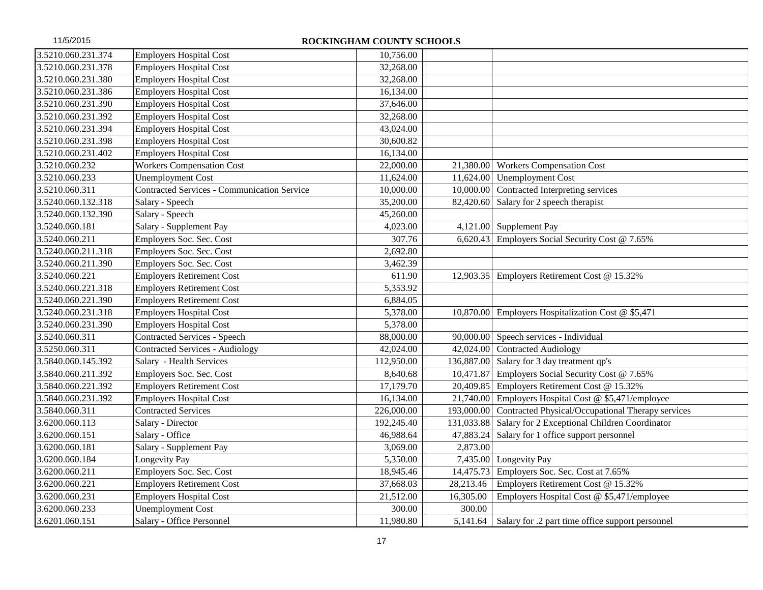# ROCKINGHAM COUNTY SCHOOLS

| | | | | |
|---|---|---|---|---|
| 3.5210.060.231.374 | Employers Hospital Cost | 10,756.00 | | |
| 3.5210.060.231.378 | Employers Hospital Cost | 32,268.00 | | |
| 3.5210.060.231.380 | Employers Hospital Cost | 32,268.00 | | |
| 3.5210.060.231.386 | Employers Hospital Cost | 16,134.00 | | |
| 3.5210.060.231.390 | Employers Hospital Cost | 37,646.00 | | |
| 3.5210.060.231.392 | Employers Hospital Cost | 32,268.00 | | |
| 3.5210.060.231.394 | Employers Hospital Cost | 43,024.00 | | |
| 3.5210.060.231.398 | Employers Hospital Cost | 30,600.82 | | |
| 3.5210.060.231.402 | Employers Hospital Cost | 16,134.00 | | |
| 3.5210.060.232 | Workers Compensation Cost | 22,000.00 | 21,380.00 | Workers Compensation Cost |
| 3.5210.060.233 | Unemployment Cost | 11,624.00 | 11,624.00 | Unemployment Cost |
| 3.5210.060.311 | Contracted Services - Communication Service | 10,000.00 | 10,000.00 | Contracted Interpreting services |
| 3.5240.060.132.318 | Salary - Speech | 35,200.00 | 82,420.60 | Salary for 2 speech therapist |
| 3.5240.060.132.390 | Salary - Speech | 45,260.00 | | |
| 3.5240.060.181 | Salary - Supplement Pay | 4,023.00 | 4,121.00 | Supplement Pay |
| 3.5240.060.211 | Employers Soc. Sec. Cost | 307.76 | 6,620.43 | Employers Social Security Cost @ 7.65% |
| 3.5240.060.211.318 | Employers Soc. Sec. Cost | 2,692.80 | | |
| 3.5240.060.211.390 | Employers Soc. Sec. Cost | 3,462.39 | | |
| 3.5240.060.221 | Employers Retirement Cost | 611.90 | 12,903.35 | Employers Retirement Cost @ 15.32% |
| 3.5240.060.221.318 | Employers Retirement Cost | 5,353.92 | | |
| 3.5240.060.221.390 | Employers Retirement Cost | 6,884.05 | | |
| 3.5240.060.231.318 | Employers Hospital Cost | 5,378.00 | 10,870.00 | Employers Hospitalization Cost @ $5,471 |
| 3.5240.060.231.390 | Employers Hospital Cost | 5,378.00 | | |
| 3.5240.060.311 | Contracted Services - Speech | 88,000.00 | 90,000.00 | Speech services - Individual |
| 3.5250.060.311 | Contracted Services - Audiology | 42,024.00 | 42,024.00 | Contracted Audiology |
| 3.5840.060.145.392 | Salary - Health Services | 112,950.00 | 136,887.00 | Salary for 3 day treatment qp's |
| 3.5840.060.211.392 | Employers Soc. Sec. Cost | 8,640.68 | 10,471.87 | Employers Social Security Cost @ 7.65% |
| 3.5840.060.221.392 | Employers Retirement Cost | 17,179.70 | 20,409.85 | Employers Retirement Cost @ 15.32% |
| 3.5840.060.231.392 | Employers Hospital Cost | 16,134.00 | 21,740.00 | Employers Hospital Cost @ $5,471/employee |
| 3.5840.060.311 | Contracted Services | 226,000.00 | 193,000.00 | Contracted Physical/Occupational Therapy services |
| 3.6200.060.113 | Salary - Director | 192,245.40 | 131,033.88 | Salary for 2 Exceptional Children Coordinator |
| 3.6200.060.151 | Salary - Office | 46,988.64 | 47,883.24 | Salary for 1 office support personnel |
| 3.6200.060.181 | Salary - Supplement Pay | 3,069.00 | 2,873.00 | |
| 3.6200.060.184 | Longevity Pay | 5,350.00 | 7,435.00 | Longevity Pay |
| 3.6200.060.211 | Employers Soc. Sec. Cost | 18,945.46 | 14,475.73 | Employers Soc. Sec. Cost at 7.65% |
| 3.6200.060.221 | Employers Retirement Cost | 37,668.03 | 28,213.46 | Employers Retirement Cost @ 15.32% |
| 3.6200.060.231 | Employers Hospital Cost | 21,512.00 | 16,305.00 | Employers Hospital Cost @ $5,471/employee |
| 3.6200.060.233 | Unemployment Cost | 300.00 | 300.00 | |
| 3.6201.060.151 | Salary - Office Personnel | 11,980.80 | 5,141.64 | Salary for .2 part time office support personnel |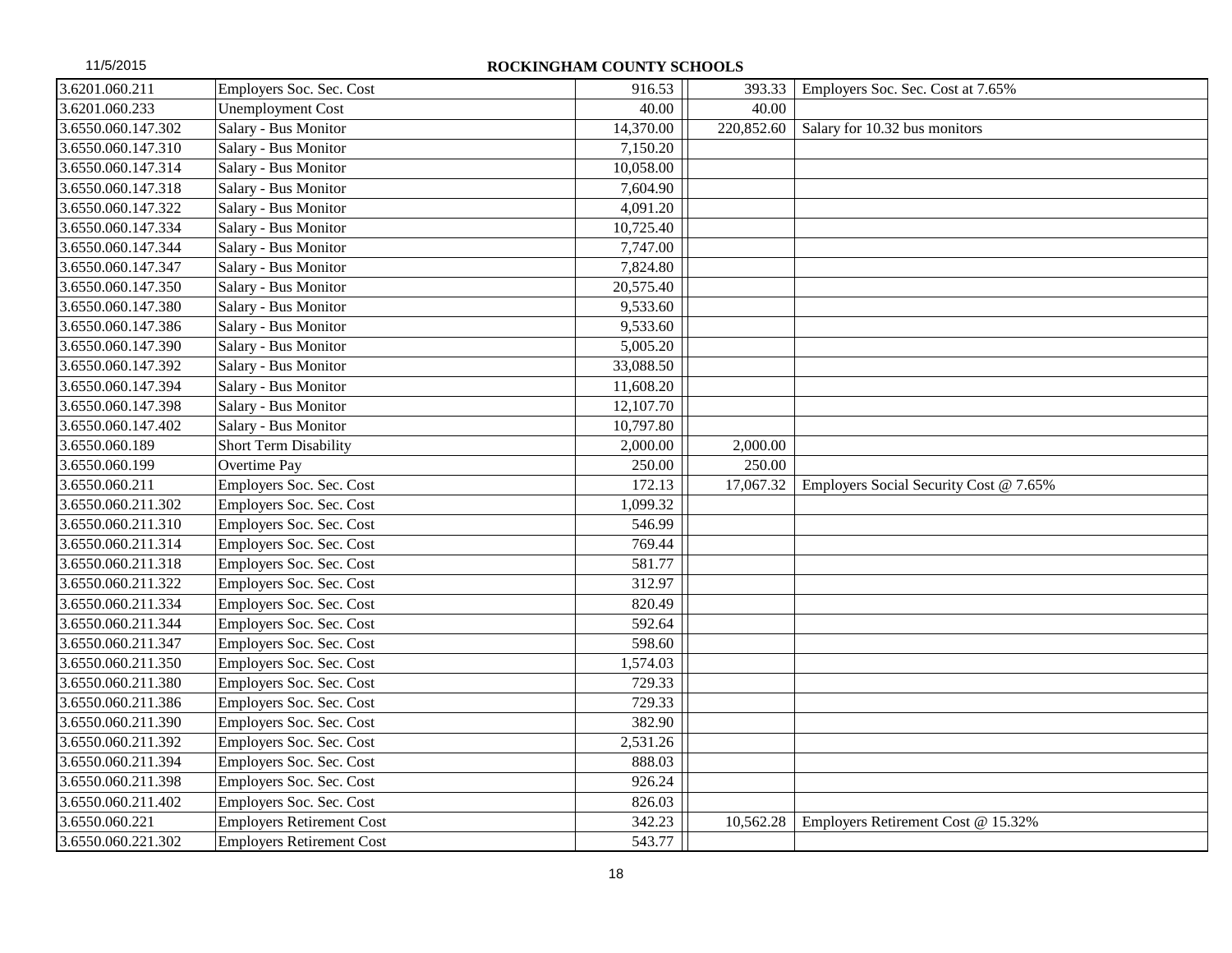**ROCKINGHAM COUNTY SCHOOLS**

| | | | | |
|---|---|---|---|---|
| 3.6201.060.211 | Employers Soc. Sec. Cost | 916.53 | 393.33 | Employers Soc. Sec. Cost at 7.65% |
| 3.6201.060.233 | Unemployment Cost | 40.00 | 40.00 | |
| 3.6550.060.147.302 | Salary - Bus Monitor | 14,370.00 | 220,852.60 | Salary for 10.32 bus monitors |
| 3.6550.060.147.310 | Salary - Bus Monitor | 7,150.20 | | |
| 3.6550.060.147.314 | Salary - Bus Monitor | 10,058.00 | | |
| 3.6550.060.147.318 | Salary - Bus Monitor | 7,604.90 | | |
| 3.6550.060.147.322 | Salary - Bus Monitor | 4,091.20 | | |
| 3.6550.060.147.334 | Salary - Bus Monitor | 10,725.40 | | |
| 3.6550.060.147.344 | Salary - Bus Monitor | 7,747.00 | | |
| 3.6550.060.147.347 | Salary - Bus Monitor | 7,824.80 | | |
| 3.6550.060.147.350 | Salary - Bus Monitor | 20,575.40 | | |
| 3.6550.060.147.380 | Salary - Bus Monitor | 9,533.60 | | |
| 3.6550.060.147.386 | Salary - Bus Monitor | 9,533.60 | | |
| 3.6550.060.147.390 | Salary - Bus Monitor | 5,005.20 | | |
| 3.6550.060.147.392 | Salary - Bus Monitor | 33,088.50 | | |
| 3.6550.060.147.394 | Salary - Bus Monitor | 11,608.20 | | |
| 3.6550.060.147.398 | Salary - Bus Monitor | 12,107.70 | | |
| 3.6550.060.147.402 | Salary - Bus Monitor | 10,797.80 | | |
| 3.6550.060.189 | Short Term Disability | 2,000.00 | 2,000.00 | |
| 3.6550.060.199 | Overtime Pay | 250.00 | 250.00 | |
| 3.6550.060.211 | Employers Soc. Sec. Cost | 172.13 | 17,067.32 | Employers Social Security Cost @ 7.65% |
| 3.6550.060.211.302 | Employers Soc. Sec. Cost | 1,099.32 | | |
| 3.6550.060.211.310 | Employers Soc. Sec. Cost | 546.99 | | |
| 3.6550.060.211.314 | Employers Soc. Sec. Cost | 769.44 | | |
| 3.6550.060.211.318 | Employers Soc. Sec. Cost | 581.77 | | |
| 3.6550.060.211.322 | Employers Soc. Sec. Cost | 312.97 | | |
| 3.6550.060.211.334 | Employers Soc. Sec. Cost | 820.49 | | |
| 3.6550.060.211.344 | Employers Soc. Sec. Cost | 592.64 | | |
| 3.6550.060.211.347 | Employers Soc. Sec. Cost | 598.60 | | |
| 3.6550.060.211.350 | Employers Soc. Sec. Cost | 1,574.03 | | |
| 3.6550.060.211.380 | Employers Soc. Sec. Cost | 729.33 | | |
| 3.6550.060.211.386 | Employers Soc. Sec. Cost | 729.33 | | |
| 3.6550.060.211.390 | Employers Soc. Sec. Cost | 382.90 | | |
| 3.6550.060.211.392 | Employers Soc. Sec. Cost | 2,531.26 | | |
| 3.6550.060.211.394 | Employers Soc. Sec. Cost | 888.03 | | |
| 3.6550.060.211.398 | Employers Soc. Sec. Cost | 926.24 | | |
| 3.6550.060.211.402 | Employers Soc. Sec. Cost | 826.03 | | |
| 3.6550.060.221 | Employers Retirement Cost | 342.23 | 10,562.28 | Employers Retirement Cost @ 15.32% |
| 3.6550.060.221.302 | Employers Retirement Cost | 543.77 | | |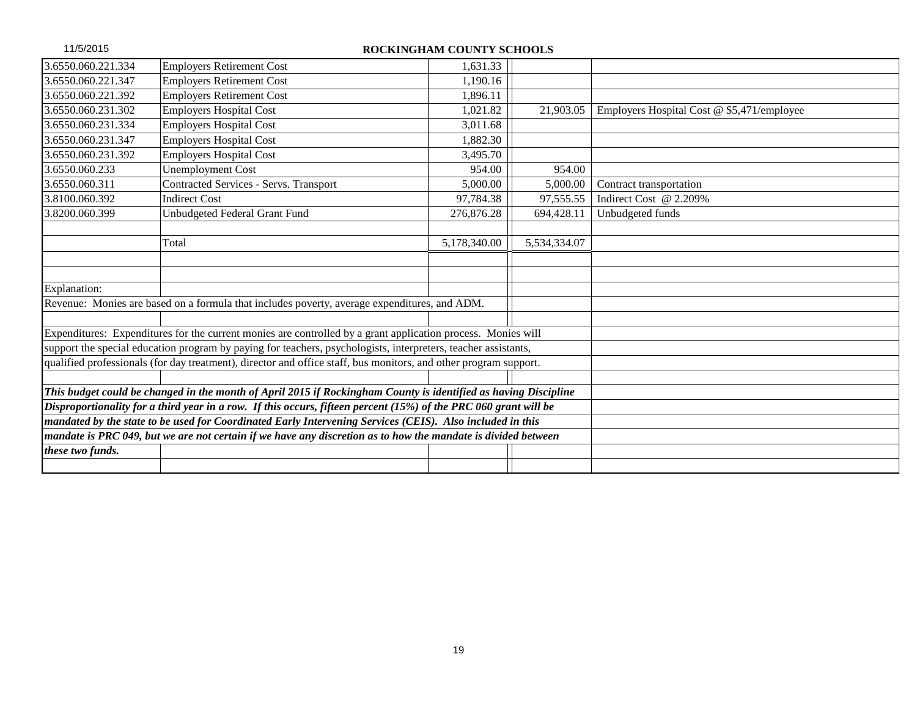# ROCKINGHAM COUNTY SCHOOLS

| | | | | |
|---|---|---|---|---|
| 3.6550.060.221.334 | Employers Retirement Cost | 1,631.33 | | |
| 3.6550.060.221.347 | Employers Retirement Cost | 1,190.16 | | |
| 3.6550.060.221.392 | Employers Retirement Cost | 1,896.11 | | |
| 3.6550.060.231.302 | Employers Hospital Cost | 1,021.82 | 21,903.05 | Employers Hospital Cost @ $5,471/employee |
| 3.6550.060.231.334 | Employers Hospital Cost | 3,011.68 | | |
| 3.6550.060.231.347 | Employers Hospital Cost | 1,882.30 | | |
| 3.6550.060.231.392 | Employers Hospital Cost | 3,495.70 | | |
| 3.6550.060.233 | Unemployment Cost | 954.00 | 954.00 | |
| 3.6550.060.311 | Contracted Services - Servs. Transport | 5,000.00 | 5,000.00 | Contract transportation |
| 3.8100.060.392 | Indirect Cost | 97,784.38 | 97,555.55 | Indirect Cost @ 2.209% |
| 3.8200.060.399 | Unbudgeted Federal Grant Fund | 276,876.28 | 694,428.11 | Unbudgeted funds |
| | | | | |
| | Total | 5,178,340.00 | 5,534,334.07 | |

Explanation:

Revenue: Monies are based on a formula that includes poverty, average expenditures, and ADM.

Expenditures: Expenditures for the current monies are controlled by a grant application process. Monies will support the special education program by paying for teachers, psychologists, interpreters, teacher assistants, qualified professionals (for day treatment), director and office staff, bus monitors, and other program support.

***This budget could be changed in the month of April 2015 if Rockingham County is identified as having Discipline Disproportionality for a third year in a row. If this occurs, fifteen percent (15%) of the PRC 060 grant will be mandated by the state to be used for Coordinated Early Intervening Services (CEIS). Also included in this mandate is PRC 049, but we are not certain if we have any discretion as to how the mandate is divided between these two funds.***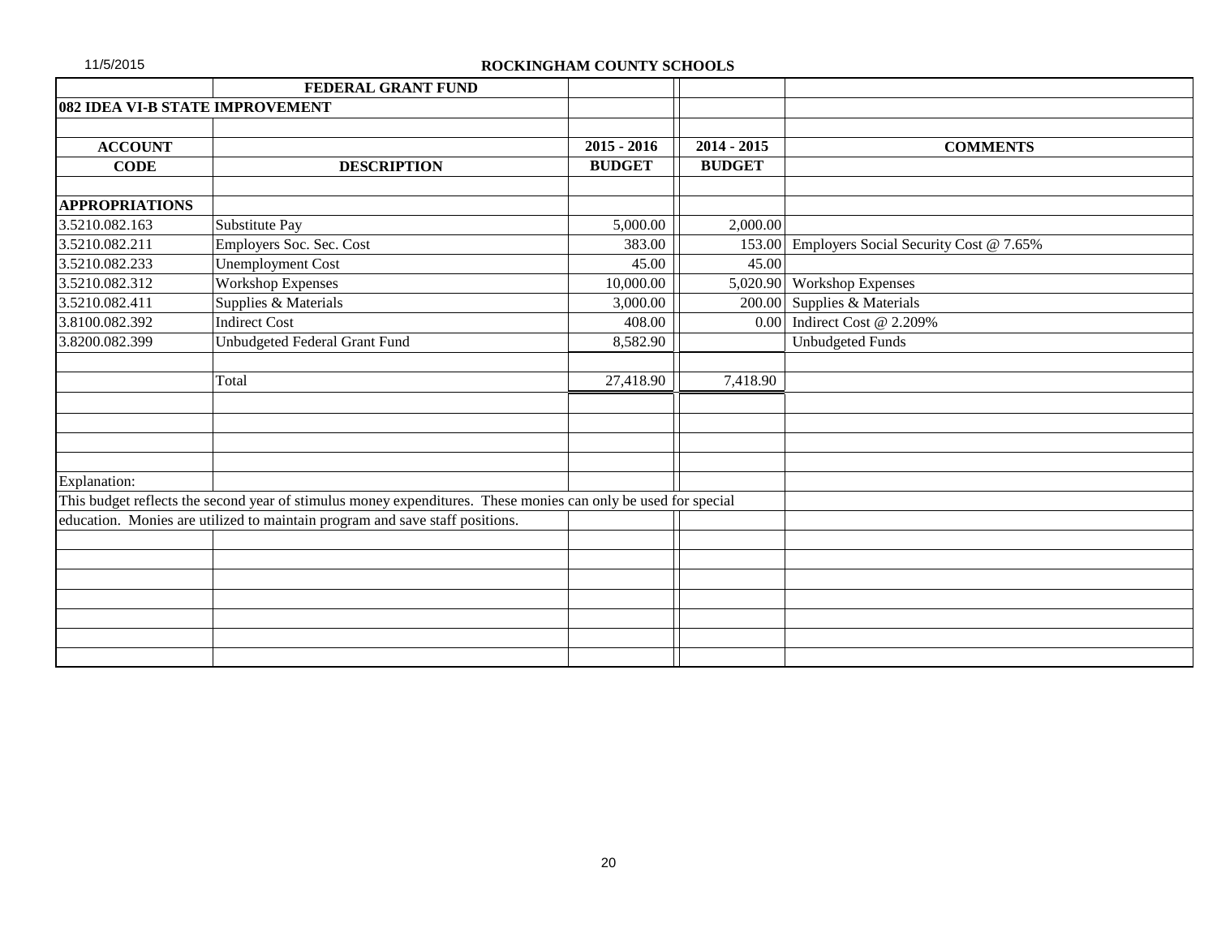11/5/2015

## ROCKINGHAM COUNTY SCHOOLS

### FEDERAL GRANT FUND

**082 IDEA VI-B STATE IMPROVEMENT**

| ACCOUNT CODE | DESCRIPTION | 2015 - 2016 BUDGET | 2014 - 2015 BUDGET | COMMENTS |
|---|---|---|---|---|
| **APPROPRIATIONS** | | | | |
| 3.5210.082.163 | Substitute Pay | 5,000.00 | 2,000.00 | |
| 3.5210.082.211 | Employers Soc. Sec. Cost | 383.00 | 153.00 | Employers Social Security Cost @ 7.65% |
| 3.5210.082.233 | Unemployment Cost | 45.00 | 45.00 | |
| 3.5210.082.312 | Workshop Expenses | 10,000.00 | 5,020.90 | Workshop Expenses |
| 3.5210.082.411 | Supplies & Materials | 3,000.00 | 200.00 | Supplies & Materials |
| 3.8100.082.392 | Indirect Cost | 408.00 | 0.00 | Indirect Cost @ 2.209% |
| 3.8200.082.399 | Unbudgeted Federal Grant Fund | 8,582.90 | | Unbudgeted Funds |
| | Total | 27,418.90 | 7,418.90 | |

Explanation:

This budget reflects the second year of stimulus money expenditures. These monies can only be used for special education. Monies are utilized to maintain program and save staff positions.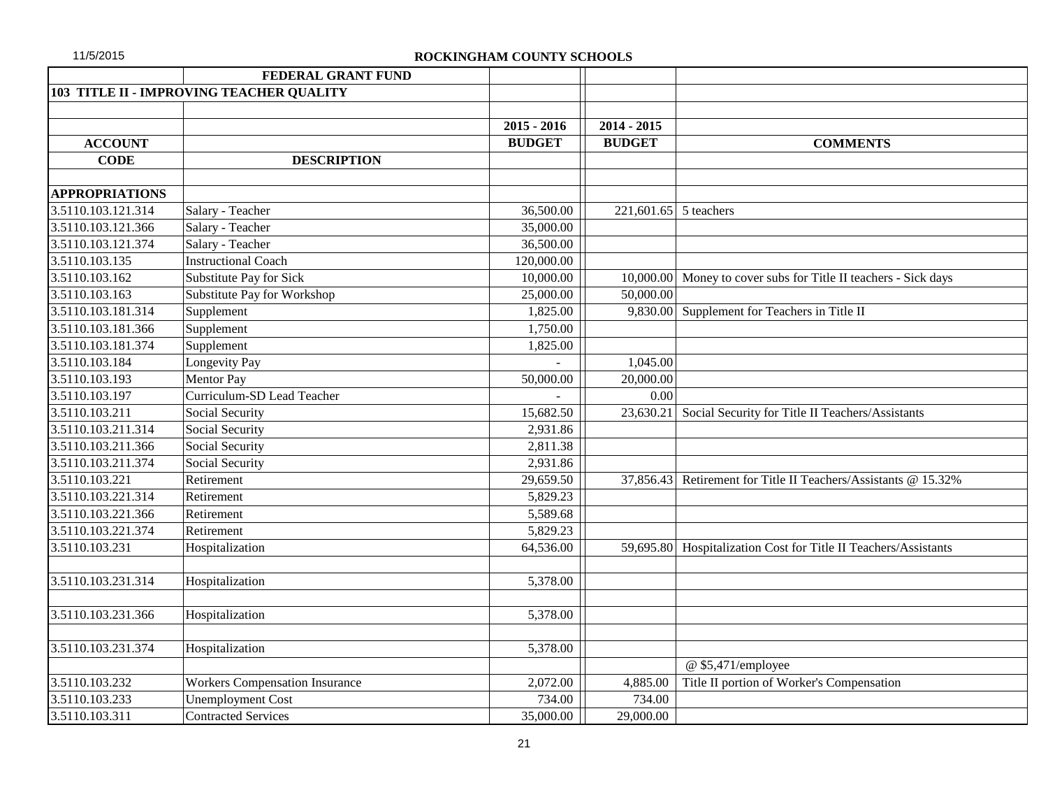ROCKINGHAM COUNTY SCHOOLS

| | FEDERAL GRANT FUND | | | |
|---|---|---|---|---|
| 103 TITLE II - IMPROVING TEACHER QUALITY | | | | |
| | | | | |
| | | 2015 - 2016 | 2014 - 2015 | |
| ACCOUNT | | BUDGET | BUDGET | COMMENTS |
| CODE | DESCRIPTION | | | |
| | | | | |
| APPROPRIATIONS | | | | |
| 3.5110.103.121.314 | Salary - Teacher | 36,500.00 | 221,601.65 | 5 teachers |
| 3.5110.103.121.366 | Salary - Teacher | 35,000.00 | | |
| 3.5110.103.121.374 | Salary - Teacher | 36,500.00 | | |
| 3.5110.103.135 | Instructional Coach | 120,000.00 | | |
| 3.5110.103.162 | Substitute Pay for Sick | 10,000.00 | 10,000.00 | Money to cover subs for Title II teachers - Sick days |
| 3.5110.103.163 | Substitute Pay for Workshop | 25,000.00 | 50,000.00 | |
| 3.5110.103.181.314 | Supplement | 1,825.00 | 9,830.00 | Supplement for Teachers in Title II |
| 3.5110.103.181.366 | Supplement | 1,750.00 | | |
| 3.5110.103.181.374 | Supplement | 1,825.00 | | |
| 3.5110.103.184 | Longevity Pay | - | 1,045.00 | |
| 3.5110.103.193 | Mentor Pay | 50,000.00 | 20,000.00 | |
| 3.5110.103.197 | Curriculum-SD Lead Teacher | - | 0.00 | |
| 3.5110.103.211 | Social Security | 15,682.50 | 23,630.21 | Social Security for Title II Teachers/Assistants |
| 3.5110.103.211.314 | Social Security | 2,931.86 | | |
| 3.5110.103.211.366 | Social Security | 2,811.38 | | |
| 3.5110.103.211.374 | Social Security | 2,931.86 | | |
| 3.5110.103.221 | Retirement | 29,659.50 | 37,856.43 | Retirement for Title II Teachers/Assistants @ 15.32% |
| 3.5110.103.221.314 | Retirement | 5,829.23 | | |
| 3.5110.103.221.366 | Retirement | 5,589.68 | | |
| 3.5110.103.221.374 | Retirement | 5,829.23 | | |
| 3.5110.103.231 | Hospitalization | 64,536.00 | 59,695.80 | Hospitalization Cost for Title II Teachers/Assistants |
| | | | | |
| 3.5110.103.231.314 | Hospitalization | 5,378.00 | | |
| | | | | |
| 3.5110.103.231.366 | Hospitalization | 5,378.00 | | |
| | | | | |
| 3.5110.103.231.374 | Hospitalization | 5,378.00 | | |
| | | | | @ $5,471/employee |
| 3.5110.103.232 | Workers Compensation Insurance | 2,072.00 | 4,885.00 | Title II portion of Worker's Compensation |
| 3.5110.103.233 | Unemployment Cost | 734.00 | 734.00 | |
| 3.5110.103.311 | Contracted Services | 35,000.00 | 29,000.00 | |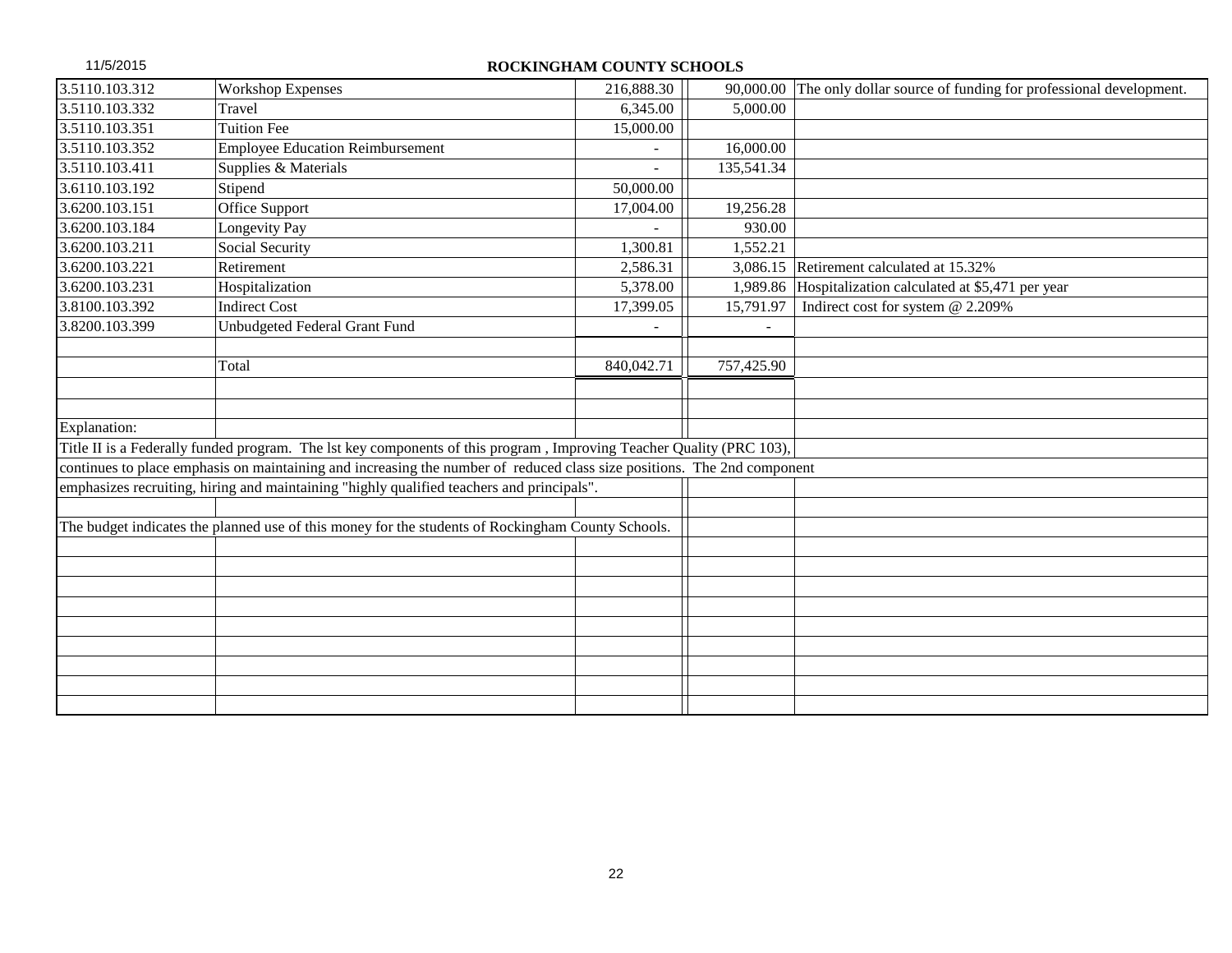# ROCKINGHAM COUNTY SCHOOLS

| | | | | |
|---|---|---|---|---|
| 3.5110.103.312 | Workshop Expenses | 216,888.30 | 90,000.00 | The only dollar source of funding for professional development. |
| 3.5110.103.332 | Travel | 6,345.00 | 5,000.00 | |
| 3.5110.103.351 | Tuition Fee | 15,000.00 | | |
| 3.5110.103.352 | Employee Education Reimbursement | - | 16,000.00 | |
| 3.5110.103.411 | Supplies & Materials | - | 135,541.34 | |
| 3.6110.103.192 | Stipend | 50,000.00 | | |
| 3.6200.103.151 | Office Support | 17,004.00 | 19,256.28 | |
| 3.6200.103.184 | Longevity Pay | - | 930.00 | |
| 3.6200.103.211 | Social Security | 1,300.81 | 1,552.21 | |
| 3.6200.103.221 | Retirement | 2,586.31 | 3,086.15 | Retirement calculated at 15.32% |
| 3.6200.103.231 | Hospitalization | 5,378.00 | 1,989.86 | Hospitalization calculated at $5,471 per year |
| 3.8100.103.392 | Indirect Cost | 17,399.05 | 15,791.97 | Indirect cost for system @ 2.209% |
| 3.8200.103.399 | Unbudgeted Federal Grant Fund | - | - | |
| | | | | |
| | Total | 840,042.71 | 757,425.90 | |

Explanation:

Title II is a Federally funded program. The lst key components of this program , Improving Teacher Quality (PRC 103), continues to place emphasis on maintaining and increasing the number of reduced class size positions. The 2nd component emphasizes recruiting, hiring and maintaining "highly qualified teachers and principals".

The budget indicates the planned use of this money for the students of Rockingham County Schools.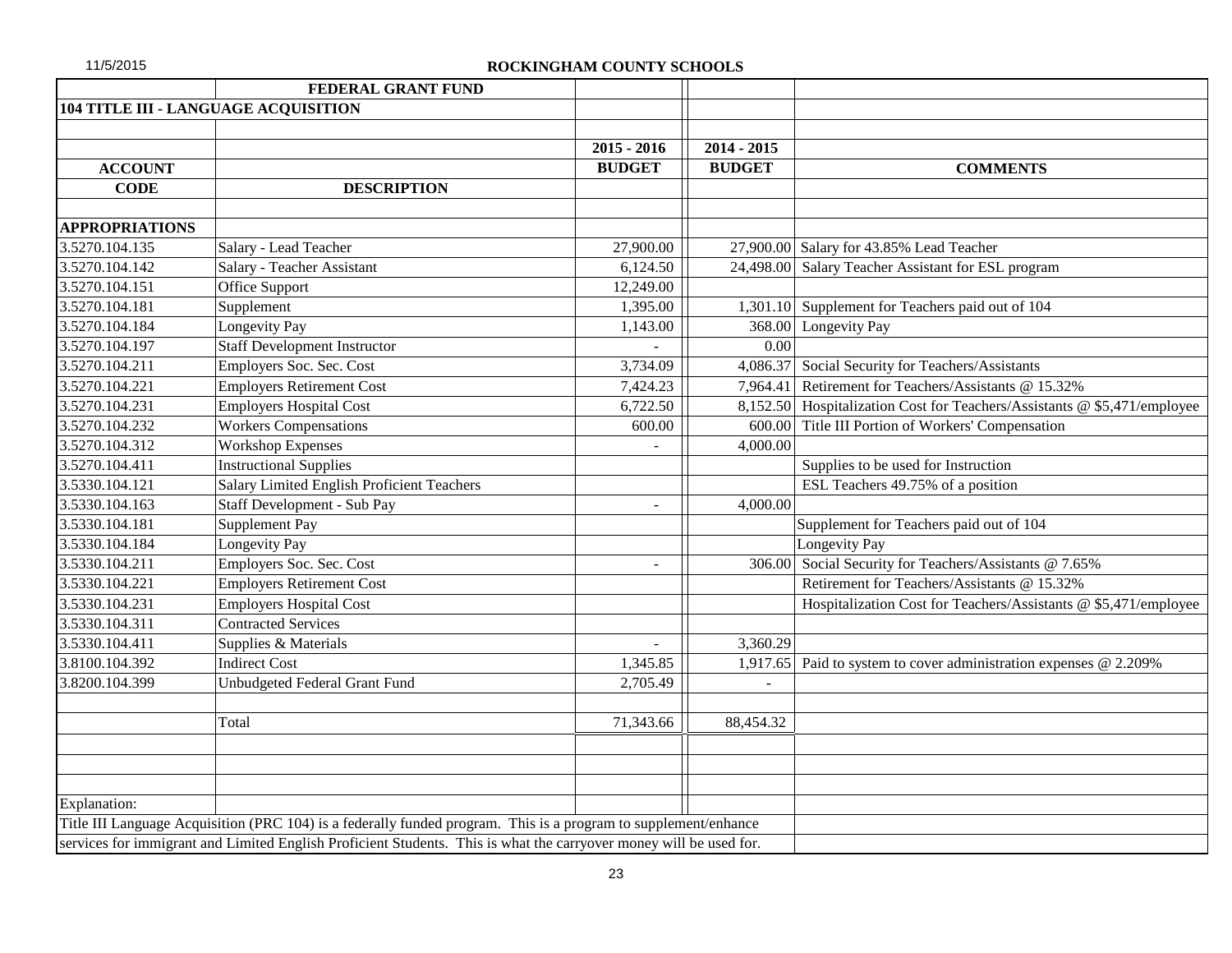11/5/2015

## ROCKINGHAM COUNTY SCHOOLS

| | FEDERAL GRANT FUND | | | |
|---|---|---|---|---|
| **104 TITLE III - LANGUAGE ACQUISITION** | | | | |
| | | | | |
| | | **2015 - 2016** | **2014 - 2015** | |
| **ACCOUNT** | | **BUDGET** | **BUDGET** | **COMMENTS** |
| **CODE** | **DESCRIPTION** | | | |
| | | | | |
| **APPROPRIATIONS** | | | | |
| 3.5270.104.135 | Salary - Lead Teacher | 27,900.00 | 27,900.00 | Salary for 43.85% Lead Teacher |
| 3.5270.104.142 | Salary - Teacher Assistant | 6,124.50 | 24,498.00 | Salary Teacher Assistant for ESL program |
| 3.5270.104.151 | Office Support | 12,249.00 | | |
| 3.5270.104.181 | Supplement | 1,395.00 | 1,301.10 | Supplement for Teachers paid out of 104 |
| 3.5270.104.184 | Longevity Pay | 1,143.00 | 368.00 | Longevity Pay |
| 3.5270.104.197 | Staff Development Instructor | - | 0.00 | |
| 3.5270.104.211 | Employers Soc. Sec. Cost | 3,734.09 | 4,086.37 | Social Security for Teachers/Assistants |
| 3.5270.104.221 | Employers Retirement Cost | 7,424.23 | 7,964.41 | Retirement for Teachers/Assistants @ 15.32% |
| 3.5270.104.231 | Employers Hospital Cost | 6,722.50 | 8,152.50 | Hospitalization Cost for Teachers/Assistants @ $5,471/employee |
| 3.5270.104.232 | Workers Compensations | 600.00 | 600.00 | Title III Portion of Workers' Compensation |
| 3.5270.104.312 | Workshop Expenses | - | 4,000.00 | |
| 3.5270.104.411 | Instructional Supplies | | | Supplies to be used for Instruction |
| 3.5330.104.121 | Salary Limited English Proficient Teachers | | | ESL Teachers 49.75% of a position |
| 3.5330.104.163 | Staff Development - Sub Pay | - | 4,000.00 | |
| 3.5330.104.181 | Supplement Pay | | | Supplement for Teachers paid out of 104 |
| 3.5330.104.184 | Longevity Pay | | | Longevity Pay |
| 3.5330.104.211 | Employers Soc. Sec. Cost | - | 306.00 | Social Security for Teachers/Assistants @ 7.65% |
| 3.5330.104.221 | Employers Retirement Cost | | | Retirement for Teachers/Assistants @ 15.32% |
| 3.5330.104.231 | Employers Hospital Cost | | | Hospitalization Cost for Teachers/Assistants @ $5,471/employee |
| 3.5330.104.311 | Contracted Services | | | |
| 3.5330.104.411 | Supplies & Materials | - | 3,360.29 | |
| 3.8100.104.392 | Indirect Cost | 1,345.85 | 1,917.65 | Paid to system to cover administration expenses @ 2.209% |
| 3.8200.104.399 | Unbudgeted Federal Grant Fund | 2,705.49 | - | |
| | | | | |
| | Total | 71,343.66 | 88,454.32 | |

Explanation:

Title III Language Acquisition (PRC 104) is a federally funded program. This is a program to supplement/enhance services for immigrant and Limited English Proficient Students. This is what the carryover money will be used for.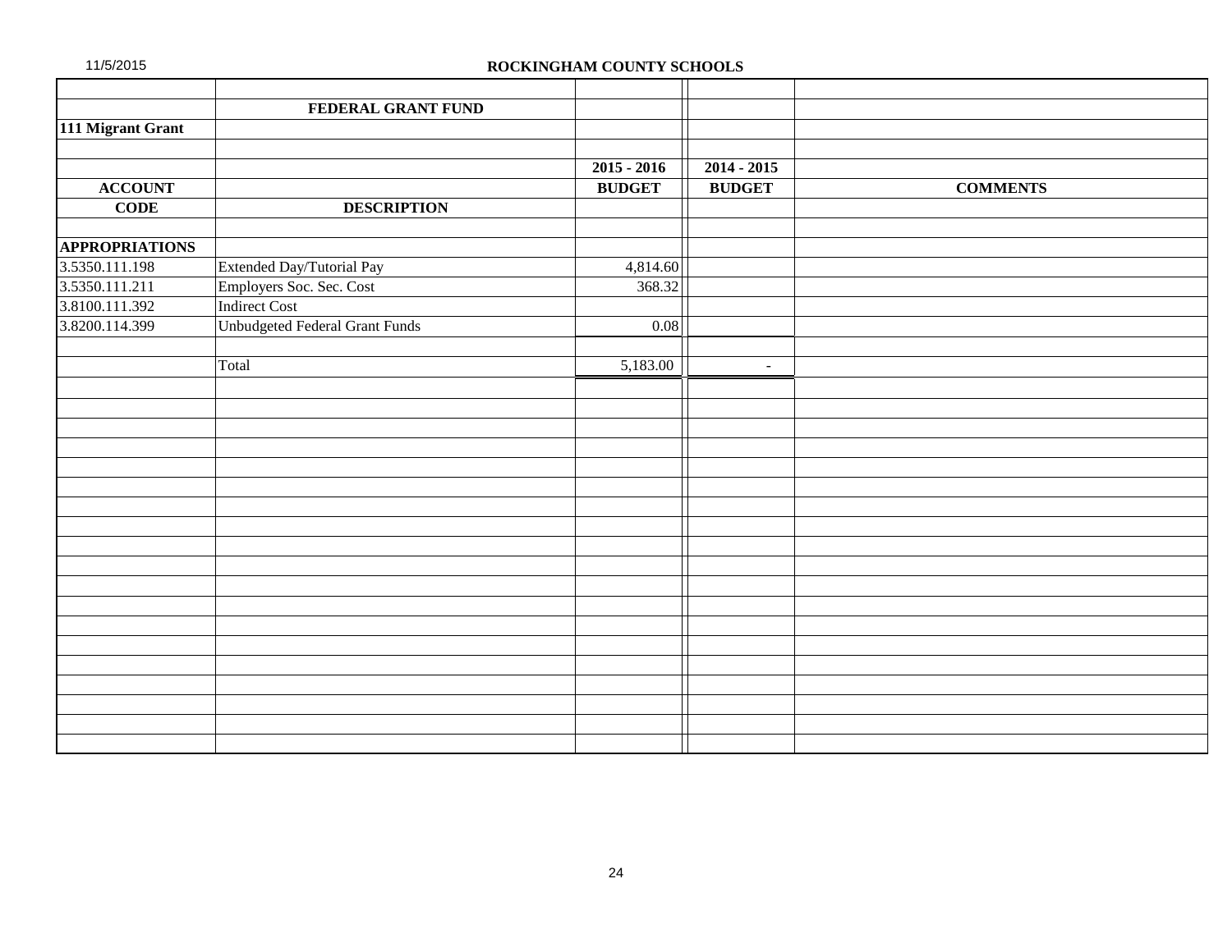**ROCKINGHAM COUNTY SCHOOLS**

| | FEDERAL GRANT FUND | | | |
|---|---|---|---|---|
| **111 Migrant Grant** | | | | |
| | | **2015 - 2016** | **2014 - 2015** | |
| **ACCOUNT** | | **BUDGET** | **BUDGET** | **COMMENTS** |
| **CODE** | **DESCRIPTION** | | | |
| **APPROPRIATIONS** | | | | |
| 3.5350.111.198 | Extended Day/Tutorial Pay | 4,814.60 | | |
| 3.5350.111.211 | Employers Soc. Sec. Cost | 368.32 | | |
| 3.8100.111.392 | Indirect Cost | | | |
| 3.8200.114.399 | Unbudgeted Federal Grant Funds | 0.08 | | |
| | Total | 5,183.00 | - | |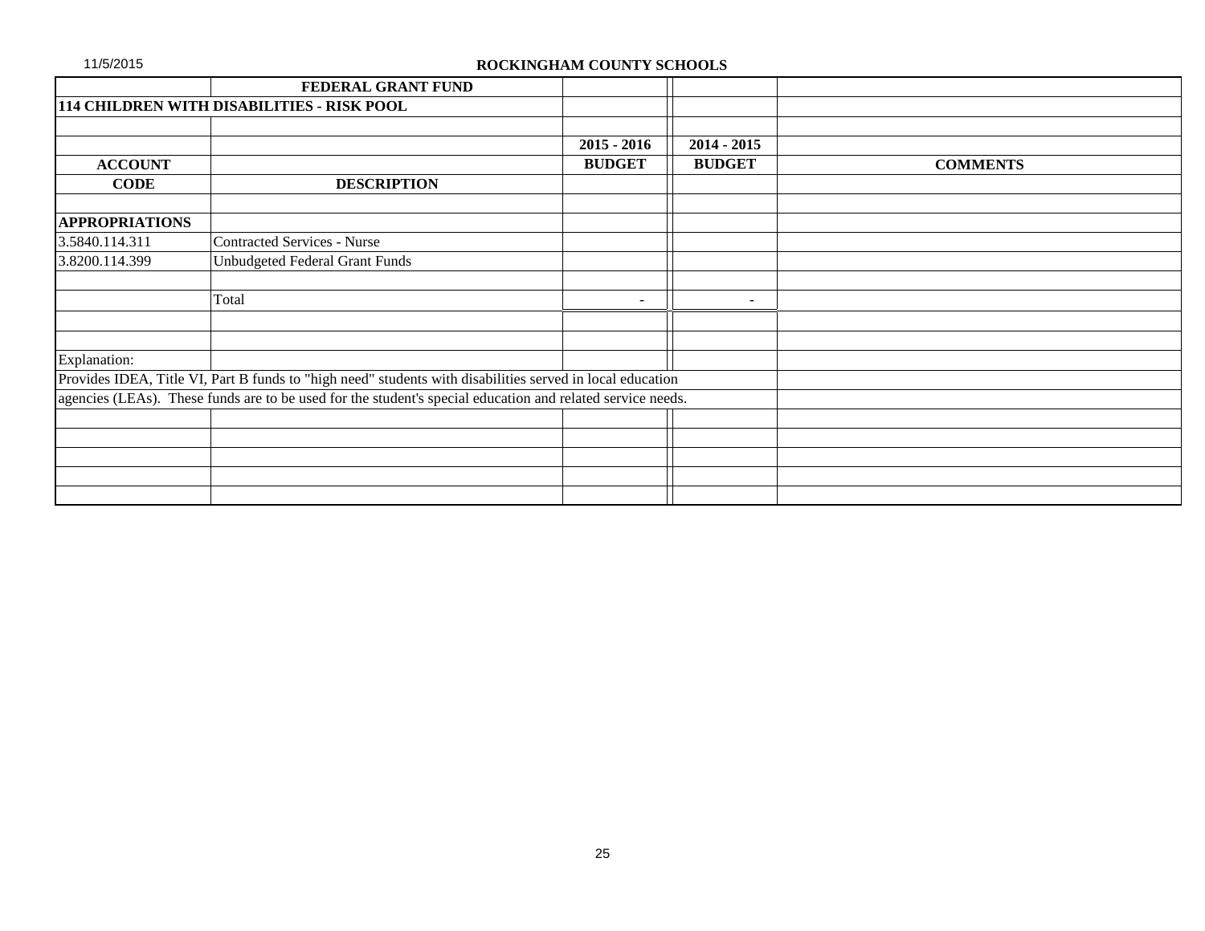11/5/2015

**ROCKINGHAM COUNTY SCHOOLS**

| | FEDERAL GRANT FUND | | | |
|---|---|---|---|---|
| **114 CHILDREN WITH DISABILITIES - RISK POOL** | | | | |
| | | | | |
| | | **2015 - 2016** | **2014 - 2015** | |
| **ACCOUNT** | | **BUDGET** | **BUDGET** | **COMMENTS** |
| **CODE** | **DESCRIPTION** | | | |
| | | | | |
| **APPROPRIATIONS** | | | | |
| 3.5840.114.311 | Contracted Services - Nurse | | | |
| 3.8200.114.399 | Unbudgeted Federal Grant Funds | | | |
| | | | | |
| | Total | - | - | |

Explanation:

Provides IDEA, Title VI, Part B funds to "high need" students with disabilities served in local education agencies (LEAs). These funds are to be used for the student's special education and related service needs.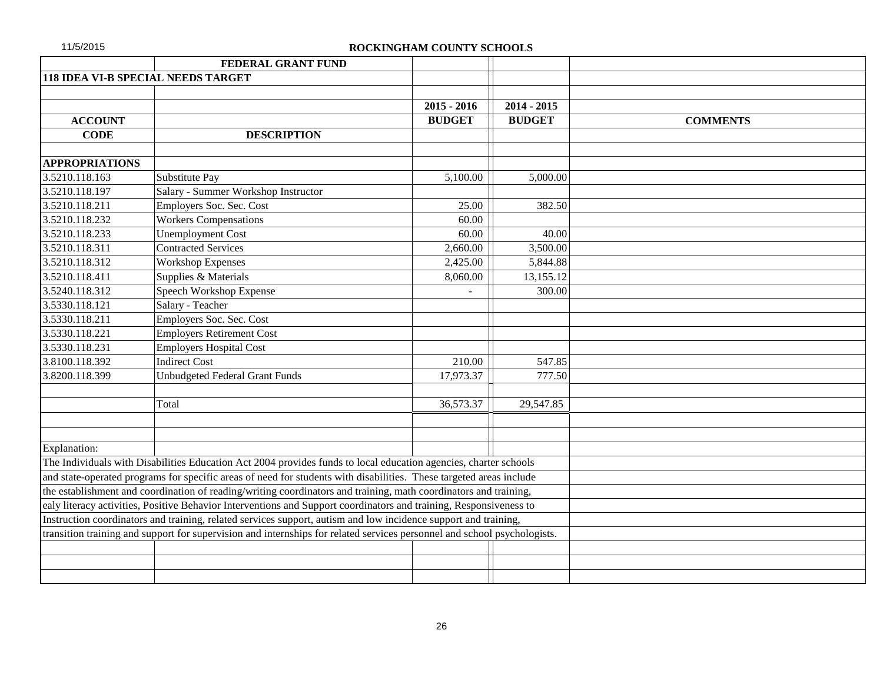# ROCKINGHAM COUNTY SCHOOLS

## FEDERAL GRANT FUND

### 118 IDEA VI-B SPECIAL NEEDS TARGET

| ACCOUNT CODE | DESCRIPTION | 2015 - 2016 BUDGET | 2014 - 2015 BUDGET | COMMENTS |
|---|---|---|---|---|
| **APPROPRIATIONS** | | | | |
| 3.5210.118.163 | Substitute Pay | 5,100.00 | 5,000.00 | |
| 3.5210.118.197 | Salary - Summer Workshop Instructor | | | |
| 3.5210.118.211 | Employers Soc. Sec. Cost | 25.00 | 382.50 | |
| 3.5210.118.232 | Workers Compensations | 60.00 | | |
| 3.5210.118.233 | Unemployment Cost | 60.00 | 40.00 | |
| 3.5210.118.311 | Contracted Services | 2,660.00 | 3,500.00 | |
| 3.5210.118.312 | Workshop Expenses | 2,425.00 | 5,844.88 | |
| 3.5210.118.411 | Supplies & Materials | 8,060.00 | 13,155.12 | |
| 3.5240.118.312 | Speech Workshop Expense | - | 300.00 | |
| 3.5330.118.121 | Salary - Teacher | | | |
| 3.5330.118.211 | Employers Soc. Sec. Cost | | | |
| 3.5330.118.221 | Employers Retirement Cost | | | |
| 3.5330.118.231 | Employers Hospital Cost | | | |
| 3.8100.118.392 | Indirect Cost | 210.00 | 547.85 | |
| 3.8200.118.399 | Unbudgeted Federal Grant Funds | 17,973.37 | 777.50 | |
| | Total | 36,573.37 | 29,547.85 | |

Explanation:

The Individuals with Disabilities Education Act 2004 provides funds to local education agencies, charter schools and state-operated programs for specific areas of need for students with disabilities. These targeted areas include the establishment and coordination of reading/writing coordinators and training, math coordinators and training, ealy literacy activities, Positive Behavior Interventions and Support coordinators and training, Responsiveness to Instruction coordinators and training, related services support, autism and low incidence support and training, transition training and support for supervision and internships for related services personnel and school psychologists.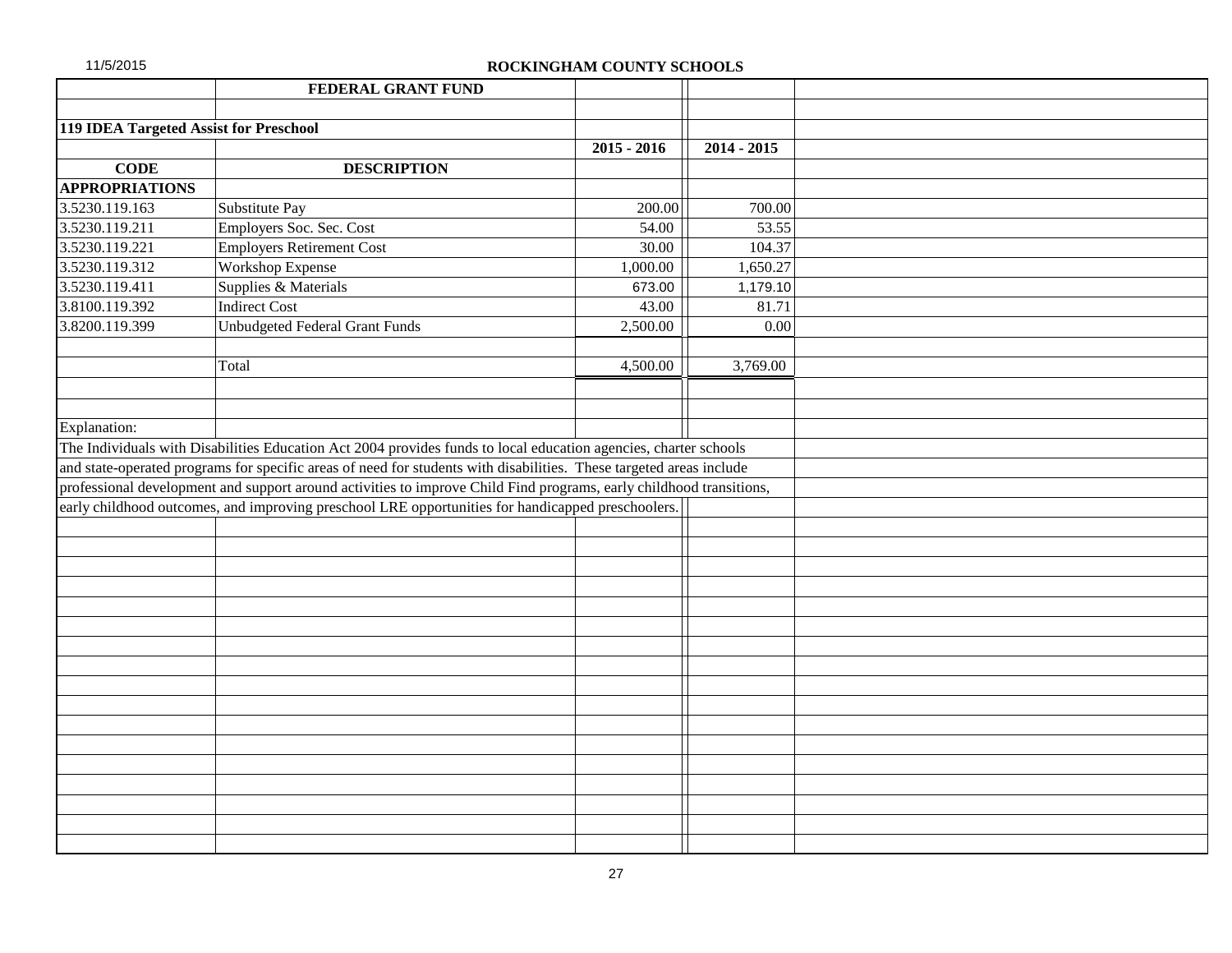## ROCKINGHAM COUNTY SCHOOLS

### FEDERAL GRANT FUND

**119 IDEA Targeted Assist for Preschool**

| CODE | DESCRIPTION | 2015 - 2016 | 2014 - 2015 |
|---|---|---|---|
| **APPROPRIATIONS** | | | |
| 3.5230.119.163 | Substitute Pay | 200.00 | 700.00 |
| 3.5230.119.211 | Employers Soc. Sec. Cost | 54.00 | 53.55 |
| 3.5230.119.221 | Employers Retirement Cost | 30.00 | 104.37 |
| 3.5230.119.312 | Workshop Expense | 1,000.00 | 1,650.27 |
| 3.5230.119.411 | Supplies & Materials | 673.00 | 1,179.10 |
| 3.8100.119.392 | Indirect Cost | 43.00 | 81.71 |
| 3.8200.119.399 | Unbudgeted Federal Grant Funds | 2,500.00 | 0.00 |
| | Total | 4,500.00 | 3,769.00 |

Explanation:

The Individuals with Disabilities Education Act 2004 provides funds to local education agencies, charter schools and state-operated programs for specific areas of need for students with disabilities. These targeted areas include professional development and support around activities to improve Child Find programs, early childhood transitions, early childhood outcomes, and improving preschool LRE opportunities for handicapped preschoolers.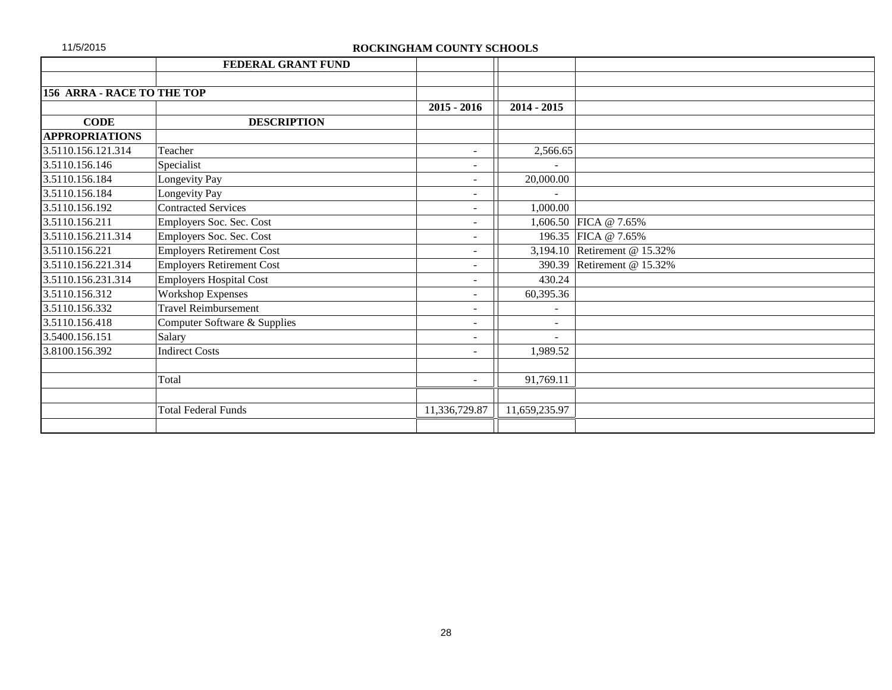11/5/2015

## ROCKINGHAM COUNTY SCHOOLS

| | FEDERAL GRANT FUND | | | |
|---|---|---|---|---|
| | | | | |
| **156 ARRA - RACE TO THE TOP** | | | | |
| | | **2015 - 2016** | **2014 - 2015** | |
| **CODE** | **DESCRIPTION** | | | |
| **APPROPRIATIONS** | | | | |
| 3.5110.156.121.314 | Teacher | - | 2,566.65 | |
| 3.5110.156.146 | Specialist | - | - | |
| 3.5110.156.184 | Longevity Pay | - | 20,000.00 | |
| 3.5110.156.184 | Longevity Pay | - | - | |
| 3.5110.156.192 | Contracted Services | - | 1,000.00 | |
| 3.5110.156.211 | Employers Soc. Sec. Cost | - | 1,606.50 | FICA @ 7.65% |
| 3.5110.156.211.314 | Employers Soc. Sec. Cost | - | 196.35 | FICA @ 7.65% |
| 3.5110.156.221 | Employers Retirement Cost | - | 3,194.10 | Retirement @ 15.32% |
| 3.5110.156.221.314 | Employers Retirement Cost | - | 390.39 | Retirement @ 15.32% |
| 3.5110.156.231.314 | Employers Hospital Cost | - | 430.24 | |
| 3.5110.156.312 | Workshop Expenses | - | 60,395.36 | |
| 3.5110.156.332 | Travel Reimbursement | - | - | |
| 3.5110.156.418 | Computer Software & Supplies | - | - | |
| 3.5400.156.151 | Salary | - | - | |
| 3.8100.156.392 | Indirect Costs | - | 1,989.52 | |
| | | | | |
| | Total | - | 91,769.11 | |
| | | | | |
| | Total Federal Funds | 11,336,729.87 | 11,659,235.97 | |
| | | | | |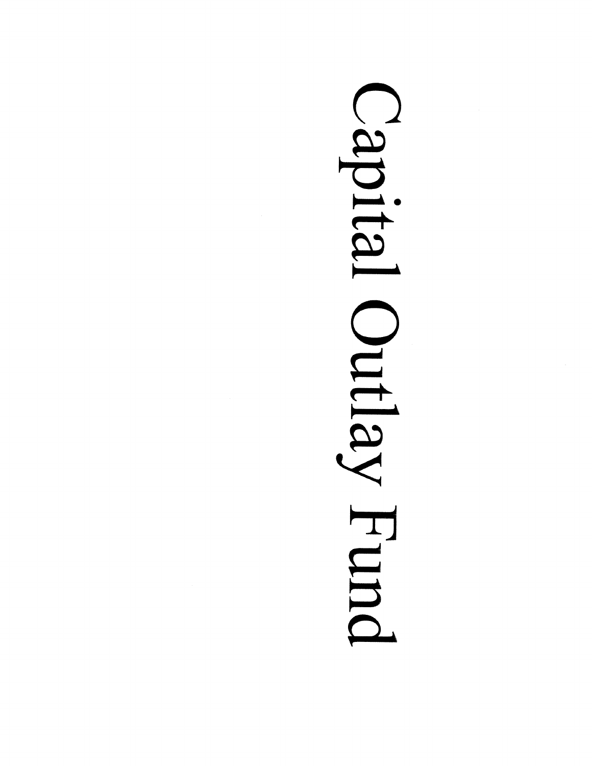# Capital Outlay Fund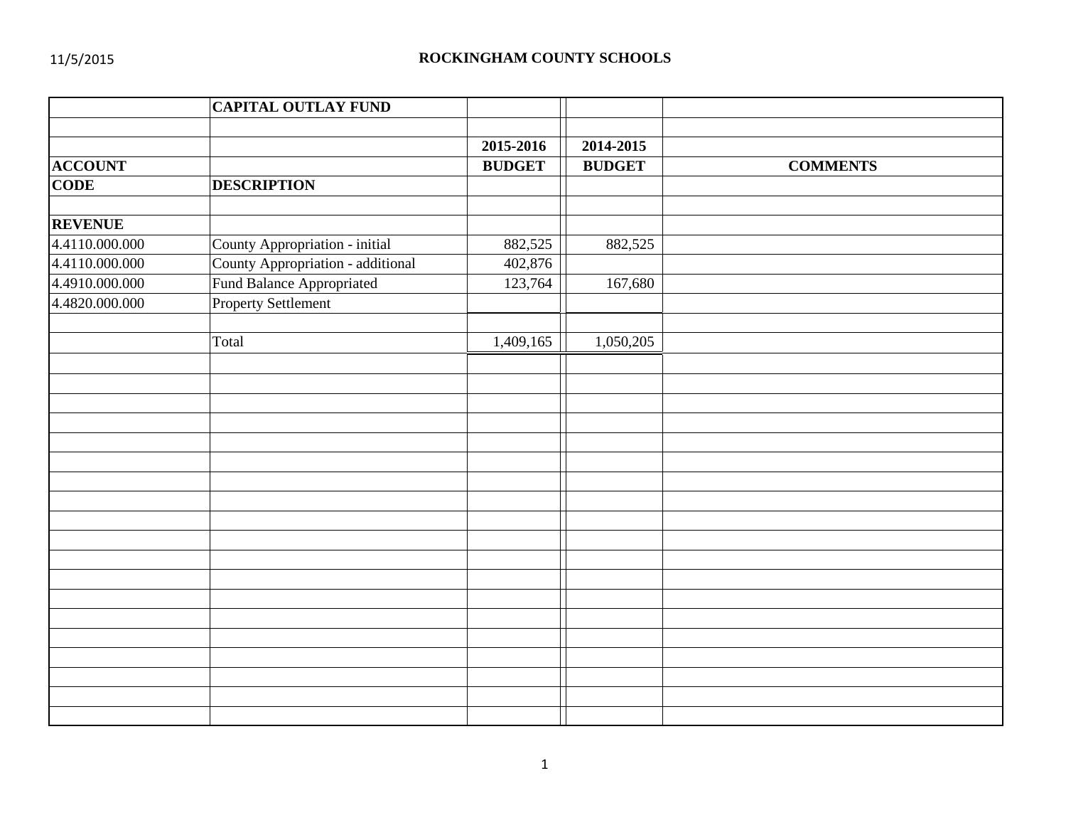# ROCKINGHAM COUNTY SCHOOLS

| | CAPITAL OUTLAY FUND | | | |
|---|---|---|---|---|
| | | | | |
| | | 2015-2016 | 2014-2015 | |
| ACCOUNT | | BUDGET | BUDGET | COMMENTS |
| CODE | DESCRIPTION | | | |
| | | | | |
| REVENUE | | | | |
| 4.4110.000.000 | County Appropriation - initial | 882,525 | 882,525 | |
| 4.4110.000.000 | County Appropriation - additional | 402,876 | | |
| 4.4910.000.000 | Fund Balance Appropriated | 123,764 | 167,680 | |
| 4.4820.000.000 | Property Settlement | | | |
| | | | | |
| | Total | 1,409,165 | 1,050,205 | |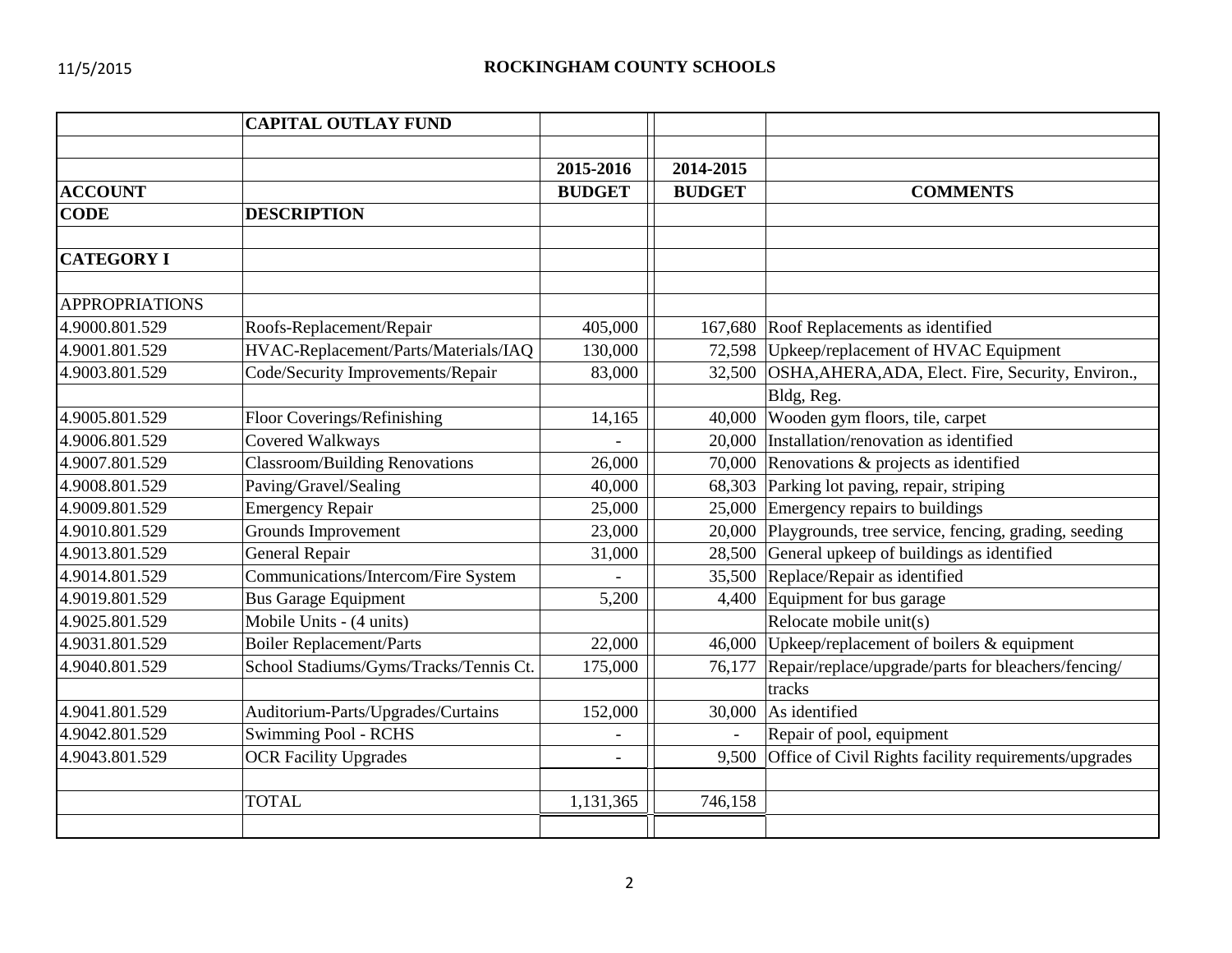11/5/2015

# ROCKINGHAM COUNTY SCHOOLS

| | CAPITAL OUTLAY FUND | | | |
|---|---|---|---|---|
| | | | | |
| | | 2015-2016 | 2014-2015 | |
| ACCOUNT | | BUDGET | BUDGET | COMMENTS |
| CODE | DESCRIPTION | | | |
| | | | | |
| CATEGORY I | | | | |
| | | | | |
| APPROPRIATIONS | | | | |
| 4.9000.801.529 | Roofs-Replacement/Repair | 405,000 | 167,680 | Roof Replacements as identified |
| 4.9001.801.529 | HVAC-Replacement/Parts/Materials/IAQ | 130,000 | 72,598 | Upkeep/replacement of HVAC Equipment |
| 4.9003.801.529 | Code/Security Improvements/Repair | 83,000 | 32,500 | OSHA,AHERA,ADA, Elect. Fire, Security, Environ., |
| | | | | Bldg, Reg. |
| 4.9005.801.529 | Floor Coverings/Refinishing | 14,165 | 40,000 | Wooden gym floors, tile, carpet |
| 4.9006.801.529 | Covered Walkways | - | 20,000 | Installation/renovation as identified |
| 4.9007.801.529 | Classroom/Building Renovations | 26,000 | 70,000 | Renovations & projects as identified |
| 4.9008.801.529 | Paving/Gravel/Sealing | 40,000 | 68,303 | Parking lot paving, repair, striping |
| 4.9009.801.529 | Emergency Repair | 25,000 | 25,000 | Emergency repairs to buildings |
| 4.9010.801.529 | Grounds Improvement | 23,000 | 20,000 | Playgrounds, tree service, fencing, grading, seeding |
| 4.9013.801.529 | General Repair | 31,000 | 28,500 | General upkeep of buildings as identified |
| 4.9014.801.529 | Communications/Intercom/Fire System | - | 35,500 | Replace/Repair as identified |
| 4.9019.801.529 | Bus Garage Equipment | 5,200 | 4,400 | Equipment for bus garage |
| 4.9025.801.529 | Mobile Units - (4 units) | | | Relocate mobile unit(s) |
| 4.9031.801.529 | Boiler Replacement/Parts | 22,000 | 46,000 | Upkeep/replacement of boilers & equipment |
| 4.9040.801.529 | School Stadiums/Gyms/Tracks/Tennis Ct. | 175,000 | 76,177 | Repair/replace/upgrade/parts for bleachers/fencing/ |
| | | | | tracks |
| 4.9041.801.529 | Auditorium-Parts/Upgrades/Curtains | 152,000 | 30,000 | As identified |
| 4.9042.801.529 | Swimming Pool - RCHS | - | - | Repair of pool, equipment |
| 4.9043.801.529 | OCR Facility Upgrades | - | 9,500 | Office of Civil Rights facility requirements/upgrades |
| | | | | |
| | TOTAL | 1,131,365 | 746,158 | |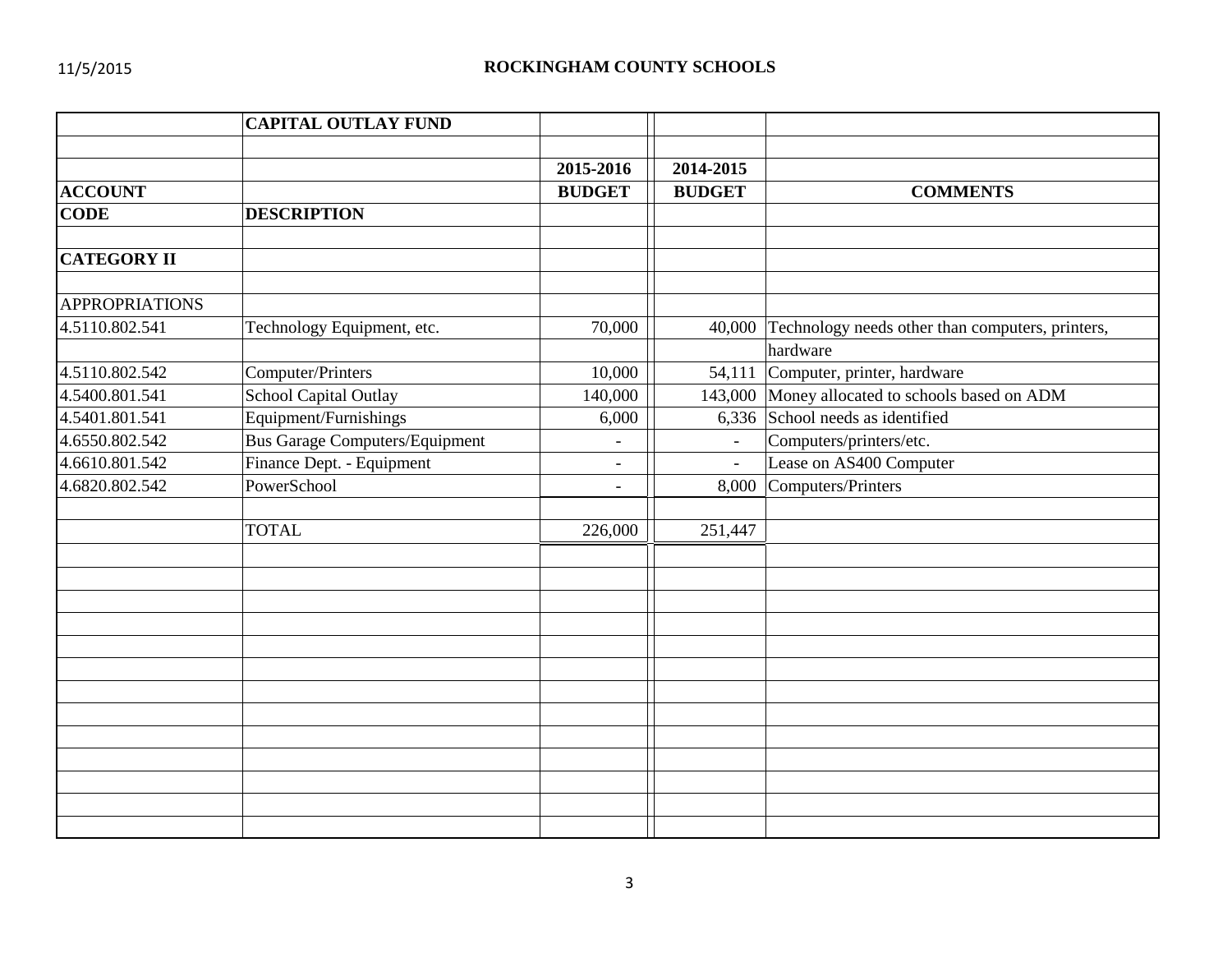# ROCKINGHAM COUNTY SCHOOLS

| | CAPITAL OUTLAY FUND | | | |
|---|---|---|---|---|
| | | 2015-2016 | 2014-2015 | |
| ACCOUNT | | BUDGET | BUDGET | COMMENTS |
| CODE | DESCRIPTION | | | |
| CATEGORY II | | | | |
| APPROPRIATIONS | | | | |
| 4.5110.802.541 | Technology Equipment, etc. | 70,000 | 40,000 | Technology needs other than computers, printers, hardware |
| 4.5110.802.542 | Computer/Printers | 10,000 | 54,111 | Computer, printer, hardware |
| 4.5400.801.541 | School Capital Outlay | 140,000 | 143,000 | Money allocated to schools based on ADM |
| 4.5401.801.541 | Equipment/Furnishings | 6,000 | 6,336 | School needs as identified |
| 4.6550.802.542 | Bus Garage Computers/Equipment | - | - | Computers/printers/etc. |
| 4.6610.801.542 | Finance Dept. - Equipment | - | - | Lease on AS400 Computer |
| 4.6820.802.542 | PowerSchool | - | 8,000 | Computers/Printers |
| | TOTAL | 226,000 | 251,447 | |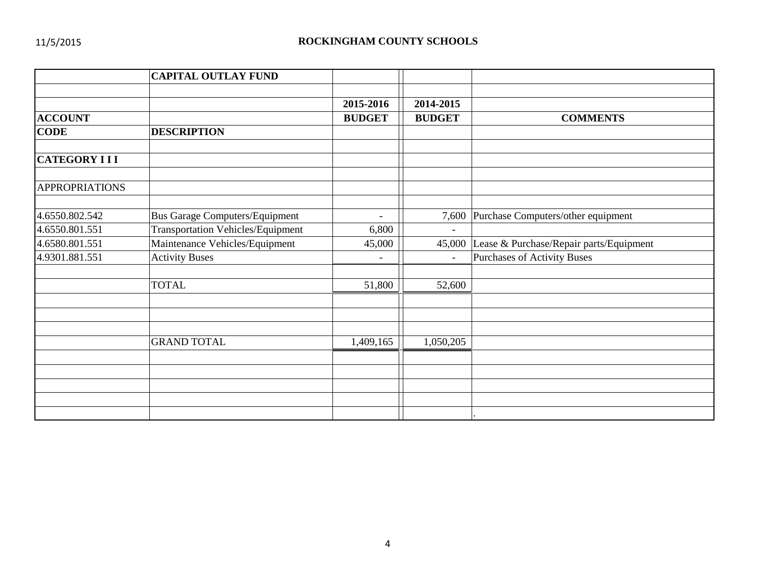## ROCKINGHAM COUNTY SCHOOLS

| | CAPITAL OUTLAY FUND | | | |
|---|---|---|---|---|
| | | 2015-2016 | 2014-2015 | |
| **ACCOUNT** | | **BUDGET** | **BUDGET** | **COMMENTS** |
| **CODE** | **DESCRIPTION** | | | |
| **CATEGORY I I I** | | | | |
| APPROPRIATIONS | | | | |
| 4.6550.802.542 | Bus Garage Computers/Equipment | - | 7,600 | Purchase Computers/other equipment |
| 4.6550.801.551 | Transportation Vehicles/Equipment | 6,800 | - | |
| 4.6580.801.551 | Maintenance Vehicles/Equipment | 45,000 | 45,000 | Lease & Purchase/Repair parts/Equipment |
| 4.9301.881.551 | Activity Buses | - | - | Purchases of Activity Buses |
| | TOTAL | 51,800 | 52,600 | |
| | GRAND TOTAL | 1,409,165 | 1,050,205 | |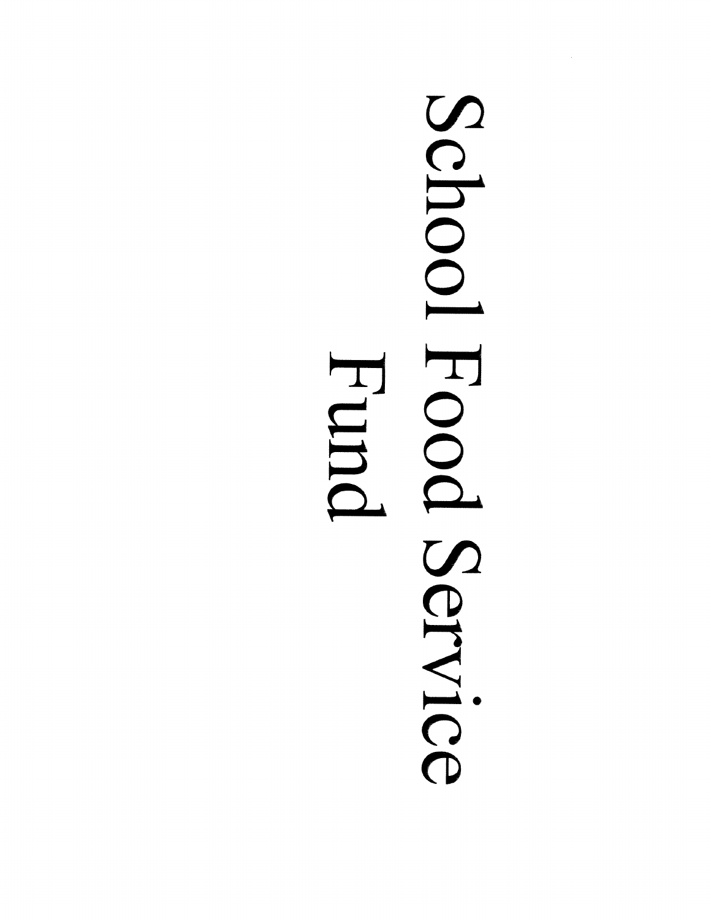# School Food Service Fund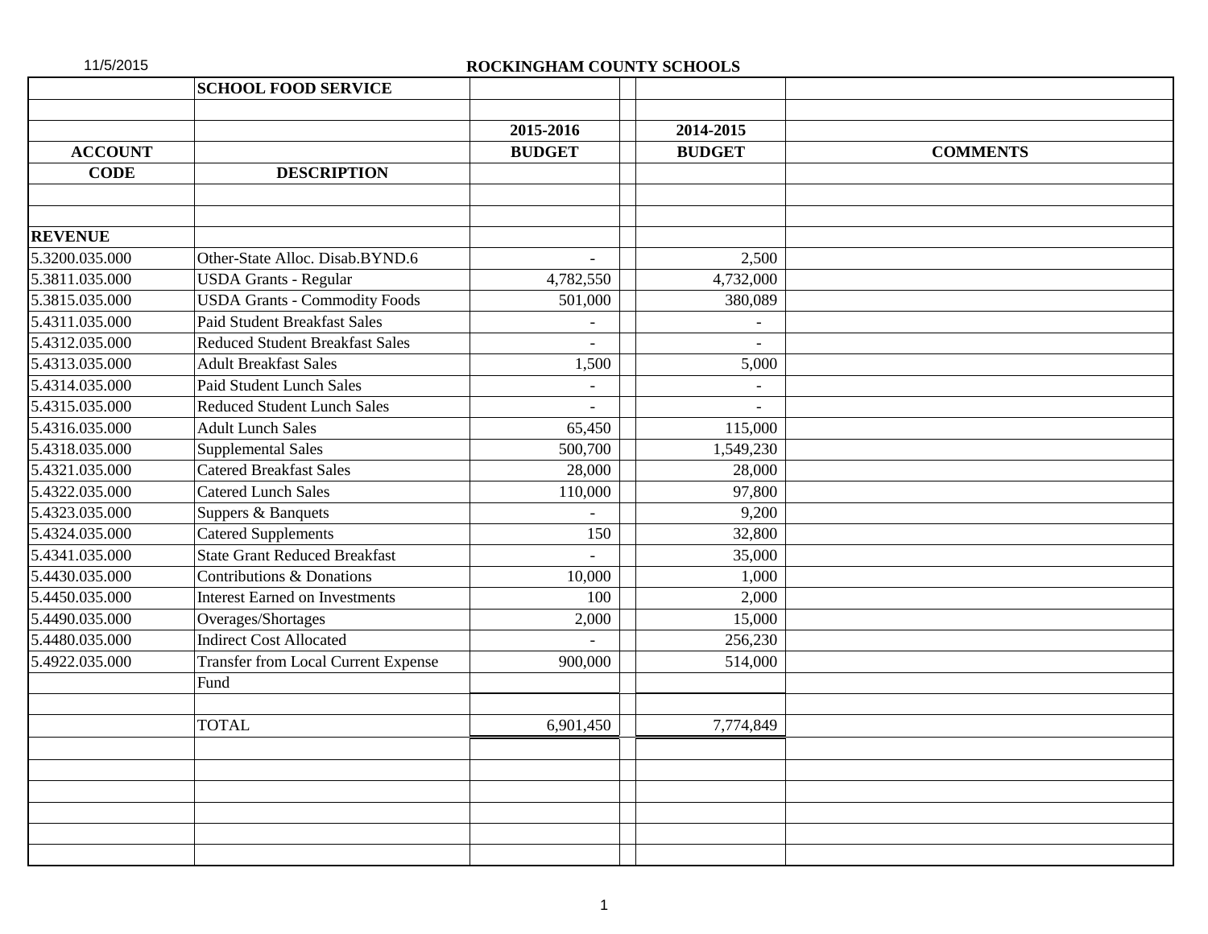11/5/2015

# ROCKINGHAM COUNTY SCHOOLS

| | SCHOOL FOOD SERVICE | | |
|---|---|---|---|
| | | 2015-2016 | 2014-2015 | |
| ACCOUNT | | BUDGET | BUDGET | COMMENTS |
| CODE | DESCRIPTION | | | |
| **REVENUE** | | | | |
| 5.3200.035.000 | Other-State Alloc. Disab.BYND.6 | - | 2,500 | |
| 5.3811.035.000 | USDA Grants - Regular | 4,782,550 | 4,732,000 | |
| 5.3815.035.000 | USDA Grants - Commodity Foods | 501,000 | 380,089 | |
| 5.4311.035.000 | Paid Student Breakfast Sales | - | - | |
| 5.4312.035.000 | Reduced Student Breakfast Sales | - | - | |
| 5.4313.035.000 | Adult Breakfast Sales | 1,500 | 5,000 | |
| 5.4314.035.000 | Paid Student Lunch Sales | - | - | |
| 5.4315.035.000 | Reduced Student Lunch Sales | - | - | |
| 5.4316.035.000 | Adult Lunch Sales | 65,450 | 115,000 | |
| 5.4318.035.000 | Supplemental Sales | 500,700 | 1,549,230 | |
| 5.4321.035.000 | Catered Breakfast Sales | 28,000 | 28,000 | |
| 5.4322.035.000 | Catered Lunch Sales | 110,000 | 97,800 | |
| 5.4323.035.000 | Suppers & Banquets | - | 9,200 | |
| 5.4324.035.000 | Catered Supplements | 150 | 32,800 | |
| 5.4341.035.000 | State Grant Reduced Breakfast | - | 35,000 | |
| 5.4430.035.000 | Contributions & Donations | 10,000 | 1,000 | |
| 5.4450.035.000 | Interest Earned on Investments | 100 | 2,000 | |
| 5.4490.035.000 | Overages/Shortages | 2,000 | 15,000 | |
| 5.4480.035.000 | Indirect Cost Allocated | - | 256,230 | |
| 5.4922.035.000 | Transfer from Local Current Expense Fund | 900,000 | 514,000 | |
| | TOTAL | 6,901,450 | 7,774,849 | |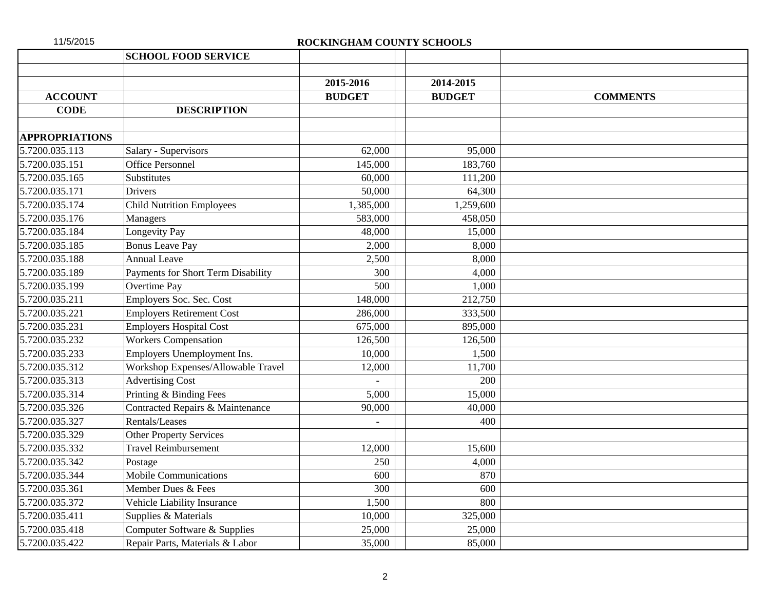ROCKINGHAM COUNTY SCHOOLS

| ACCOUNT CODE | SCHOOL FOOD SERVICE DESCRIPTION | 2015-2016 BUDGET | | 2014-2015 BUDGET | COMMENTS |
|---|---|---|---|---|---|
| **APPROPRIATIONS** | | | | | |
| 5.7200.035.113 | Salary - Supervisors | 62,000 | | 95,000 | |
| 5.7200.035.151 | Office Personnel | 145,000 | | 183,760 | |
| 5.7200.035.165 | Substitutes | 60,000 | | 111,200 | |
| 5.7200.035.171 | Drivers | 50,000 | | 64,300 | |
| 5.7200.035.174 | Child Nutrition Employees | 1,385,000 | | 1,259,600 | |
| 5.7200.035.176 | Managers | 583,000 | | 458,050 | |
| 5.7200.035.184 | Longevity Pay | 48,000 | | 15,000 | |
| 5.7200.035.185 | Bonus Leave Pay | 2,000 | | 8,000 | |
| 5.7200.035.188 | Annual Leave | 2,500 | | 8,000 | |
| 5.7200.035.189 | Payments for Short Term Disability | 300 | | 4,000 | |
| 5.7200.035.199 | Overtime Pay | 500 | | 1,000 | |
| 5.7200.035.211 | Employers Soc. Sec. Cost | 148,000 | | 212,750 | |
| 5.7200.035.221 | Employers Retirement Cost | 286,000 | | 333,500 | |
| 5.7200.035.231 | Employers Hospital Cost | 675,000 | | 895,000 | |
| 5.7200.035.232 | Workers Compensation | 126,500 | | 126,500 | |
| 5.7200.035.233 | Employers Unemployment Ins. | 10,000 | | 1,500 | |
| 5.7200.035.312 | Workshop Expenses/Allowable Travel | 12,000 | | 11,700 | |
| 5.7200.035.313 | Advertising Cost | - | | 200 | |
| 5.7200.035.314 | Printing & Binding Fees | 5,000 | | 15,000 | |
| 5.7200.035.326 | Contracted Repairs & Maintenance | 90,000 | | 40,000 | |
| 5.7200.035.327 | Rentals/Leases | - | | 400 | |
| 5.7200.035.329 | Other Property Services | | | | |
| 5.7200.035.332 | Travel Reimbursement | 12,000 | | 15,600 | |
| 5.7200.035.342 | Postage | 250 | | 4,000 | |
| 5.7200.035.344 | Mobile Communications | 600 | | 870 | |
| 5.7200.035.361 | Member Dues & Fees | 300 | | 600 | |
| 5.7200.035.372 | Vehicle Liability Insurance | 1,500 | | 800 | |
| 5.7200.035.411 | Supplies & Materials | 10,000 | | 325,000 | |
| 5.7200.035.418 | Computer Software & Supplies | 25,000 | | 25,000 | |
| 5.7200.035.422 | Repair Parts, Materials & Labor | 35,000 | | 85,000 | |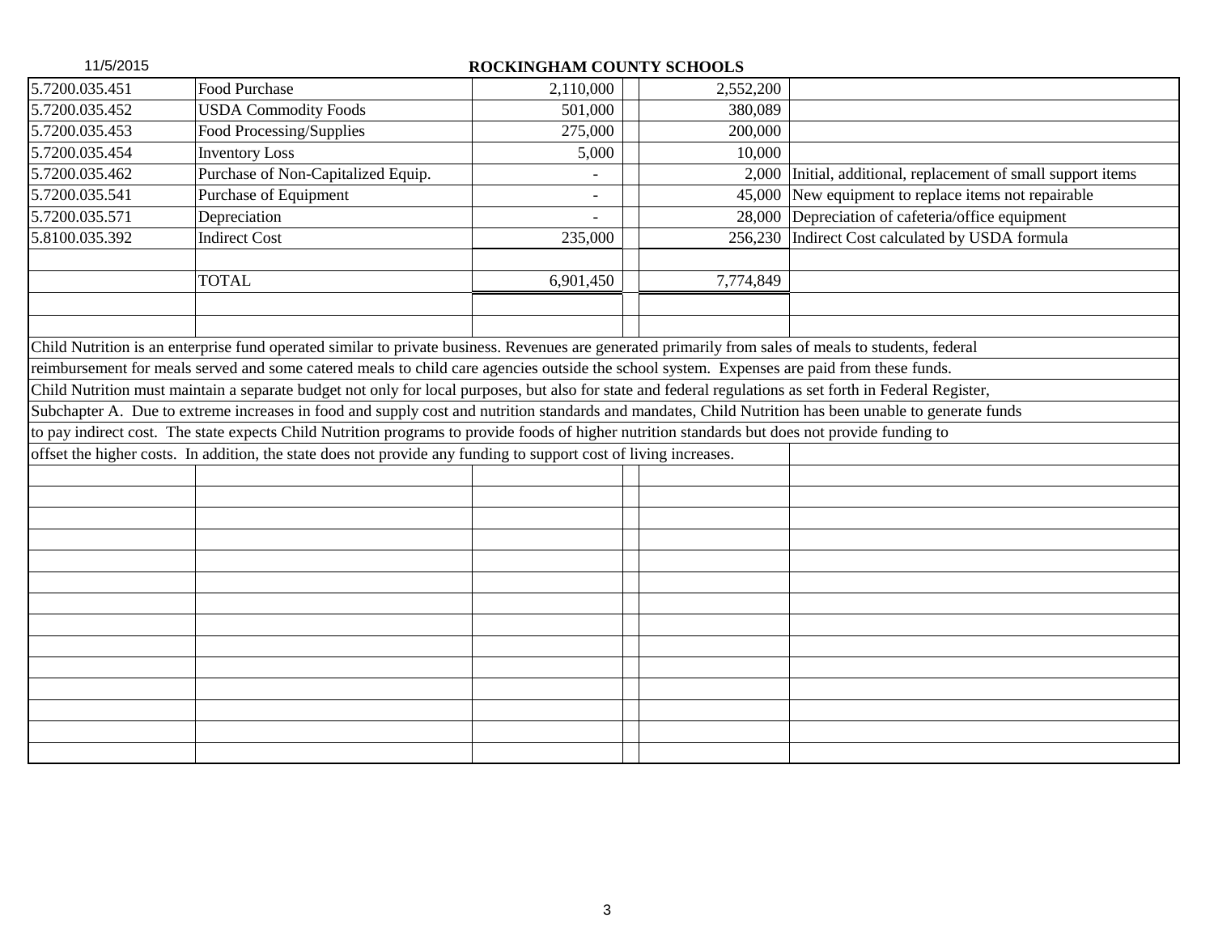## ROCKINGHAM COUNTY SCHOOLS

| | | | | |
|---|---|---|---|---|
| 5.7200.035.451 | Food Purchase | 2,110,000 | 2,552,200 | |
| 5.7200.035.452 | USDA Commodity Foods | 501,000 | 380,089 | |
| 5.7200.035.453 | Food Processing/Supplies | 275,000 | 200,000 | |
| 5.7200.035.454 | Inventory Loss | 5,000 | 10,000 | |
| 5.7200.035.462 | Purchase of Non-Capitalized Equip. | - | 2,000 | Initial, additional, replacement of small support items |
| 5.7200.035.541 | Purchase of Equipment | - | 45,000 | New equipment to replace items not repairable |
| 5.7200.035.571 | Depreciation | - | 28,000 | Depreciation of cafeteria/office equipment |
| 5.8100.035.392 | Indirect Cost | 235,000 | 256,230 | Indirect Cost calculated by USDA formula |
| | TOTAL | 6,901,450 | 7,774,849 | |

Child Nutrition is an enterprise fund operated similar to private business. Revenues are generated primarily from sales of meals to students, federal reimbursement for meals served and some catered meals to child care agencies outside the school system. Expenses are paid from these funds. Child Nutrition must maintain a separate budget not only for local purposes, but also for state and federal regulations as set forth in Federal Register, Subchapter A. Due to extreme increases in food and supply cost and nutrition standards and mandates, Child Nutrition has been unable to generate funds to pay indirect cost. The state expects Child Nutrition programs to provide foods of higher nutrition standards but does not provide funding to offset the higher costs. In addition, the state does not provide any funding to support cost of living increases.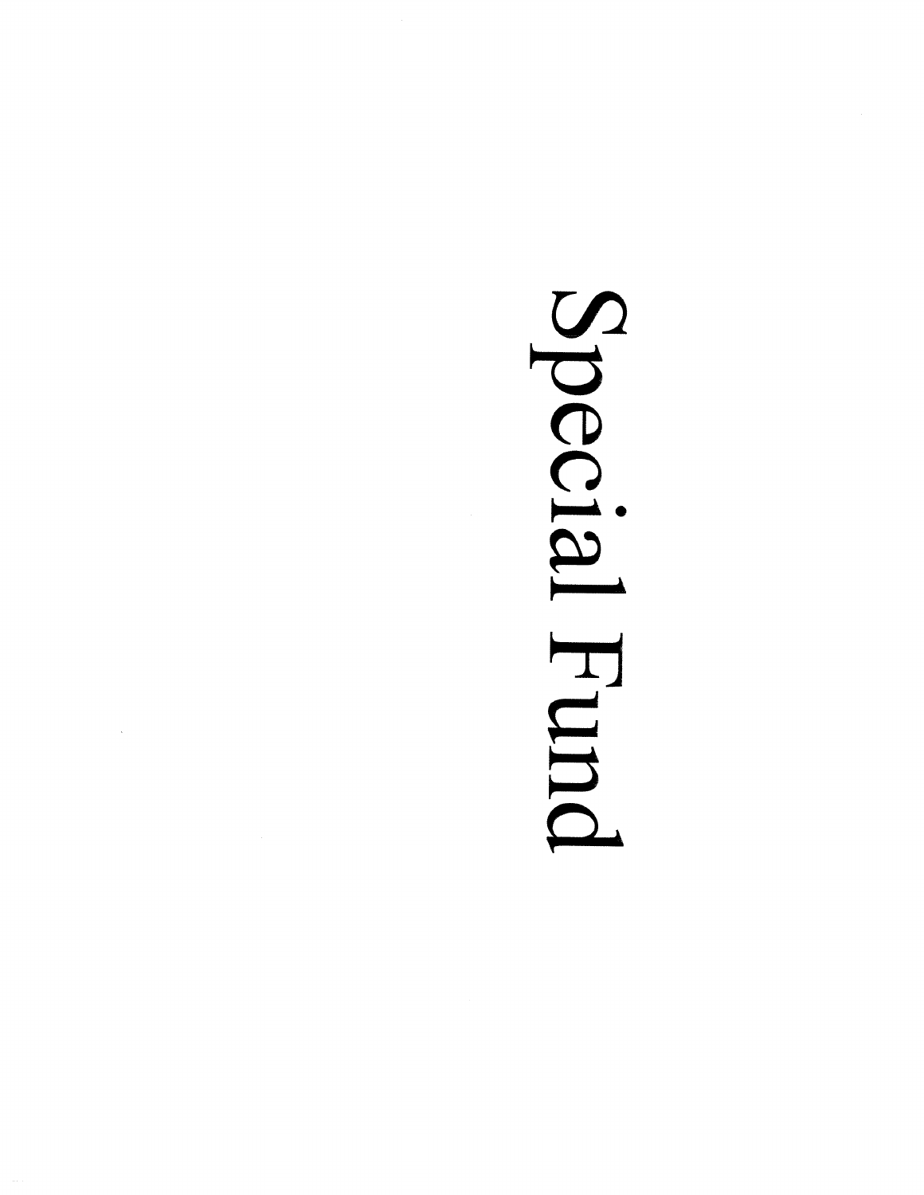# Special Fund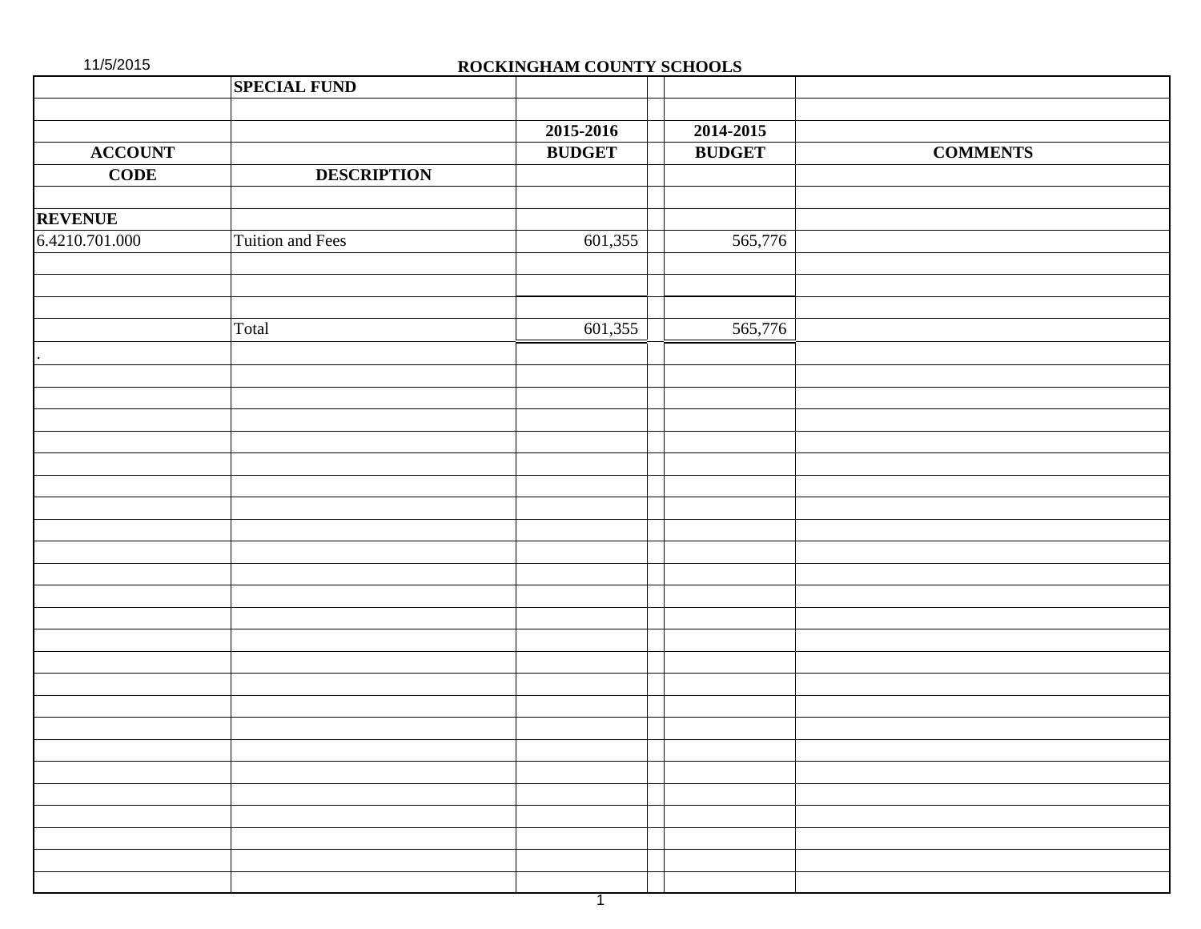# ROCKINGHAM COUNTY SCHOOLS

11/5/2015

| ACCOUNT CODE | SPECIAL FUND DESCRIPTION | 2015-2016 BUDGET | 2014-2015 BUDGET | COMMENTS |
|---|---|---|---|---|
| **REVENUE** | | | | |
| 6.4210.701.000 | Tuition and Fees | 601,355 | 565,776 | |
| | Total | 601,355 | 565,776 | |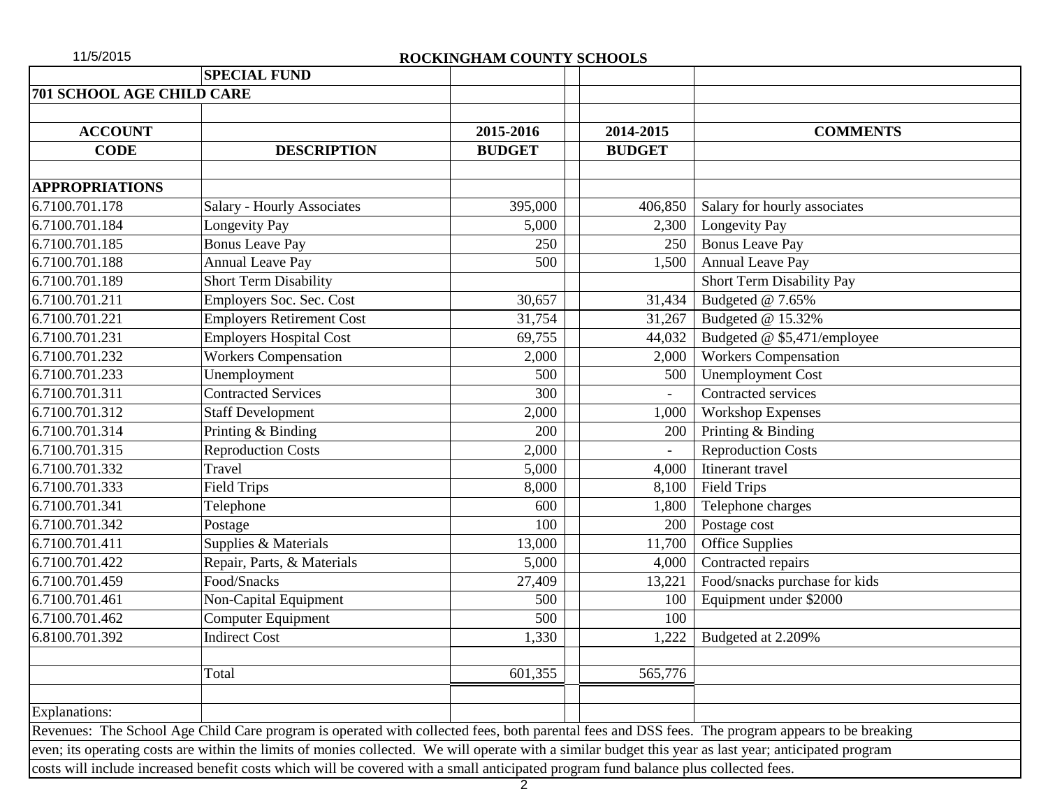11/5/2015

## ROCKINGHAM COUNTY SCHOOLS

| | SPECIAL FUND | | | |
|---|---|---|---|---|
| **701 SCHOOL AGE CHILD CARE** | | | | |
| | | | | |
| **ACCOUNT CODE** | **DESCRIPTION** | **2015-2016 BUDGET** | **2014-2015 BUDGET** | **COMMENTS** |
| | | | | |
| **APPROPRIATIONS** | | | | |
| 6.7100.701.178 | Salary - Hourly Associates | 395,000 | 406,850 | Salary for hourly associates |
| 6.7100.701.184 | Longevity Pay | 5,000 | 2,300 | Longevity Pay |
| 6.7100.701.185 | Bonus Leave Pay | 250 | 250 | Bonus Leave Pay |
| 6.7100.701.188 | Annual Leave Pay | 500 | 1,500 | Annual Leave Pay |
| 6.7100.701.189 | Short Term Disability | | | Short Term Disability Pay |
| 6.7100.701.211 | Employers Soc. Sec. Cost | 30,657 | 31,434 | Budgeted @ 7.65% |
| 6.7100.701.221 | Employers Retirement Cost | 31,754 | 31,267 | Budgeted @ 15.32% |
| 6.7100.701.231 | Employers Hospital Cost | 69,755 | 44,032 | Budgeted @ $5,471/employee |
| 6.7100.701.232 | Workers Compensation | 2,000 | 2,000 | Workers Compensation |
| 6.7100.701.233 | Unemployment | 500 | 500 | Unemployment Cost |
| 6.7100.701.311 | Contracted Services | 300 | - | Contracted services |
| 6.7100.701.312 | Staff Development | 2,000 | 1,000 | Workshop Expenses |
| 6.7100.701.314 | Printing & Binding | 200 | 200 | Printing & Binding |
| 6.7100.701.315 | Reproduction Costs | 2,000 | - | Reproduction Costs |
| 6.7100.701.332 | Travel | 5,000 | 4,000 | Itinerant travel |
| 6.7100.701.333 | Field Trips | 8,000 | 8,100 | Field Trips |
| 6.7100.701.341 | Telephone | 600 | 1,800 | Telephone charges |
| 6.7100.701.342 | Postage | 100 | 200 | Postage cost |
| 6.7100.701.411 | Supplies & Materials | 13,000 | 11,700 | Office Supplies |
| 6.7100.701.422 | Repair, Parts, & Materials | 5,000 | 4,000 | Contracted repairs |
| 6.7100.701.459 | Food/Snacks | 27,409 | 13,221 | Food/snacks purchase for kids |
| 6.7100.701.461 | Non-Capital Equipment | 500 | 100 | Equipment under $2000 |
| 6.7100.701.462 | Computer Equipment | 500 | 100 | |
| 6.8100.701.392 | Indirect Cost | 1,330 | 1,222 | Budgeted at 2.209% |
| | | | | |
| | Total | 601,355 | 565,776 | |

Explanations:

Revenues: The School Age Child Care program is operated with collected fees, both parental fees and DSS fees. The program appears to be breaking even; its operating costs are within the limits of monies collected. We will operate with a similar budget this year as last year; anticipated program costs will include increased benefit costs which will be covered with a small anticipated program fund balance plus collected fees.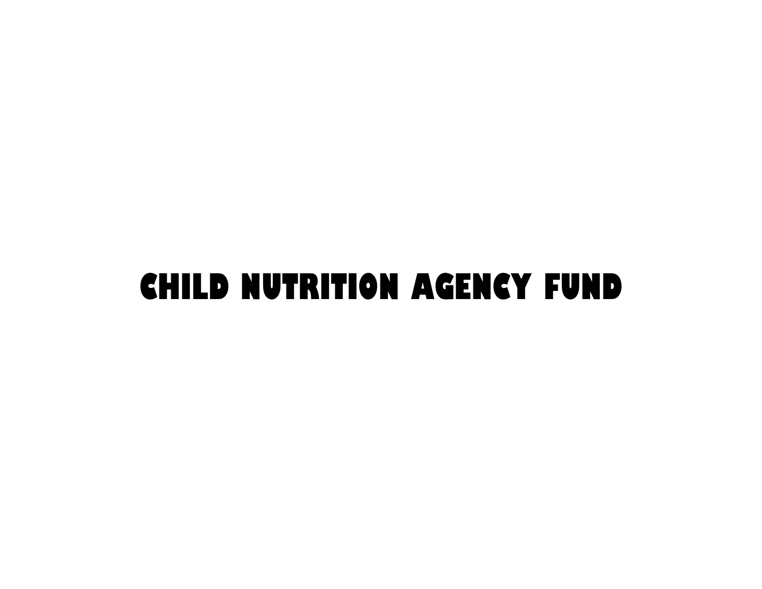# CHILD NUTRITION AGENCY FUND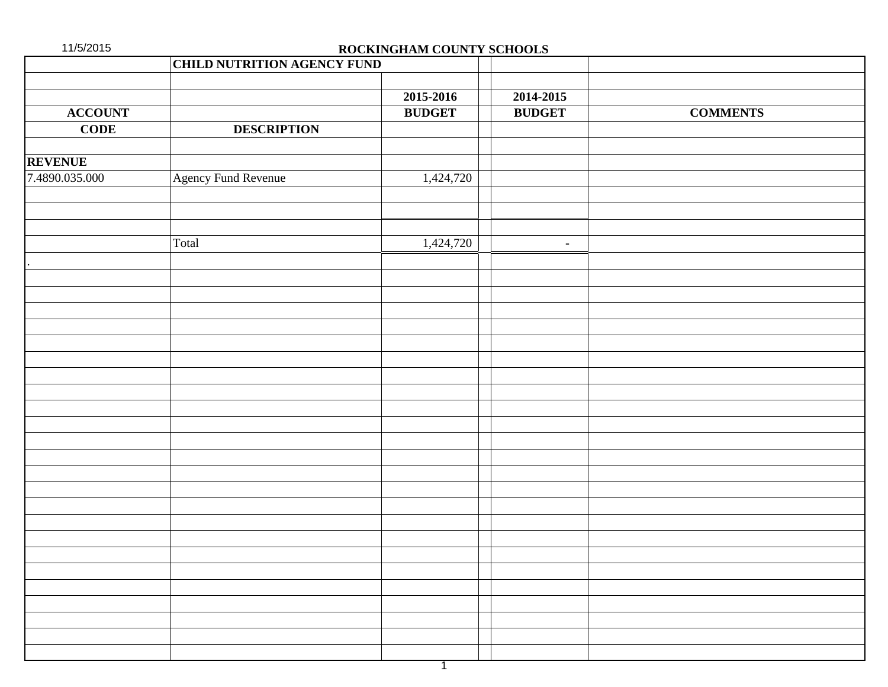11/5/2015

# ROCKINGHAM COUNTY SCHOOLS

| | **CHILD NUTRITION AGENCY FUND** | | | |
|---|---|---|---|---|
| | | **2015-2016** | **2014-2015** | |
| **ACCOUNT** | | **BUDGET** | **BUDGET** | **COMMENTS** |
| **CODE** | **DESCRIPTION** | | | |
| **REVENUE** | | | | |
| 7.4890.035.000 | Agency Fund Revenue | 1,424,720 | | |
| | Total | 1,424,720 | - | |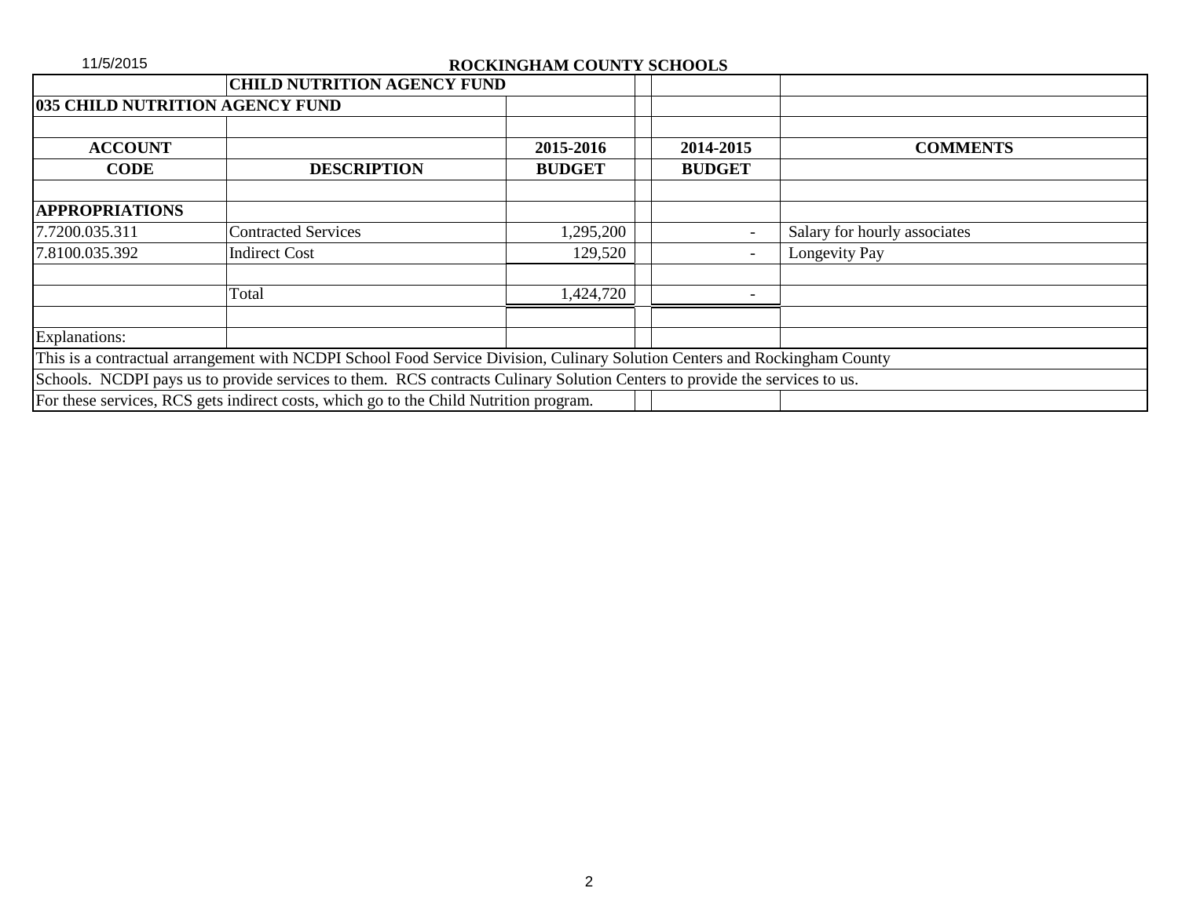11/5/2015

**ROCKINGHAM COUNTY SCHOOLS**

| | **CHILD NUTRITION AGENCY FUND** | | | |
|---|---|---|---|---|
| **035 CHILD NUTRITION AGENCY FUND** | | | | |
| | | | | |
| **ACCOUNT** | | **2015-2016** | **2014-2015** | **COMMENTS** |
| **CODE** | **DESCRIPTION** | **BUDGET** | **BUDGET** | |
| | | | | |
| **APPROPRIATIONS** | | | | |
| 7.7200.035.311 | Contracted Services | 1,295,200 | - | Salary for hourly associates |
| 7.8100.035.392 | Indirect Cost | 129,520 | - | Longevity Pay |
| | | | | |
| | Total | 1,424,720 | - | |

Explanations:

This is a contractual arrangement with NCDPI School Food Service Division, Culinary Solution Centers and Rockingham County Schools. NCDPI pays us to provide services to them. RCS contracts Culinary Solution Centers to provide the services to us. For these services, RCS gets indirect costs, which go to the Child Nutrition program.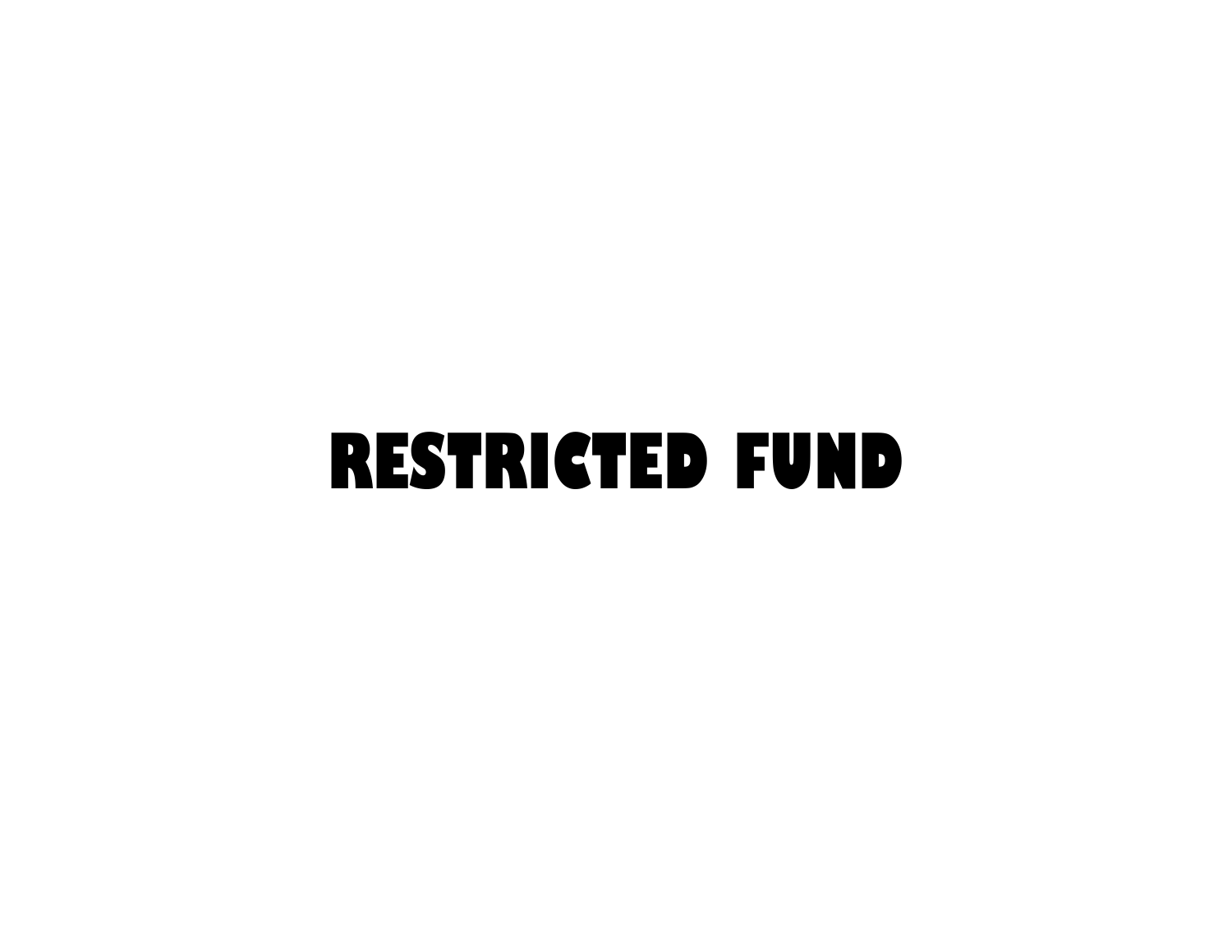# RESTRICTED FUND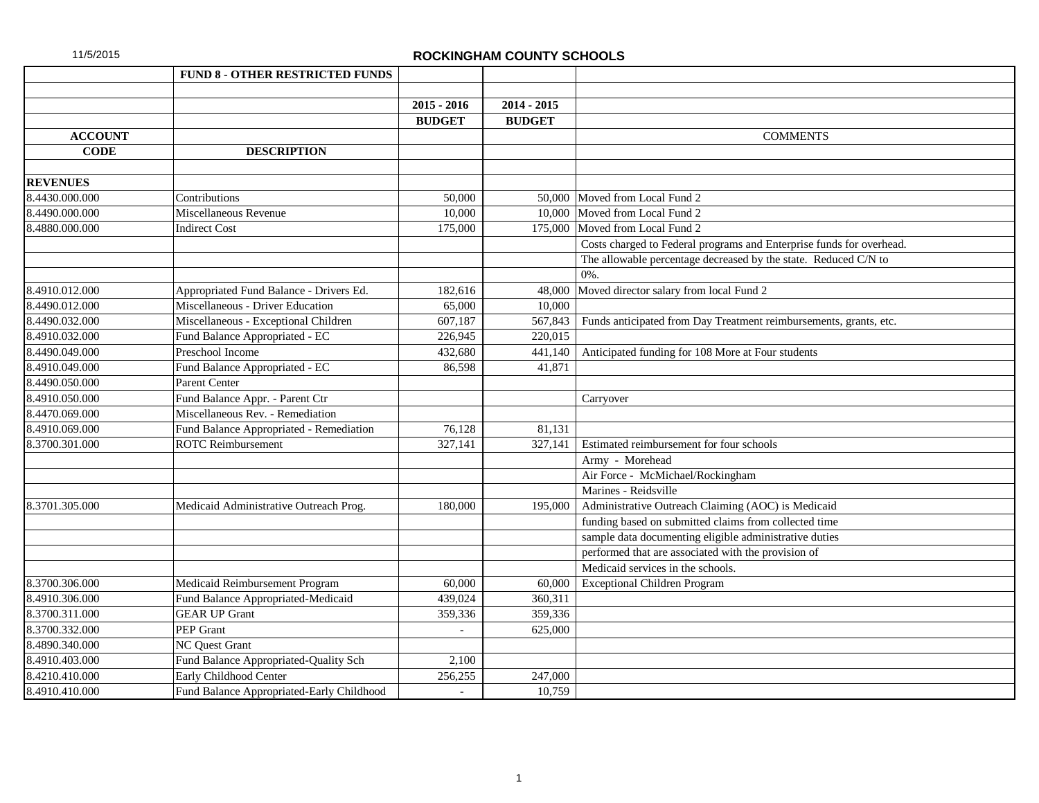# ROCKINGHAM COUNTY SCHOOLS

11/5/2015

| ACCOUNT CODE | DESCRIPTION | 2015 - 2016 BUDGET | 2014 - 2015 BUDGET | COMMENTS |
|---|---|---|---|---|
| | **FUND 8 - OTHER RESTRICTED FUNDS** | | | |
| **REVENUES** | | | | |
| 8.4430.000.000 | Contributions | 50,000 | 50,000 | Moved from Local Fund 2 |
| 8.4490.000.000 | Miscellaneous Revenue | 10,000 | 10,000 | Moved from Local Fund 2 |
| 8.4880.000.000 | Indirect Cost | 175,000 | 175,000 | Moved from Local Fund 2 |
| | | | | Costs charged to Federal programs and Enterprise funds for overhead. |
| | | | | The allowable percentage decreased by the state. Reduced C/N to |
| | | | | 0%. |
| 8.4910.012.000 | Appropriated Fund Balance - Drivers Ed. | 182,616 | 48,000 | Moved director salary from local Fund 2 |
| 8.4490.012.000 | Miscellaneous - Driver Education | 65,000 | 10,000 | |
| 8.4490.032.000 | Miscellaneous - Exceptional Children | 607,187 | 567,843 | Funds anticipated from Day Treatment reimbursements, grants, etc. |
| 8.4910.032.000 | Fund Balance Appropriated - EC | 226,945 | 220,015 | |
| 8.4490.049.000 | Preschool Income | 432,680 | 441,140 | Anticipated funding for 108 More at Four students |
| 8.4910.049.000 | Fund Balance Appropriated - EC | 86,598 | 41,871 | |
| 8.4490.050.000 | Parent Center | | | |
| 8.4910.050.000 | Fund Balance Appr. - Parent Ctr | | | Carryover |
| 8.4470.069.000 | Miscellaneous Rev. - Remediation | | | |
| 8.4910.069.000 | Fund Balance Appropriated - Remediation | 76,128 | 81,131 | |
| 8.3700.301.000 | ROTC Reimbursement | 327,141 | 327,141 | Estimated reimbursement for four schools |
| | | | | Army - Morehead |
| | | | | Air Force - McMichael/Rockingham |
| | | | | Marines - Reidsville |
| 8.3701.305.000 | Medicaid Administrative Outreach Prog. | 180,000 | 195,000 | Administrative Outreach Claiming (AOC) is Medicaid |
| | | | | funding based on submitted claims from collected time |
| | | | | sample data documenting eligible administrative duties |
| | | | | performed that are associated with the provision of |
| | | | | Medicaid services in the schools. |
| 8.3700.306.000 | Medicaid Reimbursement Program | 60,000 | 60,000 | Exceptional Children Program |
| 8.4910.306.000 | Fund Balance Appropriated-Medicaid | 439,024 | 360,311 | |
| 8.3700.311.000 | GEAR UP Grant | 359,336 | 359,336 | |
| 8.3700.332.000 | PEP Grant | - | 625,000 | |
| 8.4890.340.000 | NC Quest Grant | | | |
| 8.4910.403.000 | Fund Balance Appropriated-Quality Sch | 2,100 | | |
| 8.4210.410.000 | Early Childhood Center | 256,255 | 247,000 | |
| 8.4910.410.000 | Fund Balance Appropriated-Early Childhood | - | 10,759 | |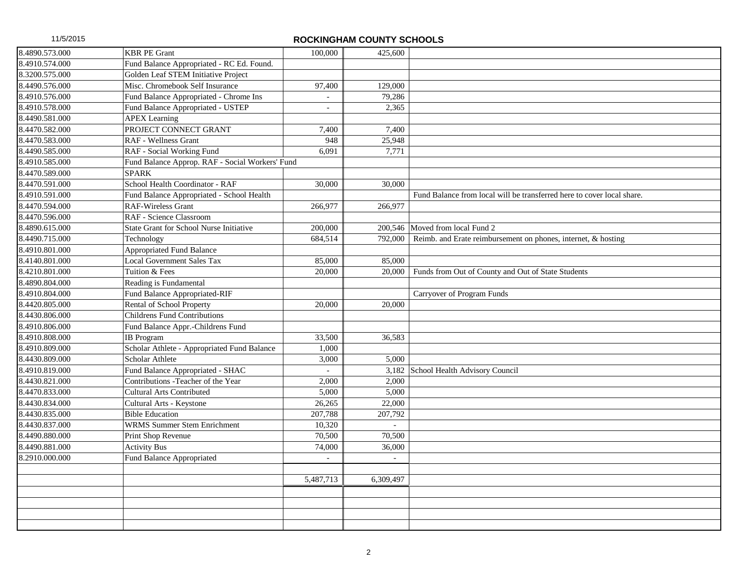## ROCKINGHAM COUNTY SCHOOLS

| | | | | |
|---|---|---|---|---|
| 8.4890.573.000 | KBR PE Grant | 100,000 | 425,600 | |
| 8.4910.574.000 | Fund Balance Appropriated - RC Ed. Found. | | | |
| 8.3200.575.000 | Golden Leaf STEM Initiative Project | | | |
| 8.4490.576.000 | Misc. Chromebook Self Insurance | 97,400 | 129,000 | |
| 8.4910.576.000 | Fund Balance Appropriated - Chrome Ins | - | 79,286 | |
| 8.4910.578.000 | Fund Balance Appropriated - USTEP | - | 2,365 | |
| 8.4490.581.000 | APEX Learning | | | |
| 8.4470.582.000 | PROJECT CONNECT GRANT | 7,400 | 7,400 | |
| 8.4470.583.000 | RAF - Wellness Grant | 948 | 25,948 | |
| 8.4490.585.000 | RAF - Social Working Fund | 6,091 | 7,771 | |
| 8.4910.585.000 | Fund Balance Approp. RAF - Social Workers' Fund | | | |
| 8.4470.589.000 | SPARK | | | |
| 8.4470.591.000 | School Health Coordinator - RAF | 30,000 | 30,000 | |
| 8.4910.591.000 | Fund Balance Appropriated - School Health | | | Fund Balance from local will be transferred here to cover local share. |
| 8.4470.594.000 | RAF-Wireless Grant | 266,977 | 266,977 | |
| 8.4470.596.000 | RAF - Science Classroom | | | |
| 8.4890.615.000 | State Grant for School Nurse Initiative | 200,000 | 200,546 | Moved from local Fund 2 |
| 8.4490.715.000 | Technology | 684,514 | 792,000 | Reimb. and Erate reimbursement on phones, internet, & hosting |
| 8.4910.801.000 | Appropriated Fund Balance | | | |
| 8.4140.801.000 | Local Government Sales Tax | 85,000 | 85,000 | |
| 8.4210.801.000 | Tuition & Fees | 20,000 | 20,000 | Funds from Out of County and Out of State Students |
| 8.4890.804.000 | Reading is Fundamental | | | |
| 8.4910.804.000 | Fund Balance Appropriated-RIF | | | Carryover of Program Funds |
| 8.4420.805.000 | Rental of School Property | 20,000 | 20,000 | |
| 8.4430.806.000 | Childrens Fund Contributions | | | |
| 8.4910.806.000 | Fund Balance Appr.-Childrens Fund | | | |
| 8.4910.808.000 | IB Program | 33,500 | 36,583 | |
| 8.4910.809.000 | Scholar Athlete - Appropriated Fund Balance | 1,000 | | |
| 8.4430.809.000 | Scholar Athlete | 3,000 | 5,000 | |
| 8.4910.819.000 | Fund Balance Appropriated - SHAC | - | 3,182 | School Health Advisory Council |
| 8.4430.821.000 | Contributions -Teacher of the Year | 2,000 | 2,000 | |
| 8.4470.833.000 | Cultural Arts Contributed | 5,000 | 5,000 | |
| 8.4430.834.000 | Cultural Arts - Keystone | 26,265 | 22,000 | |
| 8.4430.835.000 | Bible Education | 207,788 | 207,792 | |
| 8.4430.837.000 | WRMS Summer Stem Enrichment | 10,320 | - | |
| 8.4490.880.000 | Print Shop Revenue | 70,500 | 70,500 | |
| 8.4490.881.000 | Activity Bus | 74,000 | 36,000 | |
| 8.2910.000.000 | Fund Balance Appropriated | - | - | |
| | | | | |
| | | 5,487,713 | 6,309,497 | |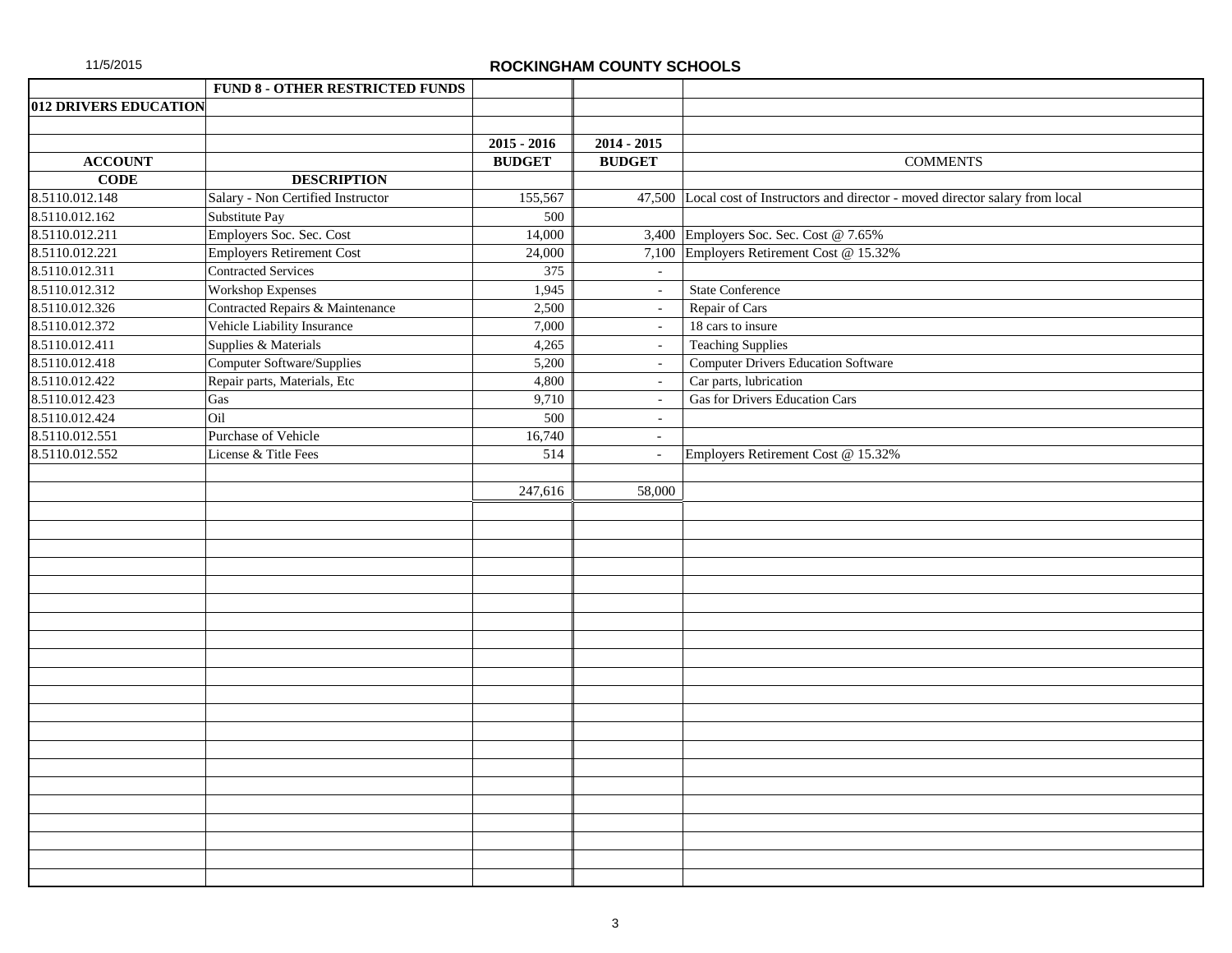11/5/2015

## ROCKINGHAM COUNTY SCHOOLS

| | FUND 8 - OTHER RESTRICTED FUNDS | | | |
|---|---|---|---|---|
| **012 DRIVERS EDUCATION** | | | | |
| | | **2015 - 2016** | **2014 - 2015** | |
| **ACCOUNT** | | **BUDGET** | **BUDGET** | COMMENTS |
| **CODE** | **DESCRIPTION** | | | |
| 8.5110.012.148 | Salary - Non Certified Instructor | 155,567 | 47,500 | Local cost of Instructors and director - moved director salary from local |
| 8.5110.012.162 | Substitute Pay | 500 | | |
| 8.5110.012.211 | Employers Soc. Sec. Cost | 14,000 | 3,400 | Employers Soc. Sec. Cost @ 7.65% |
| 8.5110.012.221 | Employers Retirement Cost | 24,000 | 7,100 | Employers Retirement Cost @ 15.32% |
| 8.5110.012.311 | Contracted Services | 375 | - | |
| 8.5110.012.312 | Workshop Expenses | 1,945 | - | State Conference |
| 8.5110.012.326 | Contracted Repairs & Maintenance | 2,500 | - | Repair of Cars |
| 8.5110.012.372 | Vehicle Liability Insurance | 7,000 | - | 18 cars to insure |
| 8.5110.012.411 | Supplies & Materials | 4,265 | - | Teaching Supplies |
| 8.5110.012.418 | Computer Software/Supplies | 5,200 | - | Computer Drivers Education Software |
| 8.5110.012.422 | Repair parts, Materials, Etc | 4,800 | - | Car parts, lubrication |
| 8.5110.012.423 | Gas | 9,710 | - | Gas for Drivers Education Cars |
| 8.5110.012.424 | Oil | 500 | - | |
| 8.5110.012.551 | Purchase of Vehicle | 16,740 | - | |
| 8.5110.012.552 | License & Title Fees | 514 | - | Employers Retirement Cost @ 15.32% |
| | | | | |
| | | 247,616 | 58,000 | |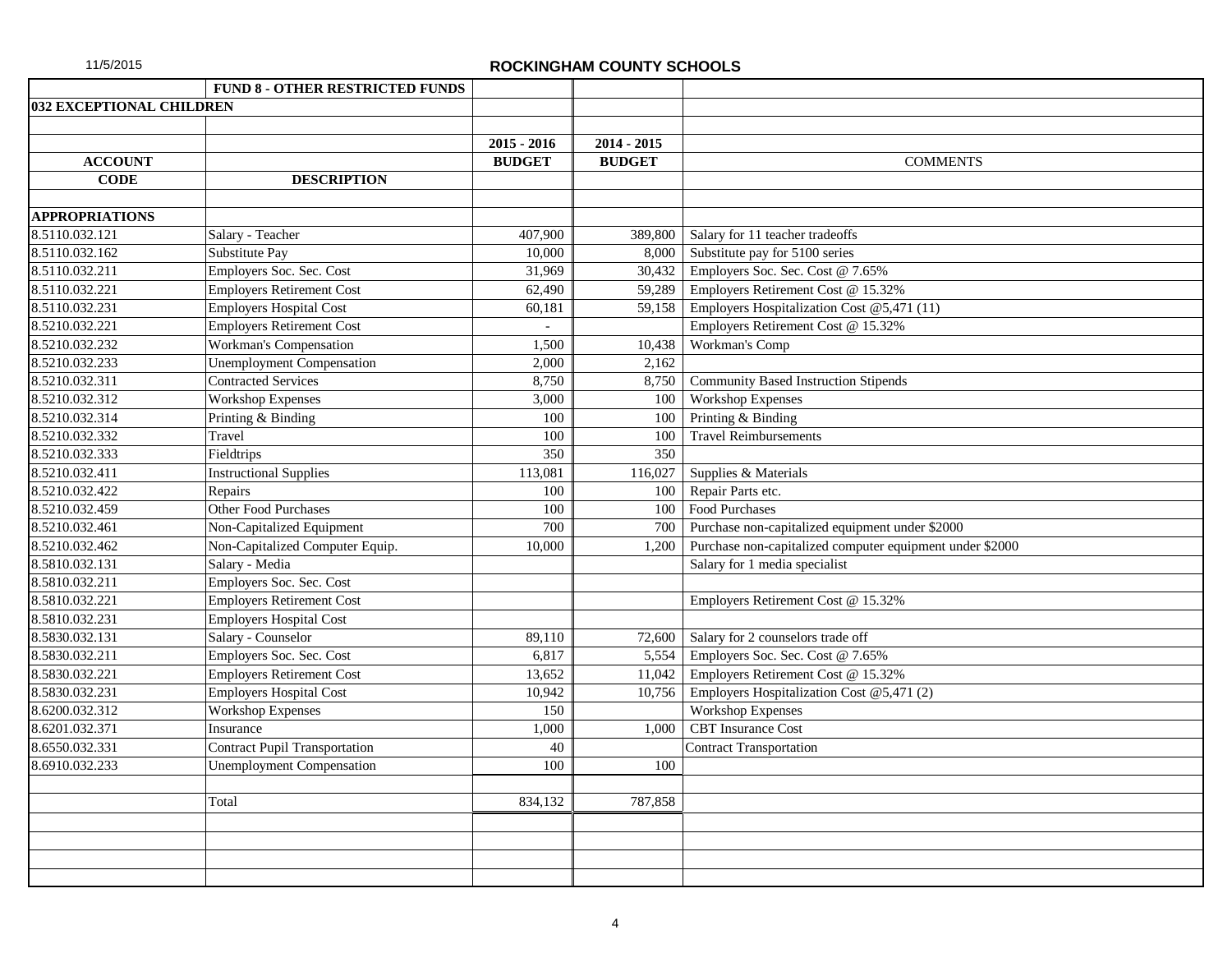11/5/2015

## ROCKINGHAM COUNTY SCHOOLS

| | **FUND 8 - OTHER RESTRICTED FUNDS** | | | |
|---|---|---|---|---|
| **032 EXCEPTIONAL CHILDREN** | | | | |
| | | | | |
| | | **2015 - 2016** | **2014 - 2015** | |
| **ACCOUNT** | | **BUDGET** | **BUDGET** | COMMENTS |
| **CODE** | **DESCRIPTION** | | | |
| | | | | |
| **APPROPRIATIONS** | | | | |
| 8.5110.032.121 | Salary - Teacher | 407,900 | 389,800 | Salary for 11 teacher tradeoffs |
| 8.5110.032.162 | Substitute Pay | 10,000 | 8,000 | Substitute pay for 5100 series |
| 8.5110.032.211 | Employers Soc. Sec. Cost | 31,969 | 30,432 | Employers Soc. Sec. Cost @ 7.65% |
| 8.5110.032.221 | Employers Retirement Cost | 62,490 | 59,289 | Employers Retirement Cost @ 15.32% |
| 8.5110.032.231 | Employers Hospital Cost | 60,181 | 59,158 | Employers Hospitalization Cost @5,471 (11) |
| 8.5210.032.221 | Employers Retirement Cost | - | | Employers Retirement Cost @ 15.32% |
| 8.5210.032.232 | Workman's Compensation | 1,500 | 10,438 | Workman's Comp |
| 8.5210.032.233 | Unemployment Compensation | 2,000 | 2,162 | |
| 8.5210.032.311 | Contracted Services | 8,750 | 8,750 | Community Based Instruction Stipends |
| 8.5210.032.312 | Workshop Expenses | 3,000 | 100 | Workshop Expenses |
| 8.5210.032.314 | Printing & Binding | 100 | 100 | Printing & Binding |
| 8.5210.032.332 | Travel | 100 | 100 | Travel Reimbursements |
| 8.5210.032.333 | Fieldtrips | 350 | 350 | |
| 8.5210.032.411 | Instructional Supplies | 113,081 | 116,027 | Supplies & Materials |
| 8.5210.032.422 | Repairs | 100 | 100 | Repair Parts etc. |
| 8.5210.032.459 | Other Food Purchases | 100 | 100 | Food Purchases |
| 8.5210.032.461 | Non-Capitalized Equipment | 700 | 700 | Purchase non-capitalized equipment under $2000 |
| 8.5210.032.462 | Non-Capitalized Computer Equip. | 10,000 | 1,200 | Purchase non-capitalized computer equipment under $2000 |
| 8.5810.032.131 | Salary - Media | | | Salary for 1 media specialist |
| 8.5810.032.211 | Employers Soc. Sec. Cost | | | |
| 8.5810.032.221 | Employers Retirement Cost | | | Employers Retirement Cost @ 15.32% |
| 8.5810.032.231 | Employers Hospital Cost | | | |
| 8.5830.032.131 | Salary - Counselor | 89,110 | 72,600 | Salary for 2 counselors trade off |
| 8.5830.032.211 | Employers Soc. Sec. Cost | 6,817 | 5,554 | Employers Soc. Sec. Cost @ 7.65% |
| 8.5830.032.221 | Employers Retirement Cost | 13,652 | 11,042 | Employers Retirement Cost @ 15.32% |
| 8.5830.032.231 | Employers Hospital Cost | 10,942 | 10,756 | Employers Hospitalization Cost @5,471 (2) |
| 8.6200.032.312 | Workshop Expenses | 150 | | Workshop Expenses |
| 8.6201.032.371 | Insurance | 1,000 | 1,000 | CBT Insurance Cost |
| 8.6550.032.331 | Contract Pupil Transportation | 40 | | Contract Transportation |
| 8.6910.032.233 | Unemployment Compensation | 100 | 100 | |
| | | | | |
| | Total | 834,132 | 787,858 | |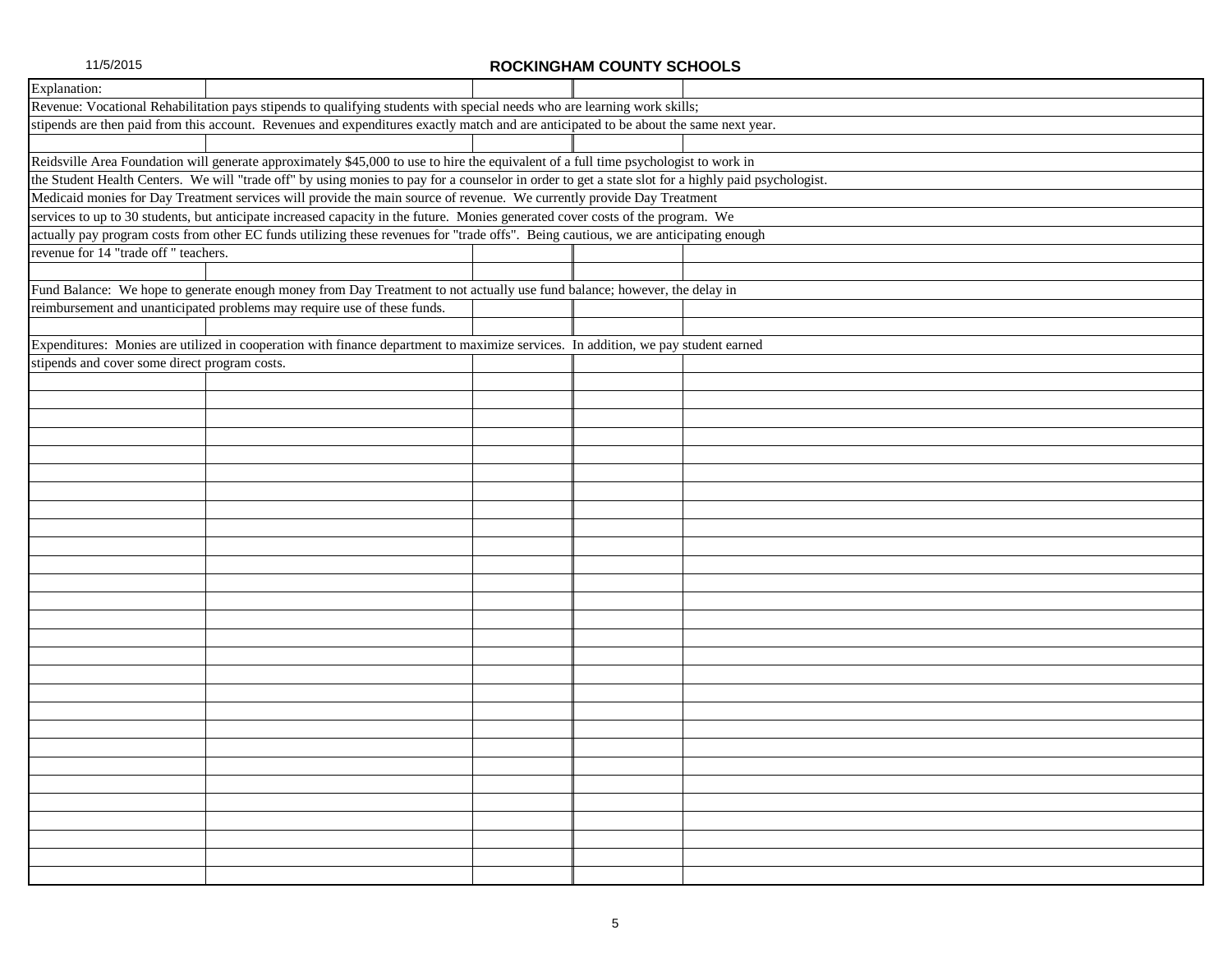Explanation:

Revenue: Vocational Rehabilitation pays stipends to qualifying students with special needs who are learning work skills; stipends are then paid from this account. Revenues and expenditures exactly match and are anticipated to be about the same next year.

Reidsville Area Foundation will generate approximately $45,000 to use to hire the equivalent of a full time psychologist to work in the Student Health Centers. We will "trade off" by using monies to pay for a counselor in order to get a state slot for a highly paid psychologist.
Medicaid monies for Day Treatment services will provide the main source of revenue. We currently provide Day Treatment services to up to 30 students, but anticipate increased capacity in the future. Monies generated cover costs of the program. We actually pay program costs from other EC funds utilizing these revenues for "trade offs". Being cautious, we are anticipating enough revenue for 14 "trade off " teachers.

Fund Balance: We hope to generate enough money from Day Treatment to not actually use fund balance; however, the delay in reimbursement and unanticipated problems may require use of these funds.

Expenditures: Monies are utilized in cooperation with finance department to maximize services. In addition, we pay student earned stipends and cover some direct program costs.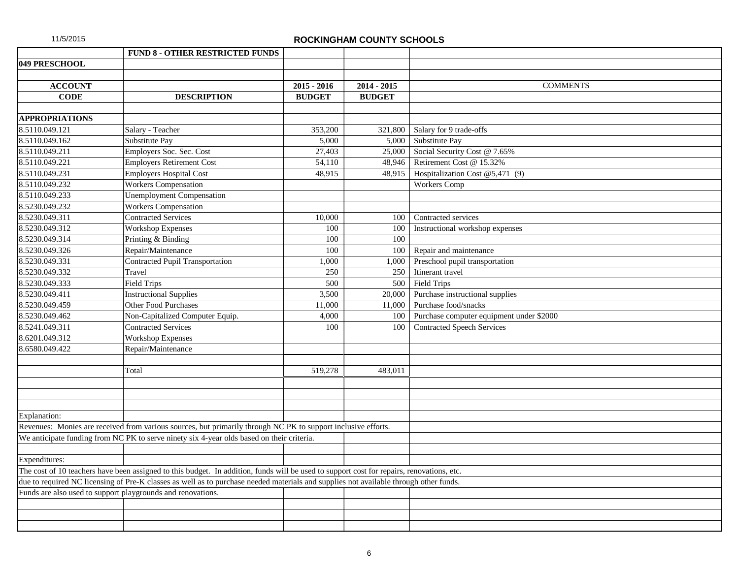## ROCKINGHAM COUNTY SCHOOLS

| | FUND 8 - OTHER RESTRICTED FUNDS | | | |
|---|---|---|---|---|
| **049 PRESCHOOL** | | | | |
| | | | | |
| **ACCOUNT** | | **2015 - 2016** | **2014 - 2015** | COMMENTS |
| **CODE** | **DESCRIPTION** | **BUDGET** | **BUDGET** | |
| | | | | |
| **APPROPRIATIONS** | | | | |
| 8.5110.049.121 | Salary - Teacher | 353,200 | 321,800 | Salary for 9 trade-offs |
| 8.5110.049.162 | Substitute Pay | 5,000 | 5,000 | Substitute Pay |
| 8.5110.049.211 | Employers Soc. Sec. Cost | 27,403 | 25,000 | Social Security Cost @ 7.65% |
| 8.5110.049.221 | Employers Retirement Cost | 54,110 | 48,946 | Retirement Cost @ 15.32% |
| 8.5110.049.231 | Employers Hospital Cost | 48,915 | 48,915 | Hospitalization Cost @5,471 (9) |
| 8.5110.049.232 | Workers Compensation | | | Workers Comp |
| 8.5110.049.233 | Unemployment Compensation | | | |
| 8.5230.049.232 | Workers Compensation | | | |
| 8.5230.049.311 | Contracted Services | 10,000 | 100 | Contracted services |
| 8.5230.049.312 | Workshop Expenses | 100 | 100 | Instructional workshop expenses |
| 8.5230.049.314 | Printing & Binding | 100 | 100 | |
| 8.5230.049.326 | Repair/Maintenance | 100 | 100 | Repair and maintenance |
| 8.5230.049.331 | Contracted Pupil Transportation | 1,000 | 1,000 | Preschool pupil transportation |
| 8.5230.049.332 | Travel | 250 | 250 | Itinerant travel |
| 8.5230.049.333 | Field Trips | 500 | 500 | Field Trips |
| 8.5230.049.411 | Instructional Supplies | 3,500 | 20,000 | Purchase instructional supplies |
| 8.5230.049.459 | Other Food Purchases | 11,000 | 11,000 | Purchase food/snacks |
| 8.5230.049.462 | Non-Capitalized Computer Equip. | 4,000 | 100 | Purchase computer equipment under $2000 |
| 8.5241.049.311 | Contracted Services | 100 | 100 | Contracted Speech Services |
| 8.6201.049.312 | Workshop Expenses | | | |
| 8.6580.049.422 | Repair/Maintenance | | | |
| | | | | |
| | Total | 519,278 | 483,011 | |

Explanation:

Revenues: Monies are received from various sources, but primarily through NC PK to support inclusive efforts.

We anticipate funding from NC PK to serve ninety six 4-year olds based on their criteria.

Expenditures:

The cost of 10 teachers have been assigned to this budget. In addition, funds will be used to support cost for repairs, renovations, etc.
due to required NC licensing of Pre-K classes as well as to purchase needed materials and supplies not available through other funds.
Funds are also used to support playgrounds and renovations.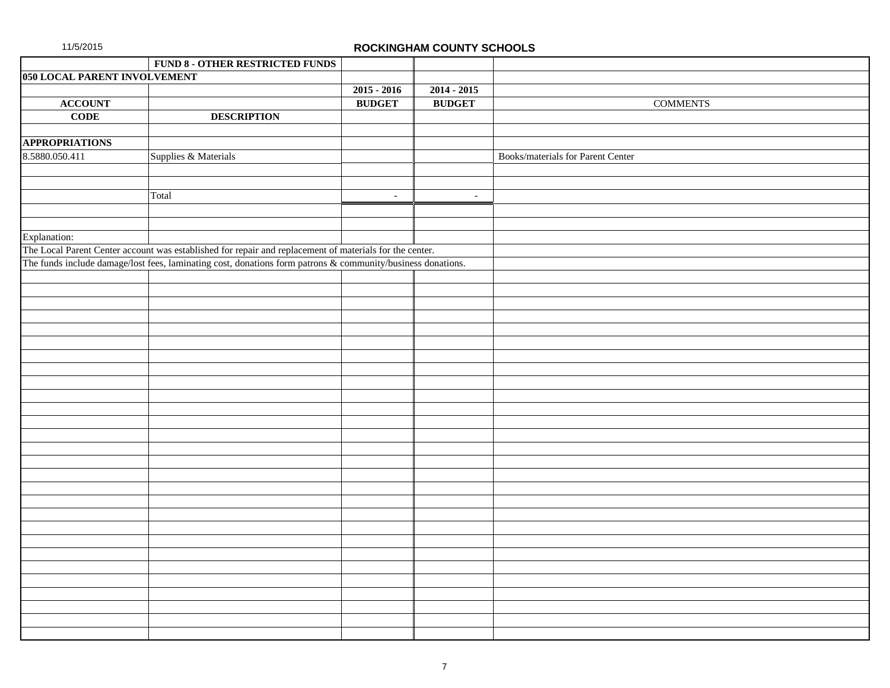## ROCKINGHAM COUNTY SCHOOLS

| | FUND 8 - OTHER RESTRICTED FUNDS | | | |
|---|---|---|---|---|
| **050 LOCAL PARENT INVOLVEMENT** | | | | |
| | | **2015 - 2016** | **2014 - 2015** | |
| **ACCOUNT** | | **BUDGET** | **BUDGET** | COMMENTS |
| **CODE** | **DESCRIPTION** | | | |
| **APPROPRIATIONS** | | | | |
| 8.5880.050.411 | Supplies & Materials | | | Books/materials for Parent Center |
| | Total | - | - | |

Explanation:

The Local Parent Center account was established for repair and replacement of materials for the center.

The funds include damage/lost fees, laminating cost, donations form patrons & community/business donations.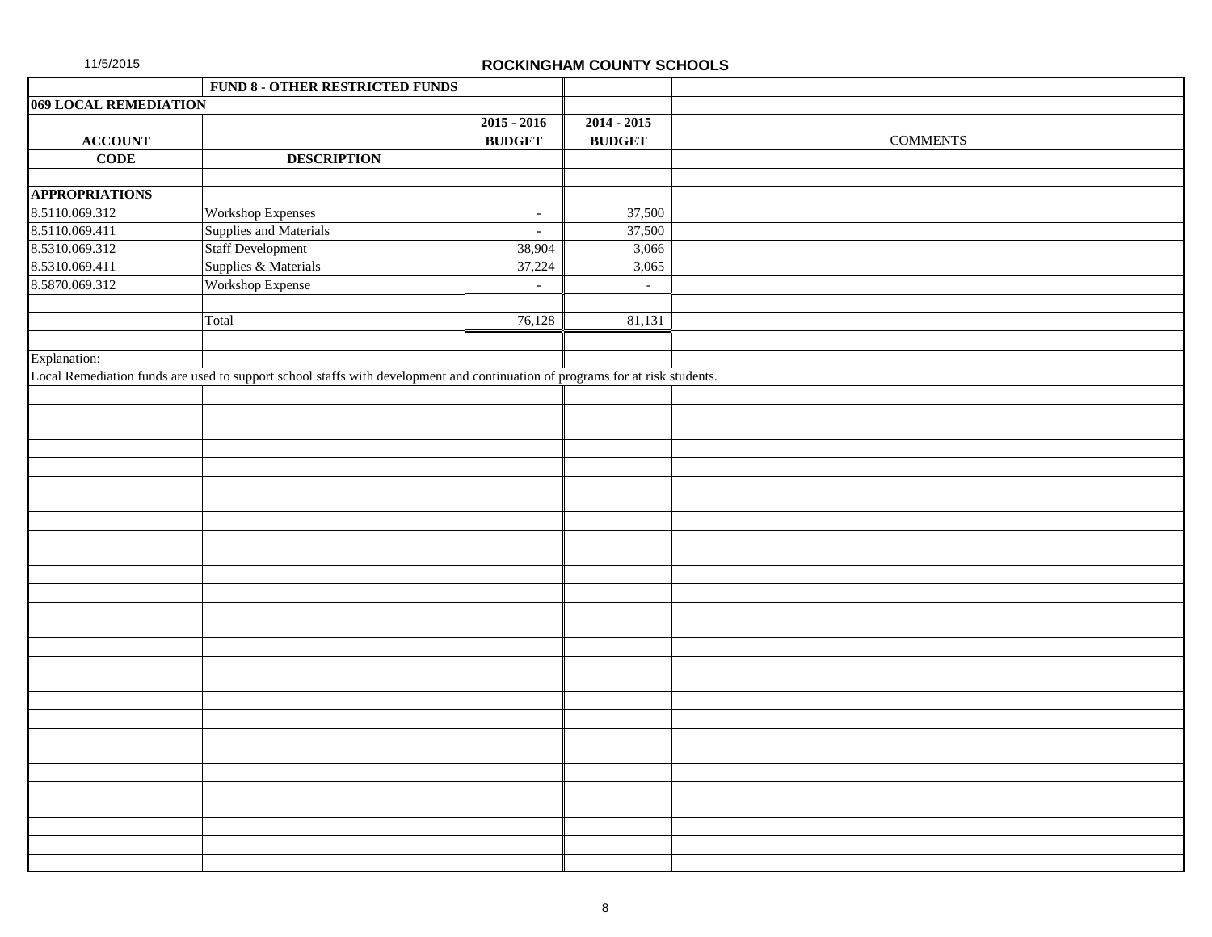## ROCKINGHAM COUNTY SCHOOLS

| | FUND 8 - OTHER RESTRICTED FUNDS | | | |
|---|---|---|---|---|
| **069 LOCAL REMEDIATION** | | | | |
| | | **2015 - 2016** | **2014 - 2015** | |
| **ACCOUNT** | | **BUDGET** | **BUDGET** | COMMENTS |
| **CODE** | **DESCRIPTION** | | | |
| | | | | |
| **APPROPRIATIONS** | | | | |
| 8.5110.069.312 | Workshop Expenses | - | 37,500 | |
| 8.5110.069.411 | Supplies and Materials | - | 37,500 | |
| 8.5310.069.312 | Staff Development | 38,904 | 3,066 | |
| 8.5310.069.411 | Supplies & Materials | 37,224 | 3,065 | |
| 8.5870.069.312 | Workshop Expense | - | - | |
| | | | | |
| | Total | 76,128 | 81,131 | |

Explanation:

Local Remediation funds are used to support school staffs with development and continuation of programs for at risk students.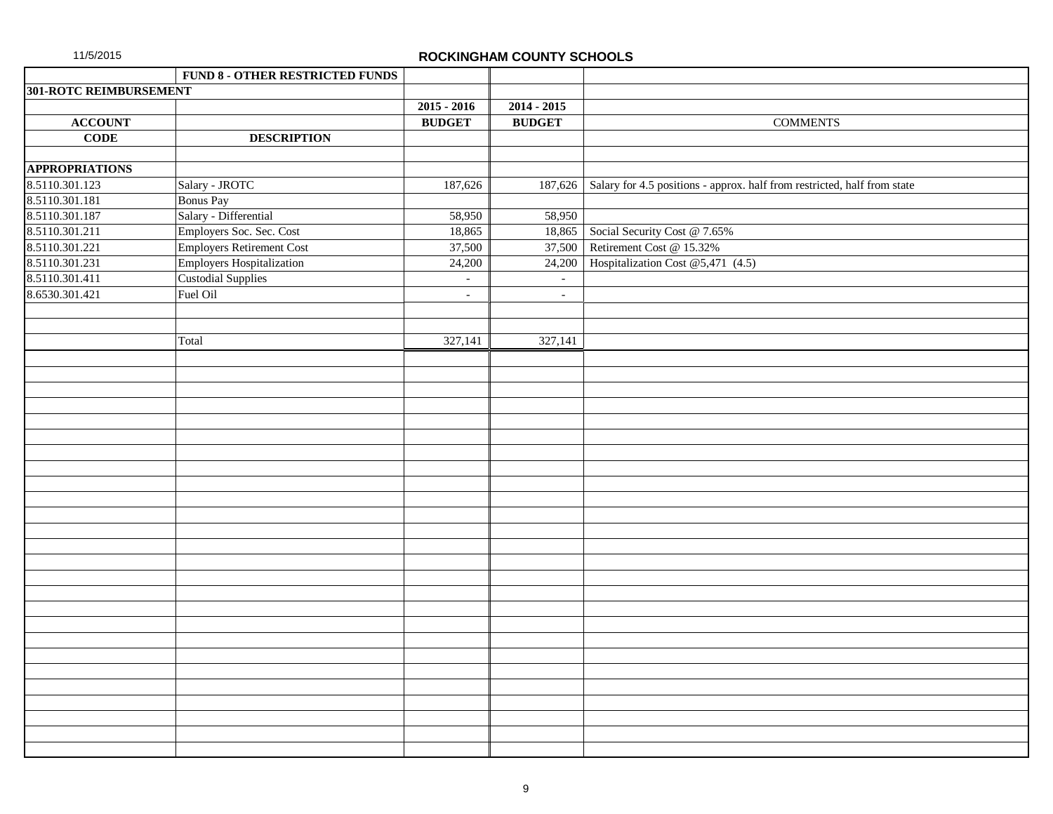## ROCKINGHAM COUNTY SCHOOLS

| | FUND 8 - OTHER RESTRICTED FUNDS | | | |
|---|---|---|---|---|
| **301-ROTC REIMBURSEMENT** | | | | |
| | | **2015 - 2016** | **2014 - 2015** | |
| **ACCOUNT** | | **BUDGET** | **BUDGET** | COMMENTS |
| **CODE** | **DESCRIPTION** | | | |
| | | | | |
| **APPROPRIATIONS** | | | | |
| 8.5110.301.123 | Salary - JROTC | 187,626 | 187,626 | Salary for 4.5 positions - approx. half from restricted, half from state |
| 8.5110.301.181 | Bonus Pay | | | |
| 8.5110.301.187 | Salary - Differential | 58,950 | 58,950 | |
| 8.5110.301.211 | Employers Soc. Sec. Cost | 18,865 | 18,865 | Social Security Cost @ 7.65% |
| 8.5110.301.221 | Employers Retirement Cost | 37,500 | 37,500 | Retirement Cost @ 15.32% |
| 8.5110.301.231 | Employers Hospitalization | 24,200 | 24,200 | Hospitalization Cost @5,471 (4.5) |
| 8.5110.301.411 | Custodial Supplies | - | - | |
| 8.6530.301.421 | Fuel Oil | - | - | |
| | | | | |
| | | | | |
| | Total | 327,141 | 327,141 | |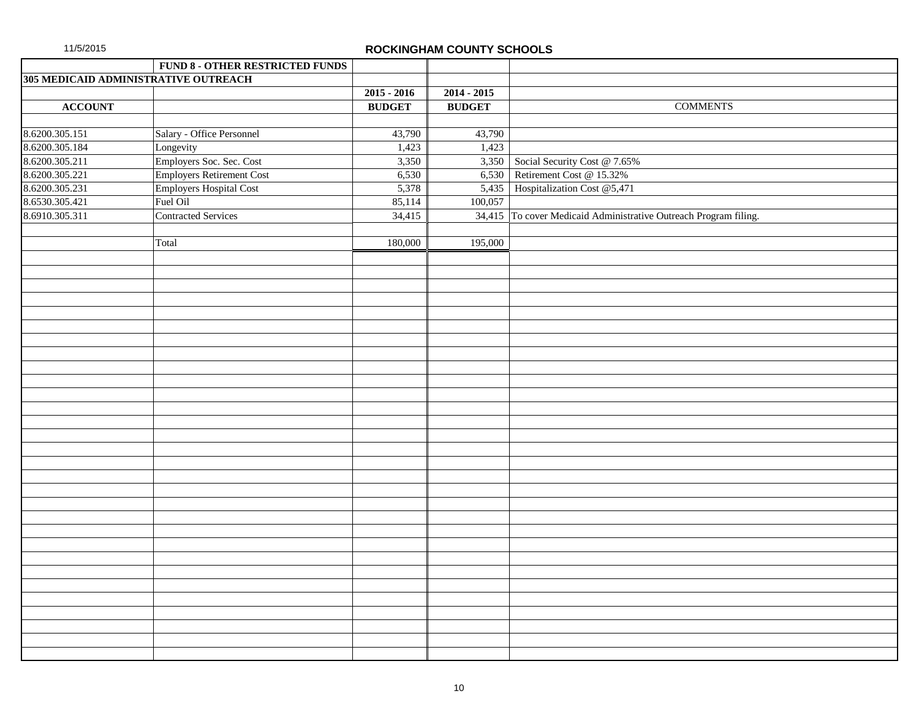11/5/2015

**ROCKINGHAM COUNTY SCHOOLS**

| | **FUND 8 - OTHER RESTRICTED FUNDS** | | | |
|---|---|---|---|---|
| **305 MEDICAID ADMINISTRATIVE OUTREACH** | | | | |
| | | **2015 - 2016** | **2014 - 2015** | |
| **ACCOUNT** | | **BUDGET** | **BUDGET** | COMMENTS |
| 8.6200.305.151 | Salary - Office Personnel | 43,790 | 43,790 | |
| 8.6200.305.184 | Longevity | 1,423 | 1,423 | |
| 8.6200.305.211 | Employers Soc. Sec. Cost | 3,350 | 3,350 | Social Security Cost @ 7.65% |
| 8.6200.305.221 | Employers Retirement Cost | 6,530 | 6,530 | Retirement Cost @ 15.32% |
| 8.6200.305.231 | Employers Hospital Cost | 5,378 | 5,435 | Hospitalization Cost @5,471 |
| 8.6530.305.421 | Fuel Oil | 85,114 | 100,057 | |
| 8.6910.305.311 | Contracted Services | 34,415 | 34,415 | To cover Medicaid Administrative Outreach Program filing. |
| | Total | 180,000 | 195,000 | |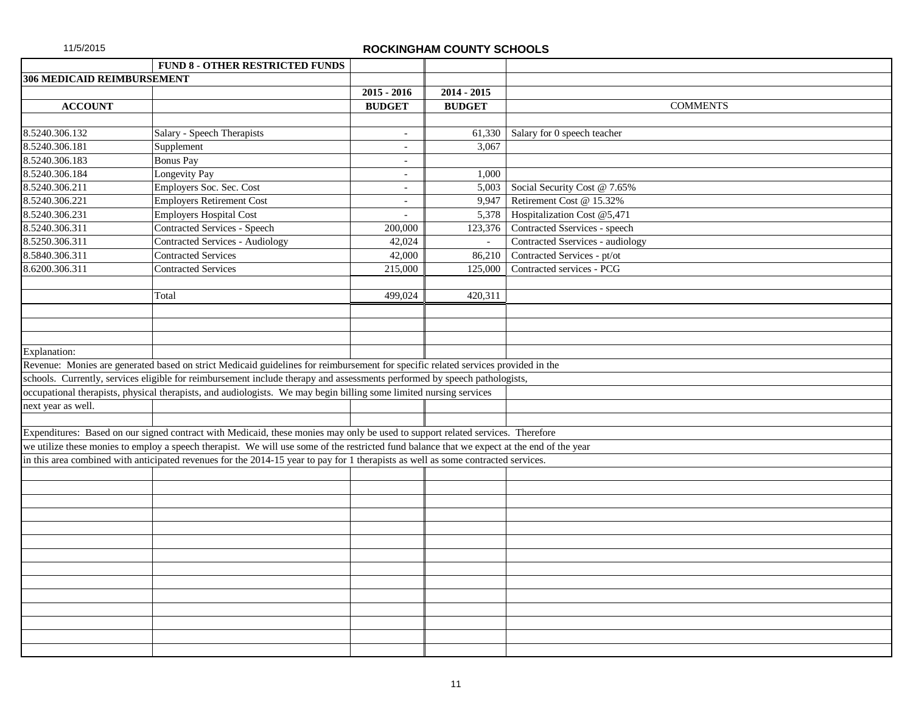ROCKINGHAM COUNTY SCHOOLS

| | FUND 8 - OTHER RESTRICTED FUNDS | | | |
|---|---|---|---|---|
| **306 MEDICAID REIMBURSEMENT** | | | | |
| | | **2015 - 2016** | **2014 - 2015** | |
| **ACCOUNT** | | **BUDGET** | **BUDGET** | **COMMENTS** |
| 8.5240.306.132 | Salary - Speech Therapists | - | 61,330 | Salary for 0 speech teacher |
| 8.5240.306.181 | Supplement | - | 3,067 | |
| 8.5240.306.183 | Bonus Pay | - | | |
| 8.5240.306.184 | Longevity Pay | - | 1,000 | |
| 8.5240.306.211 | Employers Soc. Sec. Cost | - | 5,003 | Social Security Cost @ 7.65% |
| 8.5240.306.221 | Employers Retirement Cost | - | 9,947 | Retirement Cost @ 15.32% |
| 8.5240.306.231 | Employers Hospital Cost | - | 5,378 | Hospitalization Cost @5,471 |
| 8.5240.306.311 | Contracted Services - Speech | 200,000 | 123,376 | Contracted Sservices - speech |
| 8.5250.306.311 | Contracted Services - Audiology | 42,024 | - | Contracted Sservices - audiology |
| 8.5840.306.311 | Contracted Services | 42,000 | 86,210 | Contracted Services - pt/ot |
| 8.6200.306.311 | Contracted Services | 215,000 | 125,000 | Contracted services - PCG |
| | Total | 499,024 | 420,311 | |

Explanation:

Revenue: Monies are generated based on strict Medicaid guidelines for reimbursement for specific related services provided in the schools. Currently, services eligible for reimbursement include therapy and assessments performed by speech pathologists, occupational therapists, physical therapists, and audiologists. We may begin billing some limited nursing services next year as well.

Expenditures: Based on our signed contract with Medicaid, these monies may only be used to support related services. Therefore we utilize these monies to employ a speech therapist. We will use some of the restricted fund balance that we expect at the end of the year in this area combined with anticipated revenues for the 2014-15 year to pay for 1 therapists as well as some contracted services.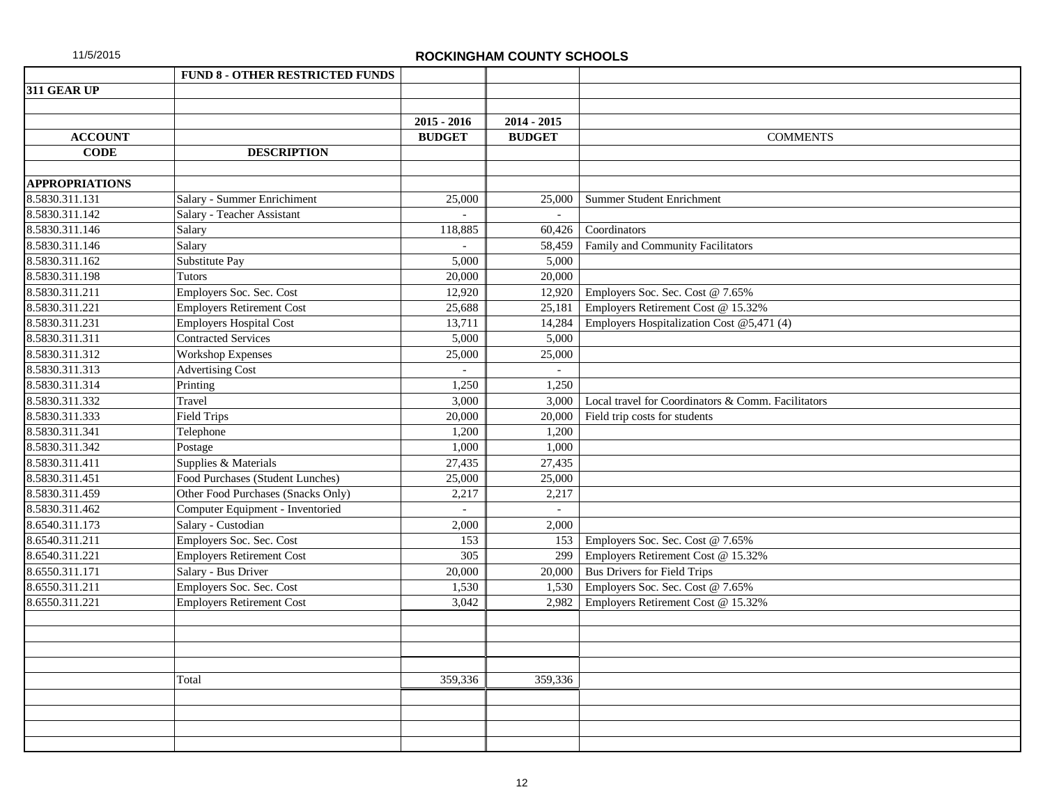11/5/2015

# ROCKINGHAM COUNTY SCHOOLS

| | FUND 8 - OTHER RESTRICTED FUNDS | | | |
|---|---|---|---|---|
| **311 GEAR UP** | | | | |
| | | **2015 - 2016** | **2014 - 2015** | |
| **ACCOUNT** | | **BUDGET** | **BUDGET** | COMMENTS |
| **CODE** | **DESCRIPTION** | | | |
| **APPROPRIATIONS** | | | | |
| 8.5830.311.131 | Salary - Summer Enrichiment | 25,000 | 25,000 | Summer Student Enrichment |
| 8.5830.311.142 | Salary - Teacher Assistant | - | - | |
| 8.5830.311.146 | Salary | 118,885 | 60,426 | Coordinators |
| 8.5830.311.146 | Salary | - | 58,459 | Family and Community Facilitators |
| 8.5830.311.162 | Substitute Pay | 5,000 | 5,000 | |
| 8.5830.311.198 | Tutors | 20,000 | 20,000 | |
| 8.5830.311.211 | Employers Soc. Sec. Cost | 12,920 | 12,920 | Employers Soc. Sec. Cost @ 7.65% |
| 8.5830.311.221 | Employers Retirement Cost | 25,688 | 25,181 | Employers Retirement Cost @ 15.32% |
| 8.5830.311.231 | Employers Hospital Cost | 13,711 | 14,284 | Employers Hospitalization Cost @5,471 (4) |
| 8.5830.311.311 | Contracted Services | 5,000 | 5,000 | |
| 8.5830.311.312 | Workshop Expenses | 25,000 | 25,000 | |
| 8.5830.311.313 | Advertising Cost | - | - | |
| 8.5830.311.314 | Printing | 1,250 | 1,250 | |
| 8.5830.311.332 | Travel | 3,000 | 3,000 | Local travel for Coordinators & Comm. Facilitators |
| 8.5830.311.333 | Field Trips | 20,000 | 20,000 | Field trip costs for students |
| 8.5830.311.341 | Telephone | 1,200 | 1,200 | |
| 8.5830.311.342 | Postage | 1,000 | 1,000 | |
| 8.5830.311.411 | Supplies & Materials | 27,435 | 27,435 | |
| 8.5830.311.451 | Food Purchases (Student Lunches) | 25,000 | 25,000 | |
| 8.5830.311.459 | Other Food Purchases (Snacks Only) | 2,217 | 2,217 | |
| 8.5830.311.462 | Computer Equipment - Inventoried | - | - | |
| 8.6540.311.173 | Salary - Custodian | 2,000 | 2,000 | |
| 8.6540.311.211 | Employers Soc. Sec. Cost | 153 | 153 | Employers Soc. Sec. Cost @ 7.65% |
| 8.6540.311.221 | Employers Retirement Cost | 305 | 299 | Employers Retirement Cost @ 15.32% |
| 8.6550.311.171 | Salary - Bus Driver | 20,000 | 20,000 | Bus Drivers for Field Trips |
| 8.6550.311.211 | Employers Soc. Sec. Cost | 1,530 | 1,530 | Employers Soc. Sec. Cost @ 7.65% |
| 8.6550.311.221 | Employers Retirement Cost | 3,042 | 2,982 | Employers Retirement Cost @ 15.32% |
| | Total | 359,336 | 359,336 | |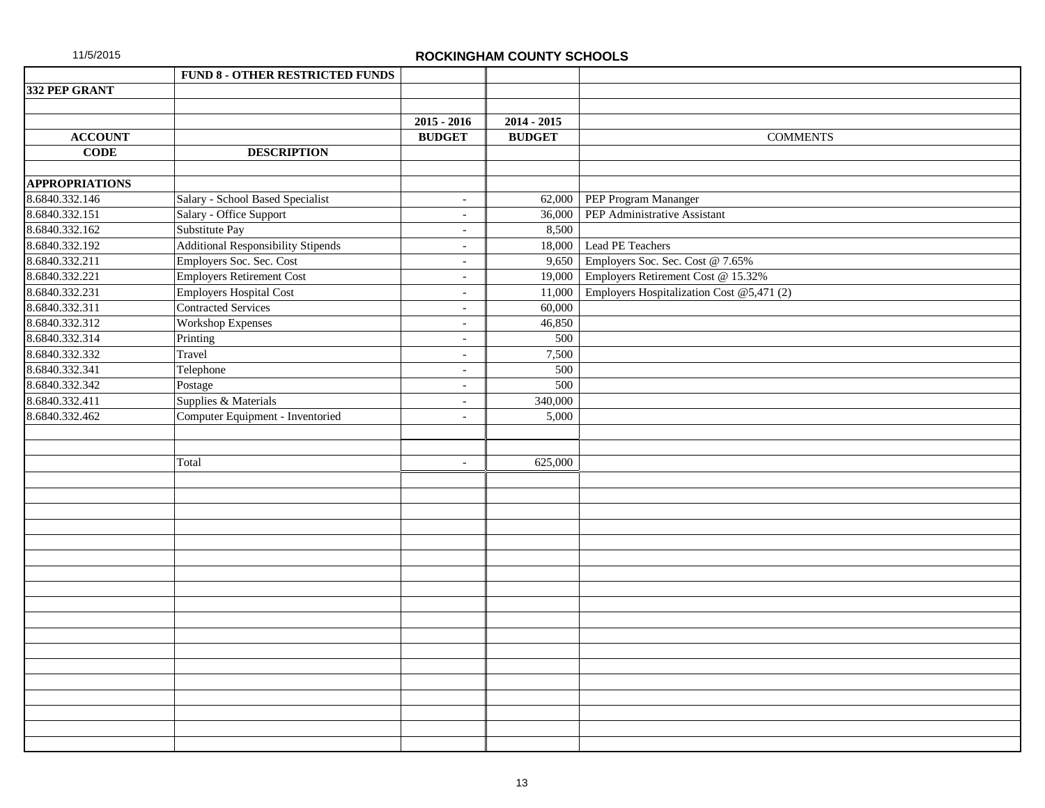11/5/2015

# ROCKINGHAM COUNTY SCHOOLS

| | FUND 8 - OTHER RESTRICTED FUNDS | | | |
|---|---|---|---|---|
| **332 PEP GRANT** | | | | |
| | | | | |
| | | **2015 - 2016** | **2014 - 2015** | |
| **ACCOUNT** | | **BUDGET** | **BUDGET** | COMMENTS |
| **CODE** | **DESCRIPTION** | | | |
| | | | | |
| **APPROPRIATIONS** | | | | |
| 8.6840.332.146 | Salary - School Based Specialist | - | 62,000 | PEP Program Mananger |
| 8.6840.332.151 | Salary - Office Support | - | 36,000 | PEP Administrative Assistant |
| 8.6840.332.162 | Substitute Pay | - | 8,500 | |
| 8.6840.332.192 | Additional Responsibility Stipends | - | 18,000 | Lead PE Teachers |
| 8.6840.332.211 | Employers Soc. Sec. Cost | - | 9,650 | Employers Soc. Sec. Cost @ 7.65% |
| 8.6840.332.221 | Employers Retirement Cost | - | 19,000 | Employers Retirement Cost @ 15.32% |
| 8.6840.332.231 | Employers Hospital Cost | - | 11,000 | Employers Hospitalization Cost @5,471 (2) |
| 8.6840.332.311 | Contracted Services | - | 60,000 | |
| 8.6840.332.312 | Workshop Expenses | - | 46,850 | |
| 8.6840.332.314 | Printing | - | 500 | |
| 8.6840.332.332 | Travel | - | 7,500 | |
| 8.6840.332.341 | Telephone | - | 500 | |
| 8.6840.332.342 | Postage | - | 500 | |
| 8.6840.332.411 | Supplies & Materials | - | 340,000 | |
| 8.6840.332.462 | Computer Equipment - Inventoried | - | 5,000 | |
| | | | | |
| | | | | |
| | Total | - | 625,000 | |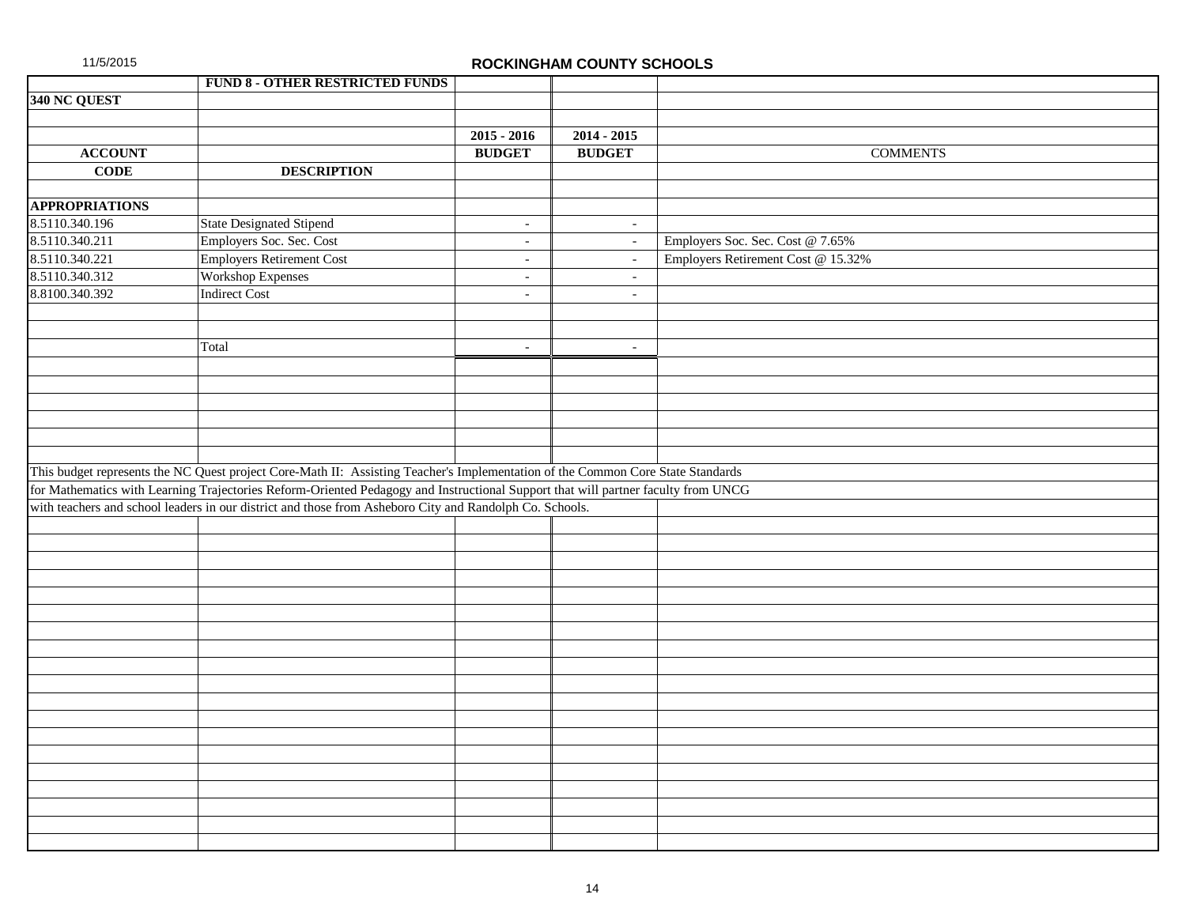## ROCKINGHAM COUNTY SCHOOLS

| | FUND 8 - OTHER RESTRICTED FUNDS | | | |
|---|---|---|---|---|
| **340 NC QUEST** | | | | |
| | | **2015 - 2016** | **2014 - 2015** | |
| **ACCOUNT** | | **BUDGET** | **BUDGET** | COMMENTS |
| **CODE** | **DESCRIPTION** | | | |
| **APPROPRIATIONS** | | | | |
| 8.5110.340.196 | State Designated Stipend | - | - | |
| 8.5110.340.211 | Employers Soc. Sec. Cost | - | - | Employers Soc. Sec. Cost @ 7.65% |
| 8.5110.340.221 | Employers Retirement Cost | - | - | Employers Retirement Cost @ 15.32% |
| 8.5110.340.312 | Workshop Expenses | - | - | |
| 8.8100.340.392 | Indirect Cost | - | - | |
| | Total | - | - | |

This budget represents the NC Quest project Core-Math II: Assisting Teacher's Implementation of the Common Core State Standards for Mathematics with Learning Trajectories Reform-Oriented Pedagogy and Instructional Support that will partner faculty from UNCG with teachers and school leaders in our district and those from Asheboro City and Randolph Co. Schools.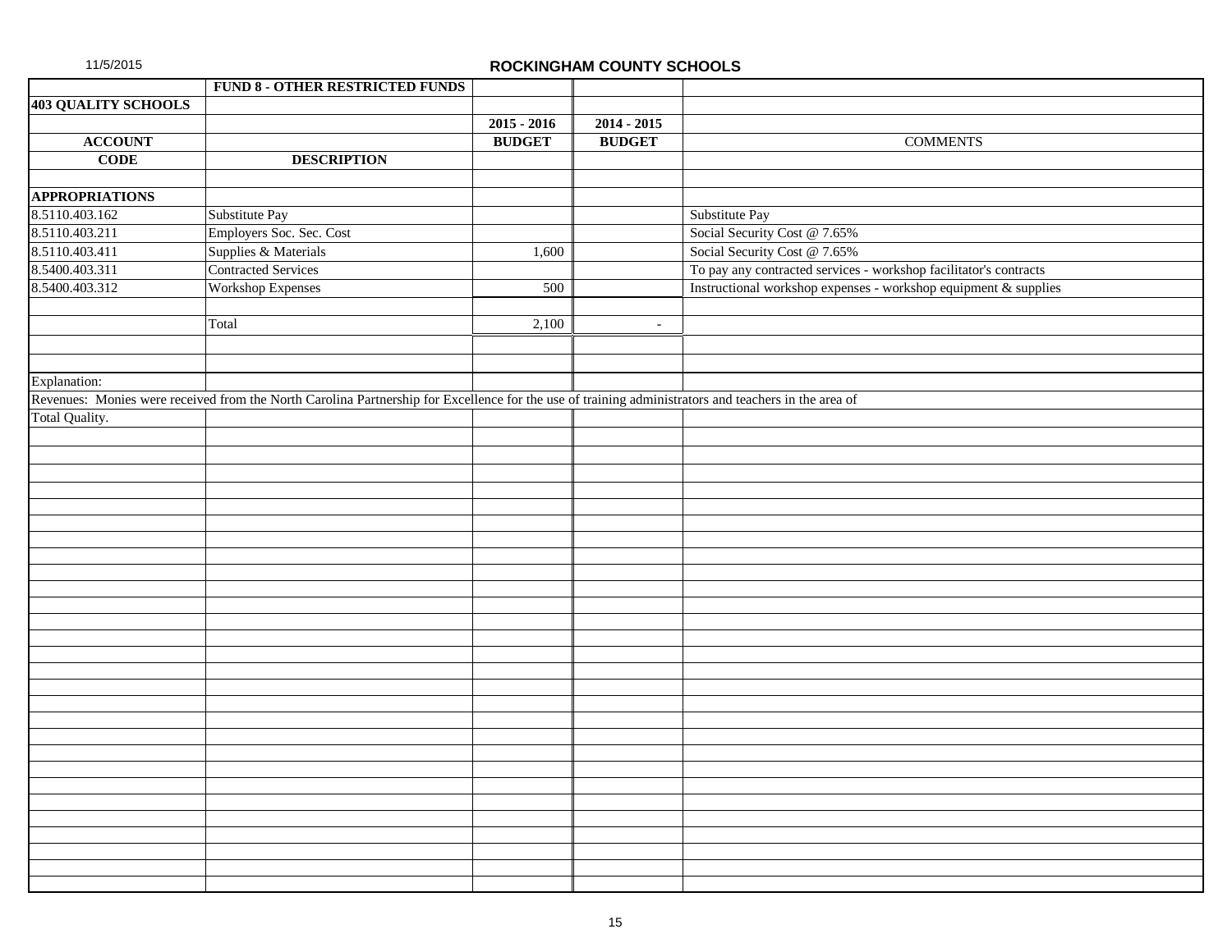11/5/2015

## ROCKINGHAM COUNTY SCHOOLS

| | FUND 8 - OTHER RESTRICTED FUNDS | | | |
|---|---|---|---|---|
| **403 QUALITY SCHOOLS** | | | | |
| | | **2015 - 2016** | **2014 - 2015** | |
| **ACCOUNT** | | **BUDGET** | **BUDGET** | COMMENTS |
| **CODE** | **DESCRIPTION** | | | |
| | | | | |
| **APPROPRIATIONS** | | | | |
| 8.5110.403.162 | Substitute Pay | | | Substitute Pay |
| 8.5110.403.211 | Employers Soc. Sec. Cost | | | Social Security Cost @ 7.65% |
| 8.5110.403.411 | Supplies & Materials | 1,600 | | Social Security Cost @ 7.65% |
| 8.5400.403.311 | Contracted Services | | | To pay any contracted services - workshop facilitator's contracts |
| 8.5400.403.312 | Workshop Expenses | 500 | | Instructional workshop expenses - workshop equipment & supplies |
| | | | | |
| | Total | 2,100 | - | |

Explanation:

Revenues: Monies were received from the North Carolina Partnership for Excellence for the use of training administrators and teachers in the area of Total Quality.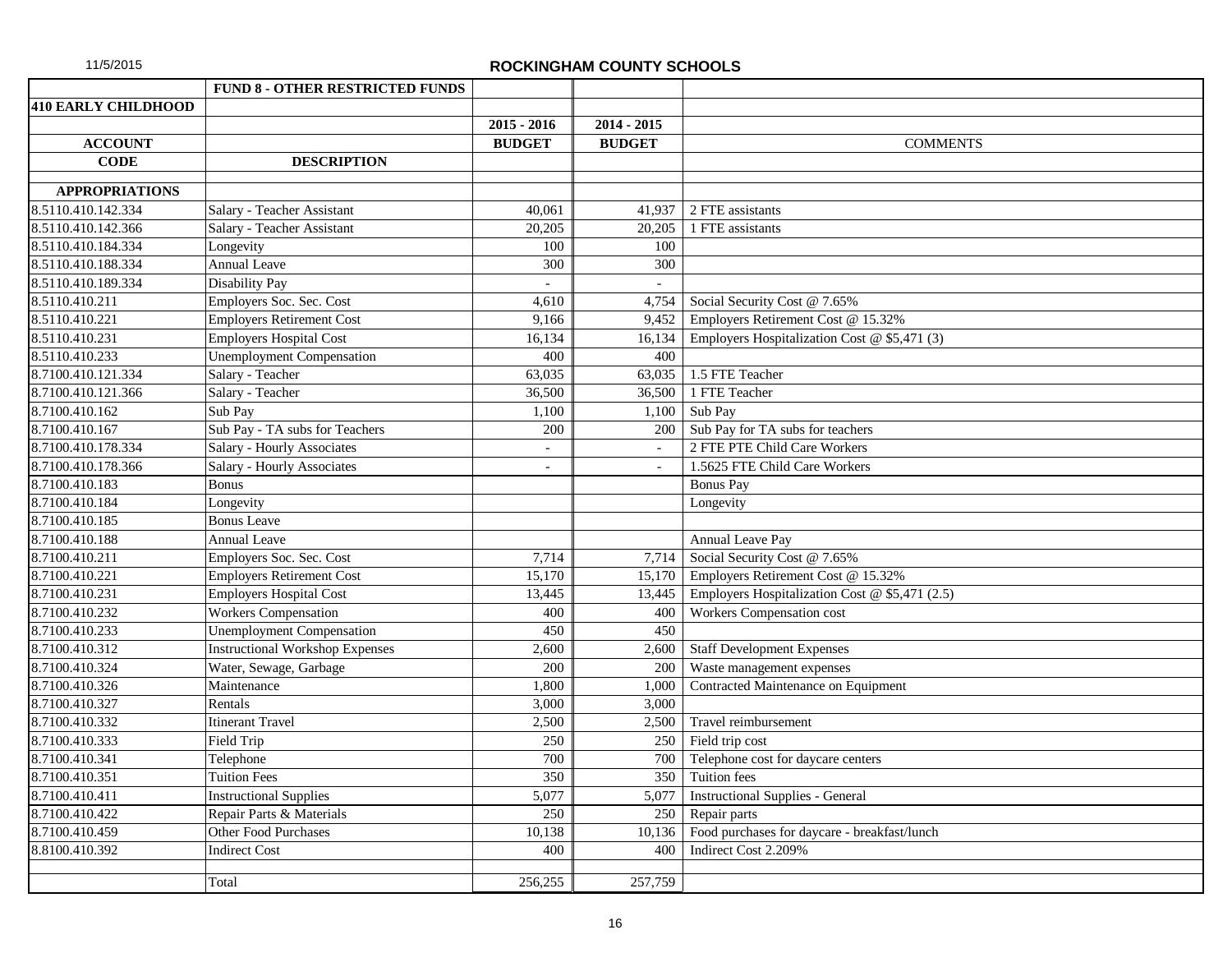11/5/2015

# ROCKINGHAM COUNTY SCHOOLS

| | FUND 8 - OTHER RESTRICTED FUNDS | | | |
|---|---|---|---|---|
| **410 EARLY CHILDHOOD** | | | | |
| | | **2015 - 2016** | **2014 - 2015** | |
| **ACCOUNT** | | **BUDGET** | **BUDGET** | **COMMENTS** |
| **CODE** | **DESCRIPTION** | | | |
| | | | | |
| **APPROPRIATIONS** | | | | |
| 8.5110.410.142.334 | Salary - Teacher Assistant | 40,061 | 41,937 | 2 FTE assistants |
| 8.5110.410.142.366 | Salary - Teacher Assistant | 20,205 | 20,205 | 1 FTE assistants |
| 8.5110.410.184.334 | Longevity | 100 | 100 | |
| 8.5110.410.188.334 | Annual Leave | 300 | 300 | |
| 8.5110.410.189.334 | Disability Pay | - | - | |
| 8.5110.410.211 | Employers Soc. Sec. Cost | 4,610 | 4,754 | Social Security Cost @ 7.65% |
| 8.5110.410.221 | Employers Retirement Cost | 9,166 | 9,452 | Employers Retirement Cost @ 15.32% |
| 8.5110.410.231 | Employers Hospital Cost | 16,134 | 16,134 | Employers Hospitalization Cost @ $5,471 (3) |
| 8.5110.410.233 | Unemployment Compensation | 400 | 400 | |
| 8.7100.410.121.334 | Salary - Teacher | 63,035 | 63,035 | 1.5 FTE Teacher |
| 8.7100.410.121.366 | Salary - Teacher | 36,500 | 36,500 | 1 FTE Teacher |
| 8.7100.410.162 | Sub Pay | 1,100 | 1,100 | Sub Pay |
| 8.7100.410.167 | Sub Pay - TA subs for Teachers | 200 | 200 | Sub Pay for TA subs for teachers |
| 8.7100.410.178.334 | Salary - Hourly Associates | - | - | 2 FTE PTE Child Care Workers |
| 8.7100.410.178.366 | Salary - Hourly Associates | - | - | 1.5625 FTE Child Care Workers |
| 8.7100.410.183 | Bonus | | | Bonus Pay |
| 8.7100.410.184 | Longevity | | | Longevity |
| 8.7100.410.185 | Bonus Leave | | | |
| 8.7100.410.188 | Annual Leave | | | Annual Leave Pay |
| 8.7100.410.211 | Employers Soc. Sec. Cost | 7,714 | 7,714 | Social Security Cost @ 7.65% |
| 8.7100.410.221 | Employers Retirement Cost | 15,170 | 15,170 | Employers Retirement Cost @ 15.32% |
| 8.7100.410.231 | Employers Hospital Cost | 13,445 | 13,445 | Employers Hospitalization Cost @ $5,471 (2.5) |
| 8.7100.410.232 | Workers Compensation | 400 | 400 | Workers Compensation cost |
| 8.7100.410.233 | Unemployment Compensation | 450 | 450 | |
| 8.7100.410.312 | Instructional Workshop Expenses | 2,600 | 2,600 | Staff Development Expenses |
| 8.7100.410.324 | Water, Sewage, Garbage | 200 | 200 | Waste management expenses |
| 8.7100.410.326 | Maintenance | 1,800 | 1,000 | Contracted Maintenance on Equipment |
| 8.7100.410.327 | Rentals | 3,000 | 3,000 | |
| 8.7100.410.332 | Itinerant Travel | 2,500 | 2,500 | Travel reimbursement |
| 8.7100.410.333 | Field Trip | 250 | 250 | Field trip cost |
| 8.7100.410.341 | Telephone | 700 | 700 | Telephone cost for daycare centers |
| 8.7100.410.351 | Tuition Fees | 350 | 350 | Tuition fees |
| 8.7100.410.411 | Instructional Supplies | 5,077 | 5,077 | Instructional Supplies - General |
| 8.7100.410.422 | Repair Parts & Materials | 250 | 250 | Repair parts |
| 8.7100.410.459 | Other Food Purchases | 10,138 | 10,136 | Food purchases for daycare - breakfast/lunch |
| 8.8100.410.392 | Indirect Cost | 400 | 400 | Indirect Cost 2.209% |
| | | | | |
| | Total | 256,255 | 257,759 | |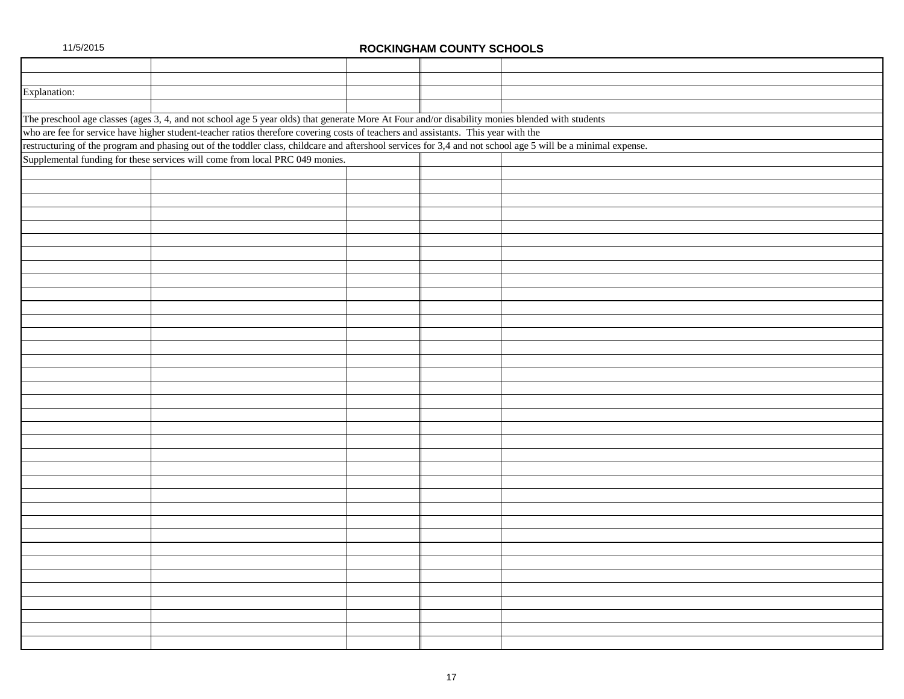# ROCKINGHAM COUNTY SCHOOLS

11/5/2015

Explanation:

The preschool age classes (ages 3, 4, and not school age 5 year olds) that generate More At Four and/or disability monies blended with students who are fee for service have higher student-teacher ratios therefore covering costs of teachers and assistants. This year with the restructuring of the program and phasing out of the toddler class, childcare and aftershool services for 3,4 and not school age 5 will be a minimal expense.

Supplemental funding for these services will come from local PRC 049 monies.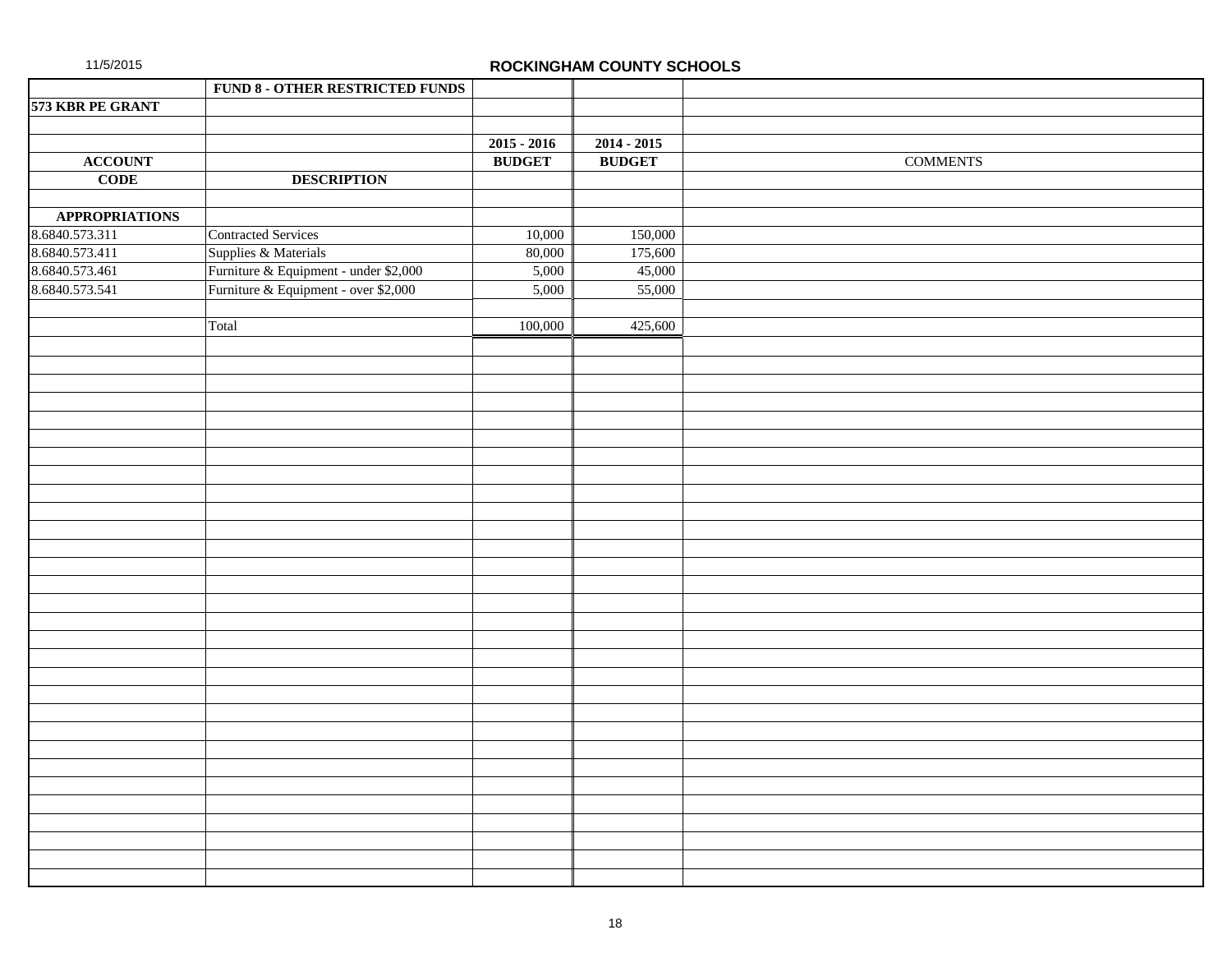**ROCKINGHAM COUNTY SCHOOLS**

11/5/2015

| | FUND 8 - OTHER RESTRICTED FUNDS | | | |
|---|---|---|---|---|
| **573 KBR PE GRANT** | | | | |
| | | **2015 - 2016** | **2014 - 2015** | |
| **ACCOUNT** | | **BUDGET** | **BUDGET** | COMMENTS |
| **CODE** | **DESCRIPTION** | | | |
| **APPROPRIATIONS** | | | | |
| 8.6840.573.311 | Contracted Services | 10,000 | 150,000 | |
| 8.6840.573.411 | Supplies & Materials | 80,000 | 175,600 | |
| 8.6840.573.461 | Furniture & Equipment - under $2,000 | 5,000 | 45,000 | |
| 8.6840.573.541 | Furniture & Equipment - over $2,000 | 5,000 | 55,000 | |
| | Total | 100,000 | 425,600 | |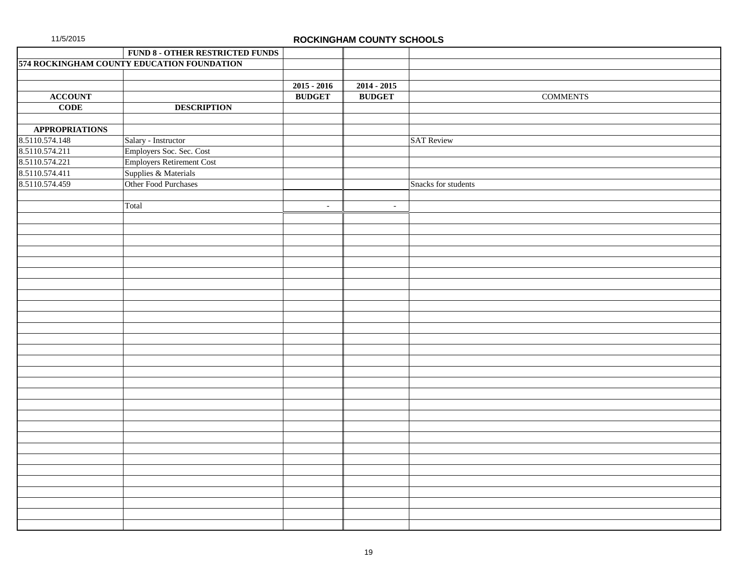11/5/2015

## ROCKINGHAM COUNTY SCHOOLS

| | FUND 8 - OTHER RESTRICTED FUNDS | | | |
|---|---|---|---|---|
| 574 ROCKINGHAM COUNTY EDUCATION FOUNDATION | | | | |
| | | | | |
| | | 2015 - 2016 | 2014 - 2015 | |
| ACCOUNT | | BUDGET | BUDGET | COMMENTS |
| CODE | DESCRIPTION | | | |
| | | | | |
| APPROPRIATIONS | | | | |
| 8.5110.574.148 | Salary - Instructor | | | SAT Review |
| 8.5110.574.211 | Employers Soc. Sec. Cost | | | |
| 8.5110.574.221 | Employers Retirement Cost | | | |
| 8.5110.574.411 | Supplies & Materials | | | |
| 8.5110.574.459 | Other Food Purchases | | | Snacks for students |
| | | | | |
| | Total | - | - | |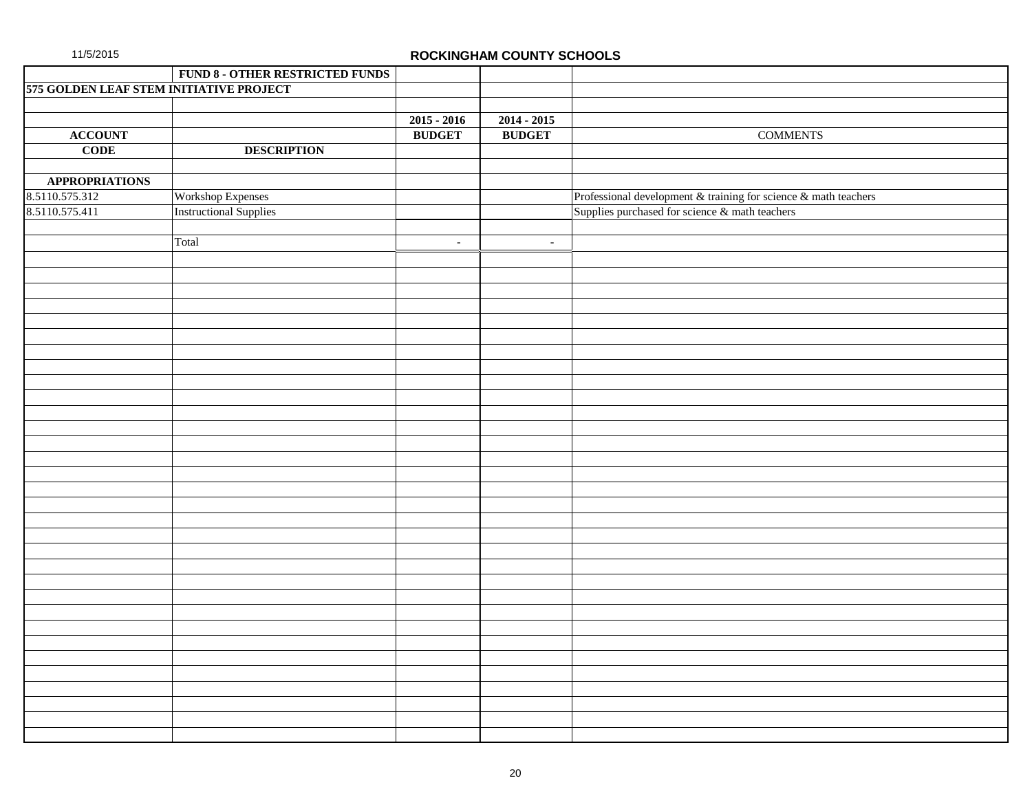ROCKINGHAM COUNTY SCHOOLS

| | FUND 8 - OTHER RESTRICTED FUNDS | | | |
|---|---|---|---|---|
| **575 GOLDEN LEAF STEM INITIATIVE PROJECT** | | | | |
| | | **2015 - 2016** | **2014 - 2015** | |
| **ACCOUNT** | | **BUDGET** | **BUDGET** | COMMENTS |
| **CODE** | **DESCRIPTION** | | | |
| **APPROPRIATIONS** | | | | |
| 8.5110.575.312 | Workshop Expenses | | | Professional development & training for science & math teachers |
| 8.5110.575.411 | Instructional Supplies | | | Supplies purchased for science & math teachers |
| | Total | - | - | |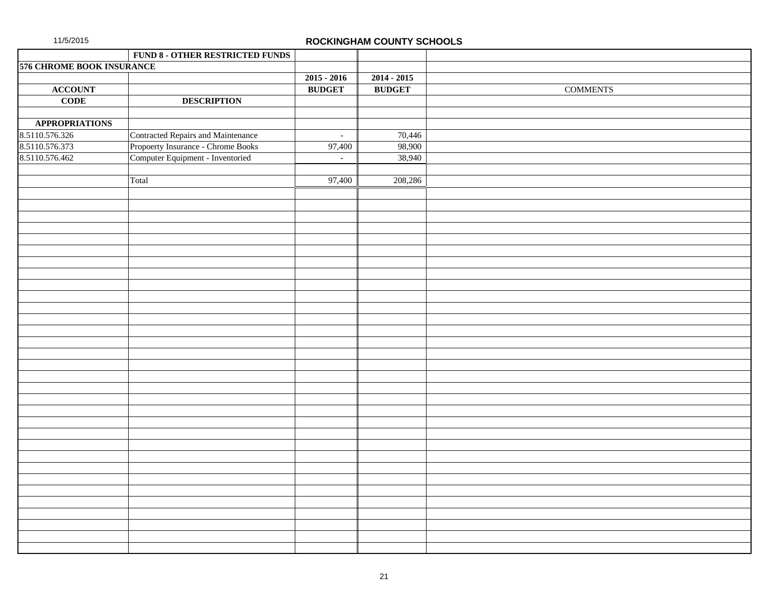# ROCKINGHAM COUNTY SCHOOLS

11/5/2015

| | FUND 8 - OTHER RESTRICTED FUNDS | | | |
|---|---|---|---|---|
| **576 CHROME BOOK INSURANCE** | | | | |
| | | **2015 - 2016** | **2014 - 2015** | |
| **ACCOUNT** | | **BUDGET** | **BUDGET** | COMMENTS |
| **CODE** | **DESCRIPTION** | | | |
| | | | | |
| **APPROPRIATIONS** | | | | |
| 8.5110.576.326 | Contracted Repairs and Maintenance | - | 70,446 | |
| 8.5110.576.373 | Propoerty Insurance - Chrome Books | 97,400 | 98,900 | |
| 8.5110.576.462 | Computer Equipment - Inventoried | - | 38,940 | |
| | | | | |
| | Total | 97,400 | 208,286 | |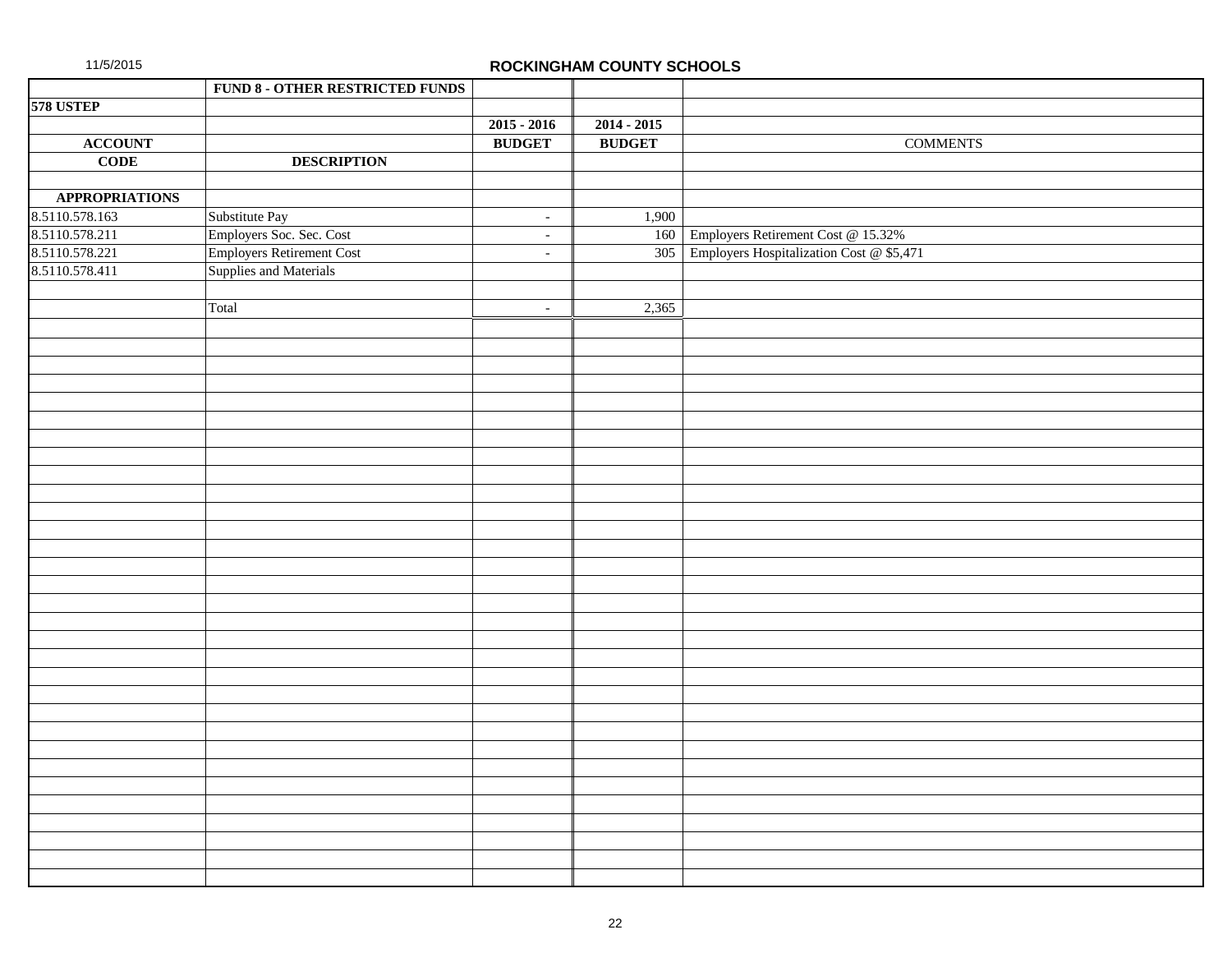# ROCKINGHAM COUNTY SCHOOLS

| | FUND 8 - OTHER RESTRICTED FUNDS | | | |
|---|---|---|---|---|
| **578 USTEP** | | | | |
| | | **2015 - 2016** | **2014 - 2015** | |
| **ACCOUNT** | | **BUDGET** | **BUDGET** | COMMENTS |
| **CODE** | **DESCRIPTION** | | | |
| | | | | |
| **APPROPRIATIONS** | | | | |
| 8.5110.578.163 | Substitute Pay | - | 1,900 | |
| 8.5110.578.211 | Employers Soc. Sec. Cost | - | 160 | Employers Retirement Cost @ 15.32% |
| 8.5110.578.221 | Employers Retirement Cost | - | 305 | Employers Hospitalization Cost @ $5,471 |
| 8.5110.578.411 | Supplies and Materials | | | |
| | | | | |
| | Total | - | 2,365 | |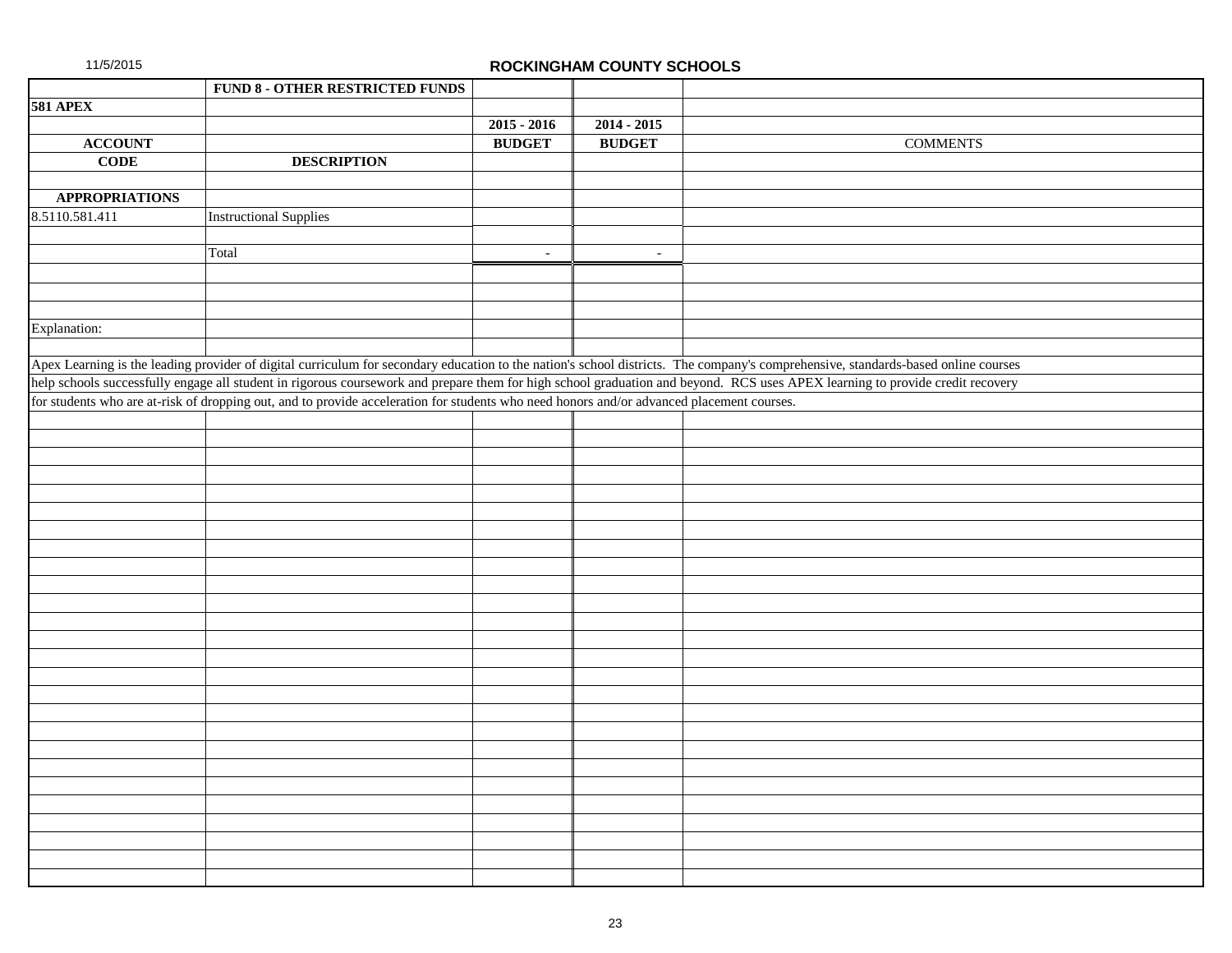11/5/2015

# ROCKINGHAM COUNTY SCHOOLS

| | FUND 8 - OTHER RESTRICTED FUNDS | | | |
|---|---|---|---|---|
| **581 APEX** | | | | |
| | | **2015 - 2016** | **2014 - 2015** | |
| **ACCOUNT** | | **BUDGET** | **BUDGET** | COMMENTS |
| **CODE** | **DESCRIPTION** | | | |
| **APPROPRIATIONS** | | | | |
| 8.5110.581.411 | Instructional Supplies | | | |
| | Total | - | - | |

Explanation:

Apex Learning is the leading provider of digital curriculum for secondary education to the nation's school districts. The company's comprehensive, standards-based online courses help schools successfully engage all student in rigorous coursework and prepare them for high school graduation and beyond. RCS uses APEX learning to provide credit recovery for students who are at-risk of dropping out, and to provide acceleration for students who need honors and/or advanced placement courses.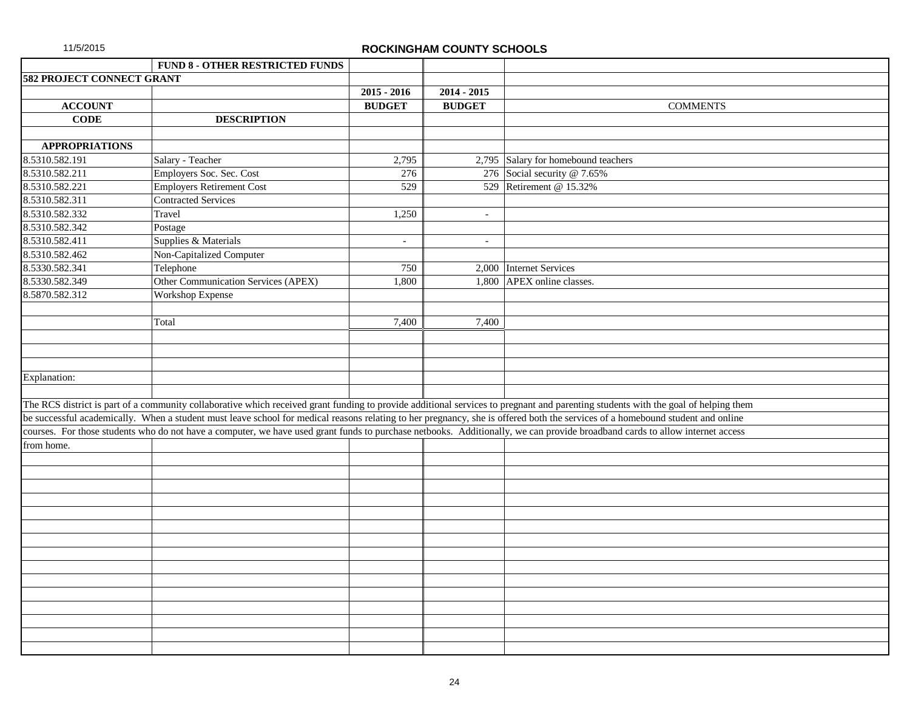## ROCKINGHAM COUNTY SCHOOLS

11/5/2015

| | FUND 8 - OTHER RESTRICTED FUNDS | | | |
|---|---|---|---|---|
| **582 PROJECT CONNECT GRANT** | | | | |
| | | **2015 - 2016** | **2014 - 2015** | |
| **ACCOUNT** | | **BUDGET** | **BUDGET** | COMMENTS |
| **CODE** | **DESCRIPTION** | | | |
| | | | | |
| **APPROPRIATIONS** | | | | |
| 8.5310.582.191 | Salary - Teacher | 2,795 | 2,795 | Salary for homebound teachers |
| 8.5310.582.211 | Employers Soc. Sec. Cost | 276 | 276 | Social security @ 7.65% |
| 8.5310.582.221 | Employers Retirement Cost | 529 | 529 | Retirement @ 15.32% |
| 8.5310.582.311 | Contracted Services | | | |
| 8.5310.582.332 | Travel | 1,250 | - | |
| 8.5310.582.342 | Postage | | | |
| 8.5310.582.411 | Supplies & Materials | - | - | |
| 8.5310.582.462 | Non-Capitalized Computer | | | |
| 8.5330.582.341 | Telephone | 750 | 2,000 | Internet Services |
| 8.5330.582.349 | Other Communication Services (APEX) | 1,800 | 1,800 | APEX online classes. |
| 8.5870.582.312 | Workshop Expense | | | |
| | | | | |
| | Total | 7,400 | 7,400 | |

Explanation:

The RCS district is part of a community collaborative which received grant funding to provide additional services to pregnant and parenting students with the goal of helping them be successful academically. When a student must leave school for medical reasons relating to her pregnancy, she is offered both the services of a homebound student and online courses. For those students who do not have a computer, we have used grant funds to purchase netbooks. Additionally, we can provide broadband cards to allow internet access from home.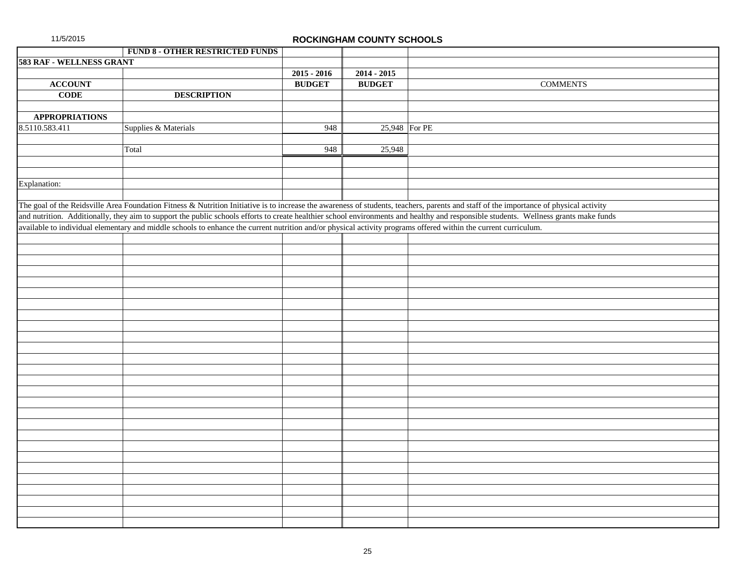11/5/2015

## ROCKINGHAM COUNTY SCHOOLS

| | FUND 8 - OTHER RESTRICTED FUNDS | | | |
|---|---|---|---|---|
| **583 RAF - WELLNESS GRANT** | | | | |
| | | **2015 - 2016** | **2014 - 2015** | |
| **ACCOUNT** | | **BUDGET** | **BUDGET** | COMMENTS |
| **CODE** | **DESCRIPTION** | | | |
| **APPROPRIATIONS** | | | | |
| 8.5110.583.411 | Supplies & Materials | 948 | 25,948 | For PE |
| | Total | 948 | 25,948 | |

Explanation:

The goal of the Reidsville Area Foundation Fitness & Nutrition Initiative is to increase the awareness of students, teachers, parents and staff of the importance of physical activity and nutrition. Additionally, they aim to support the public schools efforts to create healthier school environments and healthy and responsible students. Wellness grants make funds available to individual elementary and middle schools to enhance the current nutrition and/or physical activity programs offered within the current curriculum.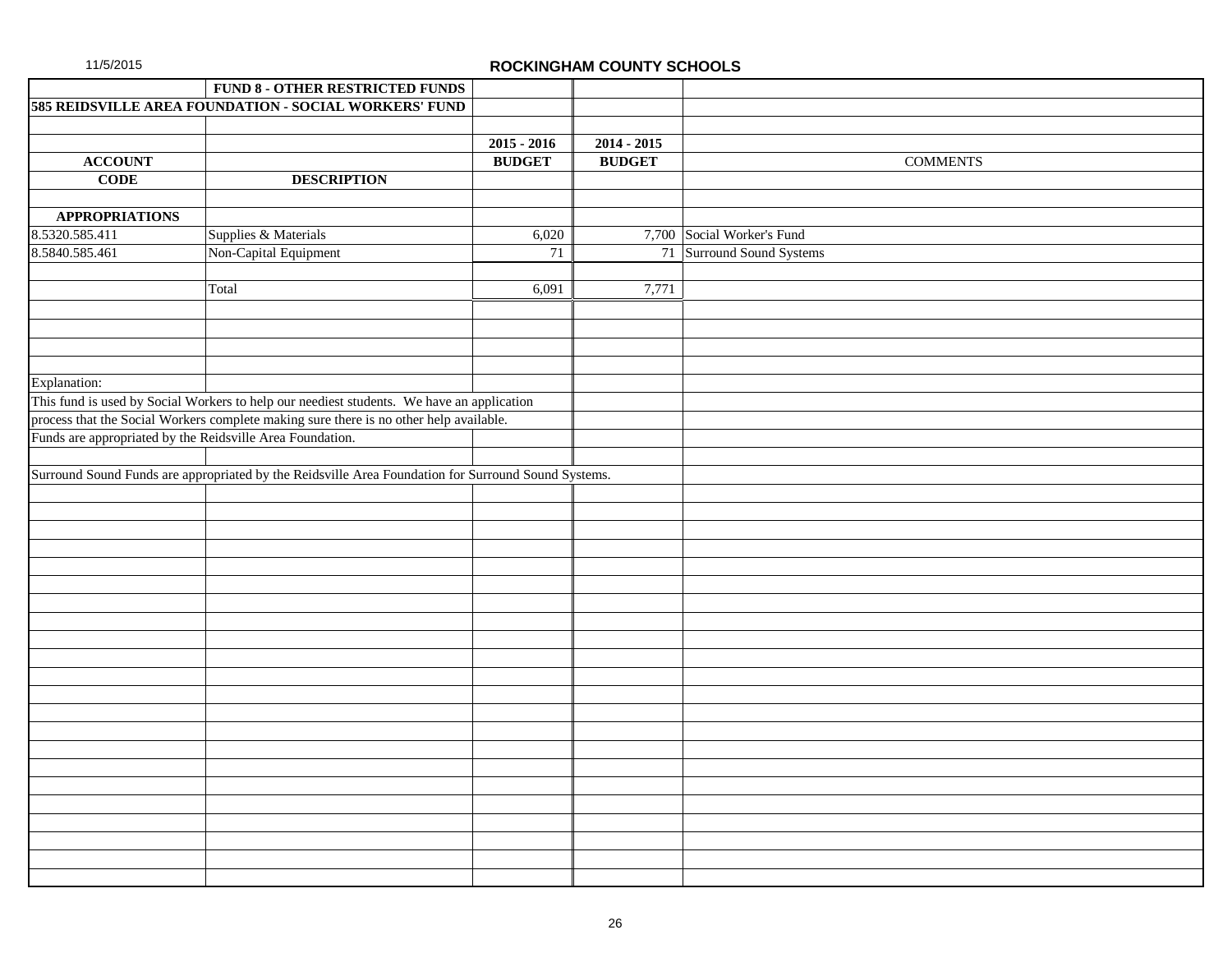11/5/2015

# ROCKINGHAM COUNTY SCHOOLS

**FUND 8 - OTHER RESTRICTED FUNDS**

**585 REIDSVILLE AREA FOUNDATION - SOCIAL WORKERS' FUND**

| ACCOUNT CODE | DESCRIPTION | 2015 - 2016 BUDGET | 2014 - 2015 BUDGET | COMMENTS |
|---|---|---|---|---|
| **APPROPRIATIONS** | | | | |
| 8.5320.585.411 | Supplies & Materials | 6,020 | 7,700 | Social Worker's Fund |
| 8.5840.585.461 | Non-Capital Equipment | 71 | 71 | Surround Sound Systems |
| | Total | 6,091 | 7,771 | |

Explanation:

This fund is used by Social Workers to help our neediest students. We have an application process that the Social Workers complete making sure there is no other help available. Funds are appropriated by the Reidsville Area Foundation.

Surround Sound Funds are appropriated by the Reidsville Area Foundation for Surround Sound Systems.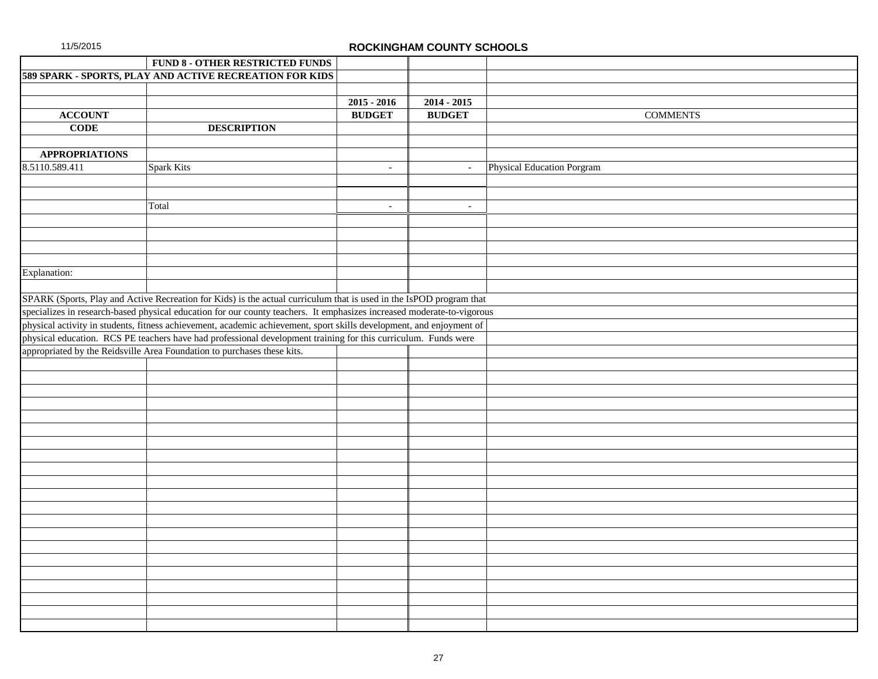ROCKINGHAM COUNTY SCHOOLS

| | FUND 8 - OTHER RESTRICTED FUNDS | | | |
|---|---|---|---|---|
| 589 SPARK - SPORTS, PLAY AND ACTIVE RECREATION FOR KIDS | | | | |
| | | 2015 - 2016 | 2014 - 2015 | |
| ACCOUNT | | BUDGET | BUDGET | COMMENTS |
| CODE | DESCRIPTION | | | |
| APPROPRIATIONS | | | | |
| 8.5110.589.411 | Spark Kits | - | - | Physical Education Porgram |
| | Total | - | - | |

Explanation:

SPARK (Sports, Play and Active Recreation for Kids) is the actual curriculum that is used in the IsPOD program that specializes in research-based physical education for our county teachers. It emphasizes increased moderate-to-vigorous physical activity in students, fitness achievement, academic achievement, sport skills development, and enjoyment of physical education. RCS PE teachers have had professional development training for this curriculum. Funds were appropriated by the Reidsville Area Foundation to purchases these kits.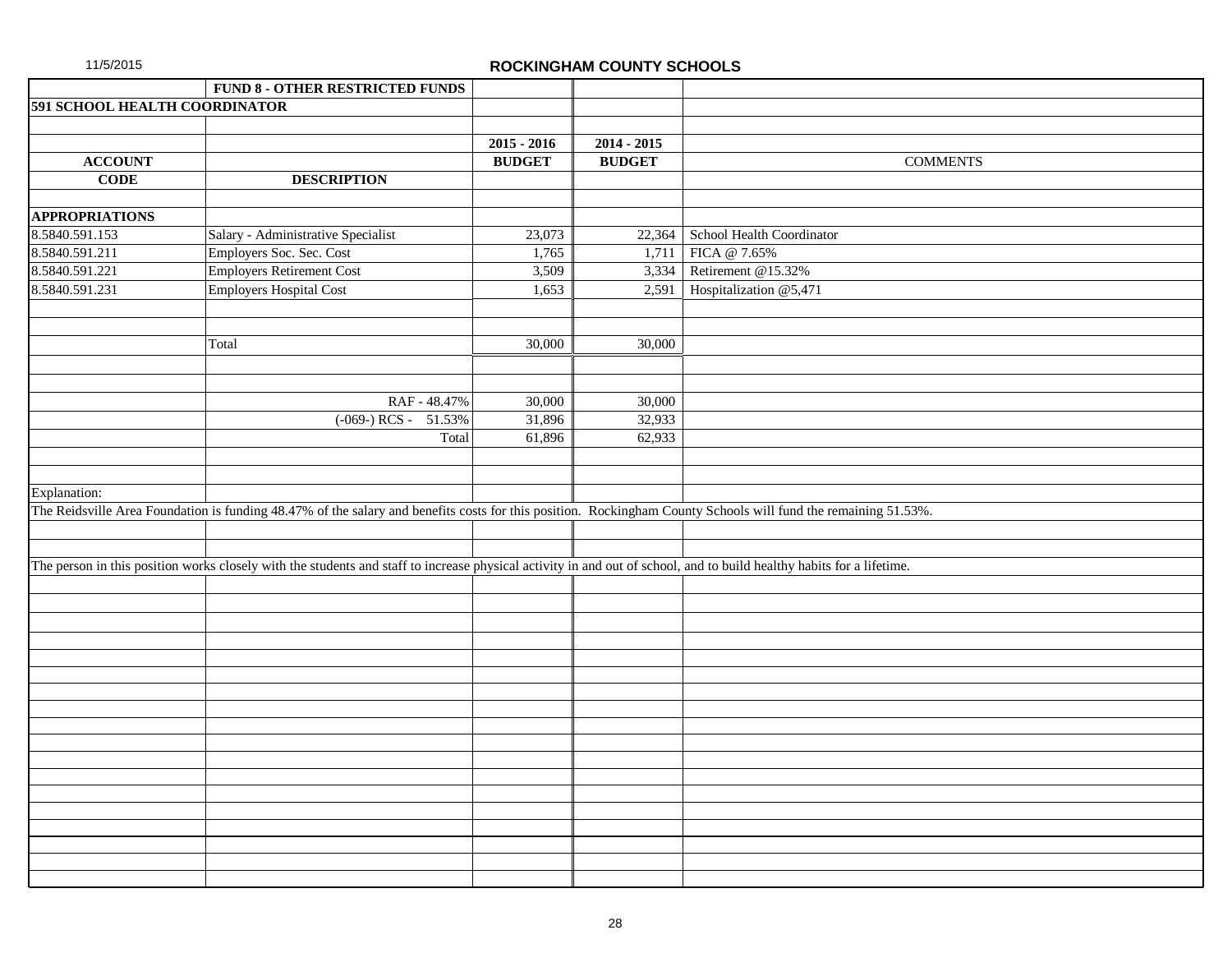## ROCKINGHAM COUNTY SCHOOLS

| | FUND 8 - OTHER RESTRICTED FUNDS | | | |
|---|---|---|---|---|
| **591 SCHOOL HEALTH COORDINATOR** | | | | |
| | | **2015 - 2016** | **2014 - 2015** | |
| **ACCOUNT** | | **BUDGET** | **BUDGET** | COMMENTS |
| **CODE** | **DESCRIPTION** | | | |
| **APPROPRIATIONS** | | | | |
| 8.5840.591.153 | Salary - Administrative Specialist | 23,073 | 22,364 | School Health Coordinator |
| 8.5840.591.211 | Employers Soc. Sec. Cost | 1,765 | 1,711 | FICA @ 7.65% |
| 8.5840.591.221 | Employers Retirement Cost | 3,509 | 3,334 | Retirement @15.32% |
| 8.5840.591.231 | Employers Hospital Cost | 1,653 | 2,591 | Hospitalization @5,471 |
| | Total | 30,000 | 30,000 | |
| | RAF - 48.47% | 30,000 | 30,000 | |
| | (-069-) RCS - 51.53% | 31,896 | 32,933 | |
| | Total | 61,896 | 62,933 | |

Explanation:

The Reidsville Area Foundation is funding 48.47% of the salary and benefits costs for this position. Rockingham County Schools will fund the remaining 51.53%.

The person in this position works closely with the students and staff to increase physical activity in and out of school, and to build healthy habits for a lifetime.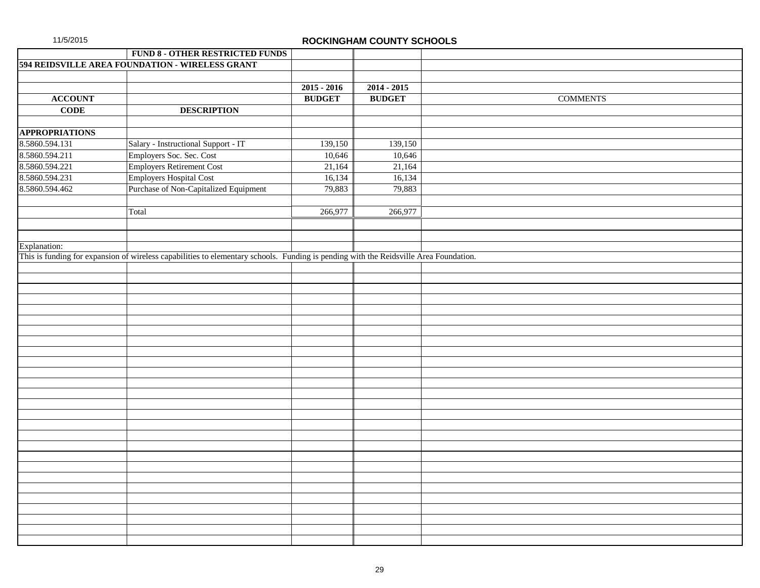## ROCKINGHAM COUNTY SCHOOLS

| | FUND 8 - OTHER RESTRICTED FUNDS | | | |
|---|---|---|---|---|
| **594 REIDSVILLE AREA FOUNDATION - WIRELESS GRANT** | | | | |
| | | **2015 - 2016** | **2014 - 2015** | |
| **ACCOUNT** | | **BUDGET** | **BUDGET** | COMMENTS |
| **CODE** | **DESCRIPTION** | | | |
| **APPROPRIATIONS** | | | | |
| 8.5860.594.131 | Salary - Instructional Support - IT | 139,150 | 139,150 | |
| 8.5860.594.211 | Employers Soc. Sec. Cost | 10,646 | 10,646 | |
| 8.5860.594.221 | Employers Retirement Cost | 21,164 | 21,164 | |
| 8.5860.594.231 | Employers Hospital Cost | 16,134 | 16,134 | |
| 8.5860.594.462 | Purchase of Non-Capitalized Equipment | 79,883 | 79,883 | |
| | Total | 266,977 | 266,977 | |

Explanation:

This is funding for expansion of wireless capabilities to elementary schools. Funding is pending with the Reidsville Area Foundation.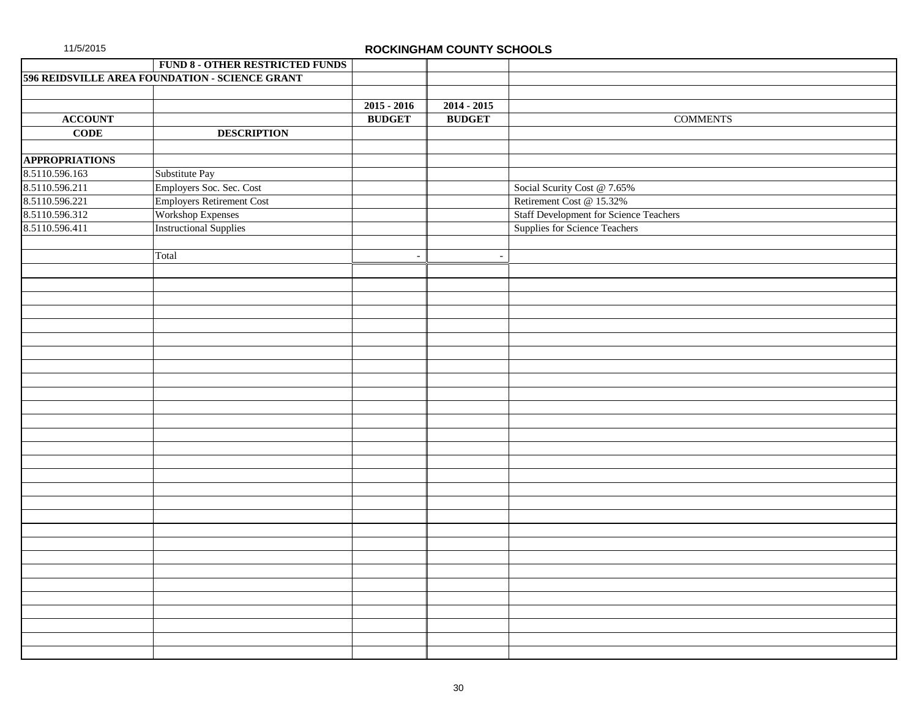**ROCKINGHAM COUNTY SCHOOLS**

| | FUND 8 - OTHER RESTRICTED FUNDS | | | |
|---|---|---|---|---|
| **596 REIDSVILLE AREA FOUNDATION - SCIENCE GRANT** | | | | |
| | | | | |
| | | **2015 - 2016** | **2014 - 2015** | |
| **ACCOUNT** | | **BUDGET** | **BUDGET** | COMMENTS |
| **CODE** | **DESCRIPTION** | | | |
| | | | | |
| **APPROPRIATIONS** | | | | |
| 8.5110.596.163 | Substitute Pay | | | |
| 8.5110.596.211 | Employers Soc. Sec. Cost | | | Social Scurity Cost @ 7.65% |
| 8.5110.596.221 | Employers Retirement Cost | | | Retirement Cost @ 15.32% |
| 8.5110.596.312 | Workshop Expenses | | | Staff Development for Science Teachers |
| 8.5110.596.411 | Instructional Supplies | | | Supplies for Science Teachers |
| | | | | |
| | Total | - | - | |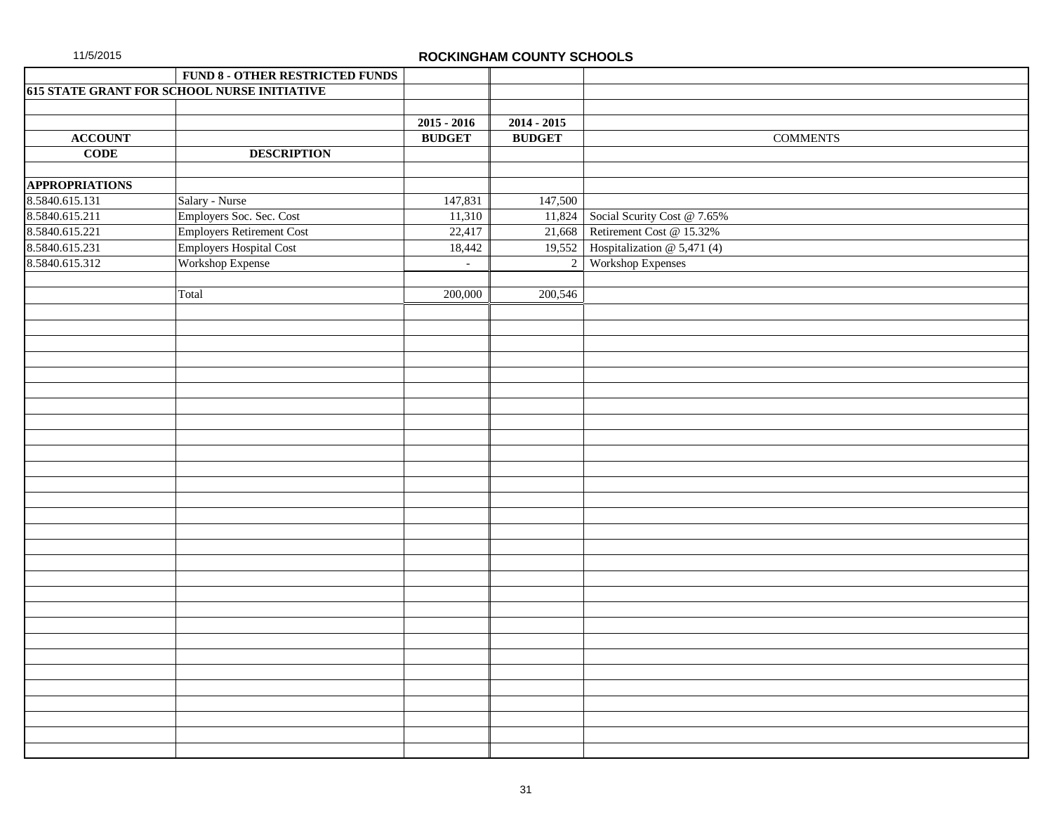# ROCKINGHAM COUNTY SCHOOLS

| | FUND 8 - OTHER RESTRICTED FUNDS | | | |
|---|---|---|---|---|
| 615 STATE GRANT FOR SCHOOL NURSE INITIATIVE | | | | |
| | | | | |
| | | 2015 - 2016 | 2014 - 2015 | |
| ACCOUNT | | BUDGET | BUDGET | COMMENTS |
| CODE | DESCRIPTION | | | |
| | | | | |
| APPROPRIATIONS | | | | |
| 8.5840.615.131 | Salary - Nurse | 147,831 | 147,500 | |
| 8.5840.615.211 | Employers Soc. Sec. Cost | 11,310 | 11,824 | Social Scurity Cost @ 7.65% |
| 8.5840.615.221 | Employers Retirement Cost | 22,417 | 21,668 | Retirement Cost @ 15.32% |
| 8.5840.615.231 | Employers Hospital Cost | 18,442 | 19,552 | Hospitalization @ 5,471 (4) |
| 8.5840.615.312 | Workshop Expense | - | 2 | Workshop Expenses |
| | | | | |
| | Total | 200,000 | 200,546 | |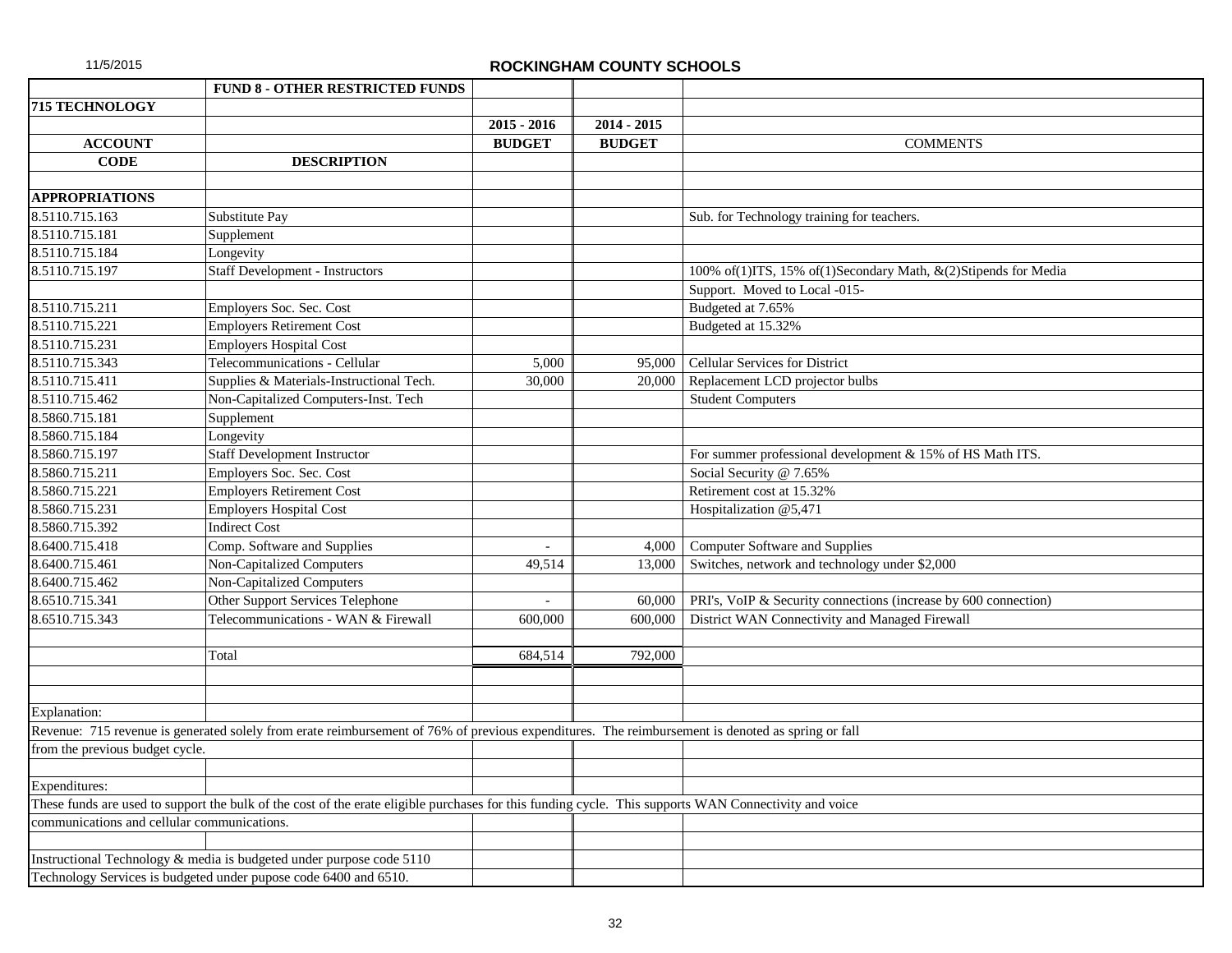## ROCKINGHAM COUNTY SCHOOLS

| | FUND 8 - OTHER RESTRICTED FUNDS | | | |
|---|---|---|---|---|
| **715 TECHNOLOGY** | | | | |
| | | **2015 - 2016** | **2014 - 2015** | |
| **ACCOUNT** | | **BUDGET** | **BUDGET** | **COMMENTS** |
| **CODE** | **DESCRIPTION** | | | |
| | | | | |
| **APPROPRIATIONS** | | | | |
| 8.5110.715.163 | Substitute Pay | | | Sub. for Technology training for teachers. |
| 8.5110.715.181 | Supplement | | | |
| 8.5110.715.184 | Longevity | | | |
| 8.5110.715.197 | Staff Development - Instructors | | | 100% of(1)ITS, 15% of(1)Secondary Math, &(2)Stipends for Media |
| | | | | Support. Moved to Local -015- |
| 8.5110.715.211 | Employers Soc. Sec. Cost | | | Budgeted at 7.65% |
| 8.5110.715.221 | Employers Retirement Cost | | | Budgeted at 15.32% |
| 8.5110.715.231 | Employers Hospital Cost | | | |
| 8.5110.715.343 | Telecommunications - Cellular | 5,000 | 95,000 | Cellular Services for District |
| 8.5110.715.411 | Supplies & Materials-Instructional Tech. | 30,000 | 20,000 | Replacement LCD projector bulbs |
| 8.5110.715.462 | Non-Capitalized Computers-Inst. Tech | | | Student Computers |
| 8.5860.715.181 | Supplement | | | |
| 8.5860.715.184 | Longevity | | | |
| 8.5860.715.197 | Staff Development Instructor | | | For summer professional development & 15% of HS Math ITS. |
| 8.5860.715.211 | Employers Soc. Sec. Cost | | | Social Security @ 7.65% |
| 8.5860.715.221 | Employers Retirement Cost | | | Retirement cost at 15.32% |
| 8.5860.715.231 | Employers Hospital Cost | | | Hospitalization @5,471 |
| 8.5860.715.392 | Indirect Cost | | | |
| 8.6400.715.418 | Comp. Software and Supplies | - | 4,000 | Computer Software and Supplies |
| 8.6400.715.461 | Non-Capitalized Computers | 49,514 | 13,000 | Switches, network and technology under $2,000 |
| 8.6400.715.462 | Non-Capitalized Computers | | | |
| 8.6510.715.341 | Other Support Services Telephone | - | 60,000 | PRI's, VoIP & Security connections (increase by 600 connection) |
| 8.6510.715.343 | Telecommunications - WAN & Firewall | 600,000 | 600,000 | District WAN Connectivity and Managed Firewall |
| | | | | |
| | Total | 684,514 | 792,000 | |

Explanation:

Revenue: 715 revenue is generated solely from erate reimbursement of 76% of previous expenditures. The reimbursement is denoted as spring or fall from the previous budget cycle.

Expenditures:

These funds are used to support the bulk of the cost of the erate eligible purchases for this funding cycle. This supports WAN Connectivity and voice communications and cellular communications.

Instructional Technology & media is budgeted under purpose code 5110

Technology Services is budgeted under pupose code 6400 and 6510.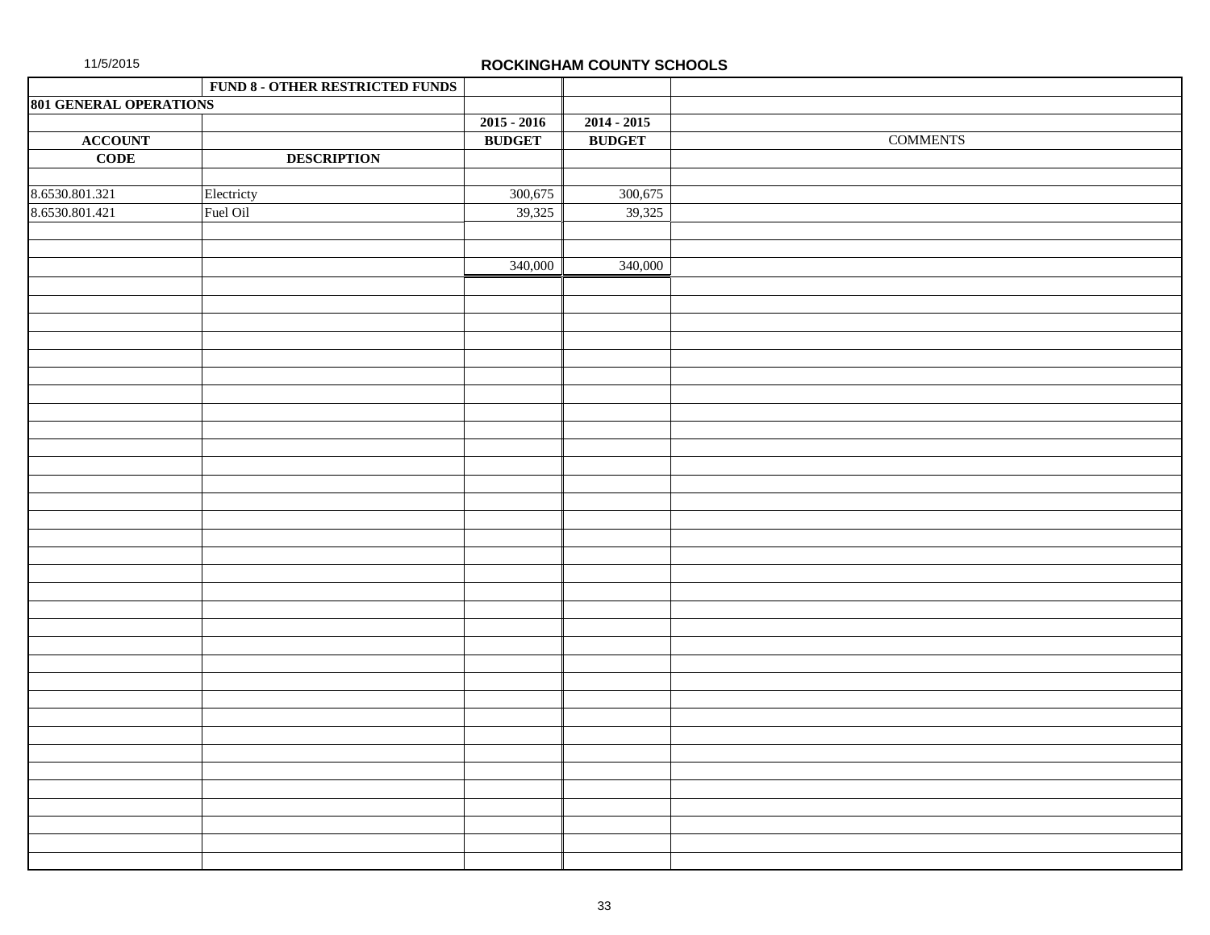11/5/2015

**ROCKINGHAM COUNTY SCHOOLS**

| | FUND 8 - OTHER RESTRICTED FUNDS | | | |
|---|---|---|---|---|
| **801 GENERAL OPERATIONS** | | | | |
| | | **2015 - 2016** | **2014 - 2015** | |
| **ACCOUNT** | | **BUDGET** | **BUDGET** | COMMENTS |
| **CODE** | **DESCRIPTION** | | | |
| 8.6530.801.321 | Electricty | 300,675 | 300,675 | |
| 8.6530.801.421 | Fuel Oil | 39,325 | 39,325 | |
| | | 340,000 | 340,000 | |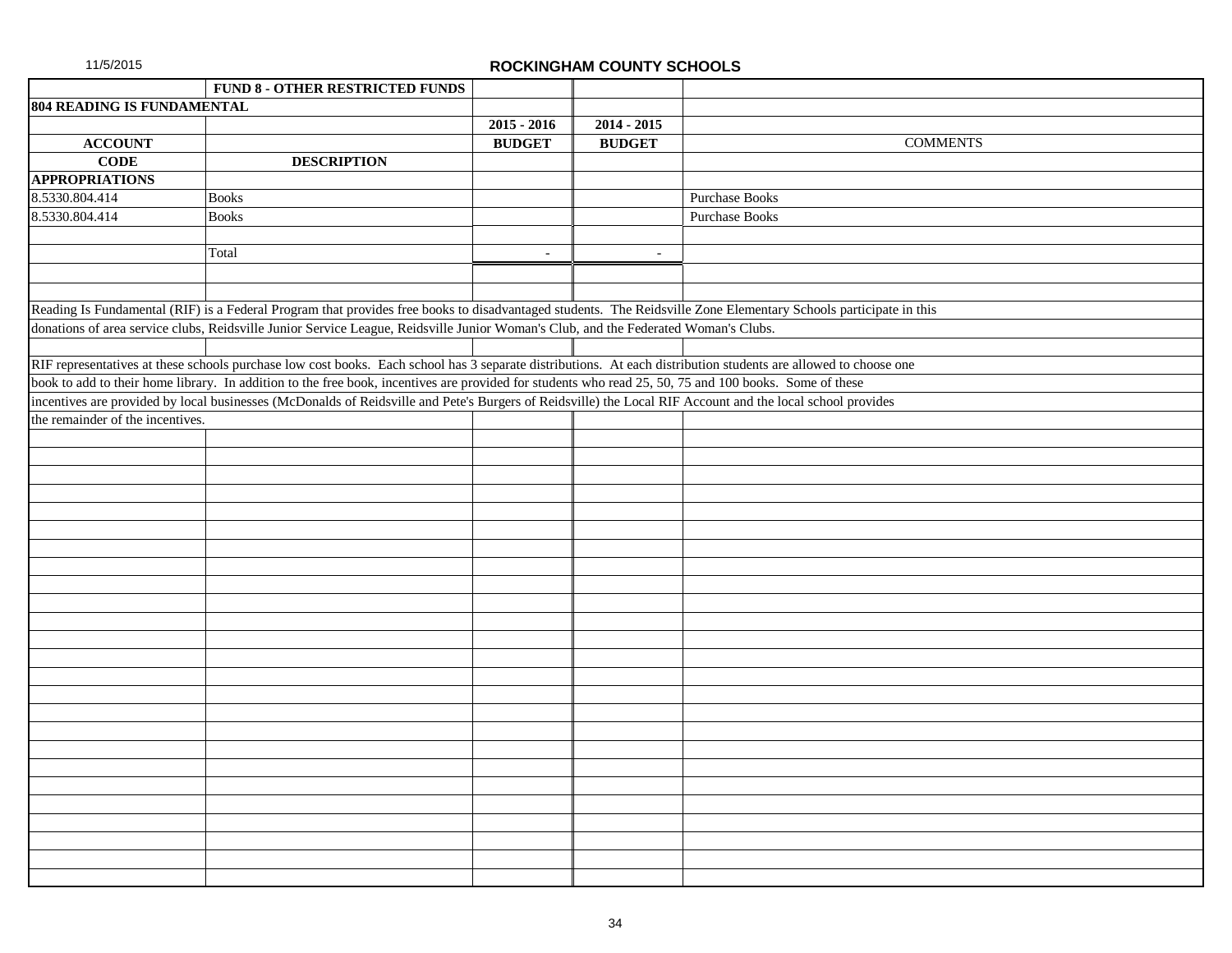## ROCKINGHAM COUNTY SCHOOLS

| | FUND 8 - OTHER RESTRICTED FUNDS | | | |
|---|---|---|---|---|
| **804 READING IS FUNDAMENTAL** | | | | |
| | | **2015 - 2016** | **2014 - 2015** | |
| **ACCOUNT** | | **BUDGET** | **BUDGET** | COMMENTS |
| **CODE** | **DESCRIPTION** | | | |
| **APPROPRIATIONS** | | | | |
| 8.5330.804.414 | Books | | | Purchase Books |
| 8.5330.804.414 | Books | | | Purchase Books |
| | Total | - | - | |

Reading Is Fundamental (RIF) is a Federal Program that provides free books to disadvantaged students. The Reidsville Zone Elementary Schools participate in this donations of area service clubs, Reidsville Junior Service League, Reidsville Junior Woman's Club, and the Federated Woman's Clubs.

RIF representatives at these schools purchase low cost books. Each school has 3 separate distributions. At each distribution students are allowed to choose one book to add to their home library. In addition to the free book, incentives are provided for students who read 25, 50, 75 and 100 books. Some of these incentives are provided by local businesses (McDonalds of Reidsville and Pete's Burgers of Reidsville) the Local RIF Account and the local school provides the remainder of the incentives.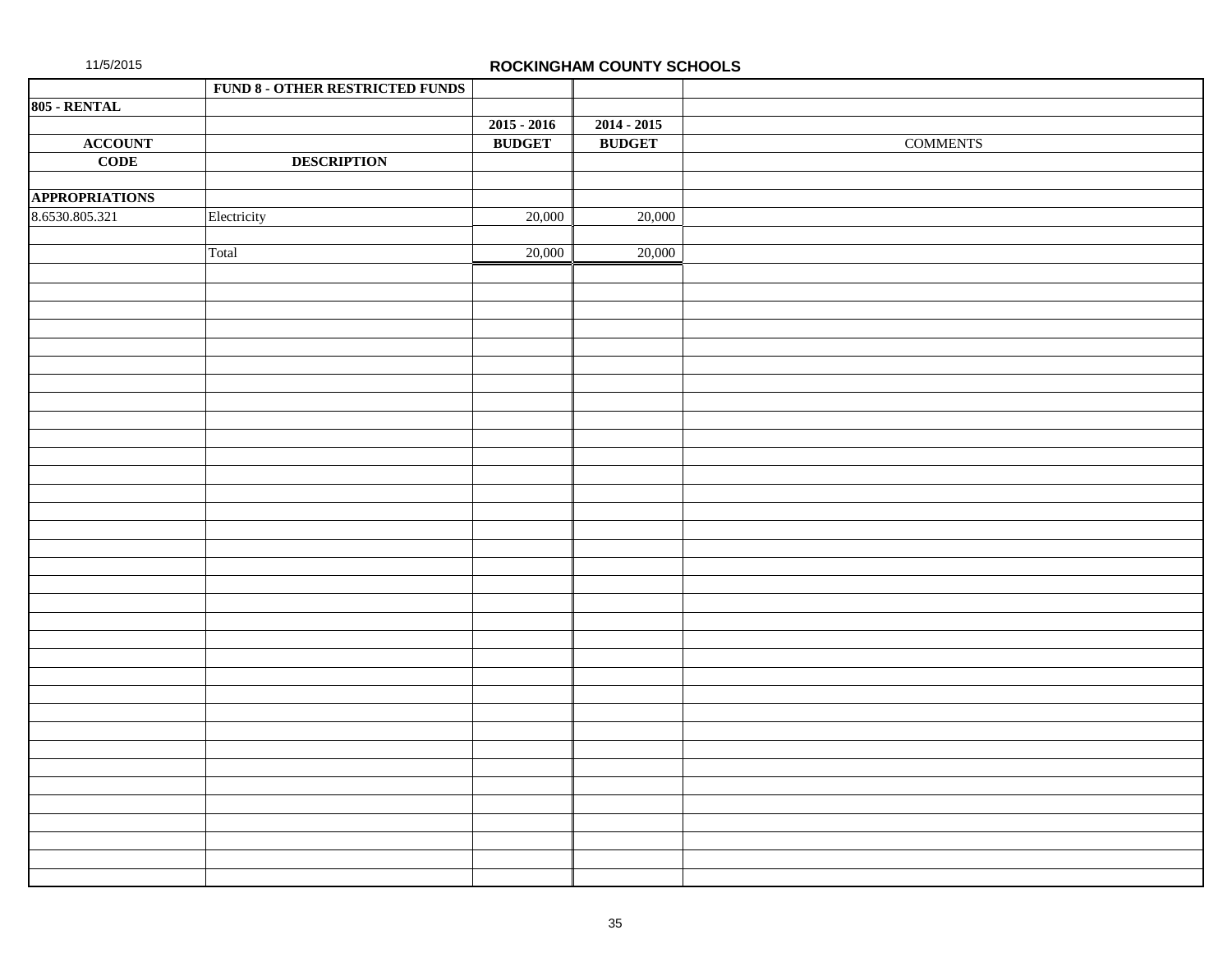11/5/2015

**ROCKINGHAM COUNTY SCHOOLS**

| | **FUND 8 - OTHER RESTRICTED FUNDS** | | | |
|---|---|---|---|---|
| **805 - RENTAL** | | | | |
| | | **2015 - 2016** | **2014 - 2015** | |
| **ACCOUNT** | | **BUDGET** | **BUDGET** | COMMENTS |
| **CODE** | **DESCRIPTION** | | | |
| | | | | |
| **APPROPRIATIONS** | | | | |
| 8.6530.805.321 | Electricity | 20,000 | 20,000 | |
| | | | | |
| | Total | 20,000 | 20,000 | |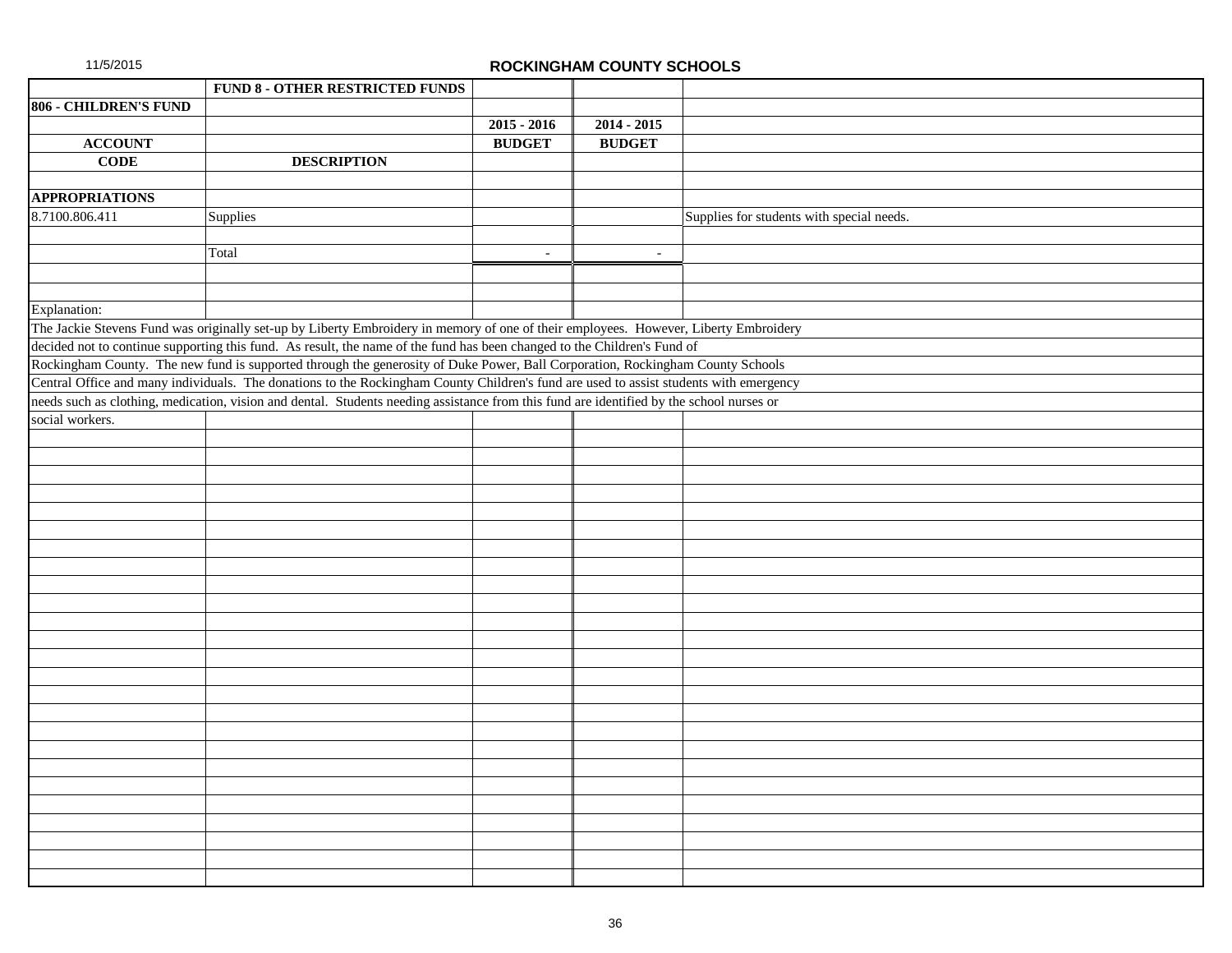## ROCKINGHAM COUNTY SCHOOLS

| | FUND 8 - OTHER RESTRICTED FUNDS | | | |
|---|---|---|---|---|
| **806 - CHILDREN'S FUND** | | | | |
| | | **2015 - 2016** | **2014 - 2015** | |
| **ACCOUNT** | | **BUDGET** | **BUDGET** | |
| **CODE** | **DESCRIPTION** | | | |
| **APPROPRIATIONS** | | | | |
| 8.7100.806.411 | Supplies | | | Supplies for students with special needs. |
| | Total | - | - | |

Explanation:

The Jackie Stevens Fund was originally set-up by Liberty Embroidery in memory of one of their employees. However, Liberty Embroidery decided not to continue supporting this fund. As result, the name of the fund has been changed to the Children's Fund of Rockingham County. The new fund is supported through the generosity of Duke Power, Ball Corporation, Rockingham County Schools Central Office and many individuals. The donations to the Rockingham County Children's fund are used to assist students with emergency needs such as clothing, medication, vision and dental. Students needing assistance from this fund are identified by the school nurses or social workers.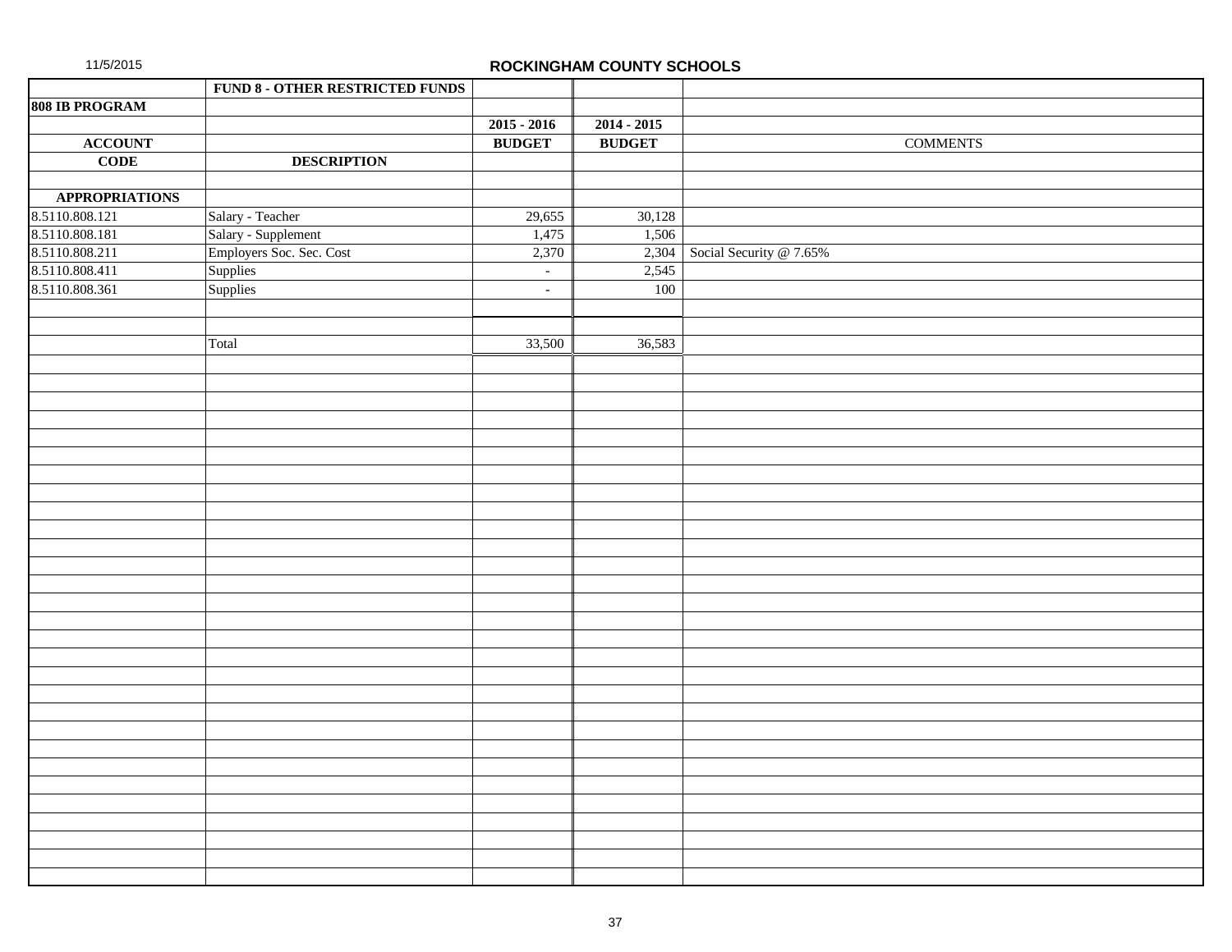11/5/2015

# ROCKINGHAM COUNTY SCHOOLS

| | FUND 8 - OTHER RESTRICTED FUNDS | | | |
|---|---|---|---|---|
| **808 IB PROGRAM** | | | | |
| | | **2015 - 2016** | **2014 - 2015** | |
| **ACCOUNT** | | **BUDGET** | **BUDGET** | COMMENTS |
| **CODE** | **DESCRIPTION** | | | |
| | | | | |
| **APPROPRIATIONS** | | | | |
| 8.5110.808.121 | Salary - Teacher | 29,655 | 30,128 | |
| 8.5110.808.181 | Salary - Supplement | 1,475 | 1,506 | |
| 8.5110.808.211 | Employers Soc. Sec. Cost | 2,370 | 2,304 | Social Security @ 7.65% |
| 8.5110.808.411 | Supplies | - | 2,545 | |
| 8.5110.808.361 | Supplies | - | 100 | |
| | | | | |
| | | | | |
| | Total | 33,500 | 36,583 | |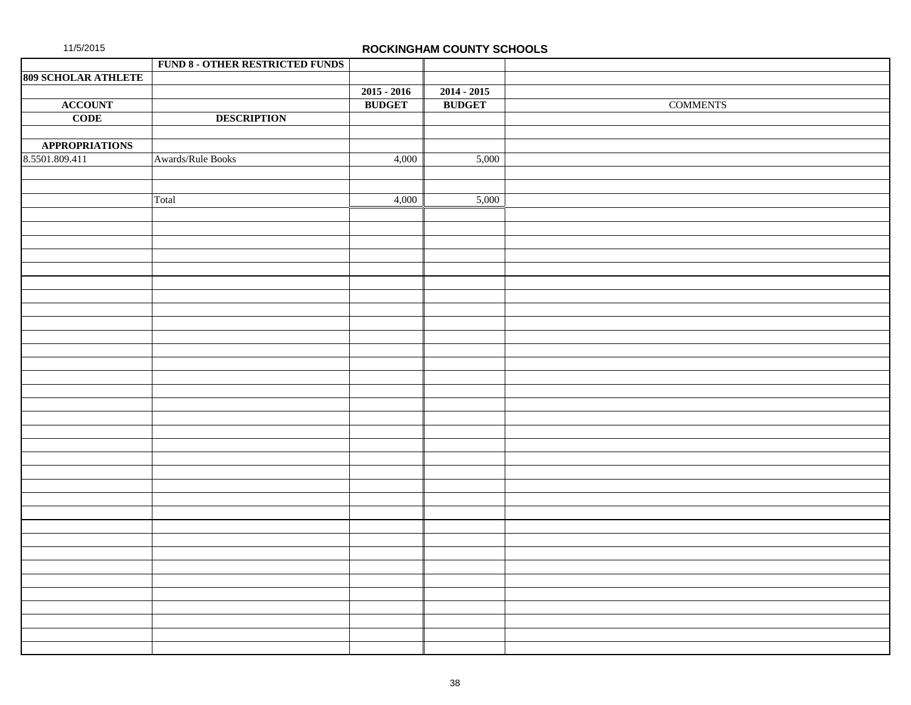11/5/2015

**ROCKINGHAM COUNTY SCHOOLS**

| | **FUND 8 - OTHER RESTRICTED FUNDS** | | | |
|---|---|---|---|---|
| **809 SCHOLAR ATHLETE** | | | | |
| | | **2015 - 2016** | **2014 - 2015** | |
| **ACCOUNT** | | **BUDGET** | **BUDGET** | COMMENTS |
| **CODE** | **DESCRIPTION** | | | |
| | | | | |
| **APPROPRIATIONS** | | | | |
| 8.5501.809.411 | Awards/Rule Books | 4,000 | 5,000 | |
| | | | | |
| | | | | |
| | Total | 4,000 | 5,000 | |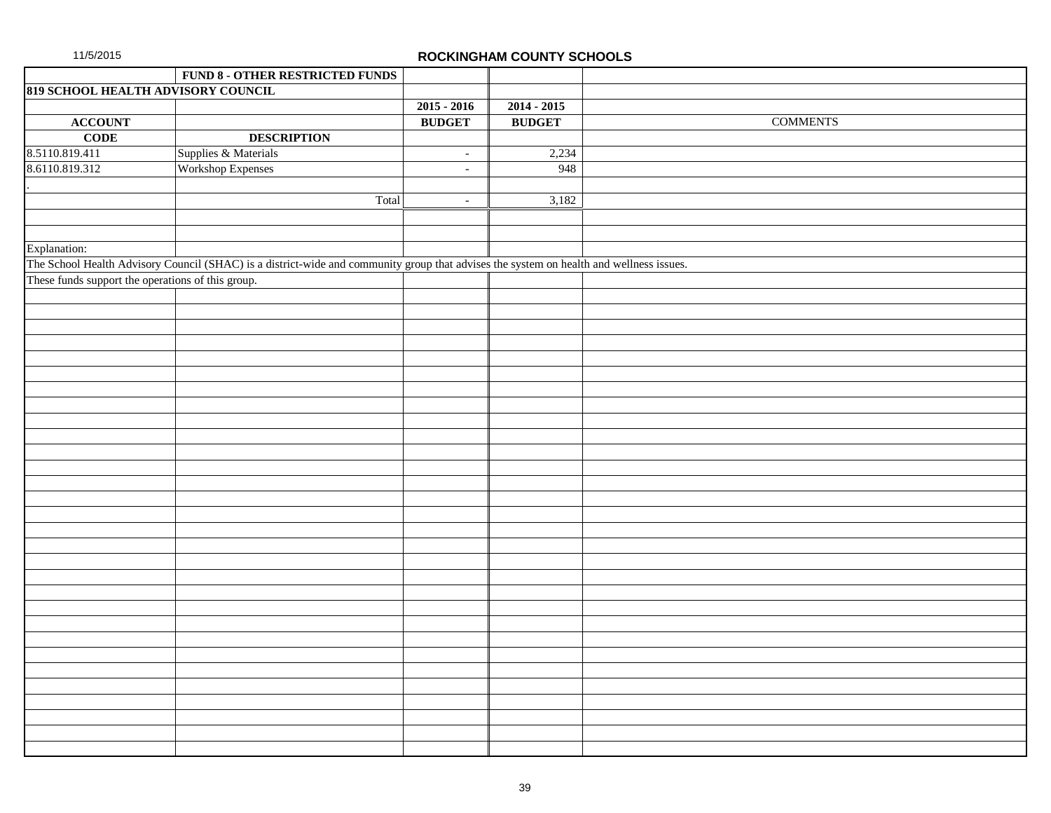11/5/2015

## ROCKINGHAM COUNTY SCHOOLS

| | FUND 8 - OTHER RESTRICTED FUNDS | | | |
|---|---|---|---|---|
| **819 SCHOOL HEALTH ADVISORY COUNCIL** | | | | |
| | | **2015 - 2016** | **2014 - 2015** | |
| **ACCOUNT** | | **BUDGET** | **BUDGET** | COMMENTS |
| **CODE** | **DESCRIPTION** | | | |
| 8.5110.819.411 | Supplies & Materials | - | 2,234 | |
| 8.6110.819.312 | Workshop Expenses | - | 948 | |
| . | | | | |
| | Total | - | 3,182 | |

Explanation:

The School Health Advisory Council (SHAC) is a district-wide and community group that advises the system on health and wellness issues.

These funds support the operations of this group.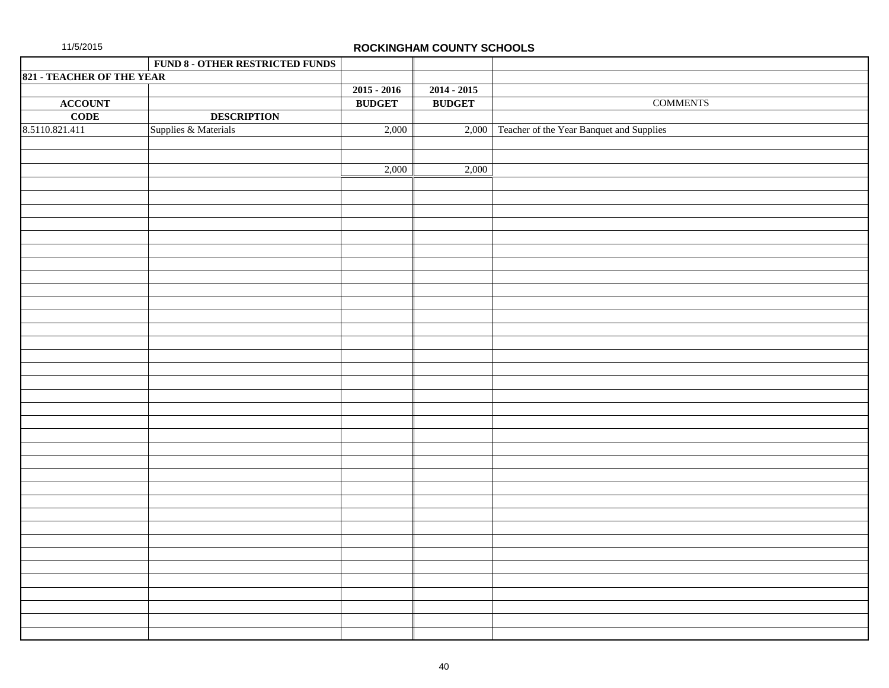11/5/2015

**ROCKINGHAM COUNTY SCHOOLS**

| | FUND 8 - OTHER RESTRICTED FUNDS | | | |
|---|---|---|---|---|
| **821 - TEACHER OF THE YEAR** | | | | |
| | | **2015 - 2016** | **2014 - 2015** | |
| **ACCOUNT** | | **BUDGET** | **BUDGET** | COMMENTS |
| **CODE** | **DESCRIPTION** | | | |
| 8.5110.821.411 | Supplies & Materials | 2,000 | 2,000 | Teacher of the Year Banquet and Supplies |
| | | | | |
| | | | | |
| | | 2,000 | 2,000 | |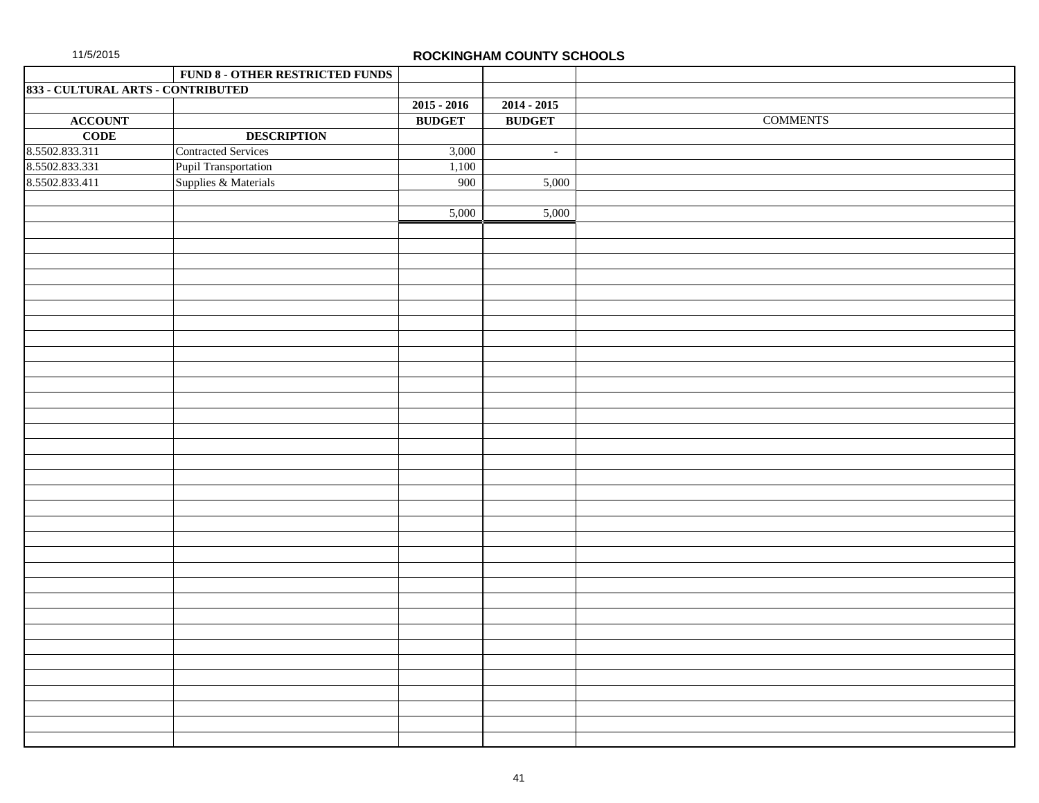11/5/2015

**ROCKINGHAM COUNTY SCHOOLS**

| | FUND 8 - OTHER RESTRICTED FUNDS | | | |
|---|---|---|---|---|
| **833 - CULTURAL ARTS - CONTRIBUTED** | | | | |
| | | **2015 - 2016** | **2014 - 2015** | |
| **ACCOUNT** | | **BUDGET** | **BUDGET** | COMMENTS |
| **CODE** | **DESCRIPTION** | | | |
| 8.5502.833.311 | Contracted Services | 3,000 | - | |
| 8.5502.833.331 | Pupil Transportation | 1,100 | | |
| 8.5502.833.411 | Supplies & Materials | 900 | 5,000 | |
| | | | | |
| | | 5,000 | 5,000 | |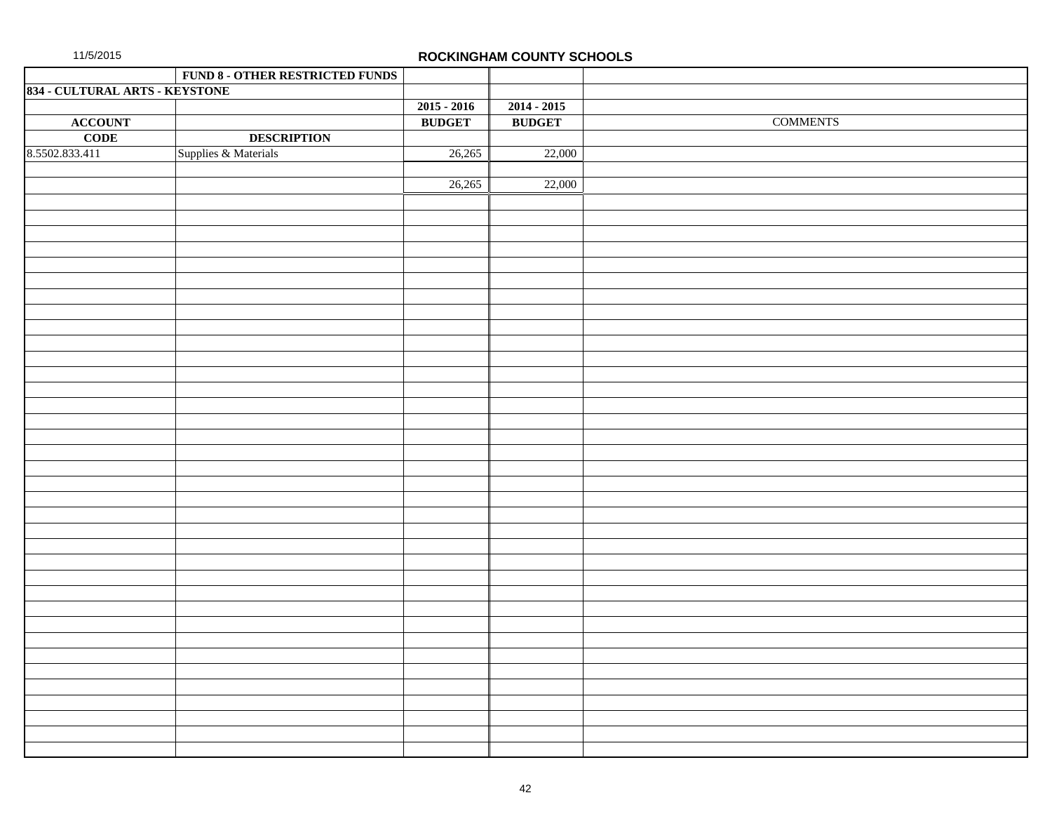11/5/2015

## ROCKINGHAM COUNTY SCHOOLS

| | FUND 8 - OTHER RESTRICTED FUNDS | | | |
|---|---|---|---|---|
| **834 - CULTURAL ARTS - KEYSTONE** | | | | |
| | | **2015 - 2016** | **2014 - 2015** | |
| **ACCOUNT** | | **BUDGET** | **BUDGET** | COMMENTS |
| **CODE** | **DESCRIPTION** | | | |
| 8.5502.833.411 | Supplies & Materials | 26,265 | 22,000 | |
| | | | | |
| | | 26,265 | 22,000 | |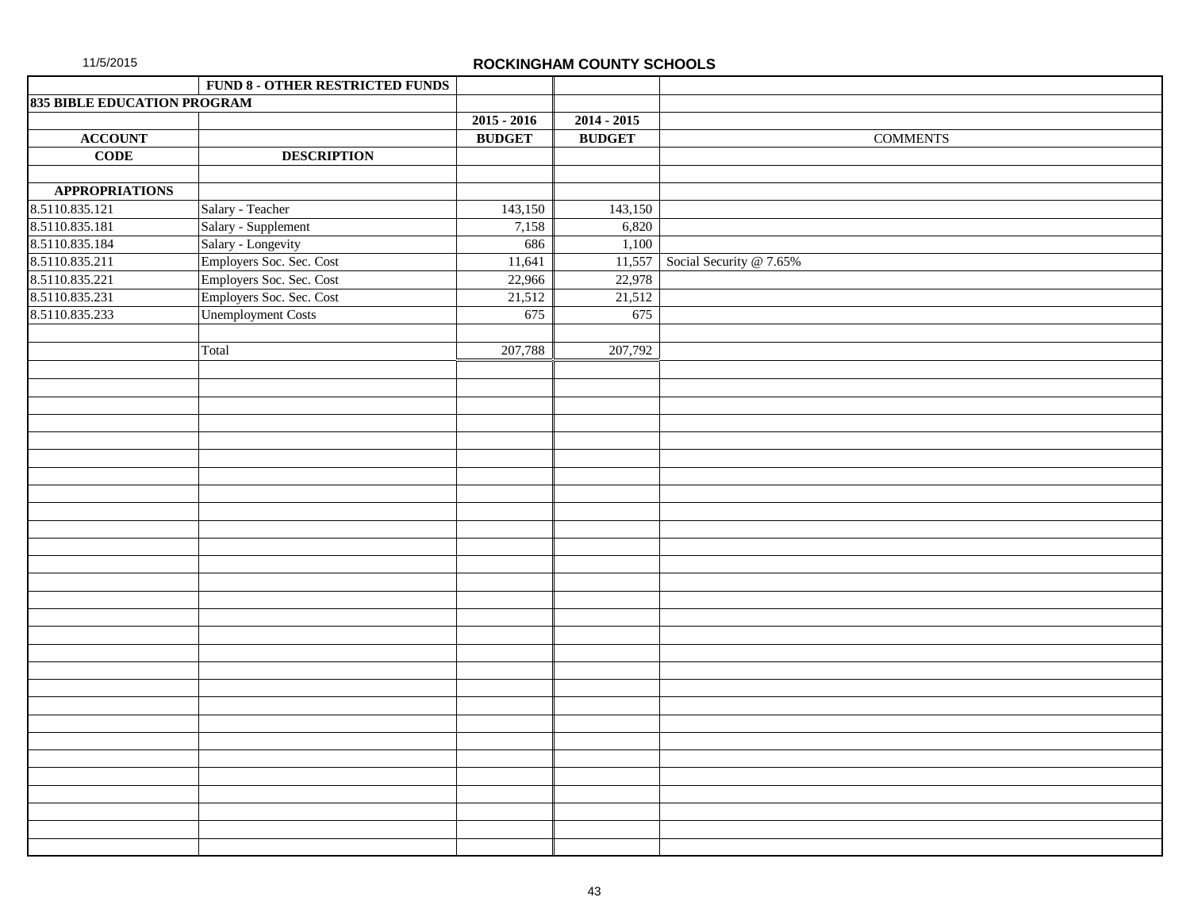## ROCKINGHAM COUNTY SCHOOLS

| | FUND 8 - OTHER RESTRICTED FUNDS | | | |
|---|---|---|---|---|
| **835 BIBLE EDUCATION PROGRAM** | | | | |
| | | **2015 - 2016** | **2014 - 2015** | |
| **ACCOUNT** | | **BUDGET** | **BUDGET** | COMMENTS |
| **CODE** | **DESCRIPTION** | | | |
| | | | | |
| **APPROPRIATIONS** | | | | |
| 8.5110.835.121 | Salary - Teacher | 143,150 | 143,150 | |
| 8.5110.835.181 | Salary - Supplement | 7,158 | 6,820 | |
| 8.5110.835.184 | Salary - Longevity | 686 | 1,100 | |
| 8.5110.835.211 | Employers Soc. Sec. Cost | 11,641 | 11,557 | Social Security @ 7.65% |
| 8.5110.835.221 | Employers Soc. Sec. Cost | 22,966 | 22,978 | |
| 8.5110.835.231 | Employers Soc. Sec. Cost | 21,512 | 21,512 | |
| 8.5110.835.233 | Unemployment Costs | 675 | 675 | |
| | | | | |
| | Total | 207,788 | 207,792 | |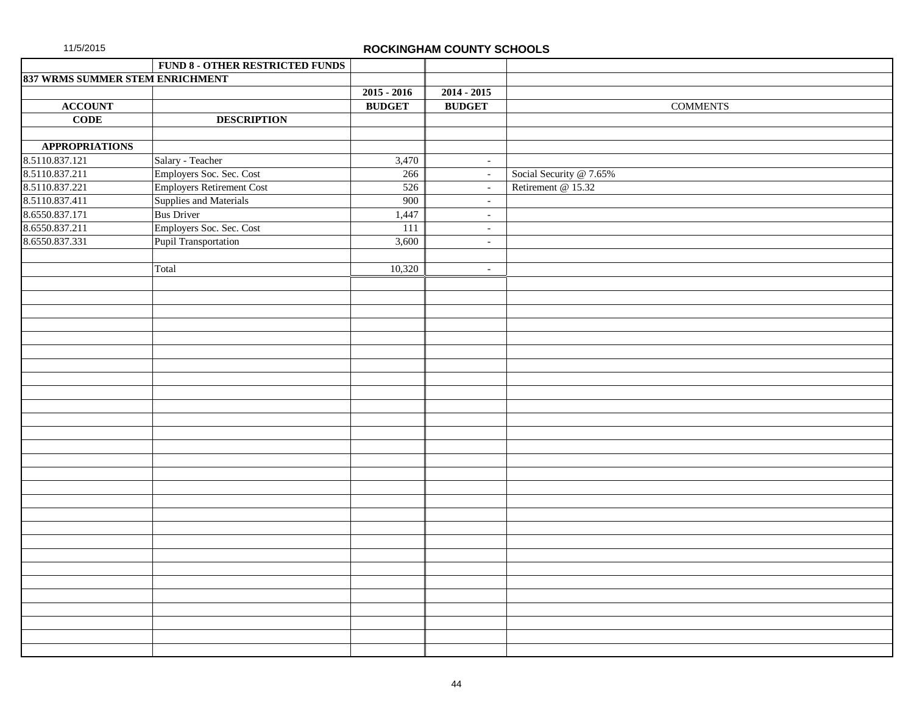# ROCKINGHAM COUNTY SCHOOLS

| | FUND 8 - OTHER RESTRICTED FUNDS | | | |
|---|---|---|---|---|
| **837 WRMS SUMMER STEM ENRICHMENT** | | | | |
| | | **2015 - 2016** | **2014 - 2015** | |
| **ACCOUNT** | | **BUDGET** | **BUDGET** | COMMENTS |
| **CODE** | **DESCRIPTION** | | | |
| | | | | |
| **APPROPRIATIONS** | | | | |
| 8.5110.837.121 | Salary - Teacher | 3,470 | - | |
| 8.5110.837.211 | Employers Soc. Sec. Cost | 266 | - | Social Security @ 7.65% |
| 8.5110.837.221 | Employers Retirement Cost | 526 | - | Retirement @ 15.32 |
| 8.5110.837.411 | Supplies and Materials | 900 | - | |
| 8.6550.837.171 | Bus Driver | 1,447 | - | |
| 8.6550.837.211 | Employers Soc. Sec. Cost | 111 | - | |
| 8.6550.837.331 | Pupil Transportation | 3,600 | - | |
| | | | | |
| | Total | 10,320 | - | |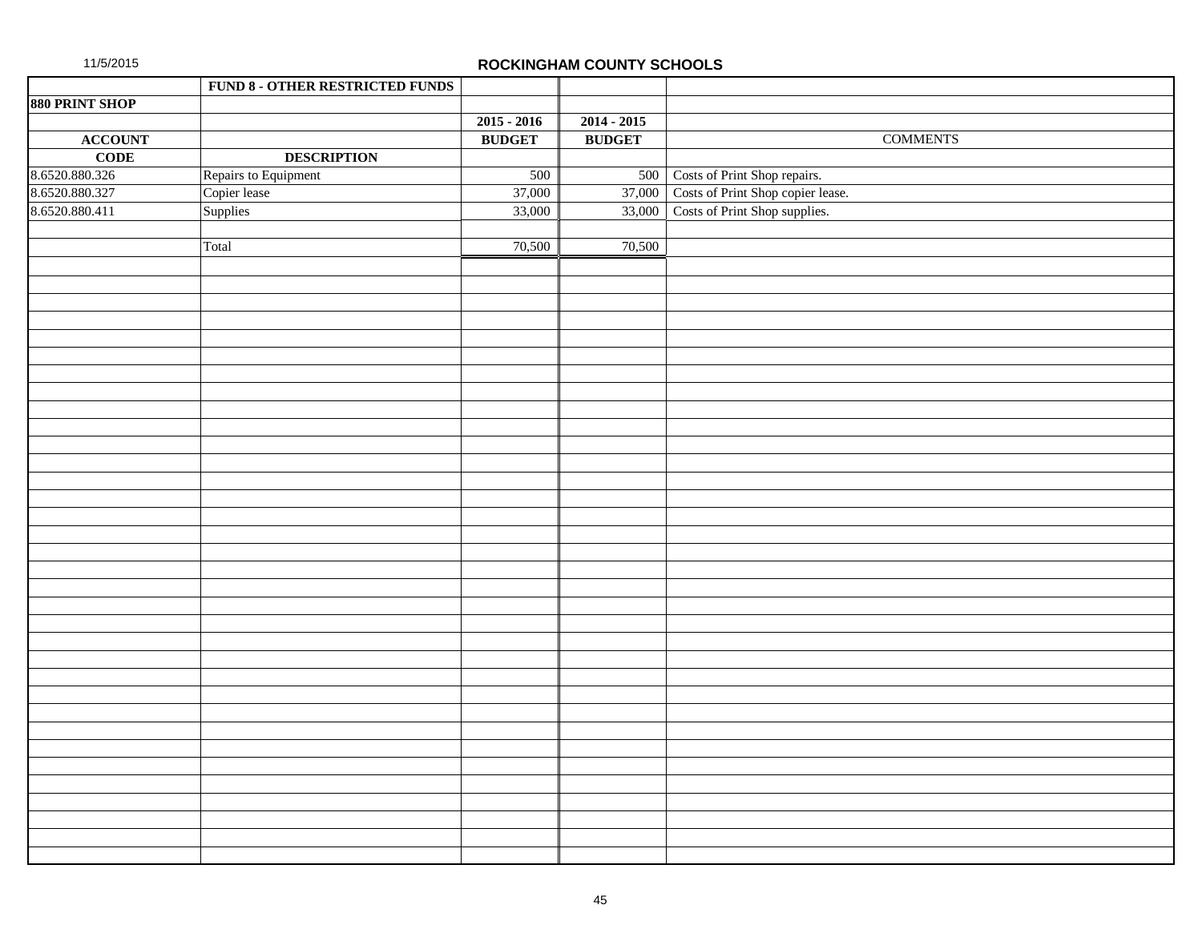11/5/2015

**ROCKINGHAM COUNTY SCHOOLS**

| | **FUND 8 - OTHER RESTRICTED FUNDS** | | | |
|---|---|---|---|---|
| **880 PRINT SHOP** | | | | |
| | | **2015 - 2016** | **2014 - 2015** | |
| **ACCOUNT** | | **BUDGET** | **BUDGET** | COMMENTS |
| **CODE** | **DESCRIPTION** | | | |
| 8.6520.880.326 | Repairs to Equipment | 500 | 500 | Costs of Print Shop repairs. |
| 8.6520.880.327 | Copier lease | 37,000 | 37,000 | Costs of Print Shop copier lease. |
| 8.6520.880.411 | Supplies | 33,000 | 33,000 | Costs of Print Shop supplies. |
| | | | | |
| | Total | 70,500 | 70,500 | |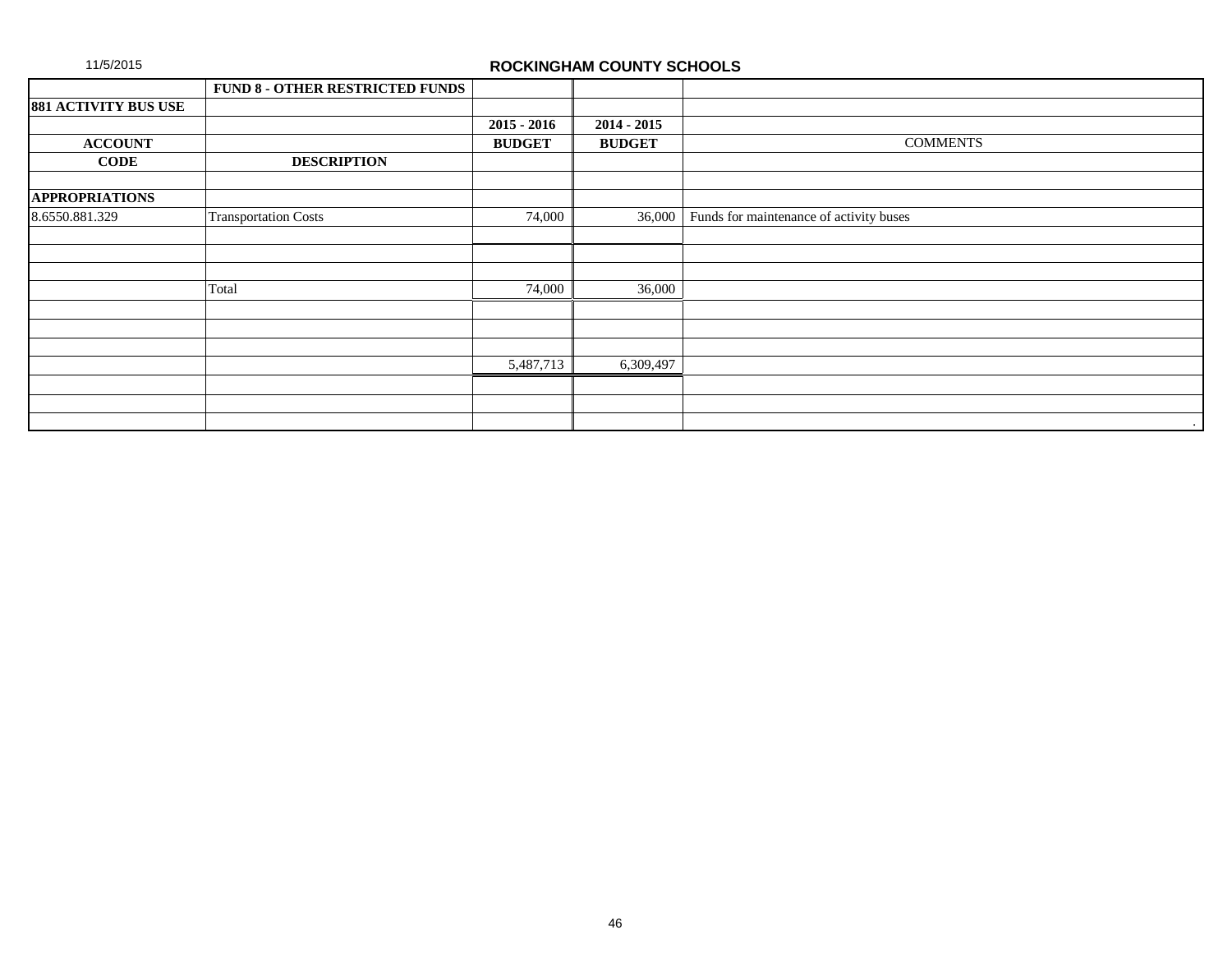11/5/2015

**ROCKINGHAM COUNTY SCHOOLS**

| | **FUND 8 - OTHER RESTRICTED FUNDS** | | | |
|---|---|---|---|---|
| **881 ACTIVITY BUS USE** | | | | |
| | | **2015 - 2016** | **2014 - 2015** | |
| **ACCOUNT** | | **BUDGET** | **BUDGET** | COMMENTS |
| **CODE** | **DESCRIPTION** | | | |
| | | | | |
| **APPROPRIATIONS** | | | | |
| 8.6550.881.329 | Transportation Costs | 74,000 | 36,000 | Funds for maintenance of activity buses |
| | | | | |
| | | | | |
| | | | | |
| | Total | 74,000 | 36,000 | |
| | | | | |
| | | | | |
| | | | | |
| | | 5,487,713 | 6,309,497 | |
| | | | | |
| | | | | |
| | | | | . |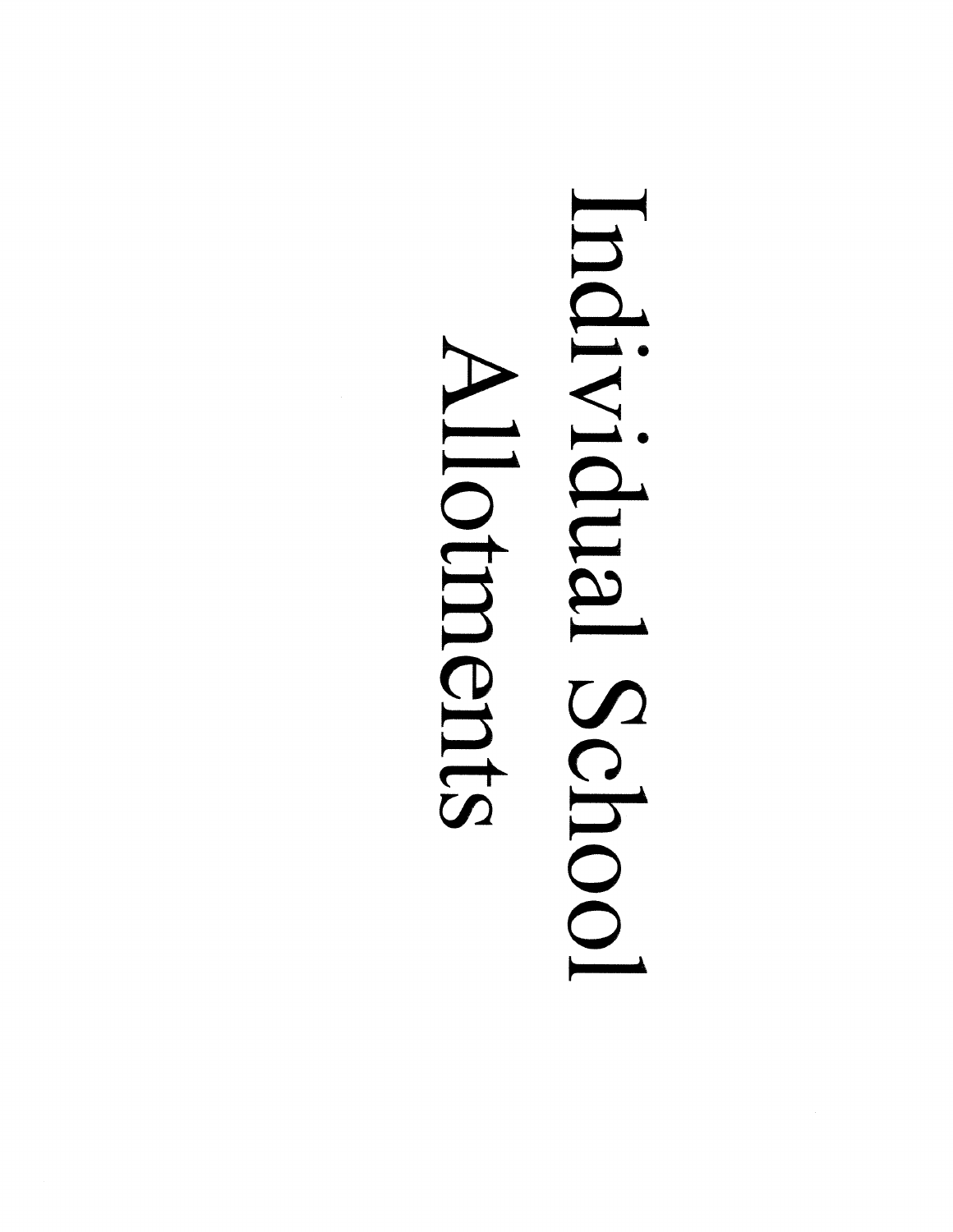# Individual School Allotments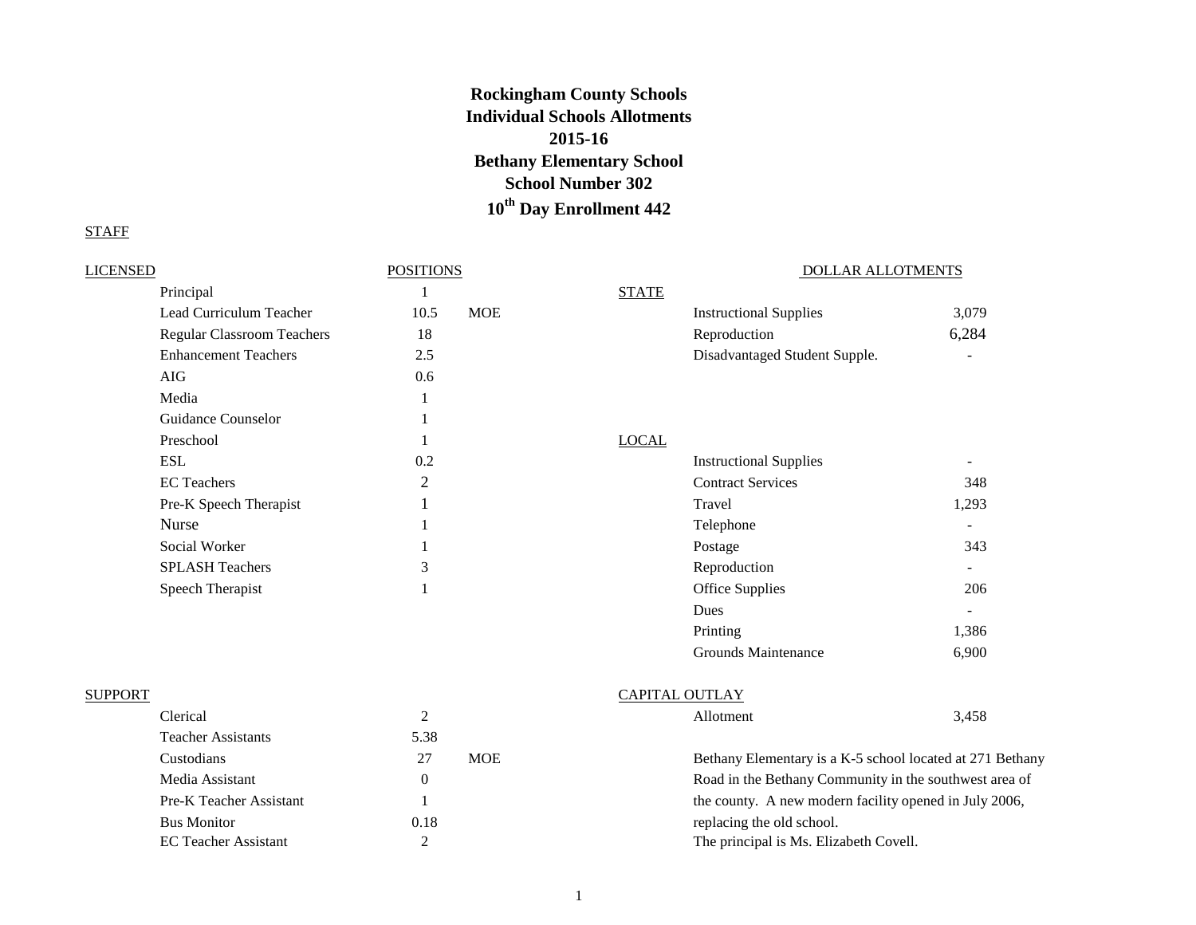# Rockingham County Schools
# Individual Schools Allotments
# 2015-16
# Bethany Elementary School
# School Number 302
# 10th Day Enrollment 442

STAFF

| LICENSED | POSITIONS | |
|---|---|---|
| Principal | 1 | |
| Lead Curriculum Teacher | 10.5 | MOE |
| Regular Classroom Teachers | 18 | |
| Enhancement Teachers | 2.5 | |
| AIG | 0.6 | |
| Media | 1 | |
| Guidance Counselor | 1 | |
| Preschool | 1 | |
| ESL | 0.2 | |
| EC Teachers | 2 | |
| Pre-K Speech Therapist | 1 | |
| Nurse | 1 | |
| Social Worker | 1 | |
| SPLASH Teachers | 3 | |
| Speech Therapist | 1 | |

| SUPPORT | | |
|---|---|---|
| Clerical | 2 | |
| Teacher Assistants | 5.38 | |
| Custodians | 27 | MOE |
| Media Assistant | 0 | |
| Pre-K Teacher Assistant | 1 | |
| Bus Monitor | 0.18 | |
| EC Teacher Assistant | 2 | |

DOLLAR ALLOTMENTS

| STATE | |
|---|---|
| Instructional Supplies | 3,079 |
| Reproduction | 6,284 |
| Disadvantaged Student Supple. | - |

| LOCAL | |
|---|---|
| Instructional Supplies | - |
| Contract Services | 348 |
| Travel | 1,293 |
| Telephone | - |
| Postage | 343 |
| Reproduction | - |
| Office Supplies | 206 |
| Dues | - |
| Printing | 1,386 |
| Grounds Maintenance | 6,900 |

| CAPITAL OUTLAY | |
|---|---|
| Allotment | 3,458 |

Bethany Elementary is a K-5 school located at 271 Bethany Road in the Bethany Community in the southwest area of the county. A new modern facility opened in July 2006, replacing the old school.
The principal is Ms. Elizabeth Covell.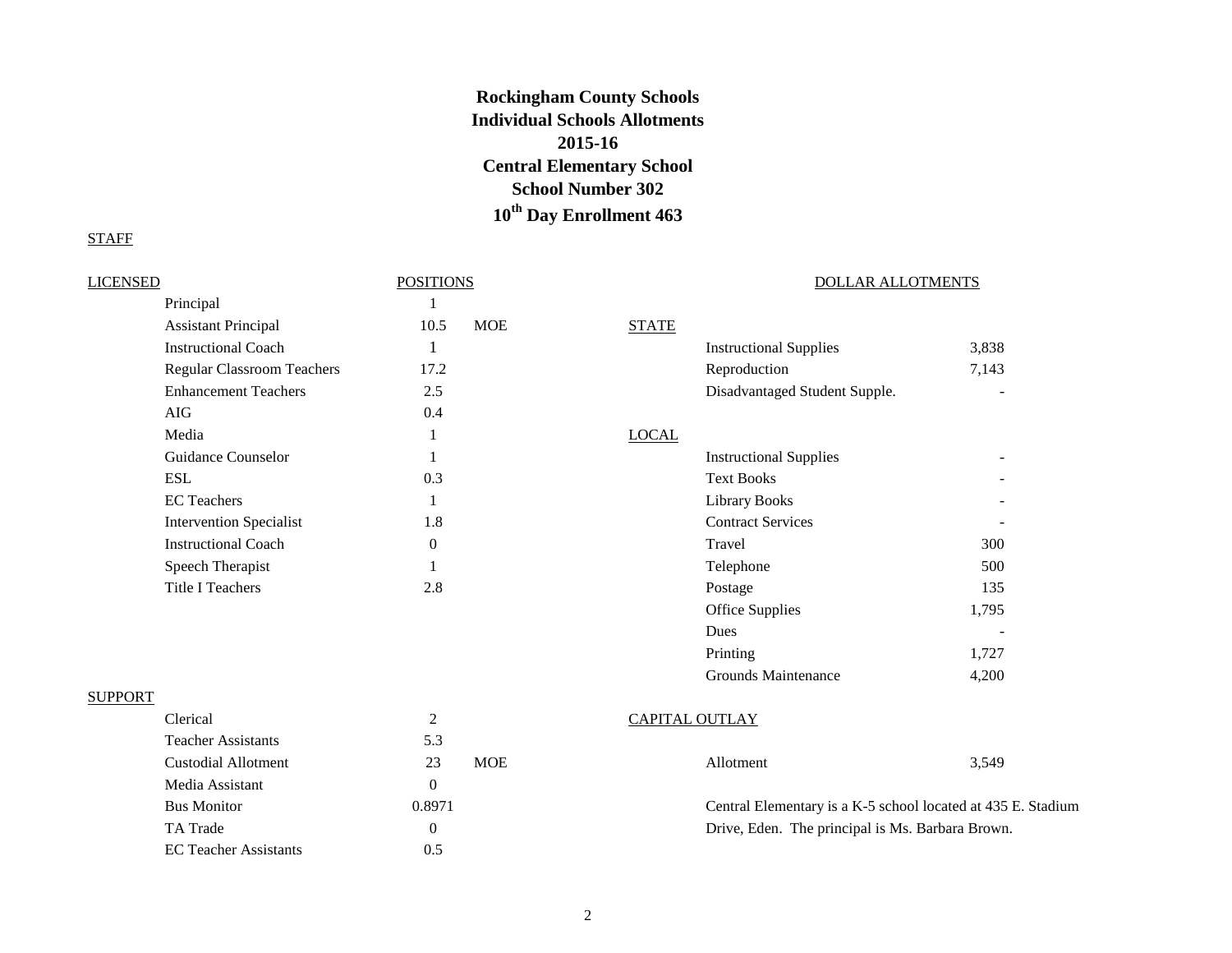# Rockingham County Schools
## Individual Schools Allotments
## 2015-16
## Central Elementary School
## School Number 302
## 10th Day Enrollment 463

STAFF

| LICENSED | POSITIONS | |
|---|---|---|
| Principal | 1 | |
| Assistant Principal | 10.5 | MOE |
| Instructional Coach | 1 | |
| Regular Classroom Teachers | 17.2 | |
| Enhancement Teachers | 2.5 | |
| AIG | 0.4 | |
| Media | 1 | |
| Guidance Counselor | 1 | |
| ESL | 0.3 | |
| EC Teachers | 1 | |
| Intervention Specialist | 1.8 | |
| Instructional Coach | 0 | |
| Speech Therapist | 1 | |
| Title I Teachers | 2.8 | |

| SUPPORT | | |
|---|---|---|
| Clerical | 2 | |
| Teacher Assistants | 5.3 | |
| Custodial Allotment | 23 | MOE |
| Media Assistant | 0 | |
| Bus Monitor | 0.8971 | |
| TA Trade | 0 | |
| EC Teacher Assistants | 0.5 | |

DOLLAR ALLOTMENTS

| STATE | |
|---|---|
| Instructional Supplies | 3,838 |
| Reproduction | 7,143 |
| Disadvantaged Student Supple. | - |

| LOCAL | |
|---|---|
| Instructional Supplies | - |
| Text Books | - |
| Library Books | - |
| Contract Services | - |
| Travel | 300 |
| Telephone | 500 |
| Postage | 135 |
| Office Supplies | 1,795 |
| Dues | - |
| Printing | 1,727 |
| Grounds Maintenance | 4,200 |

| CAPITAL OUTLAY | |
|---|---|
| Allotment | 3,549 |

Central Elementary is a K-5 school located at 435 E. Stadium Drive, Eden. The principal is Ms. Barbara Brown.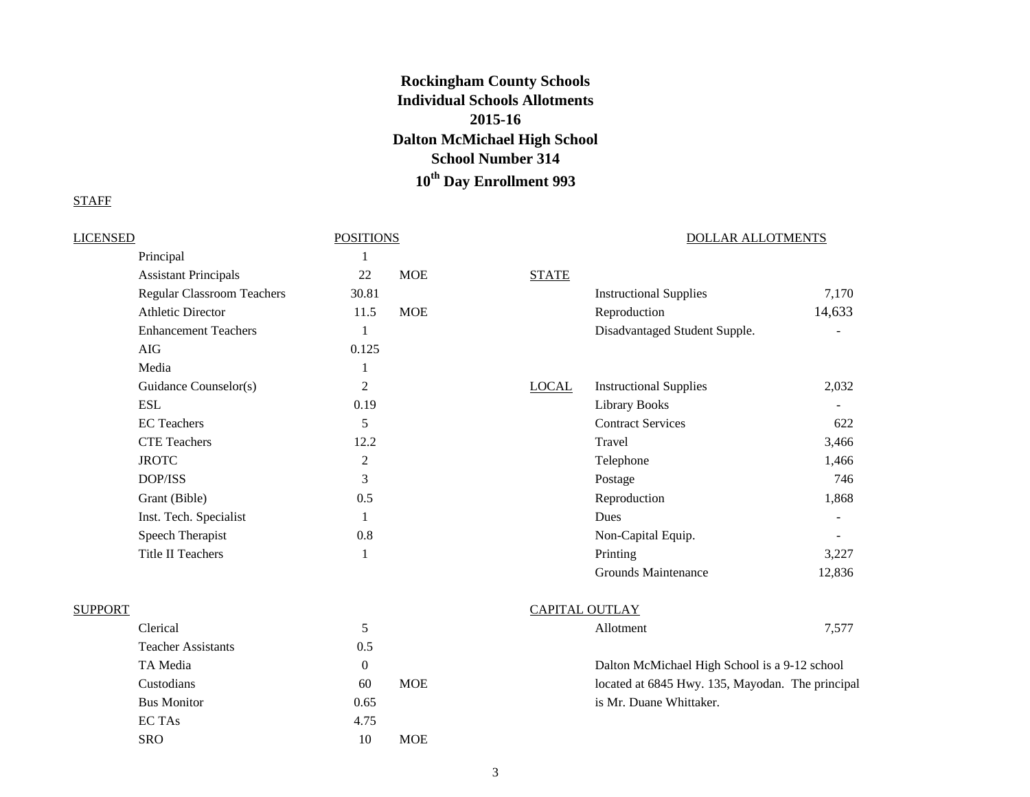**Rockingham County Schools**
**Individual Schools Allotments**
**2015-16**
**Dalton McMichael High School**
**School Number 314**
**10th Day Enrollment 993**

STAFF

| LICENSED | POSITIONS | |
|---|---|---|
| Principal | 1 | |
| Assistant Principals | 22 | MOE |
| Regular Classroom Teachers | 30.81 | |
| Athletic Director | 11.5 | MOE |
| Enhancement Teachers | 1 | |
| AIG | 0.125 | |
| Media | 1 | |
| Guidance Counselor(s) | 2 | |
| ESL | 0.19 | |
| EC Teachers | 5 | |
| CTE Teachers | 12.2 | |
| JROTC | 2 | |
| DOP/ISS | 3 | |
| Grant (Bible) | 0.5 | |
| Inst. Tech. Specialist | 1 | |
| Speech Therapist | 0.8 | |
| Title II Teachers | 1 | |

| SUPPORT | | |
|---|---|---|
| Clerical | 5 | |
| Teacher Assistants | 0.5 | |
| TA Media | 0 | |
| Custodians | 60 | MOE |
| Bus Monitor | 0.65 | |
| EC TAs | 4.75 | |
| SRO | 10 | MOE |

DOLLAR ALLOTMENTS

| | | |
|---|---|---|
| STATE | Instructional Supplies | 7,170 |
| | Reproduction | 14,633 |
| | Disadvantaged Student Supple. | - |
| LOCAL | Instructional Supplies | 2,032 |
| | Library Books | - |
| | Contract Services | 622 |
| | Travel | 3,466 |
| | Telephone | 1,466 |
| | Postage | 746 |
| | Reproduction | 1,868 |
| | Dues | - |
| | Non-Capital Equip. | - |
| | Printing | 3,227 |
| | Grounds Maintenance | 12,836 |
| CAPITAL OUTLAY | | |
| | Allotment | 7,577 |

Dalton McMichael High School is a 9-12 school located at 6845 Hwy. 135, Mayodan. The principal is Mr. Duane Whittaker.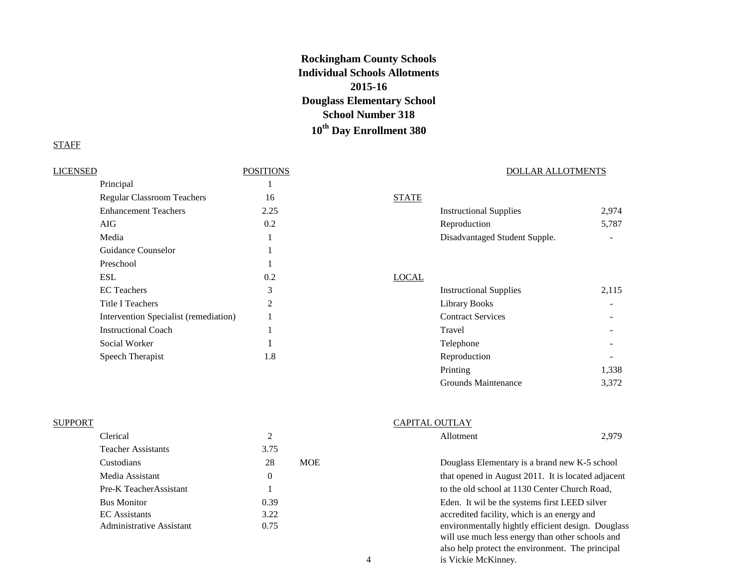# Rockingham County Schools
## Individual Schools Allotments
## 2015-16
## Douglass Elementary School
## School Number 318
## $10^{th}$ Day Enrollment 380

STAFF

| LICENSED | POSITIONS |
|---|---|
| Principal | 1 |
| Regular Classroom Teachers | 16 |
| Enhancement Teachers | 2.25 |
| AIG | 0.2 |
| Media | 1 |
| Guidance Counselor | 1 |
| Preschool | 1 |
| ESL | 0.2 |
| EC Teachers | 3 |
| Title I Teachers | 2 |
| Intervention Specialist (remediation) | 1 |
| Instructional Coach | 1 |
| Social Worker | 1 |
| Speech Therapist | 1.8 |

| SUPPORT | POSITIONS |
|---|---|
| Clerical | 2 |
| Teacher Assistants | 3.75 |
| Custodians | 28 MOE |
| Media Assistant | 0 |
| Pre-K TeacherAssistant | 1 |
| Bus Monitor | 0.39 |
| EC Assistants | 3.22 |
| Administrative Assistant | 0.75 |

DOLLAR ALLOTMENTS

| STATE | |
|---|---|
| Instructional Supplies | 2,974 |
| Reproduction | 5,787 |
| Disadvantaged Student Supple. | - |

| LOCAL | |
|---|---|
| Instructional Supplies | 2,115 |
| Library Books | - |
| Contract Services | - |
| Travel | - |
| Telephone | - |
| Reproduction | - |
| Printing | 1,338 |
| Grounds Maintenance | 3,372 |

| CAPITAL OUTLAY | |
|---|---|
| Allotment | 2,979 |

Douglass Elementary is a brand new K-5 school that opened in August 2011. It is located adjacent to the old school at 1130 Center Church Road, Eden. It wil be the systems first LEED silver accredited facility, which is an energy and environmentally hightly efficient design. Douglass will use much less energy than other schools and also help protect the environment. The principal is Vickie McKinney.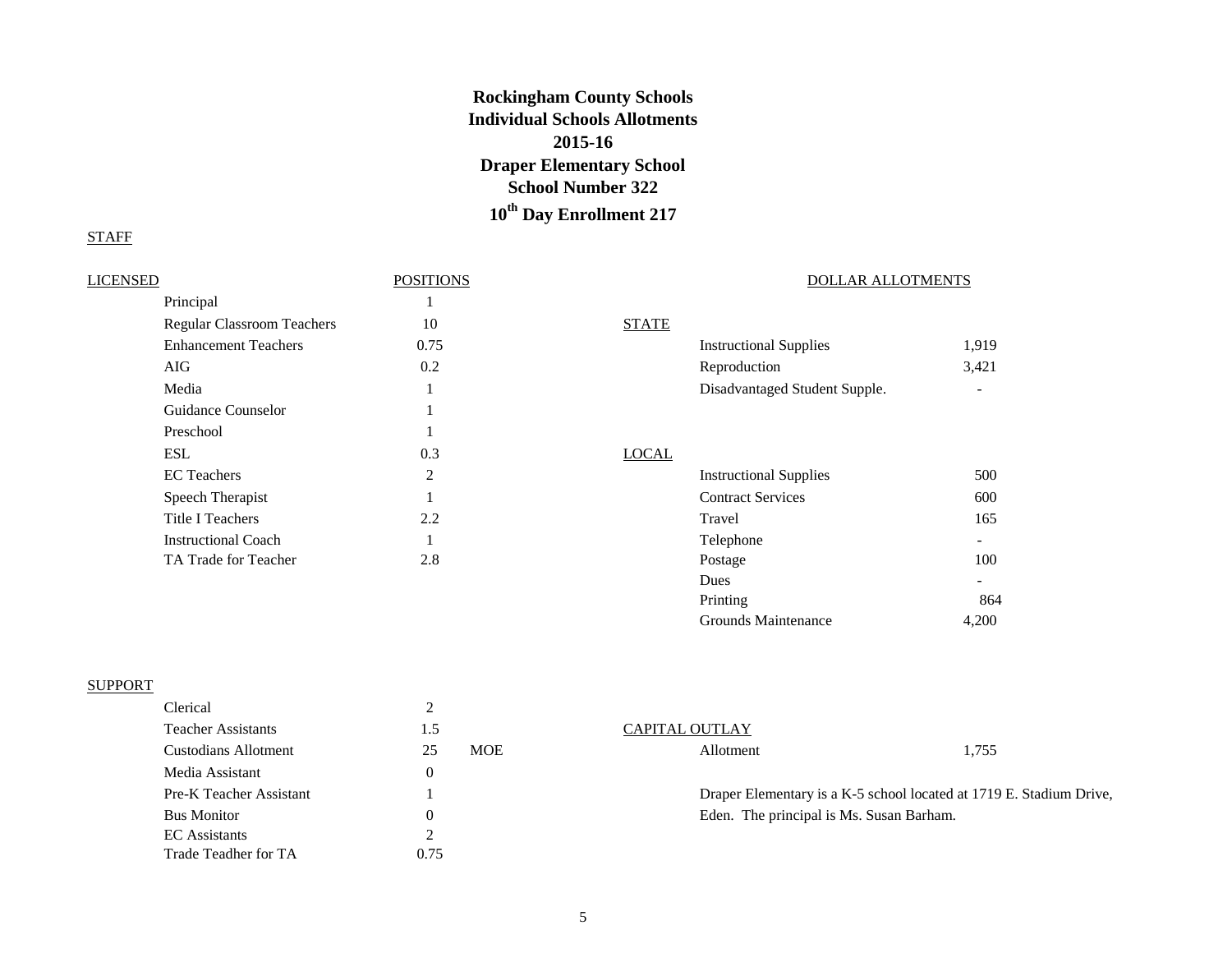# Rockingham County Schools
## Individual Schools Allotments
## 2015-16
## Draper Elementary School
## School Number 322
## 10th Day Enrollment 217

STAFF

| LICENSED | POSITIONS |
|---|---|
| Principal | 1 |
| Regular Classroom Teachers | 10 |
| Enhancement Teachers | 0.75 |
| AIG | 0.2 |
| Media | 1 |
| Guidance Counselor | 1 |
| Preschool | 1 |
| ESL | 0.3 |
| EC Teachers | 2 |
| Speech Therapist | 1 |
| Title I Teachers | 2.2 |
| Instructional Coach | 1 |
| TA Trade for Teacher | 2.8 |

| SUPPORT | POSITIONS | |
|---|---|---|
| Clerical | 2 | |
| Teacher Assistants | 1.5 | |
| Custodians Allotment | 25 | MOE |
| Media Assistant | 0 | |
| Pre-K Teacher Assistant | 1 | |
| Bus Monitor | 0 | |
| EC Assistants | 2 | |
| Trade Teadher for TA | 0.75 | |

DOLLAR ALLOTMENTS

| | | |
|---|---|---|
| STATE | | |
| | Instructional Supplies | 1,919 |
| | Reproduction | 3,421 |
| | Disadvantaged Student Supple. | - |
| LOCAL | | |
| | Instructional Supplies | 500 |
| | Contract Services | 600 |
| | Travel | 165 |
| | Telephone | - |
| | Postage | 100 |
| | Dues | - |
| | Printing | 864 |
| | Grounds Maintenance | 4,200 |
| CAPITAL OUTLAY | | |
| | Allotment | 1,755 |

Draper Elementary is a K-5 school located at 1719 E. Stadium Drive, Eden. The principal is Ms. Susan Barham.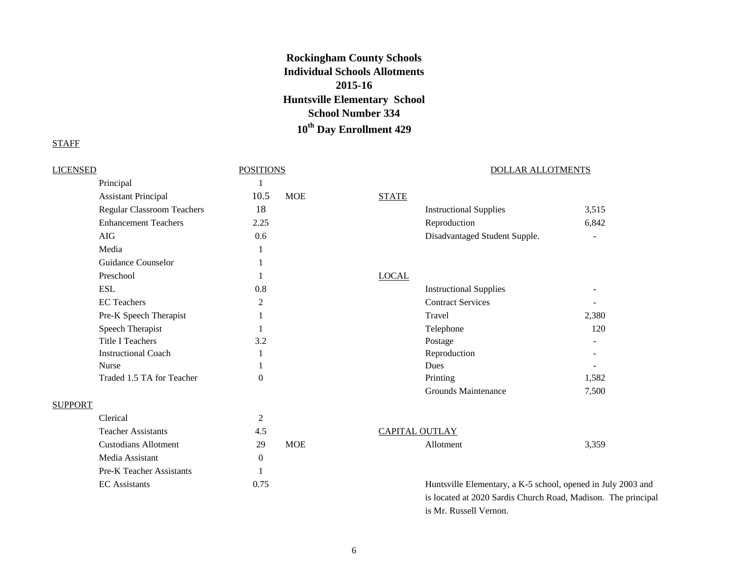# Rockingham County Schools
## Individual Schools Allotments
## 2015-16
## Huntsville Elementary School
## School Number 334
## 10th Day Enrollment 429

STAFF

| LICENSED | POSITIONS | |
|---|---|---|
| Principal | 1 | |
| Assistant Principal | 10.5 | MOE |
| Regular Classroom Teachers | 18 | |
| Enhancement Teachers | 2.25 | |
| AIG | 0.6 | |
| Media | 1 | |
| Guidance Counselor | 1 | |
| Preschool | 1 | |
| ESL | 0.8 | |
| EC Teachers | 2 | |
| Pre-K Speech Therapist | 1 | |
| Speech Therapist | 1 | |
| Title I Teachers | 3.2 | |
| Instructional Coach | 1 | |
| Nurse | 1 | |
| Traded 1.5 TA for Teacher | 0 | |

| SUPPORT | | |
|---|---|---|
| Clerical | 2 | |
| Teacher Assistants | 4.5 | |
| Custodians Allotment | 29 | MOE |
| Media Assistant | 0 | |
| Pre-K Teacher Assistants | 1 | |
| EC Assistants | 0.75 | |

DOLLAR ALLOTMENTS

| STATE | |
|---|---|
| Instructional Supplies | 3,515 |
| Reproduction | 6,842 |
| Disadvantaged Student Supple. | - |

| LOCAL | |
|---|---|
| Instructional Supplies | - |
| Contract Services | - |
| Travel | 2,380 |
| Telephone | 120 |
| Postage | - |
| Reproduction | - |
| Dues | - |
| Printing | 1,582 |
| Grounds Maintenance | 7,500 |

| CAPITAL OUTLAY | |
|---|---|
| Allotment | 3,359 |

Huntsville Elementary, a K-5 school, opened in July 2003 and is located at 2020 Sardis Church Road, Madison. The principal is Mr. Russell Vernon.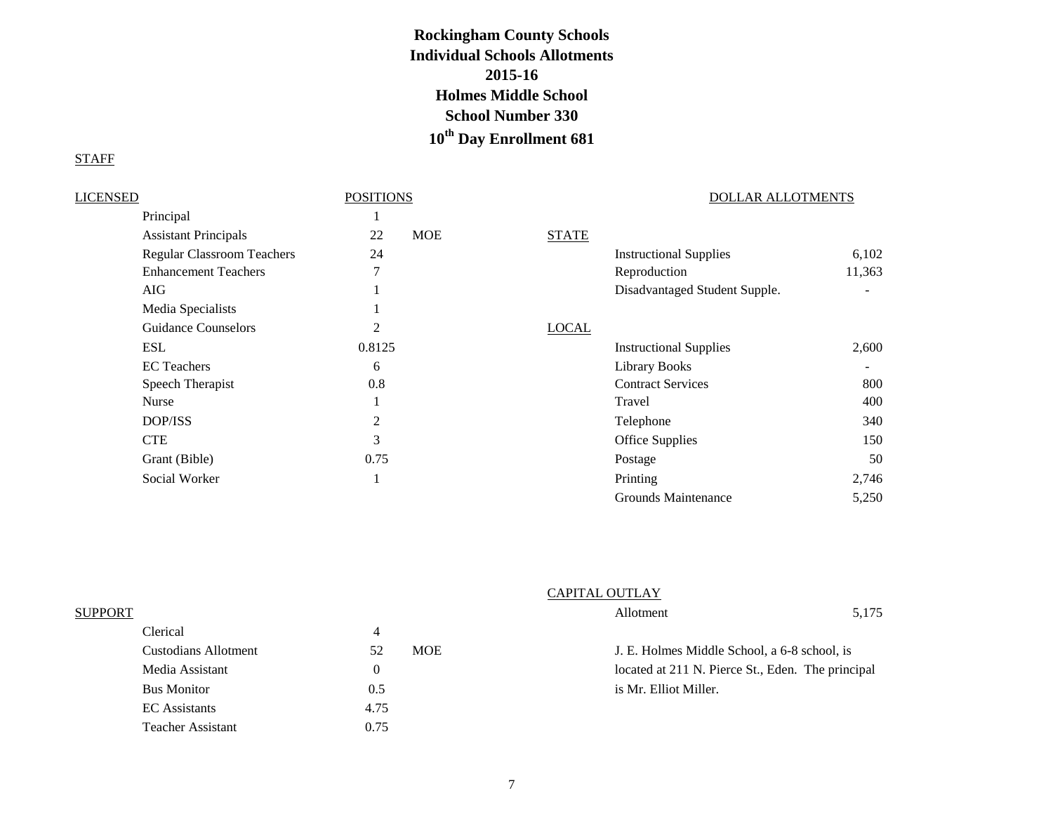# Rockingham County Schools
## Individual Schools Allotments
## 2015-16
## Holmes Middle School
## School Number 330
## 10th Day Enrollment 681

STAFF

| LICENSED | POSITIONS | |
|---|---|---|
| Principal | 1 | |
| Assistant Principals | 22 | MOE |
| Regular Classroom Teachers | 24 | |
| Enhancement Teachers | 7 | |
| AIG | 1 | |
| Media Specialists | 1 | |
| Guidance Counselors | 2 | |
| ESL | 0.8125 | |
| EC Teachers | 6 | |
| Speech Therapist | 0.8 | |
| Nurse | 1 | |
| DOP/ISS | 2 | |
| CTE | 3 | |
| Grant (Bible) | 0.75 | |
| Social Worker | 1 | |

DOLLAR ALLOTMENTS

| | | |
|---|---|---|
| STATE | | |
| | Instructional Supplies | 6,102 |
| | Reproduction | 11,363 |
| | Disadvantaged Student Supple. | - |
| LOCAL | | |
| | Instructional Supplies | 2,600 |
| | Library Books | - |
| | Contract Services | 800 |
| | Travel | 400 |
| | Telephone | 340 |
| | Office Supplies | 150 |
| | Postage | 50 |
| | Printing | 2,746 |
| | Grounds Maintenance | 5,250 |

| SUPPORT | | |
|---|---|---|
| Clerical | 4 | |
| Custodians Allotment | 52 | MOE |
| Media Assistant | 0 | |
| Bus Monitor | 0.5 | |
| EC Assistants | 4.75 | |
| Teacher Assistant | 0.75 | |

CAPITAL OUTLAY

| | |
|---|---|
| Allotment | 5,175 |

J. E. Holmes Middle School, a 6-8 school, is located at 211 N. Pierce St., Eden. The principal is Mr. Elliot Miller.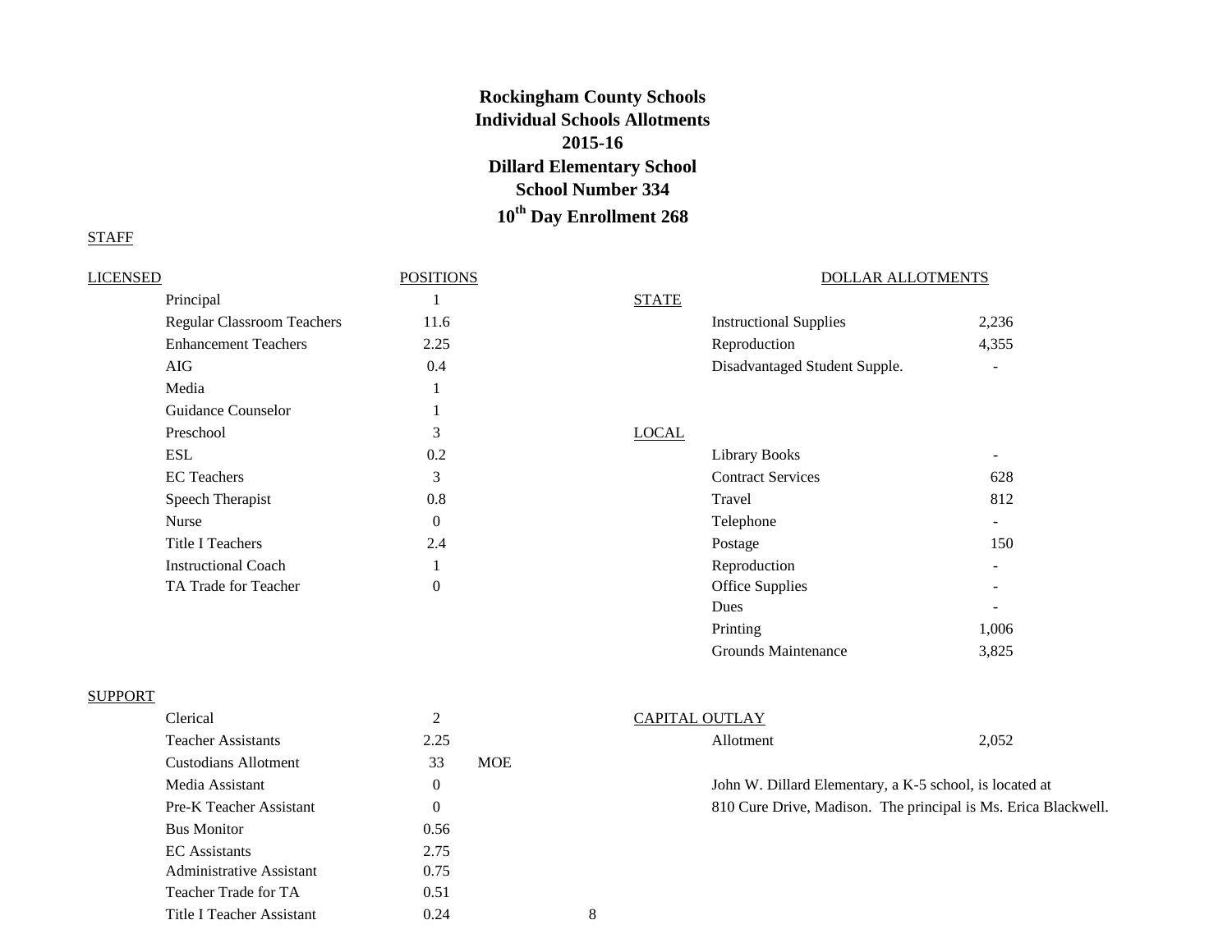**Rockingham County Schools**
**Individual Schools Allotments**
**2015-16**
**Dillard Elementary School**
**School Number 334**
**10th Day Enrollment 268**

STAFF

| LICENSED | POSITIONS |
|---|---|
| Principal | 1 |
| Regular Classroom Teachers | 11.6 |
| Enhancement Teachers | 2.25 |
| AIG | 0.4 |
| Media | 1 |
| Guidance Counselor | 1 |
| Preschool | 3 |
| ESL | 0.2 |
| EC Teachers | 3 |
| Speech Therapist | 0.8 |
| Nurse | 0 |
| Title I Teachers | 2.4 |
| Instructional Coach | 1 |
| TA Trade for Teacher | 0 |

| SUPPORT | POSITIONS | |
|---|---|---|
| Clerical | 2 | |
| Teacher Assistants | 2.25 | |
| Custodians Allotment | 33 | MOE |
| Media Assistant | 0 | |
| Pre-K Teacher Assistant | 0 | |
| Bus Monitor | 0.56 | |
| EC Assistants | 2.75 | |
| Administrative Assistant | 0.75 | |
| Teacher Trade for TA | 0.51 | |
| Title I Teacher Assistant | 0.24 | |

DOLLAR ALLOTMENTS

| STATE | |
|---|---|
| Instructional Supplies | 2,236 |
| Reproduction | 4,355 |
| Disadvantaged Student Supple. | - |

| LOCAL | |
|---|---|
| Library Books | - |
| Contract Services | 628 |
| Travel | 812 |
| Telephone | - |
| Postage | 150 |
| Reproduction | - |
| Office Supplies | - |
| Dues | - |
| Printing | 1,006 |
| Grounds Maintenance | 3,825 |

| CAPITAL OUTLAY | |
|---|---|
| Allotment | 2,052 |

John W. Dillard Elementary, a K-5 school, is located at 810 Cure Drive, Madison. The principal is Ms. Erica Blackwell.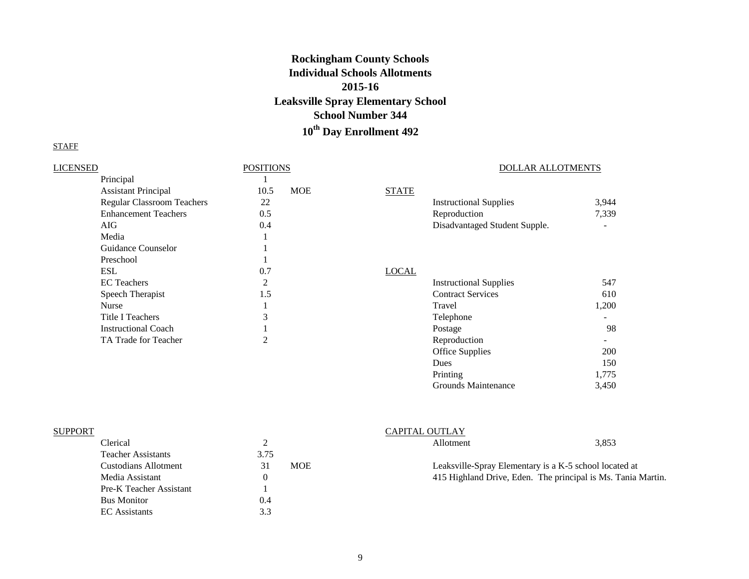# Rockingham County Schools
## Individual Schools Allotments
## 2015-16
## Leaksville Spray Elementary School
## School Number 344
## 10th Day Enrollment 492

STAFF

| LICENSED | POSITIONS | |
|---|---|---|
| Principal | 1 | |
| Assistant Principal | 10.5 | MOE |
| Regular Classroom Teachers | 22 | |
| Enhancement Teachers | 0.5 | |
| AIG | 0.4 | |
| Media | 1 | |
| Guidance Counselor | 1 | |
| Preschool | 1 | |
| ESL | 0.7 | |
| EC Teachers | 2 | |
| Speech Therapist | 1.5 | |
| Nurse | 1 | |
| Title I Teachers | 3 | |
| Instructional Coach | 1 | |
| TA Trade for Teacher | 2 | |

| SUPPORT | | |
|---|---|---|
| Clerical | 2 | |
| Teacher Assistants | 3.75 | |
| Custodians Allotment | 31 | MOE |
| Media Assistant | 0 | |
| Pre-K Teacher Assistant | 1 | |
| Bus Monitor | 0.4 | |
| EC Assistants | 3.3 | |

DOLLAR ALLOTMENTS

| | | |
|---|---|---|
| STATE | Instructional Supplies | 3,944 |
| | Reproduction | 7,339 |
| | Disadvantaged Student Supple. | - |
| LOCAL | Instructional Supplies | 547 |
| | Contract Services | 610 |
| | Travel | 1,200 |
| | Telephone | - |
| | Postage | 98 |
| | Reproduction | - |
| | Office Supplies | 200 |
| | Dues | 150 |
| | Printing | 1,775 |
| | Grounds Maintenance | 3,450 |
| CAPITAL OUTLAY | Allotment | 3,853 |

Leaksville-Spray Elementary is a K-5 school located at 415 Highland Drive, Eden. The principal is Ms. Tania Martin.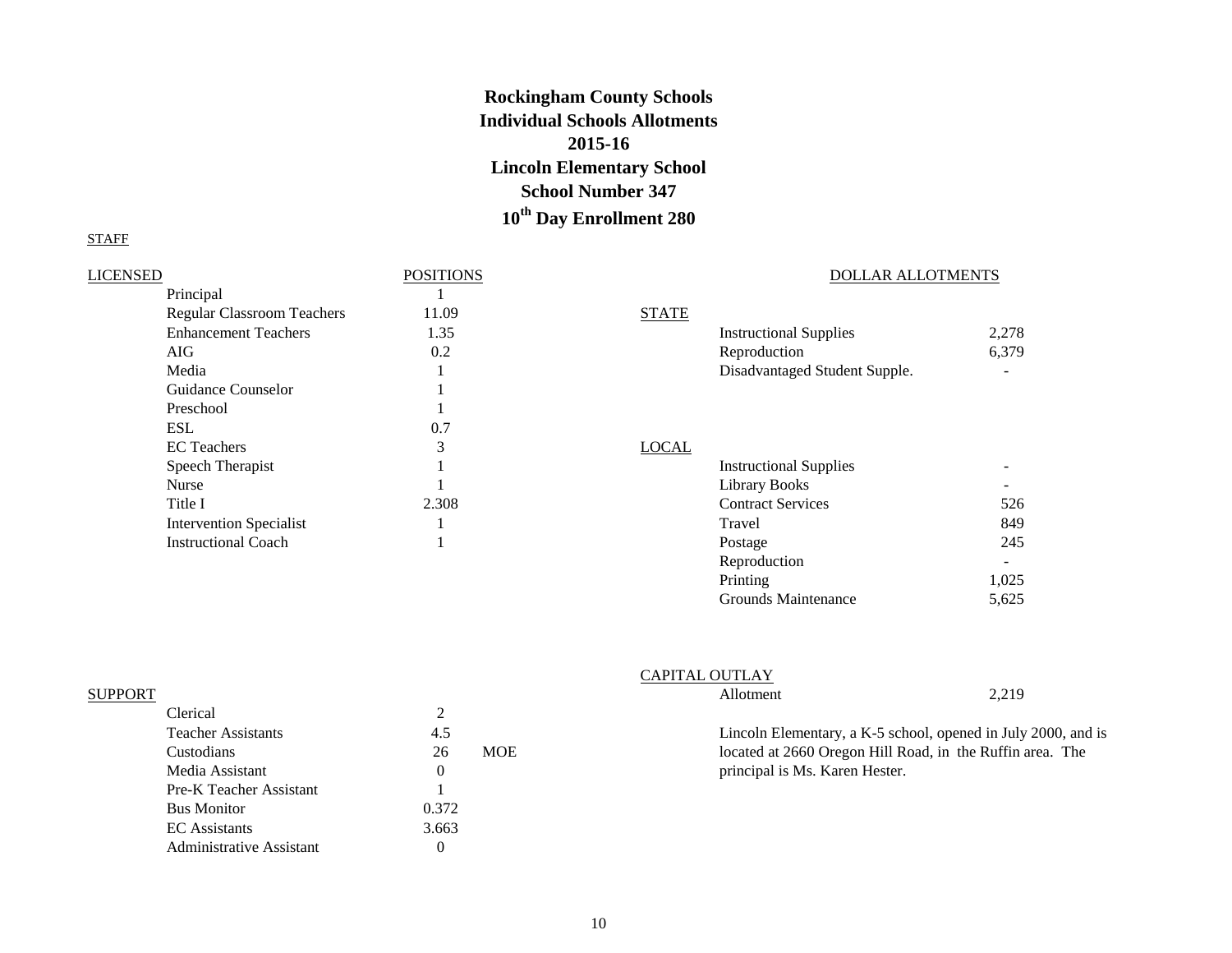# Rockingham County Schools
# Individual Schools Allotments
# 2015-16
# Lincoln Elementary School
# School Number 347
# 10th Day Enrollment 280

STAFF

| LICENSED | POSITIONS |
|---|---|
| Principal | 1 |
| Regular Classroom Teachers | 11.09 |
| Enhancement Teachers | 1.35 |
| AIG | 0.2 |
| Media | 1 |
| Guidance Counselor | 1 |
| Preschool | 1 |
| ESL | 0.7 |
| EC Teachers | 3 |
| Speech Therapist | 1 |
| Nurse | 1 |
| Title I | 2.308 |
| Intervention Specialist | 1 |
| Instructional Coach | 1 |

| SUPPORT | POSITIONS | |
|---|---|---|
| Clerical | 2 | |
| Teacher Assistants | 4.5 | |
| Custodians | 26 | MOE |
| Media Assistant | 0 | |
| Pre-K Teacher Assistant | 1 | |
| Bus Monitor | 0.372 | |
| EC Assistants | 3.663 | |
| Administrative Assistant | 0 | |

DOLLAR ALLOTMENTS

| STATE | |
|---|---|
| Instructional Supplies | 2,278 |
| Reproduction | 6,379 |
| Disadvantaged Student Supple. | - |

| LOCAL | |
|---|---|
| Instructional Supplies | - |
| Library Books | - |
| Contract Services | 526 |
| Travel | 849 |
| Postage | 245 |
| Reproduction | - |
| Printing | 1,025 |
| Grounds Maintenance | 5,625 |

| CAPITAL OUTLAY | |
|---|---|
| Allotment | 2,219 |

Lincoln Elementary, a K-5 school, opened in July 2000, and is located at 2660 Oregon Hill Road, in the Ruffin area. The principal is Ms. Karen Hester.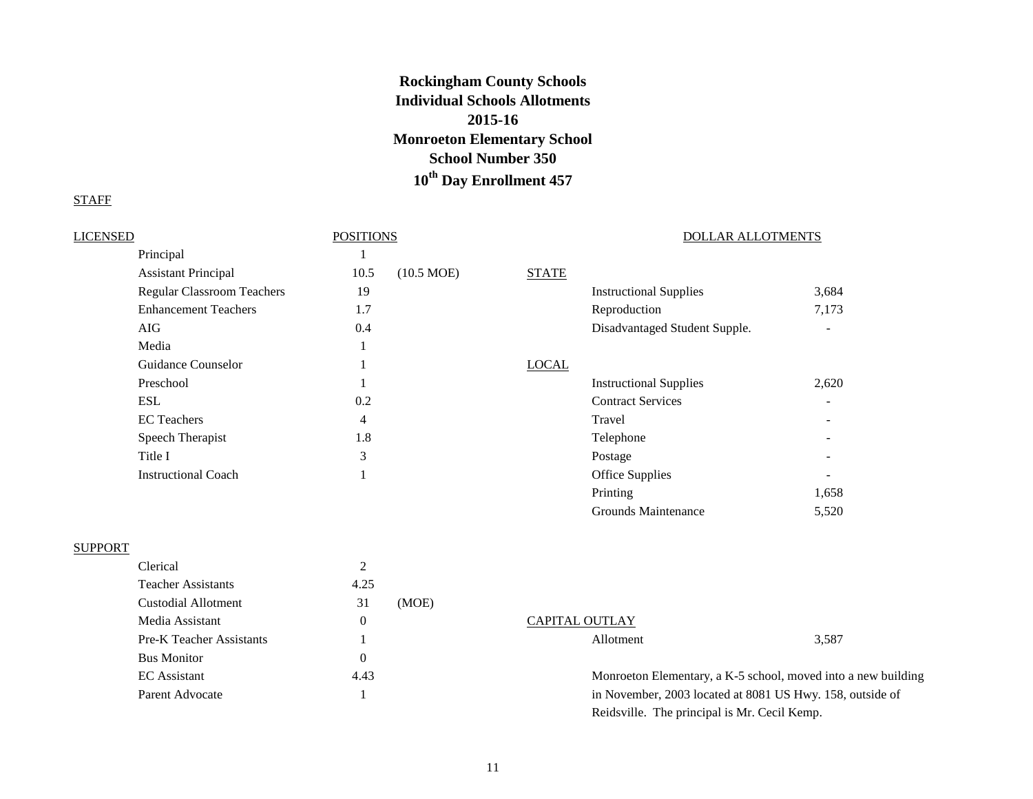# Rockingham County Schools
# Individual Schools Allotments
# 2015-16
# Monroeton Elementary School
# School Number 350
# 10th Day Enrollment 457

STAFF

| LICENSED | POSITIONS | |
|---|---|---|
| Principal | 1 | |
| Assistant Principal | 10.5 | (10.5 MOE) |
| Regular Classroom Teachers | 19 | |
| Enhancement Teachers | 1.7 | |
| AIG | 0.4 | |
| Media | 1 | |
| Guidance Counselor | 1 | |
| Preschool | 1 | |
| ESL | 0.2 | |
| EC Teachers | 4 | |
| Speech Therapist | 1.8 | |
| Title I | 3 | |
| Instructional Coach | 1 | |

| SUPPORT | POSITIONS | |
|---|---|---|
| Clerical | 2 | |
| Teacher Assistants | 4.25 | |
| Custodial Allotment | 31 | (MOE) |
| Media Assistant | 0 | |
| Pre-K Teacher Assistants | 1 | |
| Bus Monitor | 0 | |
| EC Assistant | 4.43 | |
| Parent Advocate | 1 | |

DOLLAR ALLOTMENTS

| | | |
|---|---|---|
| STATE | | |
| | Instructional Supplies | 3,684 |
| | Reproduction | 7,173 |
| | Disadvantaged Student Supple. | - |
| LOCAL | | |
| | Instructional Supplies | 2,620 |
| | Contract Services | - |
| | Travel | - |
| | Telephone | - |
| | Postage | - |
| | Office Supplies | - |
| | Printing | 1,658 |
| | Grounds Maintenance | 5,520 |
| CAPITAL OUTLAY | | |
| | Allotment | 3,587 |

Monroeton Elementary, a K-5 school, moved into a new building in November, 2003 located at 8081 US Hwy. 158, outside of Reidsville. The principal is Mr. Cecil Kemp.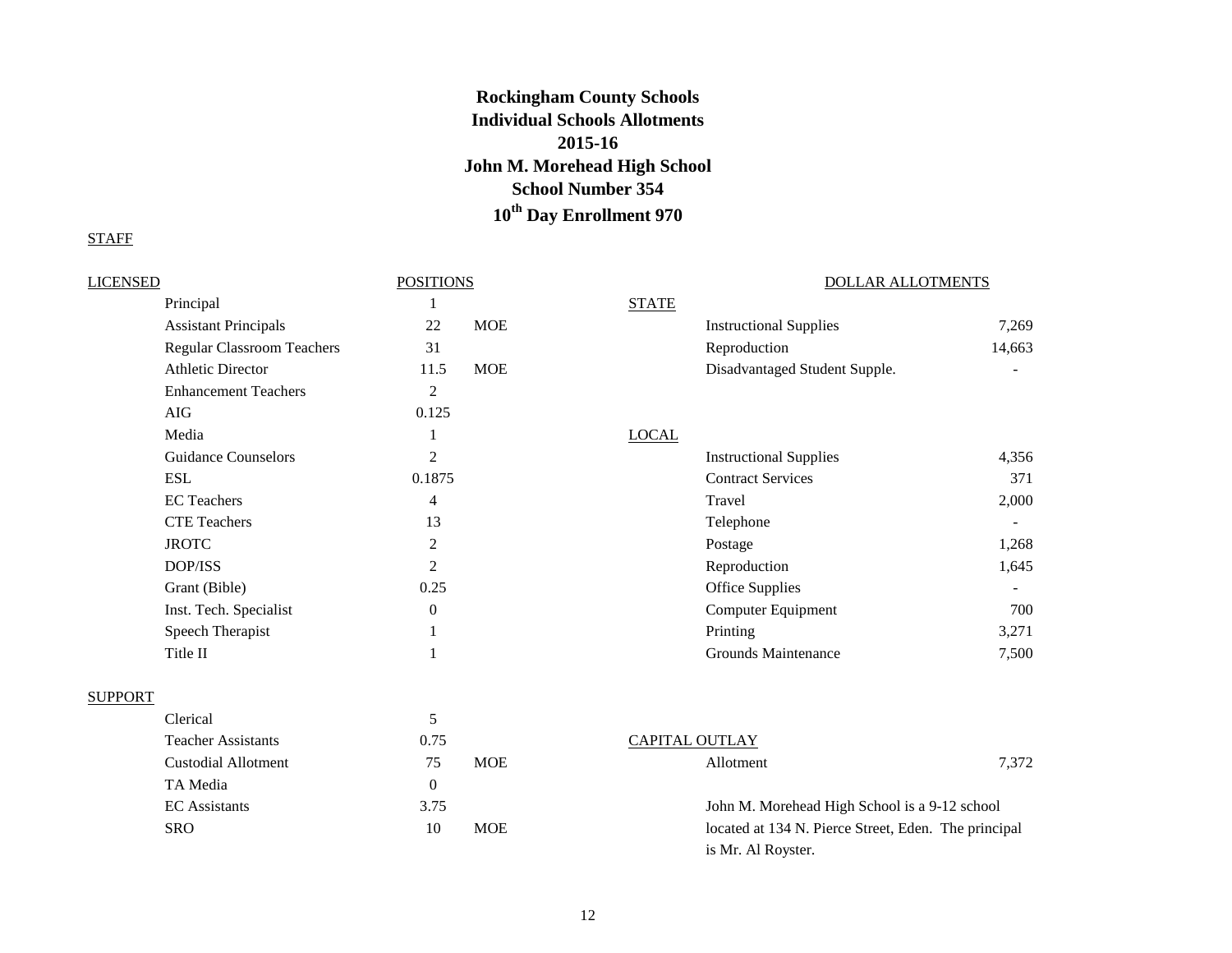**Rockingham County Schools**
**Individual Schools Allotments**
**2015-16**
**John M. Morehead High School**
**School Number 354**
**10th Day Enrollment 970**

STAFF

| LICENSED | POSITIONS | |
|---|---|---|
| Principal | 1 | |
| Assistant Principals | 22 | MOE |
| Regular Classroom Teachers | 31 | |
| Athletic Director | 11.5 | MOE |
| Enhancement Teachers | 2 | |
| AIG | 0.125 | |
| Media | 1 | |
| Guidance Counselors | 2 | |
| ESL | 0.1875 | |
| EC Teachers | 4 | |
| CTE Teachers | 13 | |
| JROTC | 2 | |
| DOP/ISS | 2 | |
| Grant (Bible) | 0.25 | |
| Inst. Tech. Specialist | 0 | |
| Speech Therapist | 1 | |
| Title II | 1 | |

| SUPPORT | | |
|---|---|---|
| Clerical | 5 | |
| Teacher Assistants | 0.75 | |
| Custodial Allotment | 75 | MOE |
| TA Media | 0 | |
| EC Assistants | 3.75 | |
| SRO | 10 | MOE |

| DOLLAR ALLOTMENTS | |
|---|---|
| **STATE** | |
| Instructional Supplies | 7,269 |
| Reproduction | 14,663 |
| Disadvantaged Student Supple. | - |
| **LOCAL** | |
| Instructional Supplies | 4,356 |
| Contract Services | 371 |
| Travel | 2,000 |
| Telephone | - |
| Postage | 1,268 |
| Reproduction | 1,645 |
| Office Supplies | - |
| Computer Equipment | 700 |
| Printing | 3,271 |
| Grounds Maintenance | 7,500 |
| **CAPITAL OUTLAY** | |
| Allotment | 7,372 |

John M. Morehead High School is a 9-12 school located at 134 N. Pierce Street, Eden. The principal is Mr. Al Royster.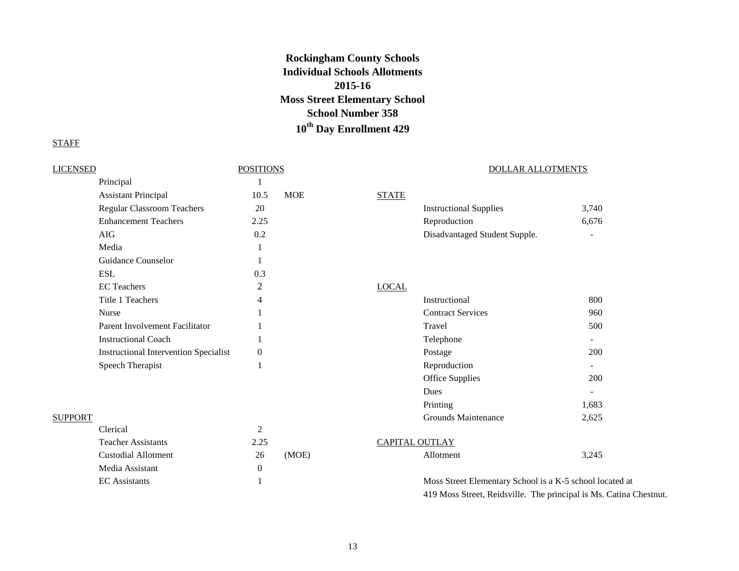# Rockingham County Schools
# Individual Schools Allotments
# 2015-16
# Moss Street Elementary School
# School Number 358
# 10th Day Enrollment 429

STAFF

| LICENSED | POSITIONS | |
|---|---|---|
| Principal | 1 | |
| Assistant Principal | 10.5 | MOE |
| Regular Classroom Teachers | 20 | |
| Enhancement Teachers | 2.25 | |
| AIG | 0.2 | |
| Media | 1 | |
| Guidance Counselor | 1 | |
| ESL | 0.3 | |
| EC Teachers | 2 | |
| Title 1 Teachers | 4 | |
| Nurse | 1 | |
| Parent Involvement Facilitator | 1 | |
| Instructional Coach | 1 | |
| Instructional Intervention Specialist | 0 | |
| Speech Therapist | 1 | |

| SUPPORT | POSITIONS | |
|---|---|---|
| Clerical | 2 | |
| Teacher Assistants | 2.25 | |
| Custodial Allotment | 26 | (MOE) |
| Media Assistant | 0 | |
| EC Assistants | 1 | |

DOLLAR ALLOTMENTS

| | | |
|---|---|---|
| STATE | | |
| | Instructional Supplies | 3,740 |
| | Reproduction | 6,676 |
| | Disadvantaged Student Supple. | - |
| LOCAL | | |
| | Instructional | 800 |
| | Contract Services | 960 |
| | Travel | 500 |
| | Telephone | - |
| | Postage | 200 |
| | Reproduction | - |
| | Office Supplies | 200 |
| | Dues | - |
| | Printing | 1,683 |
| | Grounds Maintenance | 2,625 |
| CAPITAL OUTLAY | | |
| | Allotment | 3,245 |

Moss Street Elementary School is a K-5 school located at 419 Moss Street, Reidsville. The principal is Ms. Catina Chestnut.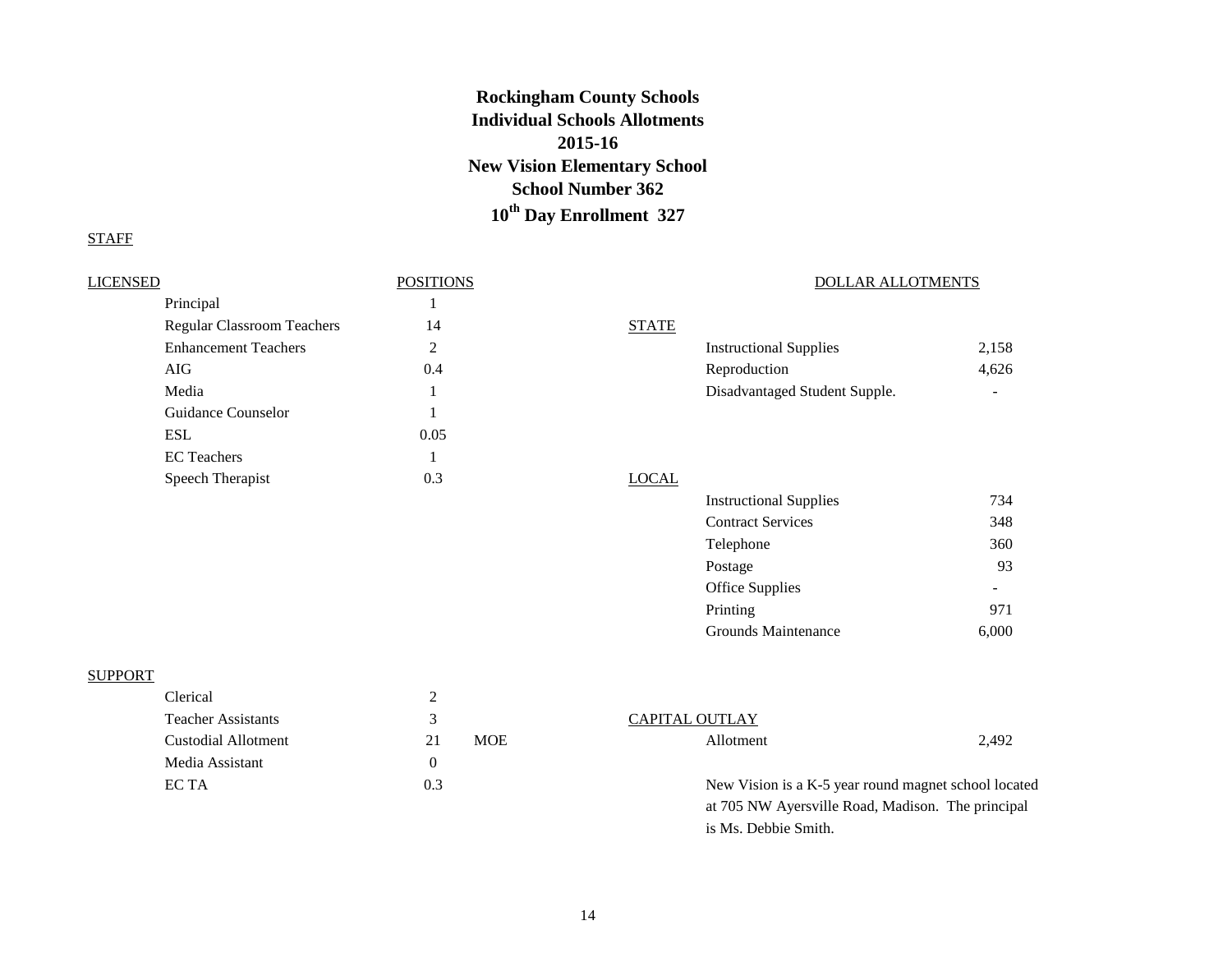# Rockingham County Schools
## Individual Schools Allotments
## 2015-16
## New Vision Elementary School
## School Number 362
## 10th Day Enrollment 327

STAFF

| LICENSED | POSITIONS |
|---|---|
| Principal | 1 |
| Regular Classroom Teachers | 14 |
| Enhancement Teachers | 2 |
| AIG | 0.4 |
| Media | 1 |
| Guidance Counselor | 1 |
| ESL | 0.05 |
| EC Teachers | 1 |
| Speech Therapist | 0.3 |

| SUPPORT | POSITIONS | |
|---|---|---|
| Clerical | 2 | |
| Teacher Assistants | 3 | |
| Custodial Allotment | 21 | MOE |
| Media Assistant | 0 | |
| EC TA | 0.3 | |

DOLLAR ALLOTMENTS

| STATE | |
|---|---|
| Instructional Supplies | 2,158 |
| Reproduction | 4,626 |
| Disadvantaged Student Supple. | - |

| LOCAL | |
|---|---|
| Instructional Supplies | 734 |
| Contract Services | 348 |
| Telephone | 360 |
| Postage | 93 |
| Office Supplies | - |
| Printing | 971 |
| Grounds Maintenance | 6,000 |

| CAPITAL OUTLAY | |
|---|---|
| Allotment | 2,492 |

New Vision is a K-5 year round magnet school located at 705 NW Ayersville Road, Madison. The principal is Ms. Debbie Smith.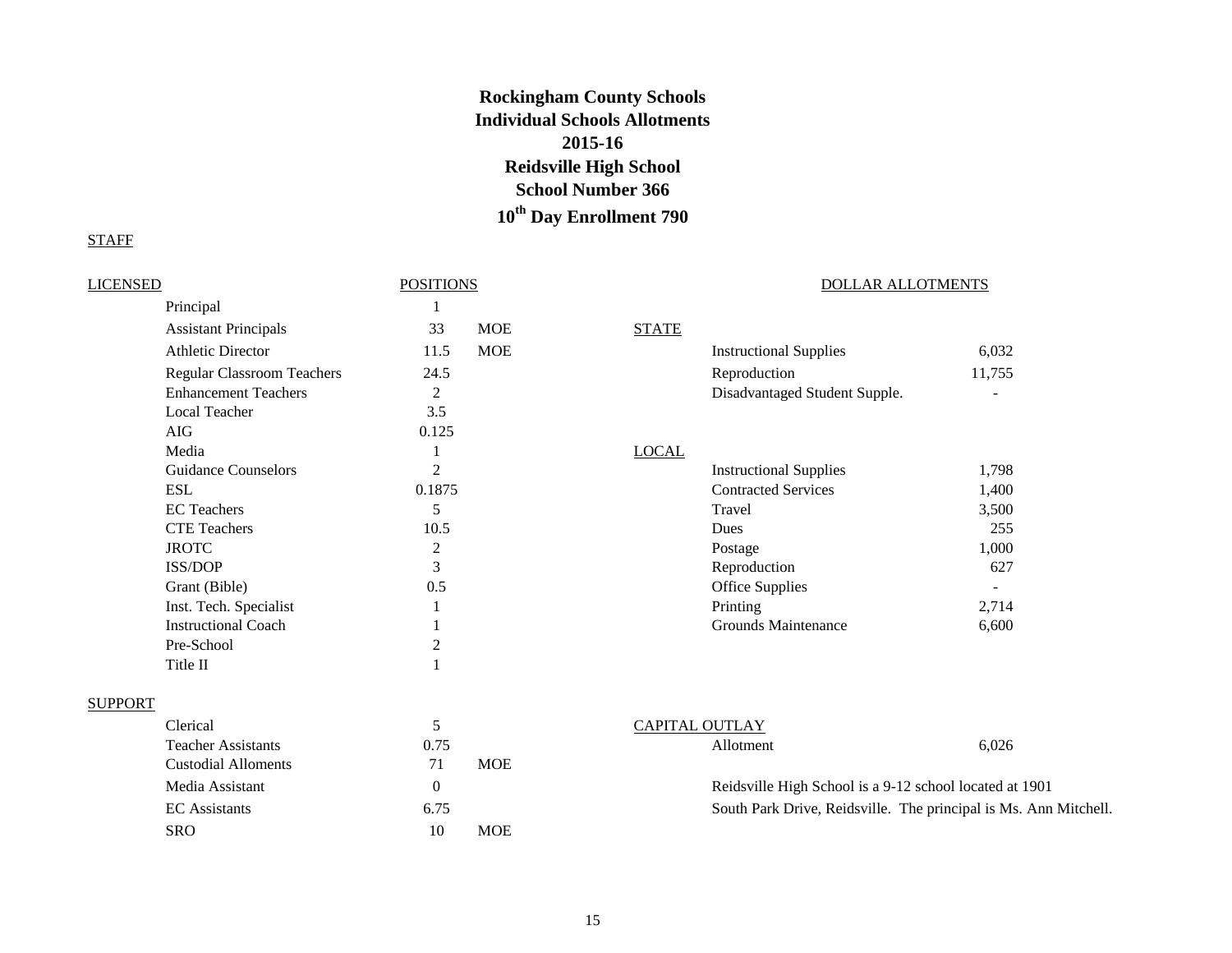# Rockingham County Schools
# Individual Schools Allotments
# 2015-16
# Reidsville High School
# School Number 366
# 10th Day Enrollment 790

STAFF

| LICENSED | POSITIONS | |
|---|---|---|
| Principal | 1 | |
| Assistant Principals | 33 | MOE |
| Athletic Director | 11.5 | MOE |
| Regular Classroom Teachers | 24.5 | |
| Enhancement Teachers | 2 | |
| Local Teacher | 3.5 | |
| AIG | 0.125 | |
| Media | 1 | |
| Guidance Counselors | 2 | |
| ESL | 0.1875 | |
| EC Teachers | 5 | |
| CTE Teachers | 10.5 | |
| JROTC | 2 | |
| ISS/DOP | 3 | |
| Grant (Bible) | 0.5 | |
| Inst. Tech. Specialist | 1 | |
| Instructional Coach | 1 | |
| Pre-School | 2 | |
| Title II | 1 | |

| SUPPORT | | |
|---|---|---|
| Clerical | 5 | |
| Teacher Assistants | 0.75 | |
| Custodial Alloments | 71 | MOE |
| Media Assistant | 0 | |
| EC Assistants | 6.75 | |
| SRO | 10 | MOE |

DOLLAR ALLOTMENTS

| | | |
|---|---|---|
| STATE | | |
| | Instructional Supplies | 6,032 |
| | Reproduction | 11,755 |
| | Disadvantaged Student Supple. | - |
| LOCAL | | |
| | Instructional Supplies | 1,798 |
| | Contracted Services | 1,400 |
| | Travel | 3,500 |
| | Dues | 255 |
| | Postage | 1,000 |
| | Reproduction | 627 |
| | Office Supplies | - |
| | Printing | 2,714 |
| | Grounds Maintenance | 6,600 |
| CAPITAL OUTLAY | | |
| | Allotment | 6,026 |

Reidsville High School is a 9-12 school located at 1901 South Park Drive, Reidsville. The principal is Ms. Ann Mitchell.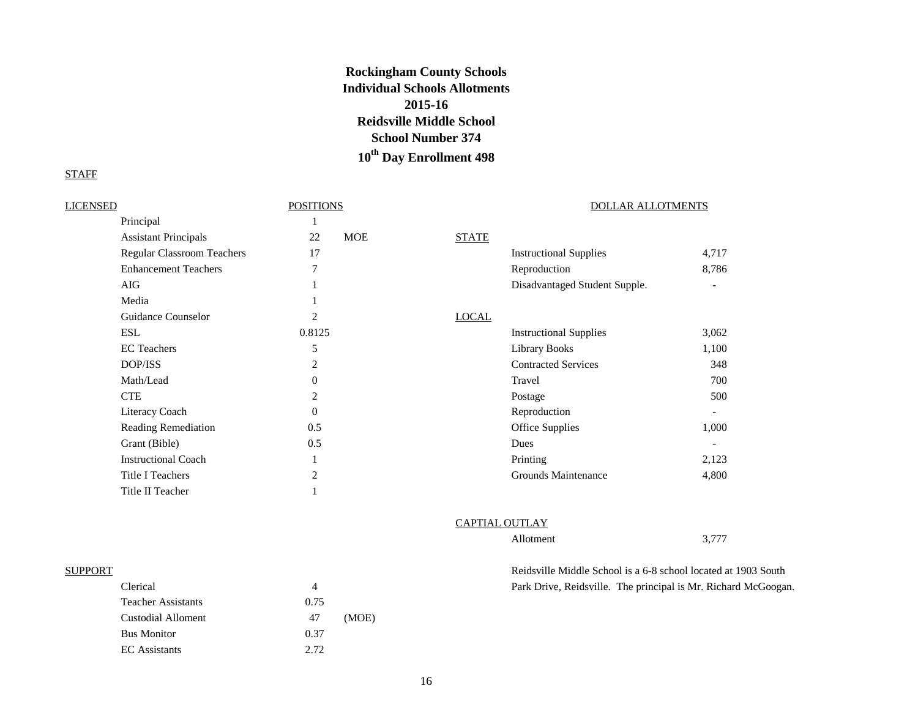# Rockingham County Schools
## Individual Schools Allotments
## 2015-16
## Reidsville Middle School
## School Number 374
## 10th Day Enrollment 498

STAFF

| LICENSED | POSITIONS | |
|---|---|---|
| Principal | 1 | |
| Assistant Principals | 22 | MOE |
| Regular Classroom Teachers | 17 | |
| Enhancement Teachers | 7 | |
| AIG | 1 | |
| Media | 1 | |
| Guidance Counselor | 2 | |
| ESL | 0.8125 | |
| EC Teachers | 5 | |
| DOP/ISS | 2 | |
| Math/Lead | 0 | |
| CTE | 2 | |
| Literacy Coach | 0 | |
| Reading Remediation | 0.5 | |
| Grant (Bible) | 0.5 | |
| Instructional Coach | 1 | |
| Title I Teachers | 2 | |
| Title II Teacher | 1 | |

| SUPPORT | | |
|---|---|---|
| Clerical | 4 | |
| Teacher Assistants | 0.75 | |
| Custodial Alloment | 47 | (MOE) |
| Bus Monitor | 0.37 | |
| EC Assistants | 2.72 | |

DOLLAR ALLOTMENTS

| | | |
|---|---|---|
| STATE | | |
| | Instructional Supplies | 4,717 |
| | Reproduction | 8,786 |
| | Disadvantaged Student Supple. | - |
| LOCAL | | |
| | Instructional Supplies | 3,062 |
| | Library Books | 1,100 |
| | Contracted Services | 348 |
| | Travel | 700 |
| | Postage | 500 |
| | Reproduction | - |
| | Office Supplies | 1,000 |
| | Dues | - |
| | Printing | 2,123 |
| | Grounds Maintenance | 4,800 |
| CAPTIAL OUTLAY | | |
| | Allotment | 3,777 |

Reidsville Middle School is a 6-8 school located at 1903 South Park Drive, Reidsville. The principal is Mr. Richard McGoogan.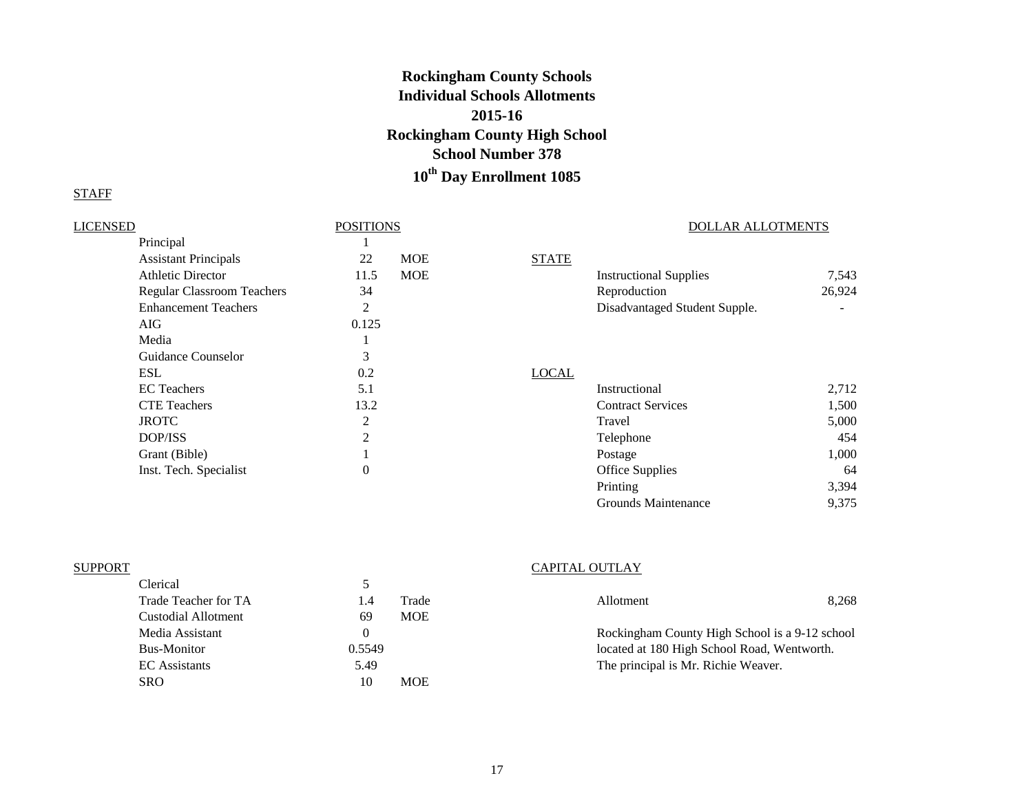# Rockingham County Schools
## Individual Schools Allotments
## 2015-16
## Rockingham County High School
## School Number 378
## 10th Day Enrollment 1085

STAFF

| LICENSED | POSITIONS | |
|---|---|---|
| Principal | 1 | |
| Assistant Principals | 22 | MOE |
| Athletic Director | 11.5 | MOE |
| Regular Classroom Teachers | 34 | |
| Enhancement Teachers | 2 | |
| AIG | 0.125 | |
| Media | 1 | |
| Guidance Counselor | 3 | |
| ESL | 0.2 | |
| EC Teachers | 5.1 | |
| CTE Teachers | 13.2 | |
| JROTC | 2 | |
| DOP/ISS | 2 | |
| Grant (Bible) | 1 | |
| Inst. Tech. Specialist | 0 | |

| DOLLAR ALLOTMENTS | | |
|---|---|---|
| STATE | | |
| | Instructional Supplies | 7,543 |
| | Reproduction | 26,924 |
| | Disadvantaged Student Supple. | - |
| LOCAL | | |
| | Instructional | 2,712 |
| | Contract Services | 1,500 |
| | Travel | 5,000 |
| | Telephone | 454 |
| | Postage | 1,000 |
| | Office Supplies | 64 |
| | Printing | 3,394 |
| | Grounds Maintenance | 9,375 |

| SUPPORT | | |
|---|---|---|
| Clerical | 5 | |
| Trade Teacher for TA | 1.4 | Trade |
| Custodial Allotment | 69 | MOE |
| Media Assistant | 0 | |
| Bus-Monitor | 0.5549 | |
| EC Assistants | 5.49 | |
| SRO | 10 | MOE |

CAPITAL OUTLAY

| | |
|---|---|
| Allotment | 8,268 |

Rockingham County High School is a 9-12 school located at 180 High School Road, Wentworth. The principal is Mr. Richie Weaver.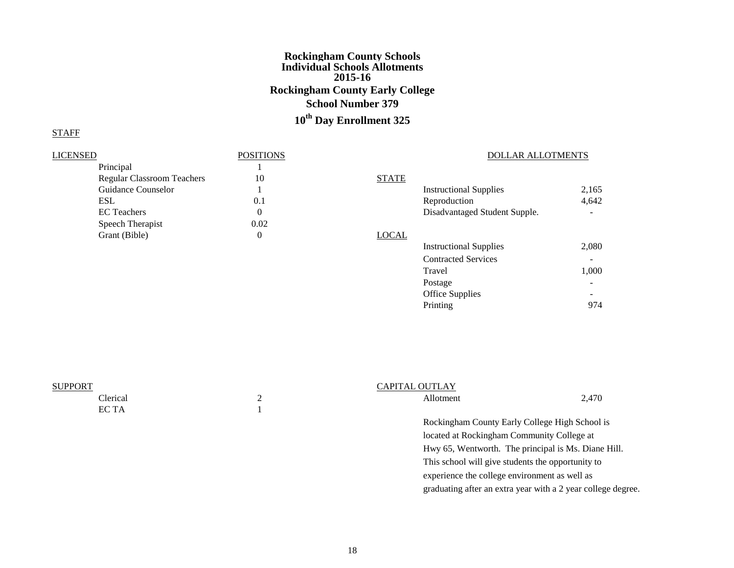# Rockingham County Schools
# Individual Schools Allotments
# 2015-16

## Rockingham County Early College

### School Number 379

### 10th Day Enrollment 325

STAFF

| LICENSED | POSITIONS |
|---|---|
| Principal | 1 |
| Regular Classroom Teachers | 10 |
| Guidance Counselor | 1 |
| ESL | 0.1 |
| EC Teachers | 0 |
| Speech Therapist | 0.02 |
| Grant (Bible) | 0 |

| SUPPORT | |
|---|---|
| Clerical | 2 |
| EC TA | 1 |

DOLLAR ALLOTMENTS

| | | |
|---|---|---|
| STATE | | |
| | Instructional Supplies | 2,165 |
| | Reproduction | 4,642 |
| | Disadvantaged Student Supple. | - |
| LOCAL | | |
| | Instructional Supplies | 2,080 |
| | Contracted Services | - |
| | Travel | 1,000 |
| | Postage | - |
| | Office Supplies | - |
| | Printing | 974 |

| CAPITAL OUTLAY | | |
|---|---|---|
| | Allotment | 2,470 |

Rockingham County Early College High School is located at Rockingham Community College at Hwy 65, Wentworth. The principal is Ms. Diane Hill. This school will give students the opportunity to experience the college environment as well as graduating after an extra year with a 2 year college degree.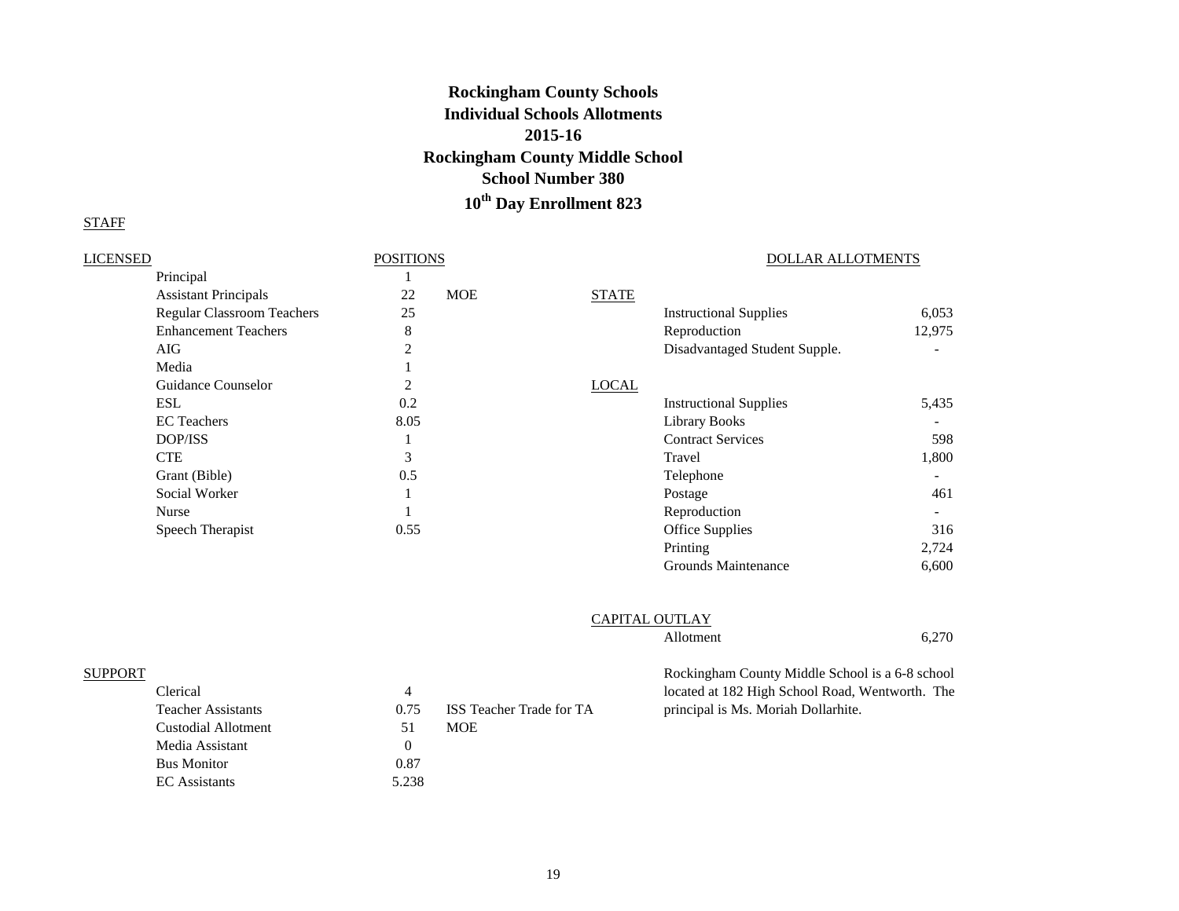# Rockingham County Schools
# Individual Schools Allotments
# 2015-16
# Rockingham County Middle School
# School Number 380
# 10th Day Enrollment 823

STAFF

| LICENSED | POSITIONS | |
|---|---|---|
| Principal | 1 | |
| Assistant Principals | 22 | MOE |
| Regular Classroom Teachers | 25 | |
| Enhancement Teachers | 8 | |
| AIG | 2 | |
| Media | 1 | |
| Guidance Counselor | 2 | |
| ESL | 0.2 | |
| EC Teachers | 8.05 | |
| DOP/ISS | 1 | |
| CTE | 3 | |
| Grant (Bible) | 0.5 | |
| Social Worker | 1 | |
| Nurse | 1 | |
| Speech Therapist | 0.55 | |

| SUPPORT | | |
|---|---|---|
| Clerical | 4 | |
| Teacher Assistants | 0.75 | ISS Teacher Trade for TA |
| Custodial Allotment | 51 | MOE |
| Media Assistant | 0 | |
| Bus Monitor | 0.87 | |
| EC Assistants | 5.238 | |

DOLLAR ALLOTMENTS

| | | |
|---|---|---|
| STATE | | |
| | Instructional Supplies | 6,053 |
| | Reproduction | 12,975 |
| | Disadvantaged Student Supple. | - |
| LOCAL | | |
| | Instructional Supplies | 5,435 |
| | Library Books | - |
| | Contract Services | 598 |
| | Travel | 1,800 |
| | Telephone | - |
| | Postage | 461 |
| | Reproduction | - |
| | Office Supplies | 316 |
| | Printing | 2,724 |
| | Grounds Maintenance | 6,600 |
| CAPITAL OUTLAY | | |
| | Allotment | 6,270 |

Rockingham County Middle School is a 6-8 school located at 182 High School Road, Wentworth. The principal is Ms. Moriah Dollarhite.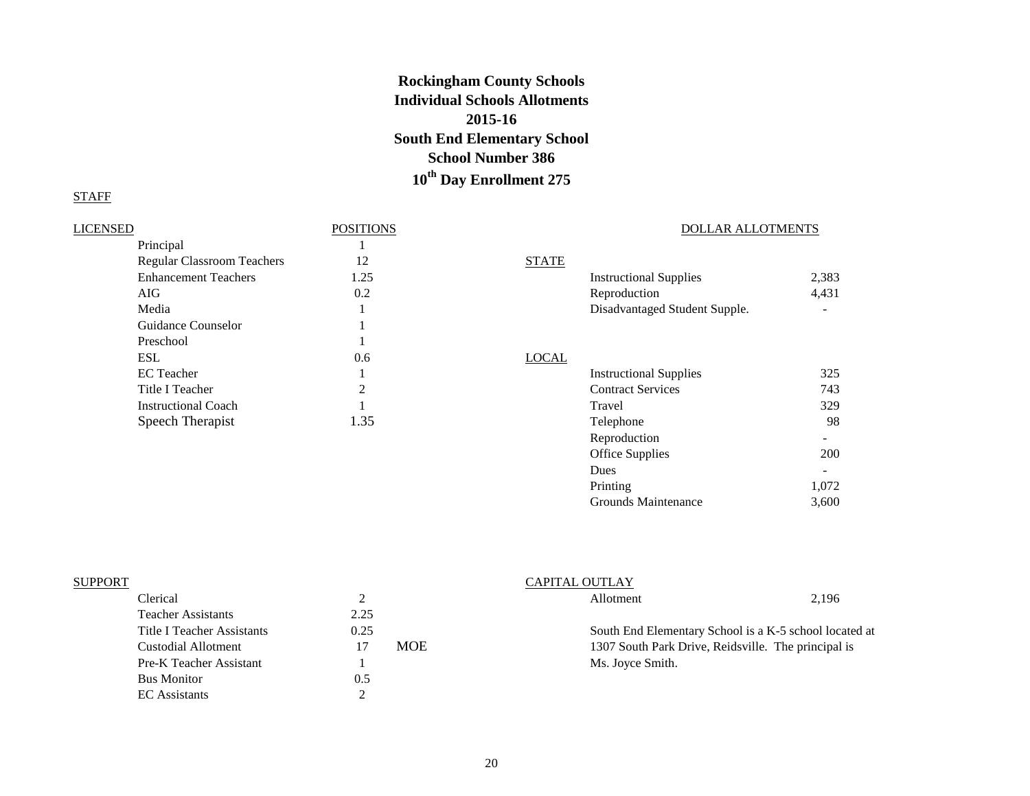# Rockingham County Schools
## Individual Schools Allotments
## 2015-16
## South End Elementary School
## School Number 386
## 10th Day Enrollment 275

STAFF

| LICENSED | POSITIONS |
|---|---|
| Principal | 1 |
| Regular Classroom Teachers | 12 |
| Enhancement Teachers | 1.25 |
| AIG | 0.2 |
| Media | 1 |
| Guidance Counselor | 1 |
| Preschool | 1 |
| ESL | 0.6 |
| EC Teacher | 1 |
| Title I Teacher | 2 |
| Instructional Coach | 1 |
| Speech Therapist | 1.35 |

| SUPPORT | POSITIONS | |
|---|---|---|
| Clerical | 2 | |
| Teacher Assistants | 2.25 | |
| Title I Teacher Assistants | 0.25 | |
| Custodial Allotment | 17 | MOE |
| Pre-K Teacher Assistant | 1 | |
| Bus Monitor | 0.5 | |
| EC Assistants | 2 | |

DOLLAR ALLOTMENTS

| STATE | |
|---|---|
| Instructional Supplies | 2,383 |
| Reproduction | 4,431 |
| Disadvantaged Student Supple. | - |

| LOCAL | |
|---|---|
| Instructional Supplies | 325 |
| Contract Services | 743 |
| Travel | 329 |
| Telephone | 98 |
| Reproduction | - |
| Office Supplies | 200 |
| Dues | - |
| Printing | 1,072 |
| Grounds Maintenance | 3,600 |

| CAPITAL OUTLAY | |
|---|---|
| Allotment | 2,196 |

South End Elementary School is a K-5 school located at 1307 South Park Drive, Reidsville. The principal is Ms. Joyce Smith.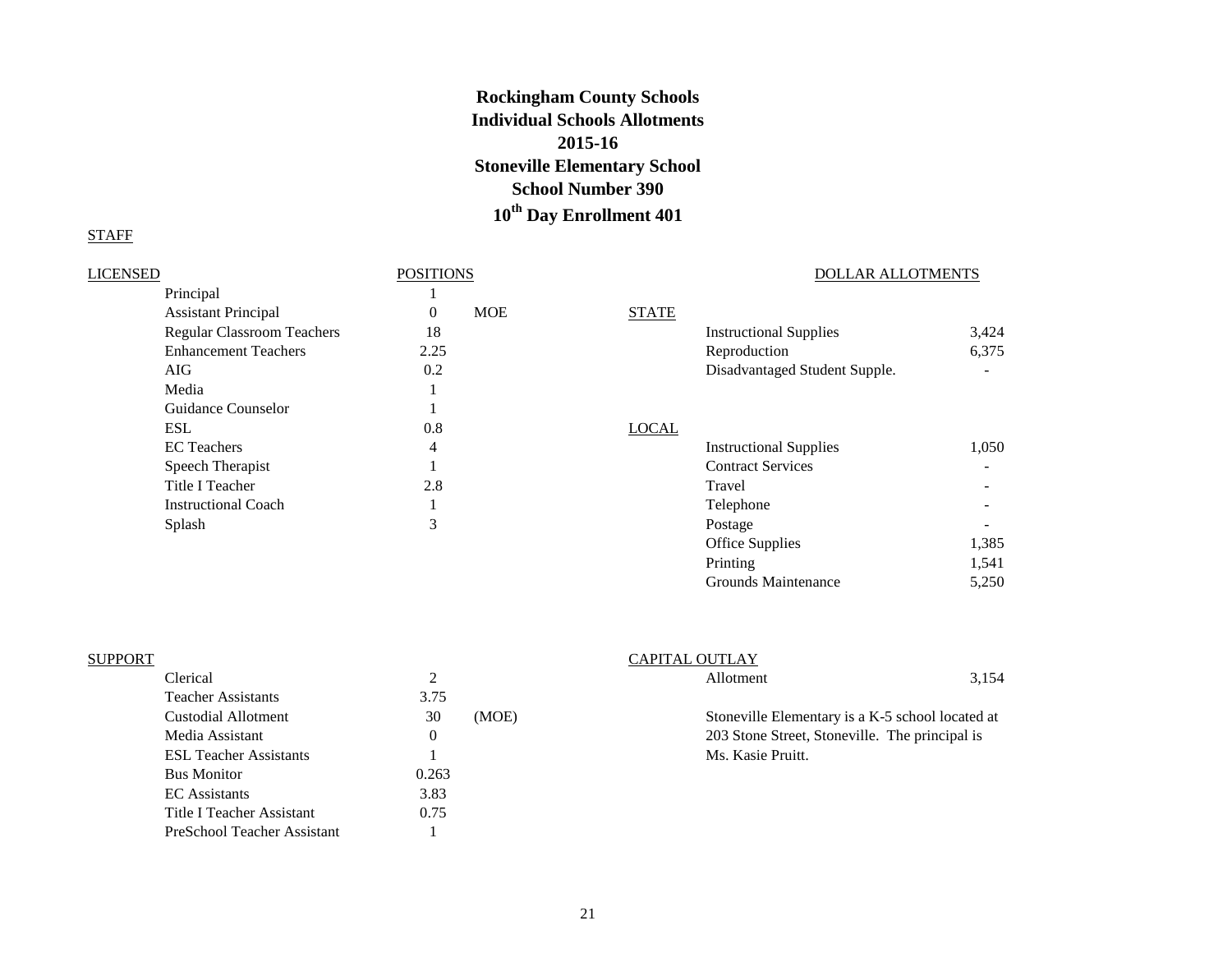# Rockingham County Schools
## Individual Schools Allotments
## 2015-16
## Stoneville Elementary School
## School Number 390
## 10th Day Enrollment 401

STAFF

| LICENSED | POSITIONS | |
|---|---|---|
| Principal | 1 | |
| Assistant Principal | 0 | MOE |
| Regular Classroom Teachers | 18 | |
| Enhancement Teachers | 2.25 | |
| AIG | 0.2 | |
| Media | 1 | |
| Guidance Counselor | 1 | |
| ESL | 0.8 | |
| EC Teachers | 4 | |
| Speech Therapist | 1 | |
| Title I Teacher | 2.8 | |
| Instructional Coach | 1 | |
| Splash | 3 | |

| SUPPORT | | |
|---|---|---|
| Clerical | 2 | |
| Teacher Assistants | 3.75 | |
| Custodial Allotment | 30 | (MOE) |
| Media Assistant | 0 | |
| ESL Teacher Assistants | 1 | |
| Bus Monitor | 0.263 | |
| EC Assistants | 3.83 | |
| Title I Teacher Assistant | 0.75 | |
| PreSchool Teacher Assistant | 1 | |

DOLLAR ALLOTMENTS

| | | |
|---|---|---|
| STATE | | |
| | Instructional Supplies | 3,424 |
| | Reproduction | 6,375 |
| | Disadvantaged Student Supple. | - |
| LOCAL | | |
| | Instructional Supplies | 1,050 |
| | Contract Services | - |
| | Travel | - |
| | Telephone | - |
| | Postage | - |
| | Office Supplies | 1,385 |
| | Printing | 1,541 |
| | Grounds Maintenance | 5,250 |
| CAPITAL OUTLAY | | |
| | Allotment | 3,154 |

Stoneville Elementary is a K-5 school located at 203 Stone Street, Stoneville. The principal is Ms. Kasie Pruitt.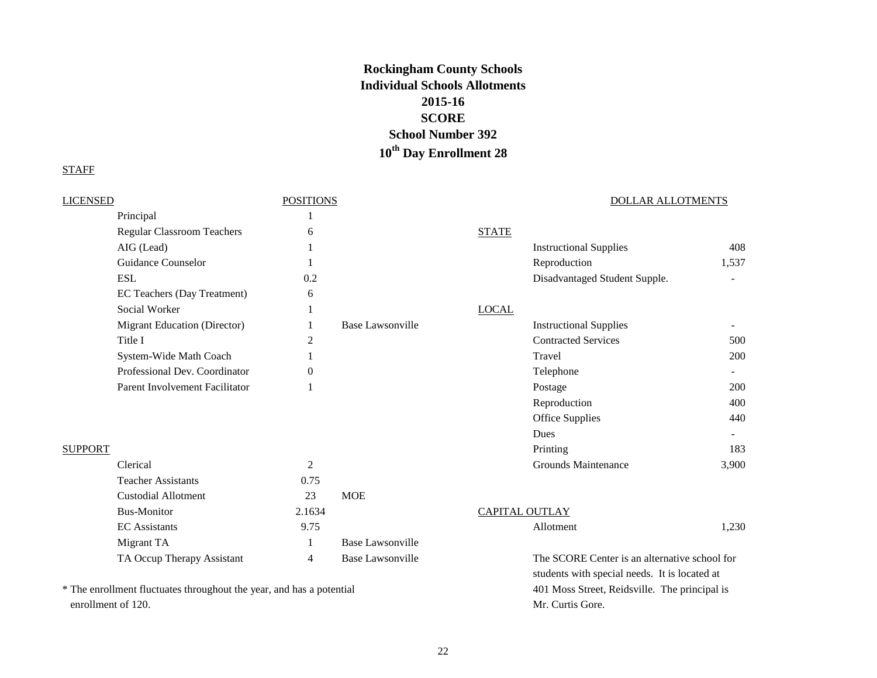# Rockingham County Schools
## Individual Schools Allotments
## 2015-16
## SCORE
## School Number 392
## 10th Day Enrollment 28

STAFF

| LICENSED | POSITIONS | |
|---|---|---|
| Principal | 1 | |
| Regular Classroom Teachers | 6 | |
| AIG (Lead) | 1 | |
| Guidance Counselor | 1 | |
| ESL | 0.2 | |
| EC Teachers (Day Treatment) | 6 | |
| Social Worker | 1 | |
| Migrant Education (Director) | 1 | Base Lawsonville |
| Title I | 2 | |
| System-Wide Math Coach | 1 | |
| Professional Dev. Coordinator | 0 | |
| Parent Involvement Facilitator | 1 | |

| SUPPORT | | |
|---|---|---|
| Clerical | 2 | |
| Teacher Assistants | 0.75 | |
| Custodial Allotment | 23 | MOE |
| Bus-Monitor | 2.1634 | |
| EC Assistants | 9.75 | |
| Migrant TA | 1 | Base Lawsonville |
| TA Occup Therapy Assistant | 4 | Base Lawsonville |

* The enrollment fluctuates throughout the year, and has a potential enrollment of 120.

DOLLAR ALLOTMENTS

| | | |
|---|---|---|
| STATE | | |
| | Instructional Supplies | 408 |
| | Reproduction | 1,537 |
| | Disadvantaged Student Supple. | - |
| LOCAL | | |
| | Instructional Supplies | - |
| | Contracted Services | 500 |
| | Travel | 200 |
| | Telephone | - |
| | Postage | 200 |
| | Reproduction | 400 |
| | Office Supplies | 440 |
| | Dues | - |
| | Printing | 183 |
| | Grounds Maintenance | 3,900 |
| CAPITAL OUTLAY | | |
| | Allotment | 1,230 |

The SCORE Center is an alternative school for students with special needs. It is located at 401 Moss Street, Reidsville. The principal is Mr. Curtis Gore.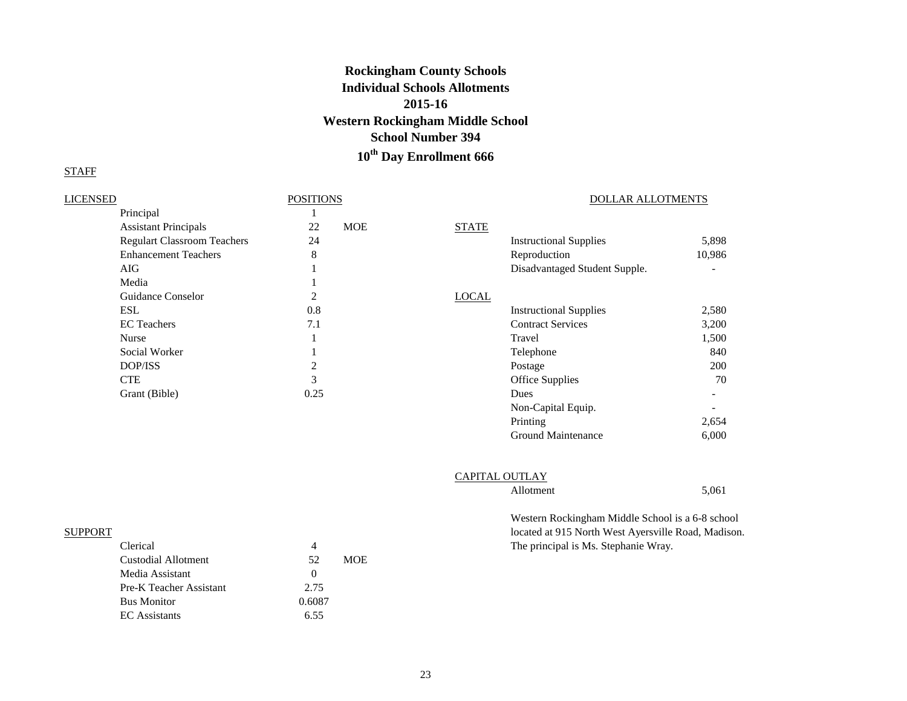# Rockingham County Schools
## Individual Schools Allotments
## 2015-16
## Western Rockingham Middle School
## School Number 394
## 10th Day Enrollment 666

STAFF

| LICENSED | POSITIONS | |
|---|---|---|
| Principal | 1 | |
| Assistant Principals | 22 | MOE |
| Regulart Classroom Teachers | 24 | |
| Enhancement Teachers | 8 | |
| AIG | 1 | |
| Media | 1 | |
| Guidance Conselor | 2 | |
| ESL | 0.8 | |
| EC Teachers | 7.1 | |
| Nurse | 1 | |
| Social Worker | 1 | |
| DOP/ISS | 2 | |
| CTE | 3 | |
| Grant (Bible) | 0.25 | |

| SUPPORT | | |
|---|---|---|
| Clerical | 4 | |
| Custodial Allotment | 52 | MOE |
| Media Assistant | 0 | |
| Pre-K Teacher Assistant | 2.75 | |
| Bus Monitor | 0.6087 | |
| EC Assistants | 6.55 | |

DOLLAR ALLOTMENTS

| | | |
|---|---|---|
| STATE | | |
| | Instructional Supplies | 5,898 |
| | Reproduction | 10,986 |
| | Disadvantaged Student Supple. | - |
| LOCAL | | |
| | Instructional Supplies | 2,580 |
| | Contract Services | 3,200 |
| | Travel | 1,500 |
| | Telephone | 840 |
| | Postage | 200 |
| | Office Supplies | 70 |
| | Dues | - |
| | Non-Capital Equip. | - |
| | Printing | 2,654 |
| | Ground Maintenance | 6,000 |
| CAPITAL OUTLAY | | |
| | Allotment | 5,061 |

Western Rockingham Middle School is a 6-8 school located at 915 North West Ayersville Road, Madison. The principal is Ms. Stephanie Wray.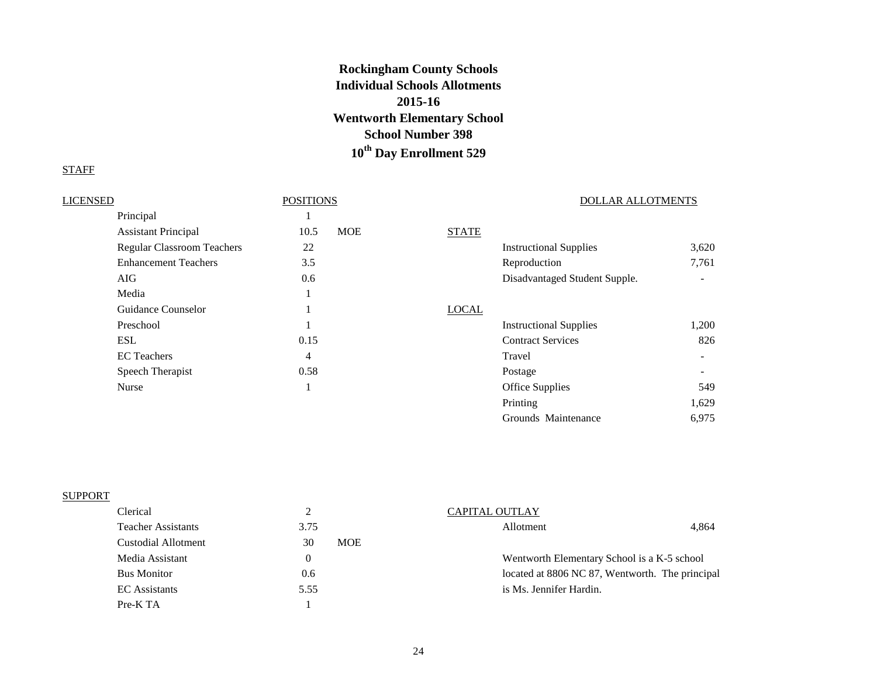# Rockingham County Schools
## Individual Schools Allotments
## 2015-16
## Wentworth Elementary School
## School Number 398
## 10th Day Enrollment 529

STAFF

| LICENSED | POSITIONS | |
|---|---|---|
| Principal | 1 | |
| Assistant Principal | 10.5 | MOE |
| Regular Classroom Teachers | 22 | |
| Enhancement Teachers | 3.5 | |
| AIG | 0.6 | |
| Media | 1 | |
| Guidance Counselor | 1 | |
| Preschool | 1 | |
| ESL | 0.15 | |
| EC Teachers | 4 | |
| Speech Therapist | 0.58 | |
| Nurse | 1 | |

| DOLLAR ALLOTMENTS | |
|---|---|
| **STATE** | |
| Instructional Supplies | 3,620 |
| Reproduction | 7,761 |
| Disadvantaged Student Supple. | - |
| **LOCAL** | |
| Instructional Supplies | 1,200 |
| Contract Services | 826 |
| Travel | - |
| Postage | - |
| Office Supplies | 549 |
| Printing | 1,629 |
| Grounds Maintenance | 6,975 |

| SUPPORT | | |
|---|---|---|
| Clerical | 2 | |
| Teacher Assistants | 3.75 | |
| Custodial Allotment | 30 | MOE |
| Media Assistant | 0 | |
| Bus Monitor | 0.6 | |
| EC Assistants | 5.55 | |
| Pre-K TA | 1 | |

| CAPITAL OUTLAY | |
|---|---|
| Allotment | 4,864 |

Wentworth Elementary School is a K-5 school located at 8806 NC 87, Wentworth. The principal is Ms. Jennifer Hardin.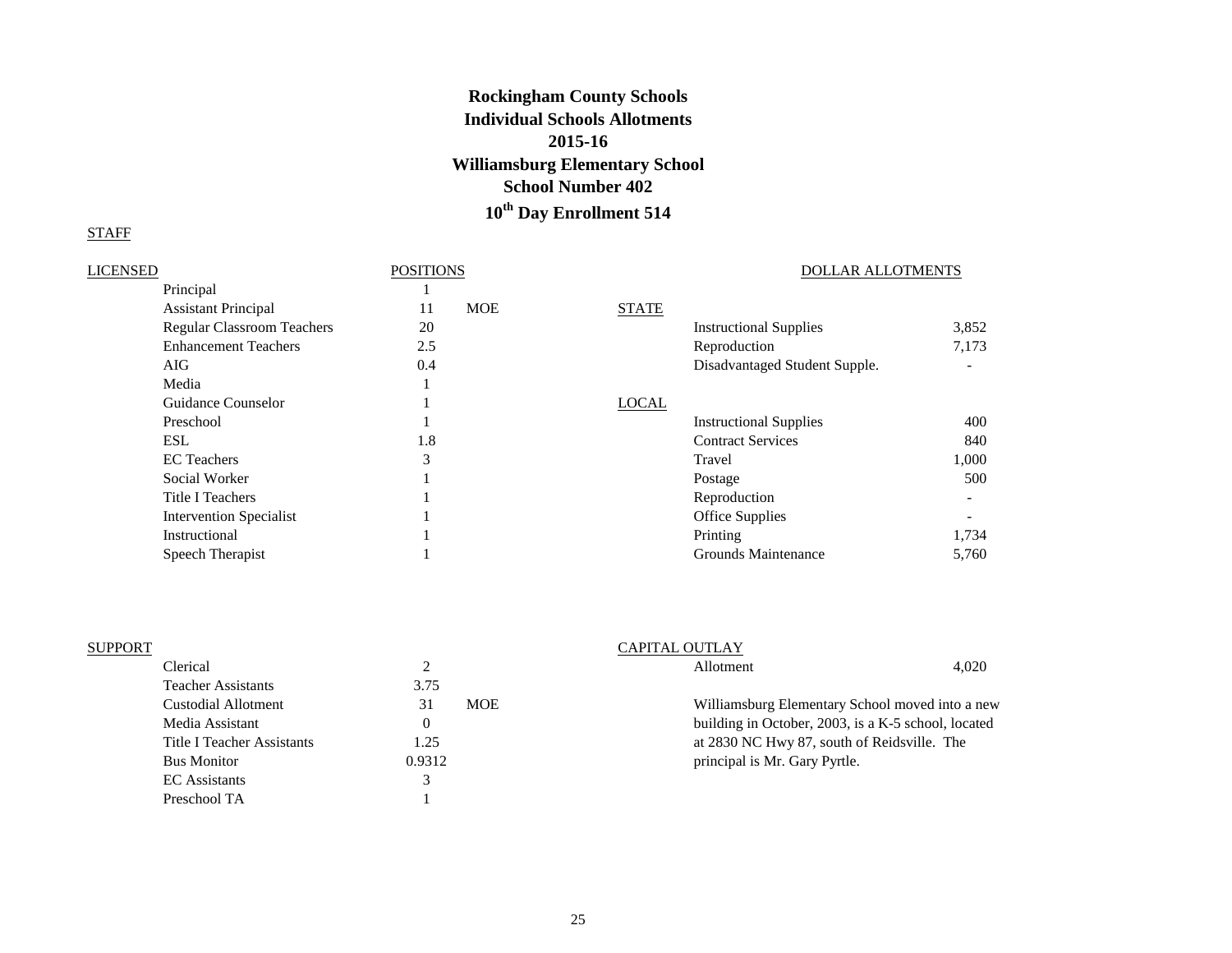# Rockingham County Schools
## Individual Schools Allotments
## 2015-16
## Williamsburg Elementary School
## School Number 402
## 10th Day Enrollment 514

STAFF

| LICENSED | POSITIONS | |
|---|---|---|
| Principal | 1 | |
| Assistant Principal | 11 | MOE |
| Regular Classroom Teachers | 20 | |
| Enhancement Teachers | 2.5 | |
| AIG | 0.4 | |
| Media | 1 | |
| Guidance Counselor | 1 | |
| Preschool | 1 | |
| ESL | 1.8 | |
| EC Teachers | 3 | |
| Social Worker | 1 | |
| Title I Teachers | 1 | |
| Intervention Specialist | 1 | |
| Instructional | 1 | |
| Speech Therapist | 1 | |

| DOLLAR ALLOTMENTS | | |
|---|---|---|
| STATE | | |
| | Instructional Supplies | 3,852 |
| | Reproduction | 7,173 |
| | Disadvantaged Student Supple. | - |
| LOCAL | | |
| | Instructional Supplies | 400 |
| | Contract Services | 840 |
| | Travel | 1,000 |
| | Postage | 500 |
| | Reproduction | - |
| | Office Supplies | - |
| | Printing | 1,734 |
| | Grounds Maintenance | 5,760 |

| SUPPORT | | |
|---|---|---|
| Clerical | 2 | |
| Teacher Assistants | 3.75 | |
| Custodial Allotment | 31 | MOE |
| Media Assistant | 0 | |
| Title I Teacher Assistants | 1.25 | |
| Bus Monitor | 0.9312 | |
| EC Assistants | 3 | |
| Preschool TA | 1 | |

| CAPITAL OUTLAY | |
|---|---|
| Allotment | 4,020 |

Williamsburg Elementary School moved into a new building in October, 2003, is a K-5 school, located at 2830 NC Hwy 87, south of Reidsville. The principal is Mr. Gary Pyrtle.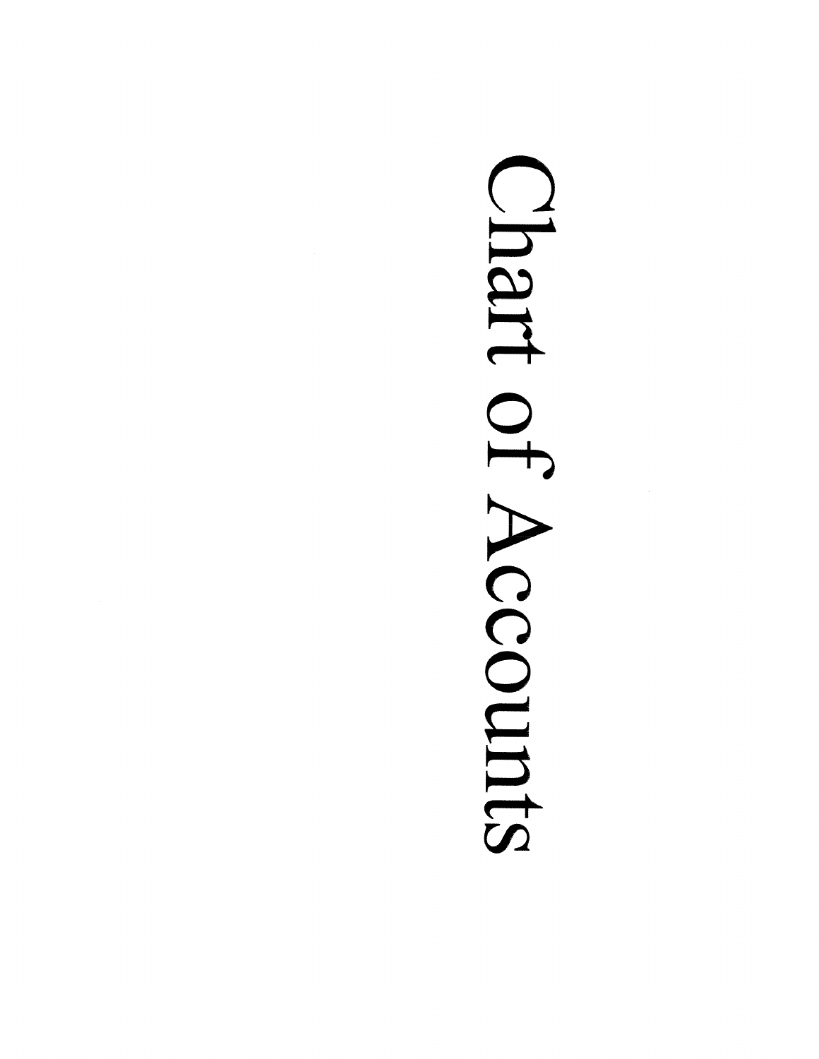# Chart of Accounts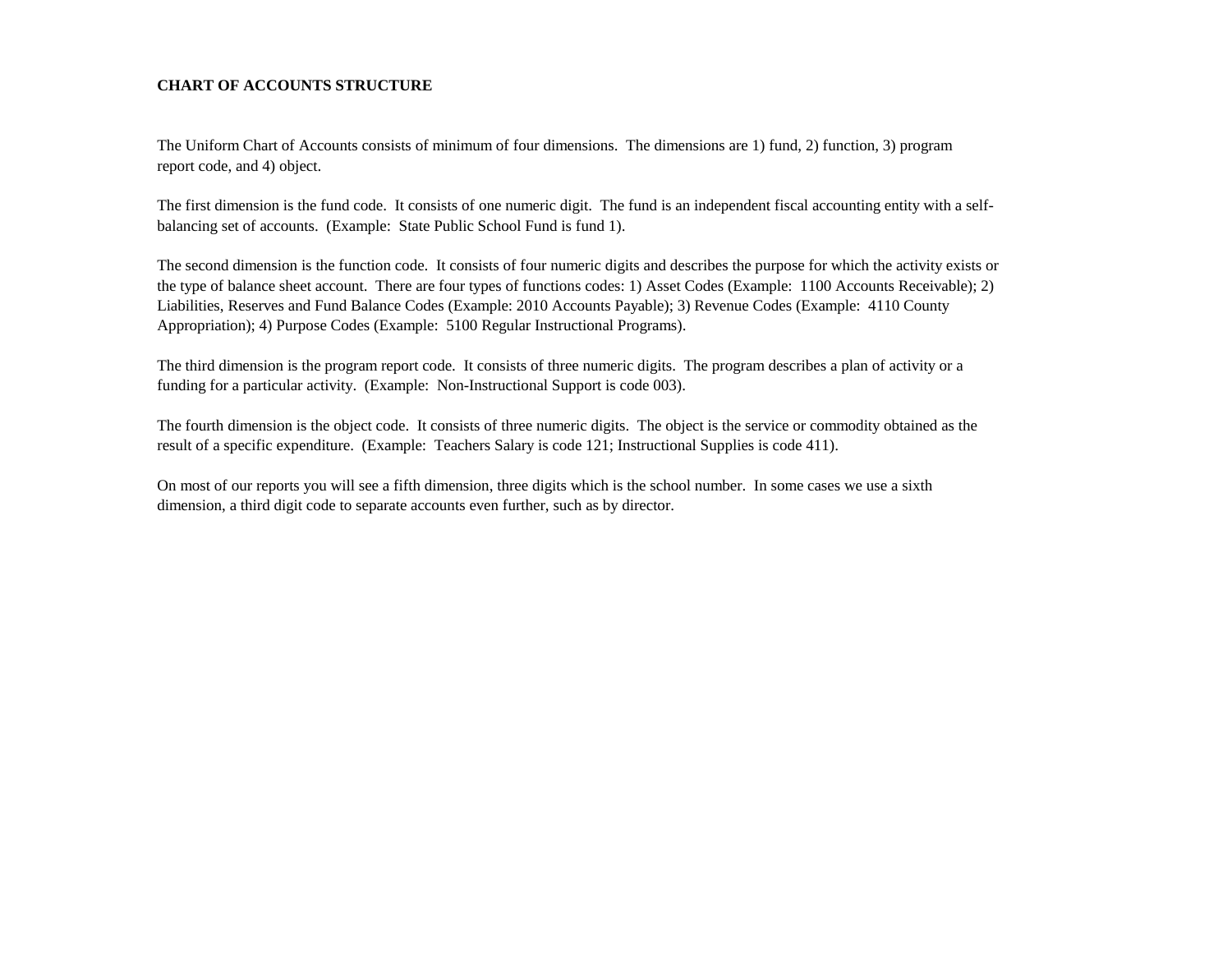**CHART OF ACCOUNTS STRUCTURE**

The Uniform Chart of Accounts consists of minimum of four dimensions. The dimensions are 1) fund, 2) function, 3) program report code, and 4) object.

The first dimension is the fund code. It consists of one numeric digit. The fund is an independent fiscal accounting entity with a self-balancing set of accounts. (Example: State Public School Fund is fund 1).

The second dimension is the function code. It consists of four numeric digits and describes the purpose for which the activity exists or the type of balance sheet account. There are four types of functions codes: 1) Asset Codes (Example: 1100 Accounts Receivable); 2) Liabilities, Reserves and Fund Balance Codes (Example: 2010 Accounts Payable); 3) Revenue Codes (Example: 4110 County Appropriation); 4) Purpose Codes (Example: 5100 Regular Instructional Programs).

The third dimension is the program report code. It consists of three numeric digits. The program describes a plan of activity or a funding for a particular activity. (Example: Non-Instructional Support is code 003).

The fourth dimension is the object code. It consists of three numeric digits. The object is the service or commodity obtained as the result of a specific expenditure. (Example: Teachers Salary is code 121; Instructional Supplies is code 411).

On most of our reports you will see a fifth dimension, three digits which is the school number. In some cases we use a sixth dimension, a third digit code to separate accounts even further, such as by director.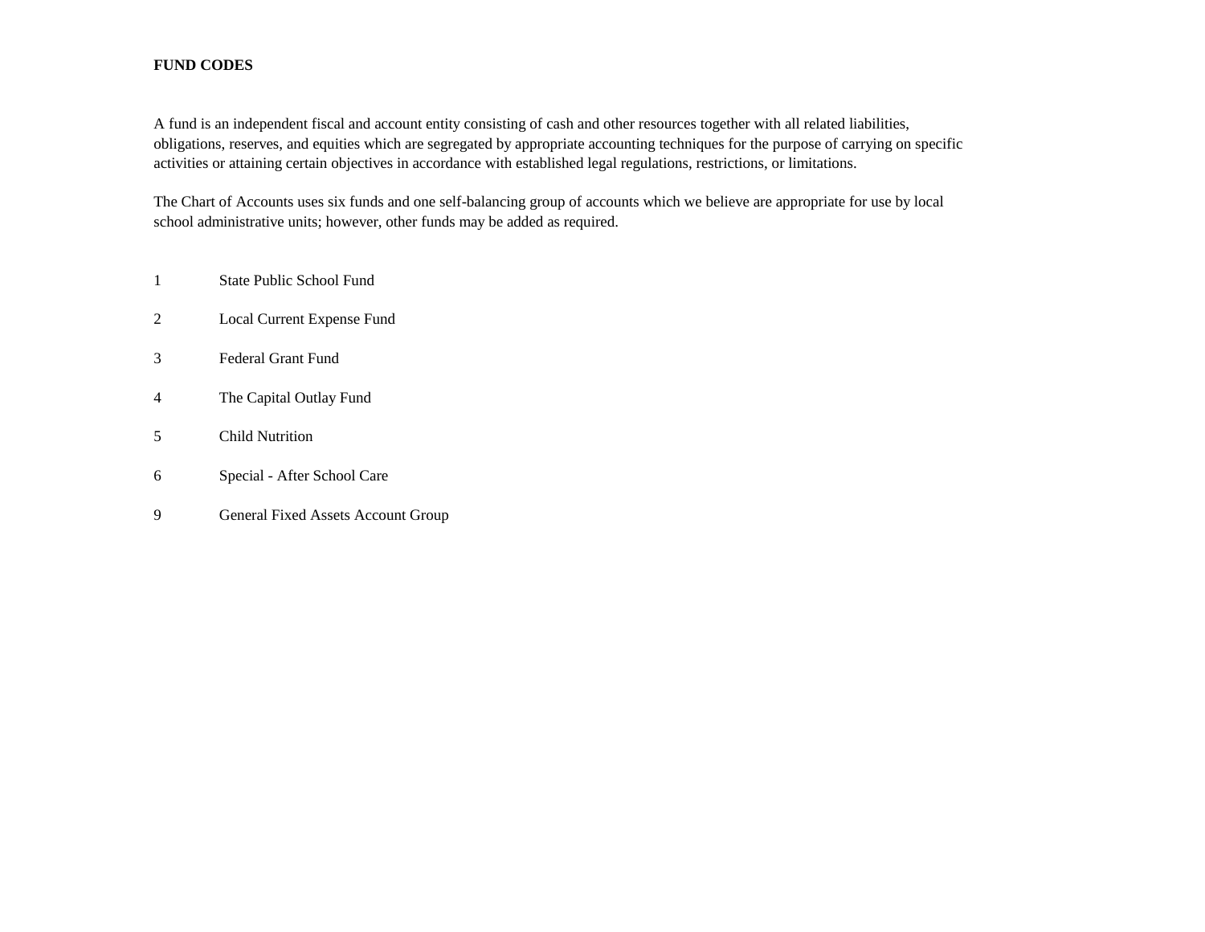**FUND CODES**

A fund is an independent fiscal and account entity consisting of cash and other resources together with all related liabilities, obligations, reserves, and equities which are segregated by appropriate accounting techniques for the purpose of carrying on specific activities or attaining certain objectives in accordance with established legal regulations, restrictions, or limitations.

The Chart of Accounts uses six funds and one self-balancing group of accounts which we believe are appropriate for use by local school administrative units; however, other funds may be added as required.

| | |
|---|---|
| 1 | State Public School Fund |
| 2 | Local Current Expense Fund |
| 3 | Federal Grant Fund |
| 4 | The Capital Outlay Fund |
| 5 | Child Nutrition |
| 6 | Special - After School Care |
| 9 | General Fixed Assets Account Group |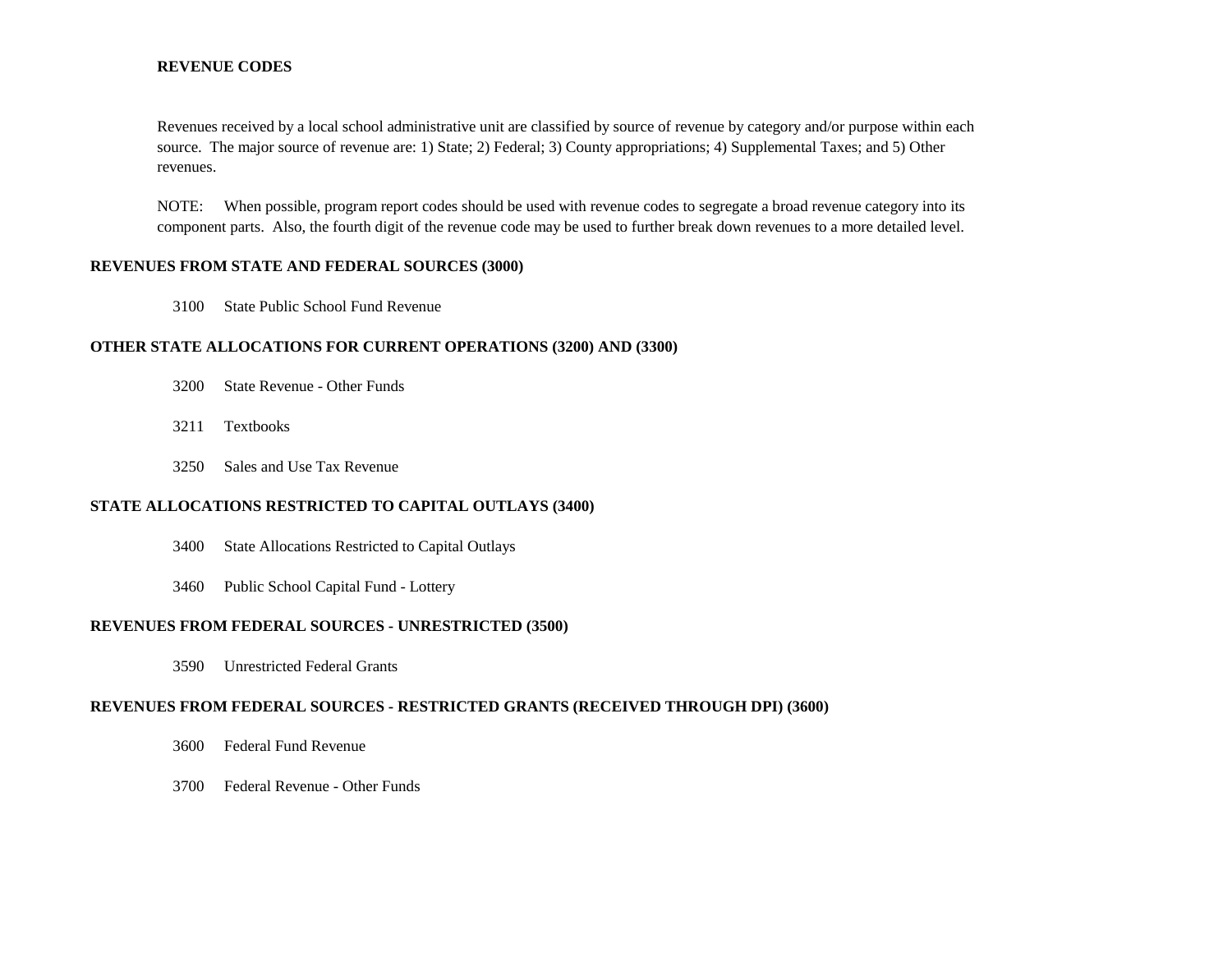**REVENUE CODES**

Revenues received by a local school administrative unit are classified by source of revenue by category and/or purpose within each source. The major source of revenue are: 1) State; 2) Federal; 3) County appropriations; 4) Supplemental Taxes; and 5) Other revenues.

NOTE: When possible, program report codes should be used with revenue codes to segregate a broad revenue category into its component parts. Also, the fourth digit of the revenue code may be used to further break down revenues to a more detailed level.

**REVENUES FROM STATE AND FEDERAL SOURCES (3000)**

3100 State Public School Fund Revenue

**OTHER STATE ALLOCATIONS FOR CURRENT OPERATIONS (3200) AND (3300)**

3200 State Revenue - Other Funds

3211 Textbooks

3250 Sales and Use Tax Revenue

**STATE ALLOCATIONS RESTRICTED TO CAPITAL OUTLAYS (3400)**

3400 State Allocations Restricted to Capital Outlays

3460 Public School Capital Fund - Lottery

**REVENUES FROM FEDERAL SOURCES - UNRESTRICTED (3500)**

3590 Unrestricted Federal Grants

**REVENUES FROM FEDERAL SOURCES - RESTRICTED GRANTS (RECEIVED THROUGH DPI) (3600)**

3600 Federal Fund Revenue

3700 Federal Revenue - Other Funds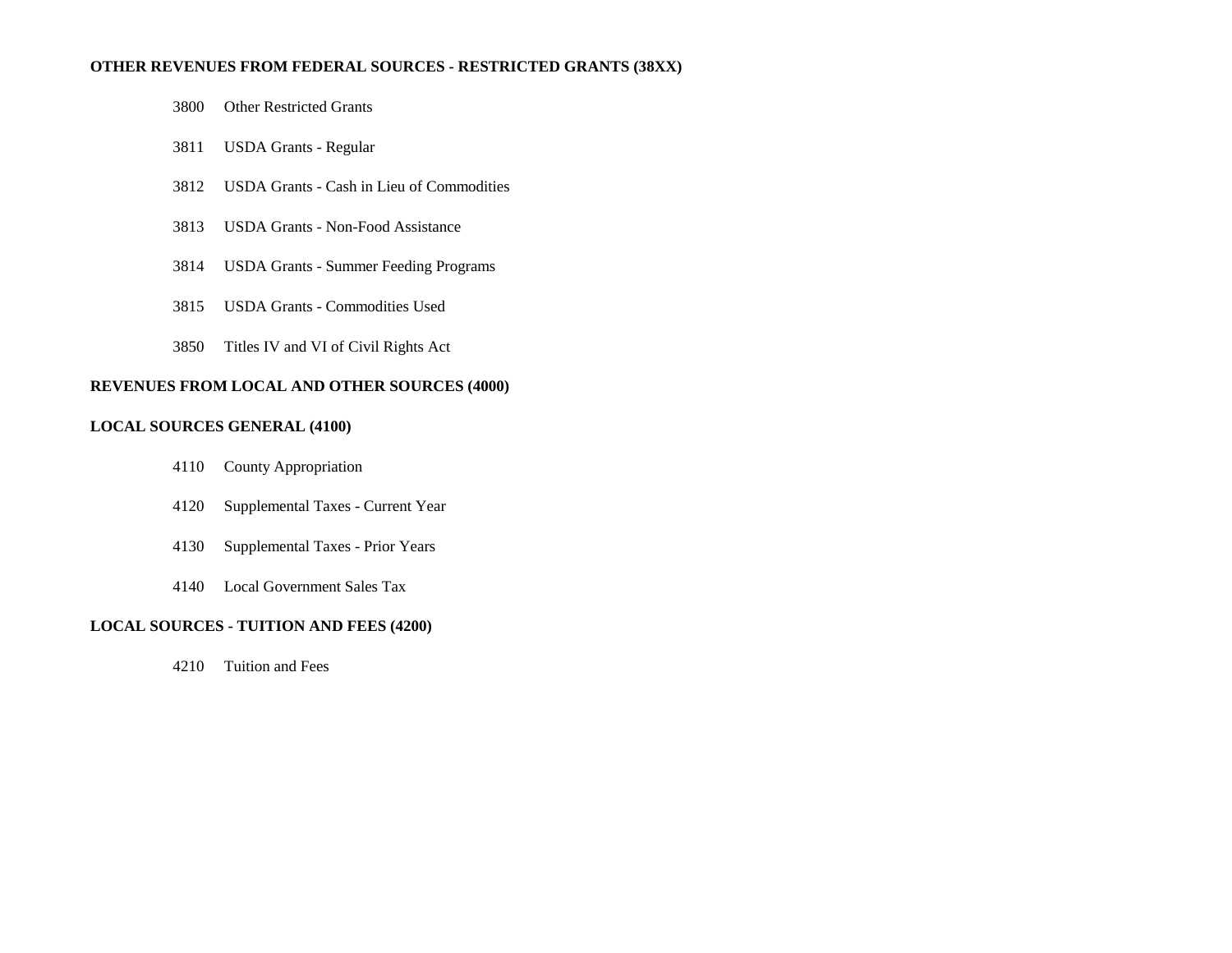**OTHER REVENUES FROM FEDERAL SOURCES - RESTRICTED GRANTS (38XX)**

3800 Other Restricted Grants

3811 USDA Grants - Regular

3812 USDA Grants - Cash in Lieu of Commodities

3813 USDA Grants - Non-Food Assistance

3814 USDA Grants - Summer Feeding Programs

3815 USDA Grants - Commodities Used

3850 Titles IV and VI of Civil Rights Act

**REVENUES FROM LOCAL AND OTHER SOURCES (4000)**

**LOCAL SOURCES GENERAL (4100)**

4110 County Appropriation

4120 Supplemental Taxes - Current Year

4130 Supplemental Taxes - Prior Years

4140 Local Government Sales Tax

**LOCAL SOURCES - TUITION AND FEES (4200)**

4210 Tuition and Fees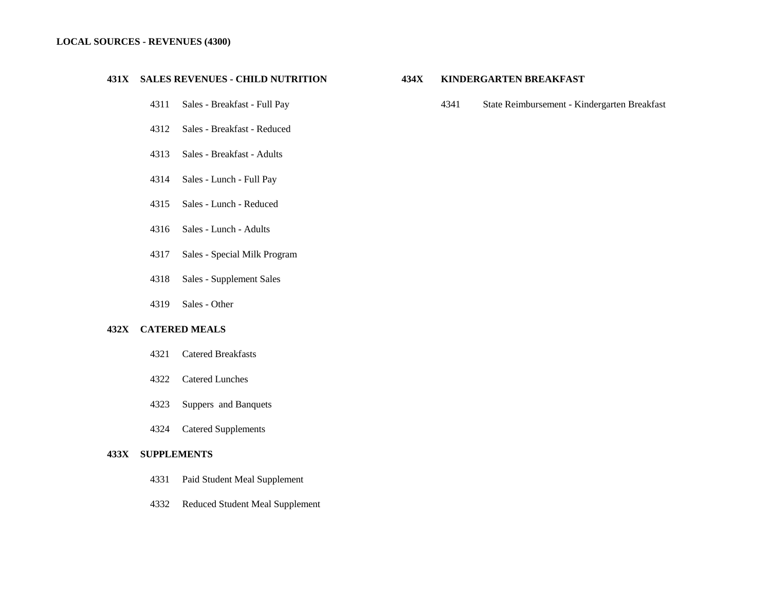**LOCAL SOURCES - REVENUES (4300)**

**431X SALES REVENUES - CHILD NUTRITION**

- 4311 Sales - Breakfast - Full Pay
- 4312 Sales - Breakfast - Reduced
- 4313 Sales - Breakfast - Adults
- 4314 Sales - Lunch - Full Pay
- 4315 Sales - Lunch - Reduced
- 4316 Sales - Lunch - Adults
- 4317 Sales - Special Milk Program
- 4318 Sales - Supplement Sales
- 4319 Sales - Other

**432X CATERED MEALS**

- 4321 Catered Breakfasts
- 4322 Catered Lunches
- 4323 Suppers and Banquets
- 4324 Catered Supplements

**433X SUPPLEMENTS**

- 4331 Paid Student Meal Supplement
- 4332 Reduced Student Meal Supplement

**434X KINDERGARTEN BREAKFAST**

- 4341 State Reimbursement - Kindergarten Breakfast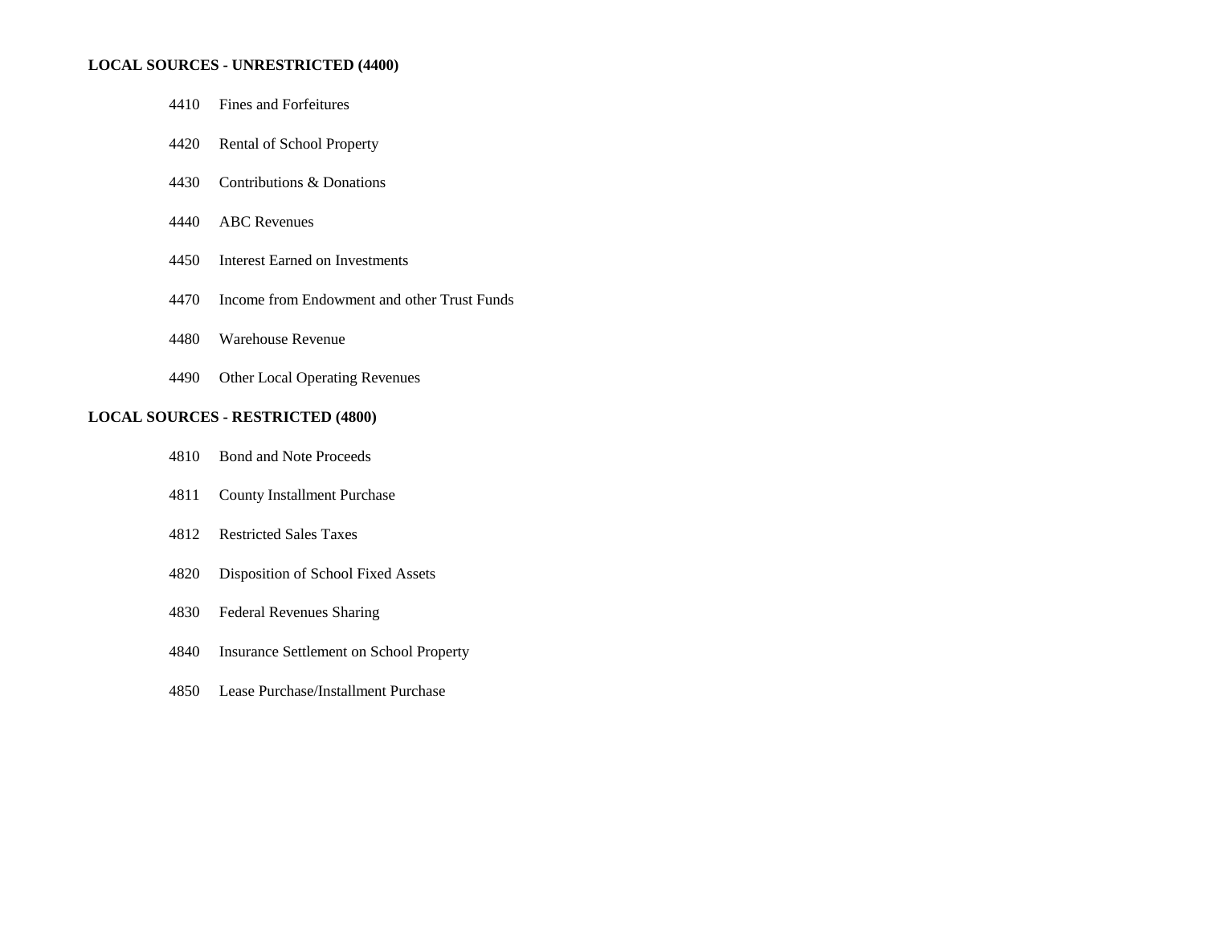**LOCAL SOURCES - UNRESTRICTED (4400)**

4410 Fines and Forfeitures

4420 Rental of School Property

4430 Contributions & Donations

4440 ABC Revenues

4450 Interest Earned on Investments

4470 Income from Endowment and other Trust Funds

4480 Warehouse Revenue

4490 Other Local Operating Revenues

**LOCAL SOURCES - RESTRICTED (4800)**

4810 Bond and Note Proceeds

4811 County Installment Purchase

4812 Restricted Sales Taxes

4820 Disposition of School Fixed Assets

4830 Federal Revenues Sharing

4840 Insurance Settlement on School Property

4850 Lease Purchase/Installment Purchase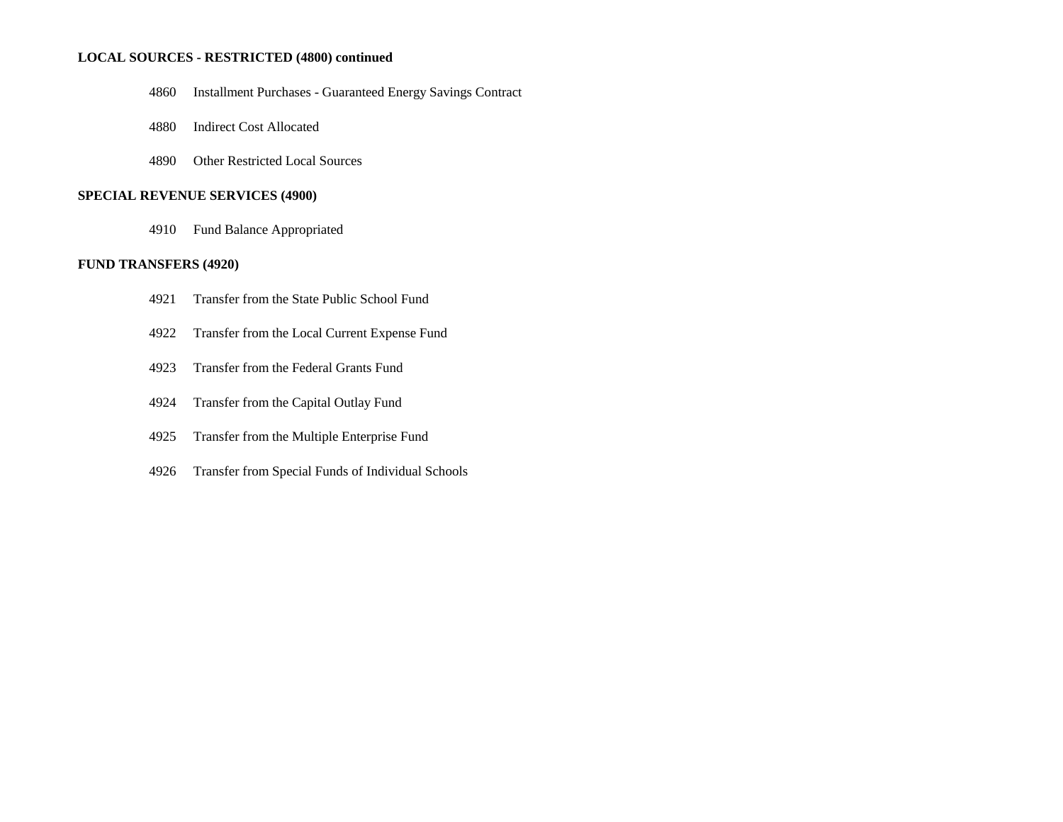**LOCAL SOURCES - RESTRICTED (4800) continued**

4860 Installment Purchases - Guaranteed Energy Savings Contract

4880 Indirect Cost Allocated

4890 Other Restricted Local Sources

**SPECIAL REVENUE SERVICES (4900)**

4910 Fund Balance Appropriated

**FUND TRANSFERS (4920)**

4921 Transfer from the State Public School Fund

4922 Transfer from the Local Current Expense Fund

4923 Transfer from the Federal Grants Fund

4924 Transfer from the Capital Outlay Fund

4925 Transfer from the Multiple Enterprise Fund

4926 Transfer from Special Funds of Individual Schools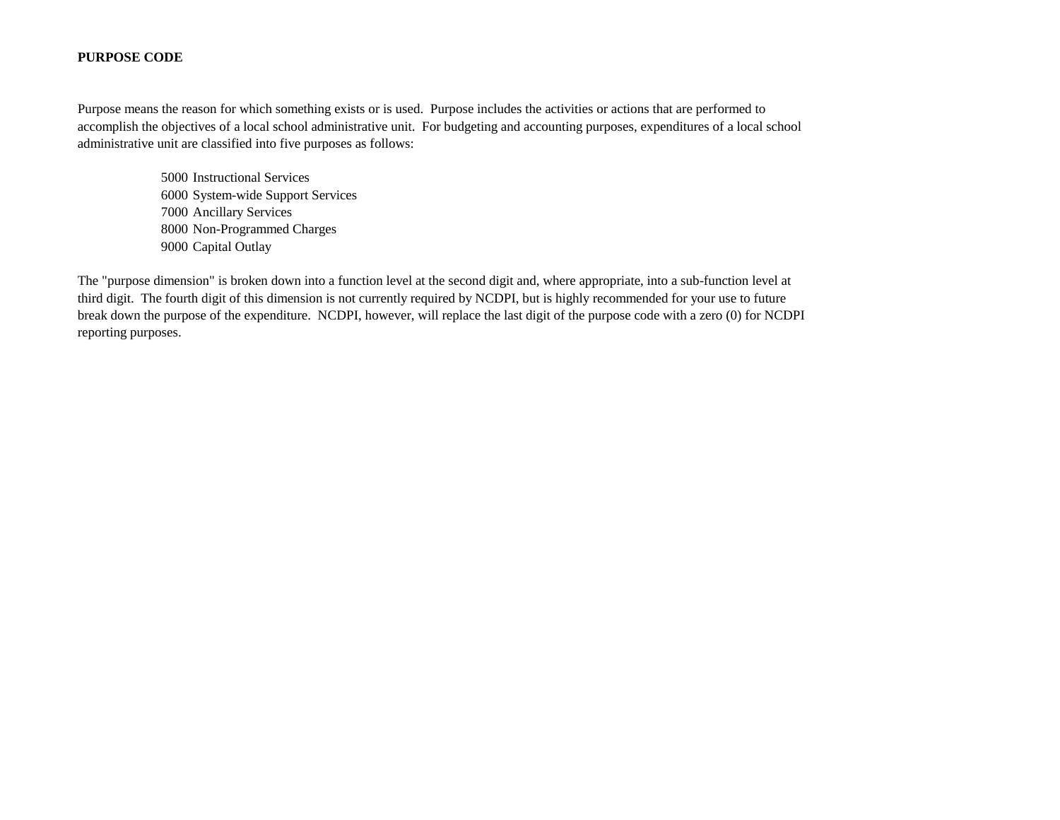**PURPOSE CODE**

Purpose means the reason for which something exists or is used.  Purpose includes the activities or actions that are performed to accomplish the objectives of a local school administrative unit.  For budgeting and accounting purposes, expenditures of a local school administrative unit are classified into five purposes as follows:

5000 Instructional Services
6000 System-wide Support Services
7000 Ancillary Services
8000 Non-Programmed Charges
9000 Capital Outlay

The "purpose dimension" is broken down into a function level at the second digit and, where appropriate, into a sub-function level at third digit.  The fourth digit of this dimension is not currently required by NCDPI, but is highly recommended for your use to future break down the purpose of the expenditure.  NCDPI, however, will replace the last digit of the purpose code with a zero (0) for NCDPI reporting purposes.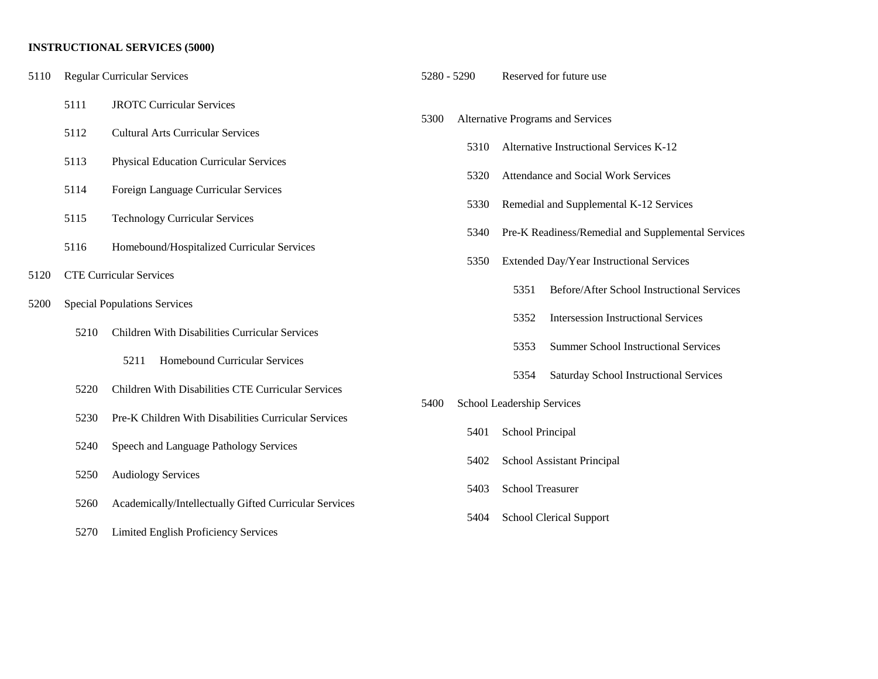**INSTRUCTIONAL SERVICES (5000)**

5110 Regular Curricular Services

- 5111 JROTC Curricular Services
- 5112 Cultural Arts Curricular Services
- 5113 Physical Education Curricular Services
- 5114 Foreign Language Curricular Services
- 5115 Technology Curricular Services
- 5116 Homebound/Hospitalized Curricular Services

5120 CTE Curricular Services

5200 Special Populations Services

- 5210 Children With Disabilities Curricular Services
  - 5211 Homebound Curricular Services
- 5220 Children With Disabilities CTE Curricular Services
- 5230 Pre-K Children With Disabilities Curricular Services
- 5240 Speech and Language Pathology Services
- 5250 Audiology Services
- 5260 Academically/Intellectually Gifted Curricular Services
- 5270 Limited English Proficiency Services

5280 - 5290 Reserved for future use

5300 Alternative Programs and Services

- 5310 Alternative Instructional Services K-12
- 5320 Attendance and Social Work Services
- 5330 Remedial and Supplemental K-12 Services
- 5340 Pre-K Readiness/Remedial and Supplemental Services
- 5350 Extended Day/Year Instructional Services
  - 5351 Before/After School Instructional Services
  - 5352 Intersession Instructional Services
  - 5353 Summer School Instructional Services
  - 5354 Saturday School Instructional Services

5400 School Leadership Services

- 5401 School Principal
- 5402 School Assistant Principal
- 5403 School Treasurer
- 5404 School Clerical Support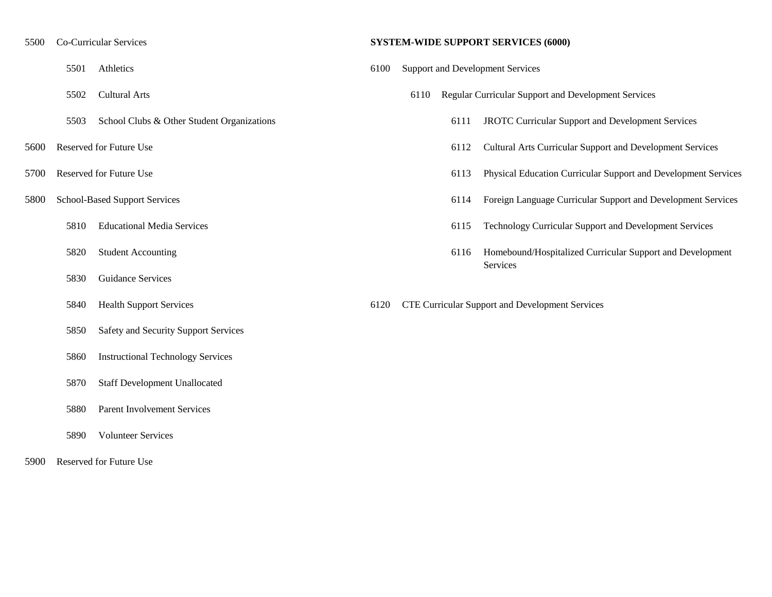- 5500 Co-Curricular Services
  - 5501 Athletics
  - 5502 Cultural Arts
  - 5503 School Clubs & Other Student Organizations
- 5600 Reserved for Future Use
- 5700 Reserved for Future Use
- 5800 School-Based Support Services
  - 5810 Educational Media Services
  - 5820 Student Accounting
  - 5830 Guidance Services
  - 5840 Health Support Services
  - 5850 Safety and Security Support Services
  - 5860 Instructional Technology Services
  - 5870 Staff Development Unallocated
  - 5880 Parent Involvement Services
  - 5890 Volunteer Services
- 5900 Reserved for Future Use

**SYSTEM-WIDE SUPPORT SERVICES (6000)**

- 6100 Support and Development Services
  - 6110 Regular Curricular Support and Development Services
    - 6111 JROTC Curricular Support and Development Services
    - 6112 Cultural Arts Curricular Support and Development Services
    - 6113 Physical Education Curricular Support and Development Services
    - 6114 Foreign Language Curricular Support and Development Services
    - 6115 Technology Curricular Support and Development Services
    - 6116 Homebound/Hospitalized Curricular Support and Development Services
- 6120 CTE Curricular Support and Development Services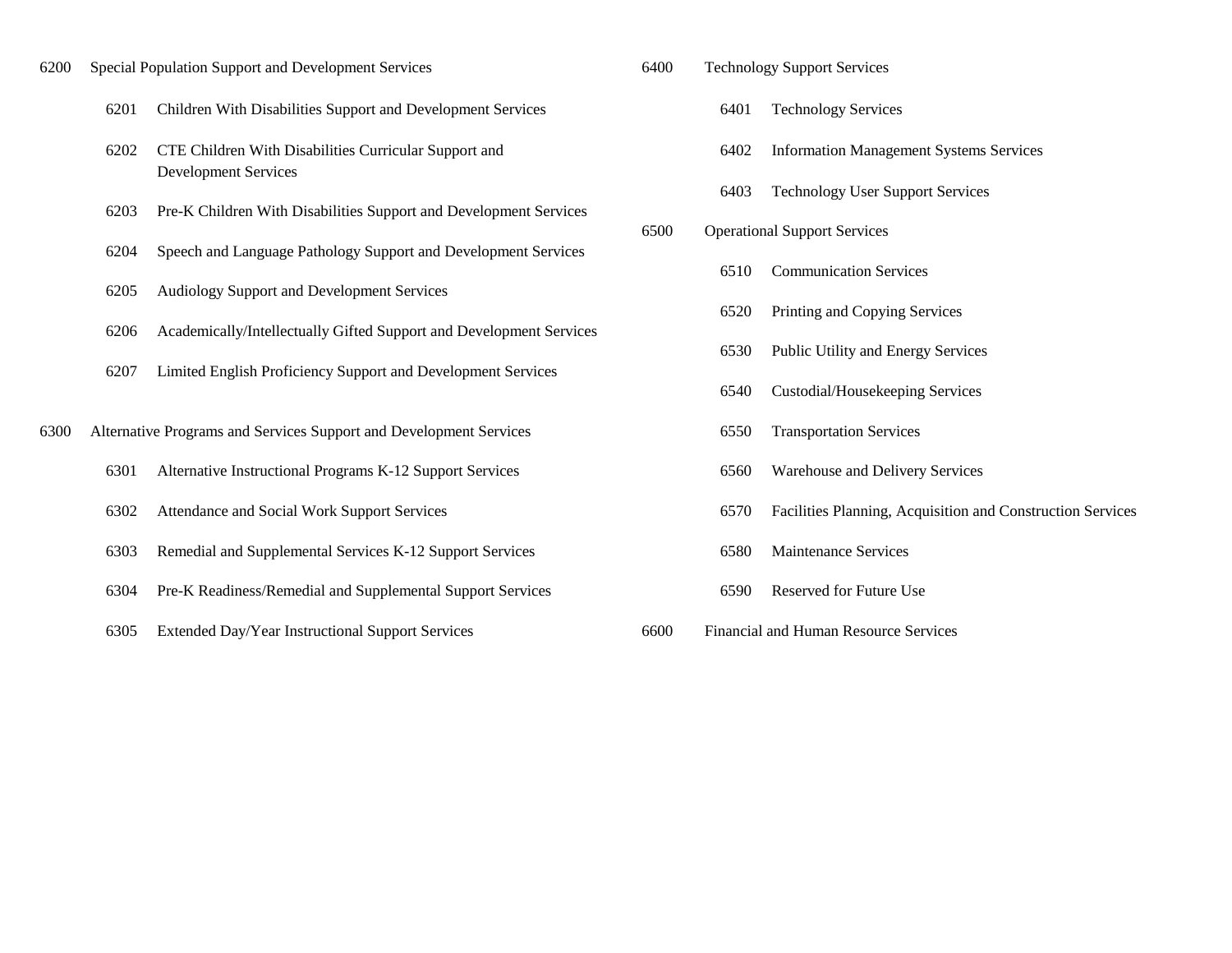6200 Special Population Support and Development Services

- 6201 Children With Disabilities Support and Development Services
- 6202 CTE Children With Disabilities Curricular Support and Development Services
- 6203 Pre-K Children With Disabilities Support and Development Services
- 6204 Speech and Language Pathology Support and Development Services
- 6205 Audiology Support and Development Services
- 6206 Academically/Intellectually Gifted Support and Development Services
- 6207 Limited English Proficiency Support and Development Services

6300 Alternative Programs and Services Support and Development Services

- 6301 Alternative Instructional Programs K-12 Support Services
- 6302 Attendance and Social Work Support Services
- 6303 Remedial and Supplemental Services K-12 Support Services
- 6304 Pre-K Readiness/Remedial and Supplemental Support Services
- 6305 Extended Day/Year Instructional Support Services

6400 Technology Support Services

- 6401 Technology Services
- 6402 Information Management Systems Services
- 6403 Technology User Support Services

6500 Operational Support Services

- 6510 Communication Services
- 6520 Printing and Copying Services
- 6530 Public Utility and Energy Services
- 6540 Custodial/Housekeeping Services
- 6550 Transportation Services
- 6560 Warehouse and Delivery Services
- 6570 Facilities Planning, Acquisition and Construction Services
- 6580 Maintenance Services
- 6590 Reserved for Future Use

6600 Financial and Human Resource Services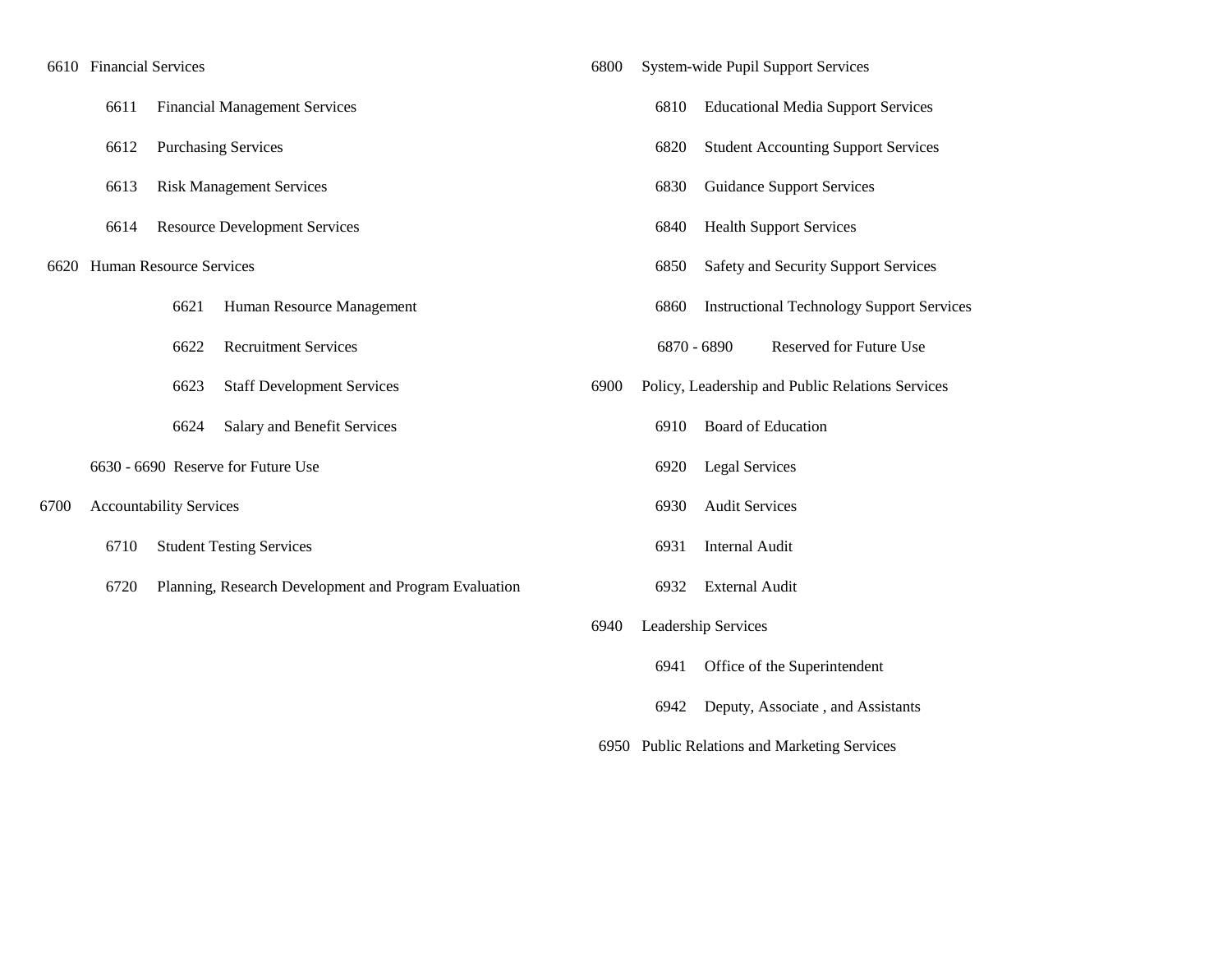- 6610 Financial Services
  - 6611 Financial Management Services
  - 6612 Purchasing Services
  - 6613 Risk Management Services
  - 6614 Resource Development Services
- 6620 Human Resource Services
  - 6621 Human Resource Management
  - 6622 Recruitment Services
  - 6623 Staff Development Services
  - 6624 Salary and Benefit Services
- 6630 - 6690 Reserve for Future Use

6700 Accountability Services

- 6710 Student Testing Services
- 6720 Planning, Research Development and Program Evaluation

6800 System-wide Pupil Support Services

- 6810 Educational Media Support Services
- 6820 Student Accounting Support Services
- 6830 Guidance Support Services
- 6840 Health Support Services
- 6850 Safety and Security Support Services
- 6860 Instructional Technology Support Services
- 6870 - 6890 Reserved for Future Use

6900 Policy, Leadership and Public Relations Services

- 6910 Board of Education
- 6920 Legal Services
- 6930 Audit Services
  - 6931 Internal Audit
  - 6932 External Audit
- 6940 Leadership Services
  - 6941 Office of the Superintendent
  - 6942 Deputy, Associate , and Assistants
- 6950 Public Relations and Marketing Services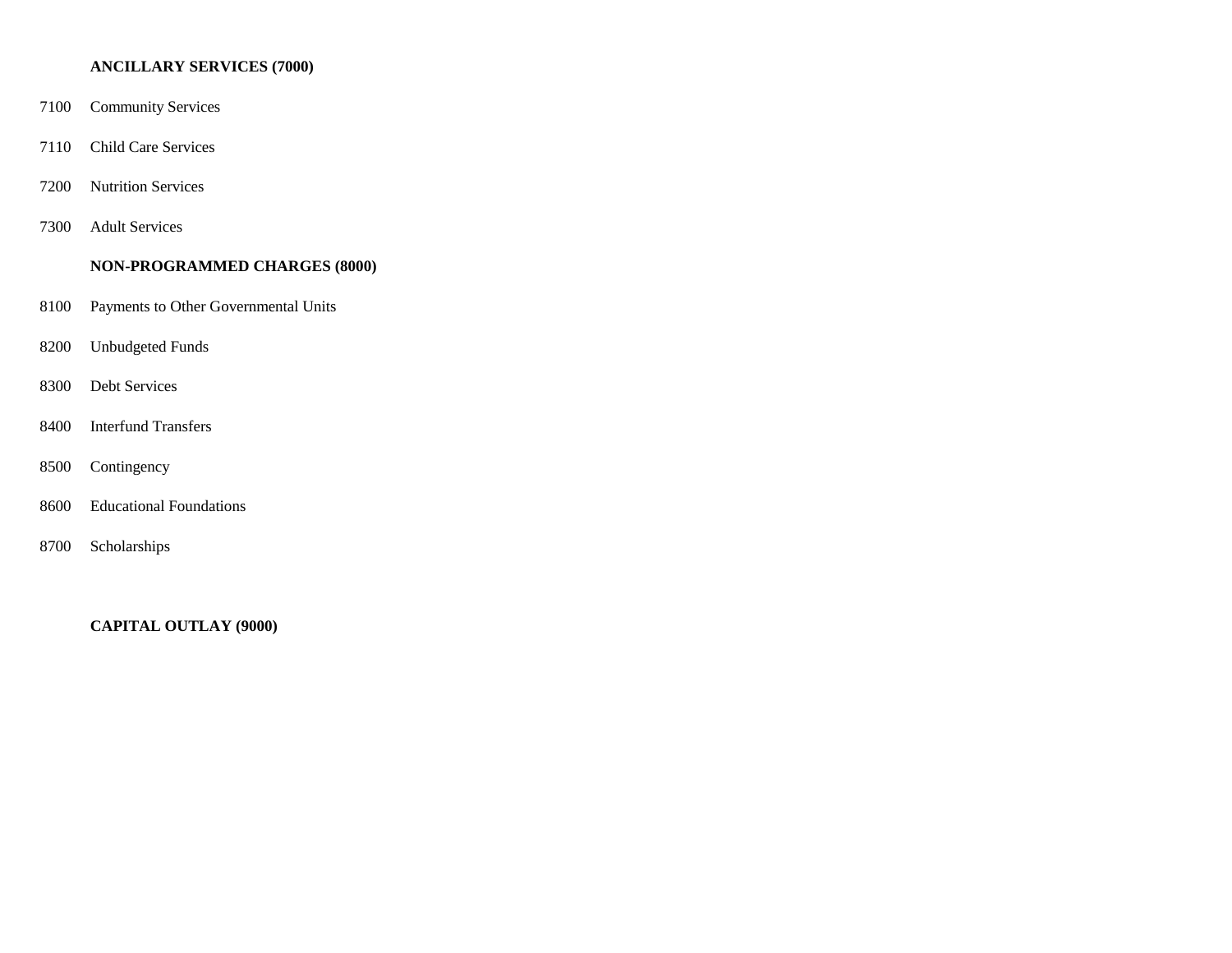**ANCILLARY SERVICES (7000)**

7100 Community Services

7110 Child Care Services

7200 Nutrition Services

7300 Adult Services

**NON-PROGRAMMED CHARGES (8000)**

8100 Payments to Other Governmental Units

8200 Unbudgeted Funds

8300 Debt Services

8400 Interfund Transfers

8500 Contingency

8600 Educational Foundations

8700 Scholarships

**CAPITAL OUTLAY (9000)**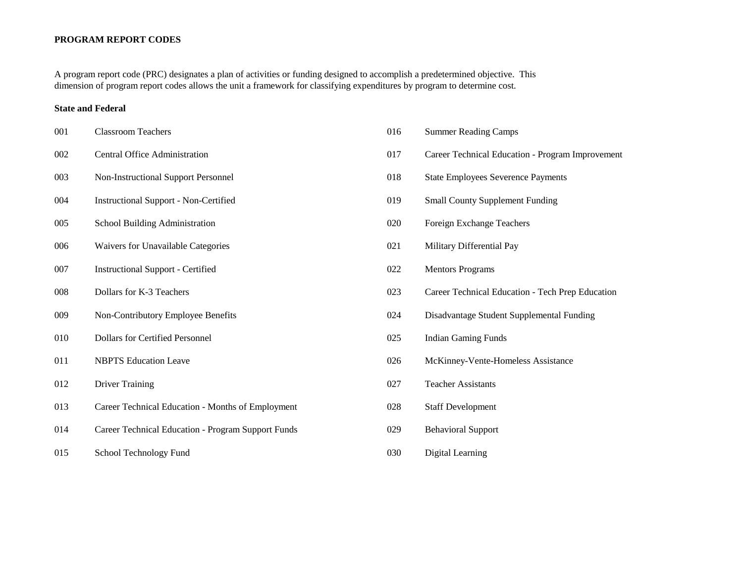**PROGRAM REPORT CODES**

A program report code (PRC) designates a plan of activities or funding designed to accomplish a predetermined objective. This dimension of program report codes allows the unit a framework for classifying expenditures by program to determine cost.

**State and Federal**

001 Classroom Teachers

002 Central Office Administration

003 Non-Instructional Support Personnel

004 Instructional Support - Non-Certified

005 School Building Administration

006 Waivers for Unavailable Categories

007 Instructional Support - Certified

008 Dollars for K-3 Teachers

009 Non-Contributory Employee Benefits

010 Dollars for Certified Personnel

011 NBPTS Education Leave

012 Driver Training

013 Career Technical Education - Months of Employment

014 Career Technical Education - Program Support Funds

015 School Technology Fund

016 Summer Reading Camps

017 Career Technical Education - Program Improvement

018 State Employees Severence Payments

019 Small County Supplement Funding

020 Foreign Exchange Teachers

021 Military Differential Pay

022 Mentors Programs

023 Career Technical Education - Tech Prep Education

024 Disadvantage Student Supplemental Funding

025 Indian Gaming Funds

026 McKinney-Vente-Homeless Assistance

027 Teacher Assistants

028 Staff Development

029 Behavioral Support

030 Digital Learning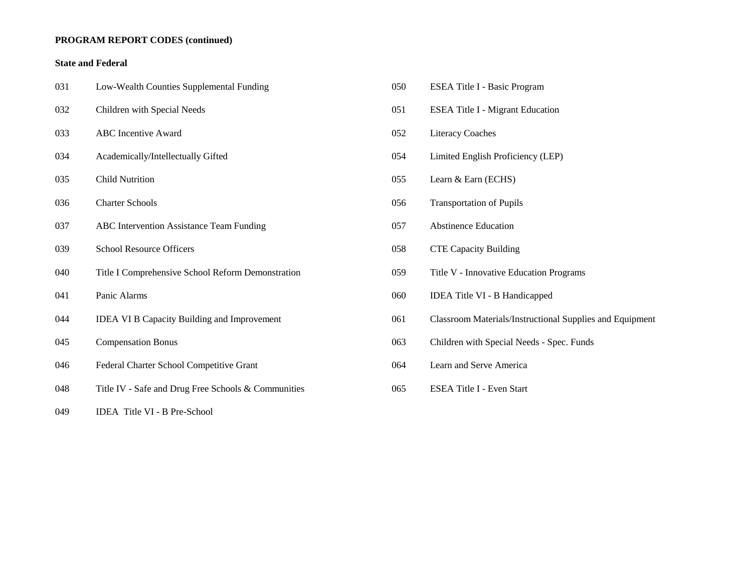**PROGRAM REPORT CODES (continued)**

**State and Federal**

| Code | Description |
|---|---|
| 031 | Low-Wealth Counties Supplemental Funding |
| 032 | Children with Special Needs |
| 033 | ABC Incentive Award |
| 034 | Academically/Intellectually Gifted |
| 035 | Child Nutrition |
| 036 | Charter Schools |
| 037 | ABC Intervention Assistance Team Funding |
| 039 | School Resource Officers |
| 040 | Title I Comprehensive School Reform Demonstration |
| 041 | Panic Alarms |
| 044 | IDEA VI B Capacity Building and Improvement |
| 045 | Compensation Bonus |
| 046 | Federal Charter School Competitive Grant |
| 048 | Title IV - Safe and Drug Free Schools & Communities |
| 049 | IDEA Title VI - B Pre-School |
| 050 | ESEA Title I - Basic Program |
| 051 | ESEA Title I - Migrant Education |
| 052 | Literacy Coaches |
| 054 | Limited English Proficiency (LEP) |
| 055 | Learn & Earn (ECHS) |
| 056 | Transportation of Pupils |
| 057 | Abstinence Education |
| 058 | CTE Capacity Building |
| 059 | Title V - Innovative Education Programs |
| 060 | IDEA Title VI - B Handicapped |
| 061 | Classroom Materials/Instructional Supplies and Equipment |
| 063 | Children with Special Needs - Spec. Funds |
| 064 | Learn and Serve America |
| 065 | ESEA Title I - Even Start |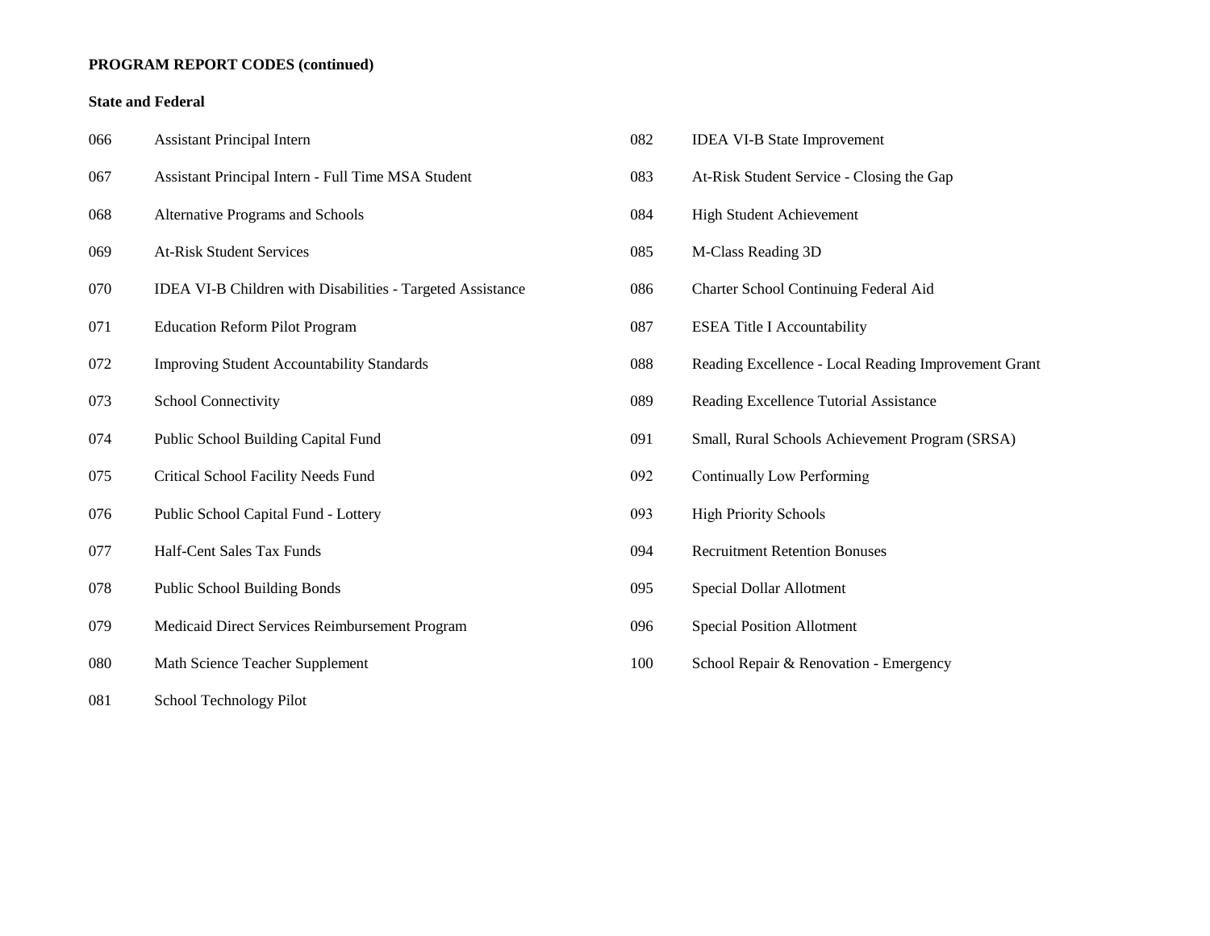**PROGRAM REPORT CODES (continued)**

**State and Federal**

066 Assistant Principal Intern

067 Assistant Principal Intern - Full Time MSA Student

068 Alternative Programs and Schools

069 At-Risk Student Services

070 IDEA VI-B Children with Disabilities - Targeted Assistance

071 Education Reform Pilot Program

072 Improving Student Accountability Standards

073 School Connectivity

074 Public School Building Capital Fund

075 Critical School Facility Needs Fund

076 Public School Capital Fund - Lottery

077 Half-Cent Sales Tax Funds

078 Public School Building Bonds

079 Medicaid Direct Services Reimbursement Program

080 Math Science Teacher Supplement

081 School Technology Pilot

082 IDEA VI-B State Improvement

083 At-Risk Student Service - Closing the Gap

084 High Student Achievement

085 M-Class Reading 3D

086 Charter School Continuing Federal Aid

087 ESEA Title I Accountability

088 Reading Excellence - Local Reading Improvement Grant

089 Reading Excellence Tutorial Assistance

091 Small, Rural Schools Achievement Program (SRSA)

092 Continually Low Performing

093 High Priority Schools

094 Recruitment Retention Bonuses

095 Special Dollar Allotment

096 Special Position Allotment

100 School Repair & Renovation - Emergency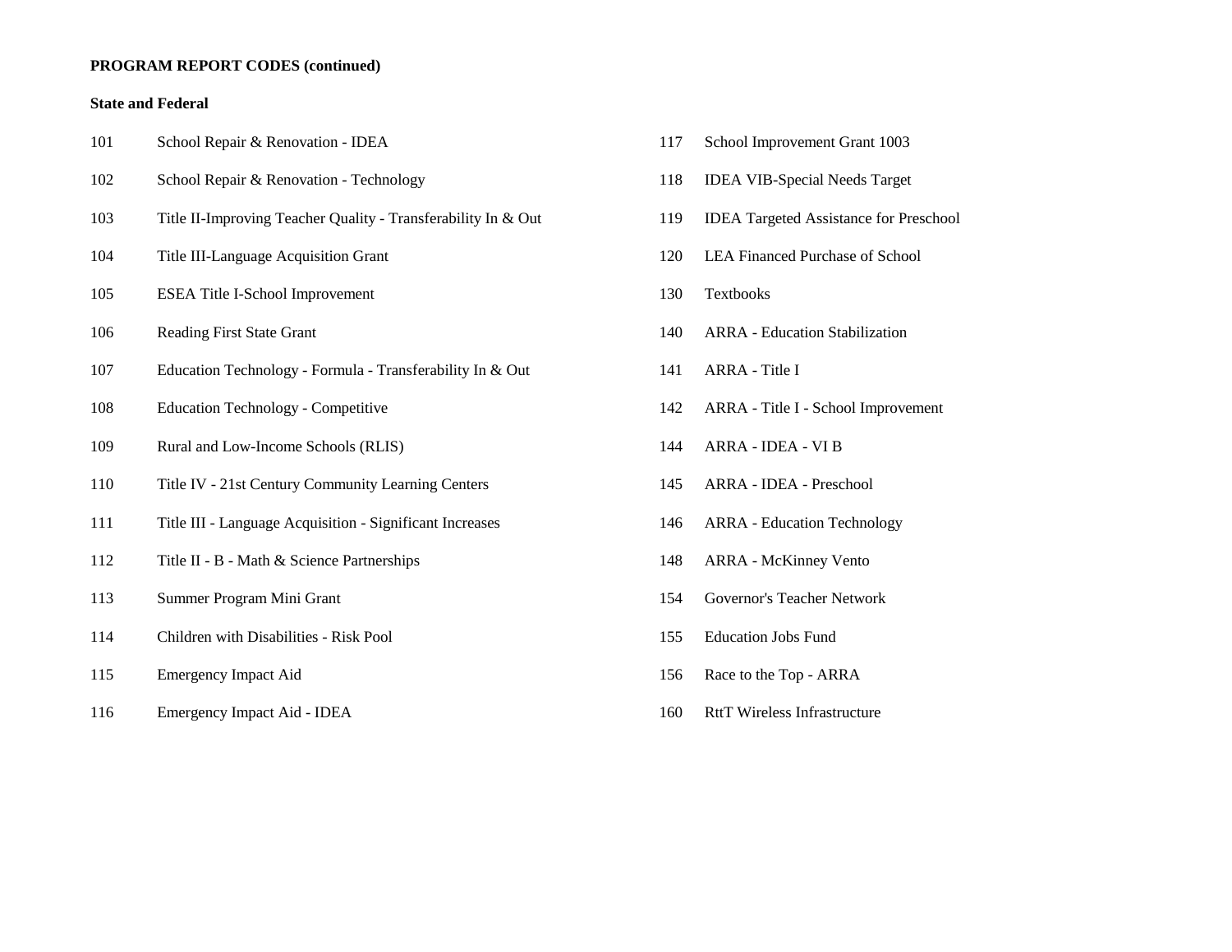**PROGRAM REPORT CODES (continued)**

**State and Federal**

| Code | Description |
|---|---|
| 101 | School Repair & Renovation - IDEA |
| 102 | School Repair & Renovation - Technology |
| 103 | Title II-Improving Teacher Quality - Transferability In & Out |
| 104 | Title III-Language Acquisition Grant |
| 105 | ESEA Title I-School Improvement |
| 106 | Reading First State Grant |
| 107 | Education Technology - Formula - Transferability In & Out |
| 108 | Education Technology - Competitive |
| 109 | Rural and Low-Income Schools (RLIS) |
| 110 | Title IV - 21st Century Community Learning Centers |
| 111 | Title III - Language Acquisition - Significant Increases |
| 112 | Title II - B - Math & Science Partnerships |
| 113 | Summer Program Mini Grant |
| 114 | Children with Disabilities - Risk Pool |
| 115 | Emergency Impact Aid |
| 116 | Emergency Impact Aid - IDEA |
| 117 | School Improvement Grant 1003 |
| 118 | IDEA VIB-Special Needs Target |
| 119 | IDEA Targeted Assistance for Preschool |
| 120 | LEA Financed Purchase of School |
| 130 | Textbooks |
| 140 | ARRA - Education Stabilization |
| 141 | ARRA - Title I |
| 142 | ARRA - Title I - School Improvement |
| 144 | ARRA - IDEA - VI B |
| 145 | ARRA - IDEA - Preschool |
| 146 | ARRA - Education Technology |
| 148 | ARRA - McKinney Vento |
| 154 | Governor's Teacher Network |
| 155 | Education Jobs Fund |
| 156 | Race to the Top - ARRA |
| 160 | RttT Wireless Infrastructure |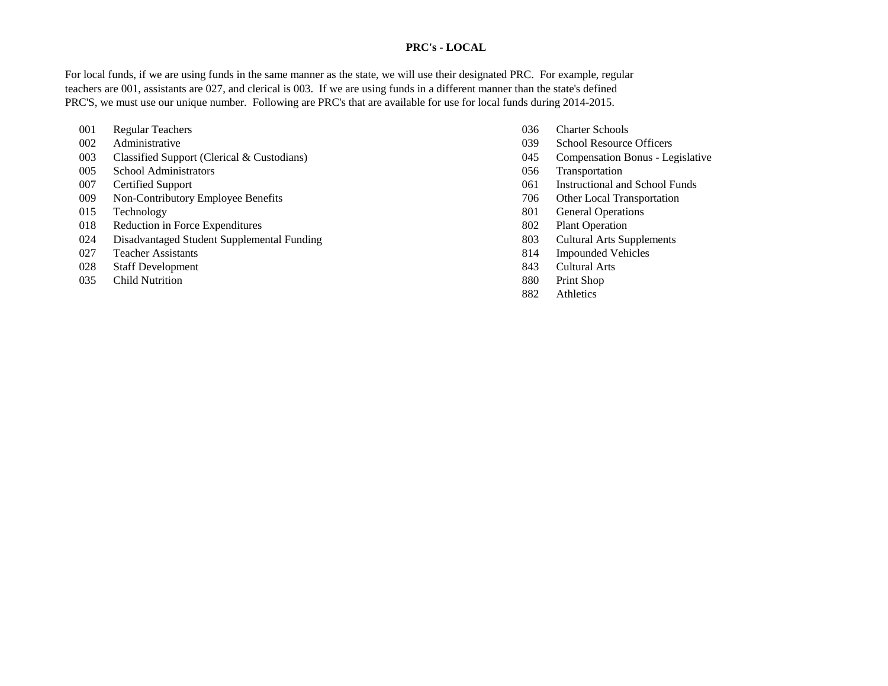**PRC's - LOCAL**

For local funds, if we are using funds in the same manner as the state, we will use their designated PRC. For example, regular teachers are 001, assistants are 027, and clerical is 003. If we are using funds in a different manner than the state's defined PRC'S, we must use our unique number. Following are PRC's that are available for use for local funds during 2014-2015.

| PRC | Description |
|---|---|
| 001 | Regular Teachers |
| 002 | Administrative |
| 003 | Classified Support (Clerical & Custodians) |
| 005 | School Administrators |
| 007 | Certified Support |
| 009 | Non-Contributory Employee Benefits |
| 015 | Technology |
| 018 | Reduction in Force Expenditures |
| 024 | Disadvantaged Student Supplemental Funding |
| 027 | Teacher Assistants |
| 028 | Staff Development |
| 035 | Child Nutrition |
| 036 | Charter Schools |
| 039 | School Resource Officers |
| 045 | Compensation Bonus - Legislative |
| 056 | Transportation |
| 061 | Instructional and School Funds |
| 706 | Other Local Transportation |
| 801 | General Operations |
| 802 | Plant Operation |
| 803 | Cultural Arts Supplements |
| 814 | Impounded Vehicles |
| 843 | Cultural Arts |
| 880 | Print Shop |
| 882 | Athletics |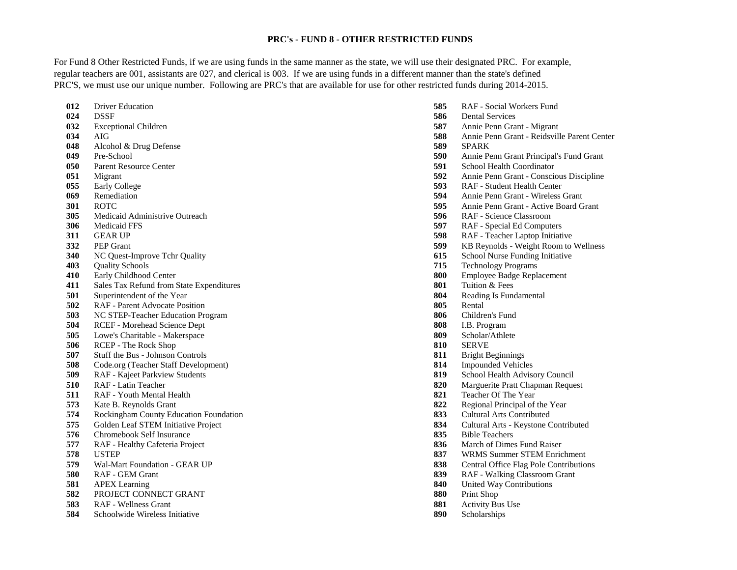# PRC's - FUND 8 - OTHER RESTRICTED FUNDS

For Fund 8 Other Restricted Funds, if we are using funds in the same manner as the state, we will use their designated PRC. For example, regular teachers are 001, assistants are 027, and clerical is 003. If we are using funds in a different manner than the state's defined PRC'S, we must use our unique number. Following are PRC's that are available for use for other restricted funds during 2014-2015.

| | |
|---|---|
| **012** | Driver Education |
| **024** | DSSF |
| **032** | Exceptional Children |
| **034** | AIG |
| **048** | Alcohol & Drug Defense |
| **049** | Pre-School |
| **050** | Parent Resource Center |
| **051** | Migrant |
| **055** | Early College |
| **069** | Remediation |
| **301** | ROTC |
| **305** | Medicaid Administrive Outreach |
| **306** | Medicaid FFS |
| **311** | GEAR UP |
| **332** | PEP Grant |
| **340** | NC Quest-Improve Tchr Quality |
| **403** | Quality Schools |
| **410** | Early Childhood Center |
| **411** | Sales Tax Refund from State Expenditures |
| **501** | Superintendent of the Year |
| **502** | RAF - Parent Advocate Position |
| **503** | NC STEP-Teacher Education Program |
| **504** | RCEF - Morehead Science Dept |
| **505** | Lowe's Charitable - Makerspace |
| **506** | RCEP - The Rock Shop |
| **507** | Stuff the Bus - Johnson Controls |
| **508** | Code.org (Teacher Staff Development) |
| **509** | RAF - Kajeet Parkview Students |
| **510** | RAF - Latin Teacher |
| **511** | RAF - Youth Mental Health |
| **573** | Kate B. Reynolds Grant |
| **574** | Rockingham County Education Foundation |
| **575** | Golden Leaf STEM Initiative Project |
| **576** | Chromebook Self Insurance |
| **577** | RAF - Healthy Cafeteria Project |
| **578** | USTEP |
| **579** | Wal-Mart Foundation - GEAR UP |
| **580** | RAF - GEM Grant |
| **581** | APEX Learning |
| **582** | PROJECT CONNECT GRANT |
| **583** | RAF - Wellness Grant |
| **584** | Schoolwide Wireless Initiative |
| **585** | RAF - Social Workers Fund |
| **586** | Dental Services |
| **587** | Annie Penn Grant - Migrant |
| **588** | Annie Penn Grant - Reidsville Parent Center |
| **589** | SPARK |
| **590** | Annie Penn Grant Principal's Fund Grant |
| **591** | School Health Coordinator |
| **592** | Annie Penn Grant - Conscious Discipline |
| **593** | RAF - Student Health Center |
| **594** | Annie Penn Grant - Wireless Grant |
| **595** | Annie Penn Grant - Active Board Grant |
| **596** | RAF - Science Classroom |
| **597** | RAF - Special Ed Computers |
| **598** | RAF - Teacher Laptop Initiative |
| **599** | KB Reynolds - Weight Room to Wellness |
| **615** | School Nurse Funding Initiative |
| **715** | Technology Programs |
| **800** | Employee Badge Replacement |
| **801** | Tuition & Fees |
| **804** | Reading Is Fundamental |
| **805** | Rental |
| **806** | Children's Fund |
| **808** | I.B. Program |
| **809** | Scholar/Athlete |
| **810** | SERVE |
| **811** | Bright Beginnings |
| **814** | Impounded Vehicles |
| **819** | School Health Advisory Council |
| **820** | Marguerite Pratt Chapman Request |
| **821** | Teacher Of The Year |
| **822** | Regional Principal of the Year |
| **833** | Cultural Arts Contributed |
| **834** | Cultural Arts - Keystone Contributed |
| **835** | Bible Teachers |
| **836** | March of Dimes Fund Raiser |
| **837** | WRMS Summer STEM Enrichment |
| **838** | Central Office Flag Pole Contributions |
| **839** | RAF - Walking Classroom Grant |
| **840** | United Way Contributions |
| **880** | Print Shop |
| **881** | Activity Bus Use |
| **890** | Scholarships |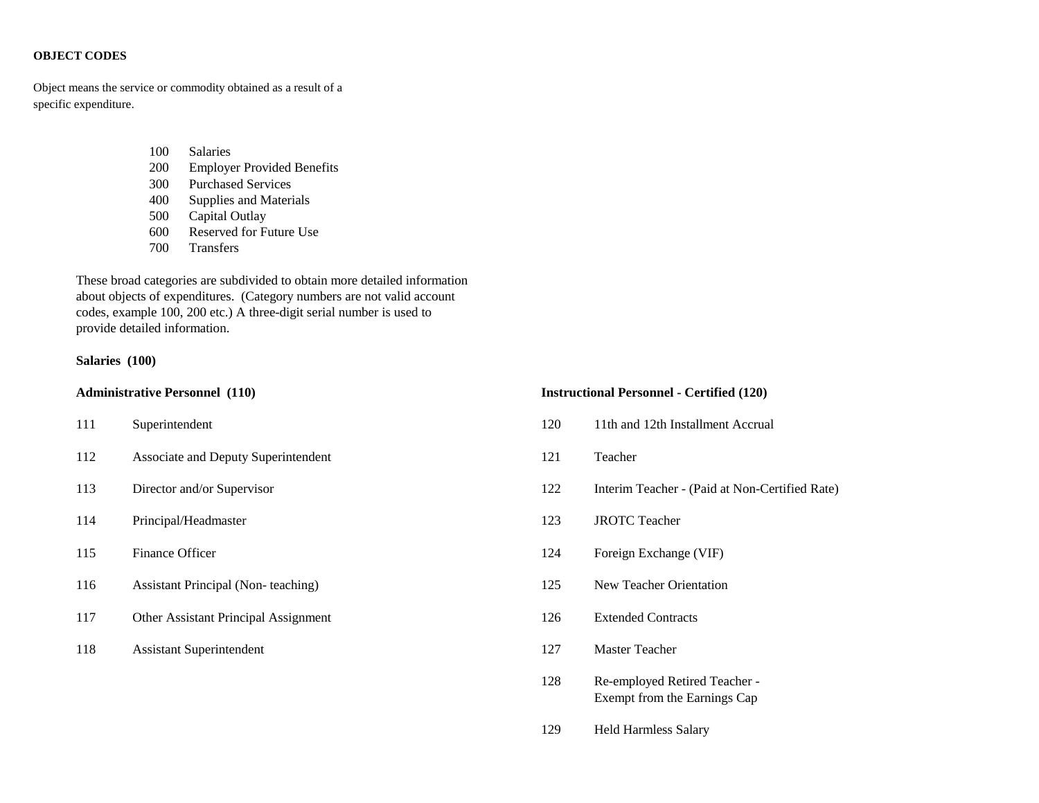**OBJECT CODES**

Object means the service or commodity obtained as a result of a specific expenditure.

| | |
|---|---|
| 100 | Salaries |
| 200 | Employer Provided Benefits |
| 300 | Purchased Services |
| 400 | Supplies and Materials |
| 500 | Capital Outlay |
| 600 | Reserved for Future Use |
| 700 | Transfers |

These broad categories are subdivided to obtain more detailed information about objects of expenditures. (Category numbers are not valid account codes, example 100, 200 etc.) A three-digit serial number is used to provide detailed information.

**Salaries (100)**

**Administrative Personnel (110)**

| | |
|---|---|
| 111 | Superintendent |
| 112 | Associate and Deputy Superintendent |
| 113 | Director and/or Supervisor |
| 114 | Principal/Headmaster |
| 115 | Finance Officer |
| 116 | Assistant Principal (Non- teaching) |
| 117 | Other Assistant Principal Assignment |
| 118 | Assistant Superintendent |

**Instructional Personnel - Certified (120)**

| | |
|---|---|
| 120 | 11th and 12th Installment Accrual |
| 121 | Teacher |
| 122 | Interim Teacher - (Paid at Non-Certified Rate) |
| 123 | JROTC Teacher |
| 124 | Foreign Exchange (VIF) |
| 125 | New Teacher Orientation |
| 126 | Extended Contracts |
| 127 | Master Teacher |
| 128 | Re-employed Retired Teacher - Exempt from the Earnings Cap |
| 129 | Held Harmless Salary |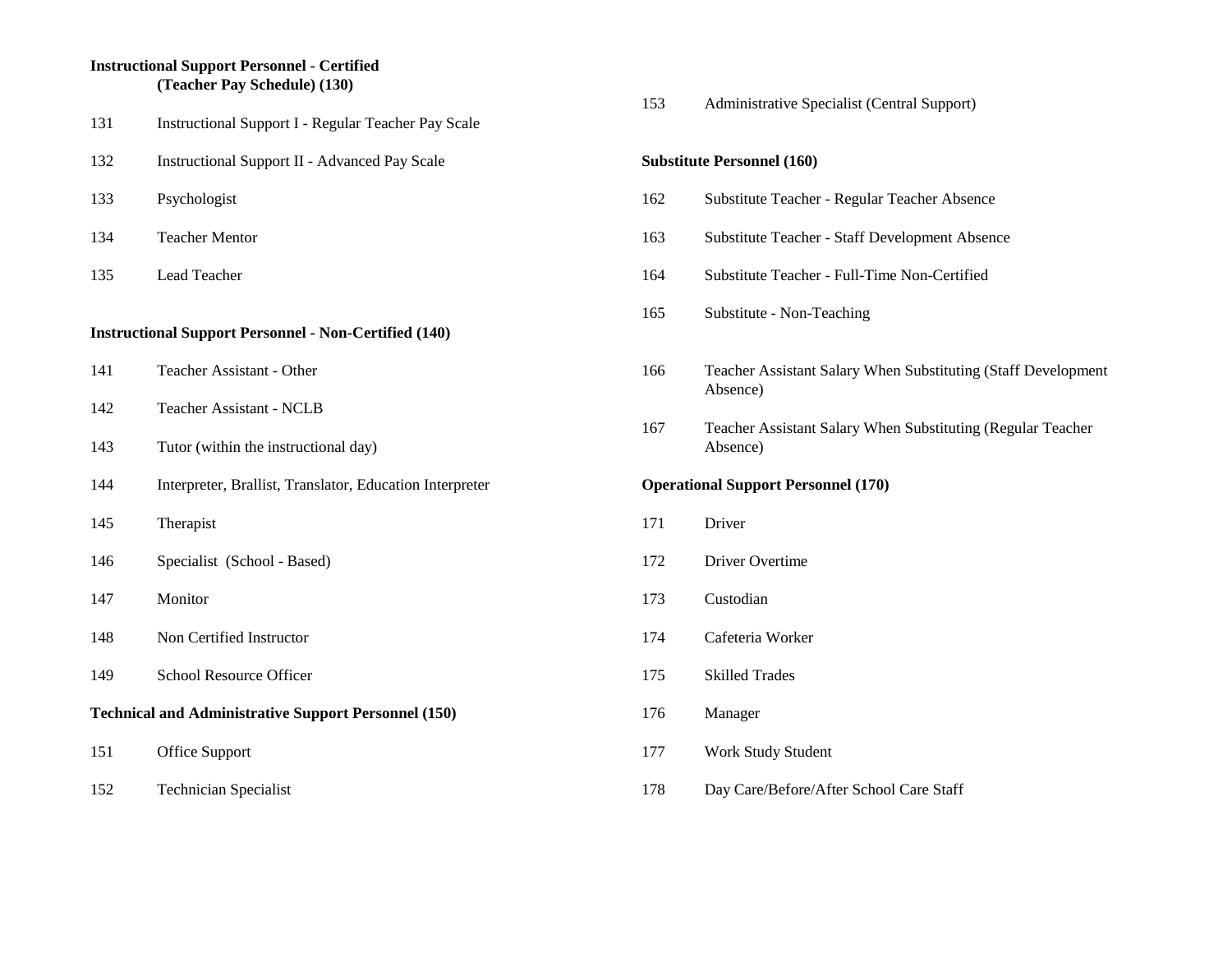**Instructional Support Personnel - Certified (Teacher Pay Schedule) (130)**

131 Instructional Support I - Regular Teacher Pay Scale

132 Instructional Support II - Advanced Pay Scale

133 Psychologist

134 Teacher Mentor

135 Lead Teacher

**Instructional Support Personnel - Non-Certified (140)**

141 Teacher Assistant - Other

142 Teacher Assistant - NCLB

143 Tutor (within the instructional day)

144 Interpreter, Brallist, Translator, Education Interpreter

145 Therapist

146 Specialist (School - Based)

147 Monitor

148 Non Certified Instructor

149 School Resource Officer

**Technical and Administrative Support Personnel (150)**

151 Office Support

152 Technician Specialist

153 Administrative Specialist (Central Support)

**Substitute Personnel (160)**

162 Substitute Teacher - Regular Teacher Absence

163 Substitute Teacher - Staff Development Absence

164 Substitute Teacher - Full-Time Non-Certified

165 Substitute - Non-Teaching

166 Teacher Assistant Salary When Substituting (Staff Development Absence)

167 Teacher Assistant Salary When Substituting (Regular Teacher Absence)

**Operational Support Personnel (170)**

171 Driver

172 Driver Overtime

173 Custodian

174 Cafeteria Worker

175 Skilled Trades

176 Manager

177 Work Study Student

178 Day Care/Before/After School Care Staff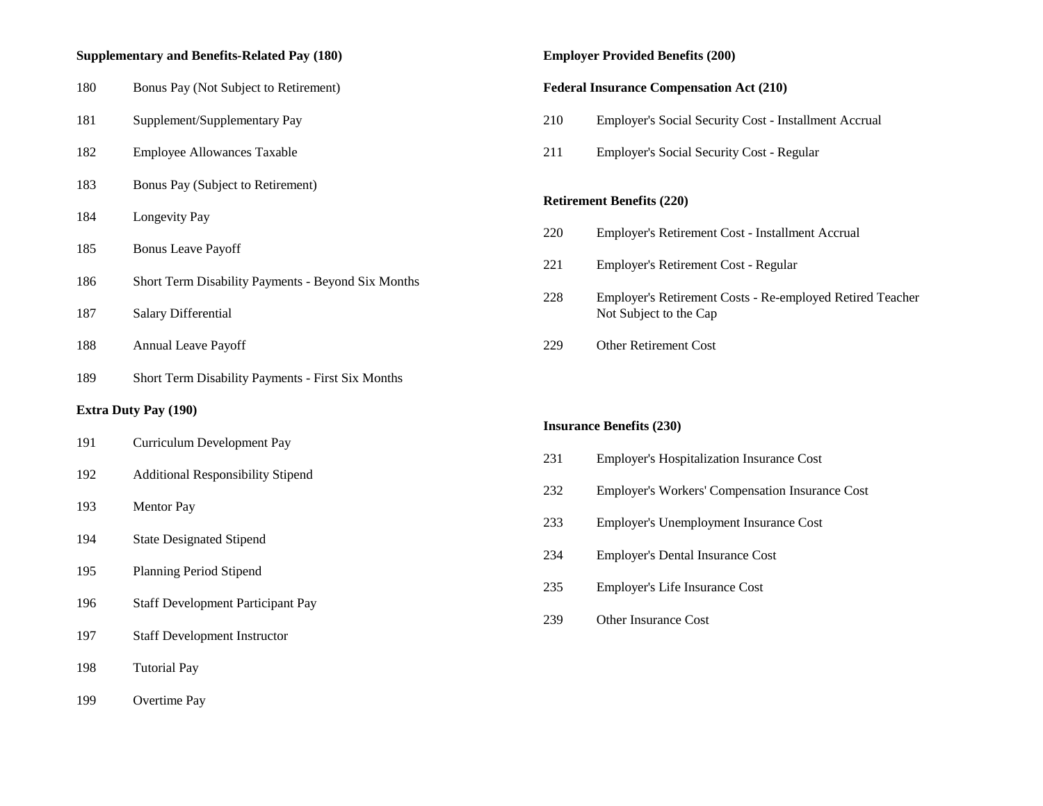**Supplementary and Benefits-Related Pay (180)**

180 Bonus Pay (Not Subject to Retirement)

181 Supplement/Supplementary Pay

182 Employee Allowances Taxable

183 Bonus Pay (Subject to Retirement)

184 Longevity Pay

185 Bonus Leave Payoff

186 Short Term Disability Payments - Beyond Six Months

187 Salary Differential

188 Annual Leave Payoff

189 Short Term Disability Payments - First Six Months

**Extra Duty Pay (190)**

191 Curriculum Development Pay

192 Additional Responsibility Stipend

193 Mentor Pay

194 State Designated Stipend

195 Planning Period Stipend

196 Staff Development Participant Pay

197 Staff Development Instructor

198 Tutorial Pay

199 Overtime Pay

**Employer Provided Benefits (200)**

**Federal Insurance Compensation Act (210)**

210 Employer's Social Security Cost - Installment Accrual

211 Employer's Social Security Cost - Regular

**Retirement Benefits (220)**

220 Employer's Retirement Cost - Installment Accrual

221 Employer's Retirement Cost - Regular

228 Employer's Retirement Costs - Re-employed Retired Teacher Not Subject to the Cap

229 Other Retirement Cost

**Insurance Benefits (230)**

231 Employer's Hospitalization Insurance Cost

232 Employer's Workers' Compensation Insurance Cost

233 Employer's Unemployment Insurance Cost

234 Employer's Dental Insurance Cost

235 Employer's Life Insurance Cost

239 Other Insurance Cost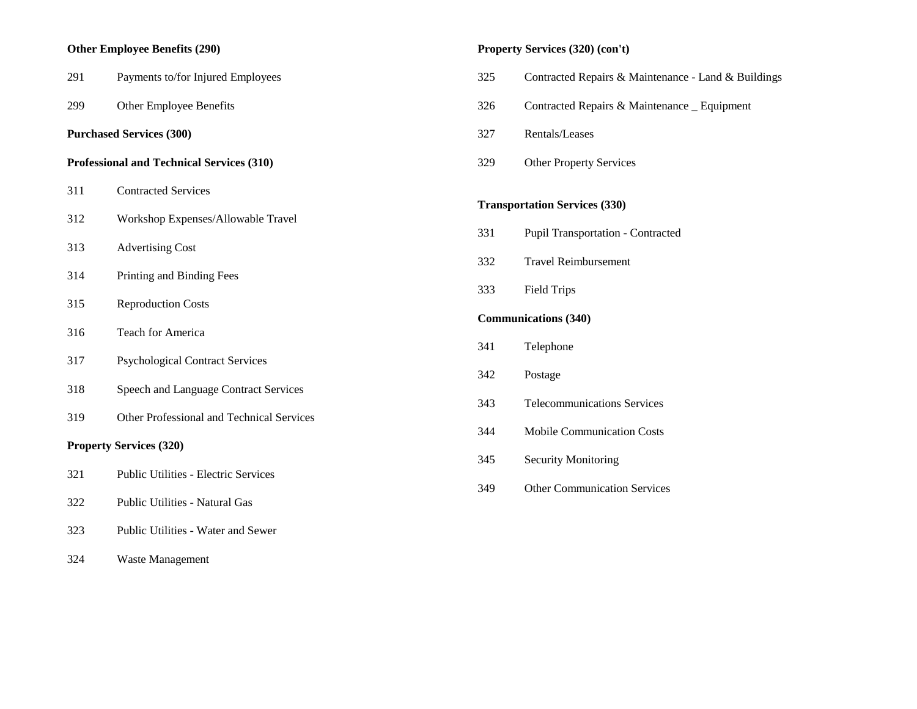**Other Employee Benefits (290)**

291 Payments to/for Injured Employees

299 Other Employee Benefits

**Purchased Services (300)**

**Professional and Technical Services (310)**

311 Contracted Services

312 Workshop Expenses/Allowable Travel

313 Advertising Cost

314 Printing and Binding Fees

315 Reproduction Costs

316 Teach for America

317 Psychological Contract Services

318 Speech and Language Contract Services

319 Other Professional and Technical Services

**Property Services (320)**

321 Public Utilities - Electric Services

322 Public Utilities - Natural Gas

323 Public Utilities - Water and Sewer

324 Waste Management

**Property Services (320) (con't)**

325 Contracted Repairs & Maintenance - Land & Buildings

326 Contracted Repairs & Maintenance _ Equipment

327 Rentals/Leases

329 Other Property Services

**Transportation Services (330)**

331 Pupil Transportation - Contracted

332 Travel Reimbursement

333 Field Trips

**Communications (340)**

341 Telephone

342 Postage

343 Telecommunications Services

344 Mobile Communication Costs

345 Security Monitoring

349 Other Communication Services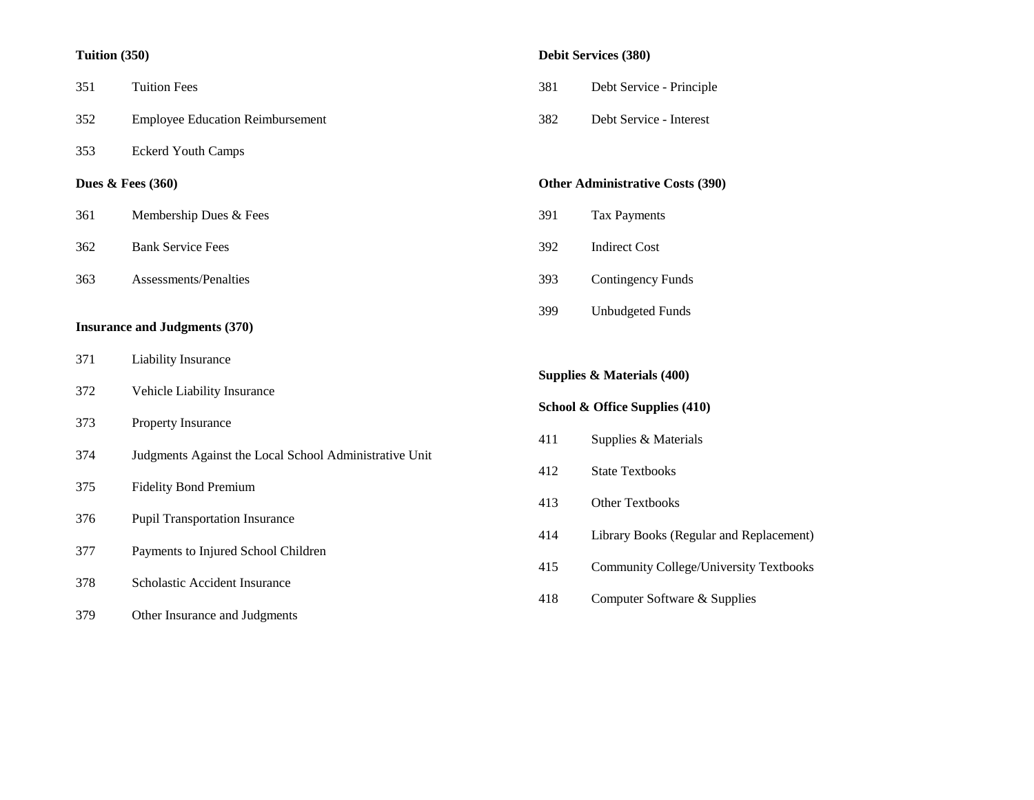**Tuition (350)**

351 Tuition Fees

352 Employee Education Reimbursement

353 Eckerd Youth Camps

**Dues & Fees (360)**

361 Membership Dues & Fees

362 Bank Service Fees

363 Assessments/Penalties

**Insurance and Judgments (370)**

371 Liability Insurance

372 Vehicle Liability Insurance

373 Property Insurance

374 Judgments Against the Local School Administrative Unit

375 Fidelity Bond Premium

376 Pupil Transportation Insurance

377 Payments to Injured School Children

378 Scholastic Accident Insurance

379 Other Insurance and Judgments

**Debit Services (380)**

381 Debt Service - Principle

382 Debt Service - Interest

**Other Administrative Costs (390)**

391 Tax Payments

392 Indirect Cost

393 Contingency Funds

399 Unbudgeted Funds

**Supplies & Materials (400)**

**School & Office Supplies (410)**

411 Supplies & Materials

412 State Textbooks

413 Other Textbooks

414 Library Books (Regular and Replacement)

415 Community College/University Textbooks

418 Computer Software & Supplies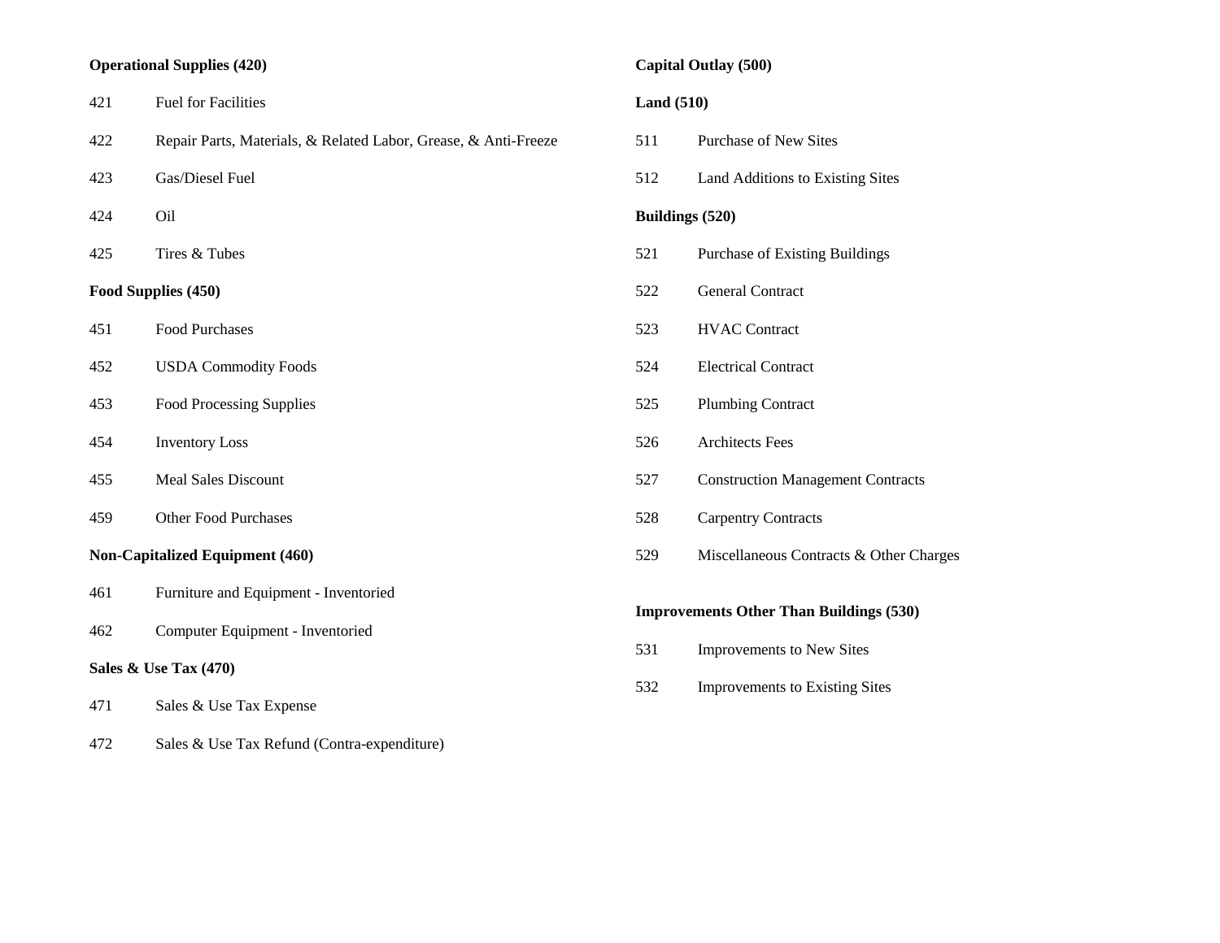**Operational Supplies (420)**

421 Fuel for Facilities

422 Repair Parts, Materials, & Related Labor, Grease, & Anti-Freeze

423 Gas/Diesel Fuel

424 Oil

425 Tires & Tubes

**Food Supplies (450)**

451 Food Purchases

452 USDA Commodity Foods

453 Food Processing Supplies

454 Inventory Loss

455 Meal Sales Discount

459 Other Food Purchases

**Non-Capitalized Equipment (460)**

461 Furniture and Equipment - Inventoried

462 Computer Equipment - Inventoried

**Sales & Use Tax (470)**

471 Sales & Use Tax Expense

472 Sales & Use Tax Refund (Contra-expenditure)

**Capital Outlay (500)**

**Land (510)**

511 Purchase of New Sites

512 Land Additions to Existing Sites

**Buildings (520)**

521 Purchase of Existing Buildings

522 General Contract

523 HVAC Contract

524 Electrical Contract

525 Plumbing Contract

526 Architects Fees

527 Construction Management Contracts

528 Carpentry Contracts

529 Miscellaneous Contracts & Other Charges

**Improvements Other Than Buildings (530)**

531 Improvements to New Sites

532 Improvements to Existing Sites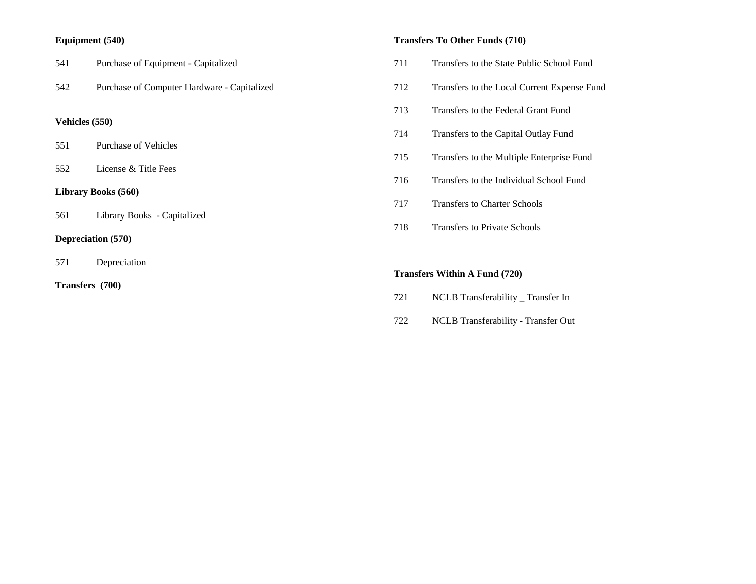**Equipment (540)**

541 Purchase of Equipment - Capitalized

542 Purchase of Computer Hardware - Capitalized

**Vehicles (550)**

551 Purchase of Vehicles

552 License & Title Fees

**Library Books (560)**

561 Library Books - Capitalized

**Depreciation (570)**

571 Depreciation

**Transfers (700)**

**Transfers To Other Funds (710)**

711 Transfers to the State Public School Fund

712 Transfers to the Local Current Expense Fund

713 Transfers to the Federal Grant Fund

714 Transfers to the Capital Outlay Fund

715 Transfers to the Multiple Enterprise Fund

716 Transfers to the Individual School Fund

717 Transfers to Charter Schools

718 Transfers to Private Schools

**Transfers Within A Fund (720)**

721 NCLB Transferability _ Transfer In

722 NCLB Transferability - Transfer Out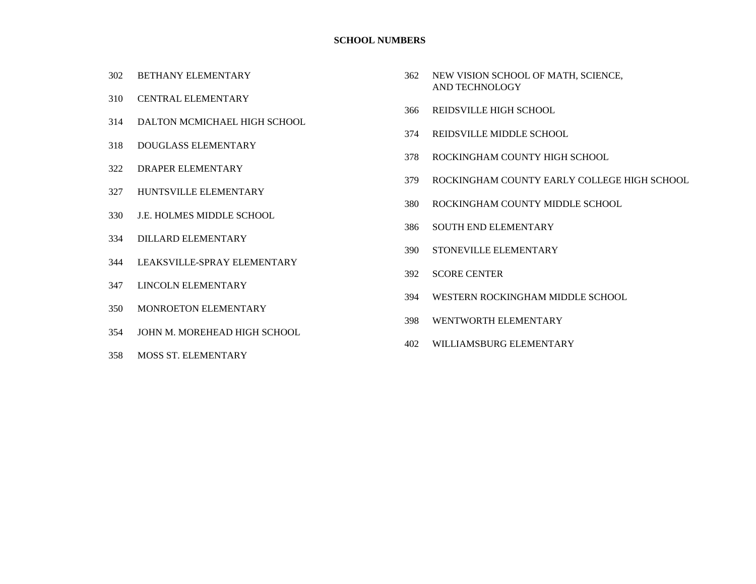## SCHOOL NUMBERS

302 BETHANY ELEMENTARY

310 CENTRAL ELEMENTARY

314 DALTON MCMICHAEL HIGH SCHOOL

318 DOUGLASS ELEMENTARY

322 DRAPER ELEMENTARY

327 HUNTSVILLE ELEMENTARY

330 J.E. HOLMES MIDDLE SCHOOL

334 DILLARD ELEMENTARY

344 LEAKSVILLE-SPRAY ELEMENTARY

347 LINCOLN ELEMENTARY

350 MONROETON ELEMENTARY

354 JOHN M. MOREHEAD HIGH SCHOOL

358 MOSS ST. ELEMENTARY

362 NEW VISION SCHOOL OF MATH, SCIENCE, AND TECHNOLOGY

366 REIDSVILLE HIGH SCHOOL

374 REIDSVILLE MIDDLE SCHOOL

378 ROCKINGHAM COUNTY HIGH SCHOOL

379 ROCKINGHAM COUNTY EARLY COLLEGE HIGH SCHOOL

380 ROCKINGHAM COUNTY MIDDLE SCHOOL

386 SOUTH END ELEMENTARY

390 STONEVILLE ELEMENTARY

392 SCORE CENTER

394 WESTERN ROCKINGHAM MIDDLE SCHOOL

398 WENTWORTH ELEMENTARY

402 WILLIAMSBURG ELEMENTARY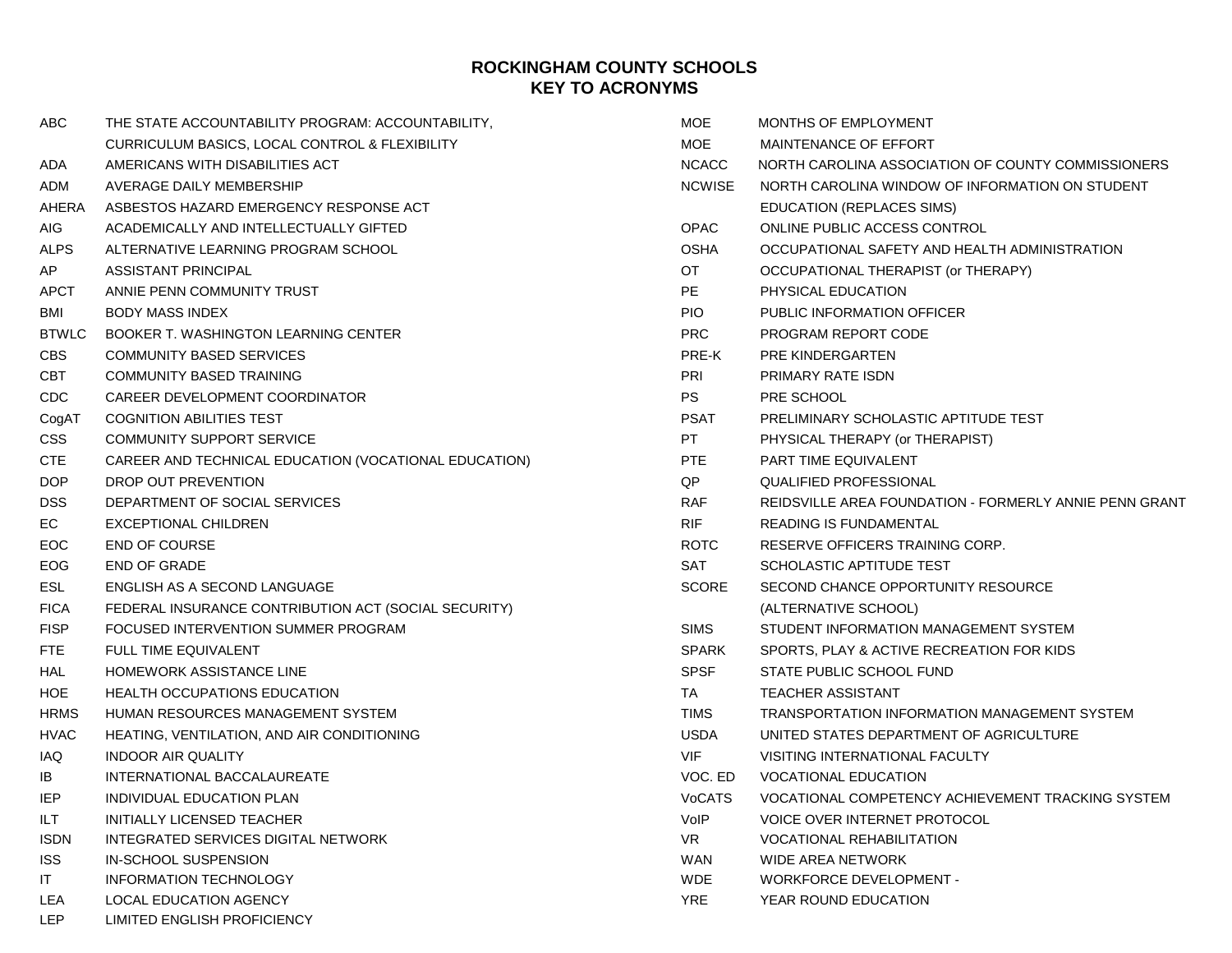# ROCKINGHAM COUNTY SCHOOLS
# KEY TO ACRONYMS

| | |
|---|---|
| ABC | THE STATE ACCOUNTABILITY PROGRAM: ACCOUNTABILITY, CURRICULUM BASICS, LOCAL CONTROL & FLEXIBILITY |
| ADA | AMERICANS WITH DISABILITIES ACT |
| ADM | AVERAGE DAILY MEMBERSHIP |
| AHERA | ASBESTOS HAZARD EMERGENCY RESPONSE ACT |
| AIG | ACADEMICALLY AND INTELLECTUALLY GIFTED |
| ALPS | ALTERNATIVE LEARNING PROGRAM SCHOOL |
| AP | ASSISTANT PRINCIPAL |
| APCT | ANNIE PENN COMMUNITY TRUST |
| BMI | BODY MASS INDEX |
| BTWLC | BOOKER T. WASHINGTON LEARNING CENTER |
| CBS | COMMUNITY BASED SERVICES |
| CBT | COMMUNITY BASED TRAINING |
| CDC | CAREER DEVELOPMENT COORDINATOR |
| CogAT | COGNITION ABILITIES TEST |
| CSS | COMMUNITY SUPPORT SERVICE |
| CTE | CAREER AND TECHNICAL EDUCATION (VOCATIONAL EDUCATION) |
| DOP | DROP OUT PREVENTION |
| DSS | DEPARTMENT OF SOCIAL SERVICES |
| EC | EXCEPTIONAL CHILDREN |
| EOC | END OF COURSE |
| EOG | END OF GRADE |
| ESL | ENGLISH AS A SECOND LANGUAGE |
| FICA | FEDERAL INSURANCE CONTRIBUTION ACT (SOCIAL SECURITY) |
| FISP | FOCUSED INTERVENTION SUMMER PROGRAM |
| FTE | FULL TIME EQUIVALENT |
| HAL | HOMEWORK ASSISTANCE LINE |
| HOE | HEALTH OCCUPATIONS EDUCATION |
| HRMS | HUMAN RESOURCES MANAGEMENT SYSTEM |
| HVAC | HEATING, VENTILATION, AND AIR CONDITIONING |
| IAQ | INDOOR AIR QUALITY |
| IB | INTERNATIONAL BACCALAUREATE |
| IEP | INDIVIDUAL EDUCATION PLAN |
| ILT | INITIALLY LICENSED TEACHER |
| ISDN | INTEGRATED SERVICES DIGITAL NETWORK |
| ISS | IN-SCHOOL SUSPENSION |
| IT | INFORMATION TECHNOLOGY |
| LEA | LOCAL EDUCATION AGENCY |
| LEP | LIMITED ENGLISH PROFICIENCY |
| MOE | MONTHS OF EMPLOYMENT |
| MOE | MAINTENANCE OF EFFORT |
| NCACC | NORTH CAROLINA ASSOCIATION OF COUNTY COMMISSIONERS |
| NCWISE | NORTH CAROLINA WINDOW OF INFORMATION ON STUDENT EDUCATION (REPLACES SIMS) |
| OPAC | ONLINE PUBLIC ACCESS CONTROL |
| OSHA | OCCUPATIONAL SAFETY AND HEALTH ADMINISTRATION |
| OT | OCCUPATIONAL THERAPIST (or THERAPY) |
| PE | PHYSICAL EDUCATION |
| PIO | PUBLIC INFORMATION OFFICER |
| PRC | PROGRAM REPORT CODE |
| PRE-K | PRE KINDERGARTEN |
| PRI | PRIMARY RATE ISDN |
| PS | PRE SCHOOL |
| PSAT | PRELIMINARY SCHOLASTIC APTITUDE TEST |
| PT | PHYSICAL THERAPY (or THERAPIST) |
| PTE | PART TIME EQUIVALENT |
| QP | QUALIFIED PROFESSIONAL |
| RAF | REIDSVILLE AREA FOUNDATION - FORMERLY ANNIE PENN GRANT |
| RIF | READING IS FUNDAMENTAL |
| ROTC | RESERVE OFFICERS TRAINING CORP. |
| SAT | SCHOLASTIC APTITUDE TEST |
| SCORE | SECOND CHANCE OPPORTUNITY RESOURCE (ALTERNATIVE SCHOOL) |
| SIMS | STUDENT INFORMATION MANAGEMENT SYSTEM |
| SPARK | SPORTS, PLAY & ACTIVE RECREATION FOR KIDS |
| SPSF | STATE PUBLIC SCHOOL FUND |
| TA | TEACHER ASSISTANT |
| TIMS | TRANSPORTATION INFORMATION MANAGEMENT SYSTEM |
| USDA | UNITED STATES DEPARTMENT OF AGRICULTURE |
| VIF | VISITING INTERNATIONAL FACULTY |
| VOC. ED | VOCATIONAL EDUCATION |
| VoCATS | VOCATIONAL COMPETENCY ACHIEVEMENT TRACKING SYSTEM |
| VoIP | VOICE OVER INTERNET PROTOCOL |
| VR | VOCATIONAL REHABILITATION |
| WAN | WIDE AREA NETWORK |
| WDE | WORKFORCE DEVELOPMENT - |
| YRE | YEAR ROUND EDUCATION |